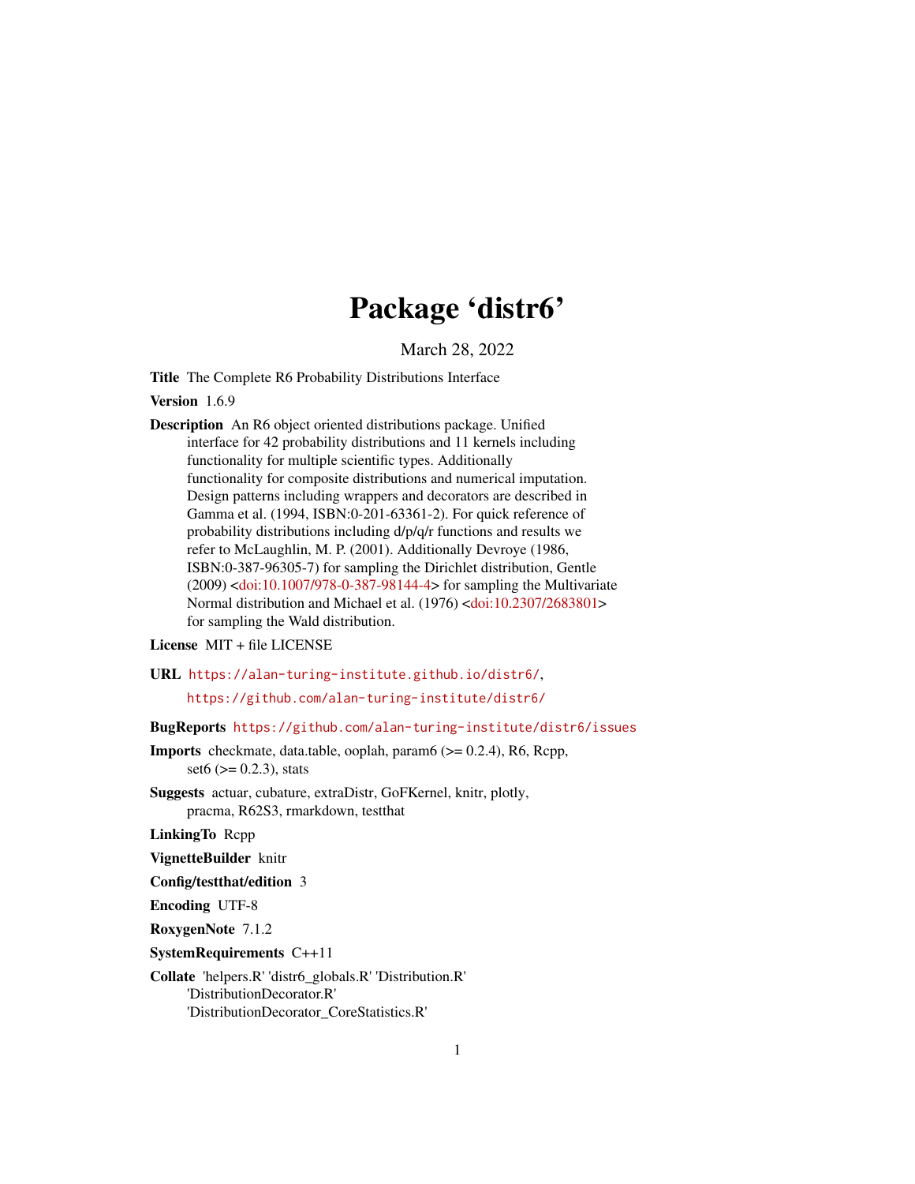# Package 'distr6'

March 28, 2022

**Title** The Complete R6 Probability Distributions Interface

**Version** 1.6.9

**Description** An R6 object oriented distributions package. Unified interface for 42 probability distributions and 11 kernels including functionality for multiple scientific types. Additionally functionality for composite distributions and numerical imputation. Design patterns including wrappers and decorators are described in Gamma et al. (1994, ISBN:0-201-63361-2). For quick reference of probability distributions including d/p/q/r functions and results we refer to McLaughlin, M. P. (2001). Additionally Devroye (1986, ISBN:0-387-96305-7) for sampling the Dirichlet distribution, Gentle (2009) <doi:10.1007/978-0-387-98144-4> for sampling the Multivariate Normal distribution and Michael et al. (1976) <doi:10.2307/2683801> for sampling the Wald distribution.

**License** MIT + file LICENSE

**URL** https://alan-turing-institute.github.io/distr6/,
https://github.com/alan-turing-institute/distr6/

**BugReports** https://github.com/alan-turing-institute/distr6/issues

**Imports** checkmate, data.table, ooplah, param6 (>= 0.2.4), R6, Rcpp, set6 (>= 0.2.3), stats

**Suggests** actuar, cubature, extraDistr, GoFKernel, knitr, plotly, pracma, R62S3, rmarkdown, testthat

**LinkingTo** Rcpp

**VignetteBuilder** knitr

**Config/testthat/edition** 3

**Encoding** UTF-8

**RoxygenNote** 7.1.2

**SystemRequirements** C++11

**Collate** 'helpers.R' 'distr6_globals.R' 'Distribution.R' 'DistributionDecorator.R' 'DistributionDecorator_CoreStatistics.R'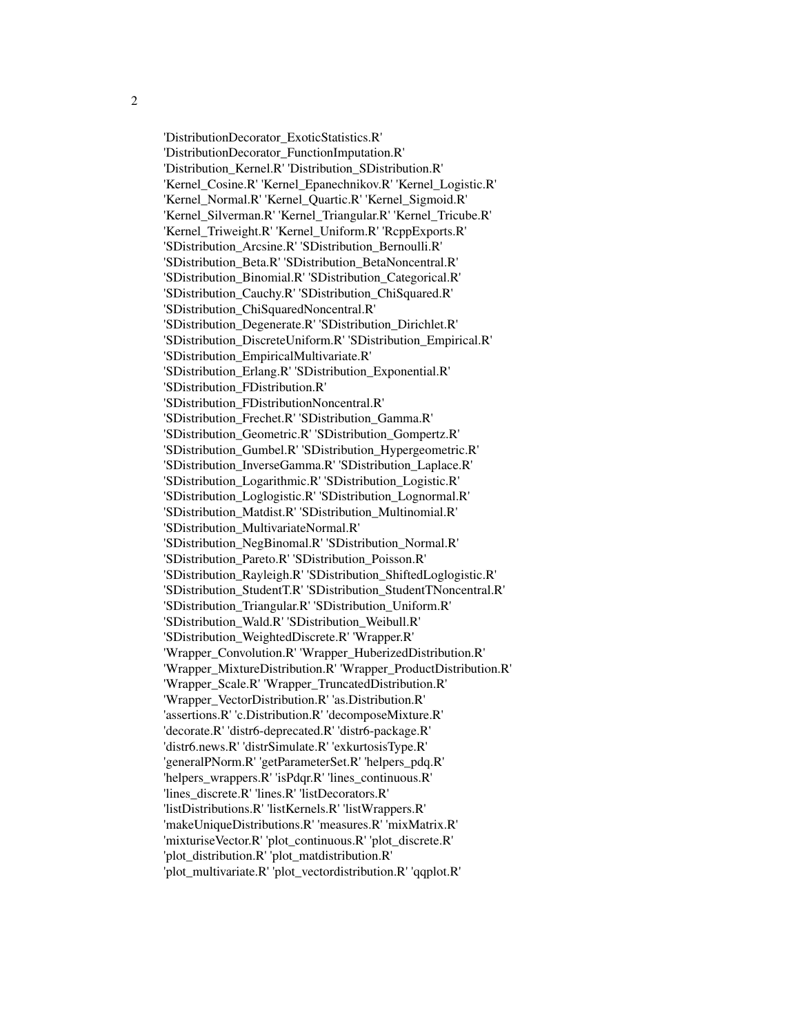'DistributionDecorator_ExoticStatistics.R'
'DistributionDecorator_FunctionImputation.R'
'Distribution_Kernel.R' 'Distribution_SDistribution.R'
'Kernel_Cosine.R' 'Kernel_Epanechnikov.R' 'Kernel_Logistic.R'
'Kernel_Normal.R' 'Kernel_Quartic.R' 'Kernel_Sigmoid.R'
'Kernel_Silverman.R' 'Kernel_Triangular.R' 'Kernel_Tricube.R'
'Kernel_Triweight.R' 'Kernel_Uniform.R' 'RcppExports.R'
'SDistribution_Arcsine.R' 'SDistribution_Bernoulli.R'
'SDistribution_Beta.R' 'SDistribution_BetaNoncentral.R'
'SDistribution_Binomial.R' 'SDistribution_Categorical.R'
'SDistribution_Cauchy.R' 'SDistribution_ChiSquared.R'
'SDistribution_ChiSquaredNoncentral.R'
'SDistribution_Degenerate.R' 'SDistribution_Dirichlet.R'
'SDistribution_DiscreteUniform.R' 'SDistribution_Empirical.R'
'SDistribution_EmpiricalMultivariate.R'
'SDistribution_Erlang.R' 'SDistribution_Exponential.R'
'SDistribution_FDistribution.R'
'SDistribution_FDistributionNoncentral.R'
'SDistribution_Frechet.R' 'SDistribution_Gamma.R'
'SDistribution_Geometric.R' 'SDistribution_Gompertz.R'
'SDistribution_Gumbel.R' 'SDistribution_Hypergeometric.R'
'SDistribution_InverseGamma.R' 'SDistribution_Laplace.R'
'SDistribution_Logarithmic.R' 'SDistribution_Logistic.R'
'SDistribution_Loglogistic.R' 'SDistribution_Lognormal.R'
'SDistribution_Matdist.R' 'SDistribution_Multinomial.R'
'SDistribution_MultivariateNormal.R'
'SDistribution_NegBinomal.R' 'SDistribution_Normal.R'
'SDistribution_Pareto.R' 'SDistribution_Poisson.R'
'SDistribution_Rayleigh.R' 'SDistribution_ShiftedLoglogistic.R'
'SDistribution_StudentT.R' 'SDistribution_StudentTNoncentral.R'
'SDistribution_Triangular.R' 'SDistribution_Uniform.R'
'SDistribution_Wald.R' 'SDistribution_Weibull.R'
'SDistribution_WeightedDiscrete.R' 'Wrapper.R'
'Wrapper_Convolution.R' 'Wrapper_HuberizedDistribution.R'
'Wrapper_MixtureDistribution.R' 'Wrapper_ProductDistribution.R'
'Wrapper_Scale.R' 'Wrapper_TruncatedDistribution.R'
'Wrapper_VectorDistribution.R' 'as.Distribution.R'
'assertions.R' 'c.Distribution.R' 'decomposeMixture.R'
'decorate.R' 'distr6-deprecated.R' 'distr6-package.R'
'distr6.news.R' 'distrSimulate.R' 'exkurtosisType.R'
'generalPNorm.R' 'getParameterSet.R' 'helpers_pdq.R'
'helpers_wrappers.R' 'isPdqr.R' 'lines_continuous.R'
'lines_discrete.R' 'lines.R' 'listDecorators.R'
'listDistributions.R' 'listKernels.R' 'listWrappers.R'
'makeUniqueDistributions.R' 'measures.R' 'mixMatrix.R'
'mixturiseVector.R' 'plot_continuous.R' 'plot_discrete.R'
'plot_distribution.R' 'plot_matdistribution.R'
'plot_multivariate.R' 'plot_vectordistribution.R' 'qqplot.R'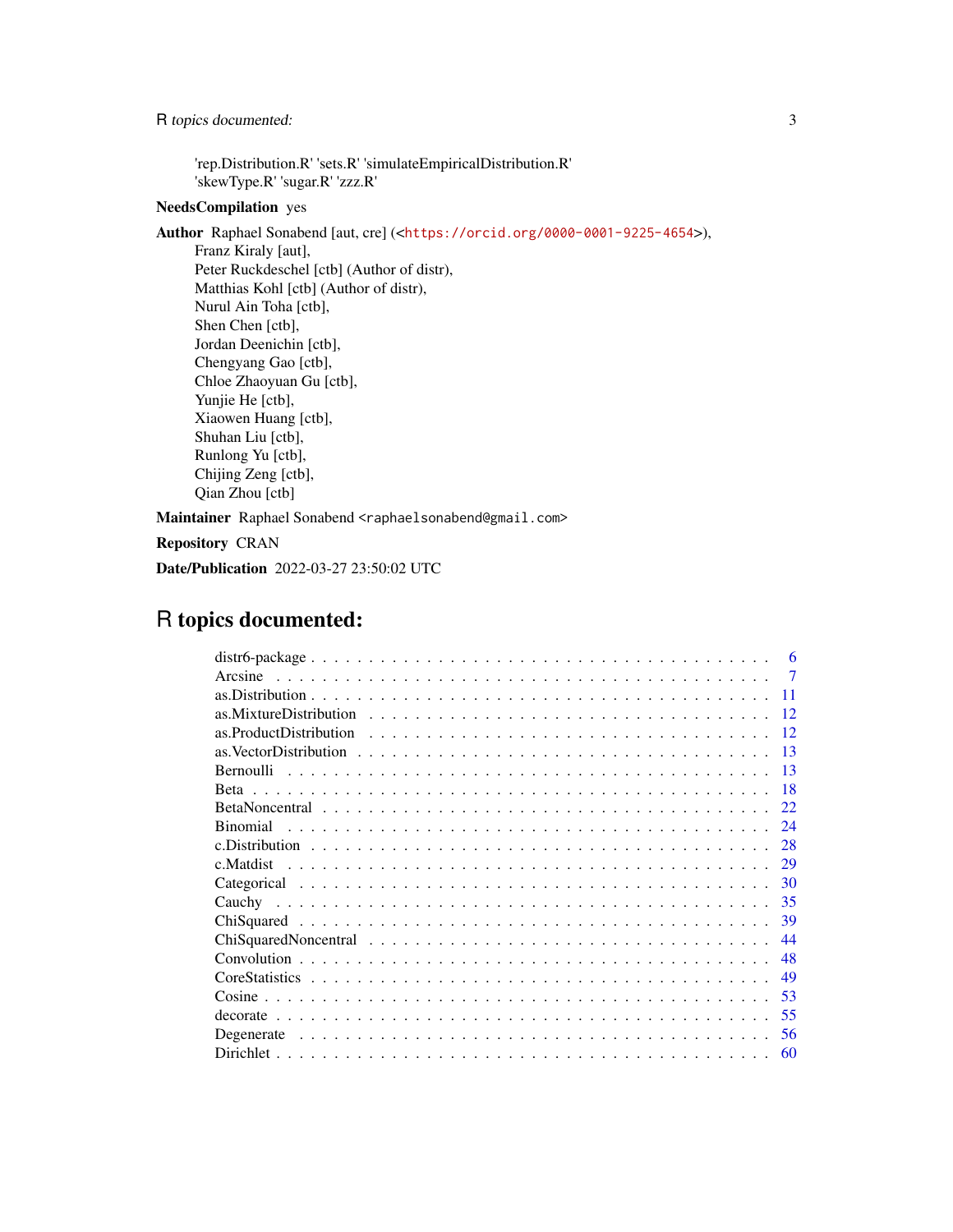'rep.Distribution.R' 'sets.R' 'simulateEmpiricalDistribution.R'
'skewType.R' 'sugar.R' 'zzz.R'

**NeedsCompilation** yes

**Author** Raphael Sonabend [aut, cre] (<https://orcid.org/0000-0001-9225-4654>),
Franz Kiraly [aut],
Peter Ruckdeschel [ctb] (Author of distr),
Matthias Kohl [ctb] (Author of distr),
Nurul Ain Toha [ctb],
Shen Chen [ctb],
Jordan Deenichin [ctb],
Chengyang Gao [ctb],
Chloe Zhaoyuan Gu [ctb],
Yunjie He [ctb],
Xiaowen Huang [ctb],
Shuhan Liu [ctb],
Runlong Yu [ctb],
Chijing Zeng [ctb],
Qian Zhou [ctb]

**Maintainer** Raphael Sonabend <raphaelsonabend@gmail.com>

**Repository** CRAN

**Date/Publication** 2022-03-27 23:50:02 UTC

# R topics documented:

| | |
|---|---|
| distr6-package | 6 |
| Arcsine | 7 |
| as.Distribution | 11 |
| as.MixtureDistribution | 12 |
| as.ProductDistribution | 12 |
| as.VectorDistribution | 13 |
| Bernoulli | 13 |
| Beta | 18 |
| BetaNoncentral | 22 |
| Binomial | 24 |
| c.Distribution | 28 |
| c.Matdist | 29 |
| Categorical | 30 |
| Cauchy | 35 |
| ChiSquared | 39 |
| ChiSquaredNoncentral | 44 |
| Convolution | 48 |
| CoreStatistics | 49 |
| Cosine | 53 |
| decorate | 55 |
| Degenerate | 56 |
| Dirichlet | 60 |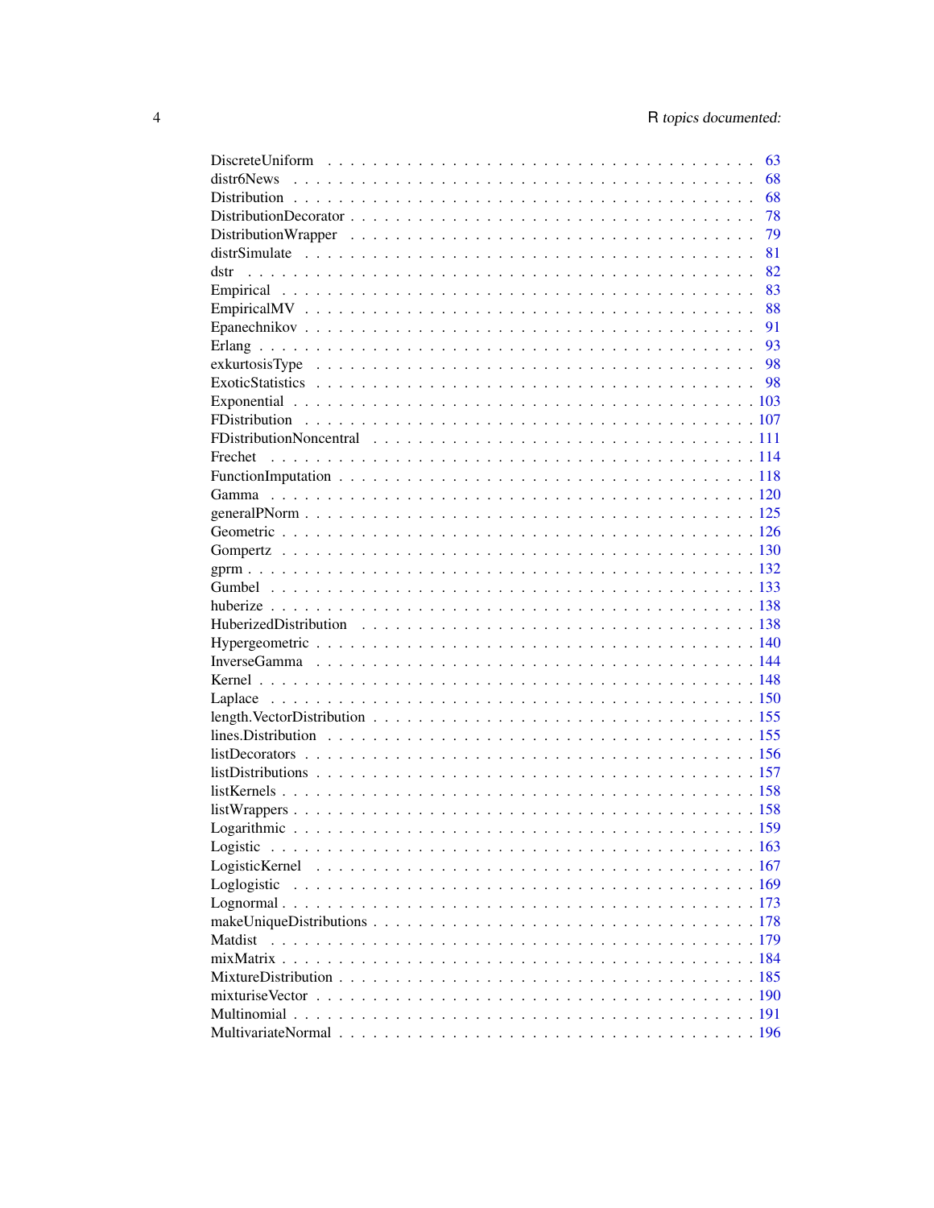DiscreteUniform . . . . . . . . . . . . . . . . . . . . . . . . . . . . . . . . . . . . 63
distr6News . . . . . . . . . . . . . . . . . . . . . . . . . . . . . . . . . . . . . . 68
Distribution . . . . . . . . . . . . . . . . . . . . . . . . . . . . . . . . . . . . . . 68
DistributionDecorator . . . . . . . . . . . . . . . . . . . . . . . . . . . . . . . . . 78
DistributionWrapper . . . . . . . . . . . . . . . . . . . . . . . . . . . . . . . . . . 79
distrSimulate . . . . . . . . . . . . . . . . . . . . . . . . . . . . . . . . . . . . . 81
dstr . . . . . . . . . . . . . . . . . . . . . . . . . . . . . . . . . . . . . . . . . . 82
Empirical . . . . . . . . . . . . . . . . . . . . . . . . . . . . . . . . . . . . . . . 83
EmpiricalMV . . . . . . . . . . . . . . . . . . . . . . . . . . . . . . . . . . . . . . 88
Epanechnikov . . . . . . . . . . . . . . . . . . . . . . . . . . . . . . . . . . . . . 91
Erlang . . . . . . . . . . . . . . . . . . . . . . . . . . . . . . . . . . . . . . . . . 93
exkurtosisType . . . . . . . . . . . . . . . . . . . . . . . . . . . . . . . . . . . . . 98
ExoticStatistics . . . . . . . . . . . . . . . . . . . . . . . . . . . . . . . . . . . . 98
Exponential . . . . . . . . . . . . . . . . . . . . . . . . . . . . . . . . . . . . . . 103
FDistribution . . . . . . . . . . . . . . . . . . . . . . . . . . . . . . . . . . . . . 107
FDistributionNoncentral . . . . . . . . . . . . . . . . . . . . . . . . . . . . . . . 111
Frechet . . . . . . . . . . . . . . . . . . . . . . . . . . . . . . . . . . . . . . . . 114
FunctionImputation . . . . . . . . . . . . . . . . . . . . . . . . . . . . . . . . . . 118
Gamma . . . . . . . . . . . . . . . . . . . . . . . . . . . . . . . . . . . . . . . . . 120
generalPNorm . . . . . . . . . . . . . . . . . . . . . . . . . . . . . . . . . . . . . 125
Geometric . . . . . . . . . . . . . . . . . . . . . . . . . . . . . . . . . . . . . . . 126
Gompertz . . . . . . . . . . . . . . . . . . . . . . . . . . . . . . . . . . . . . . . 130
gprm . . . . . . . . . . . . . . . . . . . . . . . . . . . . . . . . . . . . . . . . . . 132
Gumbel . . . . . . . . . . . . . . . . . . . . . . . . . . . . . . . . . . . . . . . . . 133
huberize . . . . . . . . . . . . . . . . . . . . . . . . . . . . . . . . . . . . . . . . 138
HuberizedDistribution . . . . . . . . . . . . . . . . . . . . . . . . . . . . . . . . . 138
Hypergeometric . . . . . . . . . . . . . . . . . . . . . . . . . . . . . . . . . . . . . 140
InverseGamma . . . . . . . . . . . . . . . . . . . . . . . . . . . . . . . . . . . . . 144
Kernel . . . . . . . . . . . . . . . . . . . . . . . . . . . . . . . . . . . . . . . . . 148
Laplace . . . . . . . . . . . . . . . . . . . . . . . . . . . . . . . . . . . . . . . . 150
length.VectorDistribution . . . . . . . . . . . . . . . . . . . . . . . . . . . . . . 155
lines.Distribution . . . . . . . . . . . . . . . . . . . . . . . . . . . . . . . . . . . 155
listDecorators . . . . . . . . . . . . . . . . . . . . . . . . . . . . . . . . . . . . . 156
listDistributions . . . . . . . . . . . . . . . . . . . . . . . . . . . . . . . . . . . . 157
listKernels . . . . . . . . . . . . . . . . . . . . . . . . . . . . . . . . . . . . . . . 158
listWrappers . . . . . . . . . . . . . . . . . . . . . . . . . . . . . . . . . . . . . . 158
Logarithmic . . . . . . . . . . . . . . . . . . . . . . . . . . . . . . . . . . . . . . 159
Logistic . . . . . . . . . . . . . . . . . . . . . . . . . . . . . . . . . . . . . . . . 163
LogisticKernel . . . . . . . . . . . . . . . . . . . . . . . . . . . . . . . . . . . . . 167
Loglogistic . . . . . . . . . . . . . . . . . . . . . . . . . . . . . . . . . . . . . . . 169
Lognormal . . . . . . . . . . . . . . . . . . . . . . . . . . . . . . . . . . . . . . . 173
makeUniqueDistributions . . . . . . . . . . . . . . . . . . . . . . . . . . . . . . . 178
Matdist . . . . . . . . . . . . . . . . . . . . . . . . . . . . . . . . . . . . . . . . 179
mixMatrix . . . . . . . . . . . . . . . . . . . . . . . . . . . . . . . . . . . . . . . 184
MixtureDistribution . . . . . . . . . . . . . . . . . . . . . . . . . . . . . . . . . . 185
mixturiseVector . . . . . . . . . . . . . . . . . . . . . . . . . . . . . . . . . . . . 190
Multinomial . . . . . . . . . . . . . . . . . . . . . . . . . . . . . . . . . . . . . . 191
MultivariateNormal . . . . . . . . . . . . . . . . . . . . . . . . . . . . . . . . . . 196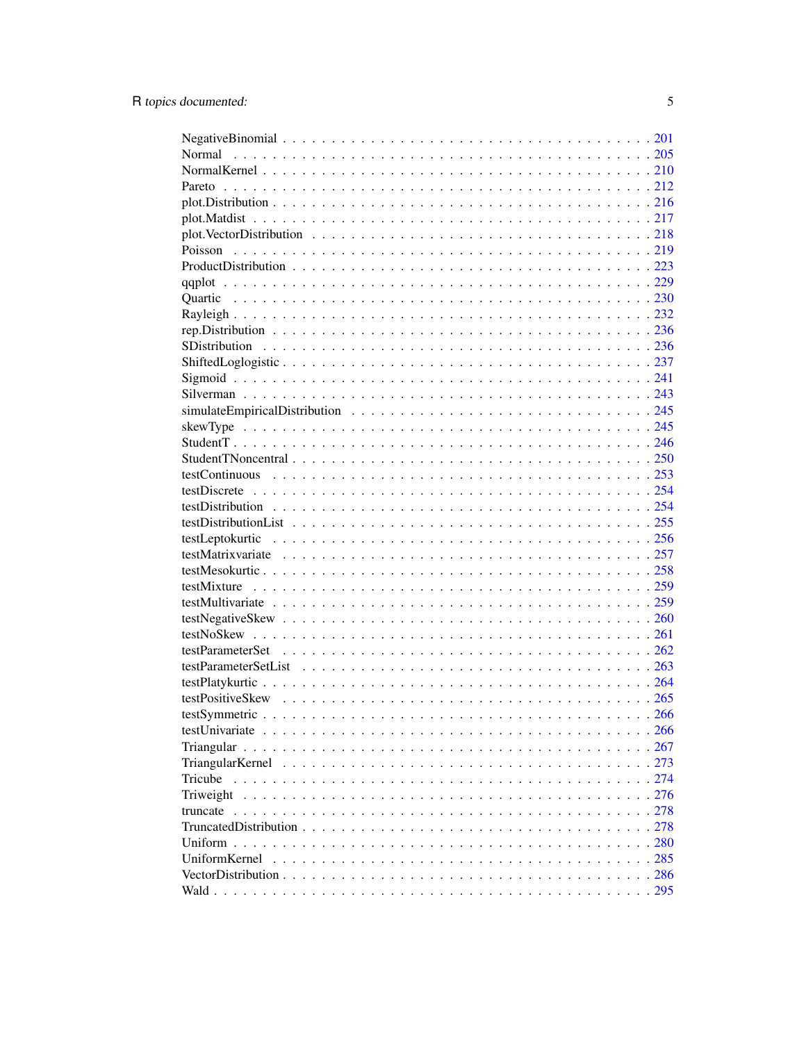NegativeBinomial . . . . . . . . . . . . . . . . . . . . . . . . . . . . . . . . . . . . 201
Normal . . . . . . . . . . . . . . . . . . . . . . . . . . . . . . . . . . . . . . . . . 205
NormalKernel . . . . . . . . . . . . . . . . . . . . . . . . . . . . . . . . . . . . . . 210
Pareto . . . . . . . . . . . . . . . . . . . . . . . . . . . . . . . . . . . . . . . . . 212
plot.Distribution . . . . . . . . . . . . . . . . . . . . . . . . . . . . . . . . . . . . 216
plot.Matdist . . . . . . . . . . . . . . . . . . . . . . . . . . . . . . . . . . . . . . 217
plot.VectorDistribution . . . . . . . . . . . . . . . . . . . . . . . . . . . . . . . . 218
Poisson . . . . . . . . . . . . . . . . . . . . . . . . . . . . . . . . . . . . . . . . 219
ProductDistribution . . . . . . . . . . . . . . . . . . . . . . . . . . . . . . . . . . 223
qqplot . . . . . . . . . . . . . . . . . . . . . . . . . . . . . . . . . . . . . . . . . 229
Quartic . . . . . . . . . . . . . . . . . . . . . . . . . . . . . . . . . . . . . . . . 230
Rayleigh . . . . . . . . . . . . . . . . . . . . . . . . . . . . . . . . . . . . . . . . 232
rep.Distribution . . . . . . . . . . . . . . . . . . . . . . . . . . . . . . . . . . . . 236
SDistribution . . . . . . . . . . . . . . . . . . . . . . . . . . . . . . . . . . . . . 236
ShiftedLoglogistic . . . . . . . . . . . . . . . . . . . . . . . . . . . . . . . . . . . 237
Sigmoid . . . . . . . . . . . . . . . . . . . . . . . . . . . . . . . . . . . . . . . . 241
Silverman . . . . . . . . . . . . . . . . . . . . . . . . . . . . . . . . . . . . . . . 243
simulateEmpiricalDistribution . . . . . . . . . . . . . . . . . . . . . . . . . . . . . 245
skewType . . . . . . . . . . . . . . . . . . . . . . . . . . . . . . . . . . . . . . . 245
StudentT . . . . . . . . . . . . . . . . . . . . . . . . . . . . . . . . . . . . . . . . 246
StudentTNoncentral . . . . . . . . . . . . . . . . . . . . . . . . . . . . . . . . . . 250
testContinuous . . . . . . . . . . . . . . . . . . . . . . . . . . . . . . . . . . . . 253
testDiscrete . . . . . . . . . . . . . . . . . . . . . . . . . . . . . . . . . . . . . . 254
testDistribution . . . . . . . . . . . . . . . . . . . . . . . . . . . . . . . . . . . . 254
testDistributionList . . . . . . . . . . . . . . . . . . . . . . . . . . . . . . . . . . 255
testLeptokurtic . . . . . . . . . . . . . . . . . . . . . . . . . . . . . . . . . . . . 256
testMatrixvariate . . . . . . . . . . . . . . . . . . . . . . . . . . . . . . . . . . . 257
testMesokurtic . . . . . . . . . . . . . . . . . . . . . . . . . . . . . . . . . . . . . 258
testMixture . . . . . . . . . . . . . . . . . . . . . . . . . . . . . . . . . . . . . . 259
testMultivariate . . . . . . . . . . . . . . . . . . . . . . . . . . . . . . . . . . . . 259
testNegativeSkew . . . . . . . . . . . . . . . . . . . . . . . . . . . . . . . . . . . 260
testNoSkew . . . . . . . . . . . . . . . . . . . . . . . . . . . . . . . . . . . . . . 261
testParameterSet . . . . . . . . . . . . . . . . . . . . . . . . . . . . . . . . . . . 262
testParameterSetList . . . . . . . . . . . . . . . . . . . . . . . . . . . . . . . . . 263
testPlatykurtic . . . . . . . . . . . . . . . . . . . . . . . . . . . . . . . . . . . . . 264
testPositiveSkew . . . . . . . . . . . . . . . . . . . . . . . . . . . . . . . . . . . 265
testSymmetric . . . . . . . . . . . . . . . . . . . . . . . . . . . . . . . . . . . . . 266
testUnivariate . . . . . . . . . . . . . . . . . . . . . . . . . . . . . . . . . . . . . 266
Triangular . . . . . . . . . . . . . . . . . . . . . . . . . . . . . . . . . . . . . . . 267
TriangularKernel . . . . . . . . . . . . . . . . . . . . . . . . . . . . . . . . . . . . 273
Tricube . . . . . . . . . . . . . . . . . . . . . . . . . . . . . . . . . . . . . . . . 274
Triweight . . . . . . . . . . . . . . . . . . . . . . . . . . . . . . . . . . . . . . . 276
truncate . . . . . . . . . . . . . . . . . . . . . . . . . . . . . . . . . . . . . . . . 278
TruncatedDistribution . . . . . . . . . . . . . . . . . . . . . . . . . . . . . . . . . 278
Uniform . . . . . . . . . . . . . . . . . . . . . . . . . . . . . . . . . . . . . . . . 280
UniformKernel . . . . . . . . . . . . . . . . . . . . . . . . . . . . . . . . . . . . . 285
VectorDistribution . . . . . . . . . . . . . . . . . . . . . . . . . . . . . . . . . . . 286
Wald . . . . . . . . . . . . . . . . . . . . . . . . . . . . . . . . . . . . . . . . . . 295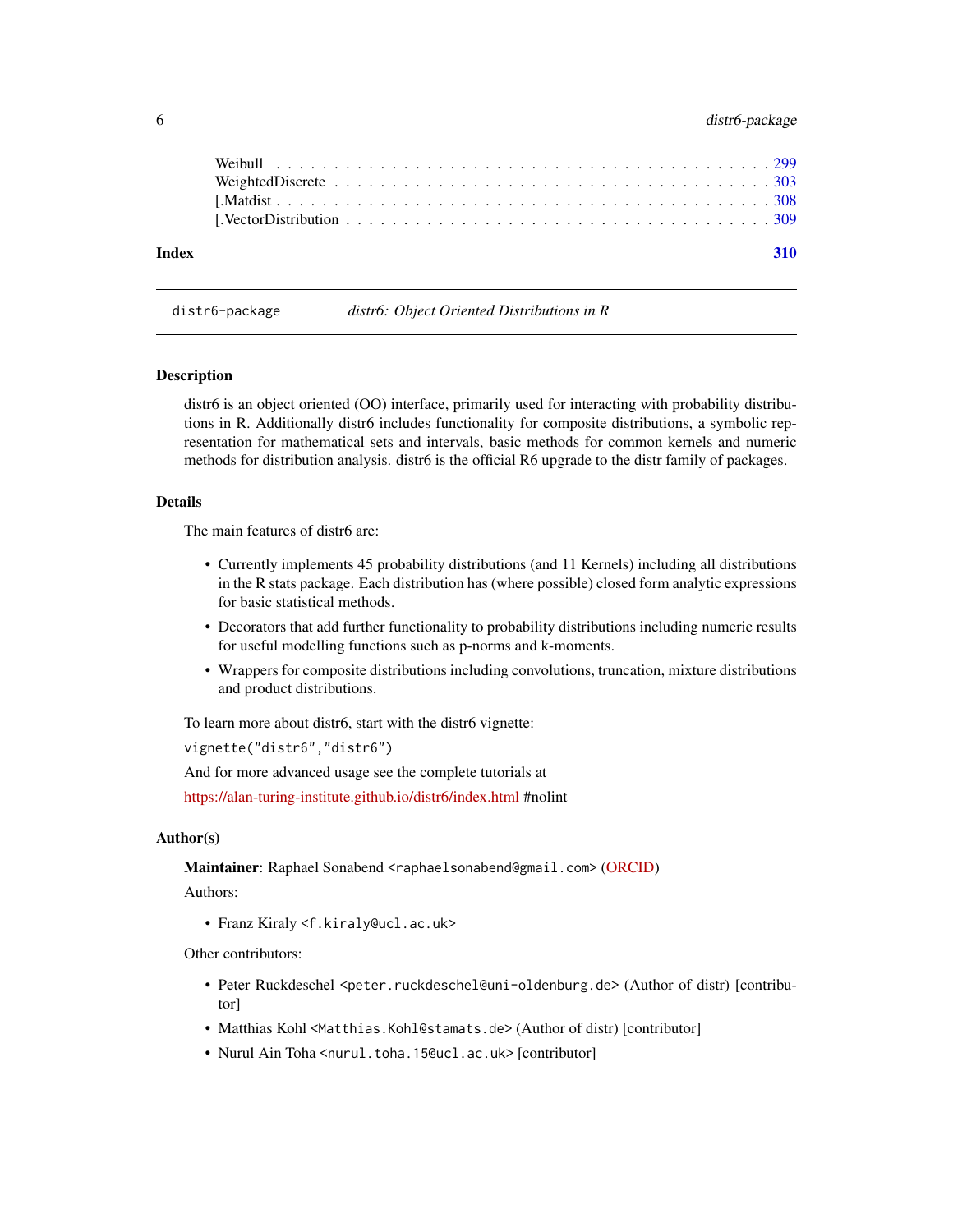Weibull . . . . . . . . . . . . . . . . . . . . . . . . . . . . . . . . . . . . . . . . . 299
WeightedDiscrete . . . . . . . . . . . . . . . . . . . . . . . . . . . . . . . . . . . . . 303
[.Matdist . . . . . . . . . . . . . . . . . . . . . . . . . . . . . . . . . . . . . . . . . 308
[.VectorDistribution . . . . . . . . . . . . . . . . . . . . . . . . . . . . . . . . . . . 309

**Index** **310**

---

`distr6-package` *distr6: Object Oriented Distributions in R*

---

## Description

distr6 is an object oriented (OO) interface, primarily used for interacting with probability distributions in R. Additionally distr6 includes functionality for composite distributions, a symbolic representation for mathematical sets and intervals, basic methods for common kernels and numeric methods for distribution analysis. distr6 is the official R6 upgrade to the distr family of packages.

## Details

The main features of distr6 are:

- Currently implements 45 probability distributions (and 11 Kernels) including all distributions in the R stats package. Each distribution has (where possible) closed form analytic expressions for basic statistical methods.
- Decorators that add further functionality to probability distributions including numeric results for useful modelling functions such as p-norms and k-moments.
- Wrappers for composite distributions including convolutions, truncation, mixture distributions and product distributions.

To learn more about distr6, start with the distr6 vignette:

```
vignette("distr6","distr6")
```

And for more advanced usage see the complete tutorials at

https://alan-turing-institute.github.io/distr6/index.html #nolint

## Author(s)

**Maintainer**: Raphael Sonabend <`raphaelsonabend@gmail.com`> (ORCID)

Authors:

- Franz Kiraly <`f.kiraly@ucl.ac.uk`>

Other contributors:

- Peter Ruckdeschel <`peter.ruckdeschel@uni-oldenburg.de`> (Author of distr) [contributor]
- Matthias Kohl <`Matthias.Kohl@stamats.de`> (Author of distr) [contributor]
- Nurul Ain Toha <`nurul.toha.15@ucl.ac.uk`> [contributor]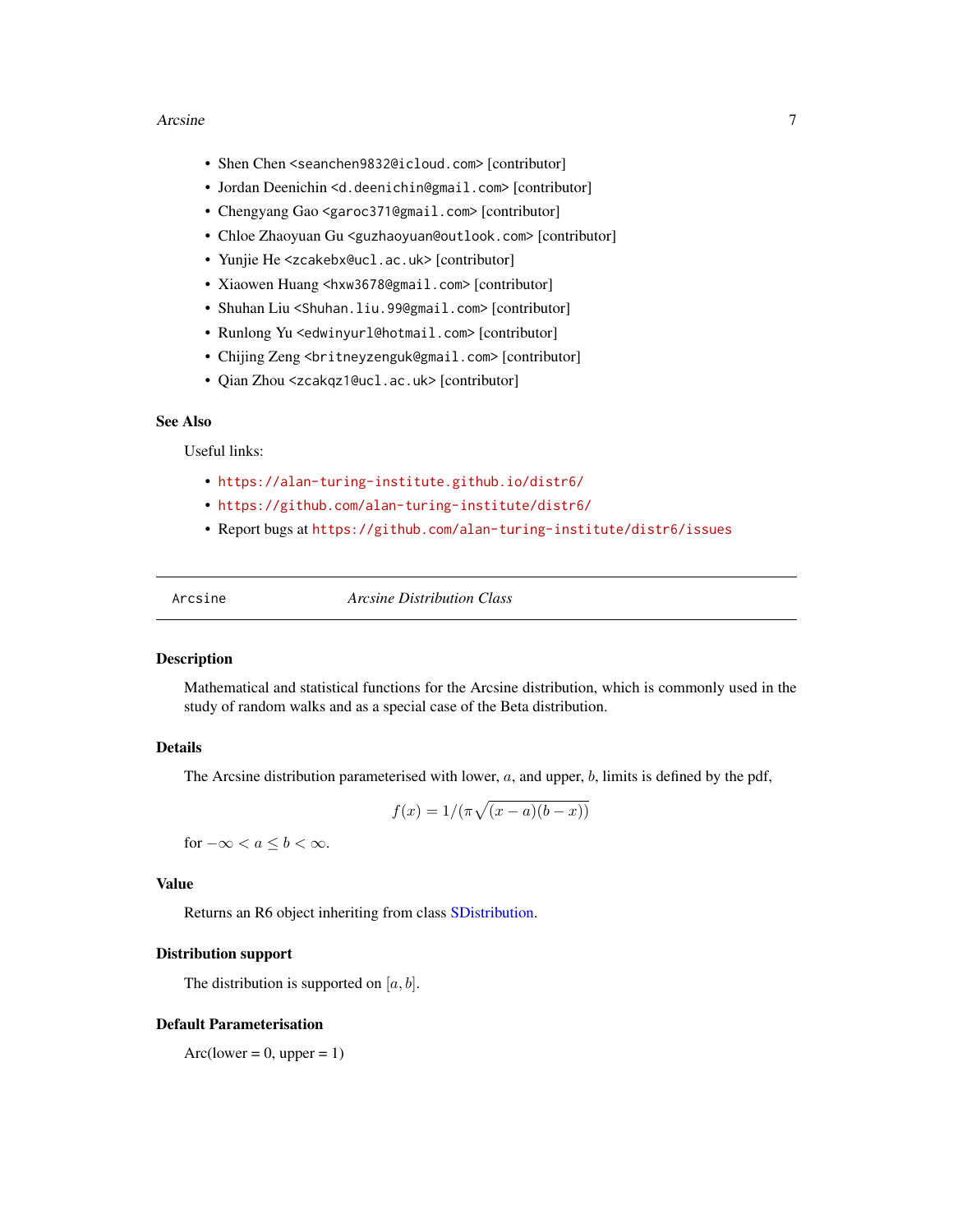- Shen Chen <seanchen9832@icloud.com> [contributor]
- Jordan Deenichin <d.deenichin@gmail.com> [contributor]
- Chengyang Gao <garoc371@gmail.com> [contributor]
- Chloe Zhaoyuan Gu <guzhaoyuan@outlook.com> [contributor]
- Yunjie He <zcakebx@ucl.ac.uk> [contributor]
- Xiaowen Huang <hxw3678@gmail.com> [contributor]
- Shuhan Liu <Shuhan.liu.99@gmail.com> [contributor]
- Runlong Yu <edwinyurl@hotmail.com> [contributor]
- Chijing Zeng <britneyzenguk@gmail.com> [contributor]
- Qian Zhou <zcakqz1@ucl.ac.uk> [contributor]

### See Also

Useful links:

- https://alan-turing-institute.github.io/distr6/
- https://github.com/alan-turing-institute/distr6/
- Report bugs at https://github.com/alan-turing-institute/distr6/issues

---

`Arcsine` *Arcsine Distribution Class*

---

### Description

Mathematical and statistical functions for the Arcsine distribution, which is commonly used in the study of random walks and as a special case of the Beta distribution.

### Details

The Arcsine distribution parameterised with lower, $a$, and upper, $b$, limits is defined by the pdf,

$$f(x) = 1/(\pi\sqrt{(x-a)(b-x)})$$

for $-\infty < a \leq b < \infty$.

### Value

Returns an R6 object inheriting from class SDistribution.

### Distribution support

The distribution is supported on $[a, b]$.

### Default Parameterisation

Arc(lower = 0, upper = 1)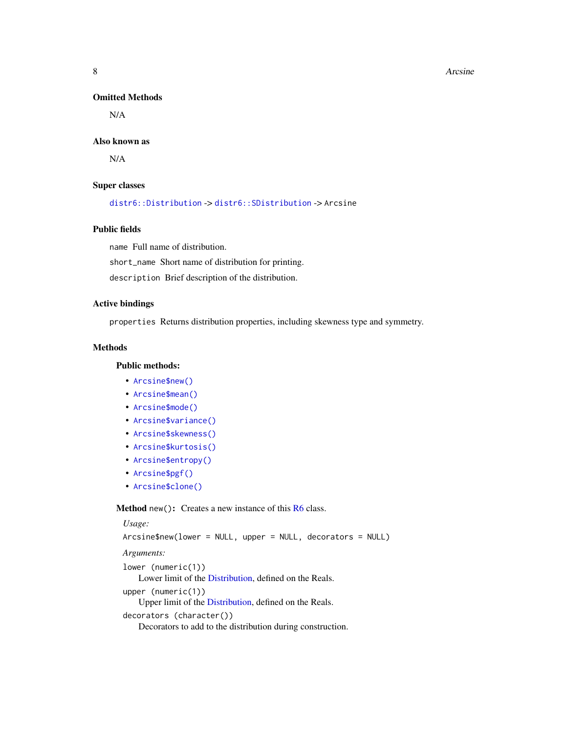### Omitted Methods

N/A

### Also known as

N/A

### Super classes

`distr6::Distribution` -> `distr6::SDistribution` -> `Arcsine`

### Public fields

`name` Full name of distribution.

`short_name` Short name of distribution for printing.

`description` Brief description of the distribution.

### Active bindings

`properties` Returns distribution properties, including skewness type and symmetry.

### Methods

#### Public methods:

- `Arcsine$new()`
- `Arcsine$mean()`
- `Arcsine$mode()`
- `Arcsine$variance()`
- `Arcsine$skewness()`
- `Arcsine$kurtosis()`
- `Arcsine$entropy()`
- `Arcsine$pgf()`
- `Arcsine$clone()`

**Method** `new()`**:** Creates a new instance of this R6 class.

*Usage:*

```
Arcsine$new(lower = NULL, upper = NULL, decorators = NULL)
```

*Arguments:*

`lower (numeric(1))`
  Lower limit of the Distribution, defined on the Reals.

`upper (numeric(1))`
  Upper limit of the Distribution, defined on the Reals.

`decorators (character())`
  Decorators to add to the distribution during construction.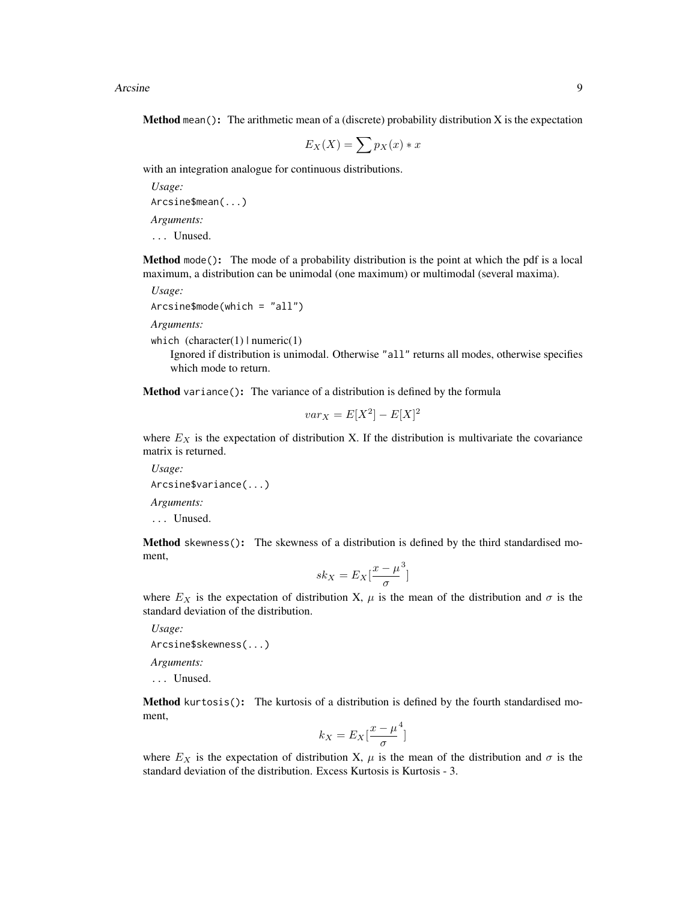**Method** `mean()`: The arithmetic mean of a (discrete) probability distribution X is the expectation

$$E_X(X) = \sum p_X(x) * x$$

with an integration analogue for continuous distributions.

*Usage:*

```
Arcsine$mean(...)
```

*Arguments:*

`...` Unused.

**Method** `mode()`: The mode of a probability distribution is the point at which the pdf is a local maximum, a distribution can be unimodal (one maximum) or multimodal (several maxima).

*Usage:*

```
Arcsine$mode(which = "all")
```

*Arguments:*

`which` (character(1) | numeric(1)
Ignored if distribution is unimodal. Otherwise `"all"` returns all modes, otherwise specifies which mode to return.

**Method** `variance()`: The variance of a distribution is defined by the formula

$$var_X = E[X^2] - E[X]^2$$

where $E_X$ is the expectation of distribution X. If the distribution is multivariate the covariance matrix is returned.

*Usage:*

```
Arcsine$variance(...)
```

*Arguments:*

`...` Unused.

**Method** `skewness()`: The skewness of a distribution is defined by the third standardised moment,

$$sk_X = E_X[\frac{x - \mu}{\sigma}^3]$$

where $E_X$ is the expectation of distribution X, $\mu$ is the mean of the distribution and $\sigma$ is the standard deviation of the distribution.

*Usage:*

```
Arcsine$skewness(...)
```

*Arguments:*

`...` Unused.

**Method** `kurtosis()`: The kurtosis of a distribution is defined by the fourth standardised moment,

$$k_X = E_X[\frac{x - \mu}{\sigma}^4]$$

where $E_X$ is the expectation of distribution X, $\mu$ is the mean of the distribution and $\sigma$ is the standard deviation of the distribution. Excess Kurtosis is Kurtosis - 3.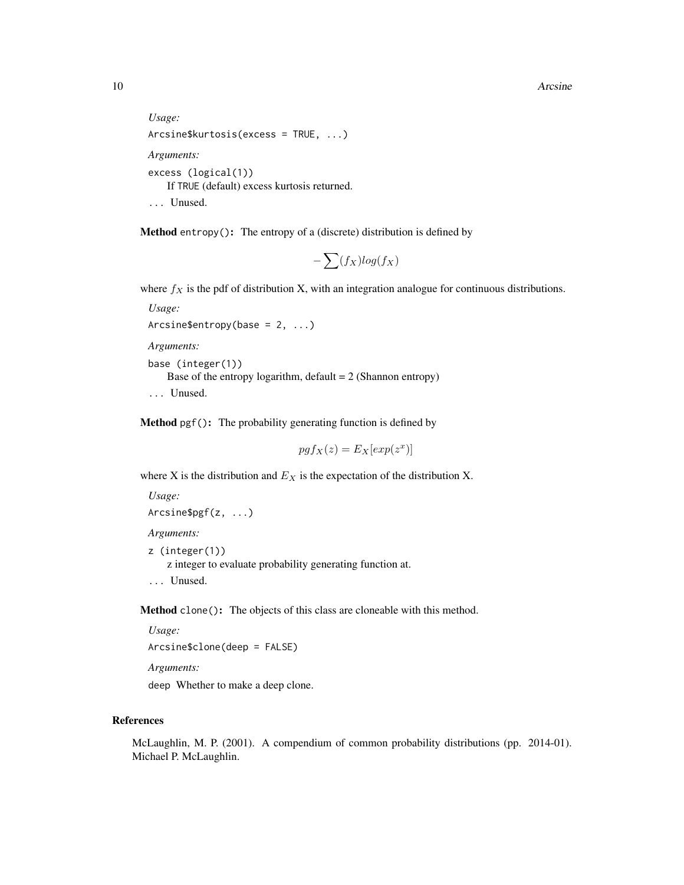*Usage:*

```
Arcsine$kurtosis(excess = TRUE, ...)
```

*Arguments:*

`excess` (logical(1))
  If TRUE (default) excess kurtosis returned.

`...` Unused.

**Method** `entropy()`**:** The entropy of a (discrete) distribution is defined by

$$- \sum (f_X) log(f_X)$$

where $f_X$ is the pdf of distribution X, with an integration analogue for continuous distributions.

*Usage:*

```
Arcsine$entropy(base = 2, ...)
```

*Arguments:*

`base` (integer(1))
  Base of the entropy logarithm, default = 2 (Shannon entropy)

`...` Unused.

**Method** `pgf()`**:** The probability generating function is defined by

$$pgf_X(z) = E_X[exp(z^x)]$$

where X is the distribution and $E_X$ is the expectation of the distribution X.

*Usage:*

```
Arcsine$pgf(z, ...)
```

*Arguments:*

`z` (integer(1))
  z integer to evaluate probability generating function at.

`...` Unused.

**Method** `clone()`**:** The objects of this class are cloneable with this method.

*Usage:*

```
Arcsine$clone(deep = FALSE)
```

*Arguments:*

`deep` Whether to make a deep clone.

## References

McLaughlin, M. P. (2001). A compendium of common probability distributions (pp. 2014-01). Michael P. McLaughlin.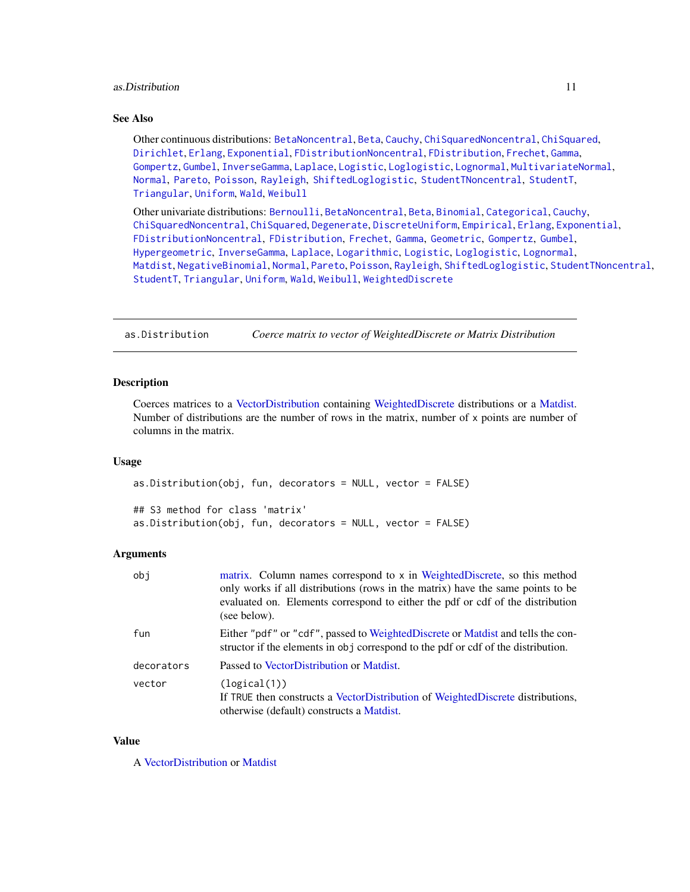### See Also

Other continuous distributions: BetaNoncentral, Beta, Cauchy, ChiSquaredNoncentral, ChiSquared, Dirichlet, Erlang, Exponential, FDistributionNoncentral, FDistribution, Frechet, Gamma, Gompertz, Gumbel, InverseGamma, Laplace, Logistic, Loglogistic, Lognormal, MultivariateNormal, Normal, Pareto, Poisson, Rayleigh, ShiftedLoglogistic, StudentTNoncentral, StudentT, Triangular, Uniform, Wald, Weibull

Other univariate distributions: Bernoulli, BetaNoncentral, Beta, Binomial, Categorical, Cauchy, ChiSquaredNoncentral, ChiSquared, Degenerate, DiscreteUniform, Empirical, Erlang, Exponential, FDistributionNoncentral, FDistribution, Frechet, Gamma, Geometric, Gompertz, Gumbel, Hypergeometric, InverseGamma, Laplace, Logarithmic, Logistic, Loglogistic, Lognormal, Matdist, NegativeBinomial, Normal, Pareto, Poisson, Rayleigh, ShiftedLoglogistic, StudentTNoncentral, StudentT, Triangular, Uniform, Wald, Weibull, WeightedDiscrete

---

## as.Distribution — *Coerce matrix to vector of WeightedDiscrete or Matrix Distribution*

### Description

Coerces matrices to a VectorDistribution containing WeightedDiscrete distributions or a Matdist. Number of distributions are the number of rows in the matrix, number of x points are number of columns in the matrix.

### Usage

```
as.Distribution(obj, fun, decorators = NULL, vector = FALSE)

## S3 method for class 'matrix'
as.Distribution(obj, fun, decorators = NULL, vector = FALSE)
```

### Arguments

| | |
|---|---|
| `obj` | matrix. Column names correspond to `x` in WeightedDiscrete, so this method only works if all distributions (rows in the matrix) have the same points to be evaluated on. Elements correspond to either the pdf or cdf of the distribution (see below). |
| `fun` | Either `"pdf"` or `"cdf"`, passed to WeightedDiscrete or Matdist and tells the constructor if the elements in `obj` correspond to the pdf or cdf of the distribution. |
| `decorators` | Passed to VectorDistribution or Matdist. |
| `vector` | `(logical(1))` If `TRUE` then constructs a VectorDistribution of WeightedDiscrete distributions, otherwise (default) constructs a Matdist. |

### Value

A VectorDistribution or Matdist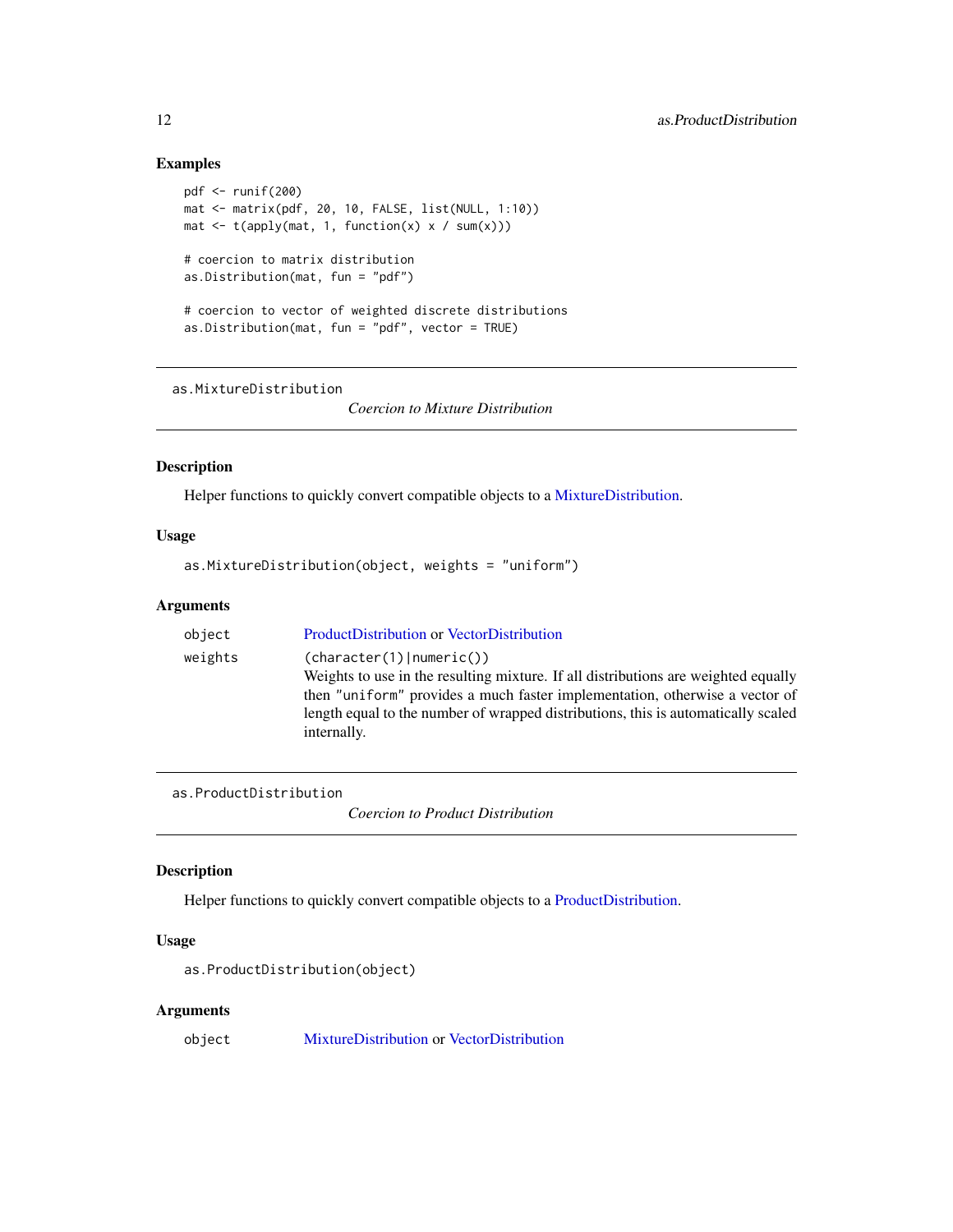## Examples

```
pdf <- runif(200)
mat <- matrix(pdf, 20, 10, FALSE, list(NULL, 1:10))
mat <- t(apply(mat, 1, function(x) x / sum(x)))

# coercion to matrix distribution
as.Distribution(mat, fun = "pdf")

# coercion to vector of weighted discrete distributions
as.Distribution(mat, fun = "pdf", vector = TRUE)
```

---

# as.MixtureDistribution

*Coercion to Mixture Distribution*

## Description

Helper functions to quickly convert compatible objects to a MixtureDistribution.

## Usage

```
as.MixtureDistribution(object, weights = "uniform")
```

## Arguments

| | |
|---|---|
| object | ProductDistribution or VectorDistribution |
| weights | `(character(1)|numeric())`<br>Weights to use in the resulting mixture. If all distributions are weighted equally then `"uniform"` provides a much faster implementation, otherwise a vector of length equal to the number of wrapped distributions, this is automatically scaled internally. |

---

# as.ProductDistribution

*Coercion to Product Distribution*

## Description

Helper functions to quickly convert compatible objects to a ProductDistribution.

## Usage

```
as.ProductDistribution(object)
```

## Arguments

| | |
|---|---|
| object | MixtureDistribution or VectorDistribution |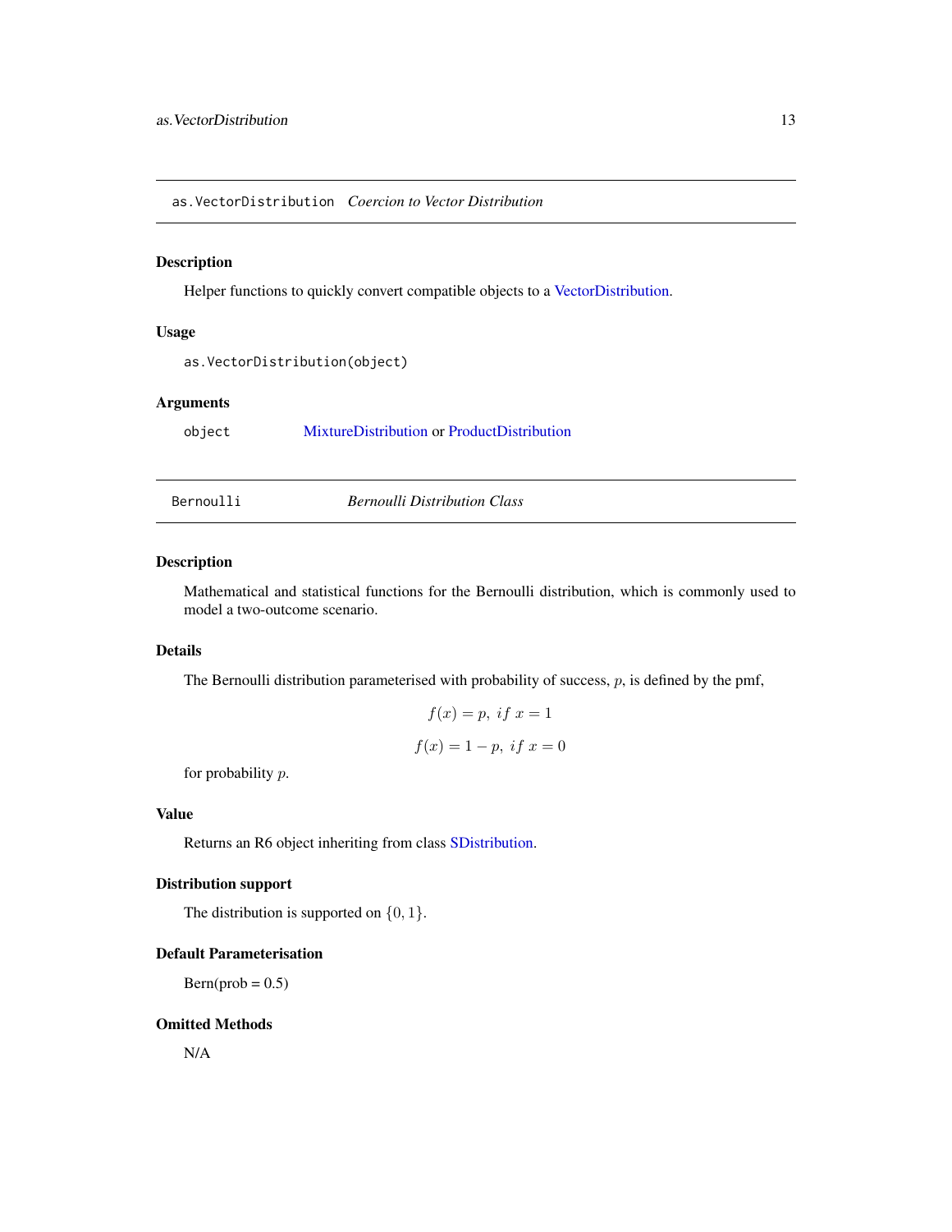## as.VectorDistribution *Coercion to Vector Distribution*

### Description

Helper functions to quickly convert compatible objects to a VectorDistribution.

### Usage

```
as.VectorDistribution(object)
```

### Arguments

| | |
|---|---|
| object | MixtureDistribution or ProductDistribution |

## Bernoulli *Bernoulli Distribution Class*

### Description

Mathematical and statistical functions for the Bernoulli distribution, which is commonly used to model a two-outcome scenario.

### Details

The Bernoulli distribution parameterised with probability of success, $p$, is defined by the pmf,

$$f(x) = p, \ if \ x = 1$$

$$f(x) = 1 - p, \ if \ x = 0$$

for probability $p$.

### Value

Returns an R6 object inheriting from class SDistribution.

### Distribution support

The distribution is supported on $\{0, 1\}$.

### Default Parameterisation

Bern(prob = 0.5)

### Omitted Methods

N/A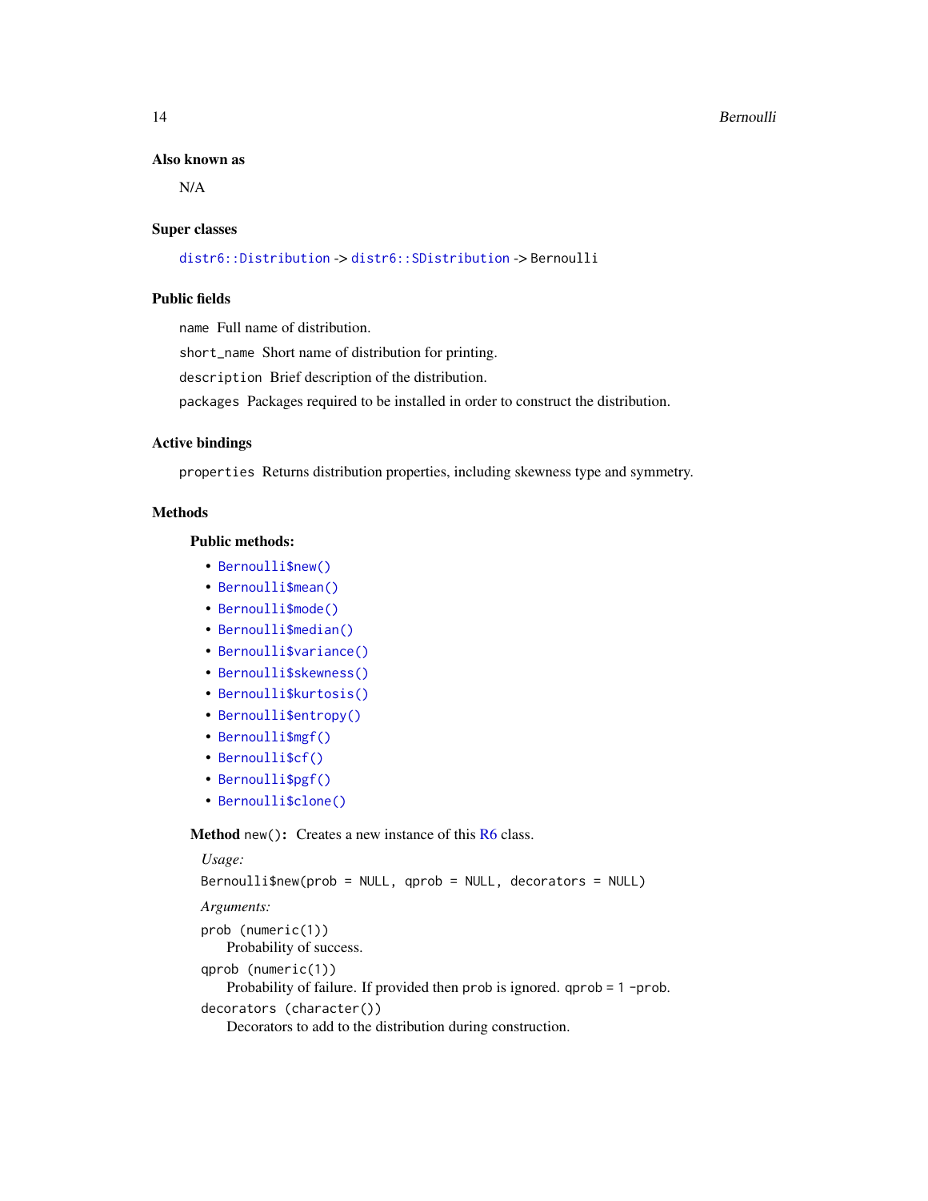### Also known as

N/A

### Super classes

distr6::Distribution -> distr6::SDistribution -> Bernoulli

### Public fields

`name` Full name of distribution.

`short_name` Short name of distribution for printing.

`description` Brief description of the distribution.

`packages` Packages required to be installed in order to construct the distribution.

### Active bindings

`properties` Returns distribution properties, including skewness type and symmetry.

### Methods

#### Public methods:

- `Bernoulli$new()`
- `Bernoulli$mean()`
- `Bernoulli$mode()`
- `Bernoulli$median()`
- `Bernoulli$variance()`
- `Bernoulli$skewness()`
- `Bernoulli$kurtosis()`
- `Bernoulli$entropy()`
- `Bernoulli$mgf()`
- `Bernoulli$cf()`
- `Bernoulli$pgf()`
- `Bernoulli$clone()`

**Method** `new()`**:** Creates a new instance of this R6 class.

*Usage:*

```
Bernoulli$new(prob = NULL, qprob = NULL, decorators = NULL)
```

*Arguments:*

`prob (numeric(1))`
Probability of success.

`qprob (numeric(1))`
Probability of failure. If provided then `prob` is ignored. `qprob = 1 -prob`.

`decorators (character())`
Decorators to add to the distribution during construction.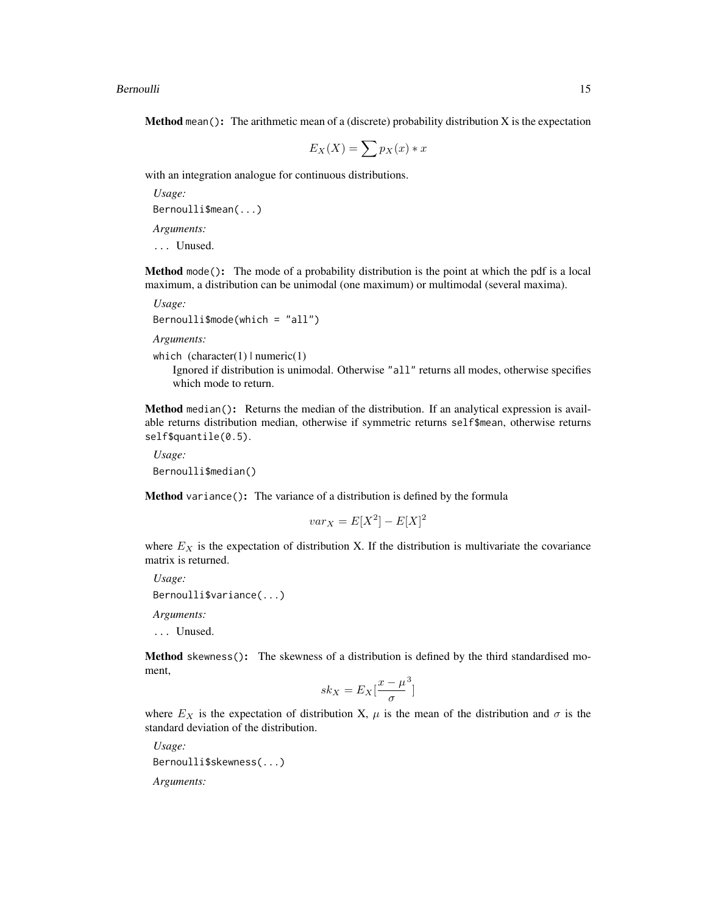**Method** `mean()`**:** The arithmetic mean of a (discrete) probability distribution X is the expectation

$$E_X(X) = \sum p_X(x) * x$$

with an integration analogue for continuous distributions.

*Usage:*

```
Bernoulli$mean(...)
```

*Arguments:*

`...` Unused.

**Method** `mode()`**:** The mode of a probability distribution is the point at which the pdf is a local maximum, a distribution can be unimodal (one maximum) or multimodal (several maxima).

*Usage:*

```
Bernoulli$mode(which = "all")
```

*Arguments:*

`which` (character(1) | numeric(1)
Ignored if distribution is unimodal. Otherwise `"all"` returns all modes, otherwise specifies which mode to return.

**Method** `median()`**:** Returns the median of the distribution. If an analytical expression is available returns distribution median, otherwise if symmetric returns `self$mean`, otherwise returns `self$quantile(0.5)`.

*Usage:*

```
Bernoulli$median()
```

**Method** `variance()`**:** The variance of a distribution is defined by the formula

$$var_X = E[X^2] - E[X]^2$$

where $E_X$ is the expectation of distribution X. If the distribution is multivariate the covariance matrix is returned.

*Usage:*

```
Bernoulli$variance(...)
```

*Arguments:*

`...` Unused.

**Method** `skewness()`**:** The skewness of a distribution is defined by the third standardised moment,

$$sk_X = E_X[\frac{x - \mu}{\sigma}^3]$$

where $E_X$ is the expectation of distribution X, $\mu$ is the mean of the distribution and $\sigma$ is the standard deviation of the distribution.

*Usage:*

```
Bernoulli$skewness(...)
```

*Arguments:*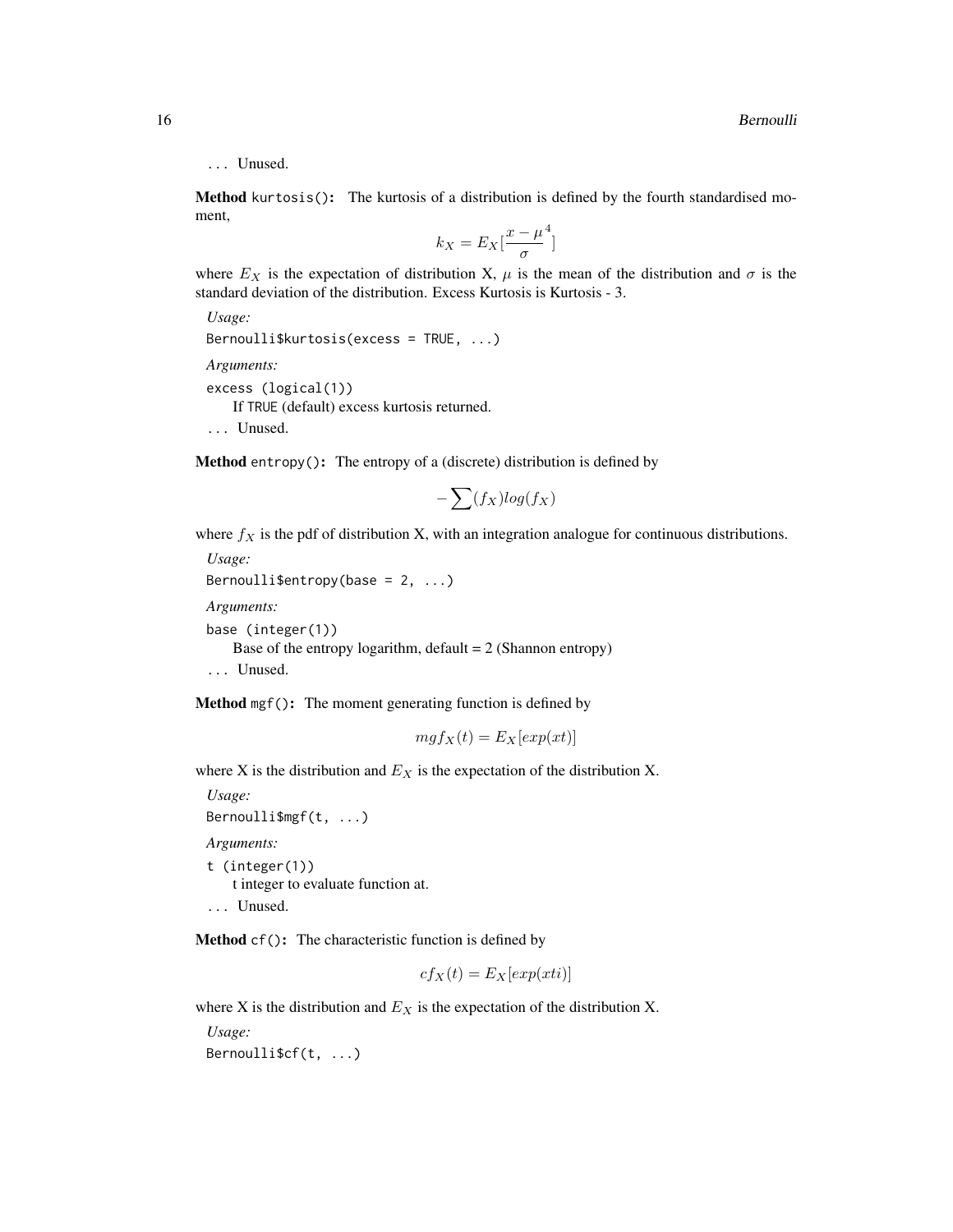... Unused.

**Method** `kurtosis()`: The kurtosis of a distribution is defined by the fourth standardised moment,

$$k_X = E_X[\frac{x - \mu}{\sigma}^4]$$

where $E_X$ is the expectation of distribution X, $\mu$ is the mean of the distribution and $\sigma$ is the standard deviation of the distribution. Excess Kurtosis is Kurtosis - 3.

*Usage:*

```
Bernoulli$kurtosis(excess = TRUE, ...)
```

*Arguments:*

`excess (logical(1))`
If `TRUE` (default) excess kurtosis returned.

... Unused.

**Method** `entropy()`: The entropy of a (discrete) distribution is defined by

$$-\sum(f_X)log(f_X)$$

where $f_X$ is the pdf of distribution X, with an integration analogue for continuous distributions.

*Usage:*

```
Bernoulli$entropy(base = 2, ...)
```

*Arguments:*

`base (integer(1))`
Base of the entropy logarithm, default = 2 (Shannon entropy)

... Unused.

**Method** `mgf()`: The moment generating function is defined by

$$mgf_X(t) = E_X[exp(xt)]$$

where X is the distribution and $E_X$ is the expectation of the distribution X.

*Usage:*

```
Bernoulli$mgf(t, ...)
```

*Arguments:*

`t (integer(1))`
t integer to evaluate function at.

... Unused.

**Method** `cf()`: The characteristic function is defined by

$$cf_X(t) = E_X[exp(xti)]$$

where X is the distribution and $E_X$ is the expectation of the distribution X.

*Usage:*

```
Bernoulli$cf(t, ...)
```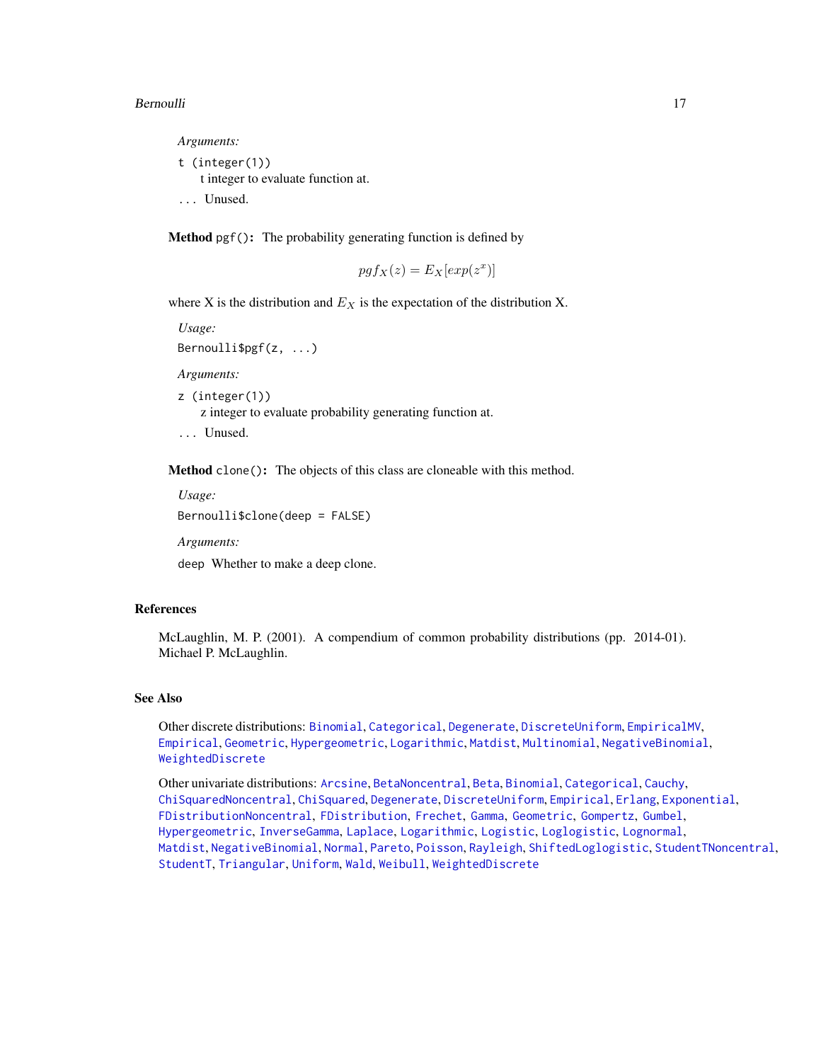*Arguments:*

t (integer(1))
t integer to evaluate function at.

... Unused.

**Method** pgf()**:** The probability generating function is defined by

$$pgf_X(z) = E_X[exp(z^x)]$$

where X is the distribution and $E_X$ is the expectation of the distribution X.

*Usage:*

```
Bernoulli$pgf(z, ...)
```

*Arguments:*

z (integer(1))
z integer to evaluate probability generating function at.

... Unused.

**Method** clone()**:** The objects of this class are cloneable with this method.

*Usage:*

```
Bernoulli$clone(deep = FALSE)
```

*Arguments:*

deep Whether to make a deep clone.

## References

McLaughlin, M. P. (2001). A compendium of common probability distributions (pp. 2014-01). Michael P. McLaughlin.

## See Also

Other discrete distributions: Binomial, Categorical, Degenerate, DiscreteUniform, EmpiricalMV, Empirical, Geometric, Hypergeometric, Logarithmic, Matdist, Multinomial, NegativeBinomial, WeightedDiscrete

Other univariate distributions: Arcsine, BetaNoncentral, Beta, Binomial, Categorical, Cauchy, ChiSquaredNoncentral, ChiSquared, Degenerate, DiscreteUniform, Empirical, Erlang, Exponential, FDistributionNoncentral, FDistribution, Frechet, Gamma, Geometric, Gompertz, Gumbel, Hypergeometric, InverseGamma, Laplace, Logarithmic, Logistic, Loglogistic, Lognormal, Matdist, NegativeBinomial, Normal, Pareto, Poisson, Rayleigh, ShiftedLoglogistic, StudentTNoncentral, StudentT, Triangular, Uniform, Wald, Weibull, WeightedDiscrete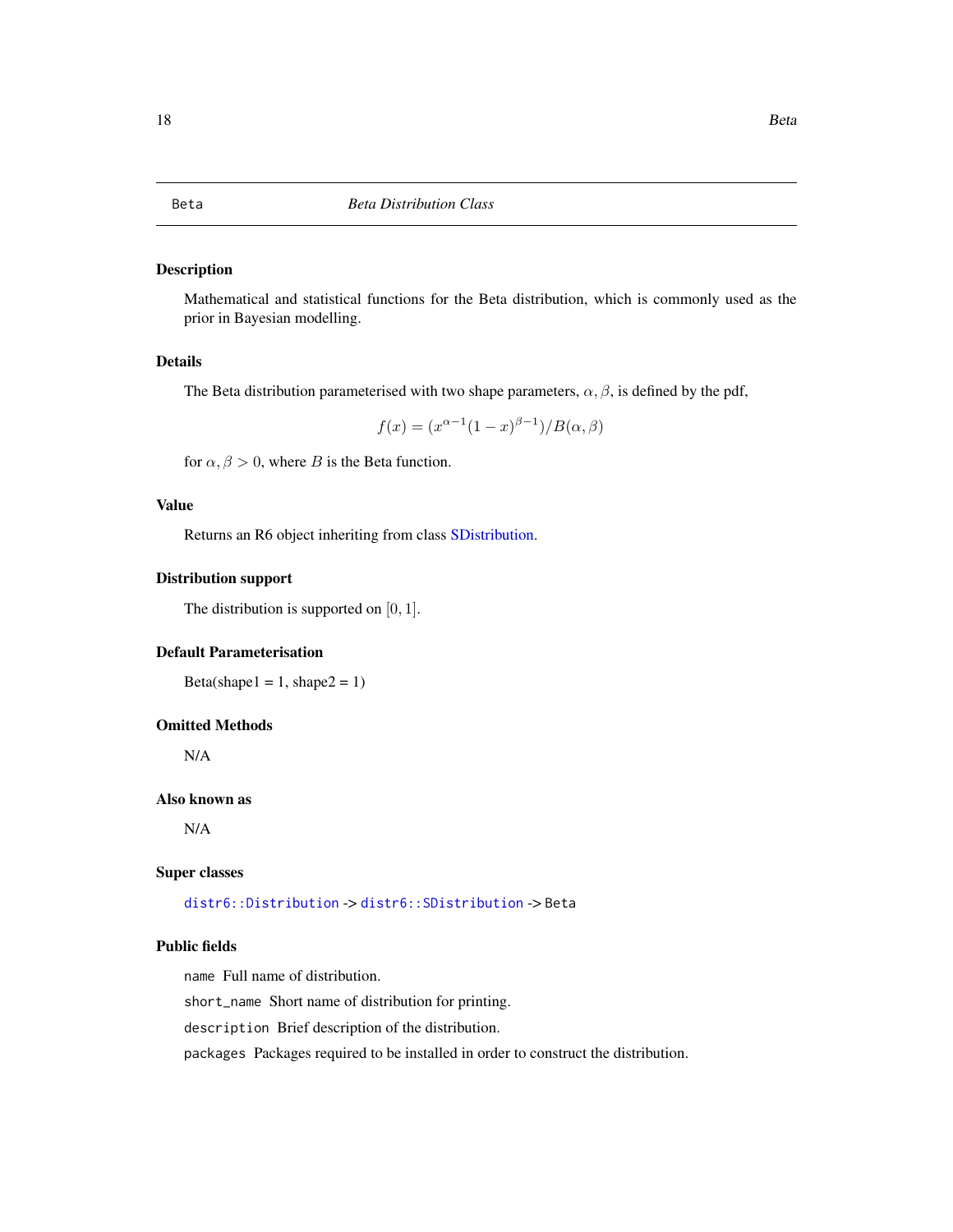Beta *Beta Distribution Class*

## Description

Mathematical and statistical functions for the Beta distribution, which is commonly used as the prior in Bayesian modelling.

## Details

The Beta distribution parameterised with two shape parameters, $\alpha, \beta$, is defined by the pdf,

$$f(x) = (x^{\alpha-1}(1-x)^{\beta-1})/B(\alpha, \beta)$$

for $\alpha, \beta > 0$, where $B$ is the Beta function.

## Value

Returns an R6 object inheriting from class SDistribution.

## Distribution support

The distribution is supported on $[0, 1]$.

## Default Parameterisation

Beta(shape1 = 1, shape2 = 1)

## Omitted Methods

N/A

## Also known as

N/A

## Super classes

`distr6::Distribution` -> `distr6::SDistribution` -> `Beta`

## Public fields

`name` Full name of distribution.

`short_name` Short name of distribution for printing.

`description` Brief description of the distribution.

`packages` Packages required to be installed in order to construct the distribution.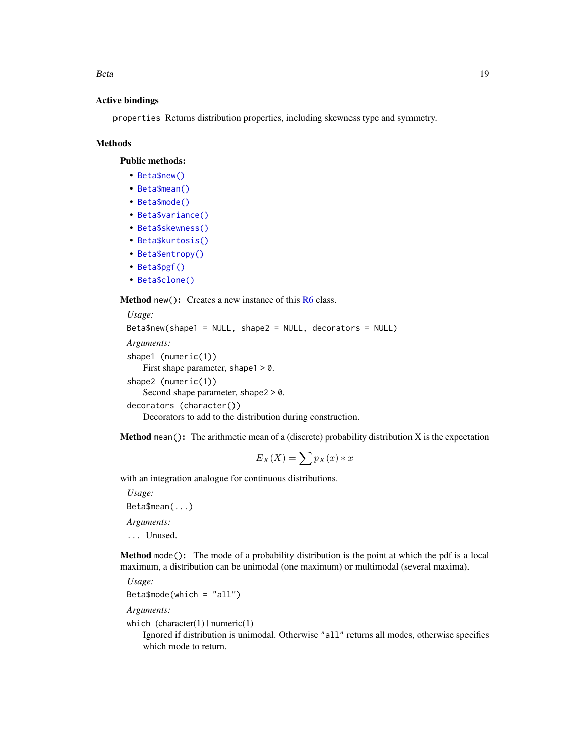### Active bindings

`properties` Returns distribution properties, including skewness type and symmetry.

### Methods

#### Public methods:

- `Beta$new()`
- `Beta$mean()`
- `Beta$mode()`
- `Beta$variance()`
- `Beta$skewness()`
- `Beta$kurtosis()`
- `Beta$entropy()`
- `Beta$pgf()`
- `Beta$clone()`

**Method** `new()`: Creates a new instance of this R6 class.

*Usage:*

```
Beta$new(shape1 = NULL, shape2 = NULL, decorators = NULL)
```

*Arguments:*

`shape1 (numeric(1))`
First shape parameter, `shape1 > 0`.

`shape2 (numeric(1))`
Second shape parameter, `shape2 > 0`.

`decorators (character())`
Decorators to add to the distribution during construction.

**Method** `mean()`: The arithmetic mean of a (discrete) probability distribution X is the expectation

$$E_X(X) = \sum p_X(x) * x$$

with an integration analogue for continuous distributions.

*Usage:*

```
Beta$mean(...)
```

*Arguments:*

`...` Unused.

**Method** `mode()`: The mode of a probability distribution is the point at which the pdf is a local maximum, a distribution can be unimodal (one maximum) or multimodal (several maxima).

*Usage:*

```
Beta$mode(which = "all")
```

*Arguments:*

`which` (character(1) | numeric(1))
Ignored if distribution is unimodal. Otherwise `"all"` returns all modes, otherwise specifies which mode to return.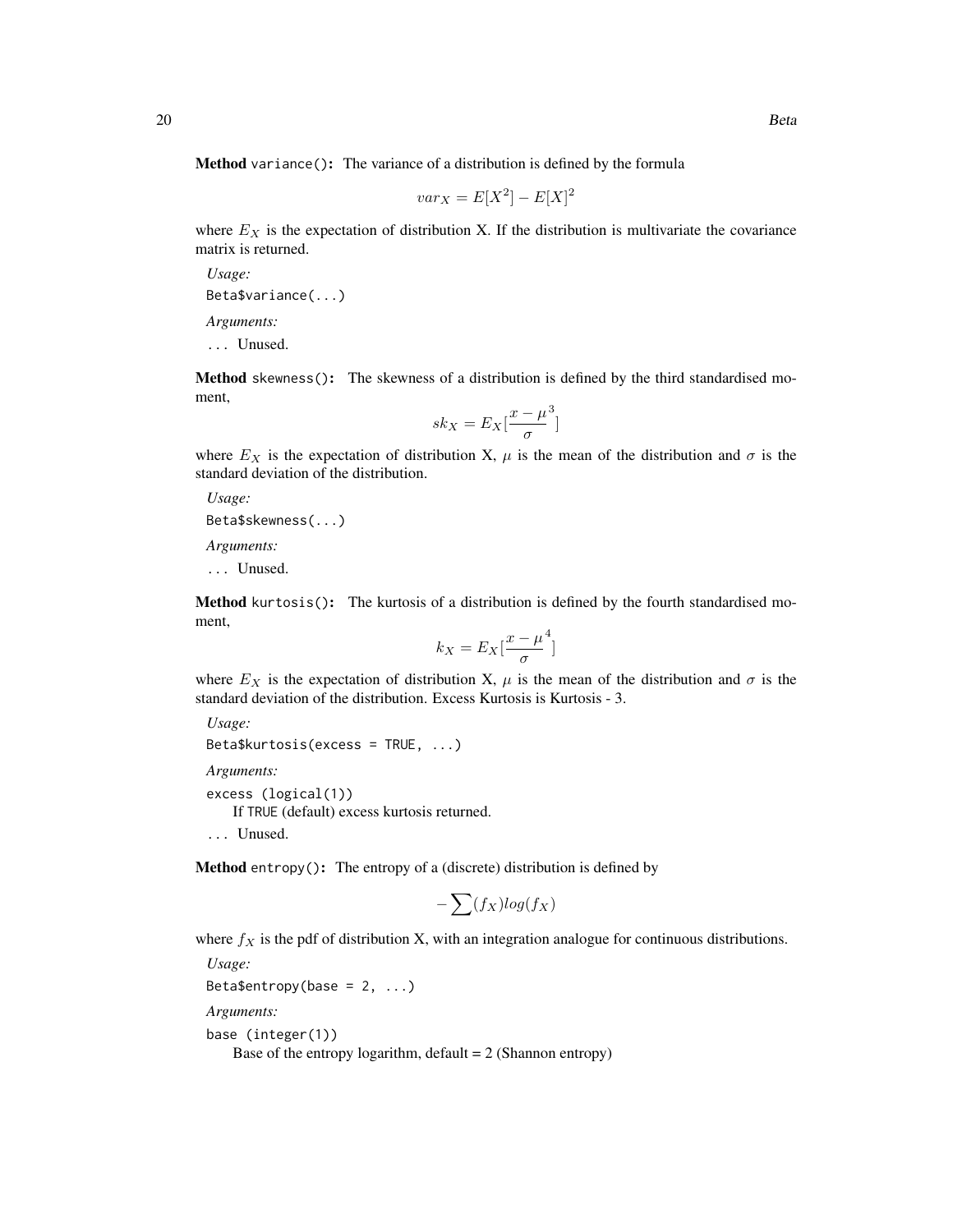**Method** `variance()`: The variance of a distribution is defined by the formula

$$var_X = E[X^2] - E[X]^2$$

where $E_X$ is the expectation of distribution X. If the distribution is multivariate the covariance matrix is returned.

*Usage:*

```
Beta$variance(...)
```

*Arguments:*

`...` Unused.

**Method** `skewness()`: The skewness of a distribution is defined by the third standardised moment,

$$sk_X = E_X[\frac{x - \mu}{\sigma}^3]$$

where $E_X$ is the expectation of distribution X, $\mu$ is the mean of the distribution and $\sigma$ is the standard deviation of the distribution.

*Usage:*

```
Beta$skewness(...)
```

*Arguments:*

`...` Unused.

**Method** `kurtosis()`: The kurtosis of a distribution is defined by the fourth standardised moment,

$$k_X = E_X[\frac{x - \mu}{\sigma}^4]$$

where $E_X$ is the expectation of distribution X, $\mu$ is the mean of the distribution and $\sigma$ is the standard deviation of the distribution. Excess Kurtosis is Kurtosis - 3.

*Usage:*

```
Beta$kurtosis(excess = TRUE, ...)
```

*Arguments:*

`excess (logical(1))`
If `TRUE` (default) excess kurtosis returned.

`...` Unused.

**Method** `entropy()`: The entropy of a (discrete) distribution is defined by

$$-\sum(f_X)log(f_X)$$

where $f_X$ is the pdf of distribution X, with an integration analogue for continuous distributions.

*Usage:*

```
Beta$entropy(base = 2, ...)
```

*Arguments:*

`base (integer(1))`
Base of the entropy logarithm, default = 2 (Shannon entropy)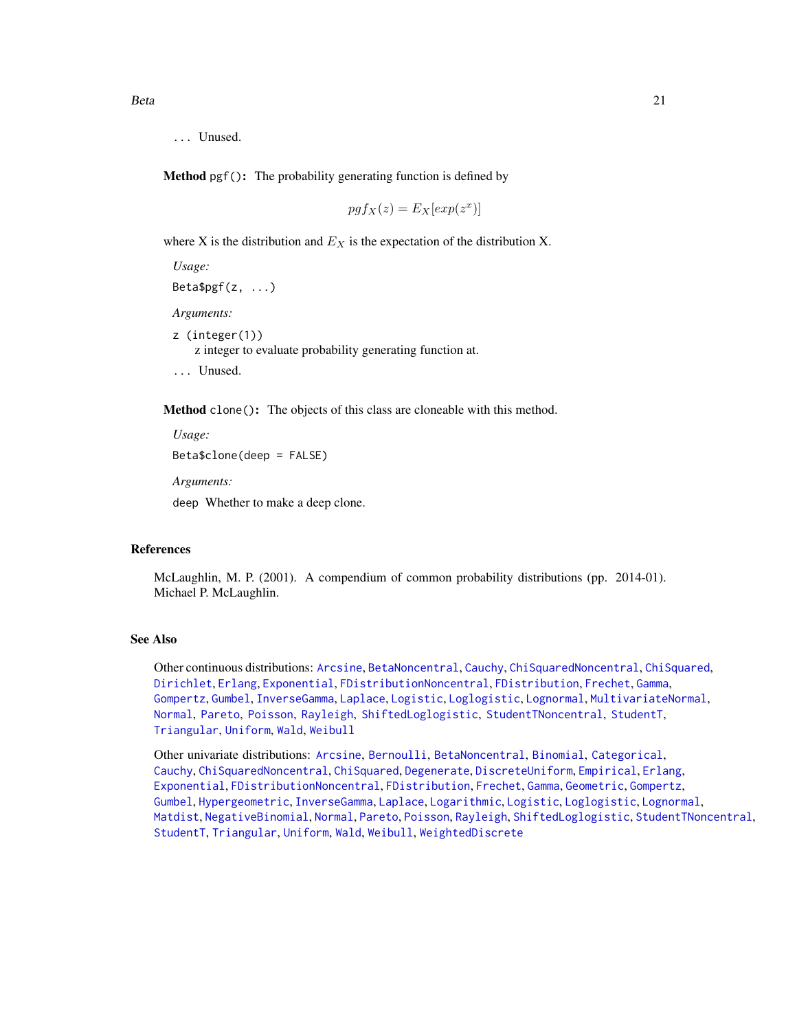`...` Unused.

**Method** `pgf()`**:** The probability generating function is defined by

$$pgf_X(z) = E_X[exp(z^x)]$$

where X is the distribution and $E_X$ is the expectation of the distribution X.

*Usage:*

```
Beta$pgf(z, ...)
```

*Arguments:*

`z (integer(1))`
z integer to evaluate probability generating function at.

`...` Unused.

**Method** `clone()`**:** The objects of this class are cloneable with this method.

*Usage:*

```
Beta$clone(deep = FALSE)
```

*Arguments:*

`deep` Whether to make a deep clone.

## References

McLaughlin, M. P. (2001). A compendium of common probability distributions (pp. 2014-01). Michael P. McLaughlin.

## See Also

Other continuous distributions: `Arcsine`, `BetaNoncentral`, `Cauchy`, `ChiSquaredNoncentral`, `ChiSquared`, `Dirichlet`, `Erlang`, `Exponential`, `FDistributionNoncentral`, `FDistribution`, `Frechet`, `Gamma`, `Gompertz`, `Gumbel`, `InverseGamma`, `Laplace`, `Logistic`, `Loglogistic`, `Lognormal`, `MultivariateNormal`, `Normal`, `Pareto`, `Poisson`, `Rayleigh`, `ShiftedLoglogistic`, `StudentTNoncentral`, `StudentT`, `Triangular`, `Uniform`, `Wald`, `Weibull`

Other univariate distributions: `Arcsine`, `Bernoulli`, `BetaNoncentral`, `Binomial`, `Categorical`, `Cauchy`, `ChiSquaredNoncentral`, `ChiSquared`, `Degenerate`, `DiscreteUniform`, `Empirical`, `Erlang`, `Exponential`, `FDistributionNoncentral`, `FDistribution`, `Frechet`, `Gamma`, `Geometric`, `Gompertz`, `Gumbel`, `Hypergeometric`, `InverseGamma`, `Laplace`, `Logarithmic`, `Logistic`, `Loglogistic`, `Lognormal`, `Matdist`, `NegativeBinomial`, `Normal`, `Pareto`, `Poisson`, `Rayleigh`, `ShiftedLoglogistic`, `StudentTNoncentral`, `StudentT`, `Triangular`, `Uniform`, `Wald`, `Weibull`, `WeightedDiscrete`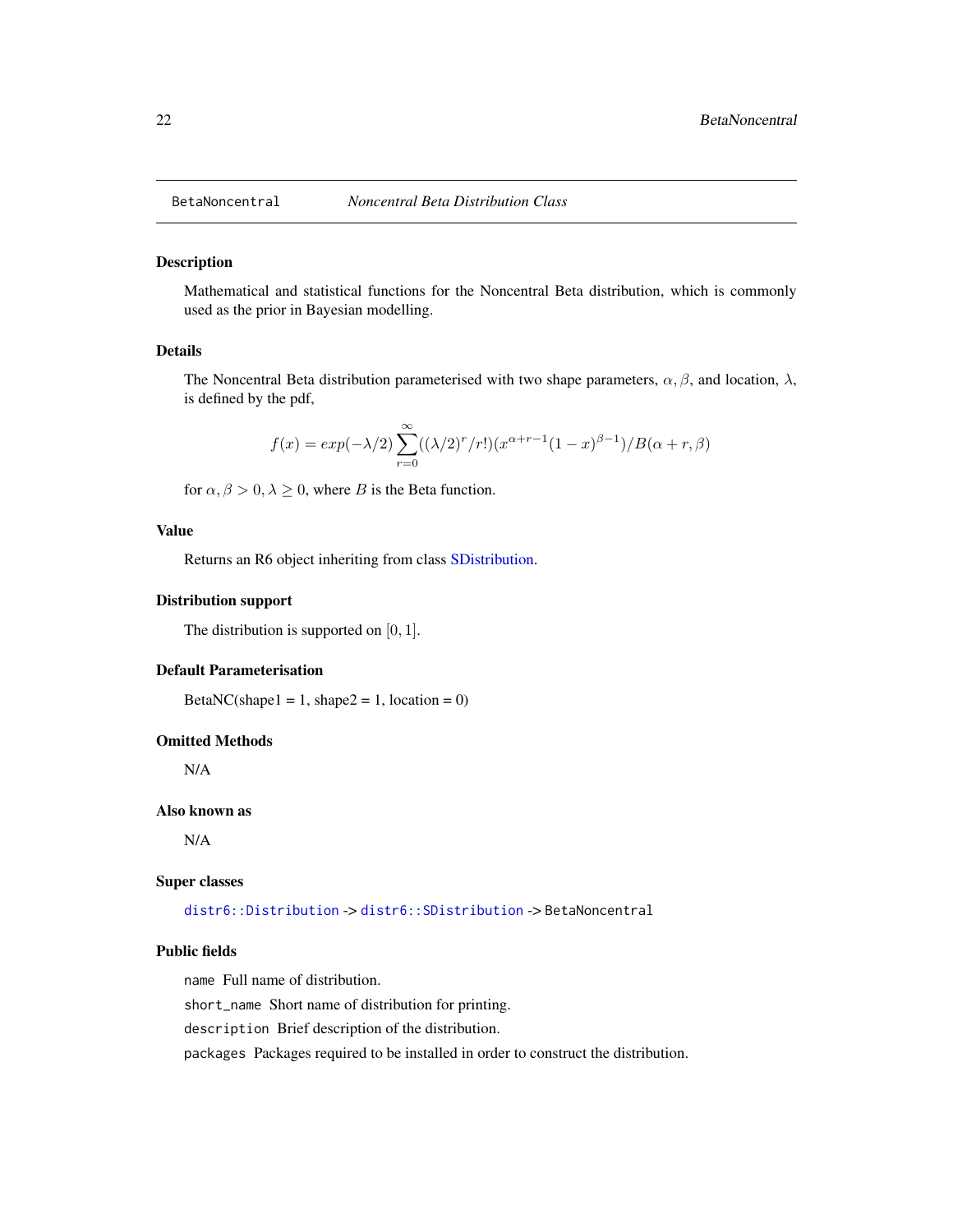BetaNoncentral    *Noncentral Beta Distribution Class*

## Description

Mathematical and statistical functions for the Noncentral Beta distribution, which is commonly used as the prior in Bayesian modelling.

## Details

The Noncentral Beta distribution parameterised with two shape parameters, $\alpha, \beta$, and location, $\lambda$, is defined by the pdf,

$$f(x) = exp(-\lambda/2) \sum_{r=0}^{\infty} ((\lambda/2)^r / r!)(x^{\alpha+r-1}(1-x)^{\beta-1})/B(\alpha+r, \beta)$$

for $\alpha, \beta > 0, \lambda \geq 0$, where $B$ is the Beta function.

## Value

Returns an R6 object inheriting from class SDistribution.

## Distribution support

The distribution is supported on $[0, 1]$.

## Default Parameterisation

BetaNC(shape1 = 1, shape2 = 1, location = 0)

## Omitted Methods

N/A

## Also known as

N/A

## Super classes

`distr6::Distribution` -> `distr6::SDistribution` -> `BetaNoncentral`

## Public fields

`name` Full name of distribution.

`short_name` Short name of distribution for printing.

`description` Brief description of the distribution.

`packages` Packages required to be installed in order to construct the distribution.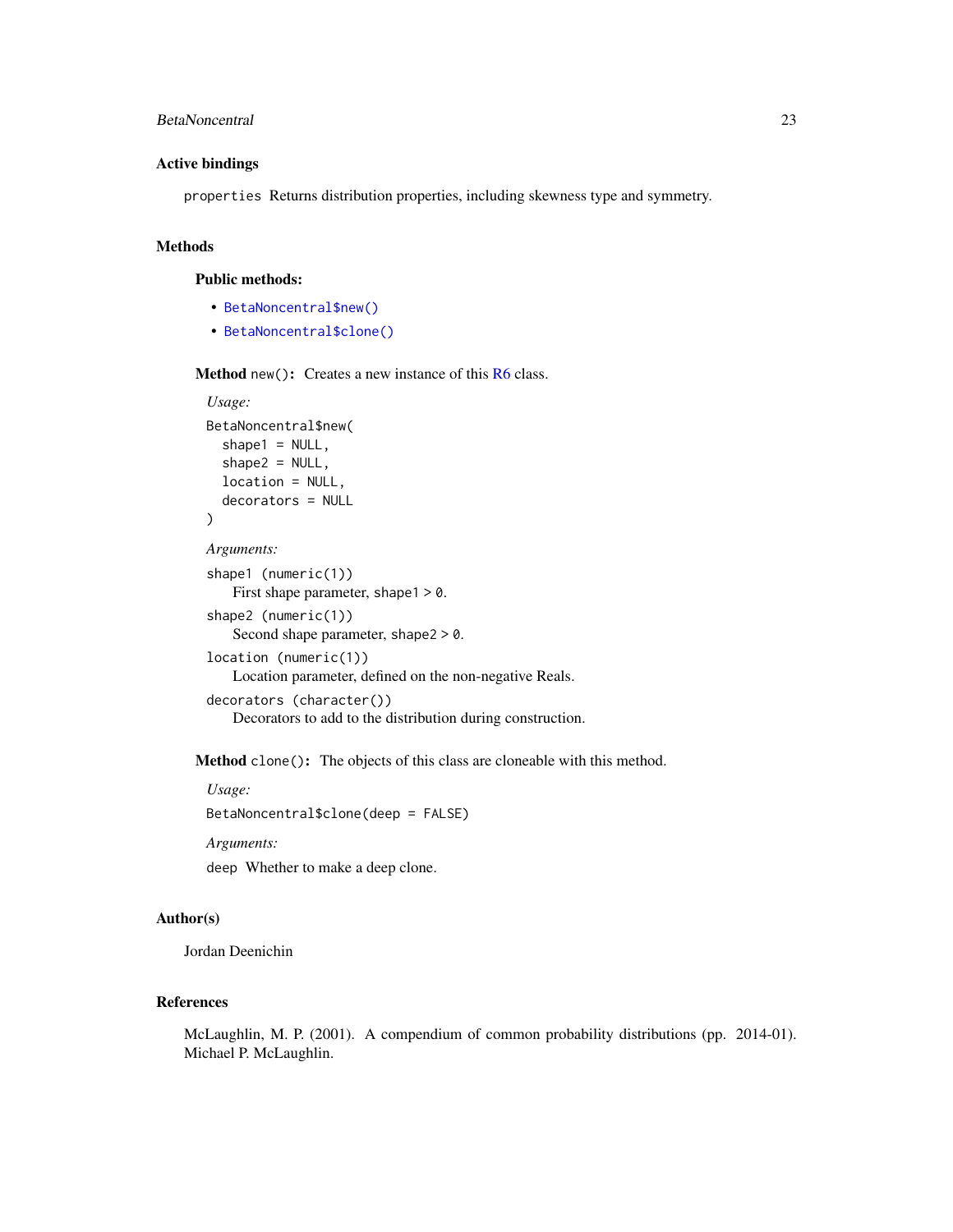### Active bindings

`properties` Returns distribution properties, including skewness type and symmetry.

### Methods

#### Public methods:

- `BetaNoncentral$new()`
- `BetaNoncentral$clone()`

**Method** `new()`**:** Creates a new instance of this R6 class.

*Usage:*

```
BetaNoncentral$new(
  shape1 = NULL,
  shape2 = NULL,
  location = NULL,
  decorators = NULL
)
```

*Arguments:*

`shape1 (numeric(1))`
First shape parameter, `shape1 > 0`.

`shape2 (numeric(1))`
Second shape parameter, `shape2 > 0`.

`location (numeric(1))`
Location parameter, defined on the non-negative Reals.

`decorators (character())`
Decorators to add to the distribution during construction.

**Method** `clone()`**:** The objects of this class are cloneable with this method.

*Usage:*

```
BetaNoncentral$clone(deep = FALSE)
```

*Arguments:*

`deep` Whether to make a deep clone.

### Author(s)

Jordan Deenichin

### References

McLaughlin, M. P. (2001). A compendium of common probability distributions (pp. 2014-01). Michael P. McLaughlin.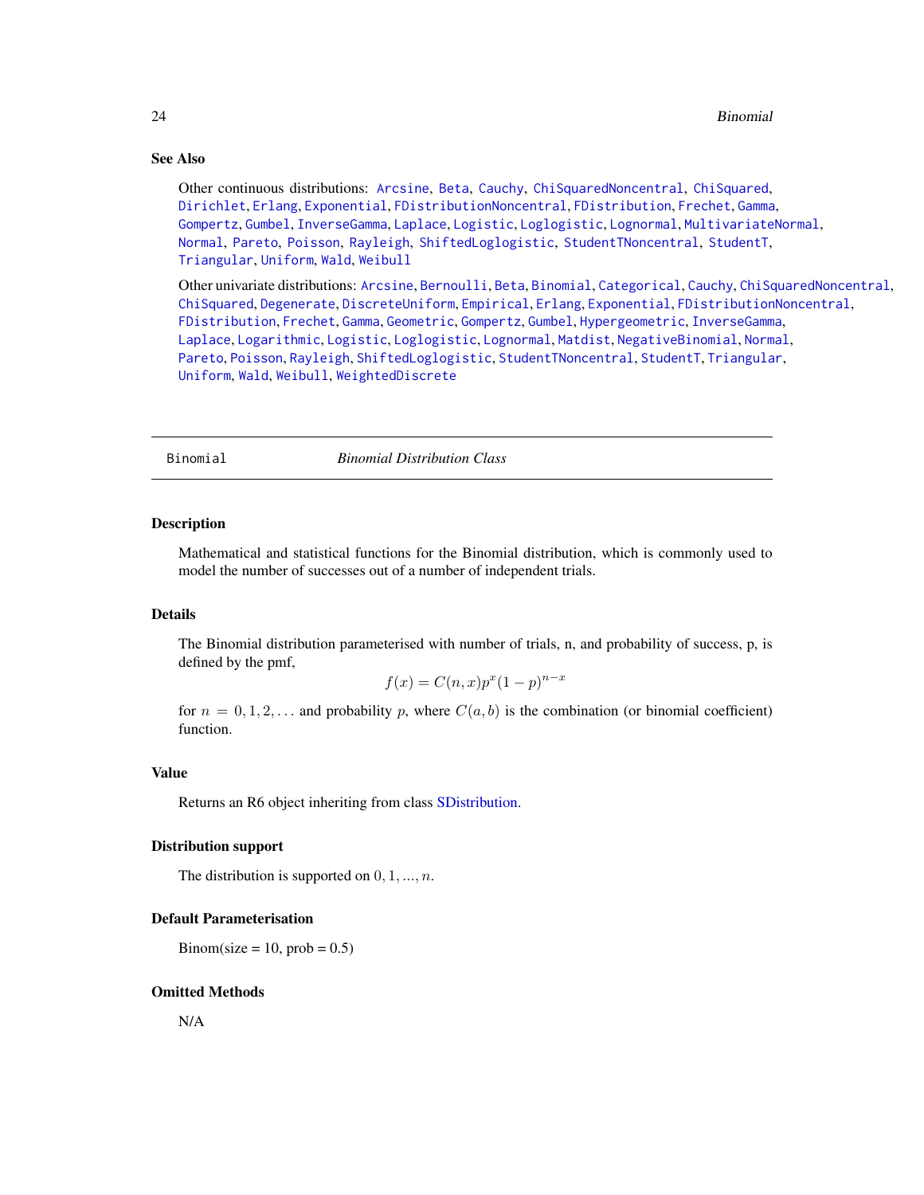## See Also

Other continuous distributions: Arcsine, Beta, Cauchy, ChiSquaredNoncentral, ChiSquared, Dirichlet, Erlang, Exponential, FDistributionNoncentral, FDistribution, Frechet, Gamma, Gompertz, Gumbel, InverseGamma, Laplace, Logistic, Loglogistic, Lognormal, MultivariateNormal, Normal, Pareto, Poisson, Rayleigh, ShiftedLoglogistic, StudentTNoncentral, StudentT, Triangular, Uniform, Wald, Weibull

Other univariate distributions: Arcsine, Bernoulli, Beta, Binomial, Categorical, Cauchy, ChiSquaredNoncentral, ChiSquared, Degenerate, DiscreteUniform, Empirical, Erlang, Exponential, FDistributionNoncentral, FDistribution, Frechet, Gamma, Geometric, Gompertz, Gumbel, Hypergeometric, InverseGamma, Laplace, Logarithmic, Logistic, Loglogistic, Lognormal, Matdist, NegativeBinomial, Normal, Pareto, Poisson, Rayleigh, ShiftedLoglogistic, StudentTNoncentral, StudentT, Triangular, Uniform, Wald, Weibull, WeightedDiscrete

---

# Binomial — *Binomial Distribution Class*

## Description

Mathematical and statistical functions for the Binomial distribution, which is commonly used to model the number of successes out of a number of independent trials.

## Details

The Binomial distribution parameterised with number of trials, n, and probability of success, p, is defined by the pmf,

$$f(x) = C(n, x)p^x(1 - p)^{n-x}$$

for $n = 0, 1, 2, \ldots$ and probability $p$, where $C(a, b)$ is the combination (or binomial coefficient) function.

## Value

Returns an R6 object inheriting from class SDistribution.

## Distribution support

The distribution is supported on $0, 1, ..., n$.

## Default Parameterisation

Binom(size = 10, prob = 0.5)

## Omitted Methods

N/A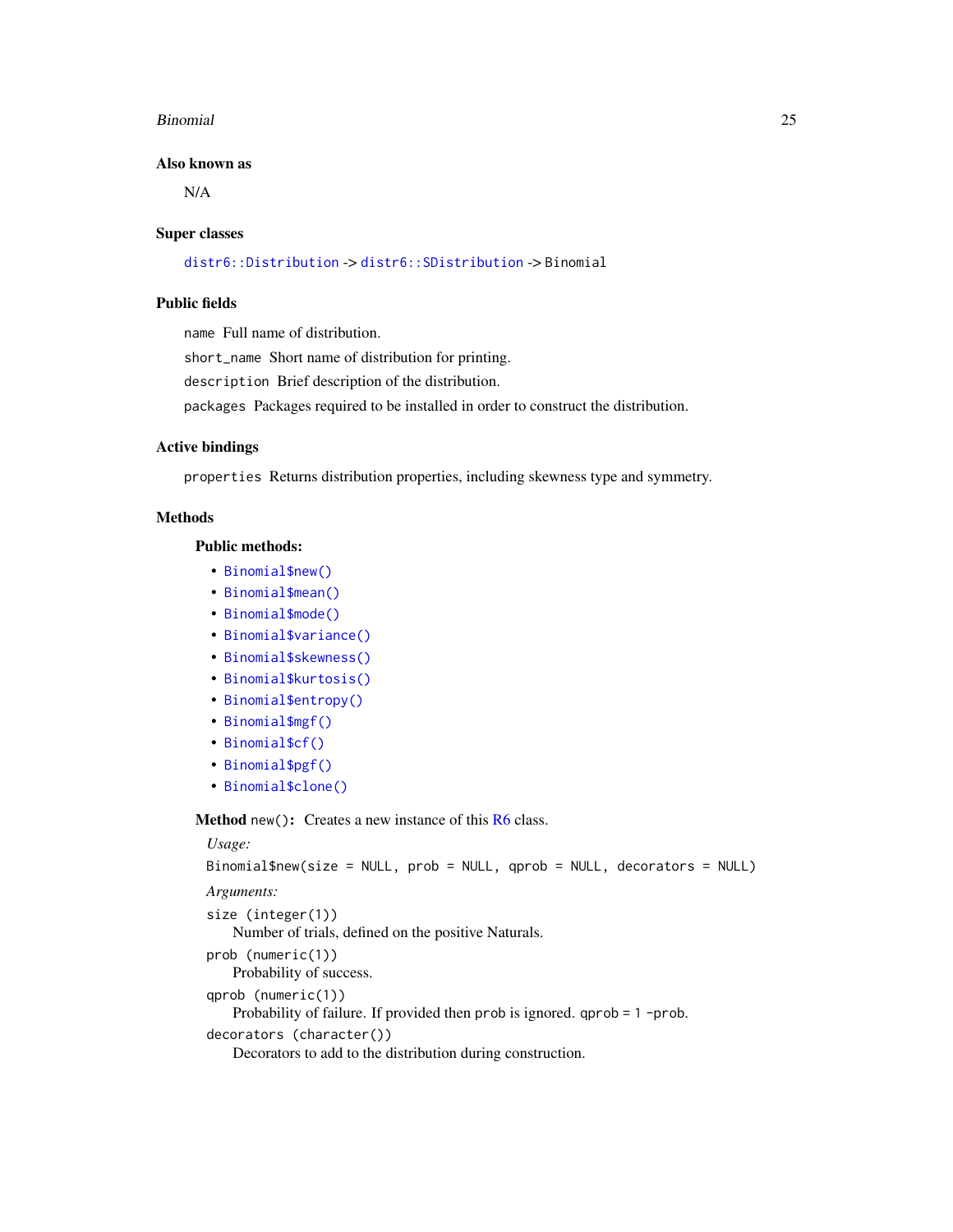### Also known as

N/A

### Super classes

`distr6::Distribution` -> `distr6::SDistribution` -> `Binomial`

### Public fields

`name` Full name of distribution.

`short_name` Short name of distribution for printing.

`description` Brief description of the distribution.

`packages` Packages required to be installed in order to construct the distribution.

### Active bindings

`properties` Returns distribution properties, including skewness type and symmetry.

### Methods

#### Public methods:

- `Binomial$new()`
- `Binomial$mean()`
- `Binomial$mode()`
- `Binomial$variance()`
- `Binomial$skewness()`
- `Binomial$kurtosis()`
- `Binomial$entropy()`
- `Binomial$mgf()`
- `Binomial$cf()`
- `Binomial$pgf()`
- `Binomial$clone()`

**Method** `new()`**:** Creates a new instance of this R6 class.

*Usage:*

```
Binomial$new(size = NULL, prob = NULL, qprob = NULL, decorators = NULL)
```

*Arguments:*

`size (integer(1))`
Number of trials, defined on the positive Naturals.

`prob (numeric(1))`
Probability of success.

`qprob (numeric(1))`
Probability of failure. If provided then `prob` is ignored. `qprob = 1 -prob`.

`decorators (character())`
Decorators to add to the distribution during construction.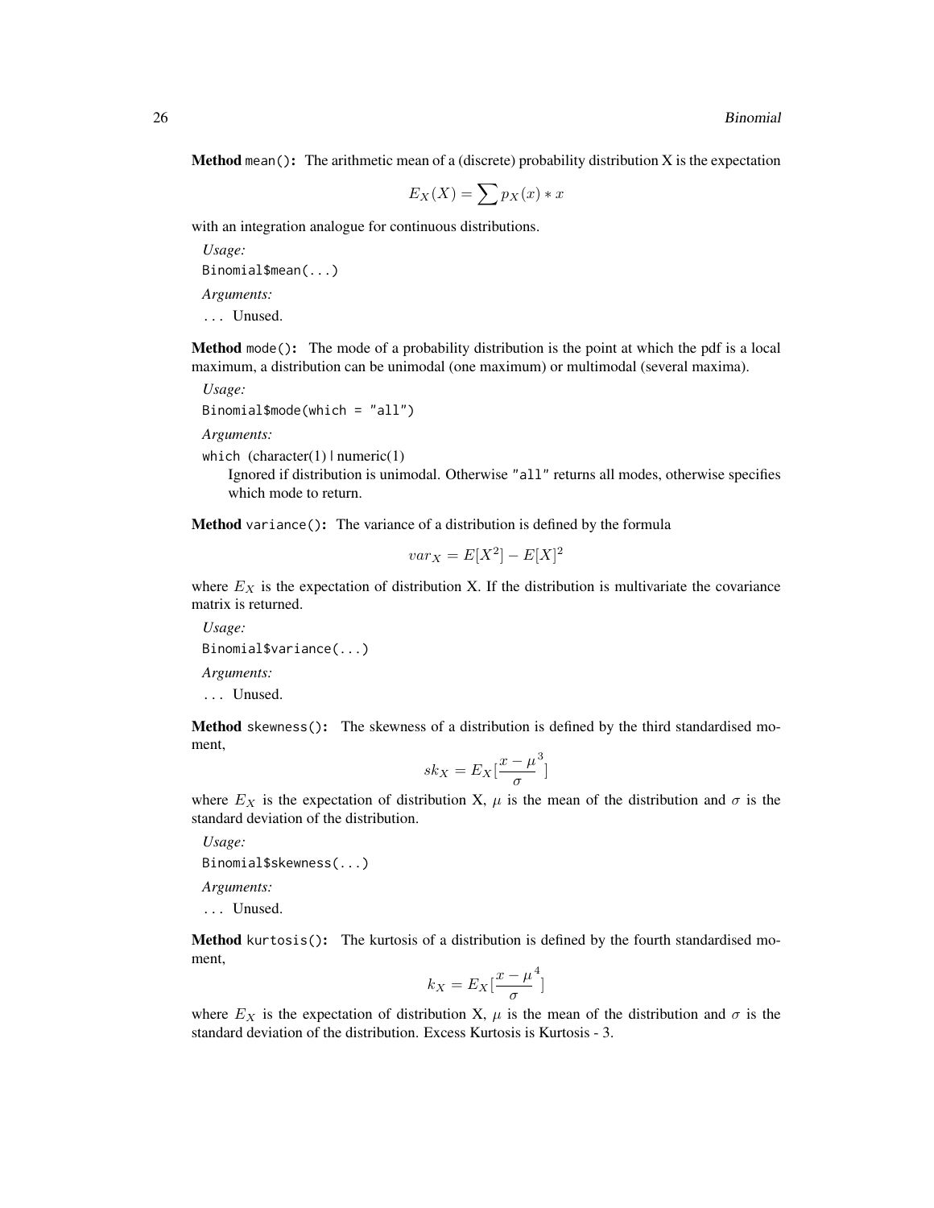**Method** `mean()`: The arithmetic mean of a (discrete) probability distribution X is the expectation

$$E_X(X) = \sum p_X(x) * x$$

with an integration analogue for continuous distributions.

*Usage:*

```
Binomial$mean(...)
```

*Arguments:*

`...` Unused.

**Method** `mode()`: The mode of a probability distribution is the point at which the pdf is a local maximum, a distribution can be unimodal (one maximum) or multimodal (several maxima).

*Usage:*

```
Binomial$mode(which = "all")
```

*Arguments:*

`which` (character(1) | numeric(1)
Ignored if distribution is unimodal. Otherwise `"all"` returns all modes, otherwise specifies which mode to return.

**Method** `variance()`: The variance of a distribution is defined by the formula

$$var_X = E[X^2] - E[X]^2$$

where $E_X$ is the expectation of distribution X. If the distribution is multivariate the covariance matrix is returned.

*Usage:*

```
Binomial$variance(...)
```

*Arguments:*

`...` Unused.

**Method** `skewness()`: The skewness of a distribution is defined by the third standardised moment,

$$sk_X = E_X[\frac{x - \mu}{\sigma}^3]$$

where $E_X$ is the expectation of distribution X, $\mu$ is the mean of the distribution and $\sigma$ is the standard deviation of the distribution.

*Usage:*

```
Binomial$skewness(...)
```

*Arguments:*

`...` Unused.

**Method** `kurtosis()`: The kurtosis of a distribution is defined by the fourth standardised moment,

$$k_X = E_X[\frac{x - \mu}{\sigma}^4]$$

where $E_X$ is the expectation of distribution X, $\mu$ is the mean of the distribution and $\sigma$ is the standard deviation of the distribution. Excess Kurtosis is Kurtosis - 3.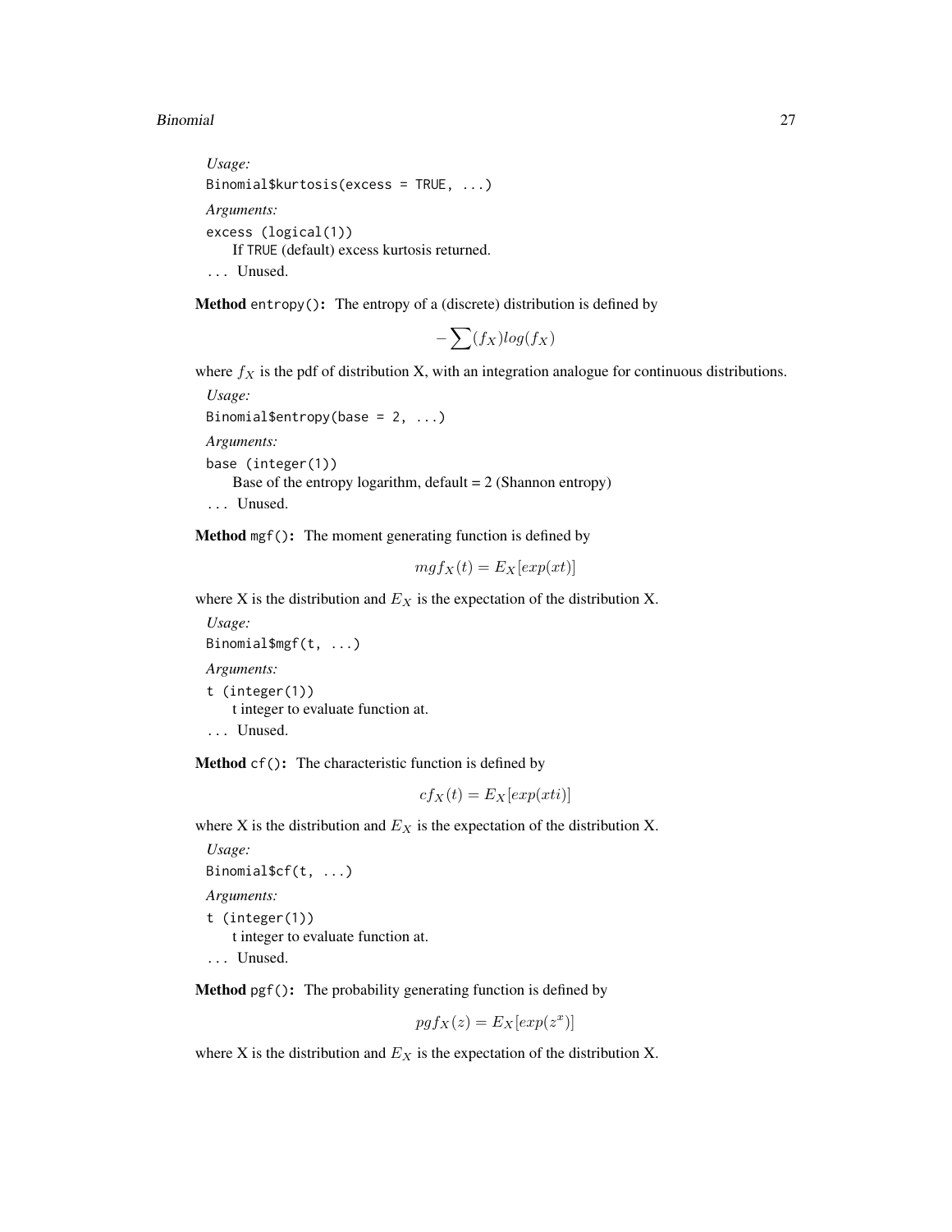*Usage:*

```
Binomial$kurtosis(excess = TRUE, ...)
```

*Arguments:*

`excess (logical(1))`
If TRUE (default) excess kurtosis returned.

`...` Unused.

**Method** `entropy()`**:** The entropy of a (discrete) distribution is defined by

$$-\sum(f_X)log(f_X)$$

where $f_X$ is the pdf of distribution X, with an integration analogue for continuous distributions.

*Usage:*

```
Binomial$entropy(base = 2, ...)
```

*Arguments:*

`base (integer(1))`
Base of the entropy logarithm, default = 2 (Shannon entropy)

`...` Unused.

**Method** `mgf()`**:** The moment generating function is defined by

$$mgf_X(t) = E_X[exp(xt)]$$

where X is the distribution and $E_X$ is the expectation of the distribution X.

*Usage:*

```
Binomial$mgf(t, ...)
```

*Arguments:*

`t (integer(1))`
t integer to evaluate function at.

`...` Unused.

**Method** `cf()`**:** The characteristic function is defined by

$$cf_X(t) = E_X[exp(xti)]$$

where X is the distribution and $E_X$ is the expectation of the distribution X.

*Usage:*

```
Binomial$cf(t, ...)
```

*Arguments:*

`t (integer(1))`
t integer to evaluate function at.

`...` Unused.

**Method** `pgf()`**:** The probability generating function is defined by

$$pgf_X(z) = E_X[exp(z^x)]$$

where X is the distribution and $E_X$ is the expectation of the distribution X.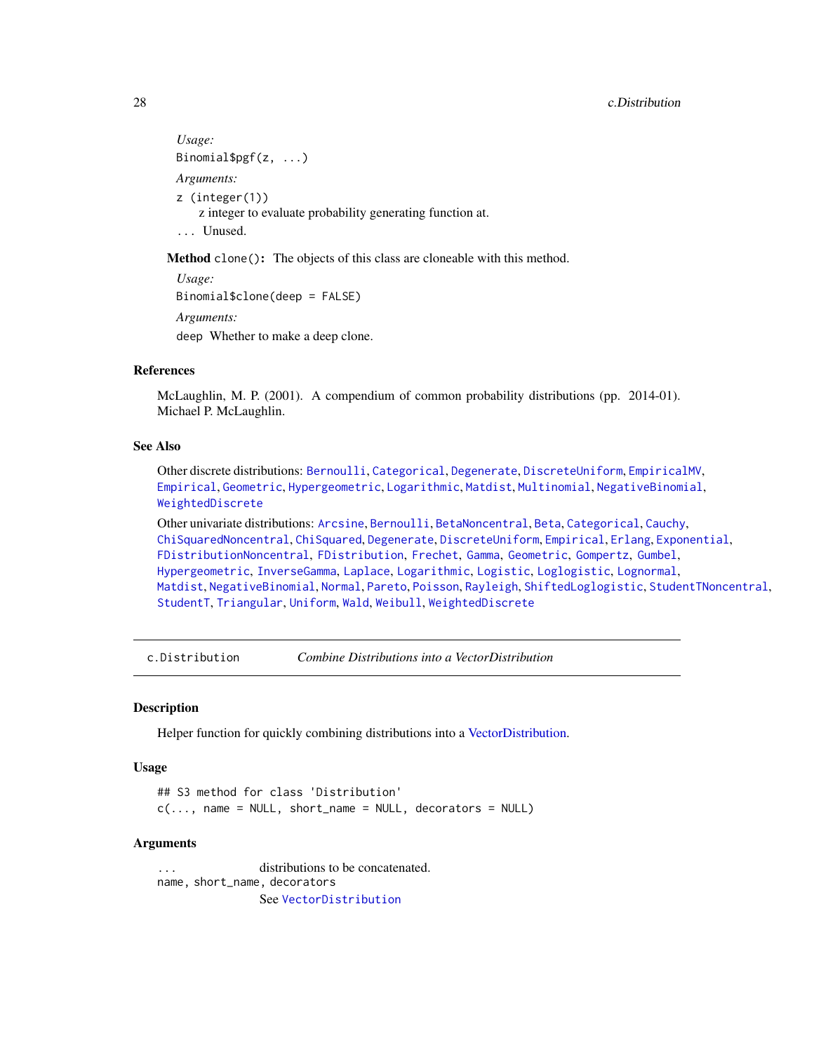*Usage:*

```
Binomial$pgf(z, ...)
```

*Arguments:*

`z` (`integer(1)`)
   z integer to evaluate probability generating function at.

`...` Unused.

**Method** `clone()`**:** The objects of this class are cloneable with this method.

*Usage:*

```
Binomial$clone(deep = FALSE)
```

*Arguments:*

`deep` Whether to make a deep clone.

## References

McLaughlin, M. P. (2001). A compendium of common probability distributions (pp. 2014-01). Michael P. McLaughlin.

## See Also

Other discrete distributions: `Bernoulli`, `Categorical`, `Degenerate`, `DiscreteUniform`, `EmpiricalMV`, `Empirical`, `Geometric`, `Hypergeometric`, `Logarithmic`, `Matdist`, `Multinomial`, `NegativeBinomial`, `WeightedDiscrete`

Other univariate distributions: `Arcsine`, `Bernoulli`, `BetaNoncentral`, `Beta`, `Categorical`, `Cauchy`, `ChiSquaredNoncentral`, `ChiSquared`, `Degenerate`, `DiscreteUniform`, `Empirical`, `Erlang`, `Exponential`, `FDistributionNoncentral`, `FDistribution`, `Frechet`, `Gamma`, `Geometric`, `Gompertz`, `Gumbel`, `Hypergeometric`, `InverseGamma`, `Laplace`, `Logarithmic`, `Logistic`, `Loglogistic`, `Lognormal`, `Matdist`, `NegativeBinomial`, `Normal`, `Pareto`, `Poisson`, `Rayleigh`, `ShiftedLoglogistic`, `StudentTNoncentral`, `StudentT`, `Triangular`, `Uniform`, `Wald`, `Weibull`, `WeightedDiscrete`

---

# c.Distribution — *Combine Distributions into a VectorDistribution*

## Description

Helper function for quickly combining distributions into a VectorDistribution.

## Usage

```
## S3 method for class 'Distribution'
c(..., name = NULL, short_name = NULL, decorators = NULL)
```

## Arguments

| | |
|---|---|
| `...` | distributions to be concatenated. |
| `name, short_name, decorators` | See `VectorDistribution` |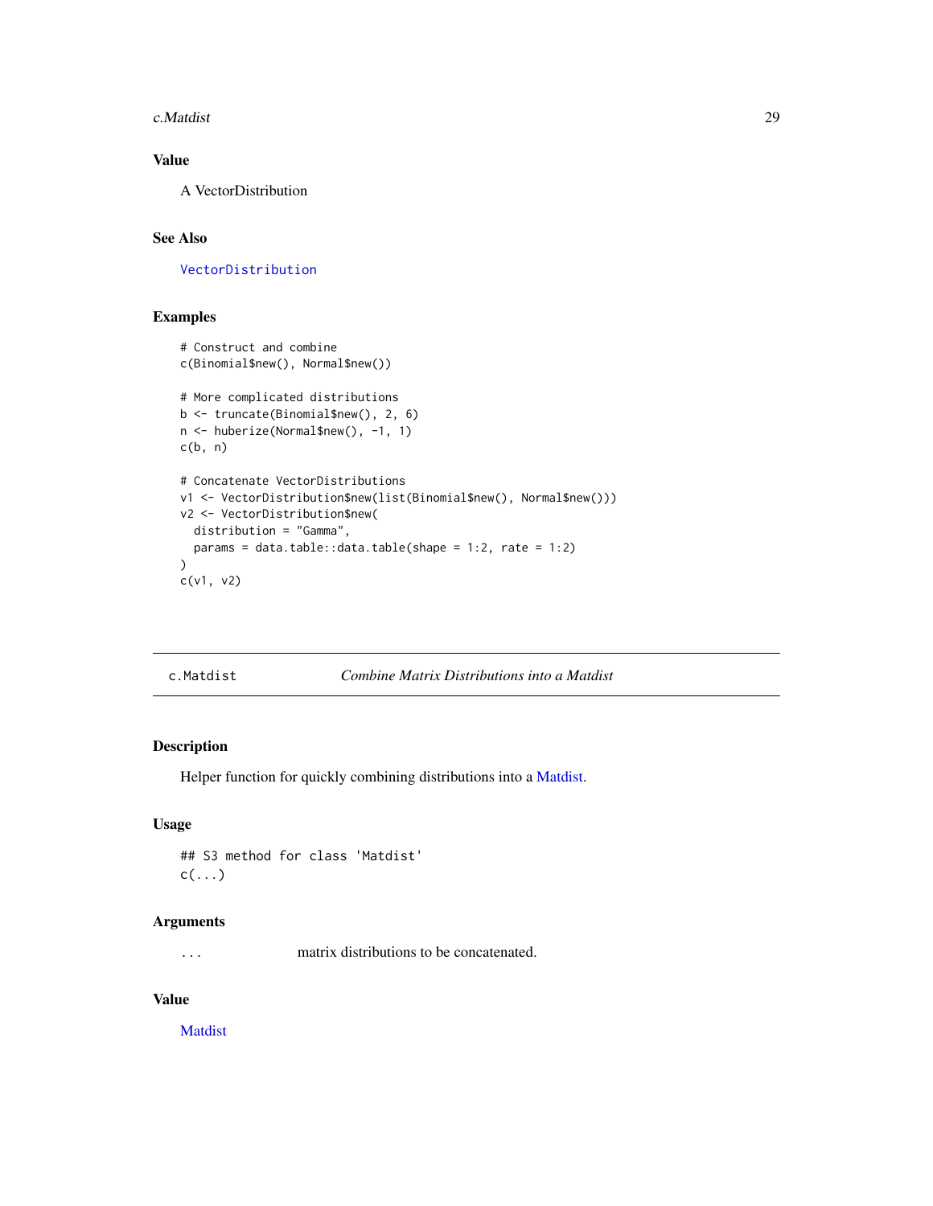## Value

A VectorDistribution

## See Also

VectorDistribution

## Examples

```
# Construct and combine
c(Binomial$new(), Normal$new())

# More complicated distributions
b <- truncate(Binomial$new(), 2, 6)
n <- huberize(Normal$new(), -1, 1)
c(b, n)

# Concatenate VectorDistributions
v1 <- VectorDistribution$new(list(Binomial$new(), Normal$new()))
v2 <- VectorDistribution$new(
  distribution = "Gamma",
  params = data.table::data.table(shape = 1:2, rate = 1:2)
)
c(v1, v2)
```

---

# c.Matdist — *Combine Matrix Distributions into a Matdist*

## Description

Helper function for quickly combining distributions into a Matdist.

## Usage

```
## S3 method for class 'Matdist'
c(...)
```

## Arguments

| | |
|---|---|
| ... | matrix distributions to be concatenated. |

## Value

Matdist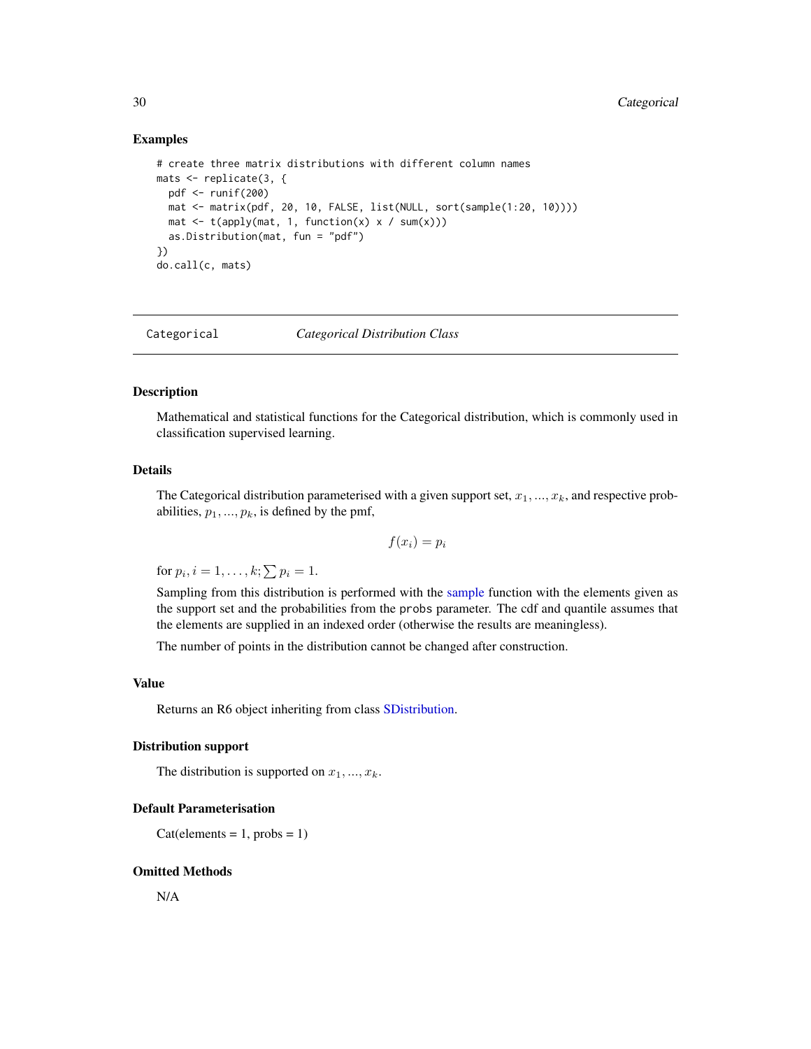## Examples

```
# create three matrix distributions with different column names
mats <- replicate(3, {
  pdf <- runif(200)
  mat <- matrix(pdf, 20, 10, FALSE, list(NULL, sort(sample(1:20, 10))))
  mat <- t(apply(mat, 1, function(x) x / sum(x)))
  as.Distribution(mat, fun = "pdf")
})
do.call(c, mats)
```

---

# Categorical — *Categorical Distribution Class*

---

## Description

Mathematical and statistical functions for the Categorical distribution, which is commonly used in classification supervised learning.

## Details

The Categorical distribution parameterised with a given support set, $x_1, ..., x_k$, and respective probabilities, $p_1, ..., p_k$, is defined by the pmf,

$$f(x_i) = p_i$$

for $p_i, i = 1, \ldots, k; \sum p_i = 1$.

Sampling from this distribution is performed with the sample function with the elements given as the support set and the probabilities from the `probs` parameter. The cdf and quantile assumes that the elements are supplied in an indexed order (otherwise the results are meaningless).

The number of points in the distribution cannot be changed after construction.

## Value

Returns an R6 object inheriting from class SDistribution.

## Distribution support

The distribution is supported on $x_1, ..., x_k$.

## Default Parameterisation

Cat(elements = 1, probs = 1)

## Omitted Methods

N/A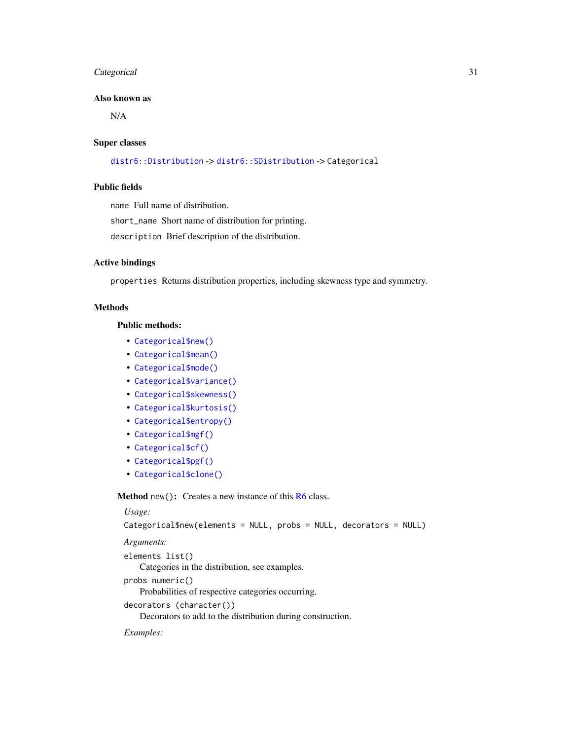## Also known as

N/A

## Super classes

`distr6::Distribution` -> `distr6::SDistribution` -> `Categorical`

## Public fields

`name` Full name of distribution.

`short_name` Short name of distribution for printing.

`description` Brief description of the distribution.

## Active bindings

`properties` Returns distribution properties, including skewness type and symmetry.

## Methods

### Public methods:

- `Categorical$new()`
- `Categorical$mean()`
- `Categorical$mode()`
- `Categorical$variance()`
- `Categorical$skewness()`
- `Categorical$kurtosis()`
- `Categorical$entropy()`
- `Categorical$mgf()`
- `Categorical$cf()`
- `Categorical$pgf()`
- `Categorical$clone()`

**Method** `new()`**:** Creates a new instance of this R6 class.

*Usage:*

```
Categorical$new(elements = NULL, probs = NULL, decorators = NULL)
```

*Arguments:*

`elements list()`
    Categories in the distribution, see examples.

`probs numeric()`
    Probabilities of respective categories occurring.

`decorators (character())`
    Decorators to add to the distribution during construction.

*Examples:*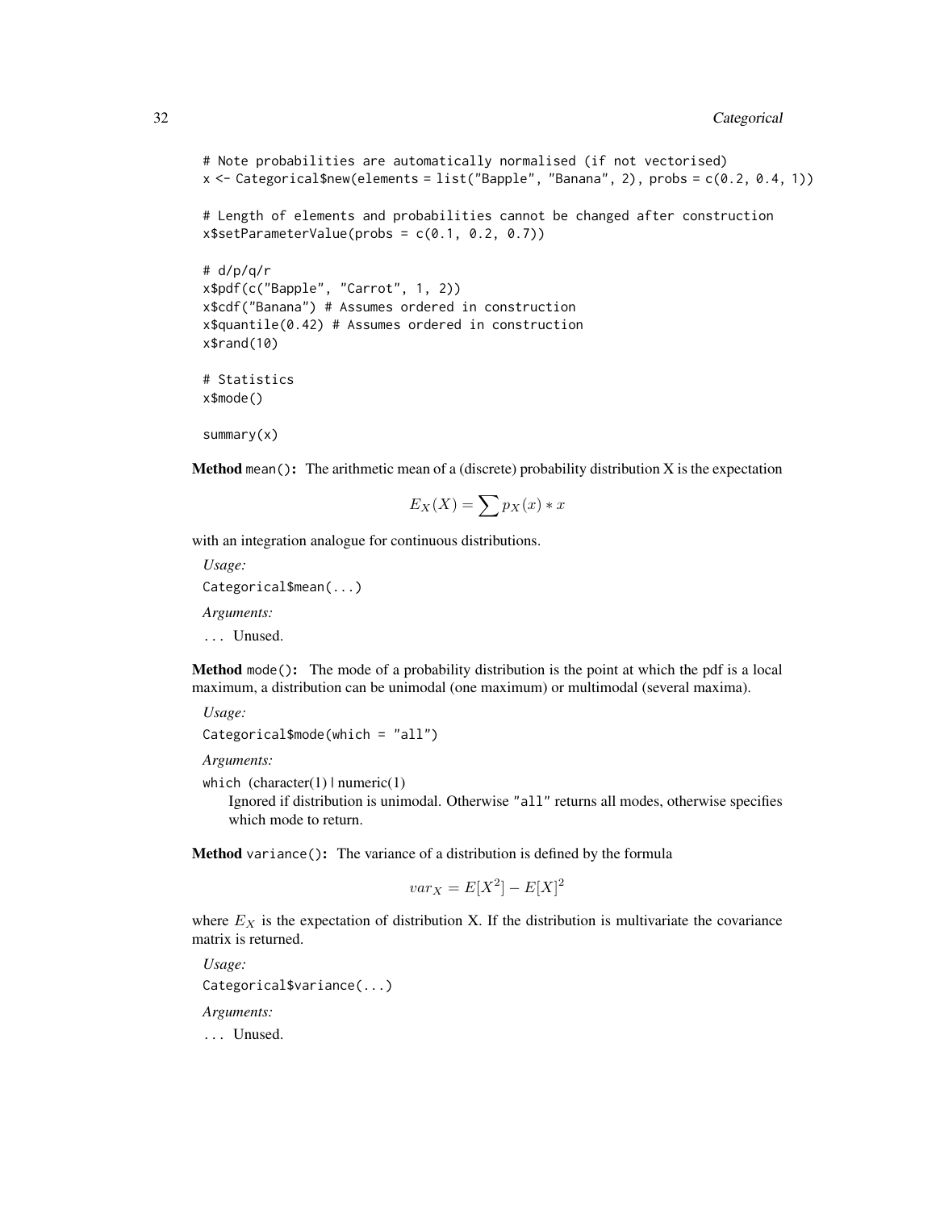```
# Note probabilities are automatically normalised (if not vectorised)
x <- Categorical$new(elements = list("Bapple", "Banana", 2), probs = c(0.2, 0.4, 1))

# Length of elements and probabilities cannot be changed after construction
x$setParameterValue(probs = c(0.1, 0.2, 0.7))

# d/p/q/r
x$pdf(c("Bapple", "Carrot", 1, 2))
x$cdf("Banana") # Assumes ordered in construction
x$quantile(0.42) # Assumes ordered in construction
x$rand(10)

# Statistics
x$mode()

summary(x)
```

**Method** `mean()`**:** The arithmetic mean of a (discrete) probability distribution X is the expectation

$$E_X(X) = \sum p_X(x) * x$$

with an integration analogue for continuous distributions.

*Usage:*

`Categorical$mean(...)`

*Arguments:*

`...` Unused.

**Method** `mode()`**:** The mode of a probability distribution is the point at which the pdf is a local maximum, a distribution can be unimodal (one maximum) or multimodal (several maxima).

*Usage:*

`Categorical$mode(which = "all")`

*Arguments:*

`which` (character(1) | numeric(1)
Ignored if distribution is unimodal. Otherwise `"all"` returns all modes, otherwise specifies which mode to return.

**Method** `variance()`**:** The variance of a distribution is defined by the formula

$$var_X = E[X^2] - E[X]^2$$

where $E_X$ is the expectation of distribution X. If the distribution is multivariate the covariance matrix is returned.

*Usage:*

`Categorical$variance(...)`

*Arguments:*

`...` Unused.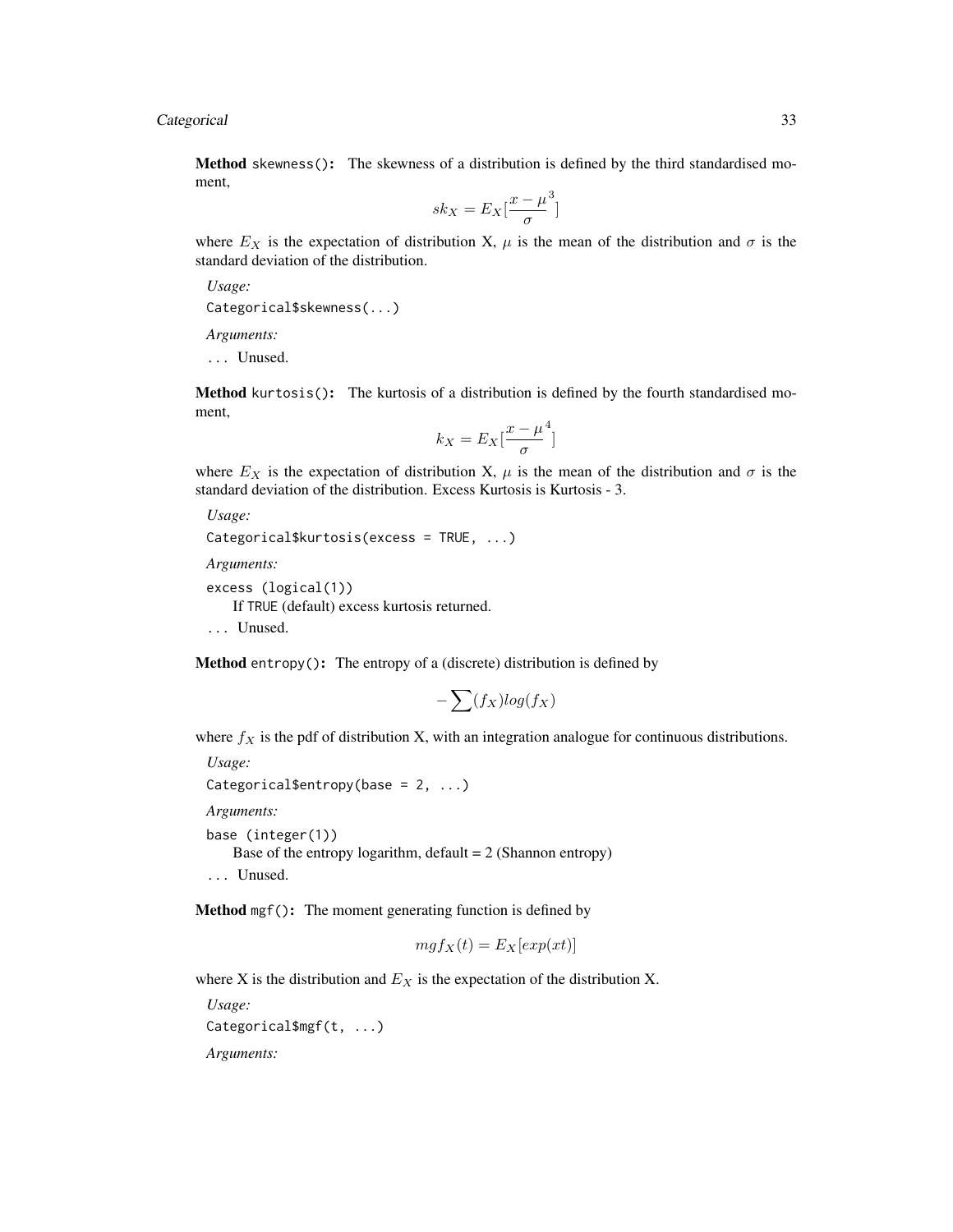**Method** `skewness()`: The skewness of a distribution is defined by the third standardised moment,

$$sk_X = E_X[\frac{x - \mu}{\sigma}^3]$$

where $E_X$ is the expectation of distribution X, $\mu$ is the mean of the distribution and $\sigma$ is the standard deviation of the distribution.

*Usage:*

```
Categorical$skewness(...)
```

*Arguments:*

`...` Unused.

**Method** `kurtosis()`: The kurtosis of a distribution is defined by the fourth standardised moment,

$$k_X = E_X[\frac{x - \mu}{\sigma}^4]$$

where $E_X$ is the expectation of distribution X, $\mu$ is the mean of the distribution and $\sigma$ is the standard deviation of the distribution. Excess Kurtosis is Kurtosis - 3.

*Usage:*

```
Categorical$kurtosis(excess = TRUE, ...)
```

*Arguments:*

`excess` (`logical(1)`)
  If `TRUE` (default) excess kurtosis returned.

`...` Unused.

**Method** `entropy()`: The entropy of a (discrete) distribution is defined by

$$-\sum(f_X)log(f_X)$$

where $f_X$ is the pdf of distribution X, with an integration analogue for continuous distributions.

*Usage:*

```
Categorical$entropy(base = 2, ...)
```

*Arguments:*

`base` (`integer(1)`)
  Base of the entropy logarithm, default = 2 (Shannon entropy)

`...` Unused.

**Method** `mgf()`: The moment generating function is defined by

$$mgf_X(t) = E_X[exp(xt)]$$

where X is the distribution and $E_X$ is the expectation of the distribution X.

*Usage:*

```
Categorical$mgf(t, ...)
```

*Arguments:*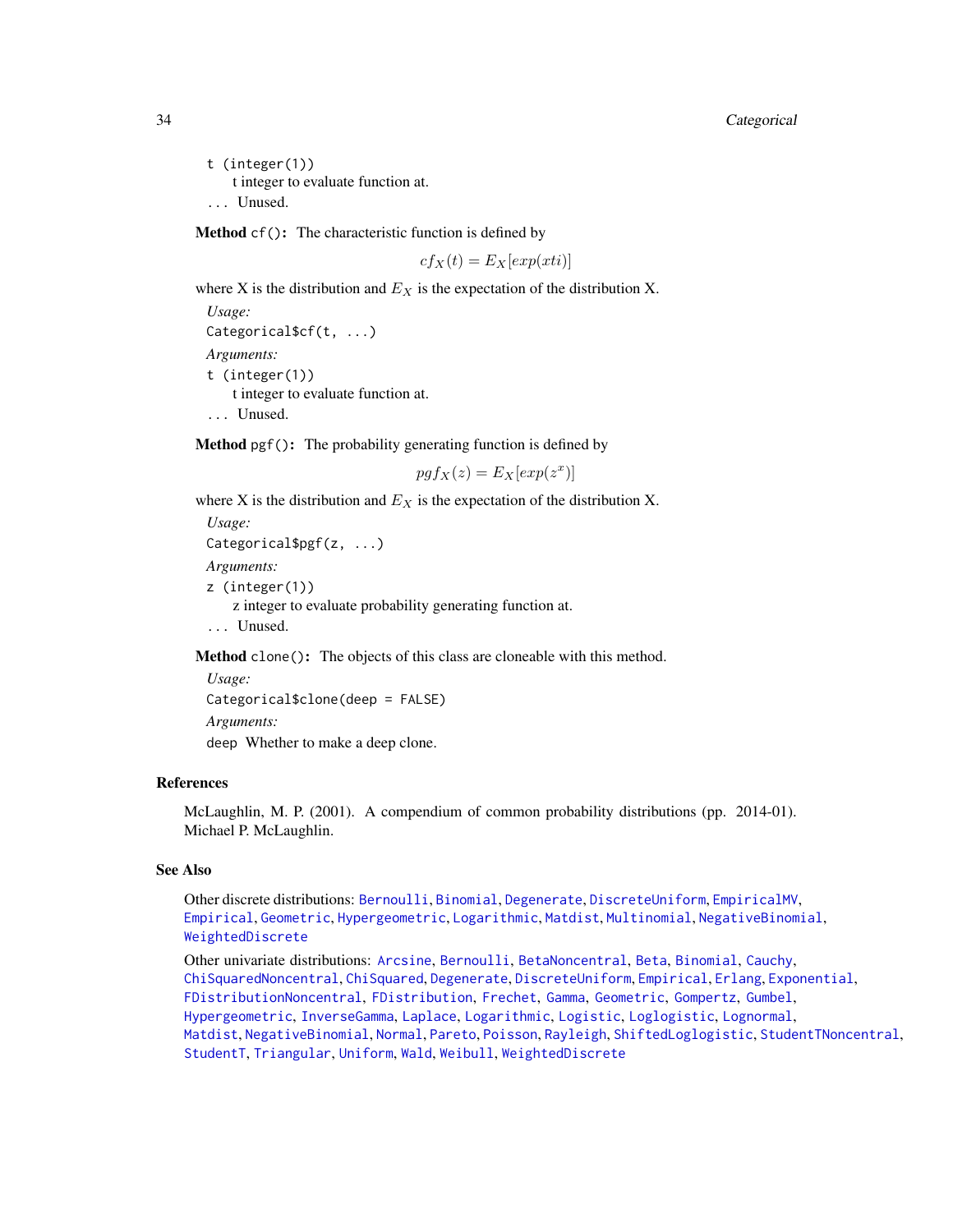t (integer(1))
t integer to evaluate function at.

... Unused.

**Method** `cf()`**:** The characteristic function is defined by

$$cf_X(t) = E_X[exp(xti)]$$

where X is the distribution and $E_X$ is the expectation of the distribution X.

*Usage:*

```
Categorical$cf(t, ...)
```

*Arguments:*

t (integer(1))
t integer to evaluate function at.

... Unused.

**Method** `pgf()`**:** The probability generating function is defined by

$$pgf_X(z) = E_X[exp(z^x)]$$

where X is the distribution and $E_X$ is the expectation of the distribution X.

*Usage:*

```
Categorical$pgf(z, ...)
```

*Arguments:*

z (integer(1))
z integer to evaluate probability generating function at.

... Unused.

**Method** `clone()`**:** The objects of this class are cloneable with this method.

*Usage:*

```
Categorical$clone(deep = FALSE)
```

*Arguments:*

deep Whether to make a deep clone.

## References

McLaughlin, M. P. (2001). A compendium of common probability distributions (pp. 2014-01). Michael P. McLaughlin.

## See Also

Other discrete distributions: Bernoulli, Binomial, Degenerate, DiscreteUniform, EmpiricalMV, Empirical, Geometric, Hypergeometric, Logarithmic, Matdist, Multinomial, NegativeBinomial, WeightedDiscrete

Other univariate distributions: Arcsine, Bernoulli, BetaNoncentral, Beta, Binomial, Cauchy, ChiSquaredNoncentral, ChiSquared, Degenerate, DiscreteUniform, Empirical, Erlang, Exponential, FDistributionNoncentral, FDistribution, Frechet, Gamma, Geometric, Gompertz, Gumbel, Hypergeometric, InverseGamma, Laplace, Logarithmic, Logistic, Loglogistic, Lognormal, Matdist, NegativeBinomial, Normal, Pareto, Poisson, Rayleigh, ShiftedLoglogistic, StudentTNoncentral, StudentT, Triangular, Uniform, Wald, Weibull, WeightedDiscrete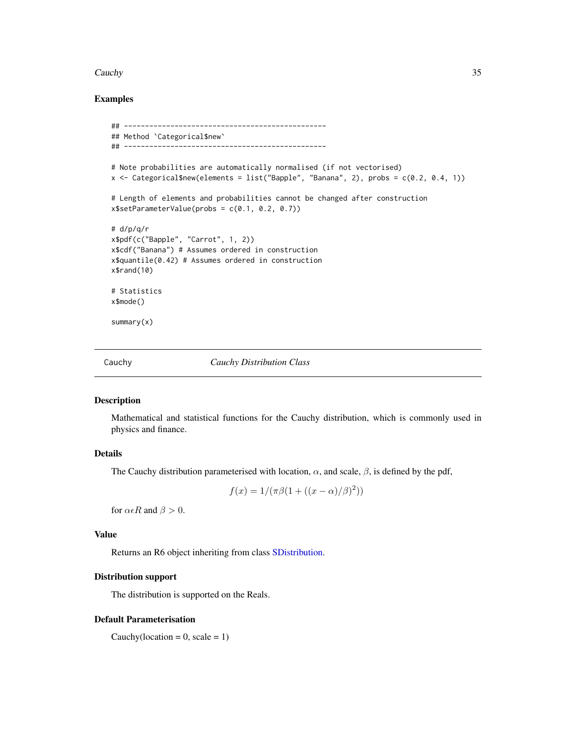### Examples

```
## ------------------------------------------------
## Method `Categorical$new`
## ------------------------------------------------

# Note probabilities are automatically normalised (if not vectorised)
x <- Categorical$new(elements = list("Bapple", "Banana", 2), probs = c(0.2, 0.4, 1))

# Length of elements and probabilities cannot be changed after construction
x$setParameterValue(probs = c(0.1, 0.2, 0.7))

# d/p/q/r
x$pdf(c("Bapple", "Carrot", 1, 2))
x$cdf("Banana") # Assumes ordered in construction
x$quantile(0.42) # Assumes ordered in construction
x$rand(10)

# Statistics
x$mode()

summary(x)
```

---

## Cauchy — *Cauchy Distribution Class*

### Description

Mathematical and statistical functions for the Cauchy distribution, which is commonly used in physics and finance.

### Details

The Cauchy distribution parameterised with location, $\alpha$, and scale, $\beta$, is defined by the pdf,

$$f(x) = 1/(\pi\beta(1 + ((x - \alpha)/\beta)^2))$$

for $\alpha \epsilon R$ and $\beta > 0$.

### Value

Returns an R6 object inheriting from class SDistribution.

### Distribution support

The distribution is supported on the Reals.

### Default Parameterisation

Cauchy(location = 0, scale = 1)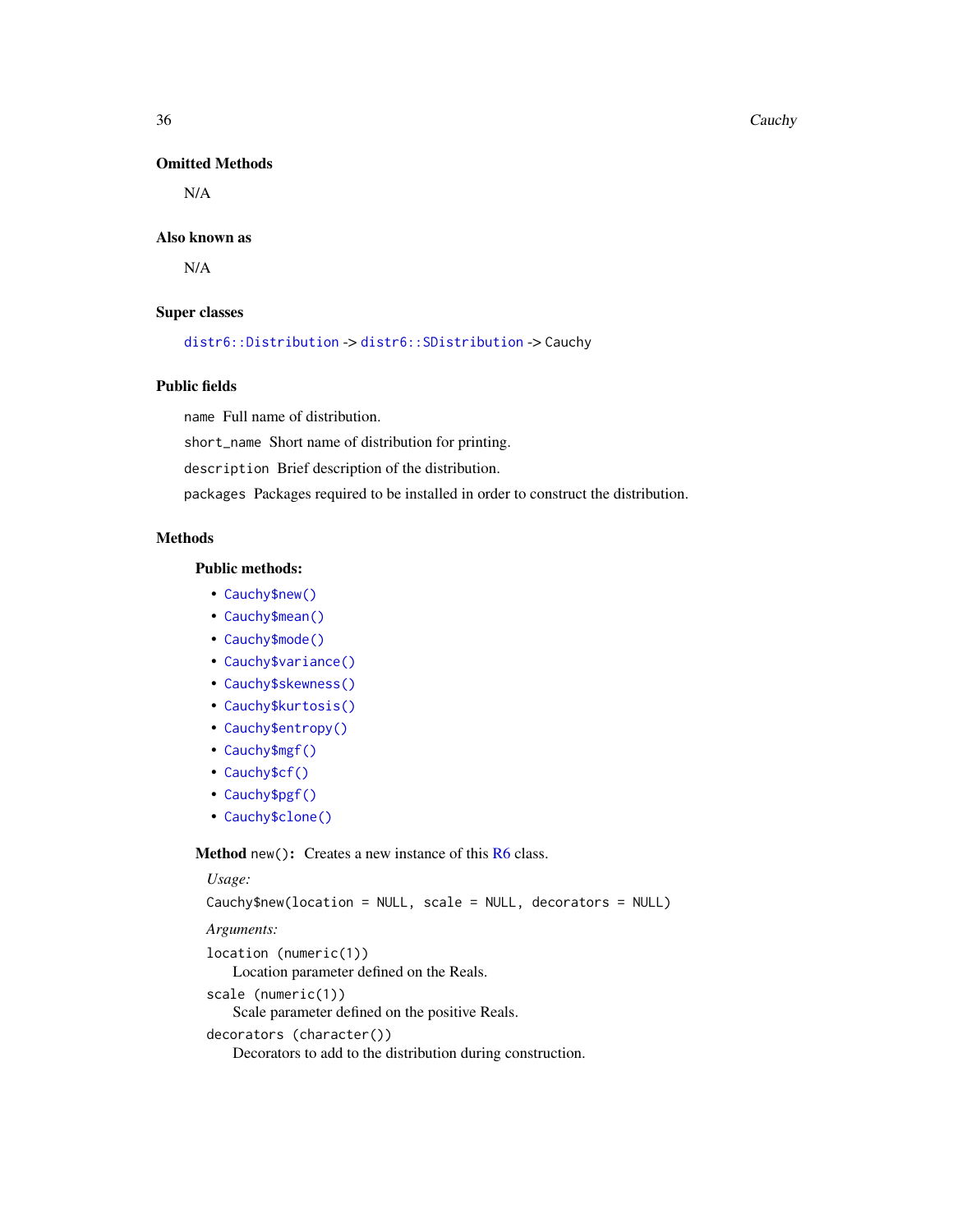### Omitted Methods

N/A

### Also known as

N/A

### Super classes

`distr6::Distribution` -> `distr6::SDistribution` -> Cauchy

### Public fields

`name` Full name of distribution.

`short_name` Short name of distribution for printing.

`description` Brief description of the distribution.

`packages` Packages required to be installed in order to construct the distribution.

### Methods

#### Public methods:

- `Cauchy$new()`
- `Cauchy$mean()`
- `Cauchy$mode()`
- `Cauchy$variance()`
- `Cauchy$skewness()`
- `Cauchy$kurtosis()`
- `Cauchy$entropy()`
- `Cauchy$mgf()`
- `Cauchy$cf()`
- `Cauchy$pgf()`
- `Cauchy$clone()`

**Method** `new()`**:** Creates a new instance of this R6 class.

*Usage:*

```
Cauchy$new(location = NULL, scale = NULL, decorators = NULL)
```

*Arguments:*

`location (numeric(1))`
Location parameter defined on the Reals.

`scale (numeric(1))`
Scale parameter defined on the positive Reals.

`decorators (character())`
Decorators to add to the distribution during construction.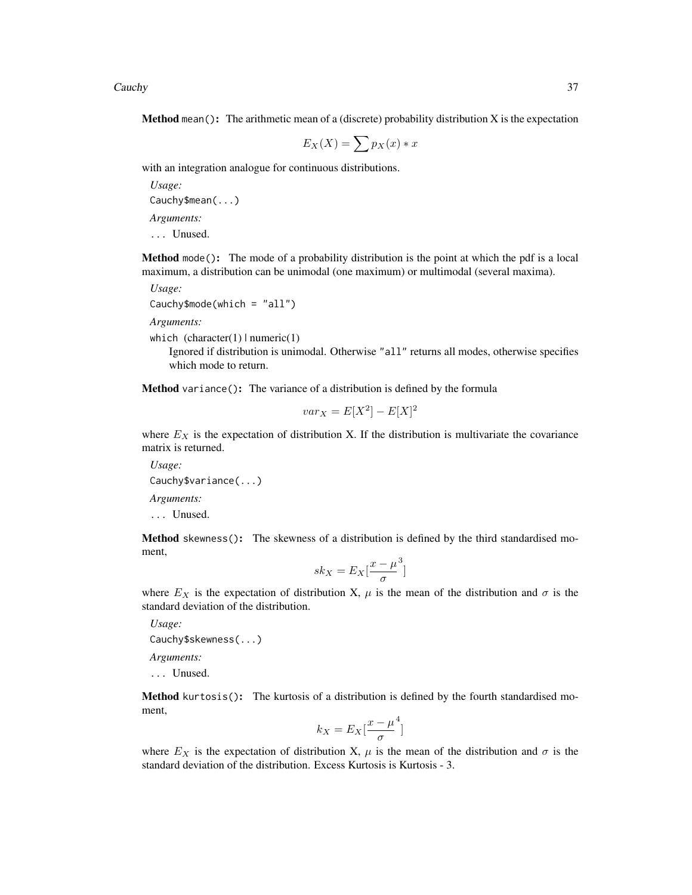**Method** `mean()`: The arithmetic mean of a (discrete) probability distribution X is the expectation

$$E_X(X) = \sum p_X(x) * x$$

with an integration analogue for continuous distributions.

*Usage:*

`Cauchy$mean(...)`

*Arguments:*

`...` Unused.

**Method** `mode()`: The mode of a probability distribution is the point at which the pdf is a local maximum, a distribution can be unimodal (one maximum) or multimodal (several maxima).

*Usage:*

`Cauchy$mode(which = "all")`

*Arguments:*

`which` (character(1) | numeric(1)
Ignored if distribution is unimodal. Otherwise `"all"` returns all modes, otherwise specifies which mode to return.

**Method** `variance()`: The variance of a distribution is defined by the formula

$$var_X = E[X^2] - E[X]^2$$

where $E_X$ is the expectation of distribution X. If the distribution is multivariate the covariance matrix is returned.

*Usage:*

`Cauchy$variance(...)`

*Arguments:*

`...` Unused.

**Method** `skewness()`: The skewness of a distribution is defined by the third standardised moment,

$$sk_X = E_X[\frac{x - \mu}{\sigma}^3]$$

where $E_X$ is the expectation of distribution X, $\mu$ is the mean of the distribution and $\sigma$ is the standard deviation of the distribution.

*Usage:*

`Cauchy$skewness(...)`

*Arguments:*

`...` Unused.

**Method** `kurtosis()`: The kurtosis of a distribution is defined by the fourth standardised moment,

$$k_X = E_X[\frac{x - \mu}{\sigma}^4]$$

where $E_X$ is the expectation of distribution X, $\mu$ is the mean of the distribution and $\sigma$ is the standard deviation of the distribution. Excess Kurtosis is Kurtosis - 3.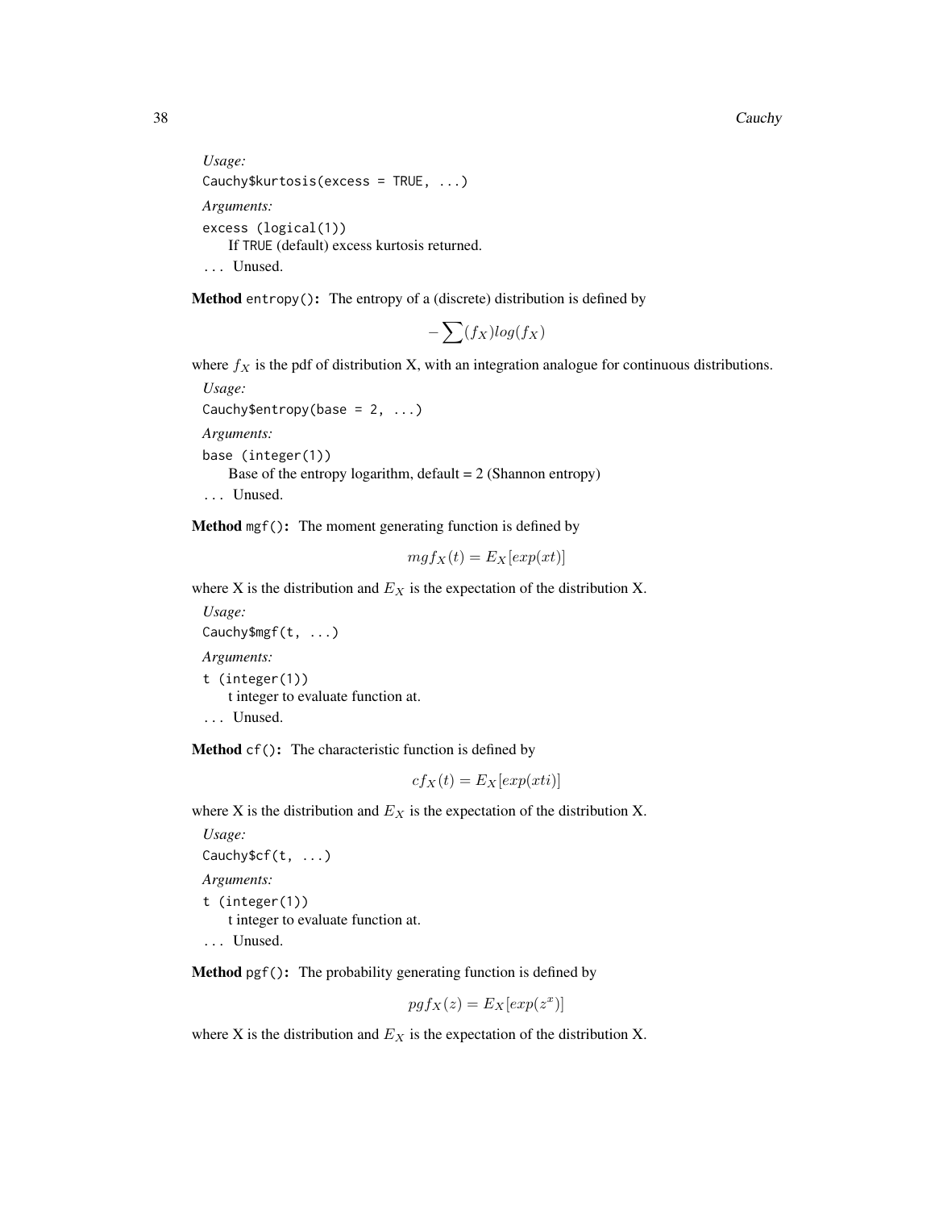*Usage:*

```
Cauchy$kurtosis(excess = TRUE, ...)
```

*Arguments:*

`excess` (logical(1))
  If TRUE (default) excess kurtosis returned.

`...` Unused.

**Method** `entropy()`**:** The entropy of a (discrete) distribution is defined by

$$-\sum(f_X)log(f_X)$$

where $f_X$ is the pdf of distribution X, with an integration analogue for continuous distributions.

*Usage:*

```
Cauchy$entropy(base = 2, ...)
```

*Arguments:*

`base` (integer(1))
  Base of the entropy logarithm, default = 2 (Shannon entropy)

`...` Unused.

**Method** `mgf()`**:** The moment generating function is defined by

$$mgf_X(t) = E_X[exp(xt)]$$

where X is the distribution and $E_X$ is the expectation of the distribution X.

*Usage:*

```
Cauchy$mgf(t, ...)
```

*Arguments:*

`t` (integer(1))
  t integer to evaluate function at.

`...` Unused.

**Method** `cf()`**:** The characteristic function is defined by

$$cf_X(t) = E_X[exp(xti)]$$

where X is the distribution and $E_X$ is the expectation of the distribution X.

*Usage:*

```
Cauchy$cf(t, ...)
```

*Arguments:*

`t` (integer(1))
  t integer to evaluate function at.

`...` Unused.

**Method** `pgf()`**:** The probability generating function is defined by

$$pgf_X(z) = E_X[exp(z^x)]$$

where X is the distribution and $E_X$ is the expectation of the distribution X.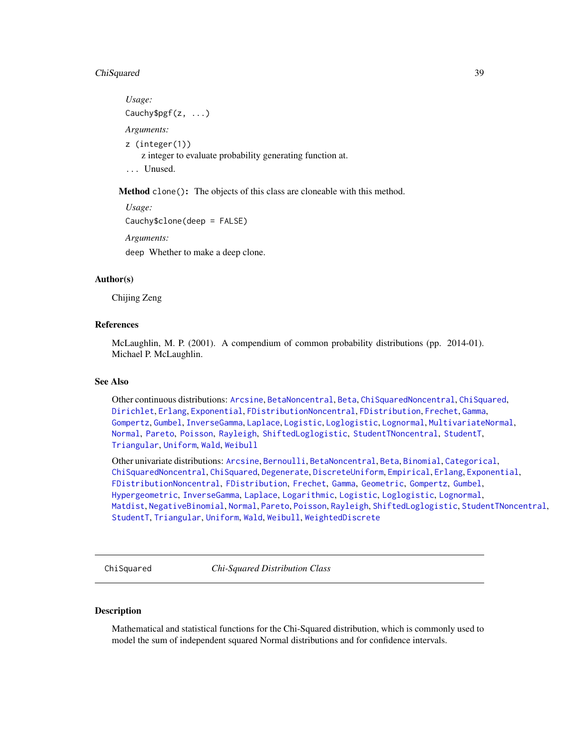*Usage:*

```
Cauchy$pgf(z, ...)
```

*Arguments:*

`z` (integer(1))
  z integer to evaluate probability generating function at.

`...` Unused.

**Method** `clone()`**:** The objects of this class are cloneable with this method.

*Usage:*

```
Cauchy$clone(deep = FALSE)
```

*Arguments:*

`deep` Whether to make a deep clone.

## Author(s)

Chijing Zeng

## References

McLaughlin, M. P. (2001). A compendium of common probability distributions (pp. 2014-01). Michael P. McLaughlin.

## See Also

Other continuous distributions: Arcsine, BetaNoncentral, Beta, ChiSquaredNoncentral, ChiSquared, Dirichlet, Erlang, Exponential, FDistributionNoncentral, FDistribution, Frechet, Gamma, Gompertz, Gumbel, InverseGamma, Laplace, Logistic, Loglogistic, Lognormal, MultivariateNormal, Normal, Pareto, Poisson, Rayleigh, ShiftedLoglogistic, StudentTNoncentral, StudentT, Triangular, Uniform, Wald, Weibull

Other univariate distributions: Arcsine, Bernoulli, BetaNoncentral, Beta, Binomial, Categorical, ChiSquaredNoncentral, ChiSquared, Degenerate, DiscreteUniform, Empirical, Erlang, Exponential, FDistributionNoncentral, FDistribution, Frechet, Gamma, Geometric, Gompertz, Gumbel, Hypergeometric, InverseGamma, Laplace, Logarithmic, Logistic, Loglogistic, Lognormal, Matdist, NegativeBinomial, Normal, Pareto, Poisson, Rayleigh, ShiftedLoglogistic, StudentTNoncentral, StudentT, Triangular, Uniform, Wald, Weibull, WeightedDiscrete

---

# ChiSquared — *Chi-Squared Distribution Class*

## Description

Mathematical and statistical functions for the Chi-Squared distribution, which is commonly used to model the sum of independent squared Normal distributions and for confidence intervals.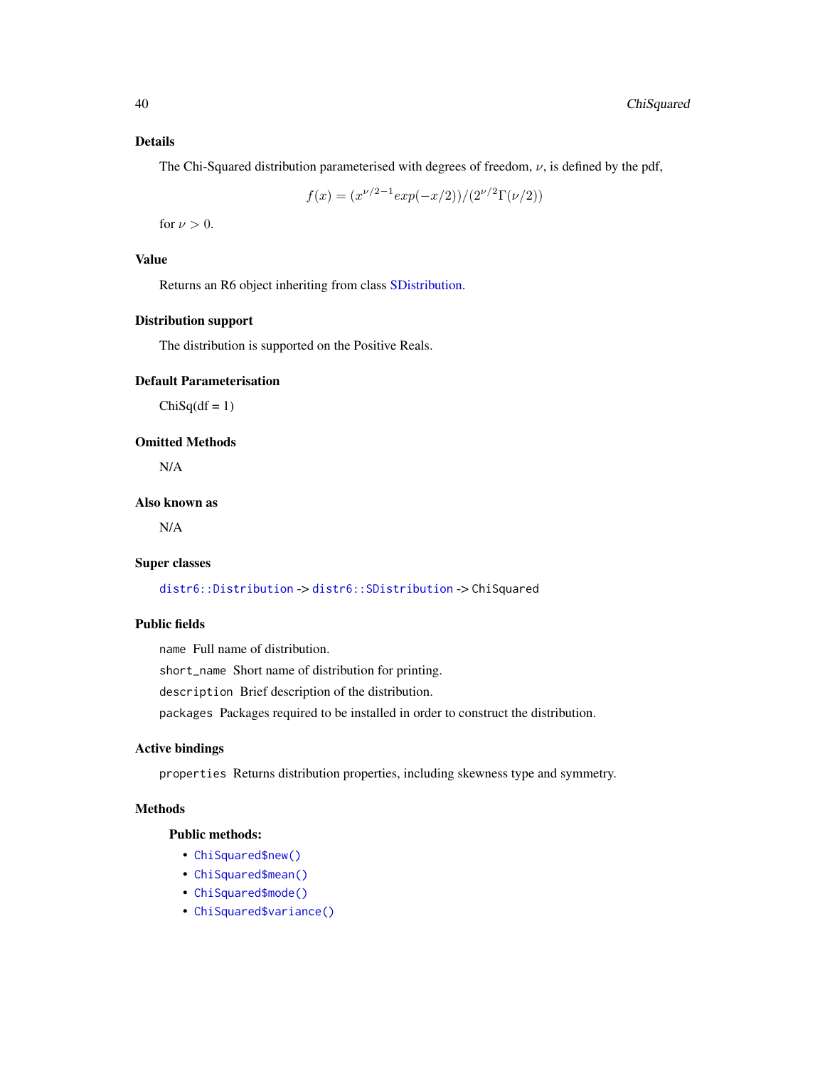## Details

The Chi-Squared distribution parameterised with degrees of freedom, $\nu$, is defined by the pdf,

$$f(x) = (x^{\nu/2-1}exp(-x/2))/(2^{\nu/2}\Gamma(\nu/2))$$

for $\nu > 0$.

## Value

Returns an R6 object inheriting from class SDistribution.

## Distribution support

The distribution is supported on the Positive Reals.

## Default Parameterisation

ChiSq(df = 1)

## Omitted Methods

N/A

## Also known as

N/A

## Super classes

`distr6::Distribution` -> `distr6::SDistribution` -> `ChiSquared`

## Public fields

`name` Full name of distribution.

`short_name` Short name of distribution for printing.

`description` Brief description of the distribution.

`packages` Packages required to be installed in order to construct the distribution.

## Active bindings

`properties` Returns distribution properties, including skewness type and symmetry.

## Methods

### Public methods:

- `ChiSquared$new()`
- `ChiSquared$mean()`
- `ChiSquared$mode()`
- `ChiSquared$variance()`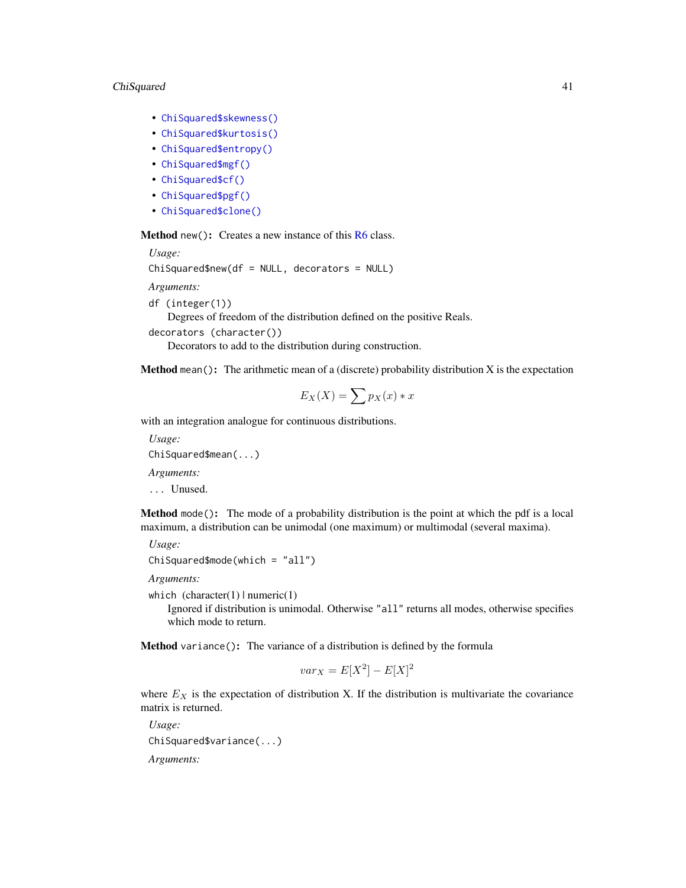- `ChiSquared$skewness()`
- `ChiSquared$kurtosis()`
- `ChiSquared$entropy()`
- `ChiSquared$mgf()`
- `ChiSquared$cf()`
- `ChiSquared$pgf()`
- `ChiSquared$clone()`

**Method** `new()`**:** Creates a new instance of this R6 class.

*Usage:*

```
ChiSquared$new(df = NULL, decorators = NULL)
```

*Arguments:*

`df (integer(1))`
: Degrees of freedom of the distribution defined on the positive Reals.

`decorators (character())`
: Decorators to add to the distribution during construction.

**Method** `mean()`**:** The arithmetic mean of a (discrete) probability distribution X is the expectation

$$E_X(X) = \sum p_X(x) * x$$

with an integration analogue for continuous distributions.

*Usage:*

```
ChiSquared$mean(...)
```

*Arguments:*

`...` Unused.

**Method** `mode()`**:** The mode of a probability distribution is the point at which the pdf is a local maximum, a distribution can be unimodal (one maximum) or multimodal (several maxima).

*Usage:*

```
ChiSquared$mode(which = "all")
```

*Arguments:*

`which` (character(1) | numeric(1)
: Ignored if distribution is unimodal. Otherwise `"all"` returns all modes, otherwise specifies which mode to return.

**Method** `variance()`**:** The variance of a distribution is defined by the formula

$$var_X = E[X^2] - E[X]^2$$

where $E_X$ is the expectation of distribution X. If the distribution is multivariate the covariance matrix is returned.

*Usage:*

```
ChiSquared$variance(...)
```

*Arguments:*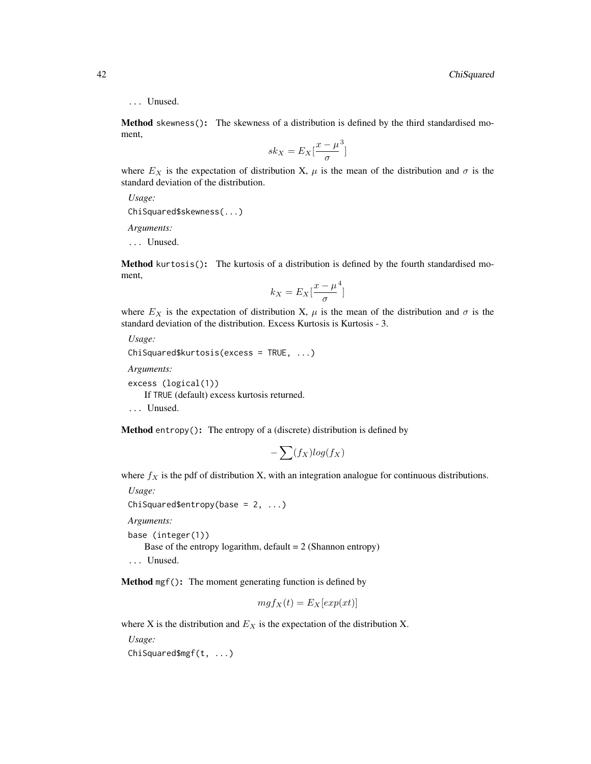... Unused.

**Method** `skewness()`: The skewness of a distribution is defined by the third standardised moment,

$$sk_X = E_X[\frac{x - \mu}{\sigma}^3]$$

where $E_X$ is the expectation of distribution X, $\mu$ is the mean of the distribution and $\sigma$ is the standard deviation of the distribution.

*Usage:*

```
ChiSquared$skewness(...)
```

*Arguments:*

... Unused.

**Method** `kurtosis()`: The kurtosis of a distribution is defined by the fourth standardised moment,

$$k_X = E_X[\frac{x - \mu}{\sigma}^4]$$

where $E_X$ is the expectation of distribution X, $\mu$ is the mean of the distribution and $\sigma$ is the standard deviation of the distribution. Excess Kurtosis is Kurtosis - 3.

*Usage:*

```
ChiSquared$kurtosis(excess = TRUE, ...)
```

*Arguments:*

`excess (logical(1))`
If `TRUE` (default) excess kurtosis returned.

... Unused.

**Method** `entropy()`: The entropy of a (discrete) distribution is defined by

$$-\sum(f_X)log(f_X)$$

where $f_X$ is the pdf of distribution X, with an integration analogue for continuous distributions.

*Usage:*

```
ChiSquared$entropy(base = 2, ...)
```

*Arguments:*

`base (integer(1))`
Base of the entropy logarithm, default = 2 (Shannon entropy)

... Unused.

**Method** `mgf()`: The moment generating function is defined by

$$mgf_X(t) = E_X[exp(xt)]$$

where X is the distribution and $E_X$ is the expectation of the distribution X.

*Usage:*

```
ChiSquared$mgf(t, ...)
```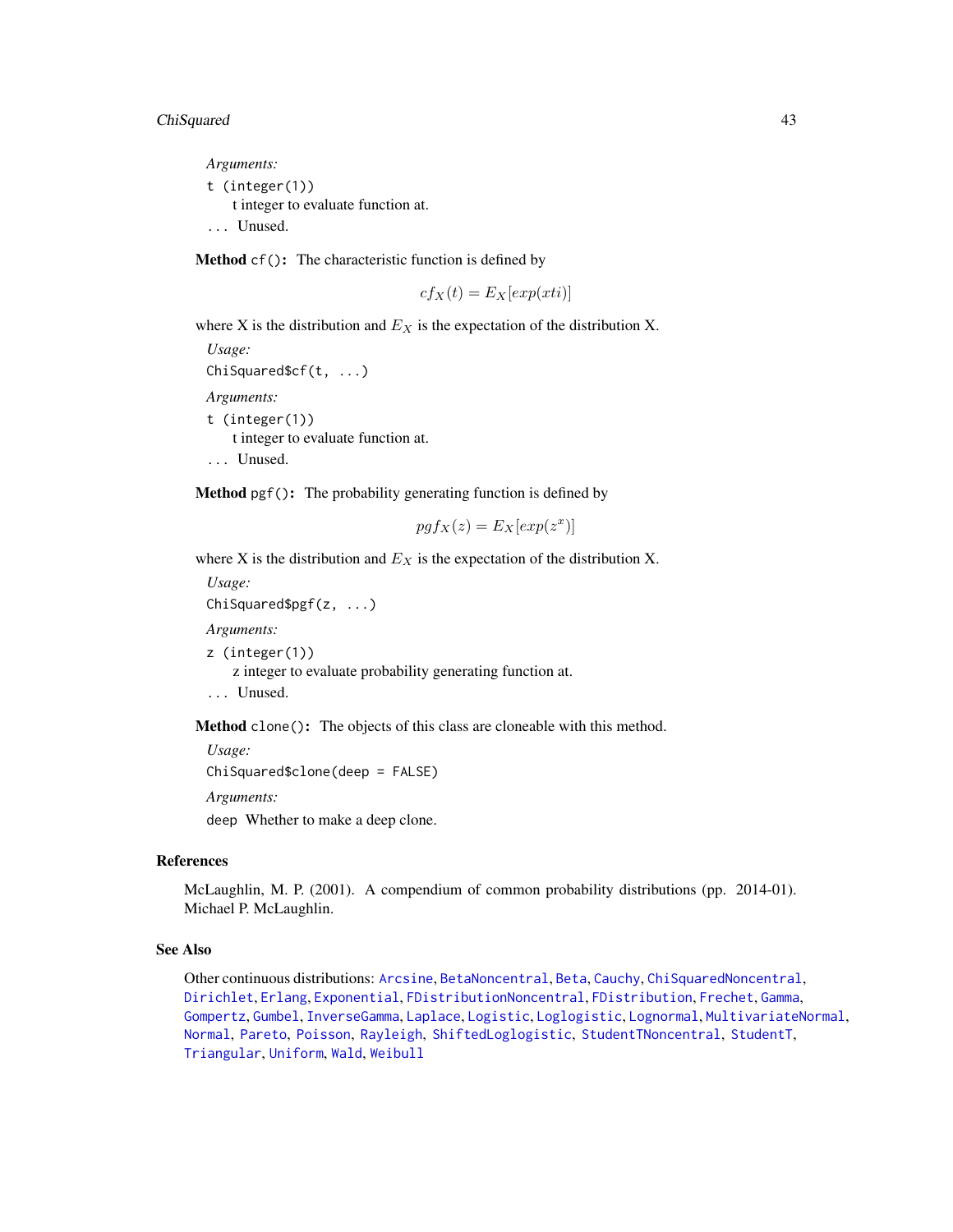*Arguments:*

`t (integer(1))`
  t integer to evaluate function at.

`...` Unused.

**Method** `cf()`**:** The characteristic function is defined by

$$cf_X(t) = E_X[exp(xti)]$$

where X is the distribution and $E_X$ is the expectation of the distribution X.

*Usage:*

```
ChiSquared$cf(t, ...)
```

*Arguments:*

`t (integer(1))`
  t integer to evaluate function at.

`...` Unused.

**Method** `pgf()`**:** The probability generating function is defined by

$$pgf_X(z) = E_X[exp(z^x)]$$

where X is the distribution and $E_X$ is the expectation of the distribution X.

*Usage:*

```
ChiSquared$pgf(z, ...)
```

*Arguments:*

`z (integer(1))`
  z integer to evaluate probability generating function at.

`...` Unused.

**Method** `clone()`**:** The objects of this class are cloneable with this method.

*Usage:*

```
ChiSquared$clone(deep = FALSE)
```

*Arguments:*

`deep` Whether to make a deep clone.

## References

McLaughlin, M. P. (2001). A compendium of common probability distributions (pp. 2014-01). Michael P. McLaughlin.

## See Also

Other continuous distributions: `Arcsine`, `BetaNoncentral`, `Beta`, `Cauchy`, `ChiSquaredNoncentral`, `Dirichlet`, `Erlang`, `Exponential`, `FDistributionNoncentral`, `FDistribution`, `Frechet`, `Gamma`, `Gompertz`, `Gumbel`, `InverseGamma`, `Laplace`, `Logistic`, `Loglogistic`, `Lognormal`, `MultivariateNormal`, `Normal`, `Pareto`, `Poisson`, `Rayleigh`, `ShiftedLoglogistic`, `StudentTNoncentral`, `StudentT`, `Triangular`, `Uniform`, `Wald`, `Weibull`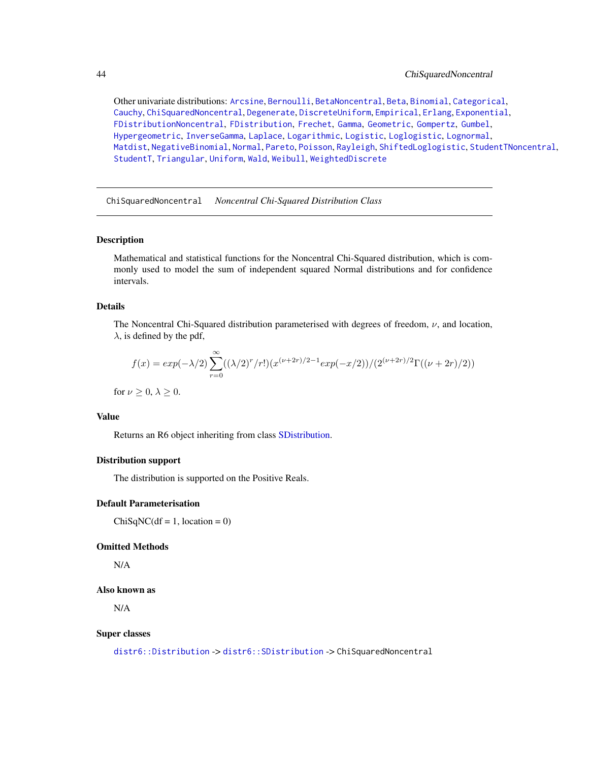Other univariate distributions: Arcsine, Bernoulli, BetaNoncentral, Beta, Binomial, Categorical, Cauchy, ChiSquaredNoncentral, Degenerate, DiscreteUniform, Empirical, Erlang, Exponential, FDistributionNoncentral, FDistribution, Frechet, Gamma, Geometric, Gompertz, Gumbel, Hypergeometric, InverseGamma, Laplace, Logarithmic, Logistic, Loglogistic, Lognormal, Matdist, NegativeBinomial, Normal, Pareto, Poisson, Rayleigh, ShiftedLoglogistic, StudentTNoncentral, StudentT, Triangular, Uniform, Wald, Weibull, WeightedDiscrete

---

## ChiSquaredNoncentral *Noncentral Chi-Squared Distribution Class*

### Description

Mathematical and statistical functions for the Noncentral Chi-Squared distribution, which is commonly used to model the sum of independent squared Normal distributions and for confidence intervals.

### Details

The Noncentral Chi-Squared distribution parameterised with degrees of freedom, $\nu$, and location, $\lambda$, is defined by the pdf,

$$f(x) = exp(-\lambda/2) \sum_{r=0}^{\infty} ((\lambda/2)^r/r!)(x^{(\nu+2r)/2-1} exp(-x/2))/(2^{(\nu+2r)/2} \Gamma((\nu+2r)/2))$$

for $\nu \geq 0$, $\lambda \geq 0$.

### Value

Returns an R6 object inheriting from class SDistribution.

### Distribution support

The distribution is supported on the Positive Reals.

### Default Parameterisation

ChiSqNC(df = 1, location = 0)

### Omitted Methods

N/A

### Also known as

N/A

### Super classes

`distr6::Distribution` -> `distr6::SDistribution` -> `ChiSquaredNoncentral`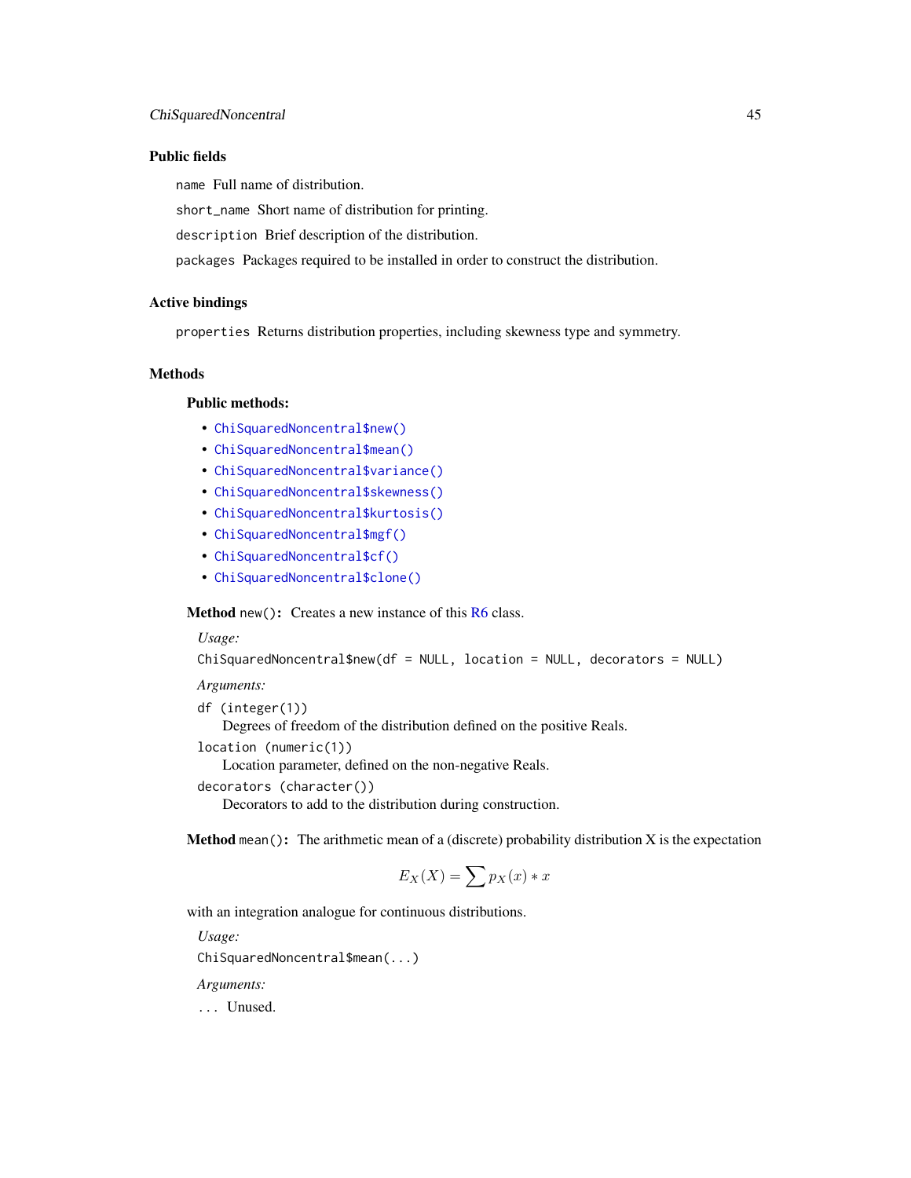### Public fields

`name` Full name of distribution.

`short_name` Short name of distribution for printing.

`description` Brief description of the distribution.

`packages` Packages required to be installed in order to construct the distribution.

### Active bindings

`properties` Returns distribution properties, including skewness type and symmetry.

### Methods

#### Public methods:

- `ChiSquaredNoncentral$new()`
- `ChiSquaredNoncentral$mean()`
- `ChiSquaredNoncentral$variance()`
- `ChiSquaredNoncentral$skewness()`
- `ChiSquaredNoncentral$kurtosis()`
- `ChiSquaredNoncentral$mgf()`
- `ChiSquaredNoncentral$cf()`
- `ChiSquaredNoncentral$clone()`

**Method** `new()`**:** Creates a new instance of this R6 class.

*Usage:*

```
ChiSquaredNoncentral$new(df = NULL, location = NULL, decorators = NULL)
```

*Arguments:*

`df (integer(1))`
Degrees of freedom of the distribution defined on the positive Reals.

`location (numeric(1))`
Location parameter, defined on the non-negative Reals.

`decorators (character())`
Decorators to add to the distribution during construction.

**Method** `mean()`**:** The arithmetic mean of a (discrete) probability distribution X is the expectation

$$E_X(X) = \sum p_X(x) * x$$

with an integration analogue for continuous distributions.

*Usage:*

```
ChiSquaredNoncentral$mean(...)
```

*Arguments:*

`...` Unused.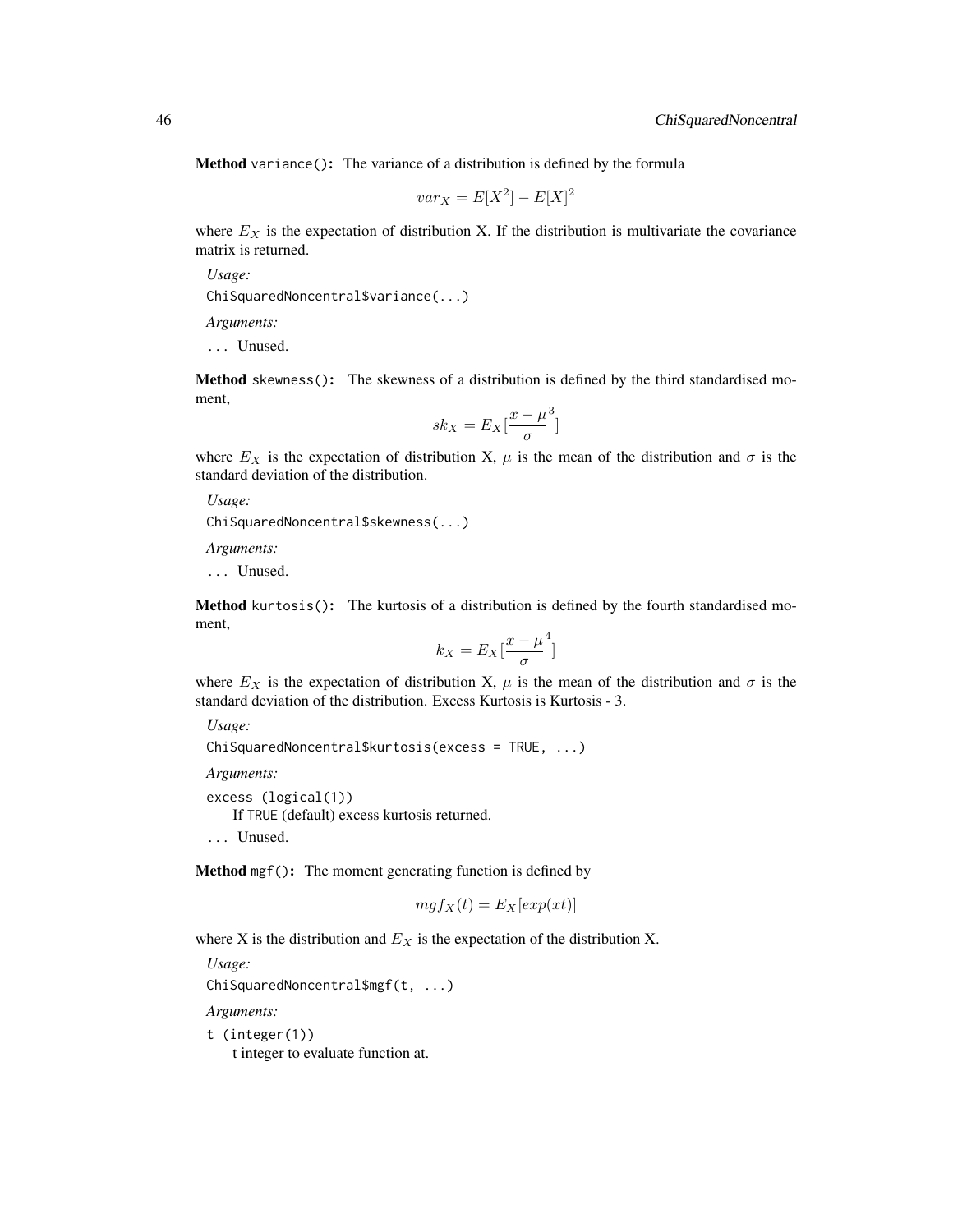**Method** `variance()`**:** The variance of a distribution is defined by the formula

$$var_X = E[X^2] - E[X]^2$$

where $E_X$ is the expectation of distribution X. If the distribution is multivariate the covariance matrix is returned.

*Usage:*

```
ChiSquaredNoncentral$variance(...)
```

*Arguments:*

`...` Unused.

**Method** `skewness()`**:** The skewness of a distribution is defined by the third standardised moment,

$$sk_X = E_X[\frac{x - \mu}{\sigma}^3]$$

where $E_X$ is the expectation of distribution X, $\mu$ is the mean of the distribution and $\sigma$ is the standard deviation of the distribution.

*Usage:*

```
ChiSquaredNoncentral$skewness(...)
```

*Arguments:*

`...` Unused.

**Method** `kurtosis()`**:** The kurtosis of a distribution is defined by the fourth standardised moment,

$$k_X = E_X[\frac{x - \mu}{\sigma}^4]$$

where $E_X$ is the expectation of distribution X, $\mu$ is the mean of the distribution and $\sigma$ is the standard deviation of the distribution. Excess Kurtosis is Kurtosis - 3.

*Usage:*

```
ChiSquaredNoncentral$kurtosis(excess = TRUE, ...)
```

*Arguments:*

`excess (logical(1))`
If `TRUE` (default) excess kurtosis returned.

`...` Unused.

**Method** `mgf()`**:** The moment generating function is defined by

$$mgf_X(t) = E_X[exp(xt)]$$

where X is the distribution and $E_X$ is the expectation of the distribution X.

*Usage:*

```
ChiSquaredNoncentral$mgf(t, ...)
```

*Arguments:*

`t (integer(1))`
t integer to evaluate function at.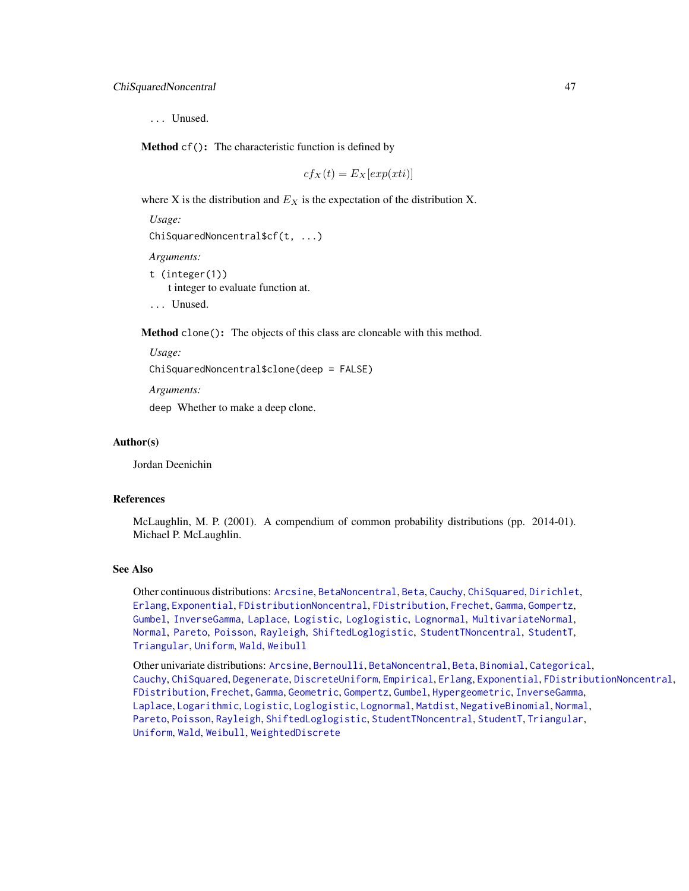`...` Unused.

**Method** `cf()`**:** The characteristic function is defined by

$$cf_X(t) = E_X[exp(xti)]$$

where X is the distribution and $E_X$ is the expectation of the distribution X.

*Usage:*

```
ChiSquaredNoncentral$cf(t, ...)
```

*Arguments:*

`t (integer(1))`
t integer to evaluate function at.

`...` Unused.

**Method** `clone()`**:** The objects of this class are cloneable with this method.

*Usage:*

```
ChiSquaredNoncentral$clone(deep = FALSE)
```

*Arguments:*

`deep` Whether to make a deep clone.

## Author(s)

Jordan Deenichin

## References

McLaughlin, M. P. (2001). A compendium of common probability distributions (pp. 2014-01). Michael P. McLaughlin.

## See Also

Other continuous distributions: `Arcsine`, `BetaNoncentral`, `Beta`, `Cauchy`, `ChiSquared`, `Dirichlet`, `Erlang`, `Exponential`, `FDistributionNoncentral`, `FDistribution`, `Frechet`, `Gamma`, `Gompertz`, `Gumbel`, `InverseGamma`, `Laplace`, `Logistic`, `Loglogistic`, `Lognormal`, `MultivariateNormal`, `Normal`, `Pareto`, `Poisson`, `Rayleigh`, `ShiftedLoglogistic`, `StudentTNoncentral`, `StudentT`, `Triangular`, `Uniform`, `Wald`, `Weibull`

Other univariate distributions: `Arcsine`, `Bernoulli`, `BetaNoncentral`, `Beta`, `Binomial`, `Categorical`, `Cauchy`, `ChiSquared`, `Degenerate`, `DiscreteUniform`, `Empirical`, `Erlang`, `Exponential`, `FDistributionNoncentral`, `FDistribution`, `Frechet`, `Gamma`, `Geometric`, `Gompertz`, `Gumbel`, `Hypergeometric`, `InverseGamma`, `Laplace`, `Logarithmic`, `Logistic`, `Loglogistic`, `Lognormal`, `Matdist`, `NegativeBinomial`, `Normal`, `Pareto`, `Poisson`, `Rayleigh`, `ShiftedLoglogistic`, `StudentTNoncentral`, `StudentT`, `Triangular`, `Uniform`, `Wald`, `Weibull`, `WeightedDiscrete`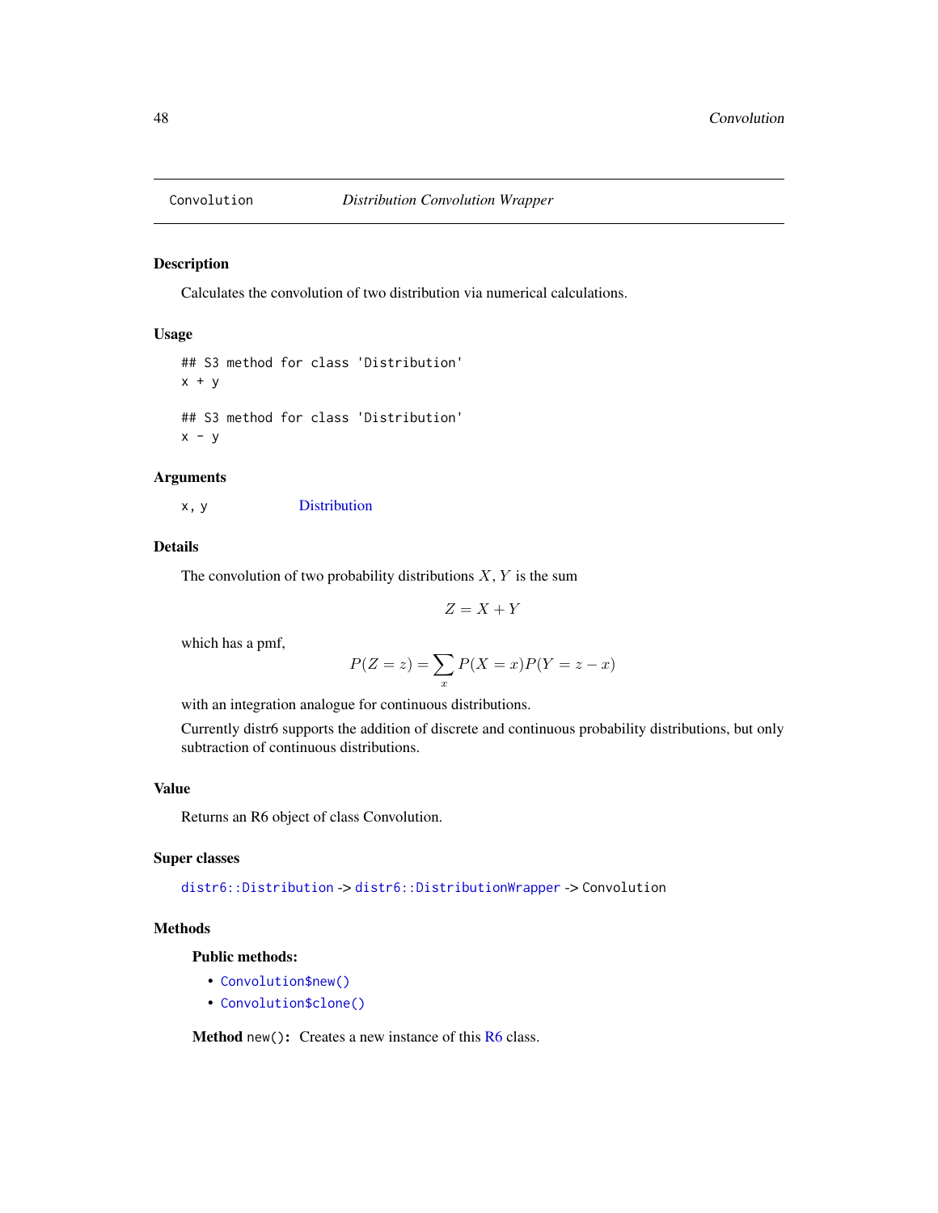Convolution *Distribution Convolution Wrapper*

## Description

Calculates the convolution of two distribution via numerical calculations.

## Usage

```
## S3 method for class 'Distribution'
x + y

## S3 method for class 'Distribution'
x - y
```

## Arguments

| | |
|---|---|
| x, y | Distribution |

## Details

The convolution of two probability distributions $X, Y$ is the sum

$$Z = X + Y$$

which has a pmf,

$$P(Z = z) = \sum_x P(X = x)P(Y = z - x)$$

with an integration analogue for continuous distributions.

Currently distr6 supports the addition of discrete and continuous probability distributions, but only subtraction of continuous distributions.

## Value

Returns an R6 object of class Convolution.

## Super classes

`distr6::Distribution` -> `distr6::DistributionWrapper` -> `Convolution`

## Methods

### Public methods:

- `Convolution$new()`
- `Convolution$clone()`

**Method** `new()`**:** Creates a new instance of this R6 class.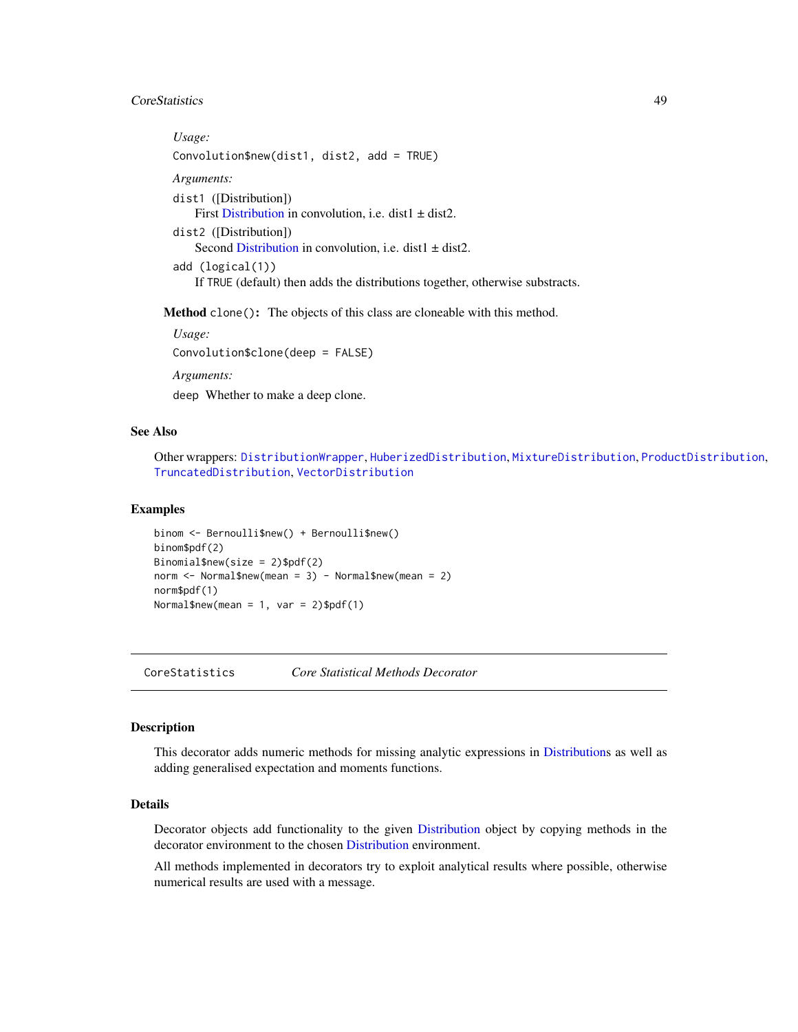*Usage:*

```
Convolution$new(dist1, dist2, add = TRUE)
```

*Arguments:*

`dist1` ([Distribution])
First Distribution in convolution, i.e. dist1 ± dist2.

`dist2` ([Distribution])
Second Distribution in convolution, i.e. dist1 ± dist2.

`add` (logical(1))
If TRUE (default) then adds the distributions together, otherwise substracts.

**Method** `clone()`**:** The objects of this class are cloneable with this method.

*Usage:*

```
Convolution$clone(deep = FALSE)
```

*Arguments:*

`deep` Whether to make a deep clone.

## See Also

Other wrappers: `DistributionWrapper`, `HuberizedDistribution`, `MixtureDistribution`, `ProductDistribution`, `TruncatedDistribution`, `VectorDistribution`

## Examples

```
binom <- Bernoulli$new() + Bernoulli$new()
binom$pdf(2)
Binomial$new(size = 2)$pdf(2)
norm <- Normal$new(mean = 3) - Normal$new(mean = 2)
norm$pdf(1)
Normal$new(mean = 1, var = 2)$pdf(1)
```

---

# CoreStatistics *Core Statistical Methods Decorator*

## Description

This decorator adds numeric methods for missing analytic expressions in Distributions as well as adding generalised expectation and moments functions.

## Details

Decorator objects add functionality to the given Distribution object by copying methods in the decorator environment to the chosen Distribution environment.

All methods implemented in decorators try to exploit analytical results where possible, otherwise numerical results are used with a message.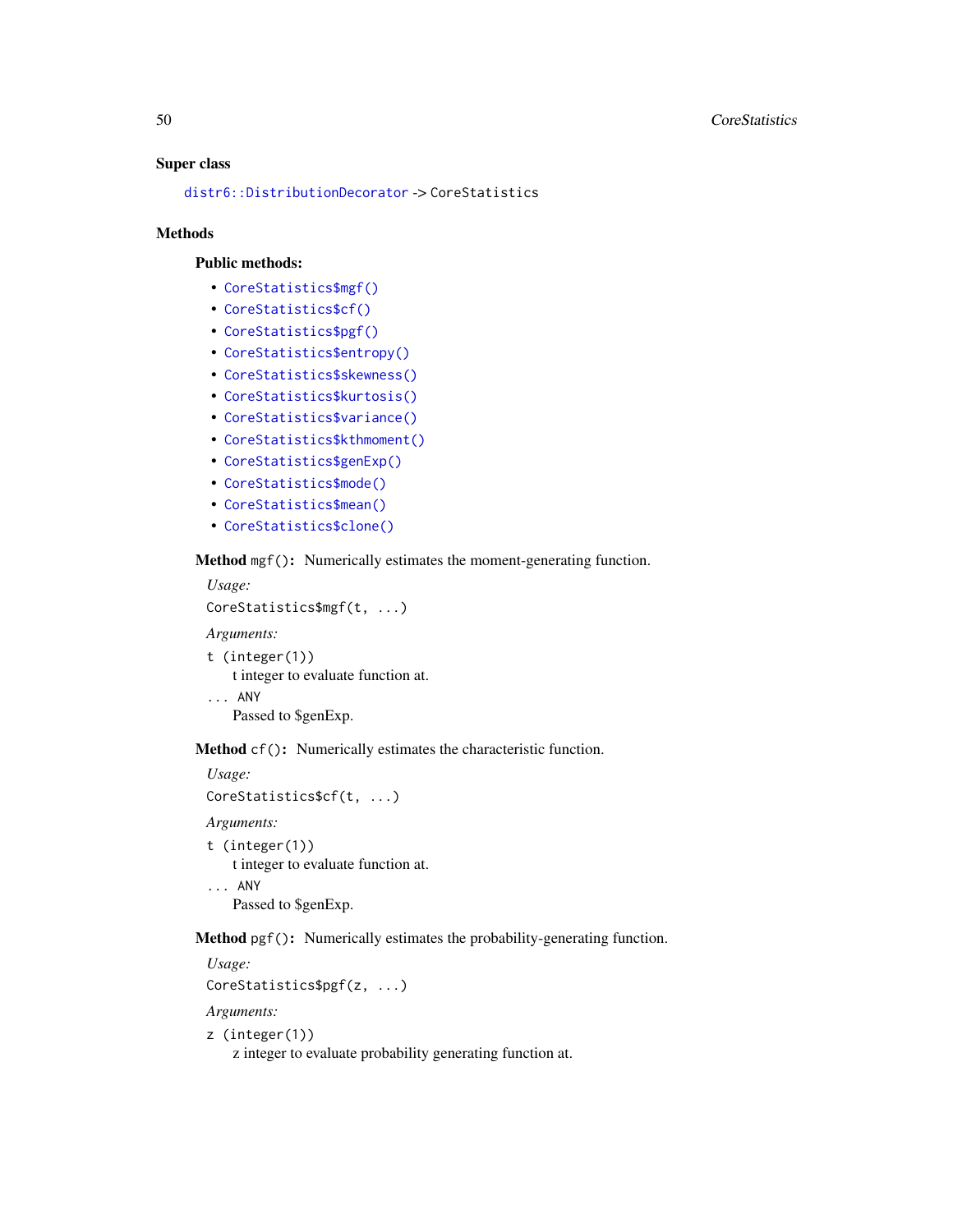### Super class

`distr6::DistributionDecorator` -> CoreStatistics

### Methods

#### Public methods:

- `CoreStatistics$mgf()`
- `CoreStatistics$cf()`
- `CoreStatistics$pgf()`
- `CoreStatistics$entropy()`
- `CoreStatistics$skewness()`
- `CoreStatistics$kurtosis()`
- `CoreStatistics$variance()`
- `CoreStatistics$kthmoment()`
- `CoreStatistics$genExp()`
- `CoreStatistics$mode()`
- `CoreStatistics$mean()`
- `CoreStatistics$clone()`

**Method** `mgf()`**:** Numerically estimates the moment-generating function.

*Usage:*

```
CoreStatistics$mgf(t, ...)
```

*Arguments:*

`t (integer(1))`
: t integer to evaluate function at.

`... ANY`
: Passed to $genExp.

**Method** `cf()`**:** Numerically estimates the characteristic function.

*Usage:*

```
CoreStatistics$cf(t, ...)
```

*Arguments:*

`t (integer(1))`
: t integer to evaluate function at.

`... ANY`
: Passed to $genExp.

**Method** `pgf()`**:** Numerically estimates the probability-generating function.

*Usage:*

```
CoreStatistics$pgf(z, ...)
```

*Arguments:*

`z (integer(1))`
: z integer to evaluate probability generating function at.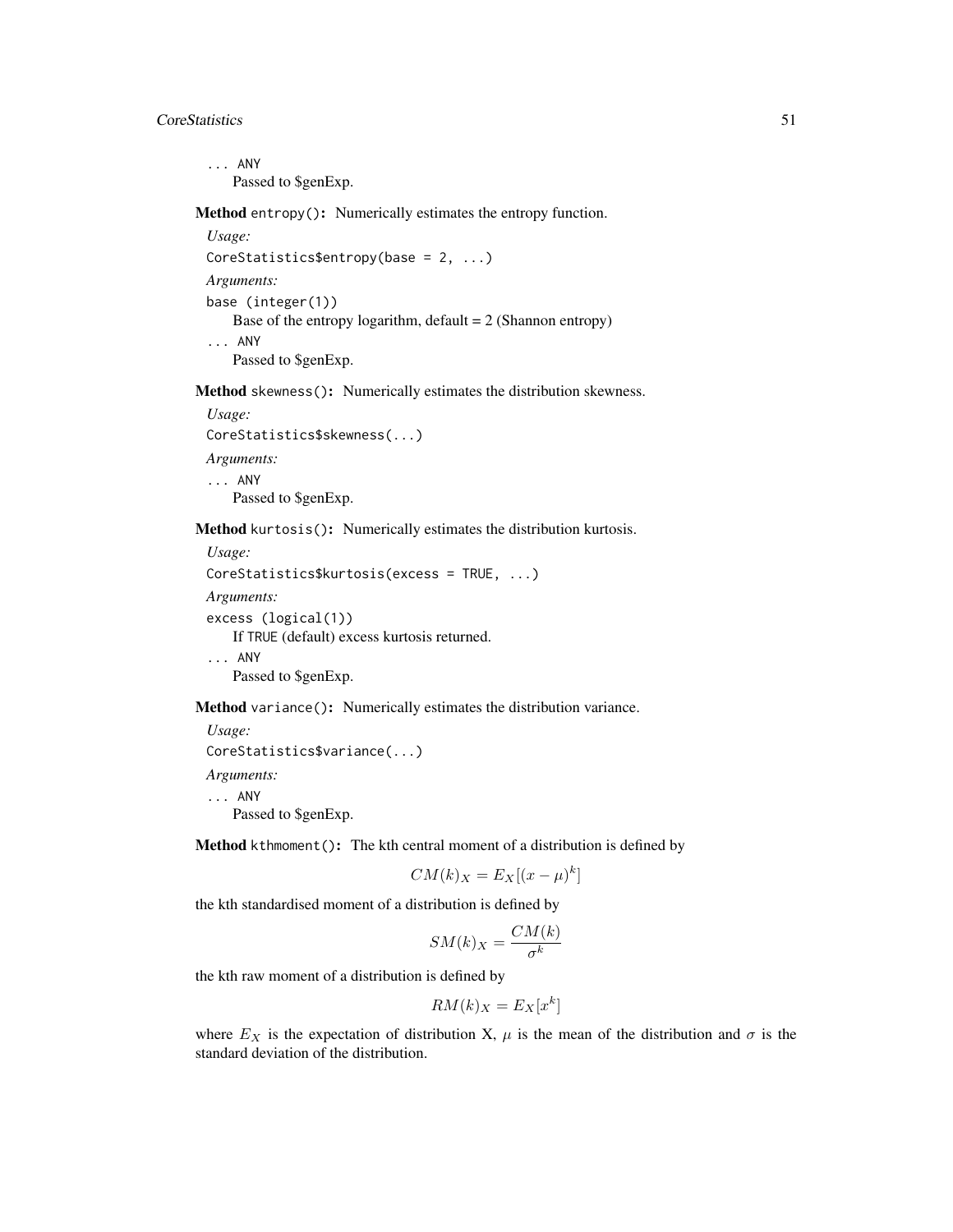`... ANY`
Passed to $genExp.

**Method** `entropy()`**:** Numerically estimates the entropy function.

*Usage:*

```
CoreStatistics$entropy(base = 2, ...)
```

*Arguments:*

`base (integer(1))`
Base of the entropy logarithm, default = 2 (Shannon entropy)

`... ANY`
Passed to $genExp.

**Method** `skewness()`**:** Numerically estimates the distribution skewness.

*Usage:*

```
CoreStatistics$skewness(...)
```

*Arguments:*

`... ANY`
Passed to $genExp.

**Method** `kurtosis()`**:** Numerically estimates the distribution kurtosis.

*Usage:*

```
CoreStatistics$kurtosis(excess = TRUE, ...)
```

*Arguments:*

`excess (logical(1))`
If `TRUE` (default) excess kurtosis returned.

`... ANY`
Passed to $genExp.

**Method** `variance()`**:** Numerically estimates the distribution variance.

*Usage:*

```
CoreStatistics$variance(...)
```

*Arguments:*

`... ANY`
Passed to $genExp.

**Method** `kthmoment()`**:** The kth central moment of a distribution is defined by

$$CM(k)_X = E_X[(x - \mu)^k]$$

the kth standardised moment of a distribution is defined by

$$SM(k)_X = \frac{CM(k)}{\sigma^k}$$

the kth raw moment of a distribution is defined by

$$RM(k)_X = E_X[x^k]$$

where $E_X$ is the expectation of distribution X, $\mu$ is the mean of the distribution and $\sigma$ is the standard deviation of the distribution.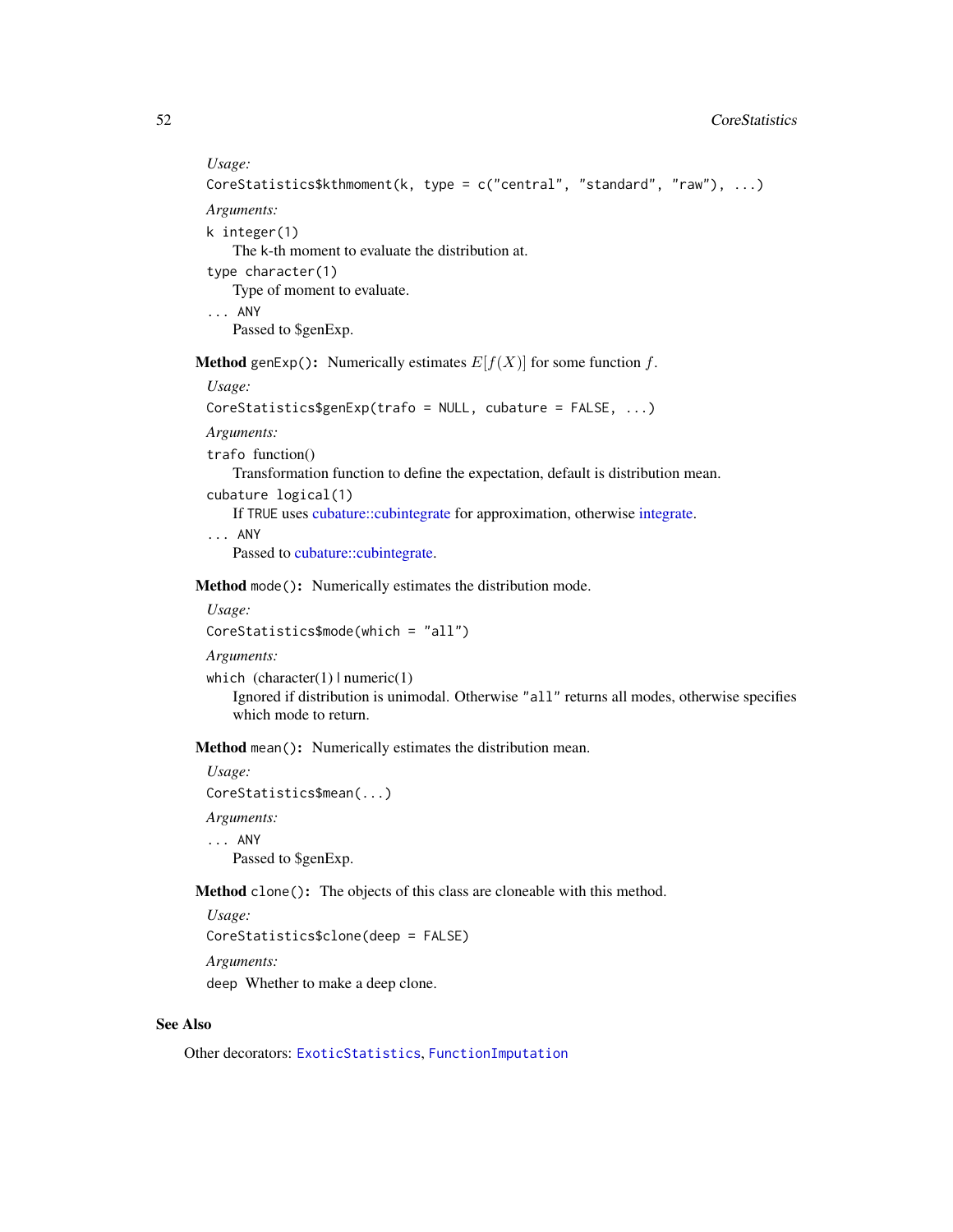*Usage:*

```
CoreStatistics$kthmoment(k, type = c("central", "standard", "raw"), ...)
```

*Arguments:*

`k` `integer(1)`
The k-th moment to evaluate the distribution at.

`type` `character(1)`
Type of moment to evaluate.

`...` `ANY`
Passed to $genExp.

**Method** `genExp()`**:** Numerically estimates $E[f(X)]$ for some function $f$.

*Usage:*

```
CoreStatistics$genExp(trafo = NULL, cubature = FALSE, ...)
```

*Arguments:*

`trafo` function()
Transformation function to define the expectation, default is distribution mean.

`cubature` `logical(1)`
If `TRUE` uses cubature::cubintegrate for approximation, otherwise integrate.

`...` `ANY`
Passed to cubature::cubintegrate.

**Method** `mode()`**:** Numerically estimates the distribution mode.

*Usage:*

```
CoreStatistics$mode(which = "all")
```

*Arguments:*

`which` (character(1) | numeric(1))
Ignored if distribution is unimodal. Otherwise `"all"` returns all modes, otherwise specifies which mode to return.

**Method** `mean()`**:** Numerically estimates the distribution mean.

*Usage:*

```
CoreStatistics$mean(...)
```

*Arguments:*

`...` `ANY`
Passed to $genExp.

**Method** `clone()`**:** The objects of this class are cloneable with this method.

*Usage:*

```
CoreStatistics$clone(deep = FALSE)
```

*Arguments:*

`deep` Whether to make a deep clone.

## See Also

Other decorators: `ExoticStatistics`, `FunctionImputation`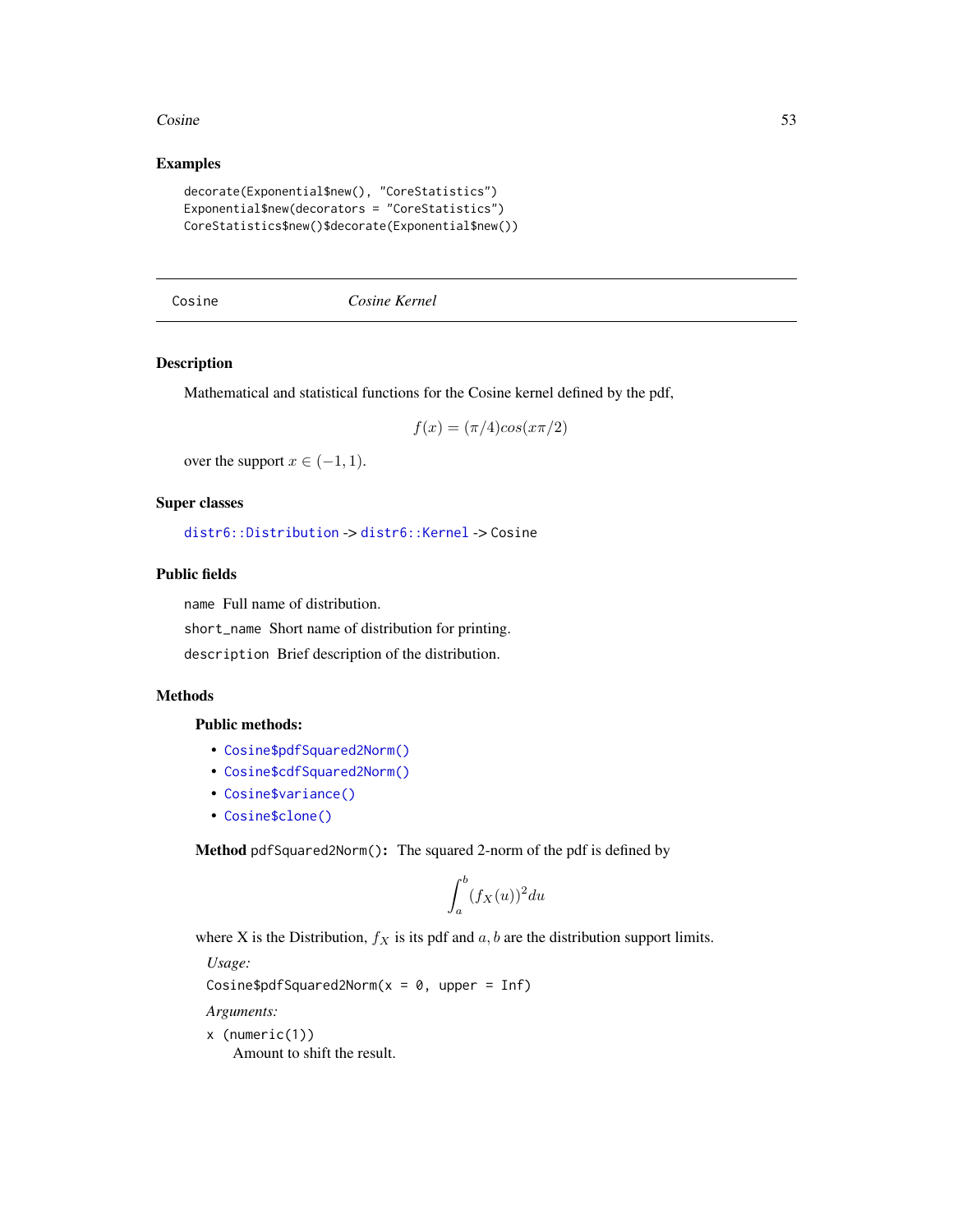## Examples

```
decorate(Exponential$new(), "CoreStatistics")
Exponential$new(decorators = "CoreStatistics")
CoreStatistics$new()$decorate(Exponential$new())
```

---

# Cosine *Cosine Kernel*

---

## Description

Mathematical and statistical functions for the Cosine kernel defined by the pdf,

$$f(x) = (\pi/4)cos(x\pi/2)$$

over the support $x \in (-1, 1)$.

## Super classes

`distr6::Distribution` -> `distr6::Kernel` -> `Cosine`

## Public fields

`name` Full name of distribution.

`short_name` Short name of distribution for printing.

`description` Brief description of the distribution.

## Methods

### Public methods:

- `Cosine$pdfSquared2Norm()`
- `Cosine$cdfSquared2Norm()`
- `Cosine$variance()`
- `Cosine$clone()`

**Method** `pdfSquared2Norm()`**:** The squared 2-norm of the pdf is defined by

$$\int_a^b (f_X(u))^2 du$$

where X is the Distribution, $f_X$ is its pdf and $a, b$ are the distribution support limits.

*Usage:*

```
Cosine$pdfSquared2Norm(x = 0, upper = Inf)
```

*Arguments:*

`x (numeric(1))`
Amount to shift the result.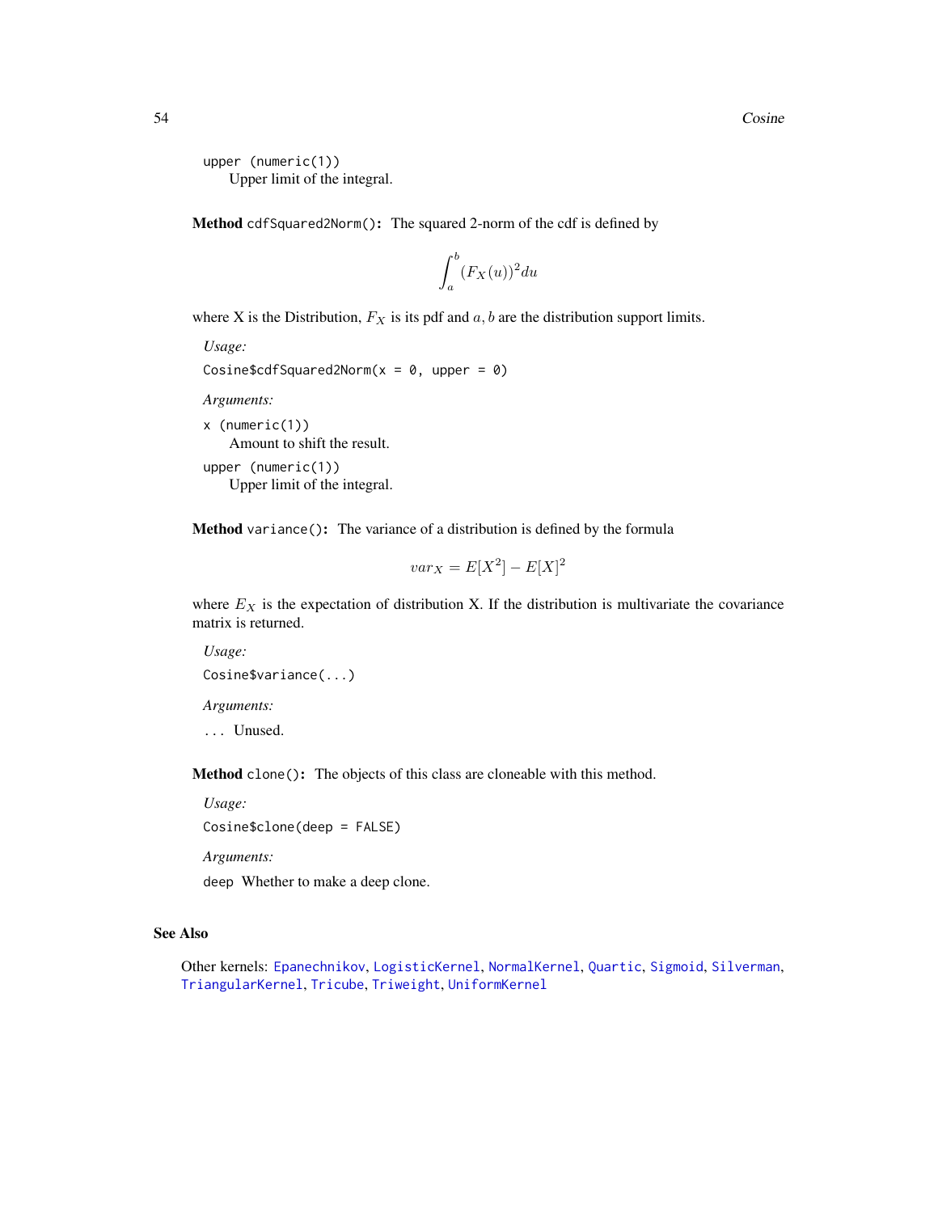`upper` (numeric(1))
Upper limit of the integral.

**Method** `cdfSquared2Norm()`**:** The squared 2-norm of the cdf is defined by

$$\int_a^b (F_X(u))^2 du$$

where X is the Distribution, $F_X$ is its pdf and $a, b$ are the distribution support limits.

*Usage:*

```
Cosine$cdfSquared2Norm(x = 0, upper = 0)
```

*Arguments:*

`x` (numeric(1))
Amount to shift the result.

`upper` (numeric(1))
Upper limit of the integral.

**Method** `variance()`**:** The variance of a distribution is defined by the formula

$$var_X = E[X^2] - E[X]^2$$

where $E_X$ is the expectation of distribution X. If the distribution is multivariate the covariance matrix is returned.

*Usage:*

```
Cosine$variance(...)
```

*Arguments:*

`...` Unused.

**Method** `clone()`**:** The objects of this class are cloneable with this method.

*Usage:*

```
Cosine$clone(deep = FALSE)
```

*Arguments:*

`deep` Whether to make a deep clone.

## See Also

Other kernels: `Epanechnikov`, `LogisticKernel`, `NormalKernel`, `Quartic`, `Sigmoid`, `Silverman`, `TriangularKernel`, `Tricube`, `Triweight`, `UniformKernel`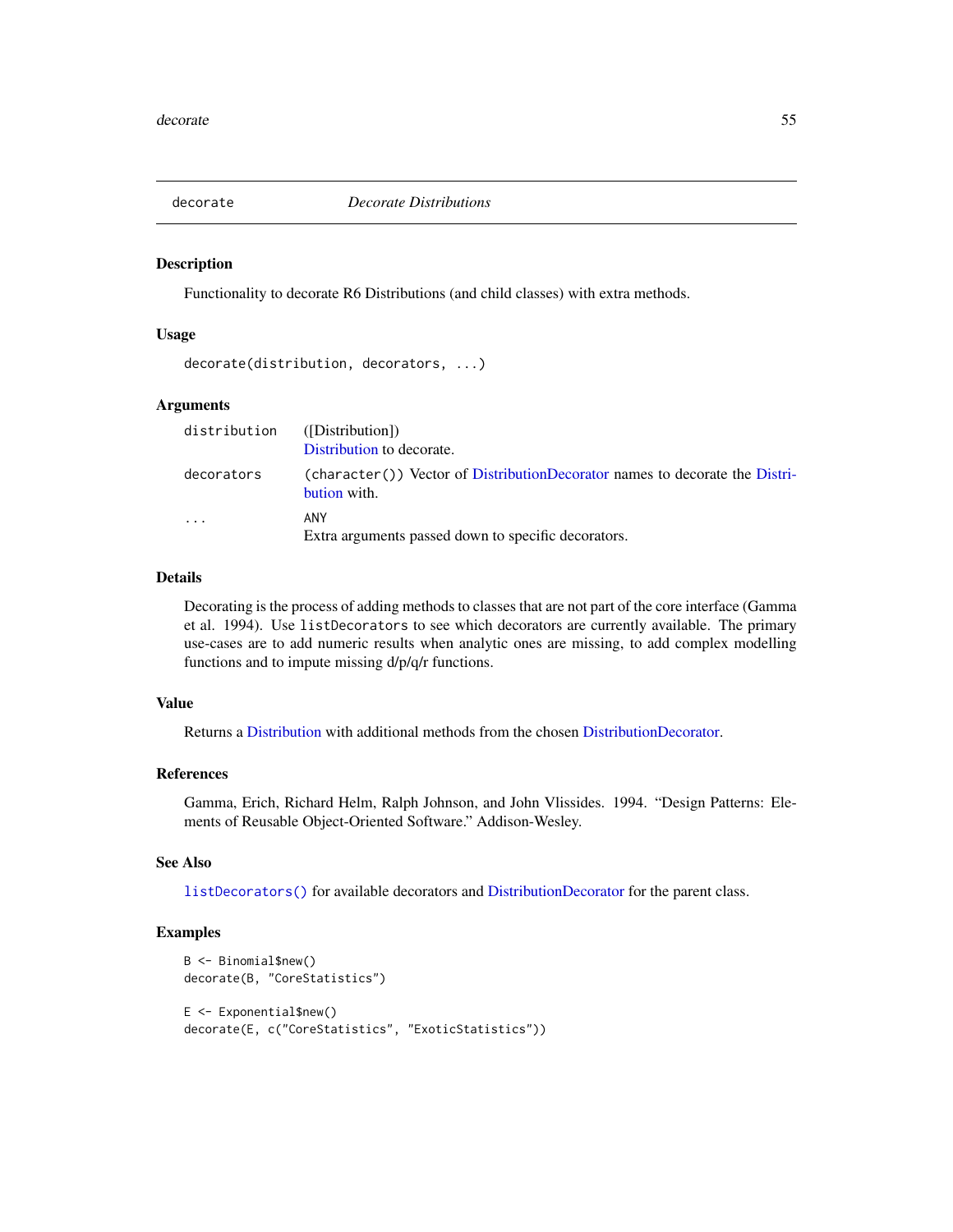# decorate — *Decorate Distributions*

## Description

Functionality to decorate R6 Distributions (and child classes) with extra methods.

## Usage

```
decorate(distribution, decorators, ...)
```

## Arguments

| | |
|---|---|
| `distribution` | ([Distribution]) Distribution to decorate. |
| `decorators` | (`character()`) Vector of DistributionDecorator names to decorate the Distribution with. |
| `...` | `ANY` Extra arguments passed down to specific decorators. |

## Details

Decorating is the process of adding methods to classes that are not part of the core interface (Gamma et al. 1994). Use `listDecorators` to see which decorators are currently available. The primary use-cases are to add numeric results when analytic ones are missing, to add complex modelling functions and to impute missing d/p/q/r functions.

## Value

Returns a Distribution with additional methods from the chosen DistributionDecorator.

## References

Gamma, Erich, Richard Helm, Ralph Johnson, and John Vlissides. 1994. "Design Patterns: Elements of Reusable Object-Oriented Software." Addison-Wesley.

## See Also

`listDecorators()` for available decorators and DistributionDecorator for the parent class.

## Examples

```
B <- Binomial$new()
decorate(B, "CoreStatistics")

E <- Exponential$new()
decorate(E, c("CoreStatistics", "ExoticStatistics"))
```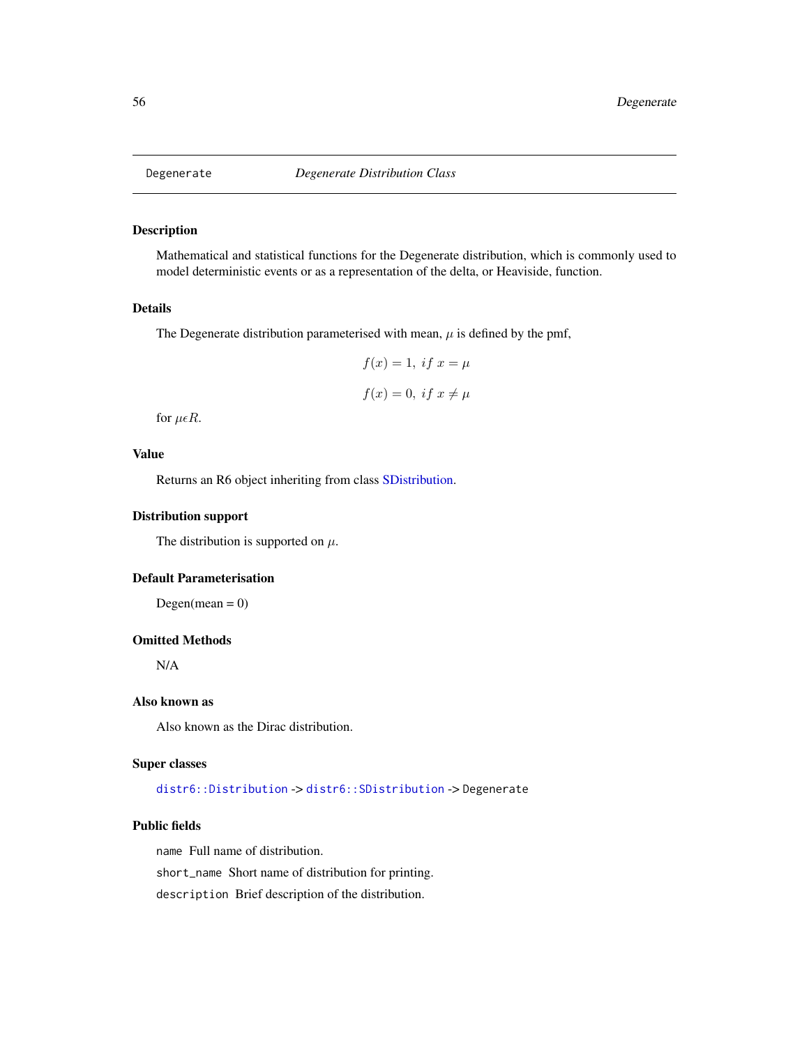Degenerate *Degenerate Distribution Class*

## Description

Mathematical and statistical functions for the Degenerate distribution, which is commonly used to model deterministic events or as a representation of the delta, or Heaviside, function.

## Details

The Degenerate distribution parameterised with mean, $\mu$ is defined by the pmf,

$$f(x) = 1, \ if \ x = \mu$$

$$f(x) = 0, \ if \ x \neq \mu$$

for $\mu \epsilon R$.

## Value

Returns an R6 object inheriting from class SDistribution.

## Distribution support

The distribution is supported on $\mu$.

## Default Parameterisation

Degen(mean = 0)

## Omitted Methods

N/A

## Also known as

Also known as the Dirac distribution.

## Super classes

`distr6::Distribution` -> `distr6::SDistribution` -> `Degenerate`

## Public fields

`name` Full name of distribution.

`short_name` Short name of distribution for printing.

`description` Brief description of the distribution.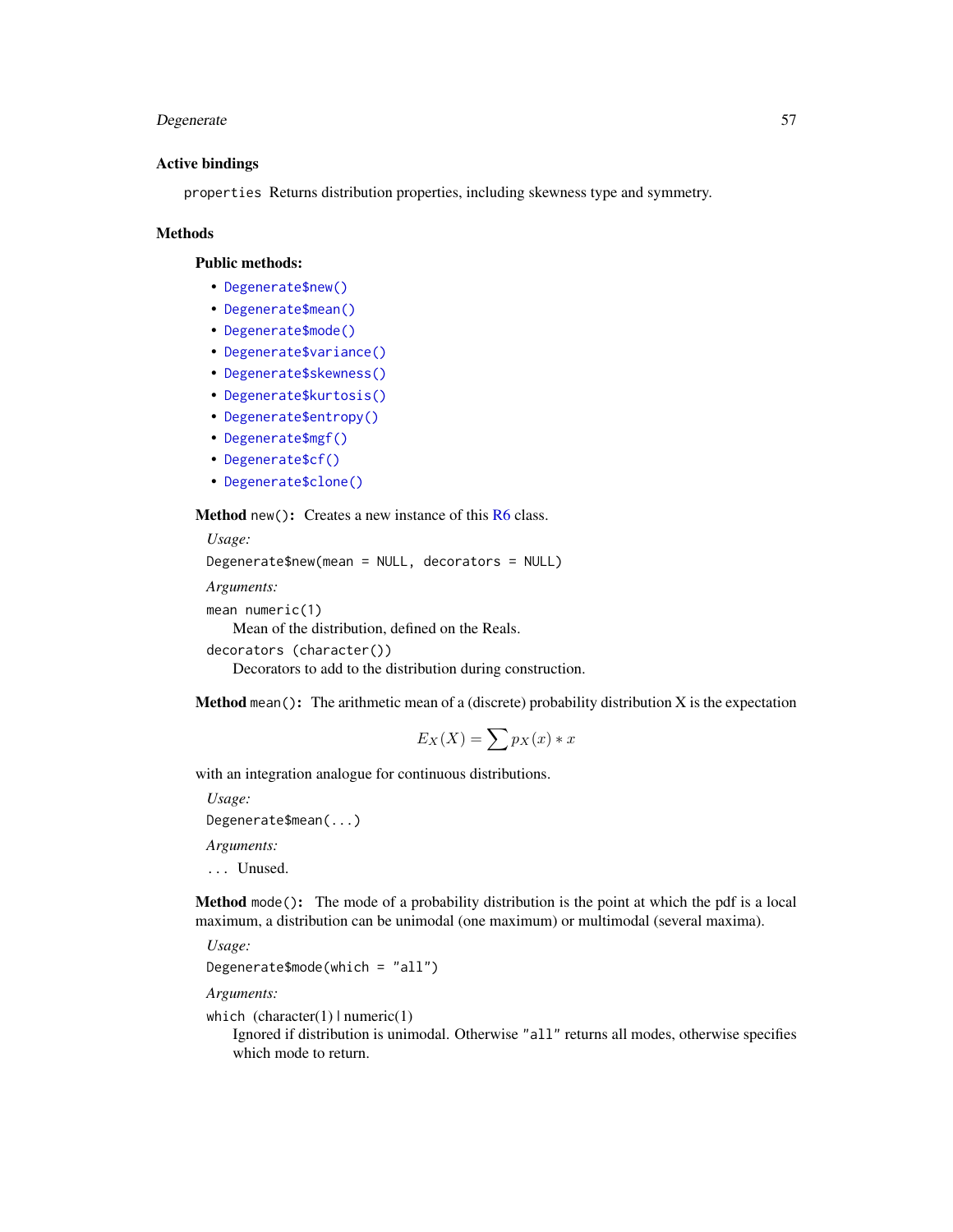### Active bindings

`properties` Returns distribution properties, including skewness type and symmetry.

### Methods

#### Public methods:

- `Degenerate$new()`
- `Degenerate$mean()`
- `Degenerate$mode()`
- `Degenerate$variance()`
- `Degenerate$skewness()`
- `Degenerate$kurtosis()`
- `Degenerate$entropy()`
- `Degenerate$mgf()`
- `Degenerate$cf()`
- `Degenerate$clone()`

**Method** `new()`: Creates a new instance of this R6 class.

*Usage:*

```
Degenerate$new(mean = NULL, decorators = NULL)
```

*Arguments:*

`mean` numeric(1)
Mean of the distribution, defined on the Reals.

`decorators` (character())
Decorators to add to the distribution during construction.

**Method** `mean()`: The arithmetic mean of a (discrete) probability distribution X is the expectation

$$E_X(X) = \sum p_X(x) * x$$

with an integration analogue for continuous distributions.

*Usage:*

```
Degenerate$mean(...)
```

*Arguments:*

`...` Unused.

**Method** `mode()`: The mode of a probability distribution is the point at which the pdf is a local maximum, a distribution can be unimodal (one maximum) or multimodal (several maxima).

*Usage:*

```
Degenerate$mode(which = "all")
```

*Arguments:*

`which` (character(1) | numeric(1)
Ignored if distribution is unimodal. Otherwise "all" returns all modes, otherwise specifies which mode to return.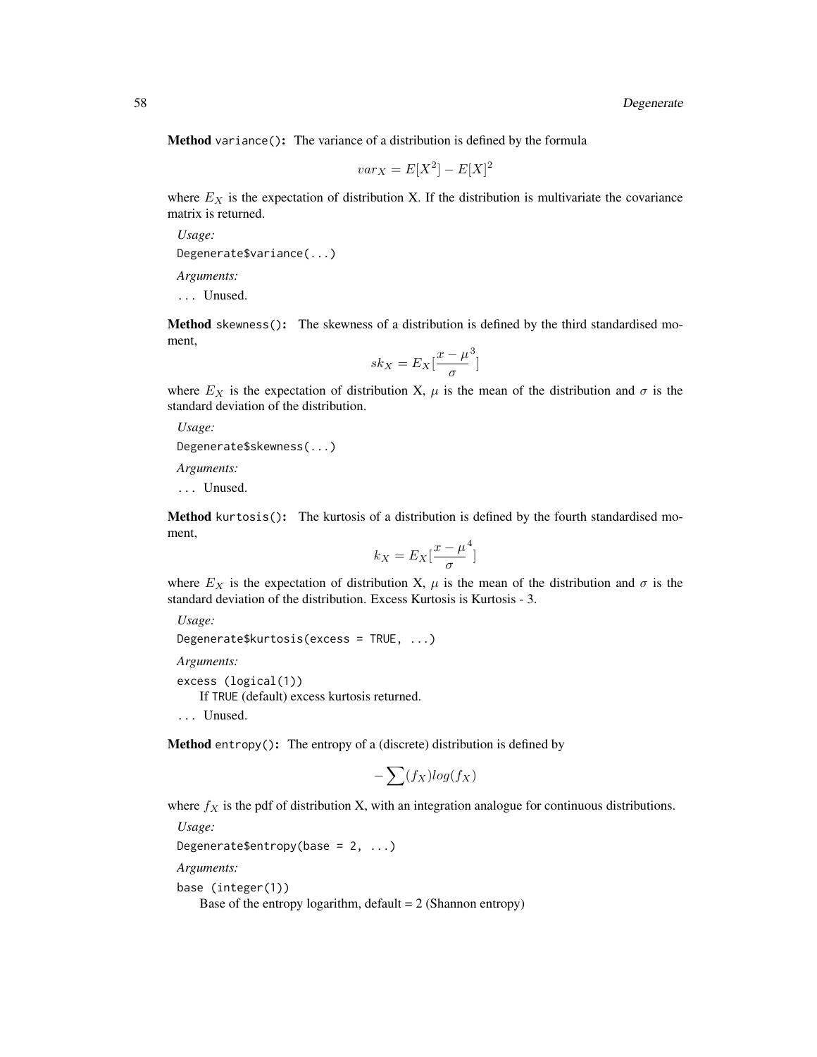**Method** `variance()`**:** The variance of a distribution is defined by the formula

$$var_X = E[X^2] - E[X]^2$$

where $E_X$ is the expectation of distribution X. If the distribution is multivariate the covariance matrix is returned.

*Usage:*

```
Degenerate$variance(...)
```

*Arguments:*

`...` Unused.

**Method** `skewness()`**:** The skewness of a distribution is defined by the third standardised moment,

$$sk_X = E_X[\frac{x - \mu}{\sigma}^3]$$

where $E_X$ is the expectation of distribution X, $\mu$ is the mean of the distribution and $\sigma$ is the standard deviation of the distribution.

*Usage:*

```
Degenerate$skewness(...)
```

*Arguments:*

`...` Unused.

**Method** `kurtosis()`**:** The kurtosis of a distribution is defined by the fourth standardised moment,

$$k_X = E_X[\frac{x - \mu}{\sigma}^4]$$

where $E_X$ is the expectation of distribution X, $\mu$ is the mean of the distribution and $\sigma$ is the standard deviation of the distribution. Excess Kurtosis is Kurtosis - 3.

*Usage:*

```
Degenerate$kurtosis(excess = TRUE, ...)
```

*Arguments:*

`excess (logical(1))`
If `TRUE` (default) excess kurtosis returned.

`...` Unused.

**Method** `entropy()`**:** The entropy of a (discrete) distribution is defined by

$$-\sum(f_X)log(f_X)$$

where $f_X$ is the pdf of distribution X, with an integration analogue for continuous distributions.

*Usage:*

```
Degenerate$entropy(base = 2, ...)
```

*Arguments:*

`base (integer(1))`
Base of the entropy logarithm, default = 2 (Shannon entropy)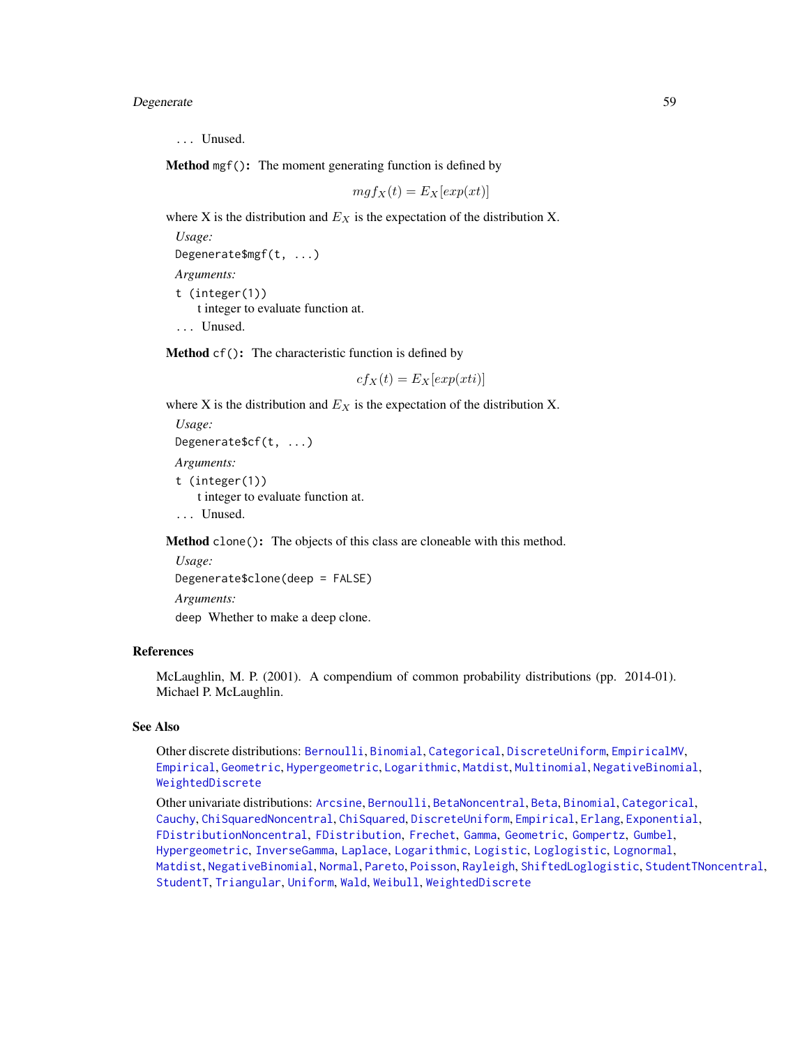`...` Unused.

**Method** `mgf()`**:** The moment generating function is defined by

$$mgf_X(t) = E_X[exp(xt)]$$

where X is the distribution and $E_X$ is the expectation of the distribution X.

*Usage:*

```
Degenerate$mgf(t, ...)
```

*Arguments:*

`t (integer(1))`
  t integer to evaluate function at.

`...` Unused.

**Method** `cf()`**:** The characteristic function is defined by

$$cf_X(t) = E_X[exp(xti)]$$

where X is the distribution and $E_X$ is the expectation of the distribution X.

*Usage:*

```
Degenerate$cf(t, ...)
```

*Arguments:*

`t (integer(1))`
  t integer to evaluate function at.

`...` Unused.

**Method** `clone()`**:** The objects of this class are cloneable with this method.

*Usage:*

```
Degenerate$clone(deep = FALSE)
```

*Arguments:*

`deep` Whether to make a deep clone.

## References

McLaughlin, M. P. (2001). A compendium of common probability distributions (pp. 2014-01). Michael P. McLaughlin.

## See Also

Other discrete distributions: Bernoulli, Binomial, Categorical, DiscreteUniform, EmpiricalMV, Empirical, Geometric, Hypergeometric, Logarithmic, Matdist, Multinomial, NegativeBinomial, WeightedDiscrete

Other univariate distributions: Arcsine, Bernoulli, BetaNoncentral, Beta, Binomial, Categorical, Cauchy, ChiSquaredNoncentral, ChiSquared, DiscreteUniform, Empirical, Erlang, Exponential, FDistributionNoncentral, FDistribution, Frechet, Gamma, Geometric, Gompertz, Gumbel, Hypergeometric, InverseGamma, Laplace, Logarithmic, Logistic, Loglogistic, Lognormal, Matdist, NegativeBinomial, Normal, Pareto, Poisson, Rayleigh, ShiftedLoglogistic, StudentTNoncentral, StudentT, Triangular, Uniform, Wald, Weibull, WeightedDiscrete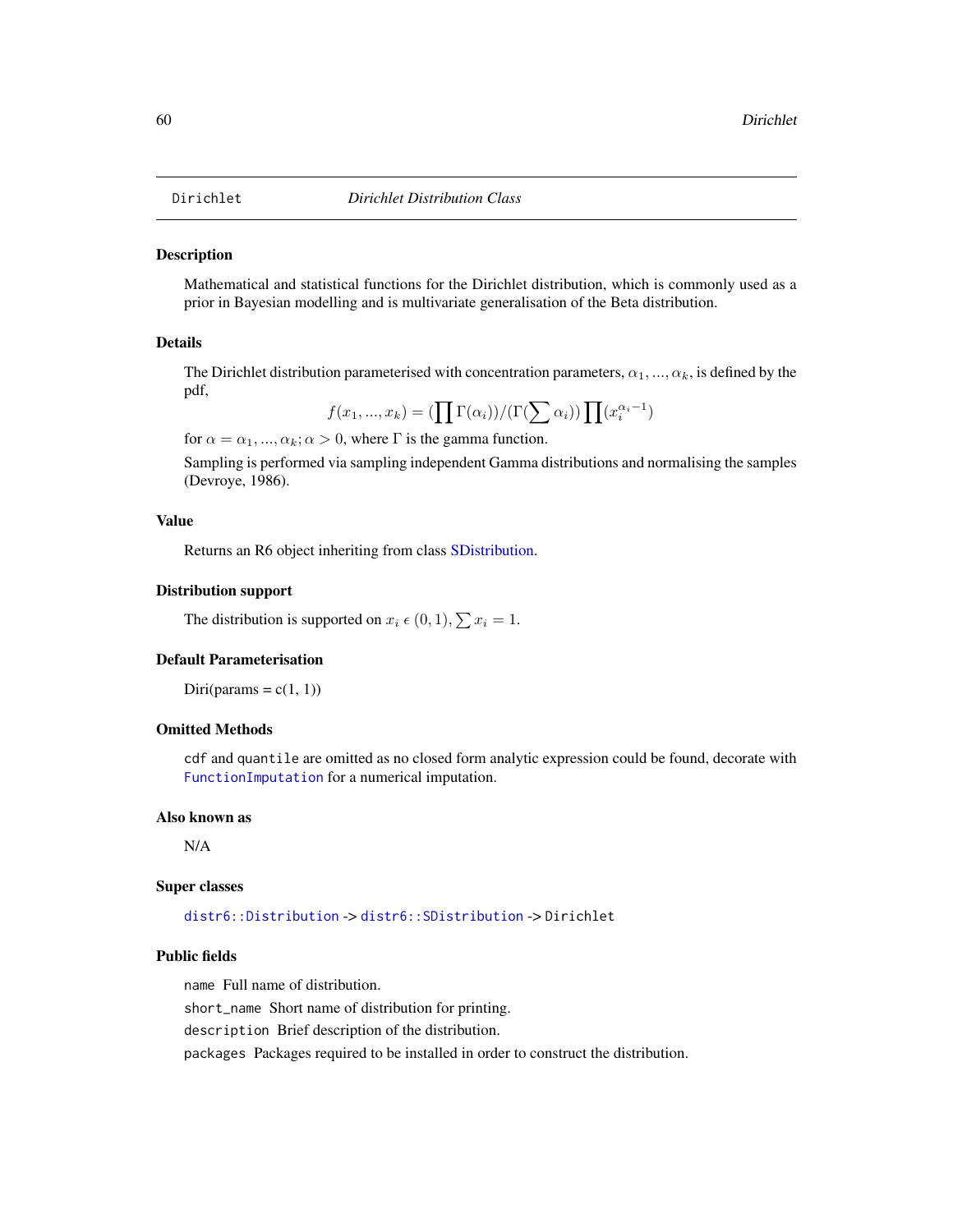# Dirichlet — *Dirichlet Distribution Class*

## Description

Mathematical and statistical functions for the Dirichlet distribution, which is commonly used as a prior in Bayesian modelling and is multivariate generalisation of the Beta distribution.

## Details

The Dirichlet distribution parameterised with concentration parameters, $\alpha_1, ..., \alpha_k$, is defined by the pdf,

$$f(x_1, ..., x_k) = (\prod \Gamma(\alpha_i))/(\Gamma(\sum \alpha_i)) \prod (x_i^{\alpha_i - 1})$$

for $\alpha = \alpha_1, ..., \alpha_k; \alpha > 0$, where $\Gamma$ is the gamma function.

Sampling is performed via sampling independent Gamma distributions and normalising the samples (Devroye, 1986).

## Value

Returns an R6 object inheriting from class SDistribution.

## Distribution support

The distribution is supported on $x_i \epsilon (0, 1), \sum x_i = 1$.

## Default Parameterisation

Diri(params = c(1, 1))

## Omitted Methods

`cdf` and `quantile` are omitted as no closed form analytic expression could be found, decorate with `FunctionImputation` for a numerical imputation.

## Also known as

N/A

## Super classes

`distr6::Distribution` -> `distr6::SDistribution` -> `Dirichlet`

## Public fields

`name` Full name of distribution.

`short_name` Short name of distribution for printing.

`description` Brief description of the distribution.

`packages` Packages required to be installed in order to construct the distribution.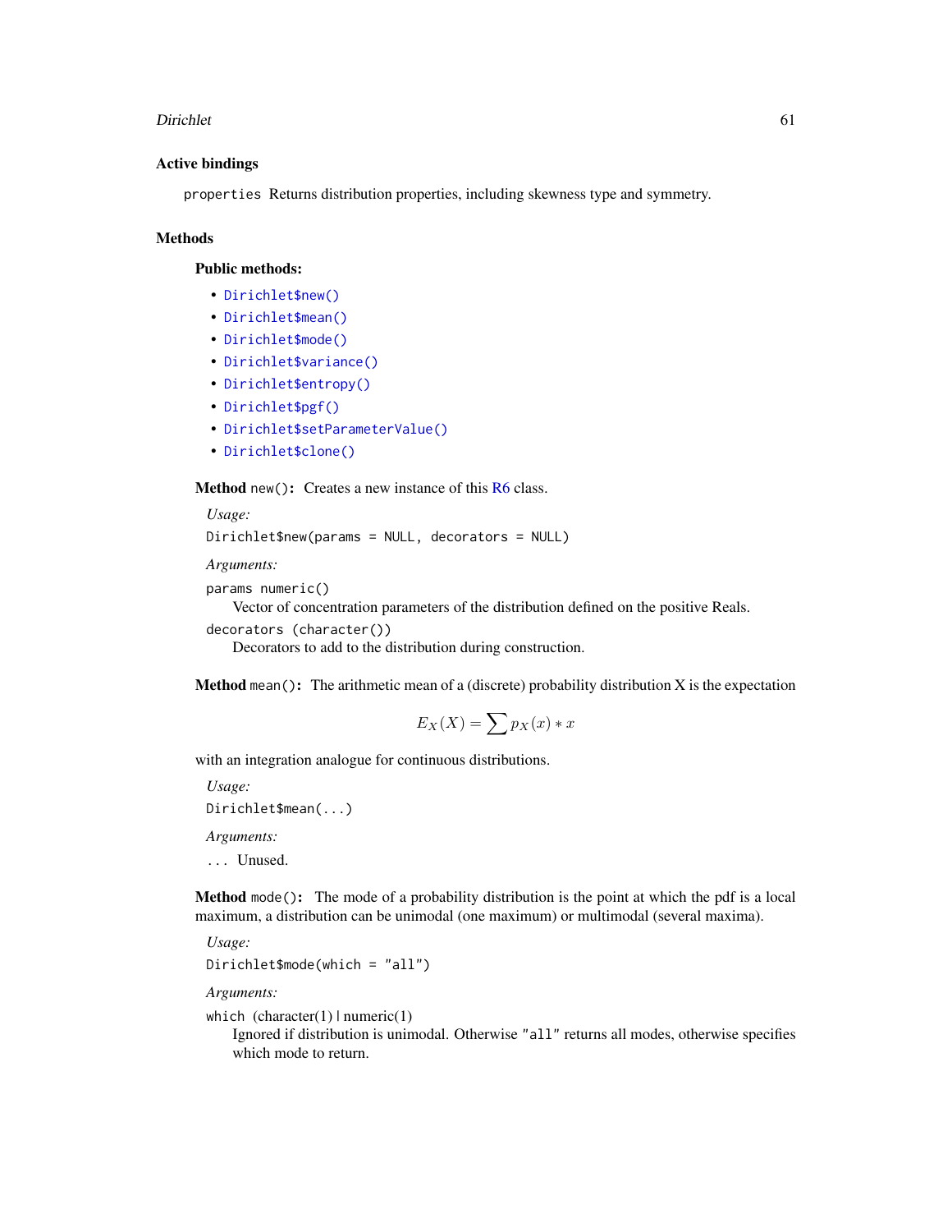### Active bindings

`properties` Returns distribution properties, including skewness type and symmetry.

### Methods

#### Public methods:

- `Dirichlet$new()`
- `Dirichlet$mean()`
- `Dirichlet$mode()`
- `Dirichlet$variance()`
- `Dirichlet$entropy()`
- `Dirichlet$pgf()`
- `Dirichlet$setParameterValue()`
- `Dirichlet$clone()`

**Method** `new()`: Creates a new instance of this R6 class.

*Usage:*

```
Dirichlet$new(params = NULL, decorators = NULL)
```

*Arguments:*

`params` `numeric()`
: Vector of concentration parameters of the distribution defined on the positive Reals.

`decorators` `(character())`
: Decorators to add to the distribution during construction.

**Method** `mean()`: The arithmetic mean of a (discrete) probability distribution X is the expectation

$$E_X(X) = \sum p_X(x) * x$$

with an integration analogue for continuous distributions.

*Usage:*

```
Dirichlet$mean(...)
```

*Arguments:*

`...` Unused.

**Method** `mode()`: The mode of a probability distribution is the point at which the pdf is a local maximum, a distribution can be unimodal (one maximum) or multimodal (several maxima).

*Usage:*

```
Dirichlet$mode(which = "all")
```

*Arguments:*

`which` (character(1) | numeric(1)
: Ignored if distribution is unimodal. Otherwise `"all"` returns all modes, otherwise specifies which mode to return.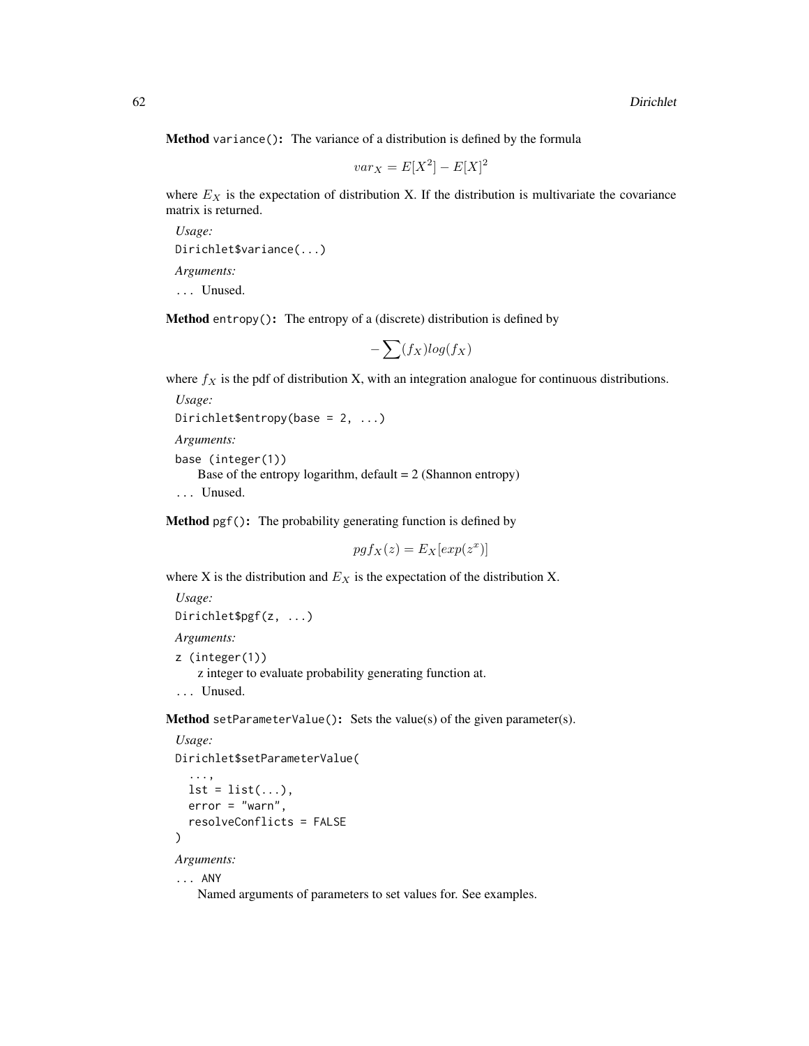**Method** `variance()`**:** The variance of a distribution is defined by the formula

$$var_X = E[X^2] - E[X]^2$$

where $E_X$ is the expectation of distribution X. If the distribution is multivariate the covariance matrix is returned.

*Usage:*

```
Dirichlet$variance(...)
```

*Arguments:*

`...` Unused.

**Method** `entropy()`**:** The entropy of a (discrete) distribution is defined by

$$-\sum(f_X)log(f_X)$$

where $f_X$ is the pdf of distribution X, with an integration analogue for continuous distributions.

*Usage:*

```
Dirichlet$entropy(base = 2, ...)
```

*Arguments:*

`base (integer(1))`
Base of the entropy logarithm, default = 2 (Shannon entropy)

`...` Unused.

**Method** `pgf()`**:** The probability generating function is defined by

$$pgf_X(z) = E_X[exp(z^x)]$$

where X is the distribution and $E_X$ is the expectation of the distribution X.

*Usage:*

```
Dirichlet$pgf(z, ...)
```

*Arguments:*

`z (integer(1))`
z integer to evaluate probability generating function at.

`...` Unused.

**Method** `setParameterValue()`**:** Sets the value(s) of the given parameter(s).

*Usage:*

```
Dirichlet$setParameterValue(
  ...,
  lst = list(...),
  error = "warn",
  resolveConflicts = FALSE
)
```

*Arguments:*

`... ANY`
Named arguments of parameters to set values for. See examples.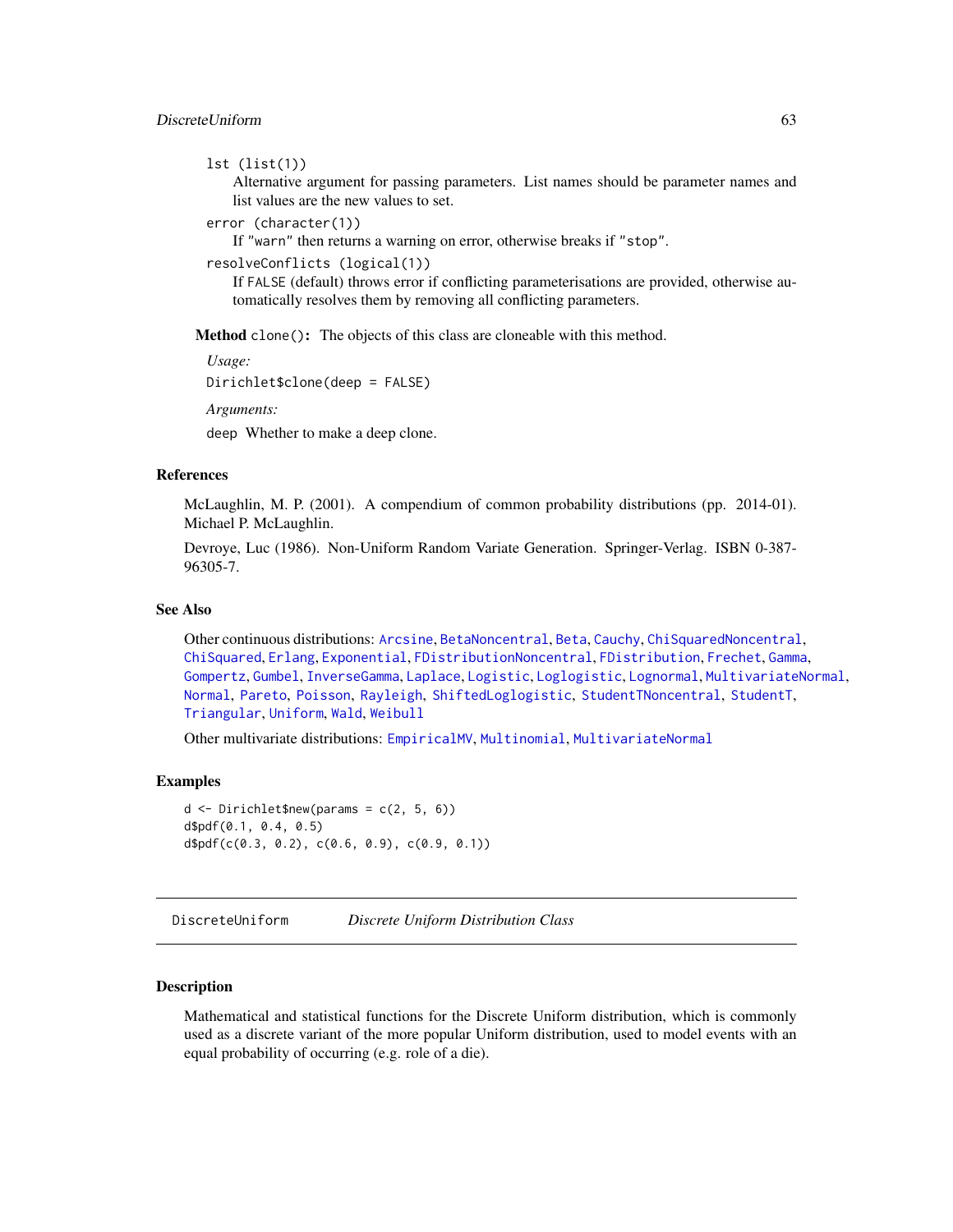`lst (list(1))`
: Alternative argument for passing parameters. List names should be parameter names and list values are the new values to set.

`error (character(1))`
: If "warn" then returns a warning on error, otherwise breaks if "stop".

`resolveConflicts (logical(1))`
: If FALSE (default) throws error if conflicting parameterisations are provided, otherwise automatically resolves them by removing all conflicting parameters.

**Method** `clone()`: The objects of this class are cloneable with this method.

*Usage:*

```
Dirichlet$clone(deep = FALSE)
```

*Arguments:*

`deep` Whether to make a deep clone.

### References

McLaughlin, M. P. (2001). A compendium of common probability distributions (pp. 2014-01). Michael P. McLaughlin.

Devroye, Luc (1986). Non-Uniform Random Variate Generation. Springer-Verlag. ISBN 0-387-96305-7.

### See Also

Other continuous distributions: Arcsine, BetaNoncentral, Beta, Cauchy, ChiSquaredNoncentral, ChiSquared, Erlang, Exponential, FDistributionNoncentral, FDistribution, Frechet, Gamma, Gompertz, Gumbel, InverseGamma, Laplace, Logistic, Loglogistic, Lognormal, MultivariateNormal, Normal, Pareto, Poisson, Rayleigh, ShiftedLoglogistic, StudentTNoncentral, StudentT, Triangular, Uniform, Wald, Weibull

Other multivariate distributions: EmpiricalMV, Multinomial, MultivariateNormal

### Examples

```
d <- Dirichlet$new(params = c(2, 5, 6))
d$pdf(0.1, 0.4, 0.5)
d$pdf(c(0.3, 0.2), c(0.6, 0.9), c(0.9, 0.1))
```

---

## DiscreteUniform *Discrete Uniform Distribution Class*

---

### Description

Mathematical and statistical functions for the Discrete Uniform distribution, which is commonly used as a discrete variant of the more popular Uniform distribution, used to model events with an equal probability of occurring (e.g. role of a die).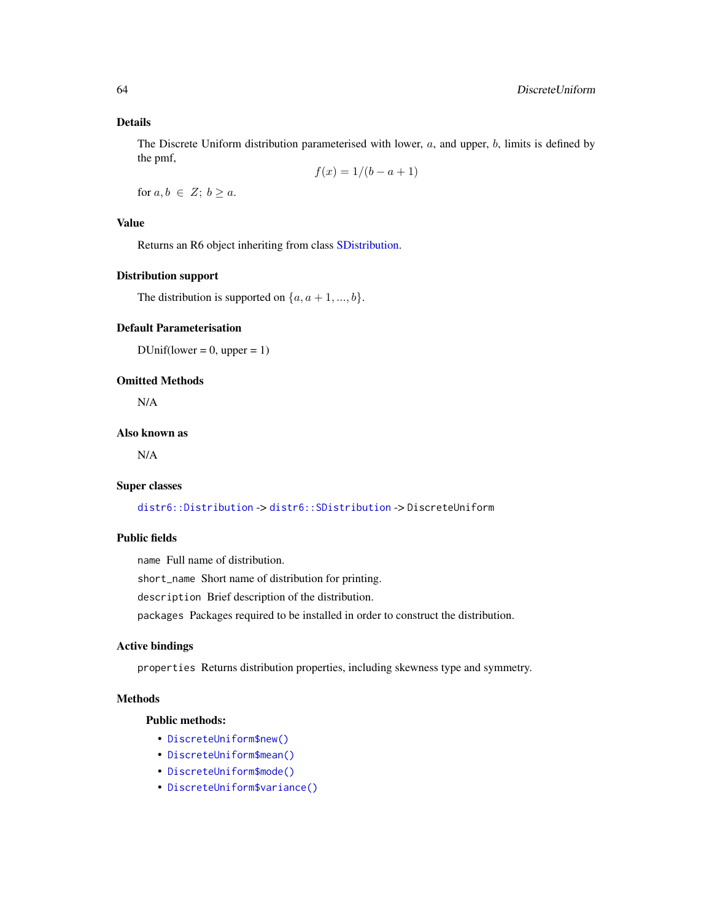## Details

The Discrete Uniform distribution parameterised with lower, $a$, and upper, $b$, limits is defined by the pmf,

$$f(x) = 1/(b - a + 1)$$

for $a, b \in Z; b \geq a$.

## Value

Returns an R6 object inheriting from class SDistribution.

## Distribution support

The distribution is supported on $\{a, a + 1, ..., b\}$.

## Default Parameterisation

DUnif(lower = 0, upper = 1)

## Omitted Methods

N/A

## Also known as

N/A

## Super classes

`distr6::Distribution` -> `distr6::SDistribution` -> `DiscreteUniform`

## Public fields

`name` Full name of distribution.

`short_name` Short name of distribution for printing.

`description` Brief description of the distribution.

`packages` Packages required to be installed in order to construct the distribution.

## Active bindings

`properties` Returns distribution properties, including skewness type and symmetry.

## Methods

### Public methods:

- `DiscreteUniform$new()`
- `DiscreteUniform$mean()`
- `DiscreteUniform$mode()`
- `DiscreteUniform$variance()`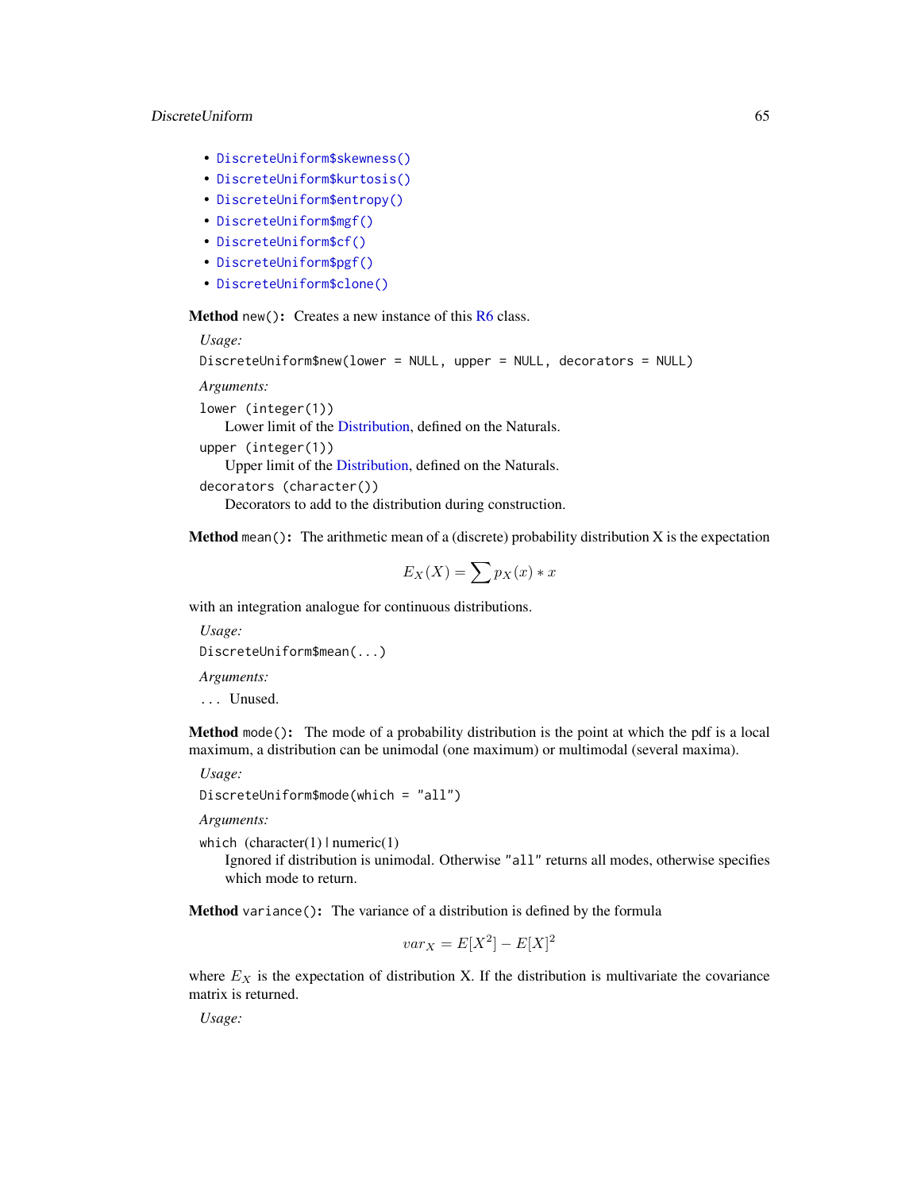- `DiscreteUniform$skewness()`
- `DiscreteUniform$kurtosis()`
- `DiscreteUniform$entropy()`
- `DiscreteUniform$mgf()`
- `DiscreteUniform$cf()`
- `DiscreteUniform$pgf()`
- `DiscreteUniform$clone()`

**Method** `new()`**:** Creates a new instance of this R6 class.

*Usage:*

```
DiscreteUniform$new(lower = NULL, upper = NULL, decorators = NULL)
```

*Arguments:*

`lower (integer(1))`
Lower limit of the Distribution, defined on the Naturals.

`upper (integer(1))`
Upper limit of the Distribution, defined on the Naturals.

`decorators (character())`
Decorators to add to the distribution during construction.

**Method** `mean()`**:** The arithmetic mean of a (discrete) probability distribution X is the expectation

$$E_X(X) = \sum p_X(x) * x$$

with an integration analogue for continuous distributions.

*Usage:*

```
DiscreteUniform$mean(...)
```

*Arguments:*

`...` Unused.

**Method** `mode()`**:** The mode of a probability distribution is the point at which the pdf is a local maximum, a distribution can be unimodal (one maximum) or multimodal (several maxima).

*Usage:*

```
DiscreteUniform$mode(which = "all")
```

*Arguments:*

`which` (character(1) | numeric(1)
Ignored if distribution is unimodal. Otherwise `"all"` returns all modes, otherwise specifies which mode to return.

**Method** `variance()`**:** The variance of a distribution is defined by the formula

$$var_X = E[X^2] - E[X]^2$$

where $E_X$ is the expectation of distribution X. If the distribution is multivariate the covariance matrix is returned.

*Usage:*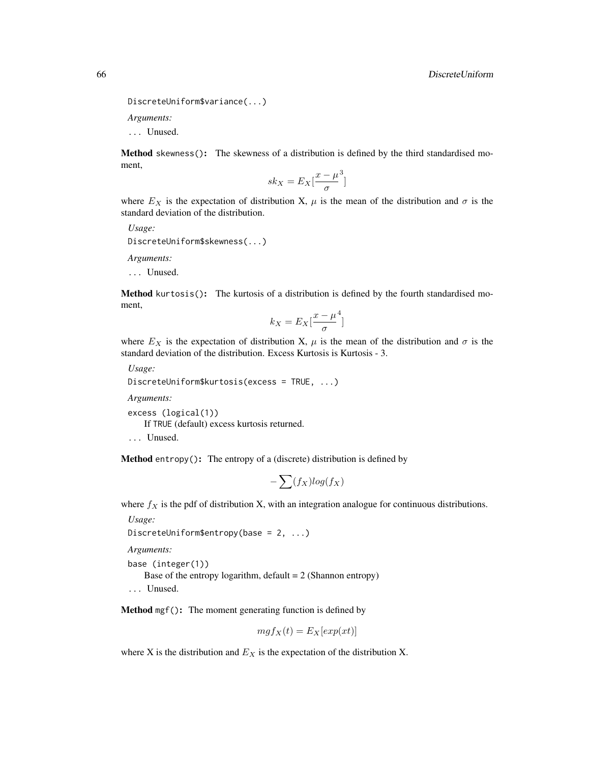```
DiscreteUniform$variance(...)
```

*Arguments:*

... Unused.

**Method** `skewness()`: The skewness of a distribution is defined by the third standardised moment,

$$sk_X = E_X[\frac{x - \mu}{\sigma}^3]$$

where $E_X$ is the expectation of distribution X, $\mu$ is the mean of the distribution and $\sigma$ is the standard deviation of the distribution.

*Usage:*

```
DiscreteUniform$skewness(...)
```

*Arguments:*

... Unused.

**Method** `kurtosis()`: The kurtosis of a distribution is defined by the fourth standardised moment,

$$k_X = E_X[\frac{x - \mu}{\sigma}^4]$$

where $E_X$ is the expectation of distribution X, $\mu$ is the mean of the distribution and $\sigma$ is the standard deviation of the distribution. Excess Kurtosis is Kurtosis - 3.

*Usage:*

```
DiscreteUniform$kurtosis(excess = TRUE, ...)
```

*Arguments:*

`excess (logical(1))`
If TRUE (default) excess kurtosis returned.

... Unused.

**Method** `entropy()`: The entropy of a (discrete) distribution is defined by

$$-\sum(f_X)log(f_X)$$

where $f_X$ is the pdf of distribution X, with an integration analogue for continuous distributions.

*Usage:*

```
DiscreteUniform$entropy(base = 2, ...)
```

*Arguments:*

`base (integer(1))`
Base of the entropy logarithm, default = 2 (Shannon entropy)

... Unused.

**Method** `mgf()`: The moment generating function is defined by

$$mgf_X(t) = E_X[exp(xt)]$$

where X is the distribution and $E_X$ is the expectation of the distribution X.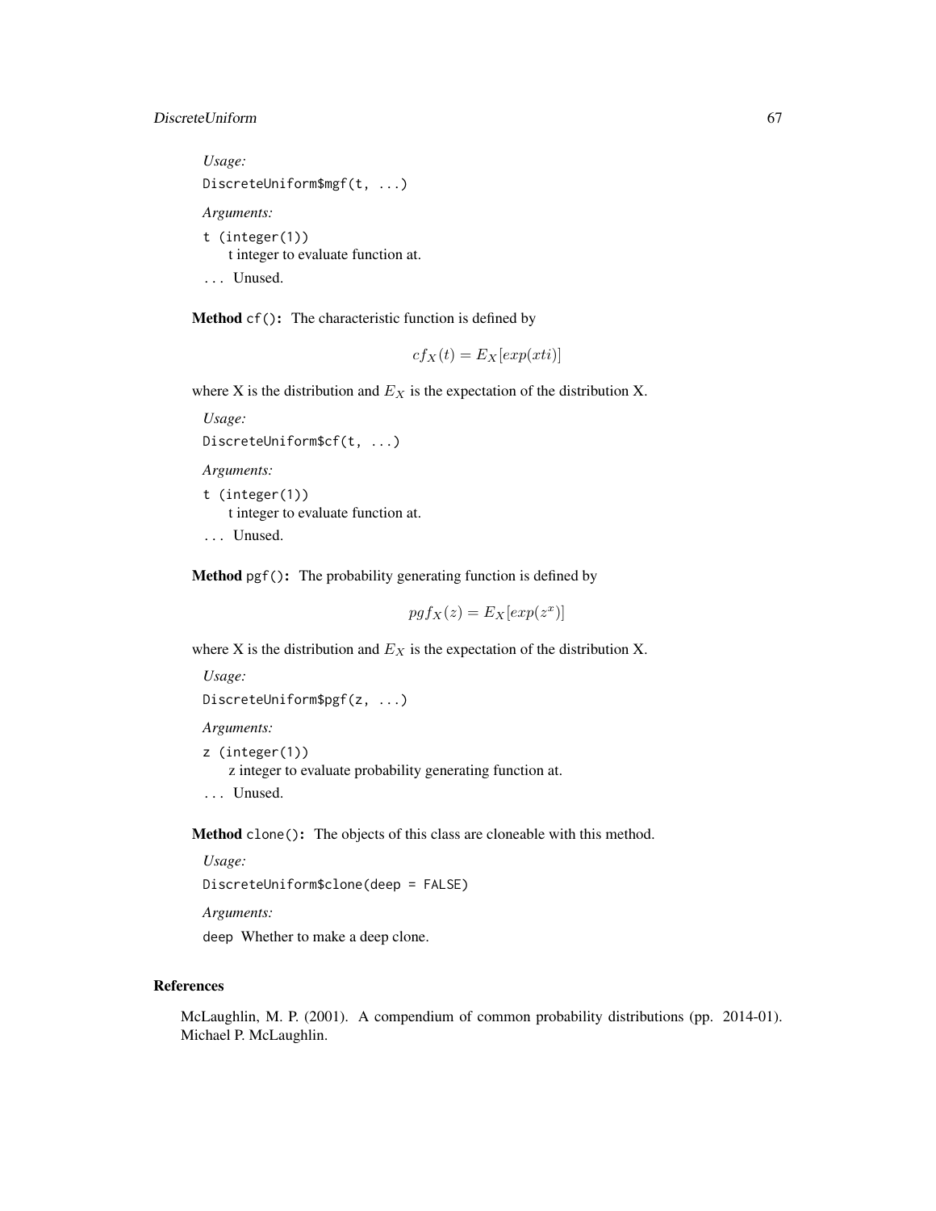*Usage:*

```
DiscreteUniform$mgf(t, ...)
```

*Arguments:*

`t (integer(1))`
t integer to evaluate function at.

`...` Unused.

**Method** `cf()`**:** The characteristic function is defined by

$$cf_X(t) = E_X[exp(xti)]$$

where X is the distribution and $E_X$ is the expectation of the distribution X.

*Usage:*

```
DiscreteUniform$cf(t, ...)
```

*Arguments:*

`t (integer(1))`
t integer to evaluate function at.

`...` Unused.

**Method** `pgf()`**:** The probability generating function is defined by

$$pgf_X(z) = E_X[exp(z^x)]$$

where X is the distribution and $E_X$ is the expectation of the distribution X.

*Usage:*

```
DiscreteUniform$pgf(z, ...)
```

*Arguments:*

`z (integer(1))`
z integer to evaluate probability generating function at.

`...` Unused.

**Method** `clone()`**:** The objects of this class are cloneable with this method.

*Usage:*

```
DiscreteUniform$clone(deep = FALSE)
```

*Arguments:*

`deep` Whether to make a deep clone.

## References

McLaughlin, M. P. (2001). A compendium of common probability distributions (pp. 2014-01). Michael P. McLaughlin.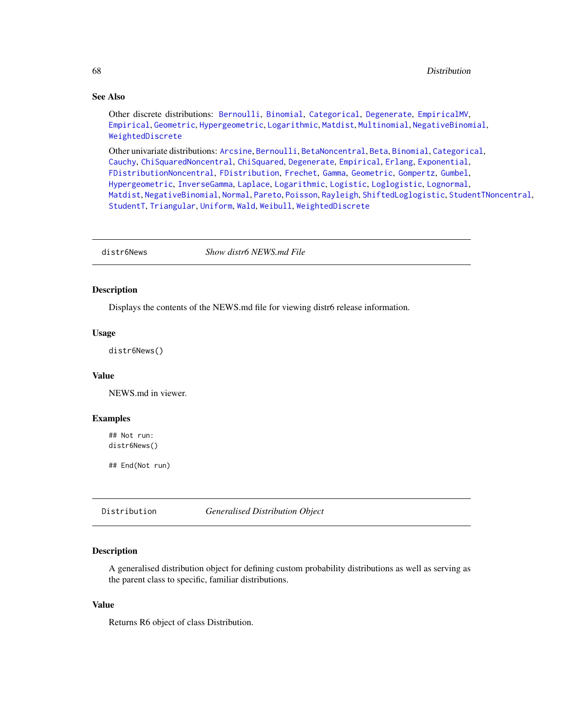### See Also

Other discrete distributions: Bernoulli, Binomial, Categorical, Degenerate, EmpiricalMV, Empirical, Geometric, Hypergeometric, Logarithmic, Matdist, Multinomial, NegativeBinomial, WeightedDiscrete

Other univariate distributions: Arcsine, Bernoulli, BetaNoncentral, Beta, Binomial, Categorical, Cauchy, ChiSquaredNoncentral, ChiSquared, Degenerate, Empirical, Erlang, Exponential, FDistributionNoncentral, FDistribution, Frechet, Gamma, Geometric, Gompertz, Gumbel, Hypergeometric, InverseGamma, Laplace, Logarithmic, Logistic, Loglogistic, Lognormal, Matdist, NegativeBinomial, Normal, Pareto, Poisson, Rayleigh, ShiftedLoglogistic, StudentTNoncentral, StudentT, Triangular, Uniform, Wald, Weibull, WeightedDiscrete

---

## distr6News — *Show distr6 NEWS.md File*

### Description

Displays the contents of the NEWS.md file for viewing distr6 release information.

### Usage

```
distr6News()
```

### Value

NEWS.md in viewer.

### Examples

```
## Not run:
distr6News()

## End(Not run)
```

---

## Distribution — *Generalised Distribution Object*

### Description

A generalised distribution object for defining custom probability distributions as well as serving as the parent class to specific, familiar distributions.

### Value

Returns R6 object of class Distribution.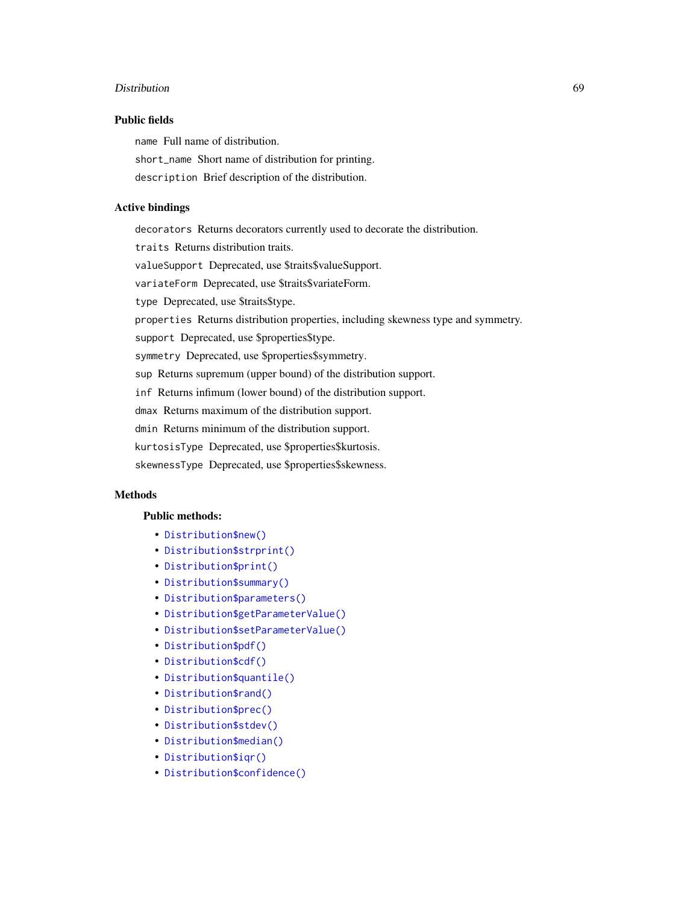### Public fields

name Full name of distribution.

short_name Short name of distribution for printing.

description Brief description of the distribution.

### Active bindings

decorators Returns decorators currently used to decorate the distribution.

traits Returns distribution traits.

valueSupport Deprecated, use $traits$valueSupport.

variateForm Deprecated, use $traits$variateForm.

type Deprecated, use $traits$type.

properties Returns distribution properties, including skewness type and symmetry.

support Deprecated, use $properties$type.

symmetry Deprecated, use $properties$symmetry.

sup Returns supremum (upper bound) of the distribution support.

inf Returns infimum (lower bound) of the distribution support.

dmax Returns maximum of the distribution support.

dmin Returns minimum of the distribution support.

kurtosisType Deprecated, use $properties$kurtosis.

skewnessType Deprecated, use $properties$skewness.

### Methods

**Public methods:**

- `Distribution$new()`
- `Distribution$strprint()`
- `Distribution$print()`
- `Distribution$summary()`
- `Distribution$parameters()`
- `Distribution$getParameterValue()`
- `Distribution$setParameterValue()`
- `Distribution$pdf()`
- `Distribution$cdf()`
- `Distribution$quantile()`
- `Distribution$rand()`
- `Distribution$prec()`
- `Distribution$stdev()`
- `Distribution$median()`
- `Distribution$iqr()`
- `Distribution$confidence()`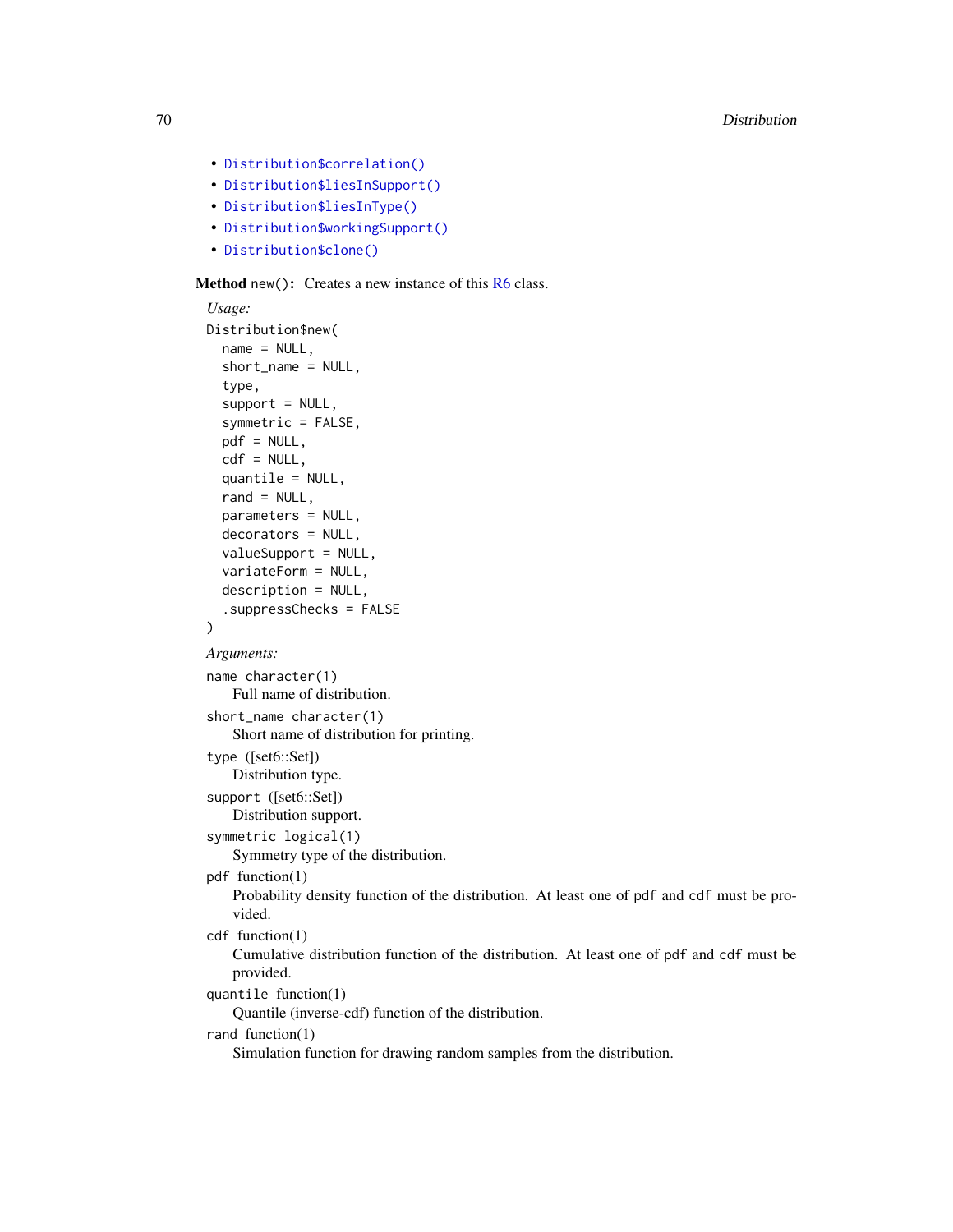- `Distribution$correlation()`
- `Distribution$liesInSupport()`
- `Distribution$liesInType()`
- `Distribution$workingSupport()`
- `Distribution$clone()`

**Method** `new()`**:** Creates a new instance of this R6 class.

*Usage:*

```
Distribution$new(
  name = NULL,
  short_name = NULL,
  type,
  support = NULL,
  symmetric = FALSE,
  pdf = NULL,
  cdf = NULL,
  quantile = NULL,
  rand = NULL,
  parameters = NULL,
  decorators = NULL,
  valueSupport = NULL,
  variateForm = NULL,
  description = NULL,
  .suppressChecks = FALSE
)
```

*Arguments:*

`name` `character(1)`
: Full name of distribution.

`short_name` `character(1)`
: Short name of distribution for printing.

`type` ([set6::Set])
: Distribution type.

`support` ([set6::Set])
: Distribution support.

`symmetric` `logical(1)`
: Symmetry type of the distribution.

`pdf` function(1)
: Probability density function of the distribution. At least one of `pdf` and `cdf` must be provided.

`cdf` function(1)
: Cumulative distribution function of the distribution. At least one of `pdf` and `cdf` must be provided.

`quantile` function(1)
: Quantile (inverse-cdf) function of the distribution.

`rand` function(1)
: Simulation function for drawing random samples from the distribution.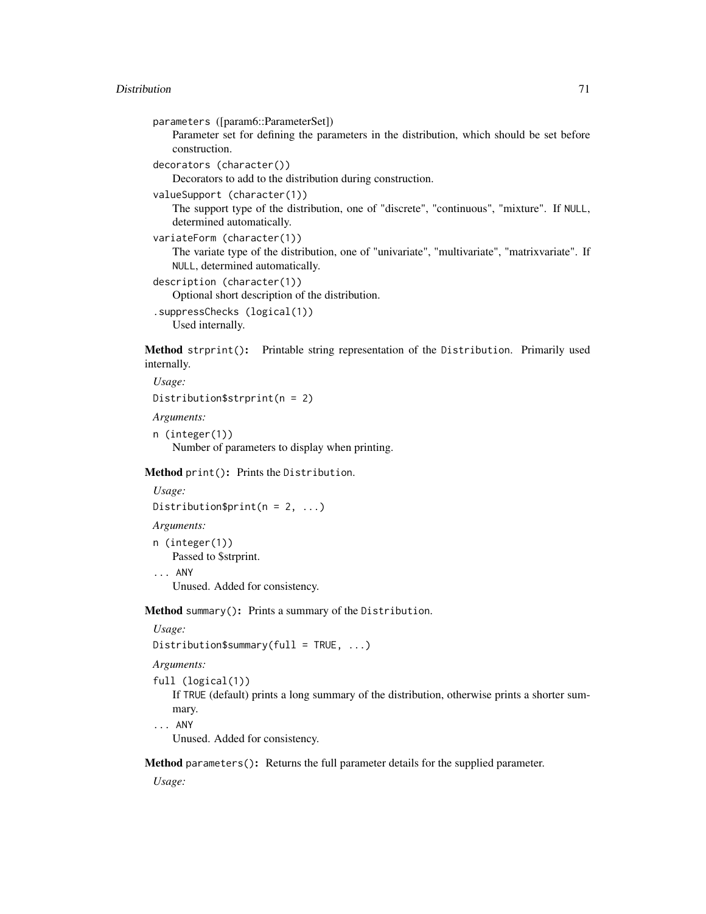parameters ([param6::ParameterSet])
: Parameter set for defining the parameters in the distribution, which should be set before construction.

decorators (character())
: Decorators to add to the distribution during construction.

valueSupport (character(1))
: The support type of the distribution, one of "discrete", "continuous", "mixture". If NULL, determined automatically.

variateForm (character(1))
: The variate type of the distribution, one of "univariate", "multivariate", "matrixvariate". If NULL, determined automatically.

description (character(1))
: Optional short description of the distribution.

.suppressChecks (logical(1))
: Used internally.

**Method** `strprint()`: Printable string representation of the `Distribution`. Primarily used internally.

*Usage:*

```
Distribution$strprint(n = 2)
```

*Arguments:*

n (integer(1))
: Number of parameters to display when printing.

**Method** `print()`: Prints the `Distribution`.

*Usage:*

```
Distribution$print(n = 2, ...)
```

*Arguments:*

n (integer(1))
: Passed to $strprint.

... ANY
: Unused. Added for consistency.

**Method** `summary()`: Prints a summary of the `Distribution`.

*Usage:*

```
Distribution$summary(full = TRUE, ...)
```

*Arguments:*

full (logical(1))
: If TRUE (default) prints a long summary of the distribution, otherwise prints a shorter summary.

... ANY
: Unused. Added for consistency.

**Method** `parameters()`: Returns the full parameter details for the supplied parameter.

*Usage:*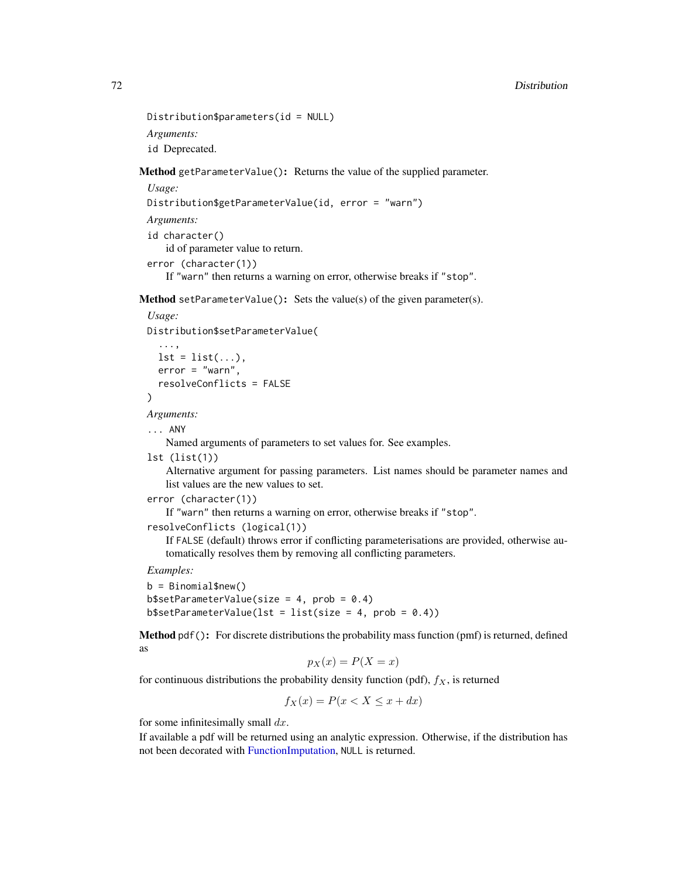```
Distribution$parameters(id = NULL)
```

*Arguments:*

`id` Deprecated.

**Method** `getParameterValue()`**:** Returns the value of the supplied parameter.

*Usage:*

```
Distribution$getParameterValue(id, error = "warn")
```

*Arguments:*

`id character()`
: id of parameter value to return.

`error (character(1))`
: If `"warn"` then returns a warning on error, otherwise breaks if `"stop"`.

**Method** `setParameterValue()`**:** Sets the value(s) of the given parameter(s).

*Usage:*

```
Distribution$setParameterValue(
  ...,
  lst = list(...),
  error = "warn",
  resolveConflicts = FALSE
)
```

*Arguments:*

`... ANY`
: Named arguments of parameters to set values for. See examples.

`lst (list(1))`
: Alternative argument for passing parameters. List names should be parameter names and list values are the new values to set.

`error (character(1))`
: If `"warn"` then returns a warning on error, otherwise breaks if `"stop"`.

`resolveConflicts (logical(1))`
: If `FALSE` (default) throws error if conflicting parameterisations are provided, otherwise automatically resolves them by removing all conflicting parameters.

*Examples:*

```
b = Binomial$new()
b$setParameterValue(size = 4, prob = 0.4)
b$setParameterValue(lst = list(size = 4, prob = 0.4))
```

**Method** `pdf()`**:** For discrete distributions the probability mass function (pmf) is returned, defined as

$$p_X(x) = P(X = x)$$

for continuous distributions the probability density function (pdf), $f_X$, is returned

$$f_X(x) = P(x < X \leq x + dx)$$

for some infinitesimally small $dx$.

If available a pdf will be returned using an analytic expression. Otherwise, if the distribution has not been decorated with FunctionImputation, `NULL` is returned.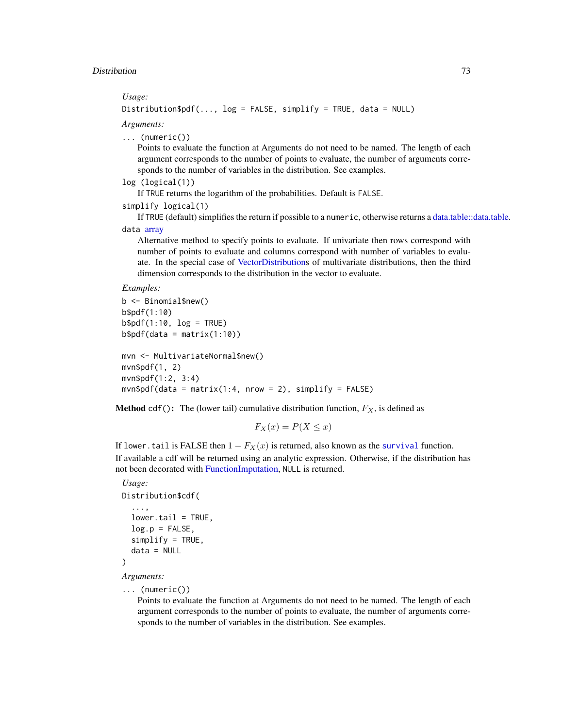*Usage:*

```
Distribution$pdf(..., log = FALSE, simplify = TRUE, data = NULL)
```

*Arguments:*

`... (numeric())`
: Points to evaluate the function at Arguments do not need to be named. The length of each argument corresponds to the number of points to evaluate, the number of arguments corresponds to the number of variables in the distribution. See examples.

`log (logical(1))`
: If `TRUE` returns the logarithm of the probabilities. Default is `FALSE`.

`simplify logical(1)`
: If `TRUE` (default) simplifies the return if possible to a `numeric`, otherwise returns a data.table::data.table.

`data` array
: Alternative method to specify points to evaluate. If univariate then rows correspond with number of points to evaluate and columns correspond with number of variables to evaluate. In the special case of VectorDistributions of multivariate distributions, then the third dimension corresponds to the distribution in the vector to evaluate.

*Examples:*

```
b <- Binomial$new()
b$pdf(1:10)
b$pdf(1:10, log = TRUE)
b$pdf(data = matrix(1:10))

mvn <- MultivariateNormal$new()
mvn$pdf(1, 2)
mvn$pdf(1:2, 3:4)
mvn$pdf(data = matrix(1:4, nrow = 2), simplify = FALSE)
```

**Method** `cdf()`**:** The (lower tail) cumulative distribution function, $F_X$, is defined as

$$F_X(x) = P(X \leq x)$$

If `lower.tail` is FALSE then $1 - F_X(x)$ is returned, also known as the `survival` function.

If available a cdf will be returned using an analytic expression. Otherwise, if the distribution has not been decorated with FunctionImputation, `NULL` is returned.

*Usage:*

```
Distribution$cdf(
  ...,
  lower.tail = TRUE,
  log.p = FALSE,
  simplify = TRUE,
  data = NULL
)
```

*Arguments:*

`... (numeric())`
: Points to evaluate the function at Arguments do not need to be named. The length of each argument corresponds to the number of points to evaluate, the number of arguments corresponds to the number of variables in the distribution. See examples.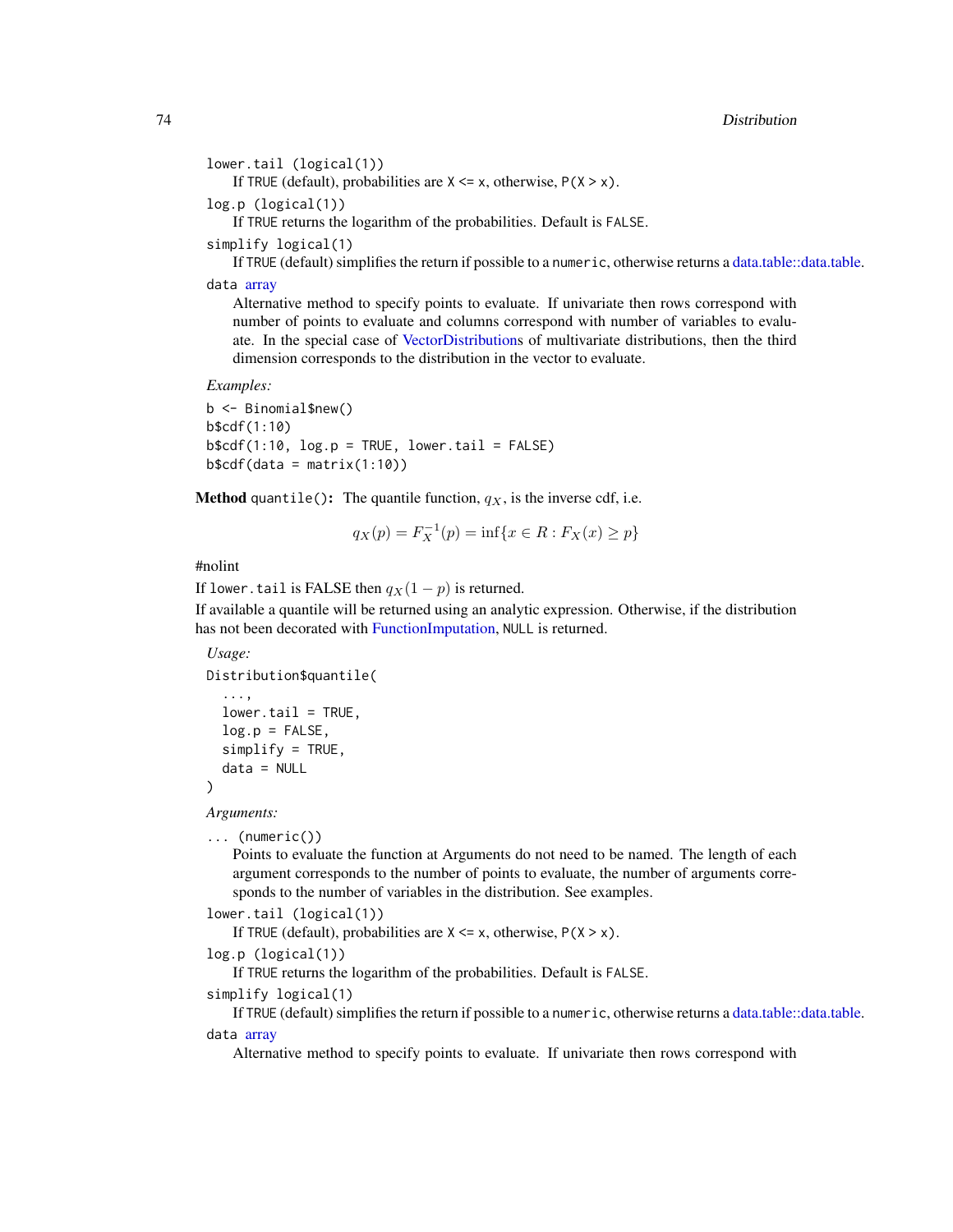`lower.tail (logical(1))`
: If TRUE (default), probabilities are `X <= x`, otherwise, `P(X > x)`.

`log.p (logical(1))`
: If TRUE returns the logarithm of the probabilities. Default is FALSE.

`simplify logical(1)`
: If TRUE (default) simplifies the return if possible to a `numeric`, otherwise returns a data.table::data.table.

`data` array
: Alternative method to specify points to evaluate. If univariate then rows correspond with number of points to evaluate and columns correspond with number of variables to evaluate. In the special case of VectorDistributions of multivariate distributions, then the third dimension corresponds to the distribution in the vector to evaluate.

*Examples:*

```
b <- Binomial$new()
b$cdf(1:10)
b$cdf(1:10, log.p = TRUE, lower.tail = FALSE)
b$cdf(data = matrix(1:10))
```

**Method** `quantile()`**:** The quantile function, $q_X$, is the inverse cdf, i.e.

$$q_X(p) = F_X^{-1}(p) = \inf\{x \in R : F_X(x) \geq p\}$$

#nolint

If `lower.tail` is FALSE then $q_X(1-p)$ is returned.

If available a quantile will be returned using an analytic expression. Otherwise, if the distribution has not been decorated with FunctionImputation, `NULL` is returned.

*Usage:*

```
Distribution$quantile(
  ...,
  lower.tail = TRUE,
  log.p = FALSE,
  simplify = TRUE,
  data = NULL
)
```

*Arguments:*

`... (numeric())`
: Points to evaluate the function at Arguments do not need to be named. The length of each argument corresponds to the number of points to evaluate, the number of arguments corresponds to the number of variables in the distribution. See examples.

`lower.tail (logical(1))`
: If TRUE (default), probabilities are `X <= x`, otherwise, `P(X > x)`.

`log.p (logical(1))`
: If TRUE returns the logarithm of the probabilities. Default is FALSE.

`simplify logical(1)`
: If TRUE (default) simplifies the return if possible to a `numeric`, otherwise returns a data.table::data.table.

`data` array
: Alternative method to specify points to evaluate. If univariate then rows correspond with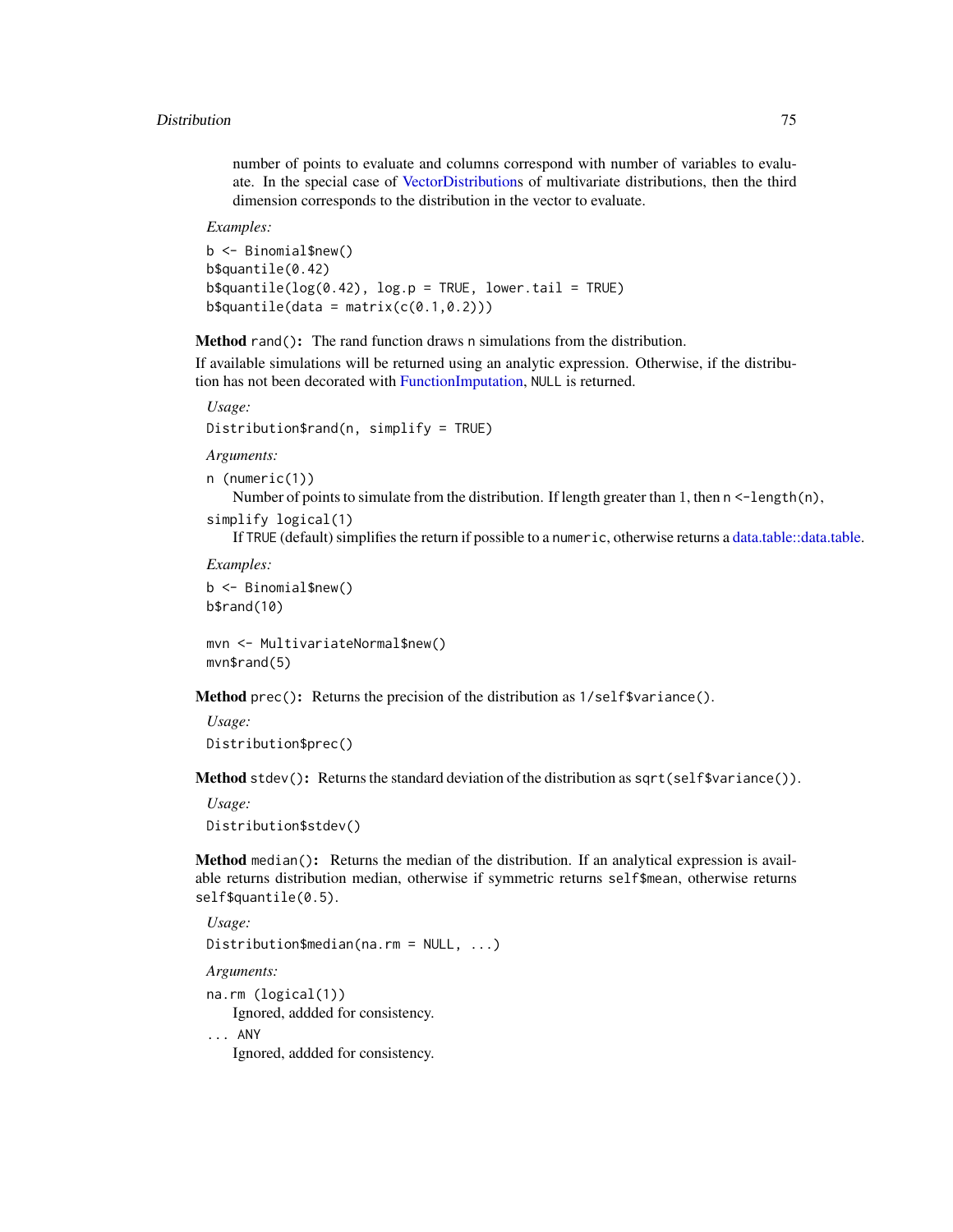number of points to evaluate and columns correspond with number of variables to evaluate. In the special case of VectorDistributions of multivariate distributions, then the third dimension corresponds to the distribution in the vector to evaluate.

*Examples:*

```
b <- Binomial$new()
b$quantile(0.42)
b$quantile(log(0.42), log.p = TRUE, lower.tail = TRUE)
b$quantile(data = matrix(c(0.1,0.2)))
```

**Method** `rand()`**:** The rand function draws `n` simulations from the distribution.

If available simulations will be returned using an analytic expression. Otherwise, if the distribution has not been decorated with FunctionImputation, `NULL` is returned.

*Usage:*

```
Distribution$rand(n, simplify = TRUE)
```

*Arguments:*

`n (numeric(1))`
Number of points to simulate from the distribution. If length greater than 1, then `n <-length(n)`,

`simplify logical(1)`
If `TRUE` (default) simplifies the return if possible to a `numeric`, otherwise returns a data.table::data.table.

*Examples:*

```
b <- Binomial$new()
b$rand(10)

mvn <- MultivariateNormal$new()
mvn$rand(5)
```

**Method** `prec()`**:** Returns the precision of the distribution as `1/self$variance()`.

*Usage:*

```
Distribution$prec()
```

**Method** `stdev()`**:** Returns the standard deviation of the distribution as `sqrt(self$variance())`.

*Usage:*

```
Distribution$stdev()
```

**Method** `median()`**:** Returns the median of the distribution. If an analytical expression is available returns distribution median, otherwise if symmetric returns `self$mean`, otherwise returns `self$quantile(0.5)`.

*Usage:*

```
Distribution$median(na.rm = NULL, ...)
```

*Arguments:*

`na.rm (logical(1))`
Ignored, addded for consistency.

`... ANY`
Ignored, addded for consistency.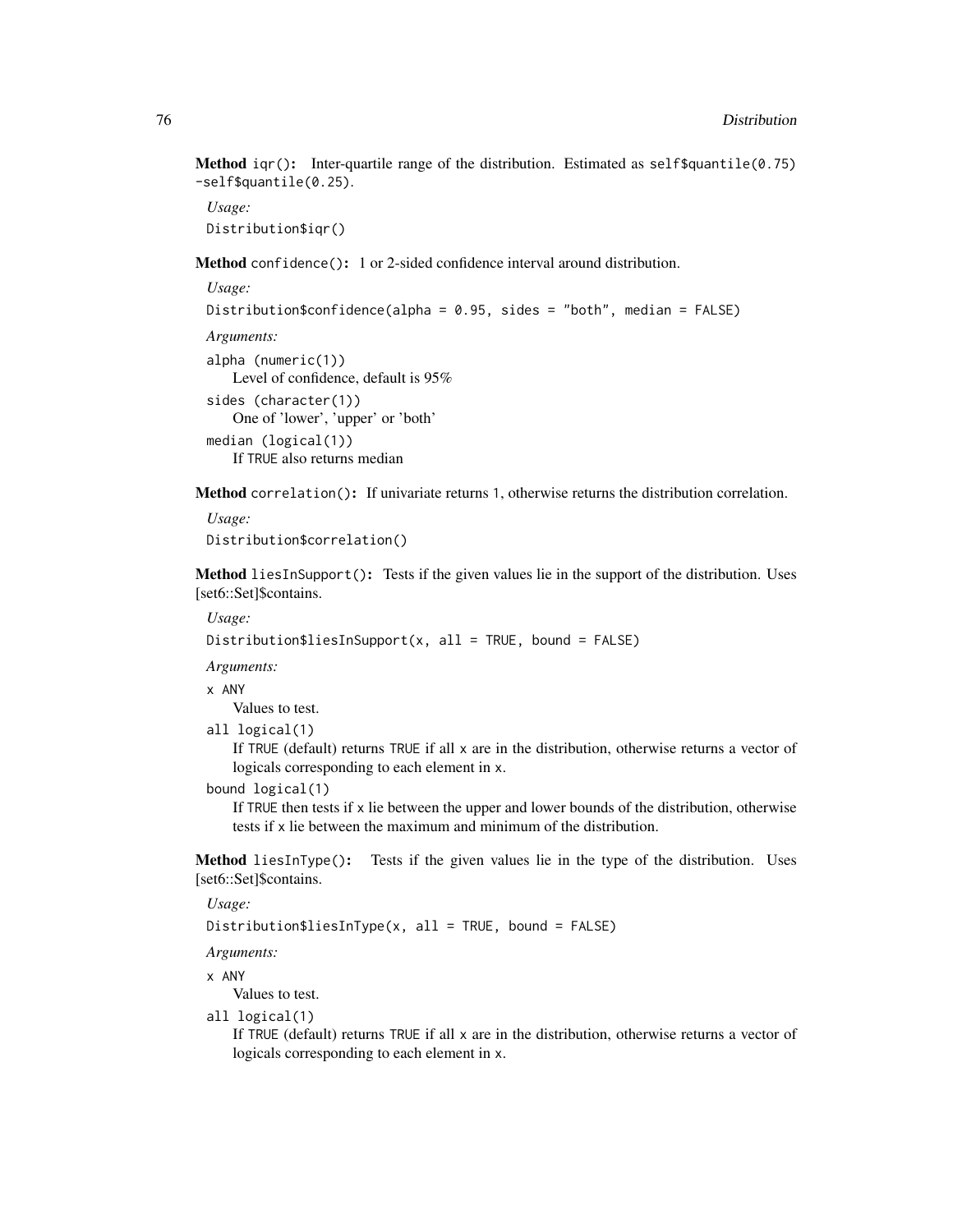**Method** `iqr()`**:** Inter-quartile range of the distribution. Estimated as `self$quantile(0.75) -self$quantile(0.25)`.

*Usage:*

```
Distribution$iqr()
```

**Method** `confidence()`**:** 1 or 2-sided confidence interval around distribution.

*Usage:*

```
Distribution$confidence(alpha = 0.95, sides = "both", median = FALSE)
```

*Arguments:*

`alpha (numeric(1))`
: Level of confidence, default is 95%

`sides (character(1))`
: One of 'lower', 'upper' or 'both'

`median (logical(1))`
: If `TRUE` also returns median

**Method** `correlation()`**:** If univariate returns `1`, otherwise returns the distribution correlation.

*Usage:*

```
Distribution$correlation()
```

**Method** `liesInSupport()`**:** Tests if the given values lie in the support of the distribution. Uses [set6::Set]$contains.

*Usage:*

```
Distribution$liesInSupport(x, all = TRUE, bound = FALSE)
```

*Arguments:*

`x ANY`
: Values to test.

`all logical(1)`
: If `TRUE` (default) returns `TRUE` if all `x` are in the distribution, otherwise returns a vector of logicals corresponding to each element in `x`.

`bound logical(1)`
: If `TRUE` then tests if `x` lie between the upper and lower bounds of the distribution, otherwise tests if `x` lie between the maximum and minimum of the distribution.

**Method** `liesInType()`**:** Tests if the given values lie in the type of the distribution. Uses [set6::Set]$contains.

*Usage:*

```
Distribution$liesInType(x, all = TRUE, bound = FALSE)
```

*Arguments:*

`x ANY`
: Values to test.

`all logical(1)`
: If `TRUE` (default) returns `TRUE` if all `x` are in the distribution, otherwise returns a vector of logicals corresponding to each element in `x`.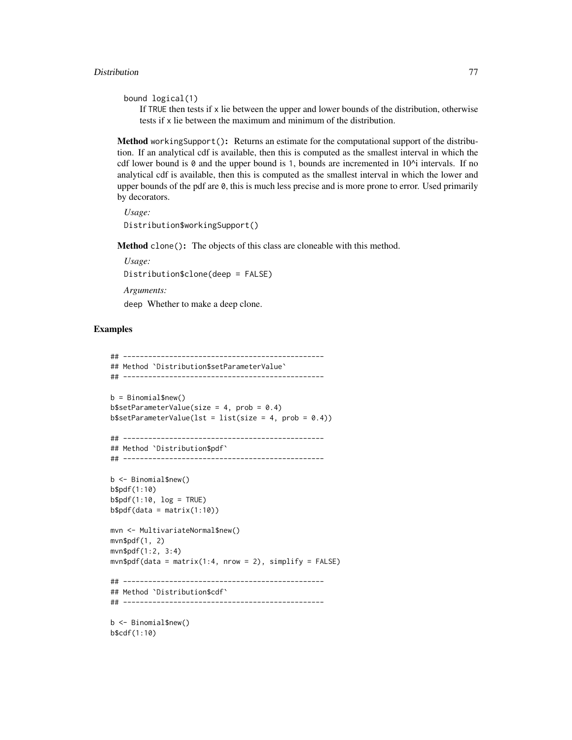`bound` logical(1)

If TRUE then tests if x lie between the upper and lower bounds of the distribution, otherwise tests if x lie between the maximum and minimum of the distribution.

**Method** `workingSupport()`: Returns an estimate for the computational support of the distribution. If an analytical cdf is available, then this is computed as the smallest interval in which the cdf lower bound is 0 and the upper bound is 1, bounds are incremented in 10^i intervals. If no analytical cdf is available, then this is computed as the smallest interval in which the lower and upper bounds of the pdf are 0, this is much less precise and is more prone to error. Used primarily by decorators.

*Usage:*

```
Distribution$workingSupport()
```

**Method** `clone()`: The objects of this class are cloneable with this method.

*Usage:*

```
Distribution$clone(deep = FALSE)
```

*Arguments:*

`deep` Whether to make a deep clone.

## Examples

```
## ------------------------------------------------
## Method `Distribution$setParameterValue`
## ------------------------------------------------

b = Binomial$new()
b$setParameterValue(size = 4, prob = 0.4)
b$setParameterValue(lst = list(size = 4, prob = 0.4))

## ------------------------------------------------
## Method `Distribution$pdf`
## ------------------------------------------------

b <- Binomial$new()
b$pdf(1:10)
b$pdf(1:10, log = TRUE)
b$pdf(data = matrix(1:10))

mvn <- MultivariateNormal$new()
mvn$pdf(1, 2)
mvn$pdf(1:2, 3:4)
mvn$pdf(data = matrix(1:4, nrow = 2), simplify = FALSE)

## ------------------------------------------------
## Method `Distribution$cdf`
## ------------------------------------------------

b <- Binomial$new()
b$cdf(1:10)
```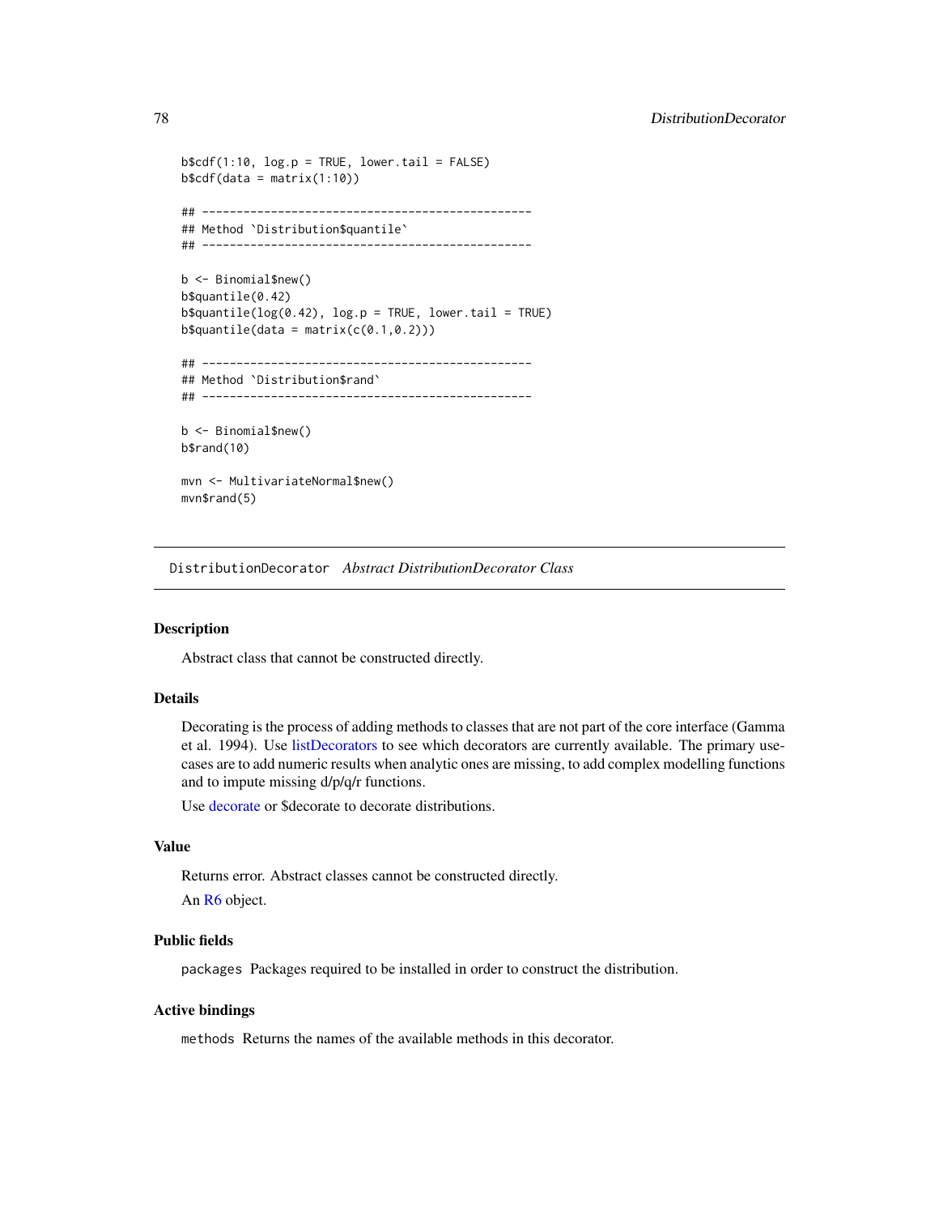```
b$cdf(1:10, log.p = TRUE, lower.tail = FALSE)
b$cdf(data = matrix(1:10))

## ------------------------------------------------
## Method `Distribution$quantile`
## ------------------------------------------------

b <- Binomial$new()
b$quantile(0.42)
b$quantile(log(0.42), log.p = TRUE, lower.tail = TRUE)
b$quantile(data = matrix(c(0.1,0.2)))

## ------------------------------------------------
## Method `Distribution$rand`
## ------------------------------------------------

b <- Binomial$new()
b$rand(10)

mvn <- MultivariateNormal$new()
mvn$rand(5)
```

---

`DistributionDecorator` *Abstract DistributionDecorator Class*

---

### Description

Abstract class that cannot be constructed directly.

### Details

Decorating is the process of adding methods to classes that are not part of the core interface (Gamma et al. 1994). Use listDecorators to see which decorators are currently available. The primary use-cases are to add numeric results when analytic ones are missing, to add complex modelling functions and to impute missing d/p/q/r functions.

Use decorate or $decorate to decorate distributions.

### Value

Returns error. Abstract classes cannot be constructed directly.

An R6 object.

### Public fields

`packages` Packages required to be installed in order to construct the distribution.

### Active bindings

`methods` Returns the names of the available methods in this decorator.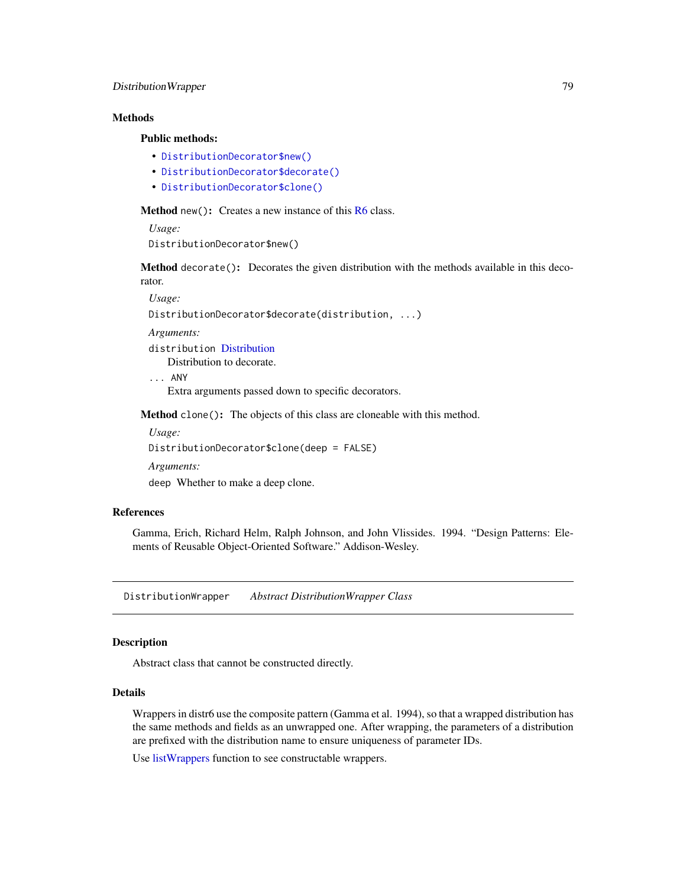## Methods

### Public methods:

- `DistributionDecorator$new()`
- `DistributionDecorator$decorate()`
- `DistributionDecorator$clone()`

**Method** `new()`**:** Creates a new instance of this R6 class.

*Usage:*

```
DistributionDecorator$new()
```

**Method** `decorate()`**:** Decorates the given distribution with the methods available in this decorator.

*Usage:*

```
DistributionDecorator$decorate(distribution, ...)
```

*Arguments:*

`distribution` Distribution
    Distribution to decorate.

`...` ANY
    Extra arguments passed down to specific decorators.

**Method** `clone()`**:** The objects of this class are cloneable with this method.

*Usage:*

```
DistributionDecorator$clone(deep = FALSE)
```

*Arguments:*

`deep` Whether to make a deep clone.

## References

Gamma, Erich, Richard Helm, Ralph Johnson, and John Vlissides. 1994. "Design Patterns: Elements of Reusable Object-Oriented Software." Addison-Wesley.

---

# DistributionWrapper *Abstract DistributionWrapper Class*

## Description

Abstract class that cannot be constructed directly.

## Details

Wrappers in distr6 use the composite pattern (Gamma et al. 1994), so that a wrapped distribution has the same methods and fields as an unwrapped one. After wrapping, the parameters of a distribution are prefixed with the distribution name to ensure uniqueness of parameter IDs.

Use listWrappers function to see constructable wrappers.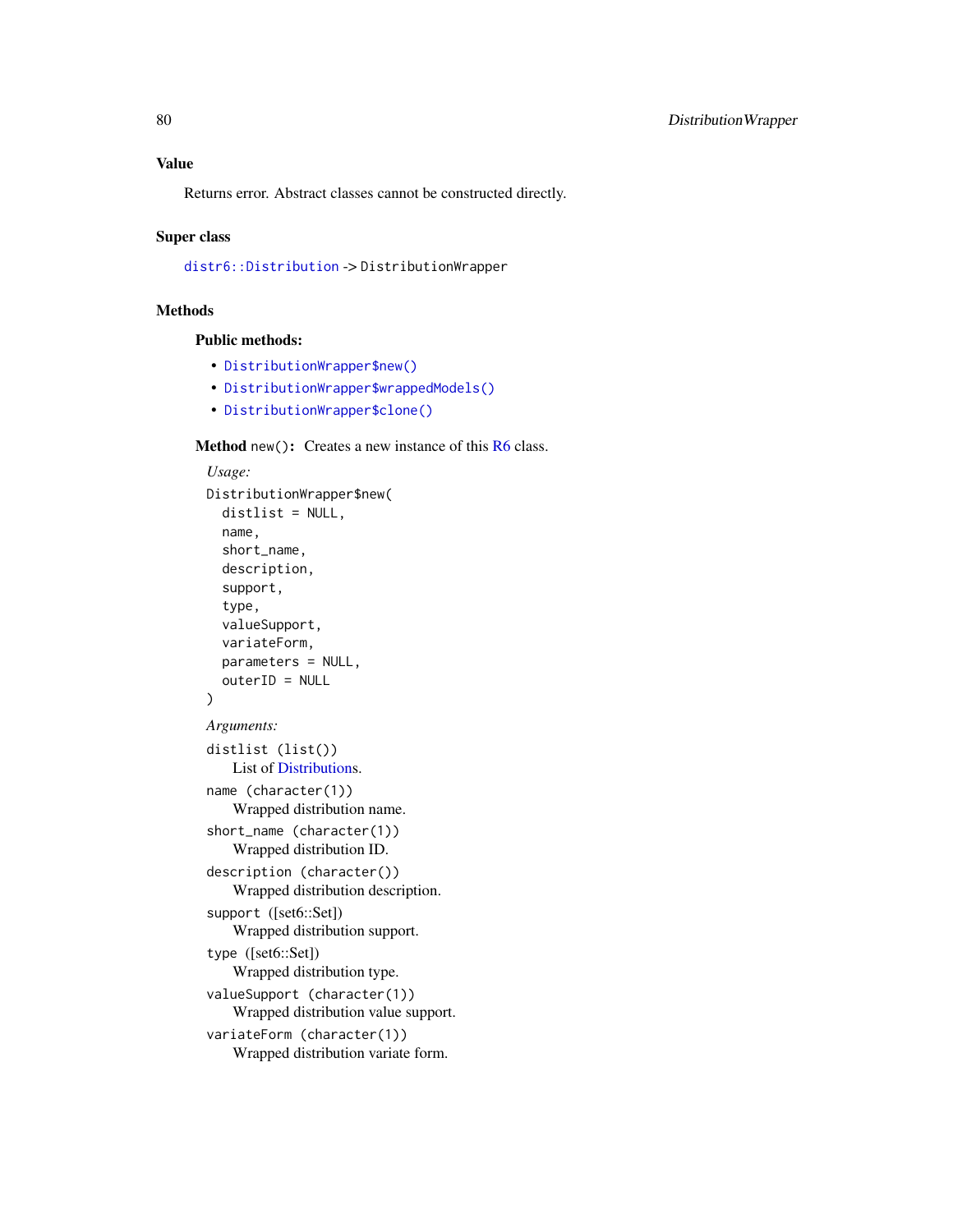## Value

Returns error. Abstract classes cannot be constructed directly.

## Super class

`distr6::Distribution` -> `DistributionWrapper`

## Methods

### Public methods:

- `DistributionWrapper$new()`
- `DistributionWrapper$wrappedModels()`
- `DistributionWrapper$clone()`

**Method** `new()`: Creates a new instance of this R6 class.

*Usage:*

```
DistributionWrapper$new(
  distlist = NULL,
  name,
  short_name,
  description,
  support,
  type,
  valueSupport,
  variateForm,
  parameters = NULL,
  outerID = NULL
)
```

*Arguments:*

`distlist (list())`
: List of Distributions.

`name (character(1))`
: Wrapped distribution name.

`short_name (character(1))`
: Wrapped distribution ID.

`description (character())`
: Wrapped distribution description.

`support` ([set6::Set])
: Wrapped distribution support.

`type` ([set6::Set])
: Wrapped distribution type.

`valueSupport (character(1))`
: Wrapped distribution value support.

`variateForm (character(1))`
: Wrapped distribution variate form.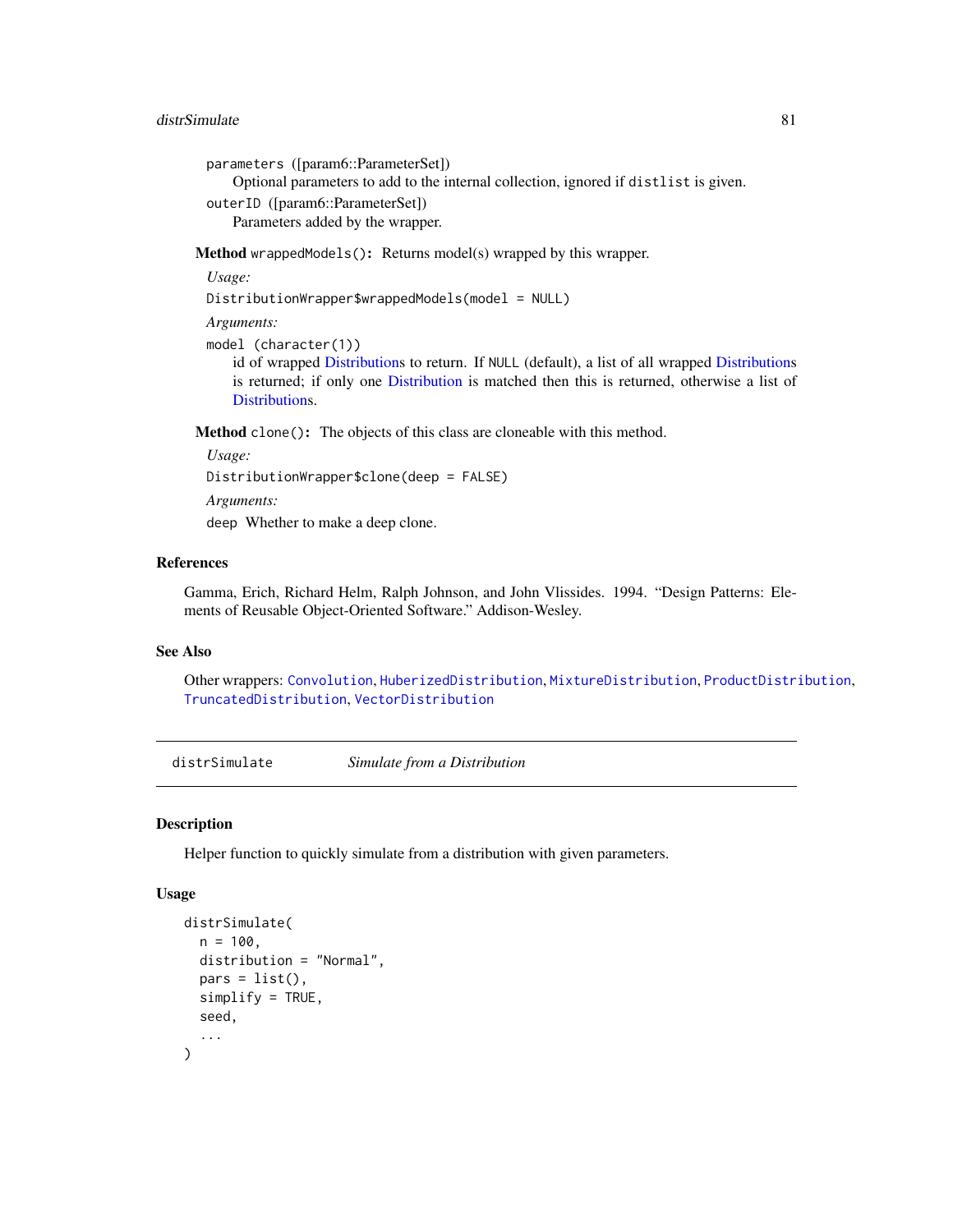parameters ([param6::ParameterSet])
    Optional parameters to add to the internal collection, ignored if distlist is given.

outerID ([param6::ParameterSet])
    Parameters added by the wrapper.

**Method** `wrappedModels()`**:** Returns model(s) wrapped by this wrapper.

*Usage:*

```
DistributionWrapper$wrappedModels(model = NULL)
```

*Arguments:*

model (character(1))
    id of wrapped Distributions to return. If NULL (default), a list of all wrapped Distributions is returned; if only one Distribution is matched then this is returned, otherwise a list of Distributions.

**Method** `clone()`**:** The objects of this class are cloneable with this method.

*Usage:*

```
DistributionWrapper$clone(deep = FALSE)
```

*Arguments:*

deep  Whether to make a deep clone.

### References

Gamma, Erich, Richard Helm, Ralph Johnson, and John Vlissides. 1994. "Design Patterns: Elements of Reusable Object-Oriented Software." Addison-Wesley.

### See Also

Other wrappers: `Convolution`, `HuberizedDistribution`, `MixtureDistribution`, `ProductDistribution`, `TruncatedDistribution`, `VectorDistribution`

---

## distrSimulate — *Simulate from a Distribution*

### Description

Helper function to quickly simulate from a distribution with given parameters.

### Usage

```
distrSimulate(
  n = 100,
  distribution = "Normal",
  pars = list(),
  simplify = TRUE,
  seed,
  ...
)
```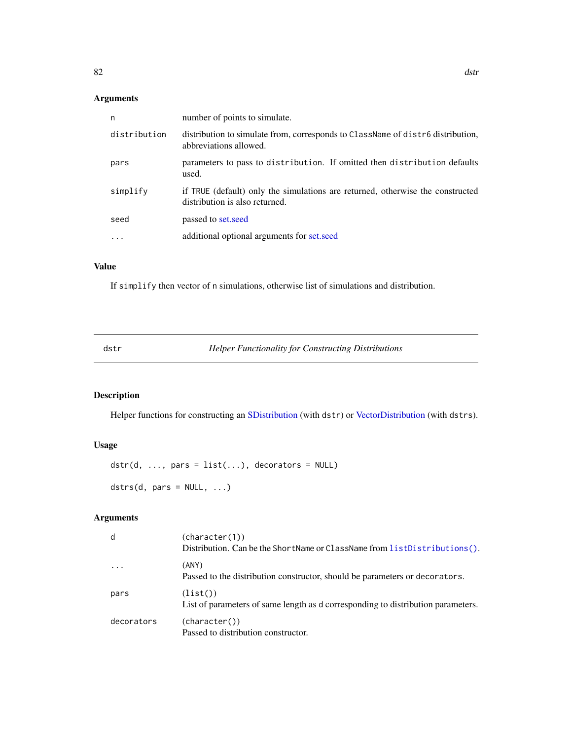## Arguments

| | |
|---|---|
| n | number of points to simulate. |
| distribution | distribution to simulate from, corresponds to `ClassName` of `distr6` distribution, abbreviations allowed. |
| pars | parameters to pass to `distribution`. If omitted then `distribution` defaults used. |
| simplify | if `TRUE` (default) only the simulations are returned, otherwise the constructed distribution is also returned. |
| seed | passed to set.seed |
| ... | additional optional arguments for set.seed |

## Value

If `simplify` then vector of `n` simulations, otherwise list of simulations and distribution.

---

# dstr — *Helper Functionality for Constructing Distributions*

## Description

Helper functions for constructing an SDistribution (with `dstr`) or VectorDistribution (with `dstrs`).

## Usage

```
dstr(d, ..., pars = list(...), decorators = NULL)

dstrs(d, pars = NULL, ...)
```

## Arguments

| | |
|---|---|
| d | `(character(1))` <br> Distribution. Can be the `ShortName` or `ClassName` from `listDistributions()`. |
| ... | `(ANY)` <br> Passed to the distribution constructor, should be parameters or `decorators`. |
| pars | `(list())` <br> List of parameters of same length as `d` corresponding to distribution parameters. |
| decorators | `(character())` <br> Passed to distribution constructor. |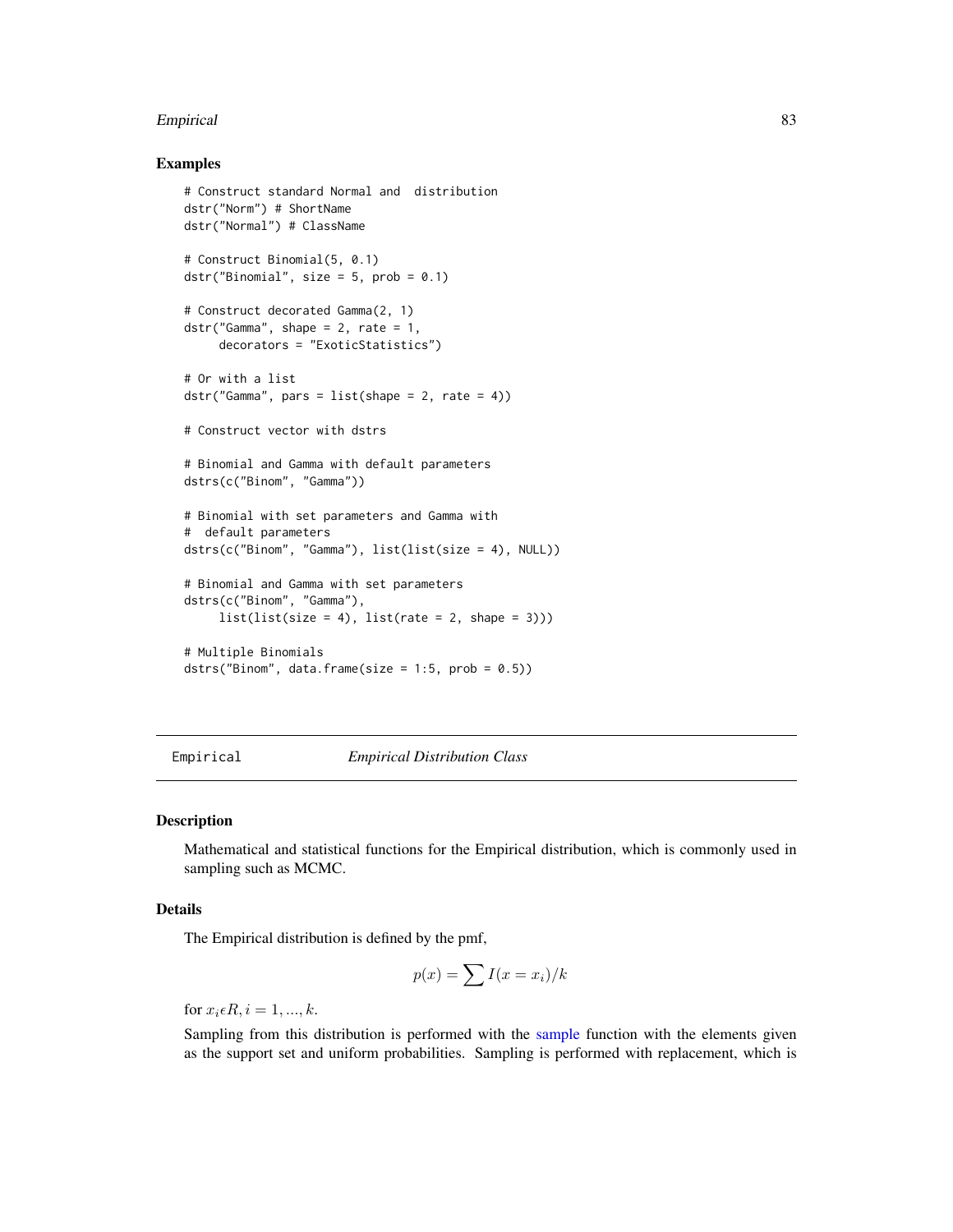### Examples

```
# Construct standard Normal and  distribution
dstr("Norm") # ShortName
dstr("Normal") # ClassName

# Construct Binomial(5, 0.1)
dstr("Binomial", size = 5, prob = 0.1)

# Construct decorated Gamma(2, 1)
dstr("Gamma", shape = 2, rate = 1,
     decorators = "ExoticStatistics")

# Or with a list
dstr("Gamma", pars = list(shape = 2, rate = 4))

# Construct vector with dstrs

# Binomial and Gamma with default parameters
dstrs(c("Binom", "Gamma"))

# Binomial with set parameters and Gamma with
#  default parameters
dstrs(c("Binom", "Gamma"), list(list(size = 4), NULL))

# Binomial and Gamma with set parameters
dstrs(c("Binom", "Gamma"),
     list(list(size = 4), list(rate = 2, shape = 3)))

# Multiple Binomials
dstrs("Binom", data.frame(size = 1:5, prob = 0.5))
```

---

## Empirical    *Empirical Distribution Class*

---

### Description

Mathematical and statistical functions for the Empirical distribution, which is commonly used in sampling such as MCMC.

### Details

The Empirical distribution is defined by the pmf,

$$p(x) = \sum I(x = x_i)/k$$

for $x_i \epsilon R, i = 1, ..., k$.

Sampling from this distribution is performed with the sample function with the elements given as the support set and uniform probabilities. Sampling is performed with replacement, which is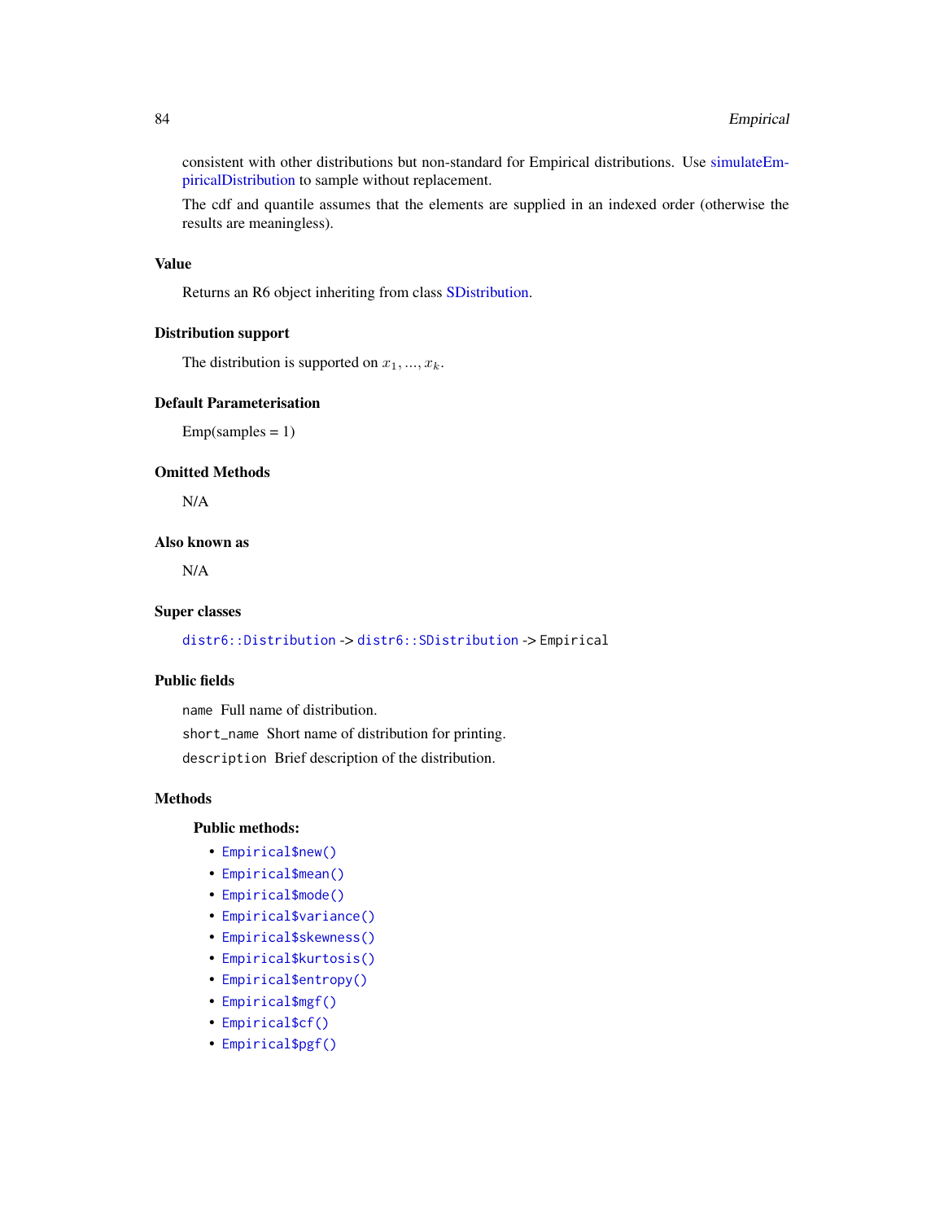consistent with other distributions but non-standard for Empirical distributions. Use simulateEmpiricalDistribution to sample without replacement.

The cdf and quantile assumes that the elements are supplied in an indexed order (otherwise the results are meaningless).

### Value

Returns an R6 object inheriting from class SDistribution.

### Distribution support

The distribution is supported on $x_1, ..., x_k$.

### Default Parameterisation

Emp(samples = 1)

### Omitted Methods

N/A

### Also known as

N/A

### Super classes

`distr6::Distribution` -> `distr6::SDistribution` -> `Empirical`

### Public fields

`name` Full name of distribution.

`short_name` Short name of distribution for printing.

`description` Brief description of the distribution.

### Methods

#### Public methods:

- `Empirical$new()`
- `Empirical$mean()`
- `Empirical$mode()`
- `Empirical$variance()`
- `Empirical$skewness()`
- `Empirical$kurtosis()`
- `Empirical$entropy()`
- `Empirical$mgf()`
- `Empirical$cf()`
- `Empirical$pgf()`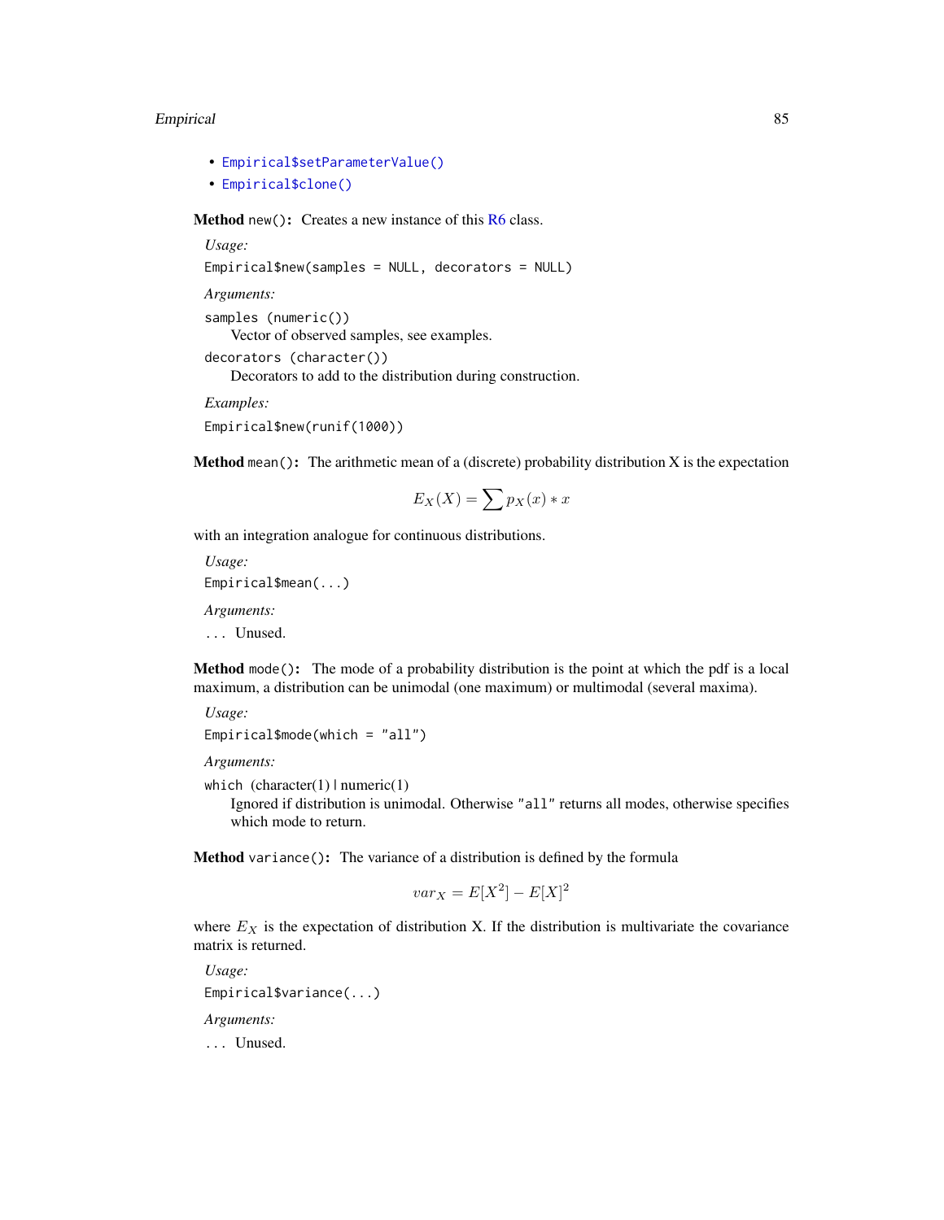- Empirical$setParameterValue()
- Empirical$clone()

**Method** `new()`**:** Creates a new instance of this R6 class.

*Usage:*

```
Empirical$new(samples = NULL, decorators = NULL)
```

*Arguments:*

`samples (numeric())`
Vector of observed samples, see examples.

`decorators (character())`
Decorators to add to the distribution during construction.

*Examples:*

```
Empirical$new(runif(1000))
```

**Method** `mean()`**:** The arithmetic mean of a (discrete) probability distribution X is the expectation

$$E_X(X) = \sum p_X(x) * x$$

with an integration analogue for continuous distributions.

*Usage:*

```
Empirical$mean(...)
```

*Arguments:*

`...` Unused.

**Method** `mode()`**:** The mode of a probability distribution is the point at which the pdf is a local maximum, a distribution can be unimodal (one maximum) or multimodal (several maxima).

*Usage:*

```
Empirical$mode(which = "all")
```

*Arguments:*

`which` (character(1) | numeric(1))
Ignored if distribution is unimodal. Otherwise `"all"` returns all modes, otherwise specifies which mode to return.

**Method** `variance()`**:** The variance of a distribution is defined by the formula

$$var_X = E[X^2] - E[X]^2$$

where $E_X$ is the expectation of distribution X. If the distribution is multivariate the covariance matrix is returned.

*Usage:*

```
Empirical$variance(...)
```

*Arguments:*

`...` Unused.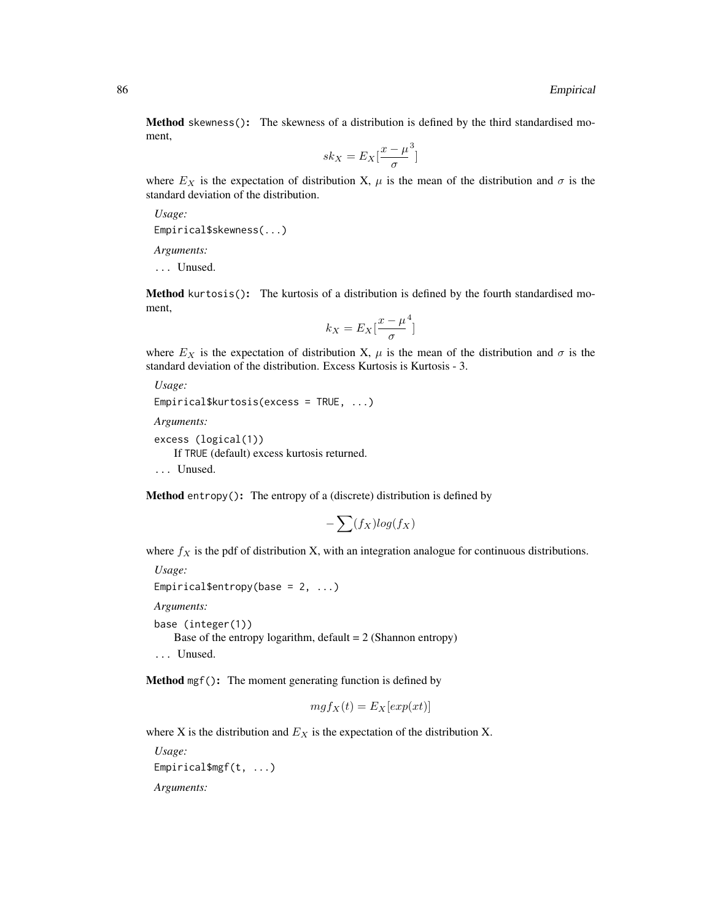**Method** `skewness()`**:** The skewness of a distribution is defined by the third standardised moment,

$$sk_X = E_X[\frac{x - \mu}{\sigma}^3]$$

where $E_X$ is the expectation of distribution X, $\mu$ is the mean of the distribution and $\sigma$ is the standard deviation of the distribution.

*Usage:*

```
Empirical$skewness(...)
```

*Arguments:*

... Unused.

**Method** `kurtosis()`**:** The kurtosis of a distribution is defined by the fourth standardised moment,

$$k_X = E_X[\frac{x - \mu}{\sigma}^4]$$

where $E_X$ is the expectation of distribution X, $\mu$ is the mean of the distribution and $\sigma$ is the standard deviation of the distribution. Excess Kurtosis is Kurtosis - 3.

*Usage:*

```
Empirical$kurtosis(excess = TRUE, ...)
```

*Arguments:*

`excess (logical(1))`
  If `TRUE` (default) excess kurtosis returned.

... Unused.

**Method** `entropy()`**:** The entropy of a (discrete) distribution is defined by

$$-\sum(f_X)log(f_X)$$

where $f_X$ is the pdf of distribution X, with an integration analogue for continuous distributions.

*Usage:*

```
Empirical$entropy(base = 2, ...)
```

*Arguments:*

`base (integer(1))`
  Base of the entropy logarithm, default = 2 (Shannon entropy)

... Unused.

**Method** `mgf()`**:** The moment generating function is defined by

$$mgf_X(t) = E_X[exp(xt)]$$

where X is the distribution and $E_X$ is the expectation of the distribution X.

*Usage:*

```
Empirical$mgf(t, ...)
```

*Arguments:*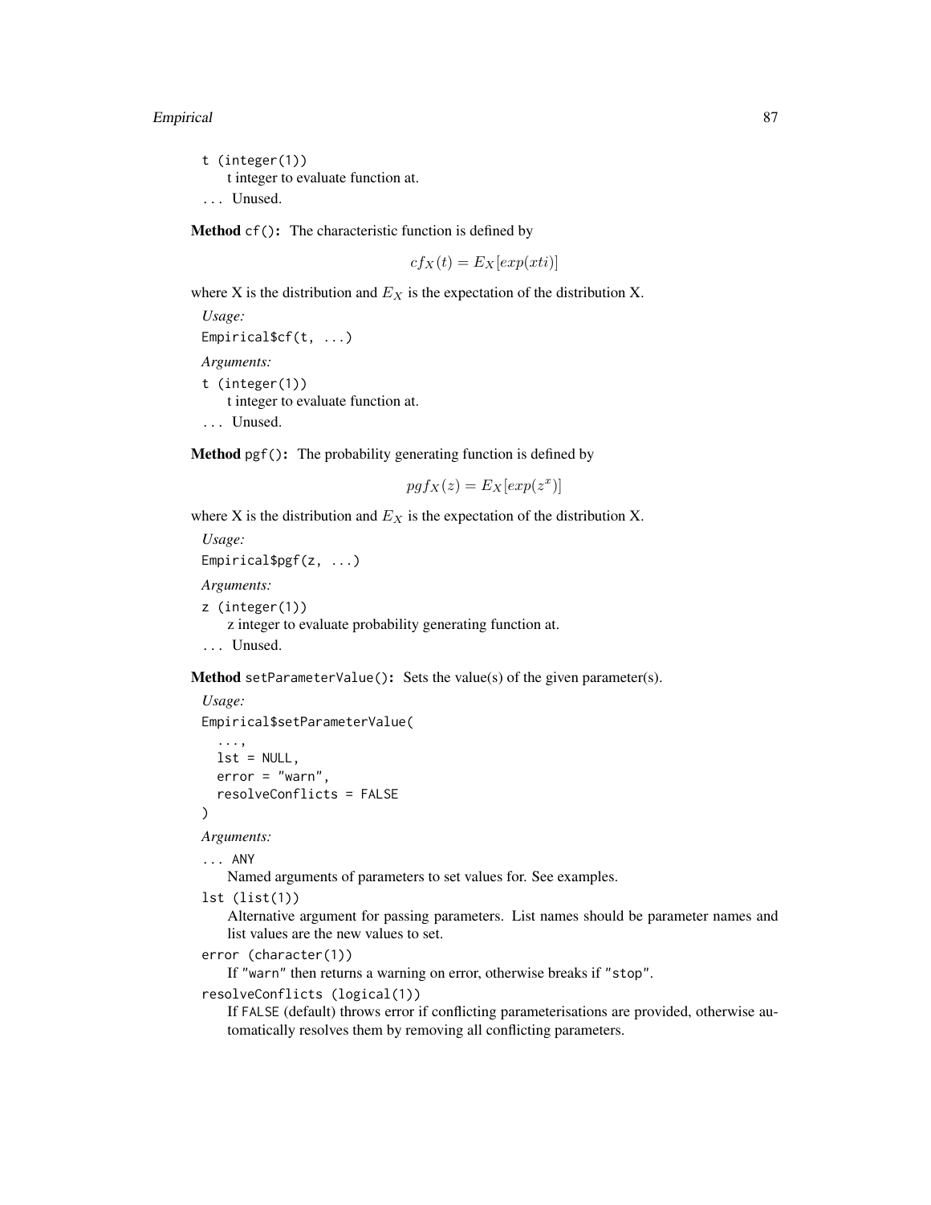t (integer(1))
t integer to evaluate function at.

... Unused.

**Method** `cf()`**:** The characteristic function is defined by

$$cf_X(t) = E_X[exp(xti)]$$

where X is the distribution and $E_X$ is the expectation of the distribution X.

*Usage:*

```
Empirical$cf(t, ...)
```

*Arguments:*

t (integer(1))
t integer to evaluate function at.

... Unused.

**Method** `pgf()`**:** The probability generating function is defined by

$$pgf_X(z) = E_X[exp(z^x)]$$

where X is the distribution and $E_X$ is the expectation of the distribution X.

*Usage:*

```
Empirical$pgf(z, ...)
```

*Arguments:*

z (integer(1))
z integer to evaluate probability generating function at.

... Unused.

**Method** `setParameterValue()`**:** Sets the value(s) of the given parameter(s).

*Usage:*

```
Empirical$setParameterValue(
  ...,
  lst = NULL,
  error = "warn",
  resolveConflicts = FALSE
)
```

*Arguments:*

... ANY
Named arguments of parameters to set values for. See examples.

lst (list(1))
Alternative argument for passing parameters. List names should be parameter names and list values are the new values to set.

error (character(1))
If "warn" then returns a warning on error, otherwise breaks if "stop".

resolveConflicts (logical(1))
If FALSE (default) throws error if conflicting parameterisations are provided, otherwise automatically resolves them by removing all conflicting parameters.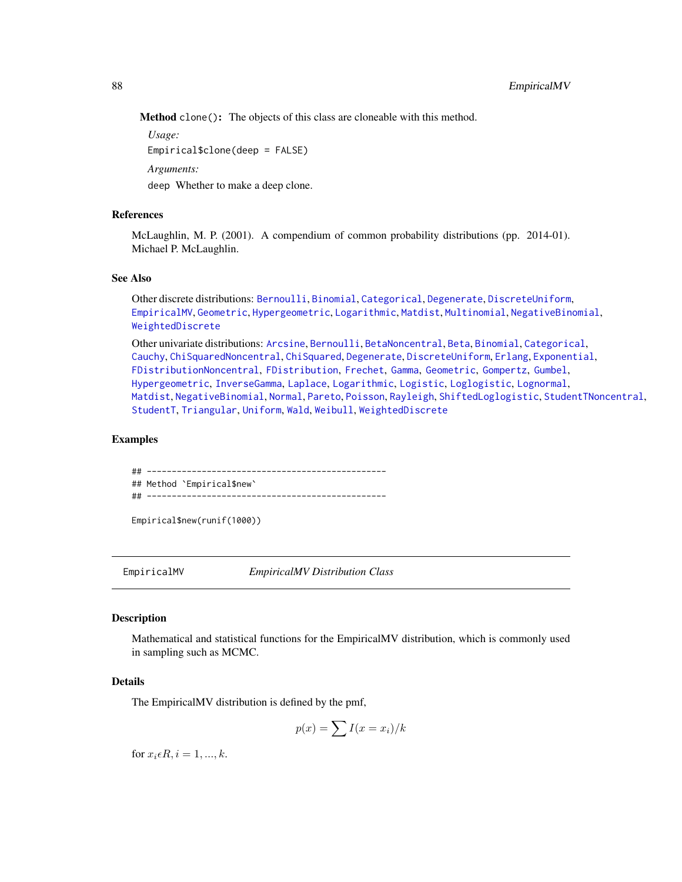**Method** `clone()`: The objects of this class are cloneable with this method.

*Usage:*

```
Empirical$clone(deep = FALSE)
```

*Arguments:*

`deep` Whether to make a deep clone.

## References

McLaughlin, M. P. (2001). A compendium of common probability distributions (pp. 2014-01). Michael P. McLaughlin.

## See Also

Other discrete distributions: `Bernoulli`, `Binomial`, `Categorical`, `Degenerate`, `DiscreteUniform`, `EmpiricalMV`, `Geometric`, `Hypergeometric`, `Logarithmic`, `Matdist`, `Multinomial`, `NegativeBinomial`, `WeightedDiscrete`

Other univariate distributions: `Arcsine`, `Bernoulli`, `BetaNoncentral`, `Beta`, `Binomial`, `Categorical`, `Cauchy`, `ChiSquaredNoncentral`, `ChiSquared`, `Degenerate`, `DiscreteUniform`, `Erlang`, `Exponential`, `FDistributionNoncentral`, `FDistribution`, `Frechet`, `Gamma`, `Geometric`, `Gompertz`, `Gumbel`, `Hypergeometric`, `InverseGamma`, `Laplace`, `Logarithmic`, `Logistic`, `Loglogistic`, `Lognormal`, `Matdist`, `NegativeBinomial`, `Normal`, `Pareto`, `Poisson`, `Rayleigh`, `ShiftedLoglogistic`, `StudentTNoncentral`, `StudentT`, `Triangular`, `Uniform`, `Wald`, `Weibull`, `WeightedDiscrete`

## Examples

```
## ------------------------------------------------
## Method `Empirical$new`
## ------------------------------------------------

Empirical$new(runif(1000))
```

---

# EmpiricalMV — *EmpiricalMV Distribution Class*

---

## Description

Mathematical and statistical functions for the EmpiricalMV distribution, which is commonly used in sampling such as MCMC.

## Details

The EmpiricalMV distribution is defined by the pmf,

$$p(x) = \sum I(x = x_i)/k$$

for $x_i \epsilon R, i = 1, ..., k$.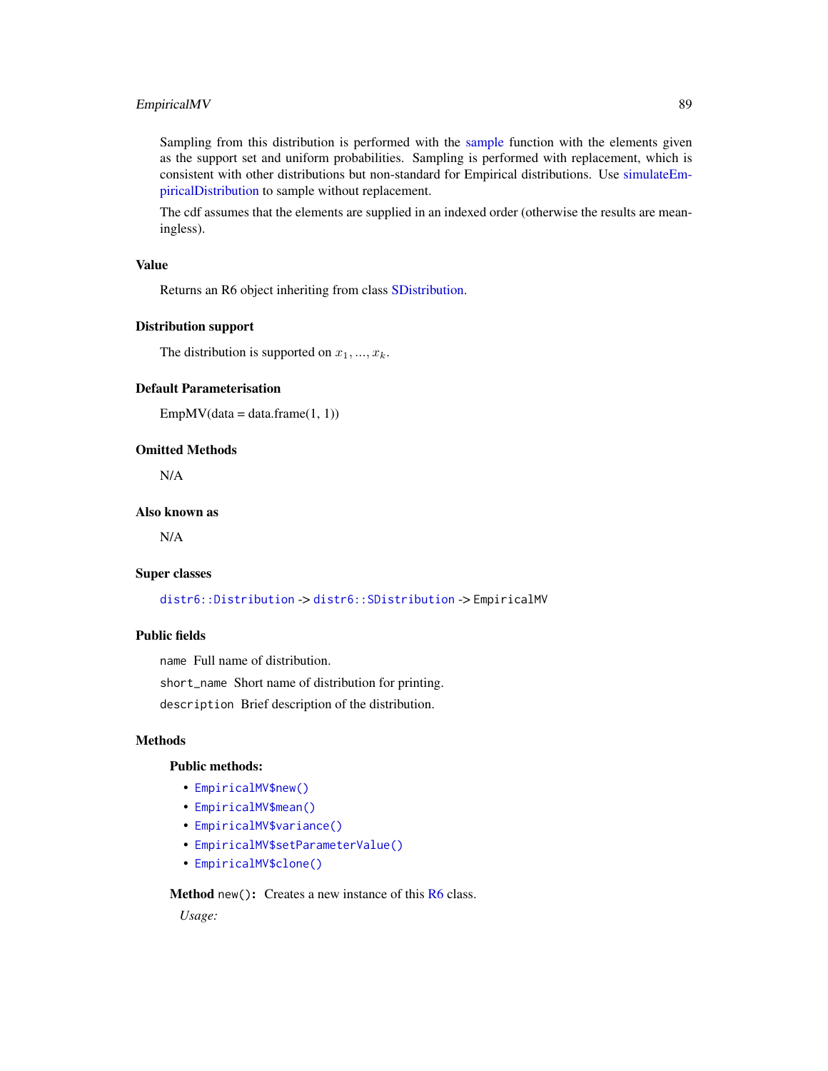Sampling from this distribution is performed with the sample function with the elements given as the support set and uniform probabilities. Sampling is performed with replacement, which is consistent with other distributions but non-standard for Empirical distributions. Use simulateEmpiricalDistribution to sample without replacement.

The cdf assumes that the elements are supplied in an indexed order (otherwise the results are meaningless).

## Value

Returns an R6 object inheriting from class SDistribution.

## Distribution support

The distribution is supported on $x_1, ..., x_k$.

## Default Parameterisation

EmpMV(data = data.frame(1, 1))

## Omitted Methods

N/A

## Also known as

N/A

## Super classes

`distr6::Distribution` -> `distr6::SDistribution` -> `EmpiricalMV`

## Public fields

`name` Full name of distribution.

`short_name` Short name of distribution for printing.

`description` Brief description of the distribution.

## Methods

### Public methods:

- `EmpiricalMV$new()`
- `EmpiricalMV$mean()`
- `EmpiricalMV$variance()`
- `EmpiricalMV$setParameterValue()`
- `EmpiricalMV$clone()`

**Method** `new()`**:** Creates a new instance of this R6 class.

*Usage:*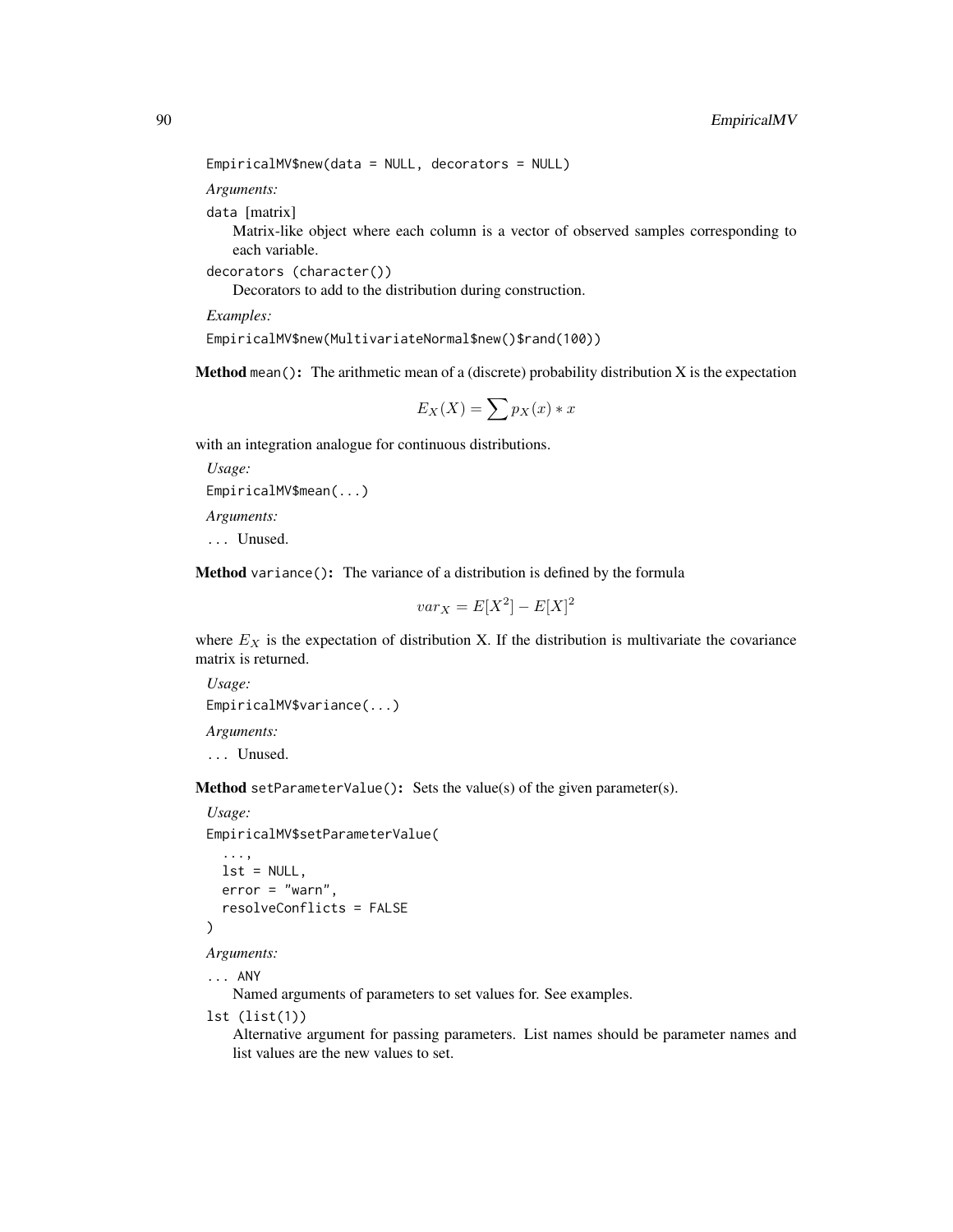```
EmpiricalMV$new(data = NULL, decorators = NULL)
```

*Arguments:*

`data` [matrix]
: Matrix-like object where each column is a vector of observed samples corresponding to each variable.

`decorators (character())`
: Decorators to add to the distribution during construction.

*Examples:*

```
EmpiricalMV$new(MultivariateNormal$new()$rand(100))
```

**Method** `mean()`**:** The arithmetic mean of a (discrete) probability distribution X is the expectation

$$E_X(X) = \sum p_X(x) * x$$

with an integration analogue for continuous distributions.

*Usage:*

```
EmpiricalMV$mean(...)
```

*Arguments:*

`...` Unused.

**Method** `variance()`**:** The variance of a distribution is defined by the formula

$$var_X = E[X^2] - E[X]^2$$

where $E_X$ is the expectation of distribution X. If the distribution is multivariate the covariance matrix is returned.

*Usage:*

```
EmpiricalMV$variance(...)
```

*Arguments:*

`...` Unused.

**Method** `setParameterValue()`**:** Sets the value(s) of the given parameter(s).

*Usage:*

```
EmpiricalMV$setParameterValue(
  ...,
  lst = NULL,
  error = "warn",
  resolveConflicts = FALSE
)
```

*Arguments:*

`... ANY`
: Named arguments of parameters to set values for. See examples.

`lst (list(1))`
: Alternative argument for passing parameters. List names should be parameter names and list values are the new values to set.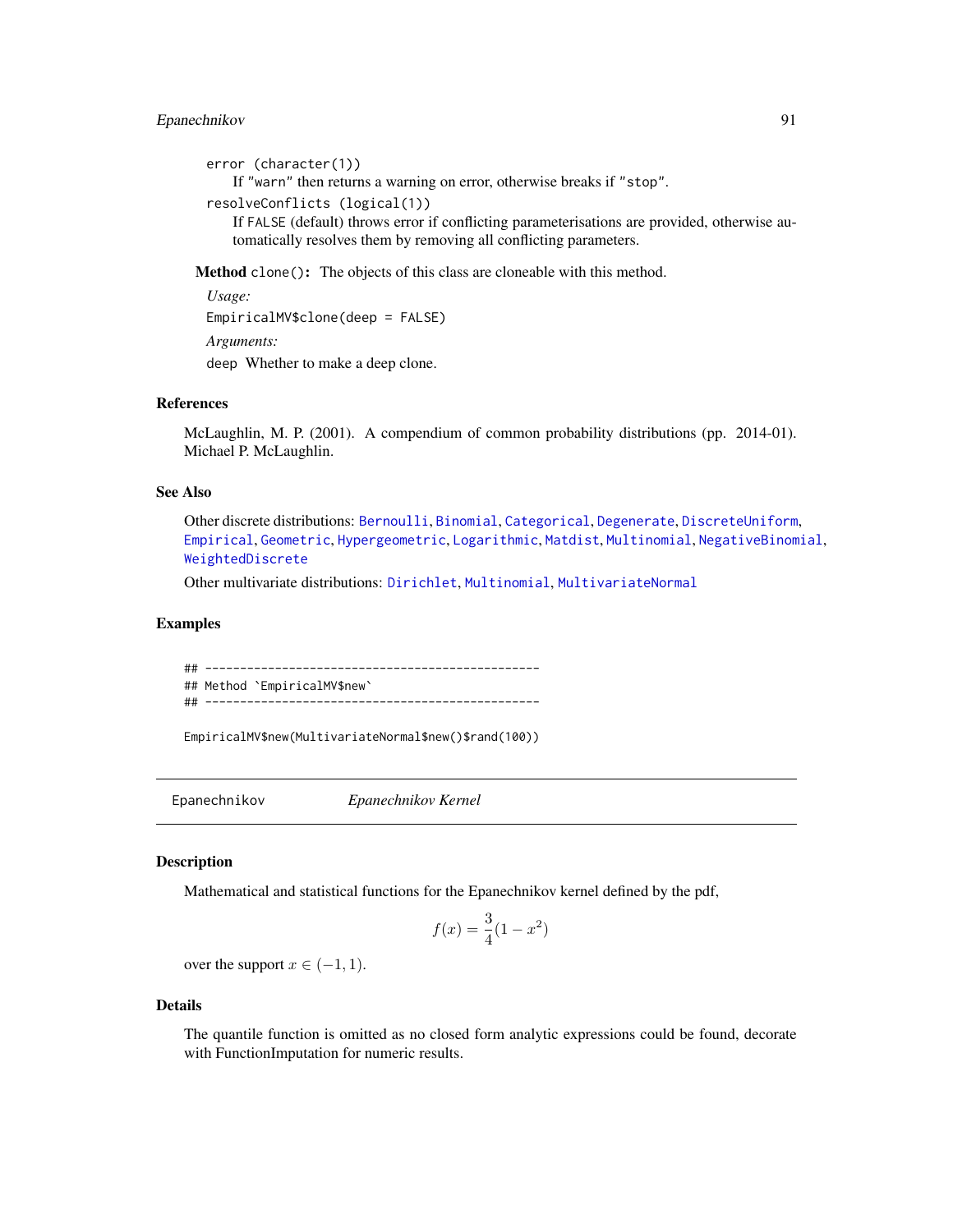`error` (character(1))
    If "warn" then returns a warning on error, otherwise breaks if "stop".

`resolveConflicts` (logical(1))
    If FALSE (default) throws error if conflicting parameterisations are provided, otherwise automatically resolves them by removing all conflicting parameters.

**Method** `clone()`**:** The objects of this class are cloneable with this method.

*Usage:*

```
EmpiricalMV$clone(deep = FALSE)
```

*Arguments:*

`deep` Whether to make a deep clone.

### References

McLaughlin, M. P. (2001). A compendium of common probability distributions (pp. 2014-01). Michael P. McLaughlin.

### See Also

Other discrete distributions: Bernoulli, Binomial, Categorical, Degenerate, DiscreteUniform, Empirical, Geometric, Hypergeometric, Logarithmic, Matdist, Multinomial, NegativeBinomial, WeightedDiscrete

Other multivariate distributions: Dirichlet, Multinomial, MultivariateNormal

### Examples

```
## ------------------------------------------------
## Method `EmpiricalMV$new`
## ------------------------------------------------

EmpiricalMV$new(MultivariateNormal$new()$rand(100))
```

---

## Epanechnikov *Epanechnikov Kernel*

---

### Description

Mathematical and statistical functions for the Epanechnikov kernel defined by the pdf,

$$f(x) = \frac{3}{4}(1 - x^2)$$

over the support $x \in (-1, 1)$.

### Details

The quantile function is omitted as no closed form analytic expressions could be found, decorate with FunctionImputation for numeric results.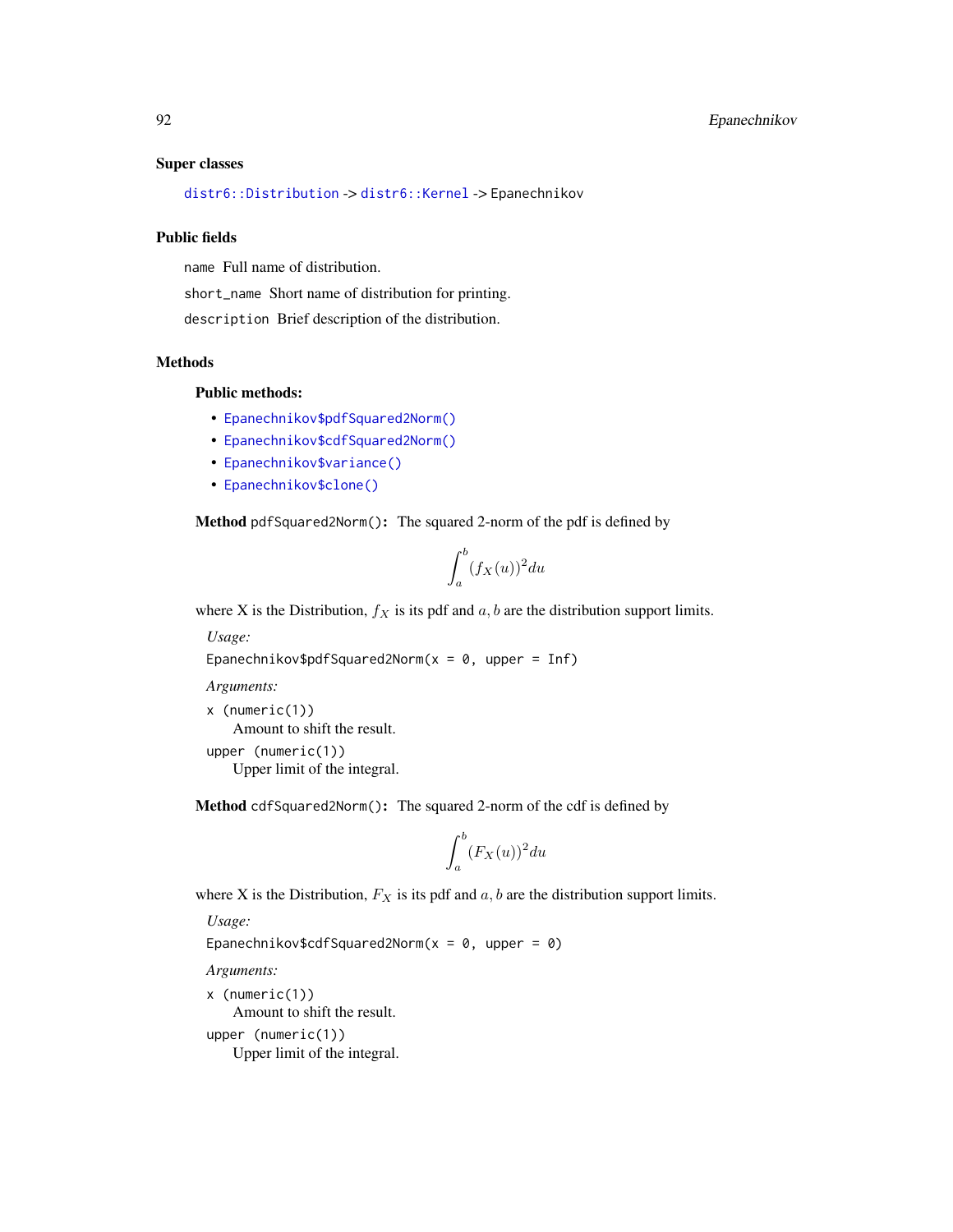### Super classes

`distr6::Distribution` -> `distr6::Kernel` -> Epanechnikov

### Public fields

`name` Full name of distribution.

`short_name` Short name of distribution for printing.

`description` Brief description of the distribution.

### Methods

#### Public methods:

- `Epanechnikov$pdfSquared2Norm()`
- `Epanechnikov$cdfSquared2Norm()`
- `Epanechnikov$variance()`
- `Epanechnikov$clone()`

**Method** `pdfSquared2Norm()`**:** The squared 2-norm of the pdf is defined by

$$\int_a^b (f_X(u))^2 du$$

where X is the Distribution, $f_X$ is its pdf and $a, b$ are the distribution support limits.

*Usage:*

```
Epanechnikov$pdfSquared2Norm(x = 0, upper = Inf)
```

*Arguments:*

`x` (numeric(1))
Amount to shift the result.

`upper` (numeric(1))
Upper limit of the integral.

**Method** `cdfSquared2Norm()`**:** The squared 2-norm of the cdf is defined by

$$\int_a^b (F_X(u))^2 du$$

where X is the Distribution, $F_X$ is its pdf and $a, b$ are the distribution support limits.

*Usage:*

```
Epanechnikov$cdfSquared2Norm(x = 0, upper = 0)
```

*Arguments:*

`x` (numeric(1))
Amount to shift the result.

`upper` (numeric(1))
Upper limit of the integral.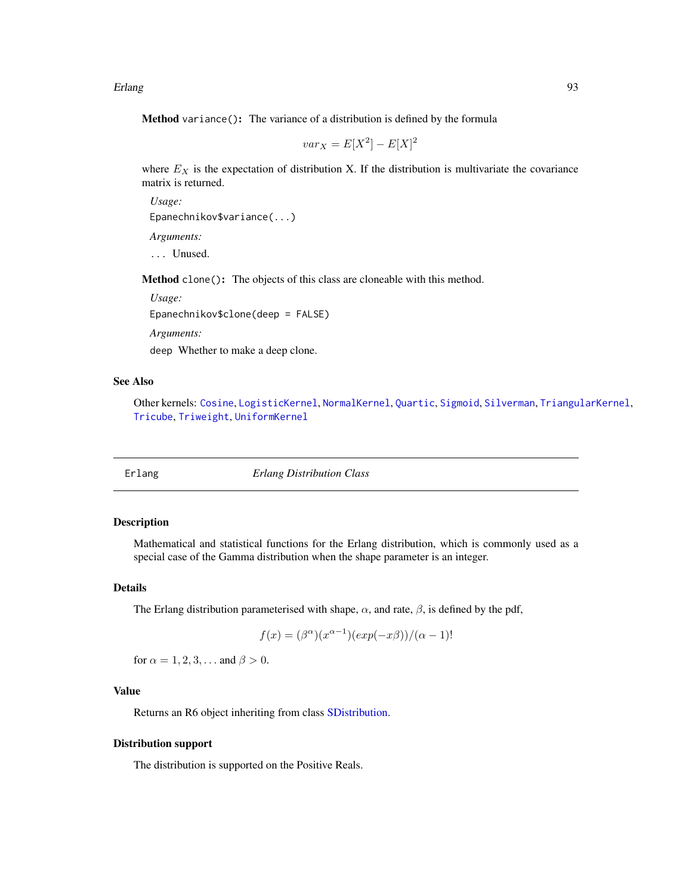**Method** `variance()`: The variance of a distribution is defined by the formula

$$var_X = E[X^2] - E[X]^2$$

where $E_X$ is the expectation of distribution X. If the distribution is multivariate the covariance matrix is returned.

*Usage:*

```
Epanechnikov$variance(...)
```

*Arguments:*

`...` Unused.

**Method** `clone()`: The objects of this class are cloneable with this method.

*Usage:*

```
Epanechnikov$clone(deep = FALSE)
```

*Arguments:*

`deep` Whether to make a deep clone.

## See Also

Other kernels: `Cosine`, `LogisticKernel`, `NormalKernel`, `Quartic`, `Sigmoid`, `Silverman`, `TriangularKernel`, `Tricube`, `Triweight`, `UniformKernel`

---

# Erlang *Erlang Distribution Class*

---

## Description

Mathematical and statistical functions for the Erlang distribution, which is commonly used as a special case of the Gamma distribution when the shape parameter is an integer.

## Details

The Erlang distribution parameterised with shape, $\alpha$, and rate, $\beta$, is defined by the pdf,

$$f(x) = (\beta^\alpha)(x^{\alpha-1})(exp(-x\beta))/(\alpha-1)!$$

for $\alpha = 1, 2, 3, \ldots$ and $\beta > 0$.

## Value

Returns an R6 object inheriting from class SDistribution.

## Distribution support

The distribution is supported on the Positive Reals.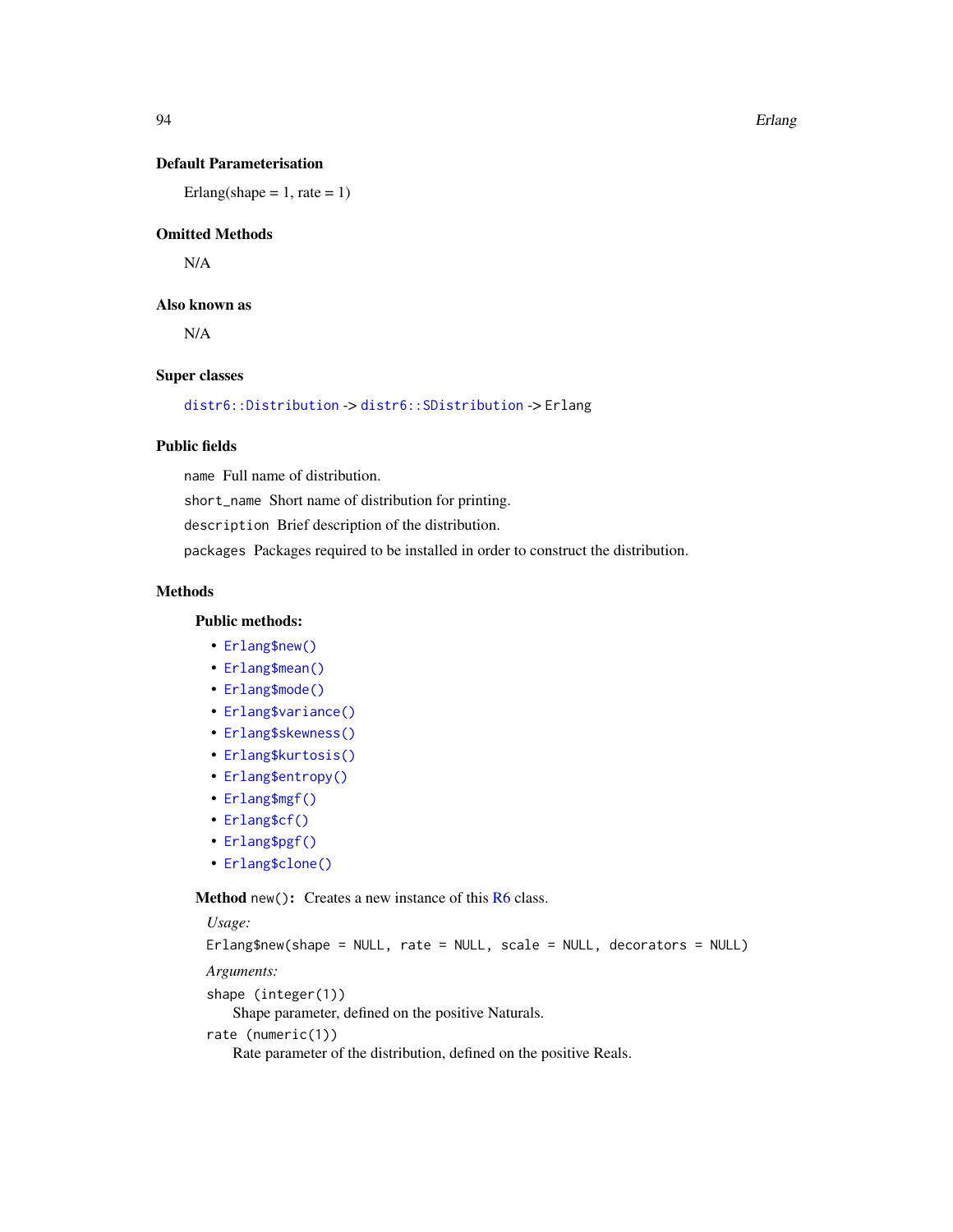### Default Parameterisation

Erlang(shape = 1, rate = 1)

### Omitted Methods

N/A

### Also known as

N/A

### Super classes

`distr6::Distribution` -> `distr6::SDistribution` -> Erlang

### Public fields

`name` Full name of distribution.

`short_name` Short name of distribution for printing.

`description` Brief description of the distribution.

`packages` Packages required to be installed in order to construct the distribution.

### Methods

#### Public methods:

- `Erlang$new()`
- `Erlang$mean()`
- `Erlang$mode()`
- `Erlang$variance()`
- `Erlang$skewness()`
- `Erlang$kurtosis()`
- `Erlang$entropy()`
- `Erlang$mgf()`
- `Erlang$cf()`
- `Erlang$pgf()`
- `Erlang$clone()`

**Method** `new()`**:** Creates a new instance of this R6 class.

*Usage:*

```
Erlang$new(shape = NULL, rate = NULL, scale = NULL, decorators = NULL)
```

*Arguments:*

`shape (integer(1))`
  Shape parameter, defined on the positive Naturals.

`rate (numeric(1))`
  Rate parameter of the distribution, defined on the positive Reals.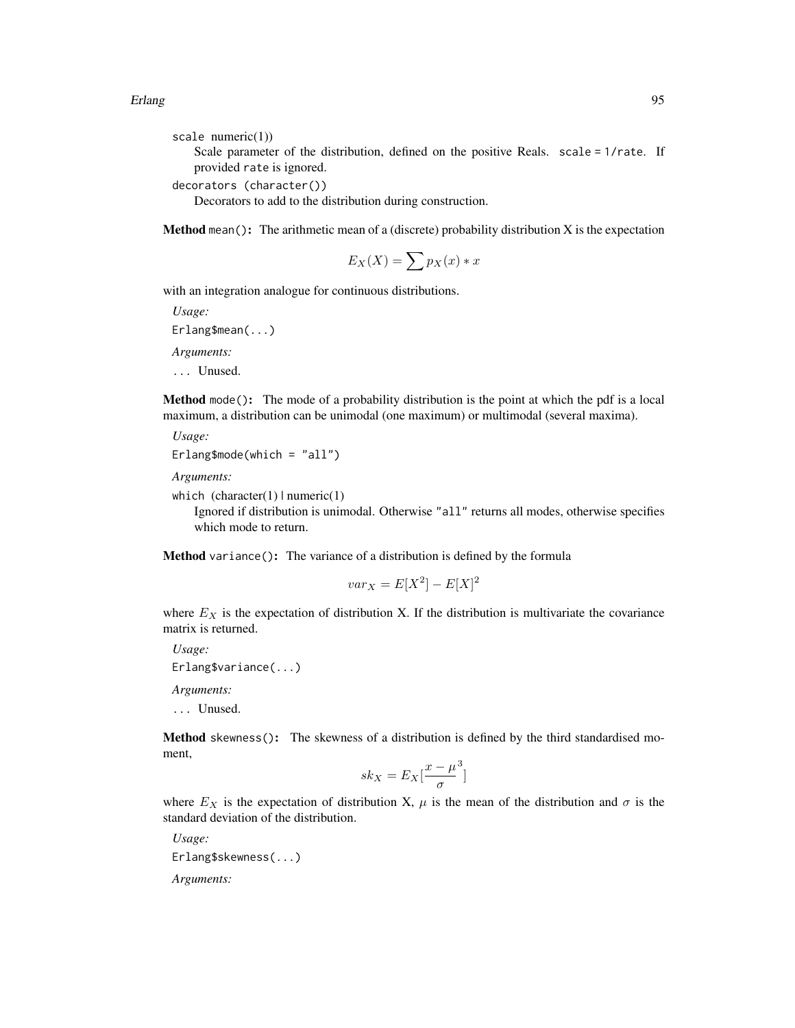`scale` numeric(1))
: Scale parameter of the distribution, defined on the positive Reals. `scale = 1/rate`. If provided `rate` is ignored.

`decorators` (character())
: Decorators to add to the distribution during construction.

**Method** `mean()`**:** The arithmetic mean of a (discrete) probability distribution X is the expectation

$$E_X(X) = \sum p_X(x) * x$$

with an integration analogue for continuous distributions.

*Usage:*

```
Erlang$mean(...)
```

*Arguments:*

`...` Unused.

**Method** `mode()`**:** The mode of a probability distribution is the point at which the pdf is a local maximum, a distribution can be unimodal (one maximum) or multimodal (several maxima).

*Usage:*

```
Erlang$mode(which = "all")
```

*Arguments:*

`which` (character(1) | numeric(1)
: Ignored if distribution is unimodal. Otherwise `"all"` returns all modes, otherwise specifies which mode to return.

**Method** `variance()`**:** The variance of a distribution is defined by the formula

$$var_X = E[X^2] - E[X]^2$$

where $E_X$ is the expectation of distribution X. If the distribution is multivariate the covariance matrix is returned.

*Usage:*

```
Erlang$variance(...)
```

*Arguments:*

`...` Unused.

**Method** `skewness()`**:** The skewness of a distribution is defined by the third standardised moment,

$$sk_X = E_X[\frac{x - \mu}{\sigma}^3]$$

where $E_X$ is the expectation of distribution X, $\mu$ is the mean of the distribution and $\sigma$ is the standard deviation of the distribution.

*Usage:*

```
Erlang$skewness(...)
```

*Arguments:*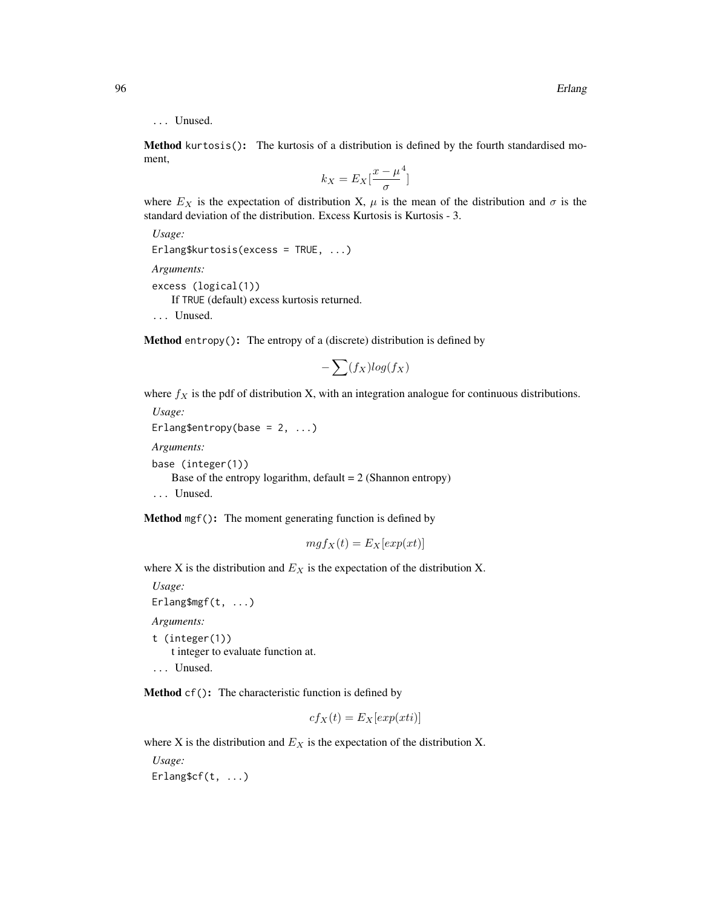... Unused.

**Method** `kurtosis()`: The kurtosis of a distribution is defined by the fourth standardised moment,

$$k_X = E_X[\frac{x - \mu^4}{\sigma}]$$

where $E_X$ is the expectation of distribution X, $\mu$ is the mean of the distribution and $\sigma$ is the standard deviation of the distribution. Excess Kurtosis is Kurtosis - 3.

*Usage:*

```
Erlang$kurtosis(excess = TRUE, ...)
```

*Arguments:*

`excess (logical(1))`
If TRUE (default) excess kurtosis returned.

... Unused.

**Method** `entropy()`: The entropy of a (discrete) distribution is defined by

$$-\sum(f_X)log(f_X)$$

where $f_X$ is the pdf of distribution X, with an integration analogue for continuous distributions.

*Usage:*

```
Erlang$entropy(base = 2, ...)
```

*Arguments:*

`base (integer(1))`
Base of the entropy logarithm, default = 2 (Shannon entropy)

... Unused.

**Method** `mgf()`: The moment generating function is defined by

$$mgf_X(t) = E_X[exp(xt)]$$

where X is the distribution and $E_X$ is the expectation of the distribution X.

*Usage:*

```
Erlang$mgf(t, ...)
```

*Arguments:*

`t (integer(1))`
t integer to evaluate function at.

... Unused.

**Method** `cf()`: The characteristic function is defined by

$$cf_X(t) = E_X[exp(xti)]$$

where X is the distribution and $E_X$ is the expectation of the distribution X.

*Usage:*

```
Erlang$cf(t, ...)
```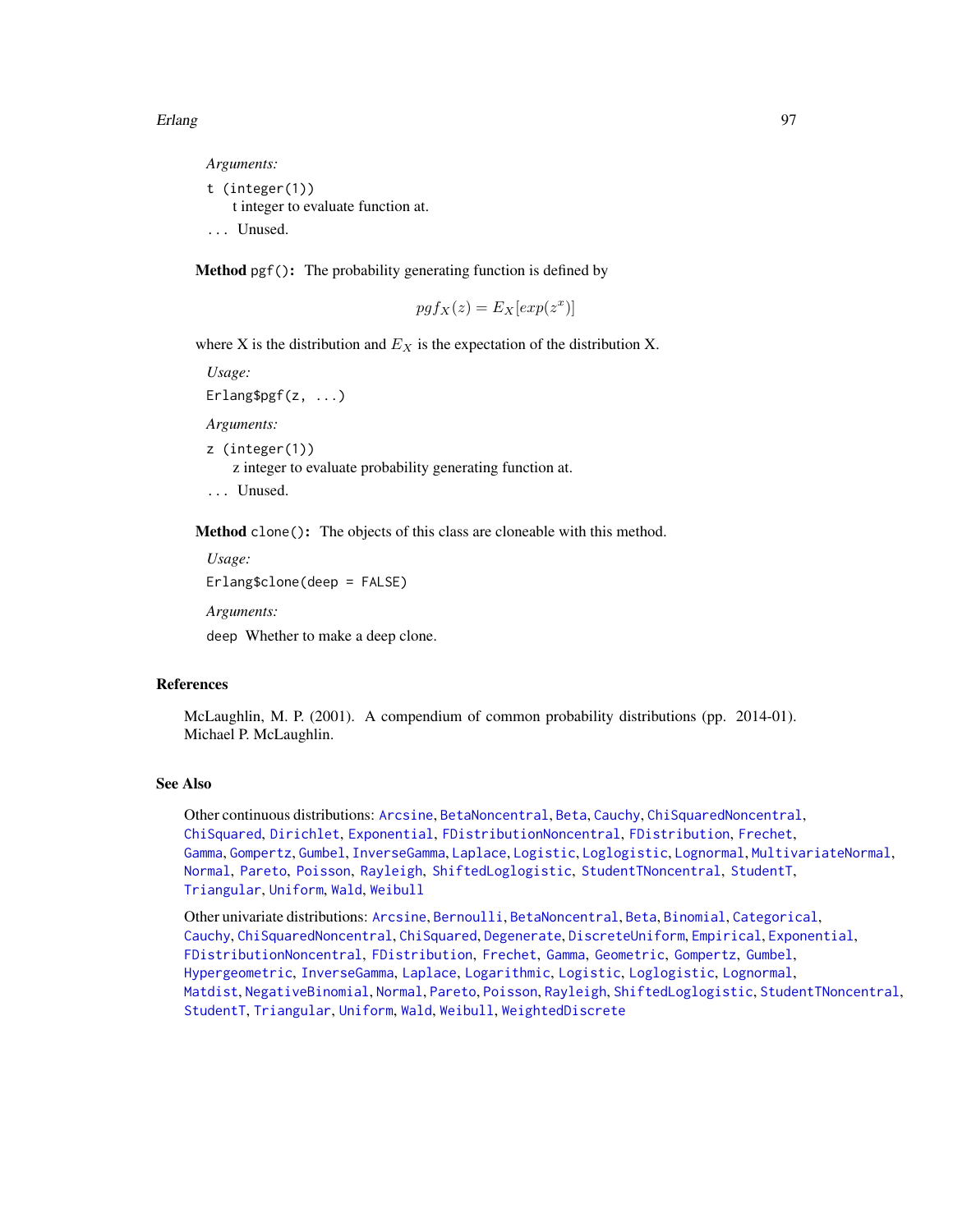*Arguments:*

`t (integer(1))`
: t integer to evaluate function at.

`...` Unused.

**Method** `pgf()`**:** The probability generating function is defined by

$$pgf_X(z) = E_X[exp(z^x)]$$

where X is the distribution and $E_X$ is the expectation of the distribution X.

*Usage:*

```
Erlang$pgf(z, ...)
```

*Arguments:*

`z (integer(1))`
: z integer to evaluate probability generating function at.

`...` Unused.

**Method** `clone()`**:** The objects of this class are cloneable with this method.

*Usage:*

```
Erlang$clone(deep = FALSE)
```

*Arguments:*

`deep` Whether to make a deep clone.

## References

McLaughlin, M. P. (2001). A compendium of common probability distributions (pp. 2014-01). Michael P. McLaughlin.

## See Also

Other continuous distributions: `Arcsine`, `BetaNoncentral`, `Beta`, `Cauchy`, `ChiSquaredNoncentral`, `ChiSquared`, `Dirichlet`, `Exponential`, `FDistributionNoncentral`, `FDistribution`, `Frechet`, `Gamma`, `Gompertz`, `Gumbel`, `InverseGamma`, `Laplace`, `Logistic`, `Loglogistic`, `Lognormal`, `MultivariateNormal`, `Normal`, `Pareto`, `Poisson`, `Rayleigh`, `ShiftedLoglogistic`, `StudentTNoncentral`, `StudentT`, `Triangular`, `Uniform`, `Wald`, `Weibull`

Other univariate distributions: `Arcsine`, `Bernoulli`, `BetaNoncentral`, `Beta`, `Binomial`, `Categorical`, `Cauchy`, `ChiSquaredNoncentral`, `ChiSquared`, `Degenerate`, `DiscreteUniform`, `Empirical`, `Exponential`, `FDistributionNoncentral`, `FDistribution`, `Frechet`, `Gamma`, `Geometric`, `Gompertz`, `Gumbel`, `Hypergeometric`, `InverseGamma`, `Laplace`, `Logarithmic`, `Logistic`, `Loglogistic`, `Lognormal`, `Matdist`, `NegativeBinomial`, `Normal`, `Pareto`, `Poisson`, `Rayleigh`, `ShiftedLoglogistic`, `StudentTNoncentral`, `StudentT`, `Triangular`, `Uniform`, `Wald`, `Weibull`, `WeightedDiscrete`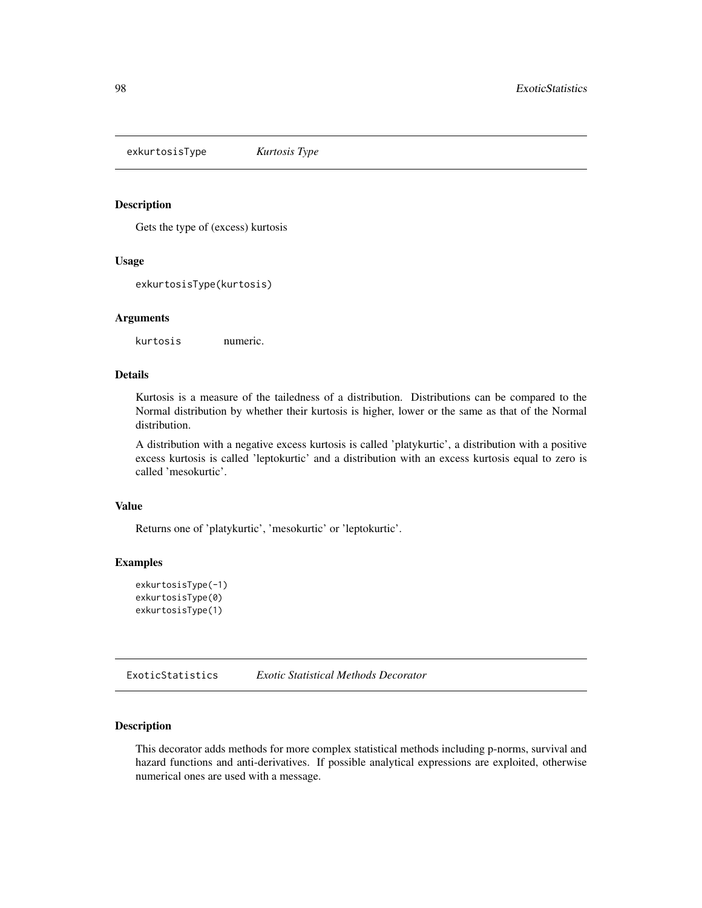## exkurtosisType *Kurtosis Type*

### Description

Gets the type of (excess) kurtosis

### Usage

```
exkurtosisType(kurtosis)
```

### Arguments

| | |
|---|---|
| kurtosis | numeric. |

### Details

Kurtosis is a measure of the tailedness of a distribution. Distributions can be compared to the Normal distribution by whether their kurtosis is higher, lower or the same as that of the Normal distribution.

A distribution with a negative excess kurtosis is called 'platykurtic', a distribution with a positive excess kurtosis is called 'leptokurtic' and a distribution with an excess kurtosis equal to zero is called 'mesokurtic'.

### Value

Returns one of 'platykurtic', 'mesokurtic' or 'leptokurtic'.

### Examples

```
exkurtosisType(-1)
exkurtosisType(0)
exkurtosisType(1)
```

## ExoticStatistics *Exotic Statistical Methods Decorator*

### Description

This decorator adds methods for more complex statistical methods including p-norms, survival and hazard functions and anti-derivatives. If possible analytical expressions are exploited, otherwise numerical ones are used with a message.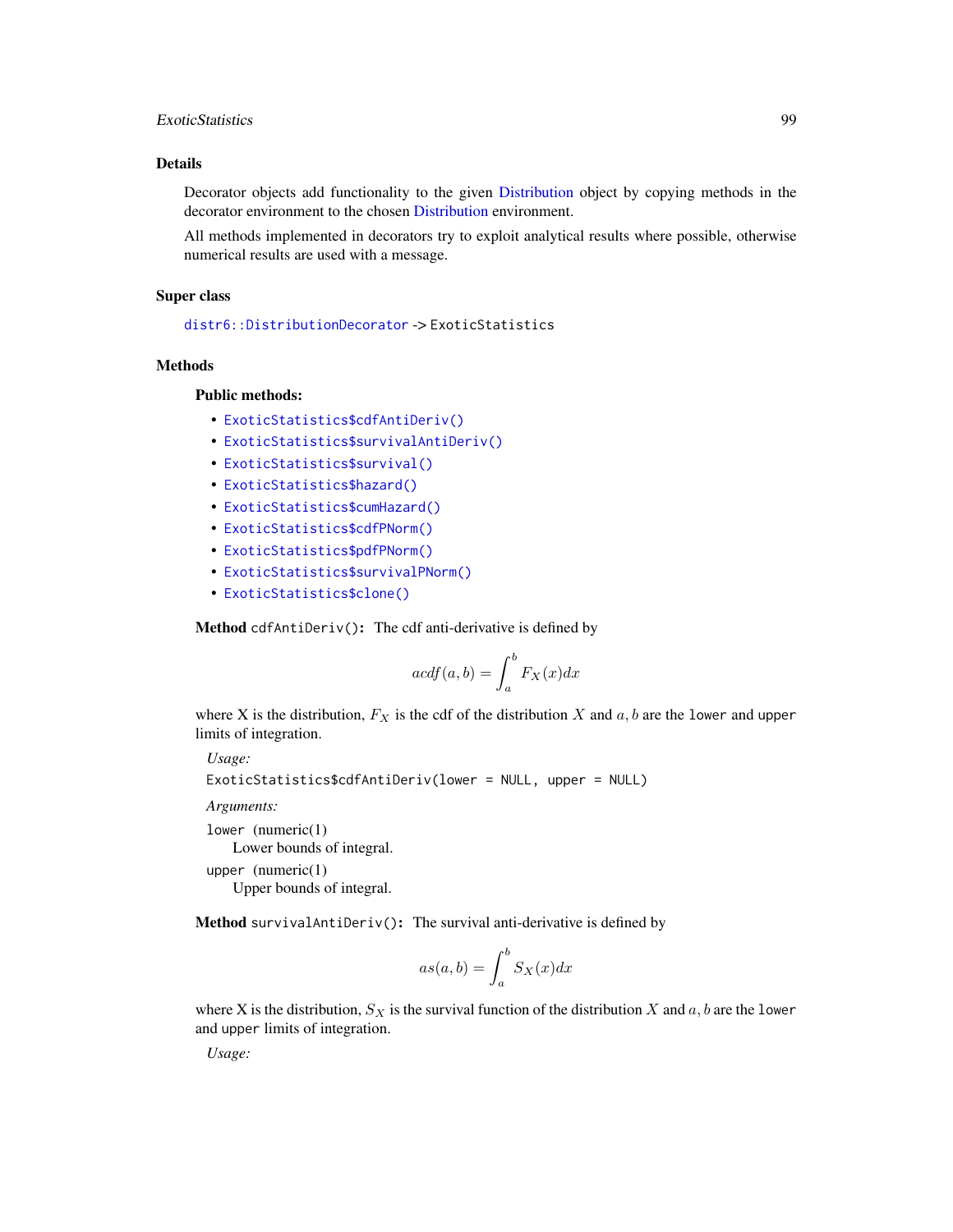## Details

Decorator objects add functionality to the given Distribution object by copying methods in the decorator environment to the chosen Distribution environment.

All methods implemented in decorators try to exploit analytical results where possible, otherwise numerical results are used with a message.

## Super class

`distr6::DistributionDecorator` -> `ExoticStatistics`

## Methods

### Public methods:

- `ExoticStatistics$cdfAntiDeriv()`
- `ExoticStatistics$survivalAntiDeriv()`
- `ExoticStatistics$survival()`
- `ExoticStatistics$hazard()`
- `ExoticStatistics$cumHazard()`
- `ExoticStatistics$cdfPNorm()`
- `ExoticStatistics$pdfPNorm()`
- `ExoticStatistics$survivalPNorm()`
- `ExoticStatistics$clone()`

**Method** `cdfAntiDeriv()`**:** The cdf anti-derivative is defined by

$$acdf(a, b) = \int_a^b F_X(x)dx$$

where X is the distribution, $F_X$ is the cdf of the distribution $X$ and $a, b$ are the `lower` and `upper` limits of integration.

*Usage:*

```
ExoticStatistics$cdfAntiDeriv(lower = NULL, upper = NULL)
```

*Arguments:*

`lower` (numeric(1))
: Lower bounds of integral.

`upper` (numeric(1))
: Upper bounds of integral.

**Method** `survivalAntiDeriv()`**:** The survival anti-derivative is defined by

$$as(a, b) = \int_a^b S_X(x)dx$$

where X is the distribution, $S_X$ is the survival function of the distribution $X$ and $a, b$ are the `lower` and `upper` limits of integration.

*Usage:*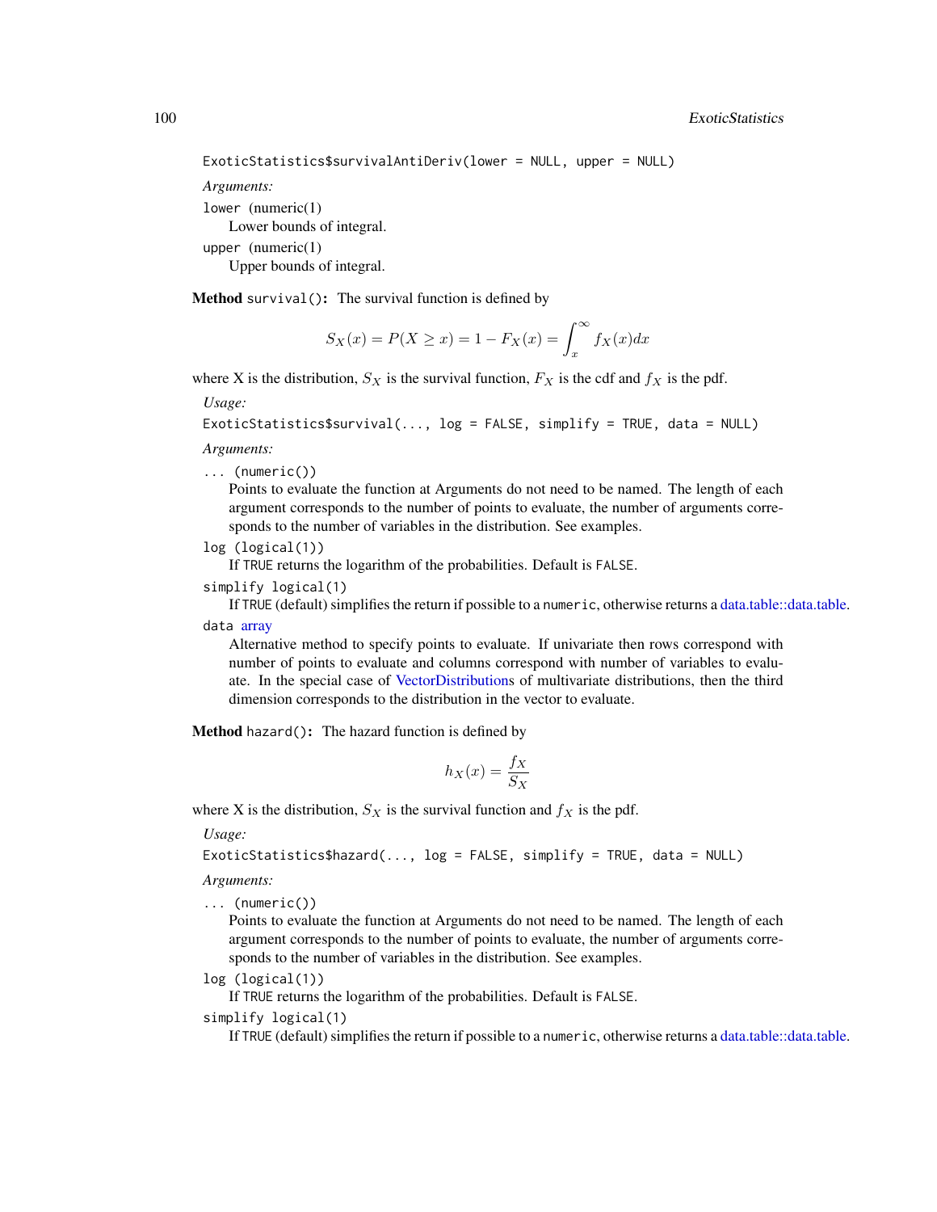```
ExoticStatistics$survivalAntiDeriv(lower = NULL, upper = NULL)
```

*Arguments:*

`lower` (numeric(1))
Lower bounds of integral.

`upper` (numeric(1))
Upper bounds of integral.

**Method** `survival()`**:** The survival function is defined by

$$S_X(x) = P(X \geq x) = 1 - F_X(x) = \int_x^\infty f_X(x)dx$$

where X is the distribution, $S_X$ is the survival function, $F_X$ is the cdf and $f_X$ is the pdf.

*Usage:*

```
ExoticStatistics$survival(..., log = FALSE, simplify = TRUE, data = NULL)
```

*Arguments:*

`...` (numeric())
Points to evaluate the function at Arguments do not need to be named. The length of each argument corresponds to the number of points to evaluate, the number of arguments corresponds to the number of variables in the distribution. See examples.

`log` (logical(1))
If `TRUE` returns the logarithm of the probabilities. Default is `FALSE`.

`simplify` logical(1)
If `TRUE` (default) simplifies the return if possible to a `numeric`, otherwise returns a data.table::data.table.

`data` array
Alternative method to specify points to evaluate. If univariate then rows correspond with number of points to evaluate and columns correspond with number of variables to evaluate. In the special case of VectorDistributions of multivariate distributions, then the third dimension corresponds to the distribution in the vector to evaluate.

**Method** `hazard()`**:** The hazard function is defined by

$$h_X(x) = \frac{f_X}{S_X}$$

where X is the distribution, $S_X$ is the survival function and $f_X$ is the pdf.

*Usage:*

```
ExoticStatistics$hazard(..., log = FALSE, simplify = TRUE, data = NULL)
```

*Arguments:*

`...` (numeric())
Points to evaluate the function at Arguments do not need to be named. The length of each argument corresponds to the number of points to evaluate, the number of arguments corresponds to the number of variables in the distribution. See examples.

`log` (logical(1))
If `TRUE` returns the logarithm of the probabilities. Default is `FALSE`.

`simplify` logical(1)
If `TRUE` (default) simplifies the return if possible to a `numeric`, otherwise returns a data.table::data.table.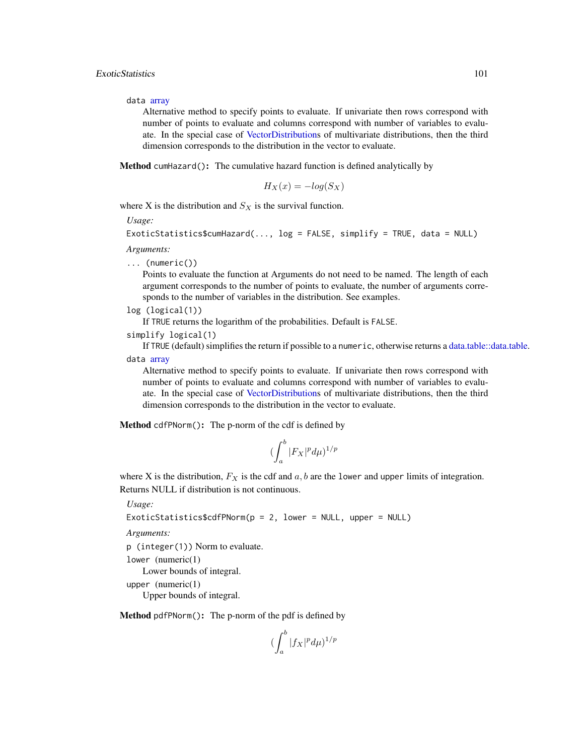`data` array

Alternative method to specify points to evaluate. If univariate then rows correspond with number of points to evaluate and columns correspond with number of variables to evaluate. In the special case of VectorDistributions of multivariate distributions, then the third dimension corresponds to the distribution in the vector to evaluate.

**Method** `cumHazard()`**:** The cumulative hazard function is defined analytically by

$$H_X(x) = -log(S_X)$$

where X is the distribution and $S_X$ is the survival function.

*Usage:*

```
ExoticStatistics$cumHazard(..., log = FALSE, simplify = TRUE, data = NULL)
```

*Arguments:*

`... (numeric())`

Points to evaluate the function at Arguments do not need to be named. The length of each argument corresponds to the number of points to evaluate, the number of arguments corresponds to the number of variables in the distribution. See examples.

`log (logical(1))`

If `TRUE` returns the logarithm of the probabilities. Default is `FALSE`.

`simplify logical(1)`

If `TRUE` (default) simplifies the return if possible to a `numeric`, otherwise returns a data.table::data.table.

`data` array

Alternative method to specify points to evaluate. If univariate then rows correspond with number of points to evaluate and columns correspond with number of variables to evaluate. In the special case of VectorDistributions of multivariate distributions, then the third dimension corresponds to the distribution in the vector to evaluate.

**Method** `cdfPNorm()`**:** The p-norm of the cdf is defined by

$$(\int_a^b |F_X|^p d\mu)^{1/p}$$

where X is the distribution, $F_X$ is the cdf and $a, b$ are the `lower` and `upper` limits of integration. Returns NULL if distribution is not continuous.

*Usage:*

```
ExoticStatistics$cdfPNorm(p = 2, lower = NULL, upper = NULL)
```

*Arguments:*

`p (integer(1))` Norm to evaluate.

`lower` (numeric(1)

Lower bounds of integral.

`upper` (numeric(1)

Upper bounds of integral.

**Method** `pdfPNorm()`**:** The p-norm of the pdf is defined by

$$(\int_a^b |f_X|^p d\mu)^{1/p}$$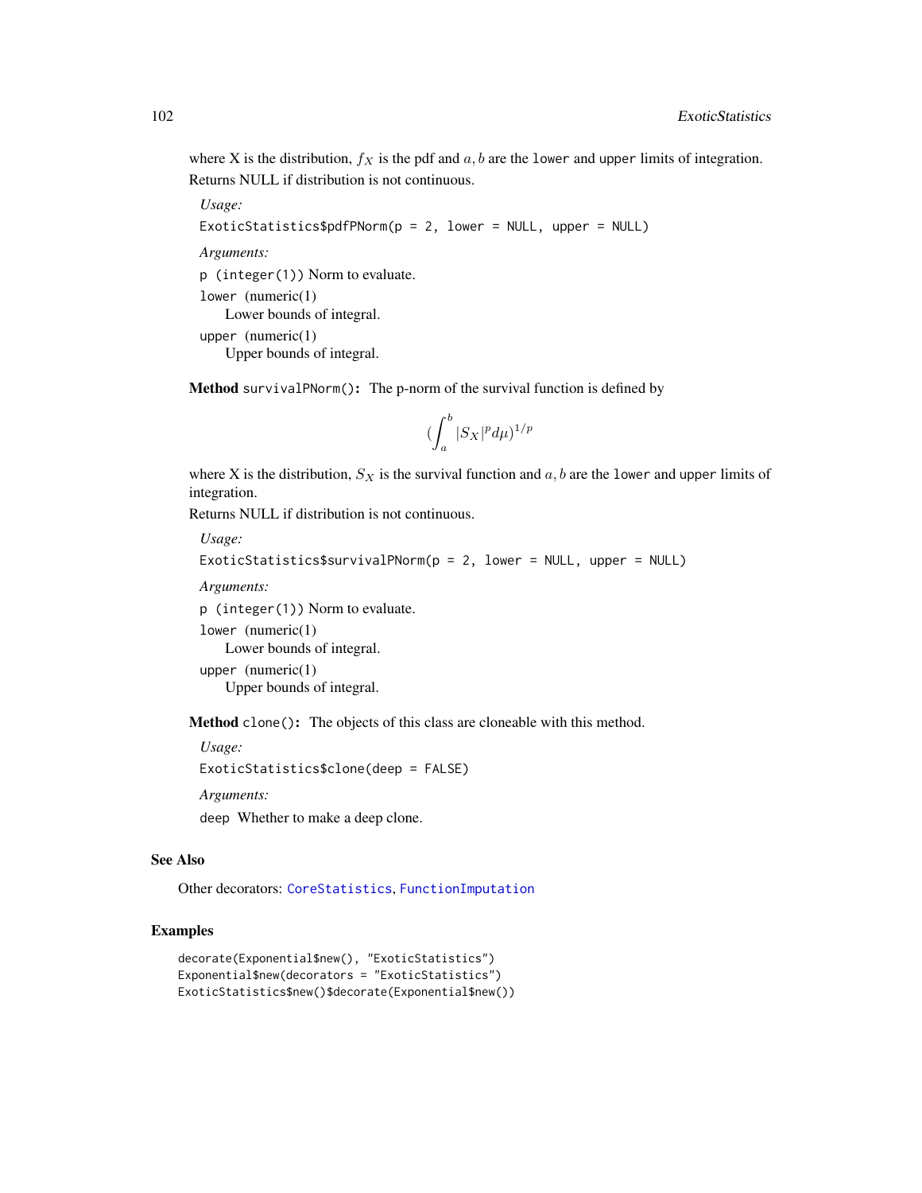where X is the distribution, $f_X$ is the pdf and $a, b$ are the `lower` and `upper` limits of integration.
Returns NULL if distribution is not continuous.

*Usage:*

```
ExoticStatistics$pdfPNorm(p = 2, lower = NULL, upper = NULL)
```

*Arguments:*

`p` (integer(1)) Norm to evaluate.

`lower` (numeric(1)
Lower bounds of integral.

`upper` (numeric(1)
Upper bounds of integral.

**Method** `survivalPNorm()`: The p-norm of the survival function is defined by

$$(\int_a^b |S_X|^p d\mu)^{1/p}$$

where X is the distribution, $S_X$ is the survival function and $a, b$ are the `lower` and `upper` limits of integration.
Returns NULL if distribution is not continuous.

*Usage:*

```
ExoticStatistics$survivalPNorm(p = 2, lower = NULL, upper = NULL)
```

*Arguments:*

`p` (integer(1)) Norm to evaluate.

`lower` (numeric(1)
Lower bounds of integral.

`upper` (numeric(1)
Upper bounds of integral.

**Method** `clone()`: The objects of this class are cloneable with this method.

*Usage:*

```
ExoticStatistics$clone(deep = FALSE)
```

*Arguments:*

`deep` Whether to make a deep clone.

## See Also

Other decorators: `CoreStatistics`, `FunctionImputation`

## Examples

```
decorate(Exponential$new(), "ExoticStatistics")
Exponential$new(decorators = "ExoticStatistics")
ExoticStatistics$new()$decorate(Exponential$new())
```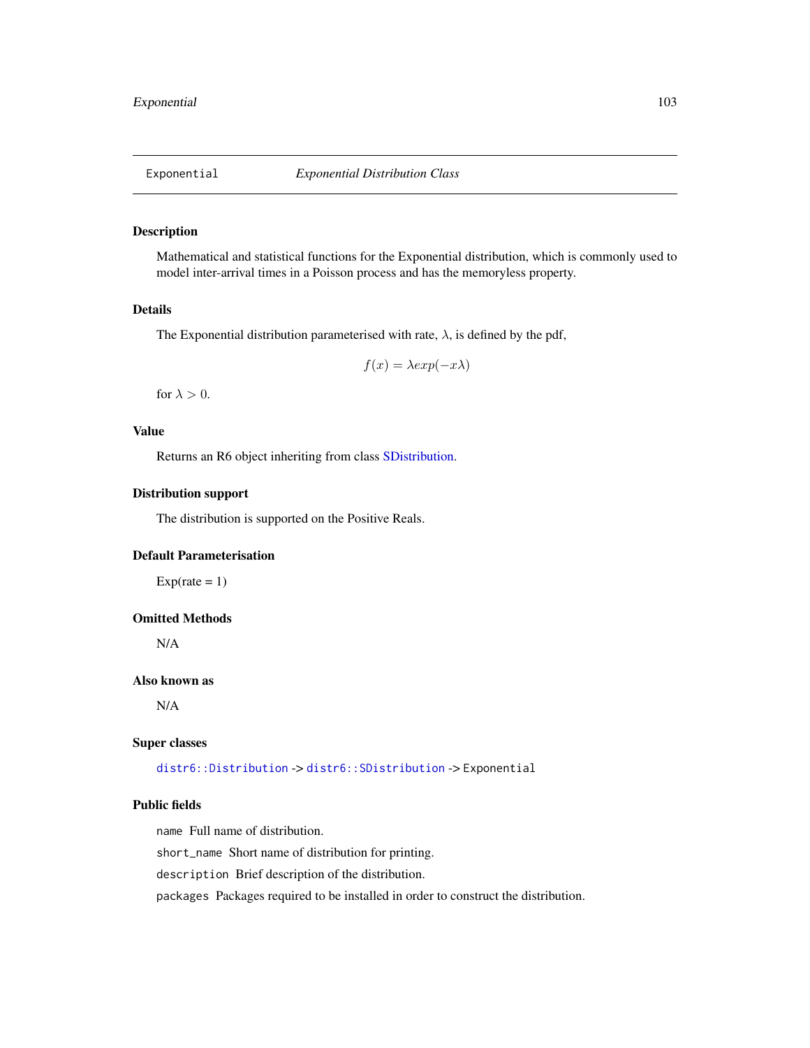# Exponential — *Exponential Distribution Class*

## Description

Mathematical and statistical functions for the Exponential distribution, which is commonly used to model inter-arrival times in a Poisson process and has the memoryless property.

## Details

The Exponential distribution parameterised with rate, $\lambda$, is defined by the pdf,

$$f(x) = \lambda exp(-x\lambda)$$

for $\lambda > 0$.

## Value

Returns an R6 object inheriting from class SDistribution.

## Distribution support

The distribution is supported on the Positive Reals.

## Default Parameterisation

Exp(rate = 1)

## Omitted Methods

N/A

## Also known as

N/A

## Super classes

`distr6::Distribution` -> `distr6::SDistribution` -> `Exponential`

## Public fields

`name` Full name of distribution.

`short_name` Short name of distribution for printing.

`description` Brief description of the distribution.

`packages` Packages required to be installed in order to construct the distribution.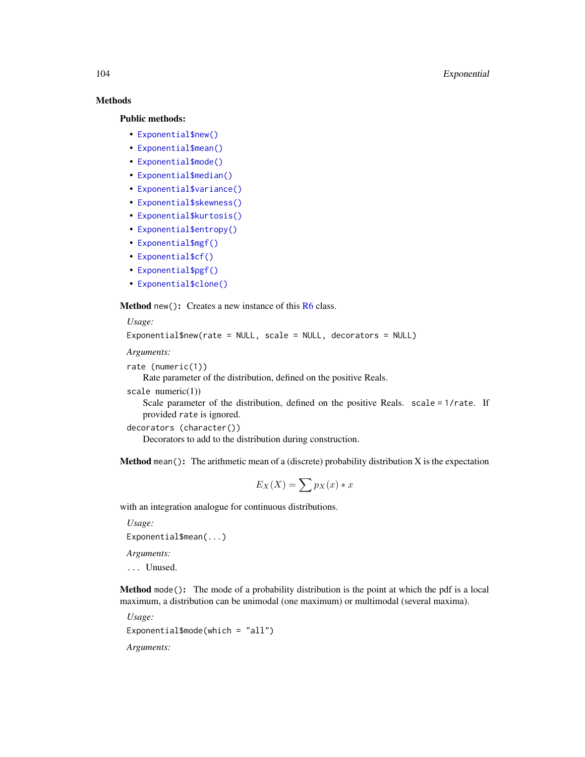## Methods

### Public methods:

- `Exponential$new()`
- `Exponential$mean()`
- `Exponential$mode()`
- `Exponential$median()`
- `Exponential$variance()`
- `Exponential$skewness()`
- `Exponential$kurtosis()`
- `Exponential$entropy()`
- `Exponential$mgf()`
- `Exponential$cf()`
- `Exponential$pgf()`
- `Exponential$clone()`

**Method** `new()`**:** Creates a new instance of this R6 class.

*Usage:*

```
Exponential$new(rate = NULL, scale = NULL, decorators = NULL)
```

*Arguments:*

`rate (numeric(1))`
Rate parameter of the distribution, defined on the positive Reals.

`scale numeric(1))`
Scale parameter of the distribution, defined on the positive Reals. `scale = 1/rate`. If provided `rate` is ignored.

`decorators (character())`
Decorators to add to the distribution during construction.

**Method** `mean()`**:** The arithmetic mean of a (discrete) probability distribution X is the expectation

$$E_X(X) = \sum p_X(x) * x$$

with an integration analogue for continuous distributions.

*Usage:*

```
Exponential$mean(...)
```

*Arguments:*

`...` Unused.

**Method** `mode()`**:** The mode of a probability distribution is the point at which the pdf is a local maximum, a distribution can be unimodal (one maximum) or multimodal (several maxima).

*Usage:*

```
Exponential$mode(which = "all")
```

*Arguments:*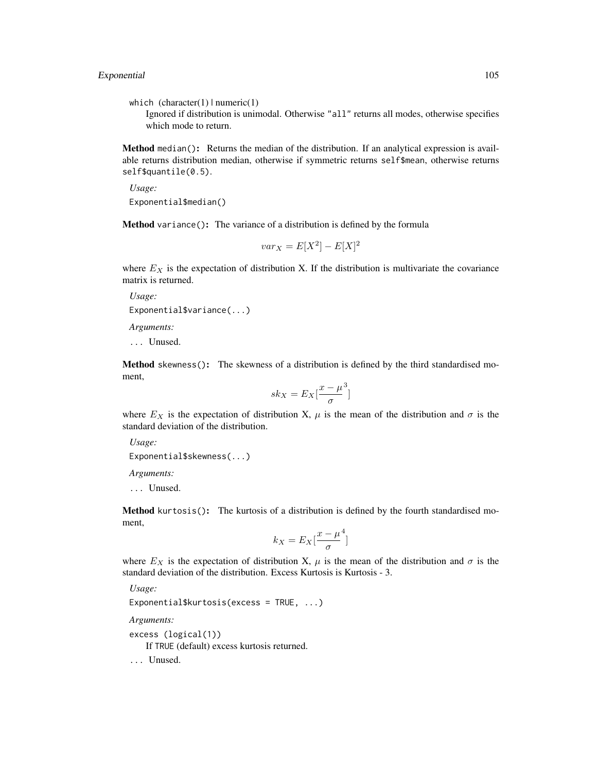`which` (character(1) | numeric(1))
Ignored if distribution is unimodal. Otherwise `"all"` returns all modes, otherwise specifies which mode to return.

**Method** `median()`**:** Returns the median of the distribution. If an analytical expression is available returns distribution median, otherwise if symmetric returns `self$mean`, otherwise returns `self$quantile(0.5)`.

*Usage:*

```
Exponential$median()
```

**Method** `variance()`**:** The variance of a distribution is defined by the formula

$$var_X = E[X^2] - E[X]^2$$

where $E_X$ is the expectation of distribution X. If the distribution is multivariate the covariance matrix is returned.

*Usage:*

```
Exponential$variance(...)
```

*Arguments:*

`...` Unused.

**Method** `skewness()`**:** The skewness of a distribution is defined by the third standardised moment,

$$sk_X = E_X[\frac{x - \mu}{\sigma}^3]$$

where $E_X$ is the expectation of distribution X, $\mu$ is the mean of the distribution and $\sigma$ is the standard deviation of the distribution.

*Usage:*

```
Exponential$skewness(...)
```

*Arguments:*

`...` Unused.

**Method** `kurtosis()`**:** The kurtosis of a distribution is defined by the fourth standardised moment,

$$k_X = E_X[\frac{x - \mu}{\sigma}^4]$$

where $E_X$ is the expectation of distribution X, $\mu$ is the mean of the distribution and $\sigma$ is the standard deviation of the distribution. Excess Kurtosis is Kurtosis - 3.

*Usage:*

```
Exponential$kurtosis(excess = TRUE, ...)
```

*Arguments:*

`excess` (logical(1))
If `TRUE` (default) excess kurtosis returned.

`...` Unused.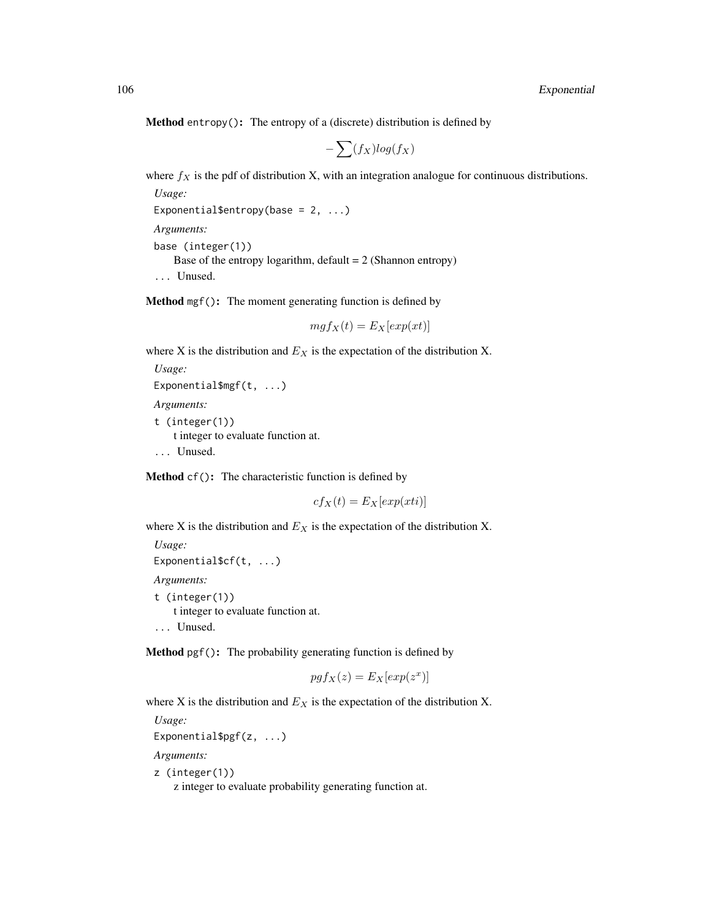**Method** `entropy()`**:** The entropy of a (discrete) distribution is defined by

$$-\sum(f_X)log(f_X)$$

where $f_X$ is the pdf of distribution X, with an integration analogue for continuous distributions.

*Usage:*

```
Exponential$entropy(base = 2, ...)
```

*Arguments:*

`base (integer(1))`
Base of the entropy logarithm, default = 2 (Shannon entropy)

`...` Unused.

**Method** `mgf()`**:** The moment generating function is defined by

$$mgf_X(t) = E_X[exp(xt)]$$

where X is the distribution and $E_X$ is the expectation of the distribution X.

*Usage:*

```
Exponential$mgf(t, ...)
```

*Arguments:*

`t (integer(1))`
t integer to evaluate function at.

`...` Unused.

**Method** `cf()`**:** The characteristic function is defined by

$$cf_X(t) = E_X[exp(xti)]$$

where X is the distribution and $E_X$ is the expectation of the distribution X.

*Usage:*

```
Exponential$cf(t, ...)
```

*Arguments:*

`t (integer(1))`
t integer to evaluate function at.

`...` Unused.

**Method** `pgf()`**:** The probability generating function is defined by

$$pgf_X(z) = E_X[exp(z^x)]$$

where X is the distribution and $E_X$ is the expectation of the distribution X.

*Usage:*

```
Exponential$pgf(z, ...)
```

*Arguments:*

`z (integer(1))`
z integer to evaluate probability generating function at.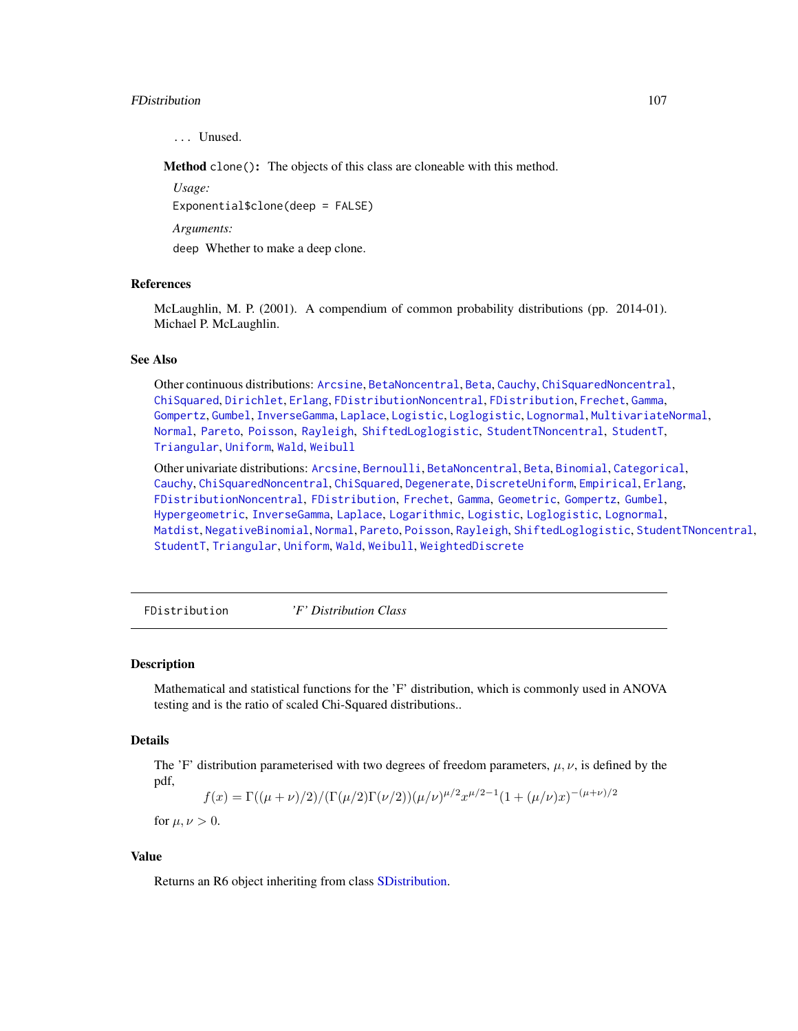... Unused.

**Method** `clone()`: The objects of this class are cloneable with this method.

*Usage:*

```
Exponential$clone(deep = FALSE)
```

*Arguments:*

`deep` Whether to make a deep clone.

## References

McLaughlin, M. P. (2001). A compendium of common probability distributions (pp. 2014-01). Michael P. McLaughlin.

## See Also

Other continuous distributions: Arcsine, BetaNoncentral, Beta, Cauchy, ChiSquaredNoncentral, ChiSquared, Dirichlet, Erlang, FDistributionNoncentral, FDistribution, Frechet, Gamma, Gompertz, Gumbel, InverseGamma, Laplace, Logistic, Loglogistic, Lognormal, MultivariateNormal, Normal, Pareto, Poisson, Rayleigh, ShiftedLoglogistic, StudentTNoncentral, StudentT, Triangular, Uniform, Wald, Weibull

Other univariate distributions: Arcsine, Bernoulli, BetaNoncentral, Beta, Binomial, Categorical, Cauchy, ChiSquaredNoncentral, ChiSquared, Degenerate, DiscreteUniform, Empirical, Erlang, FDistributionNoncentral, FDistribution, Frechet, Gamma, Geometric, Gompertz, Gumbel, Hypergeometric, InverseGamma, Laplace, Logarithmic, Logistic, Loglogistic, Lognormal, Matdist, NegativeBinomial, Normal, Pareto, Poisson, Rayleigh, ShiftedLoglogistic, StudentTNoncentral, StudentT, Triangular, Uniform, Wald, Weibull, WeightedDiscrete

---

# FDistribution — *'F' Distribution Class*

## Description

Mathematical and statistical functions for the 'F' distribution, which is commonly used in ANOVA testing and is the ratio of scaled Chi-Squared distributions..

## Details

The 'F' distribution parameterised with two degrees of freedom parameters, $\mu, \nu$, is defined by the pdf,

$$f(x) = \Gamma((\mu + \nu)/2)/(\Gamma(\mu/2)\Gamma(\nu/2))(\mu/\nu)^{\mu/2}x^{\mu/2-1}(1 + (\mu/\nu)x)^{-(\mu+\nu)/2}$$

for $\mu, \nu > 0$.

## Value

Returns an R6 object inheriting from class SDistribution.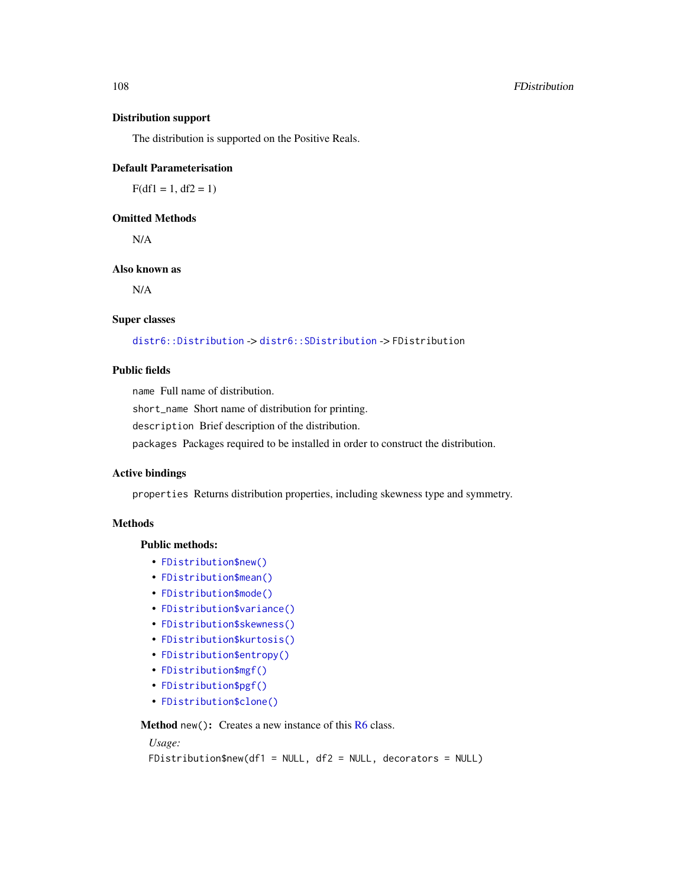### Distribution support

The distribution is supported on the Positive Reals.

### Default Parameterisation

F(df1 = 1, df2 = 1)

### Omitted Methods

N/A

### Also known as

N/A

### Super classes

`distr6::Distribution` -> `distr6::SDistribution` -> `FDistribution`

### Public fields

`name` Full name of distribution.

`short_name` Short name of distribution for printing.

`description` Brief description of the distribution.

`packages` Packages required to be installed in order to construct the distribution.

### Active bindings

`properties` Returns distribution properties, including skewness type and symmetry.

### Methods

#### Public methods:

- `FDistribution$new()`
- `FDistribution$mean()`
- `FDistribution$mode()`
- `FDistribution$variance()`
- `FDistribution$skewness()`
- `FDistribution$kurtosis()`
- `FDistribution$entropy()`
- `FDistribution$mgf()`
- `FDistribution$pgf()`
- `FDistribution$clone()`

**Method** `new()`**:** Creates a new instance of this R6 class.

*Usage:*

```
FDistribution$new(df1 = NULL, df2 = NULL, decorators = NULL)
```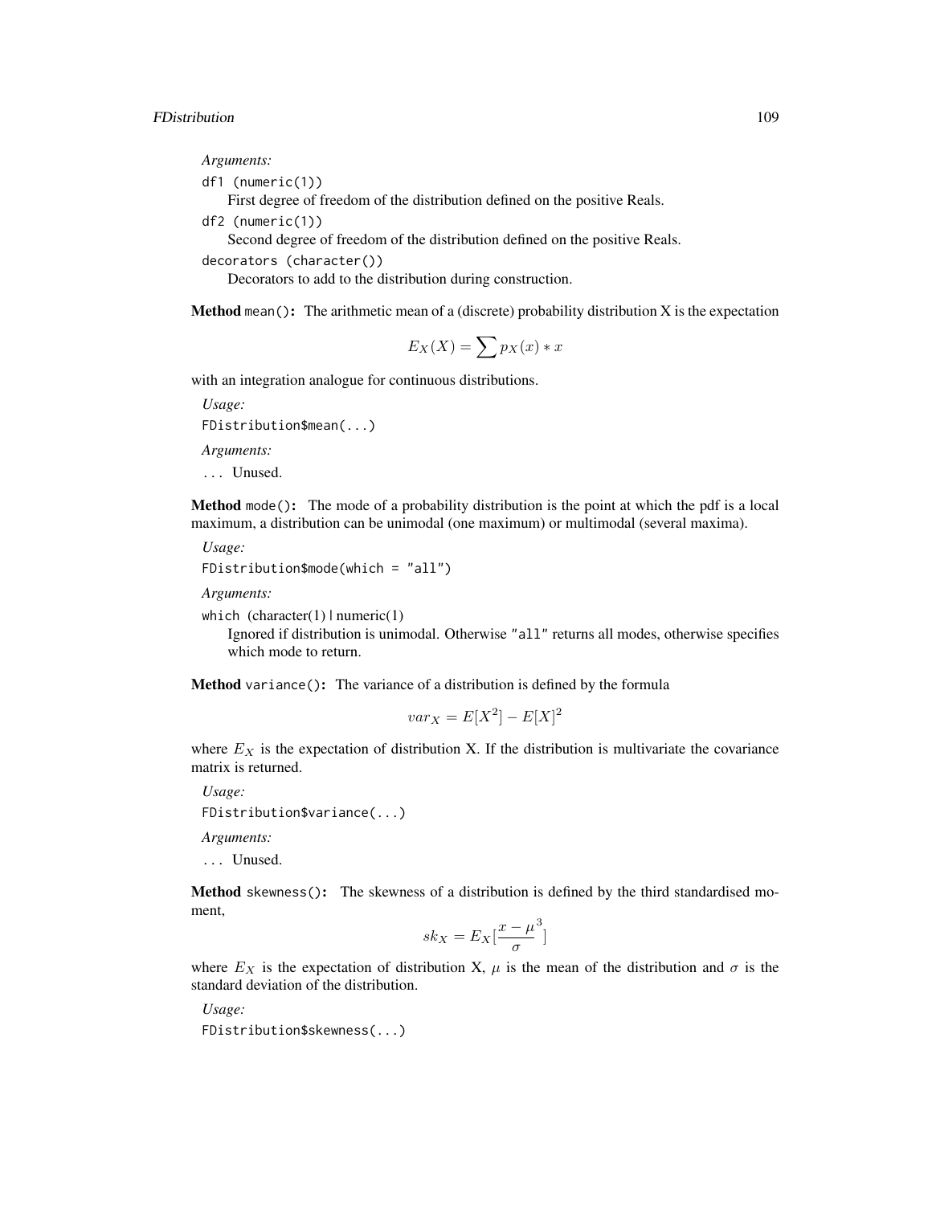*Arguments:*

`df1 (numeric(1))`
First degree of freedom of the distribution defined on the positive Reals.

`df2 (numeric(1))`
Second degree of freedom of the distribution defined on the positive Reals.

`decorators (character())`
Decorators to add to the distribution during construction.

**Method** `mean()`: The arithmetic mean of a (discrete) probability distribution X is the expectation

$$E_X(X) = \sum p_X(x) * x$$

with an integration analogue for continuous distributions.

*Usage:*

```
FDistribution$mean(...)
```

*Arguments:*

`...` Unused.

**Method** `mode()`: The mode of a probability distribution is the point at which the pdf is a local maximum, a distribution can be unimodal (one maximum) or multimodal (several maxima).

*Usage:*

```
FDistribution$mode(which = "all")
```

*Arguments:*

`which` (character(1) | numeric(1))
Ignored if distribution is unimodal. Otherwise `"all"` returns all modes, otherwise specifies which mode to return.

**Method** `variance()`: The variance of a distribution is defined by the formula

$$var_X = E[X^2] - E[X]^2$$

where $E_X$ is the expectation of distribution X. If the distribution is multivariate the covariance matrix is returned.

*Usage:*

```
FDistribution$variance(...)
```

*Arguments:*

`...` Unused.

**Method** `skewness()`: The skewness of a distribution is defined by the third standardised moment,

$$sk_X = E_X[\frac{x - \mu}{\sigma}^3]$$

where $E_X$ is the expectation of distribution X, $\mu$ is the mean of the distribution and $\sigma$ is the standard deviation of the distribution.

*Usage:*

```
FDistribution$skewness(...)
```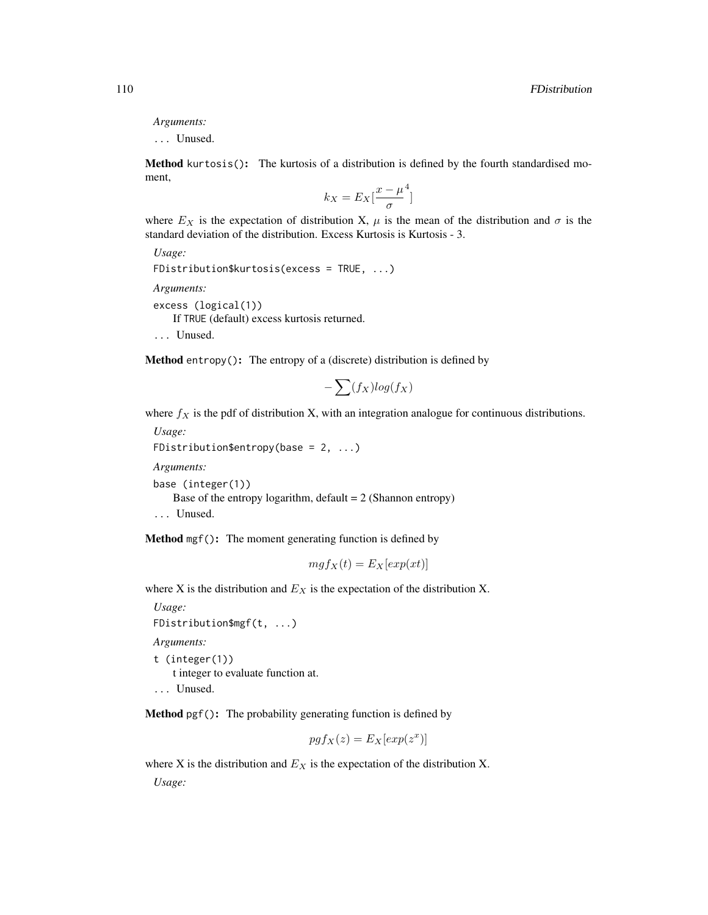*Arguments:*

... Unused.

**Method** `kurtosis()`**:** The kurtosis of a distribution is defined by the fourth standardised moment,

$$k_X = E_X[\frac{x - \mu}{\sigma}^4]$$

where $E_X$ is the expectation of distribution X, $\mu$ is the mean of the distribution and $\sigma$ is the standard deviation of the distribution. Excess Kurtosis is Kurtosis - 3.

*Usage:*

```
FDistribution$kurtosis(excess = TRUE, ...)
```

*Arguments:*

`excess (logical(1))`
If `TRUE` (default) excess kurtosis returned.

... Unused.

**Method** `entropy()`**:** The entropy of a (discrete) distribution is defined by

$$-\sum(f_X)log(f_X)$$

where $f_X$ is the pdf of distribution X, with an integration analogue for continuous distributions.

*Usage:*

```
FDistribution$entropy(base = 2, ...)
```

*Arguments:*

`base (integer(1))`
Base of the entropy logarithm, default = 2 (Shannon entropy)

... Unused.

**Method** `mgf()`**:** The moment generating function is defined by

$$mgf_X(t) = E_X[exp(xt)]$$

where X is the distribution and $E_X$ is the expectation of the distribution X.

*Usage:*

```
FDistribution$mgf(t, ...)
```

*Arguments:*

`t (integer(1))`
t integer to evaluate function at.

... Unused.

**Method** `pgf()`**:** The probability generating function is defined by

$$pgf_X(z) = E_X[exp(z^x)]$$

where X is the distribution and $E_X$ is the expectation of the distribution X.

*Usage:*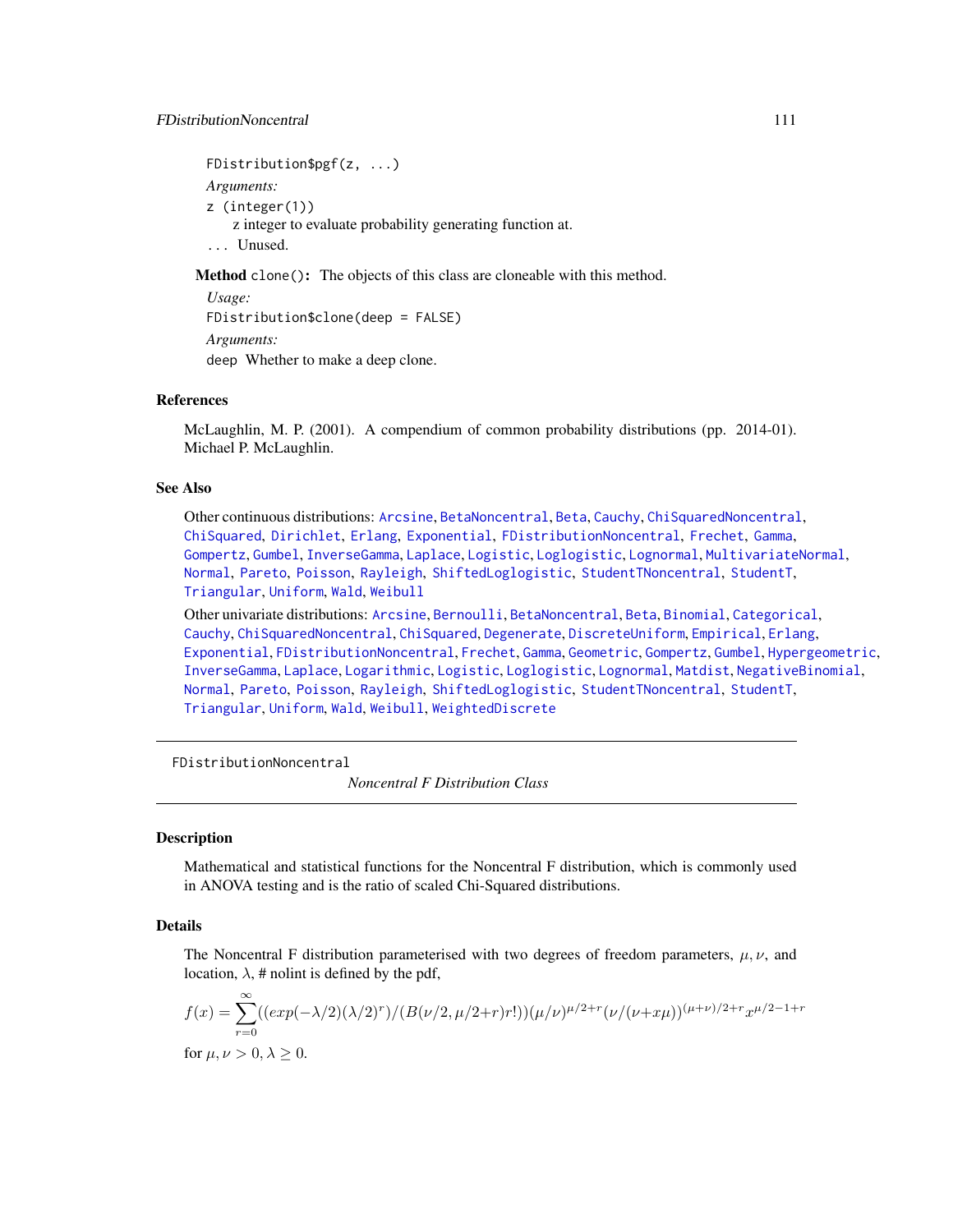```
FDistribution$pgf(z, ...)
```

*Arguments:*

`z (integer(1))`
: z integer to evaluate probability generating function at.

`...` Unused.

**Method** `clone()`: The objects of this class are cloneable with this method.

*Usage:*

```
FDistribution$clone(deep = FALSE)
```

*Arguments:*

`deep` Whether to make a deep clone.

## References

McLaughlin, M. P. (2001). A compendium of common probability distributions (pp. 2014-01). Michael P. McLaughlin.

## See Also

Other continuous distributions: Arcsine, BetaNoncentral, Beta, Cauchy, ChiSquaredNoncentral, ChiSquared, Dirichlet, Erlang, Exponential, FDistributionNoncentral, Frechet, Gamma, Gompertz, Gumbel, InverseGamma, Laplace, Logistic, Loglogistic, Lognormal, MultivariateNormal, Normal, Pareto, Poisson, Rayleigh, ShiftedLoglogistic, StudentTNoncentral, StudentT, Triangular, Uniform, Wald, Weibull

Other univariate distributions: Arcsine, Bernoulli, BetaNoncentral, Beta, Binomial, Categorical, Cauchy, ChiSquaredNoncentral, ChiSquared, Degenerate, DiscreteUniform, Empirical, Erlang, Exponential, FDistributionNoncentral, Frechet, Gamma, Geometric, Gompertz, Gumbel, Hypergeometric, InverseGamma, Laplace, Logarithmic, Logistic, Loglogistic, Lognormal, Matdist, NegativeBinomial, Normal, Pareto, Poisson, Rayleigh, ShiftedLoglogistic, StudentTNoncentral, StudentT, Triangular, Uniform, Wald, Weibull, WeightedDiscrete

---

# FDistributionNoncentral — *Noncentral F Distribution Class*

## Description

Mathematical and statistical functions for the Noncentral F distribution, which is commonly used in ANOVA testing and is the ratio of scaled Chi-Squared distributions.

## Details

The Noncentral F distribution parameterised with two degrees of freedom parameters, $\mu, \nu$, and location, $\lambda$, # nolint is defined by the pdf,

$$f(x) = \sum_{r=0}^{\infty}((exp(-\lambda/2)(\lambda/2)^r)/(B(\nu/2, \mu/2+r)r!))(\mu/\nu)^{\mu/2+r}(\nu/(\nu+x\mu))^{(\mu+\nu)/2+r}x^{\mu/2-1+r}$$

for $\mu, \nu > 0, \lambda \geq 0$.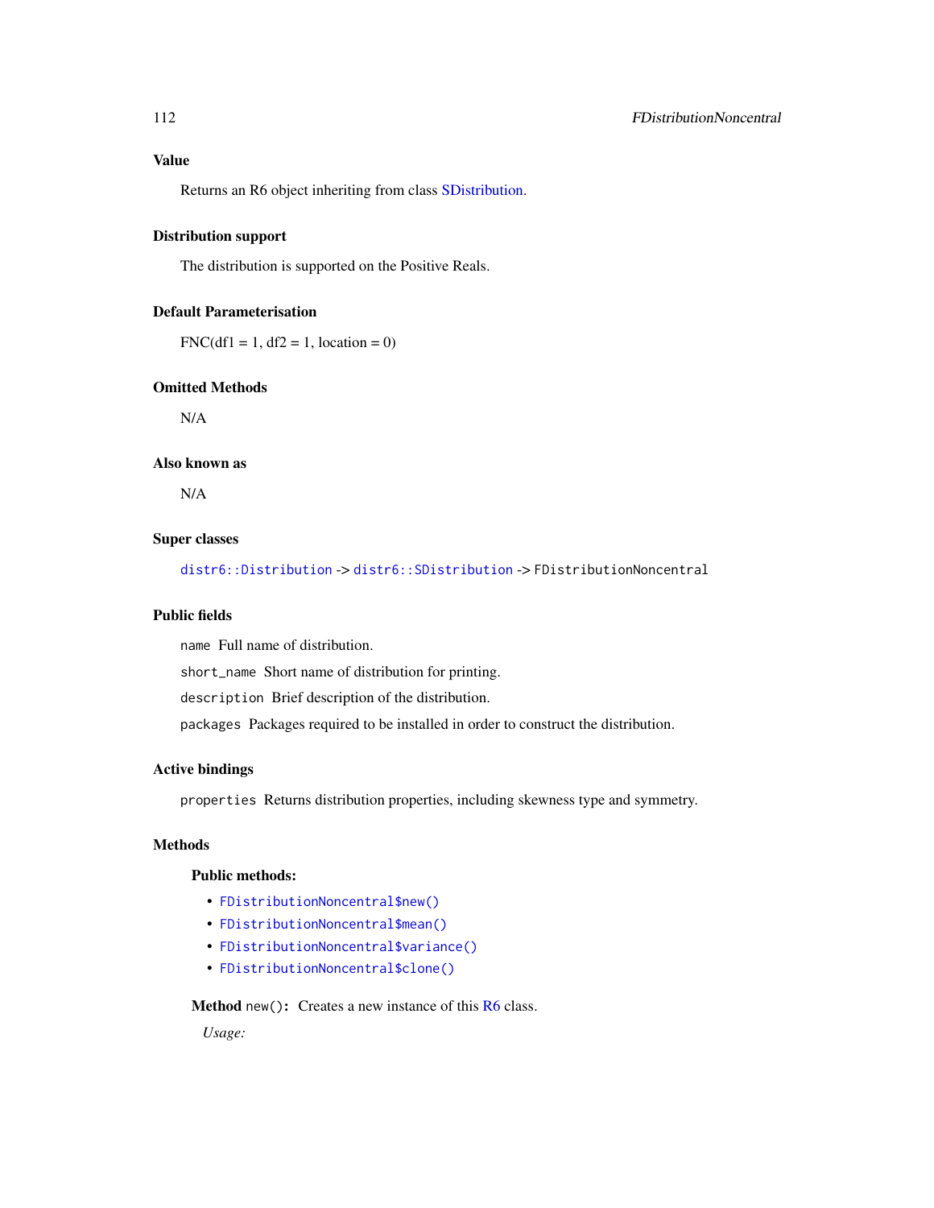## Value

Returns an R6 object inheriting from class SDistribution.

## Distribution support

The distribution is supported on the Positive Reals.

## Default Parameterisation

FNC(df1 = 1, df2 = 1, location = 0)

## Omitted Methods

N/A

## Also known as

N/A

## Super classes

`distr6::Distribution` -> `distr6::SDistribution` -> `FDistributionNoncentral`

## Public fields

`name` Full name of distribution.

`short_name` Short name of distribution for printing.

`description` Brief description of the distribution.

`packages` Packages required to be installed in order to construct the distribution.

## Active bindings

`properties` Returns distribution properties, including skewness type and symmetry.

## Methods

### Public methods:

- `FDistributionNoncentral$new()`
- `FDistributionNoncentral$mean()`
- `FDistributionNoncentral$variance()`
- `FDistributionNoncentral$clone()`

**Method** `new()`**:** Creates a new instance of this R6 class.

*Usage:*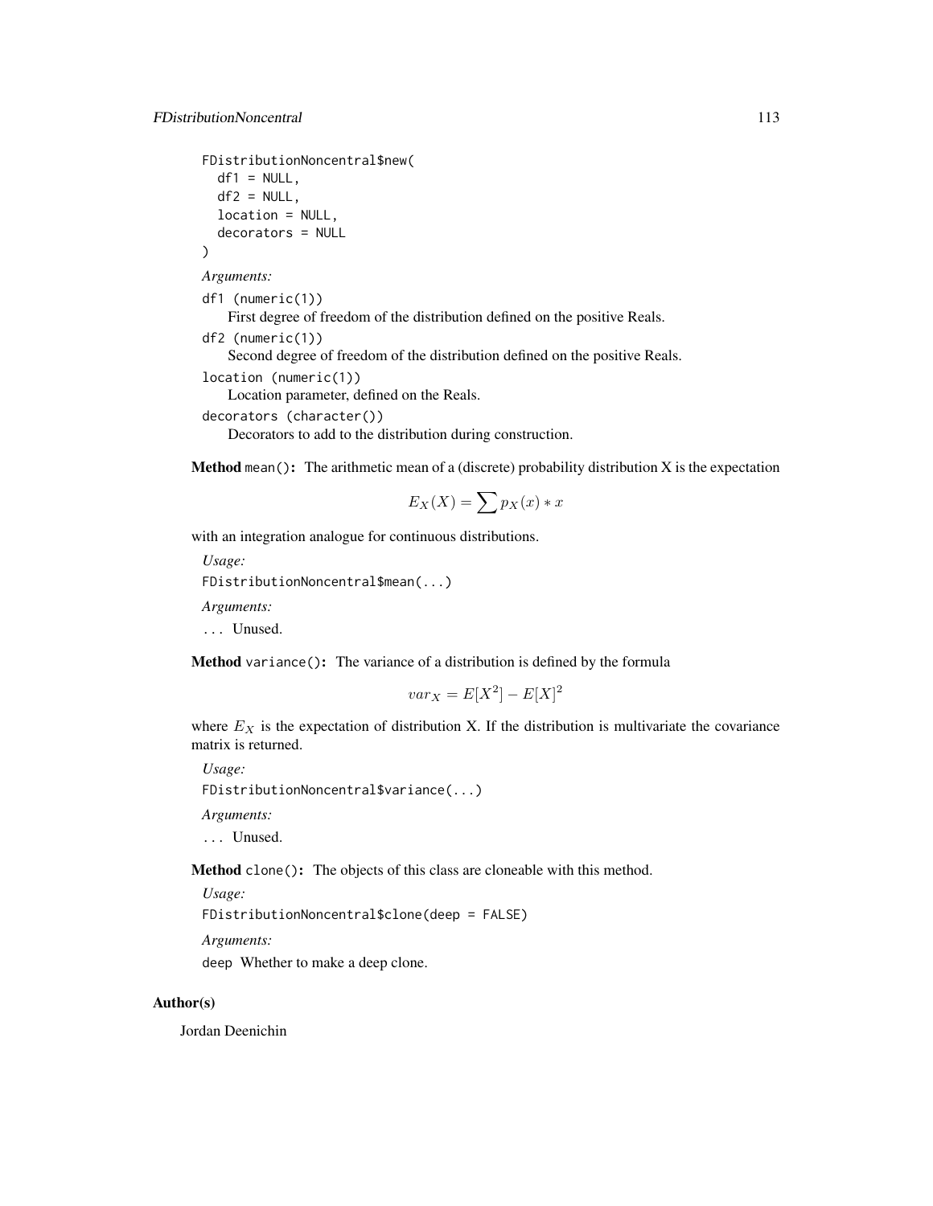```
FDistributionNoncentral$new(
  df1 = NULL,
  df2 = NULL,
  location = NULL,
  decorators = NULL
)
```

*Arguments:*

`df1` (`numeric(1)`)
: First degree of freedom of the distribution defined on the positive Reals.

`df2` (`numeric(1)`)
: Second degree of freedom of the distribution defined on the positive Reals.

`location` (`numeric(1)`)
: Location parameter, defined on the Reals.

`decorators` (`character()`)
: Decorators to add to the distribution during construction.

**Method** `mean()`**:** The arithmetic mean of a (discrete) probability distribution X is the expectation

$$E_X(X) = \sum p_X(x) * x$$

with an integration analogue for continuous distributions.

*Usage:*

```
FDistributionNoncentral$mean(...)
```

*Arguments:*

`...` Unused.

**Method** `variance()`**:** The variance of a distribution is defined by the formula

$$var_X = E[X^2] - E[X]^2$$

where $E_X$ is the expectation of distribution X. If the distribution is multivariate the covariance matrix is returned.

*Usage:*

```
FDistributionNoncentral$variance(...)
```

*Arguments:*

`...` Unused.

**Method** `clone()`**:** The objects of this class are cloneable with this method.

*Usage:*

```
FDistributionNoncentral$clone(deep = FALSE)
```

*Arguments:*

`deep` Whether to make a deep clone.

## Author(s)

Jordan Deenichin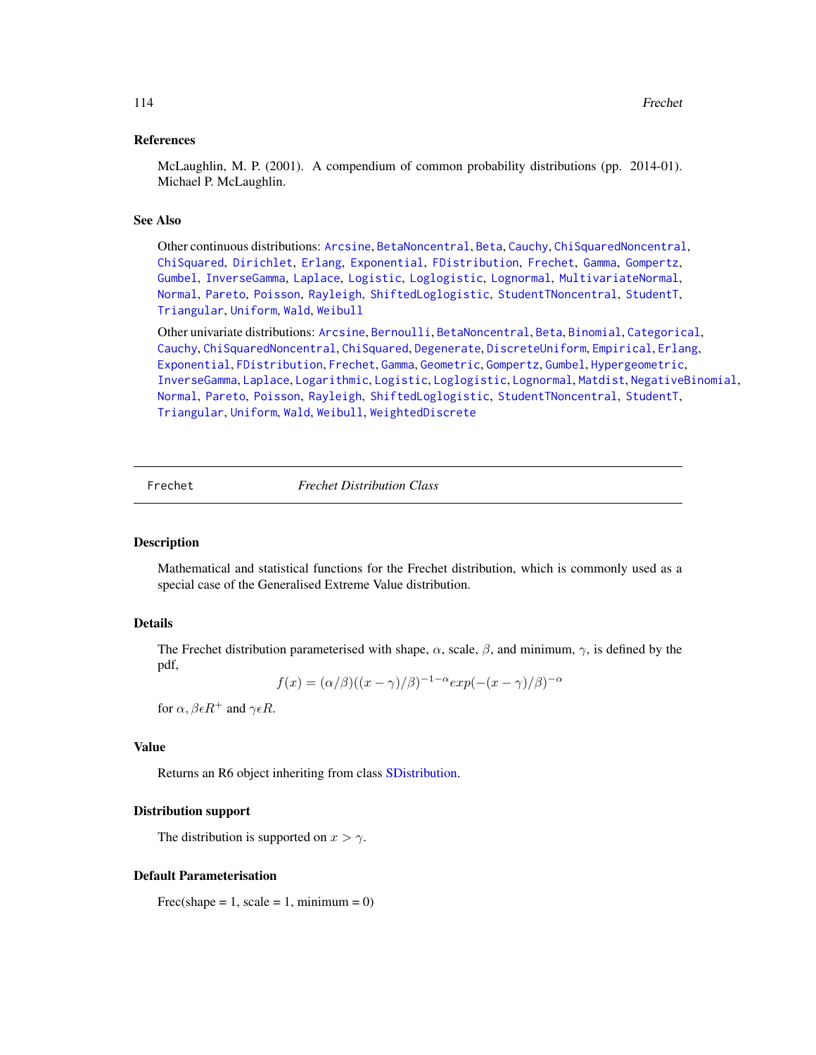### References

McLaughlin, M. P. (2001). A compendium of common probability distributions (pp. 2014-01). Michael P. McLaughlin.

### See Also

Other continuous distributions: Arcsine, BetaNoncentral, Beta, Cauchy, ChiSquaredNoncentral, ChiSquared, Dirichlet, Erlang, Exponential, FDistribution, Frechet, Gamma, Gompertz, Gumbel, InverseGamma, Laplace, Logistic, Loglogistic, Lognormal, MultivariateNormal, Normal, Pareto, Poisson, Rayleigh, ShiftedLoglogistic, StudentTNoncentral, StudentT, Triangular, Uniform, Wald, Weibull

Other univariate distributions: Arcsine, Bernoulli, BetaNoncentral, Beta, Binomial, Categorical, Cauchy, ChiSquaredNoncentral, ChiSquared, Degenerate, DiscreteUniform, Empirical, Erlang, Exponential, FDistribution, Frechet, Gamma, Geometric, Gompertz, Gumbel, Hypergeometric, InverseGamma, Laplace, Logarithmic, Logistic, Loglogistic, Lognormal, Matdist, NegativeBinomial, Normal, Pareto, Poisson, Rayleigh, ShiftedLoglogistic, StudentTNoncentral, StudentT, Triangular, Uniform, Wald, Weibull, WeightedDiscrete

---

## Frechet — *Frechet Distribution Class*

### Description

Mathematical and statistical functions for the Frechet distribution, which is commonly used as a special case of the Generalised Extreme Value distribution.

### Details

The Frechet distribution parameterised with shape, $\alpha$, scale, $\beta$, and minimum, $\gamma$, is defined by the pdf,

$$f(x) = (\alpha/\beta)((x - \gamma)/\beta)^{-1-\alpha} exp(-(x - \gamma)/\beta)^{-\alpha}$$

for $\alpha, \beta \epsilon R^+$ and $\gamma \epsilon R$.

### Value

Returns an R6 object inheriting from class SDistribution.

### Distribution support

The distribution is supported on $x > \gamma$.

### Default Parameterisation

Frec(shape = 1, scale = 1, minimum = 0)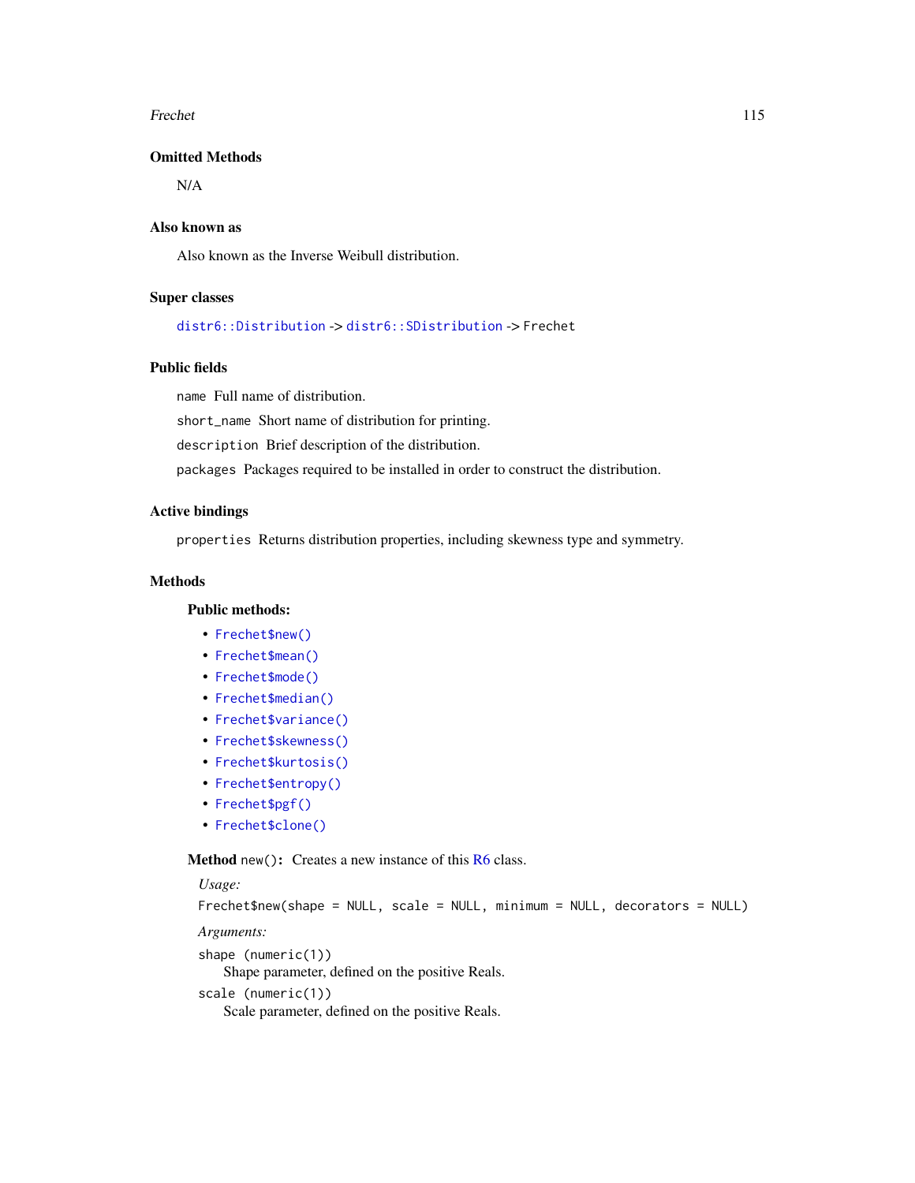### Omitted Methods

N/A

### Also known as

Also known as the Inverse Weibull distribution.

### Super classes

`distr6::Distribution` -> `distr6::SDistribution` -> `Frechet`

### Public fields

`name` Full name of distribution.

`short_name` Short name of distribution for printing.

`description` Brief description of the distribution.

`packages` Packages required to be installed in order to construct the distribution.

### Active bindings

`properties` Returns distribution properties, including skewness type and symmetry.

### Methods

#### Public methods:

- `Frechet$new()`
- `Frechet$mean()`
- `Frechet$mode()`
- `Frechet$median()`
- `Frechet$variance()`
- `Frechet$skewness()`
- `Frechet$kurtosis()`
- `Frechet$entropy()`
- `Frechet$pgf()`
- `Frechet$clone()`

**Method** `new()`**:** Creates a new instance of this R6 class.

*Usage:*

```
Frechet$new(shape = NULL, scale = NULL, minimum = NULL, decorators = NULL)
```

*Arguments:*

`shape (numeric(1))`
    Shape parameter, defined on the positive Reals.

`scale (numeric(1))`
    Scale parameter, defined on the positive Reals.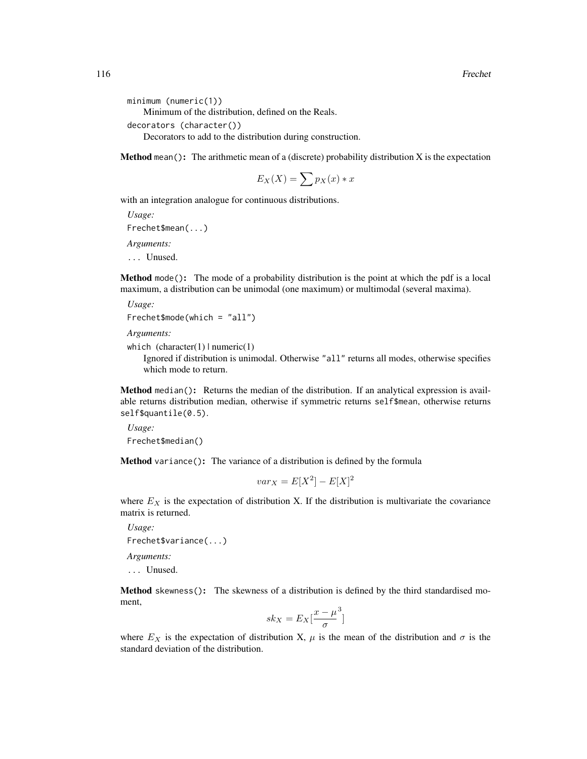`minimum (numeric(1))`
Minimum of the distribution, defined on the Reals.

`decorators (character())`
Decorators to add to the distribution during construction.

**Method** `mean()`**:** The arithmetic mean of a (discrete) probability distribution X is the expectation

$$E_X(X) = \sum p_X(x) * x$$

with an integration analogue for continuous distributions.

*Usage:*

```
Frechet$mean(...)
```

*Arguments:*

`...` Unused.

**Method** `mode()`**:** The mode of a probability distribution is the point at which the pdf is a local maximum, a distribution can be unimodal (one maximum) or multimodal (several maxima).

*Usage:*

```
Frechet$mode(which = "all")
```

*Arguments:*

`which` (character(1) | numeric(1)
Ignored if distribution is unimodal. Otherwise `"all"` returns all modes, otherwise specifies which mode to return.

**Method** `median()`**:** Returns the median of the distribution. If an analytical expression is available returns distribution median, otherwise if symmetric returns `self$mean`, otherwise returns `self$quantile(0.5)`.

*Usage:*

```
Frechet$median()
```

**Method** `variance()`**:** The variance of a distribution is defined by the formula

$$var_X = E[X^2] - E[X]^2$$

where $E_X$ is the expectation of distribution X. If the distribution is multivariate the covariance matrix is returned.

*Usage:*

```
Frechet$variance(...)
```

*Arguments:*

`...` Unused.

**Method** `skewness()`**:** The skewness of a distribution is defined by the third standardised moment,

$$sk_X = E_X[\frac{x - \mu}{\sigma}^3]$$

where $E_X$ is the expectation of distribution X, $\mu$ is the mean of the distribution and $\sigma$ is the standard deviation of the distribution.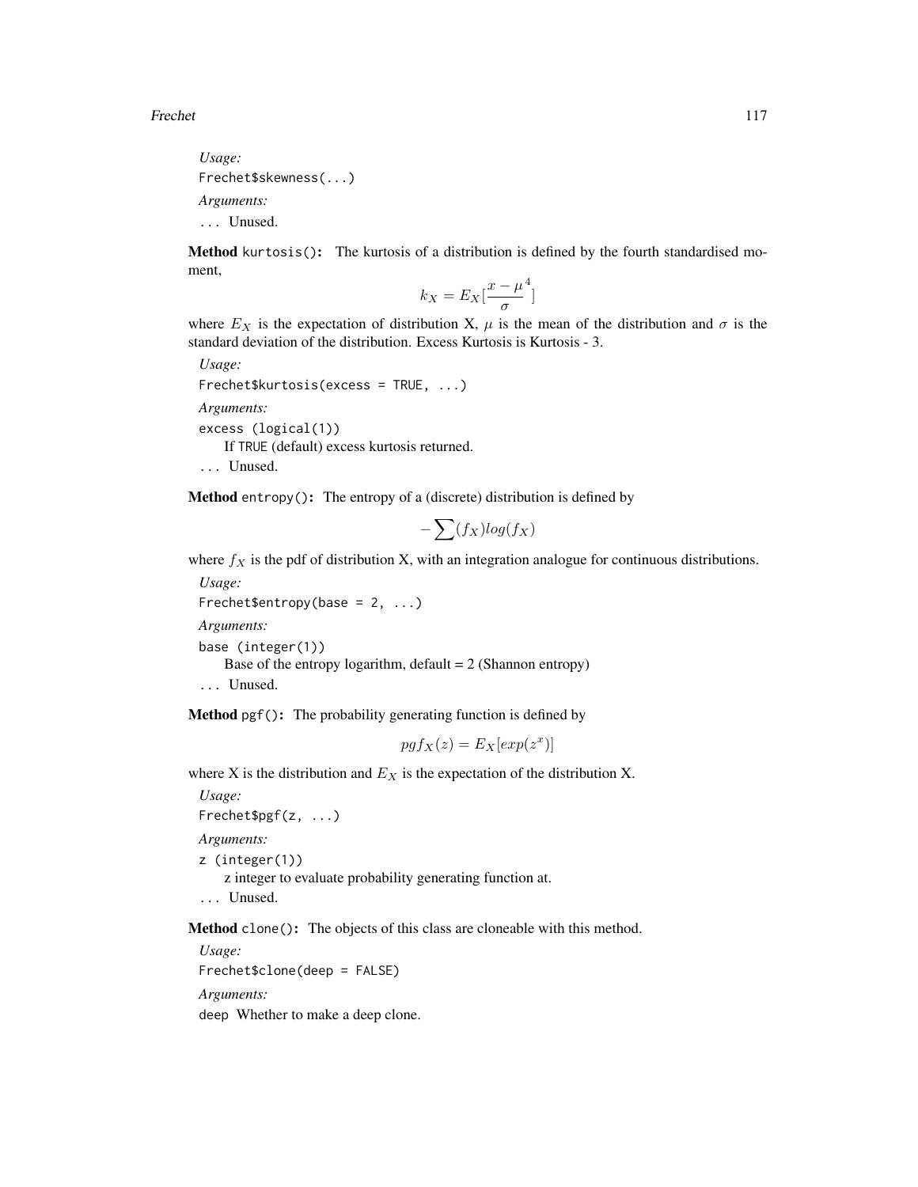*Usage:*

```
Frechet$skewness(...)
```

*Arguments:*

`...` Unused.

**Method** `kurtosis()`: The kurtosis of a distribution is defined by the fourth standardised moment,

$$k_X = E_X[\frac{x - \mu}{\sigma}^4]$$

where $E_X$ is the expectation of distribution X, $\mu$ is the mean of the distribution and $\sigma$ is the standard deviation of the distribution. Excess Kurtosis is Kurtosis - 3.

*Usage:*

```
Frechet$kurtosis(excess = TRUE, ...)
```

*Arguments:*

`excess (logical(1))`
If `TRUE` (default) excess kurtosis returned.

`...` Unused.

**Method** `entropy()`: The entropy of a (discrete) distribution is defined by

$$-\sum(f_X)log(f_X)$$

where $f_X$ is the pdf of distribution X, with an integration analogue for continuous distributions.

*Usage:*

```
Frechet$entropy(base = 2, ...)
```

*Arguments:*

`base (integer(1))`
Base of the entropy logarithm, default = 2 (Shannon entropy)

`...` Unused.

**Method** `pgf()`: The probability generating function is defined by

$$pgf_X(z) = E_X[exp(z^x)]$$

where X is the distribution and $E_X$ is the expectation of the distribution X.

*Usage:*

```
Frechet$pgf(z, ...)
```

*Arguments:*

`z (integer(1))`
z integer to evaluate probability generating function at.

`...` Unused.

**Method** `clone()`: The objects of this class are cloneable with this method.

*Usage:*

```
Frechet$clone(deep = FALSE)
```

*Arguments:*

`deep` Whether to make a deep clone.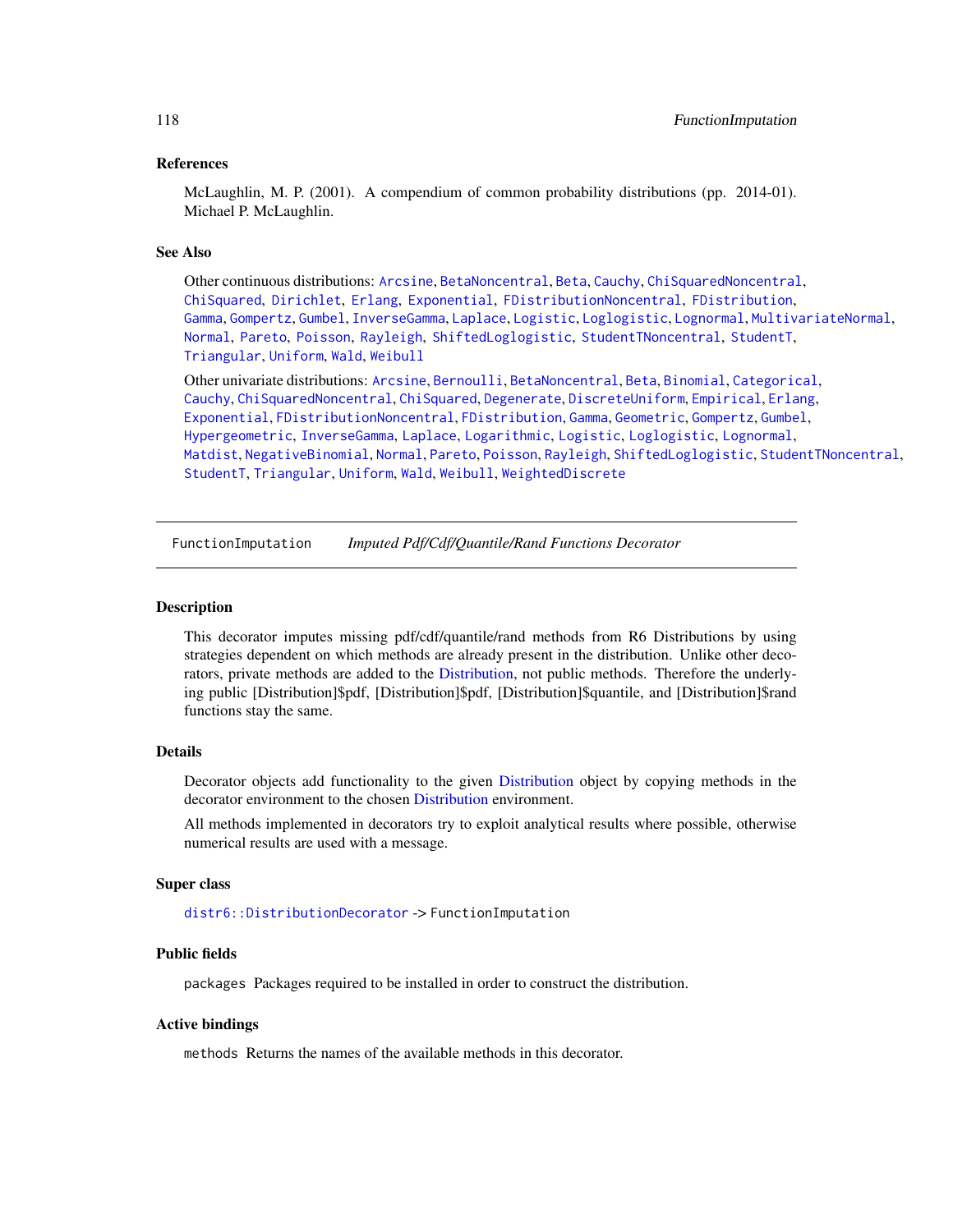## References

McLaughlin, M. P. (2001). A compendium of common probability distributions (pp. 2014-01). Michael P. McLaughlin.

## See Also

Other continuous distributions: Arcsine, BetaNoncentral, Beta, Cauchy, ChiSquaredNoncentral, ChiSquared, Dirichlet, Erlang, Exponential, FDistributionNoncentral, FDistribution, Gamma, Gompertz, Gumbel, InverseGamma, Laplace, Logistic, Loglogistic, Lognormal, MultivariateNormal, Normal, Pareto, Poisson, Rayleigh, ShiftedLoglogistic, StudentTNoncentral, StudentT, Triangular, Uniform, Wald, Weibull

Other univariate distributions: Arcsine, Bernoulli, BetaNoncentral, Beta, Binomial, Categorical, Cauchy, ChiSquaredNoncentral, ChiSquared, Degenerate, DiscreteUniform, Empirical, Erlang, Exponential, FDistributionNoncentral, FDistribution, Gamma, Geometric, Gompertz, Gumbel, Hypergeometric, InverseGamma, Laplace, Logarithmic, Logistic, Loglogistic, Lognormal, Matdist, NegativeBinomial, Normal, Pareto, Poisson, Rayleigh, ShiftedLoglogistic, StudentTNoncentral, StudentT, Triangular, Uniform, Wald, Weibull, WeightedDiscrete

---

# FunctionImputation *Imputed Pdf/Cdf/Quantile/Rand Functions Decorator*

---

## Description

This decorator imputes missing pdf/cdf/quantile/rand methods from R6 Distributions by using strategies dependent on which methods are already present in the distribution. Unlike other decorators, private methods are added to the Distribution, not public methods. Therefore the underlying public [Distribution]$pdf, [Distribution]$pdf, [Distribution]$quantile, and [Distribution]$rand functions stay the same.

## Details

Decorator objects add functionality to the given Distribution object by copying methods in the decorator environment to the chosen Distribution environment.

All methods implemented in decorators try to exploit analytical results where possible, otherwise numerical results are used with a message.

## Super class

distr6::DistributionDecorator -> FunctionImputation

## Public fields

packages Packages required to be installed in order to construct the distribution.

## Active bindings

methods Returns the names of the available methods in this decorator.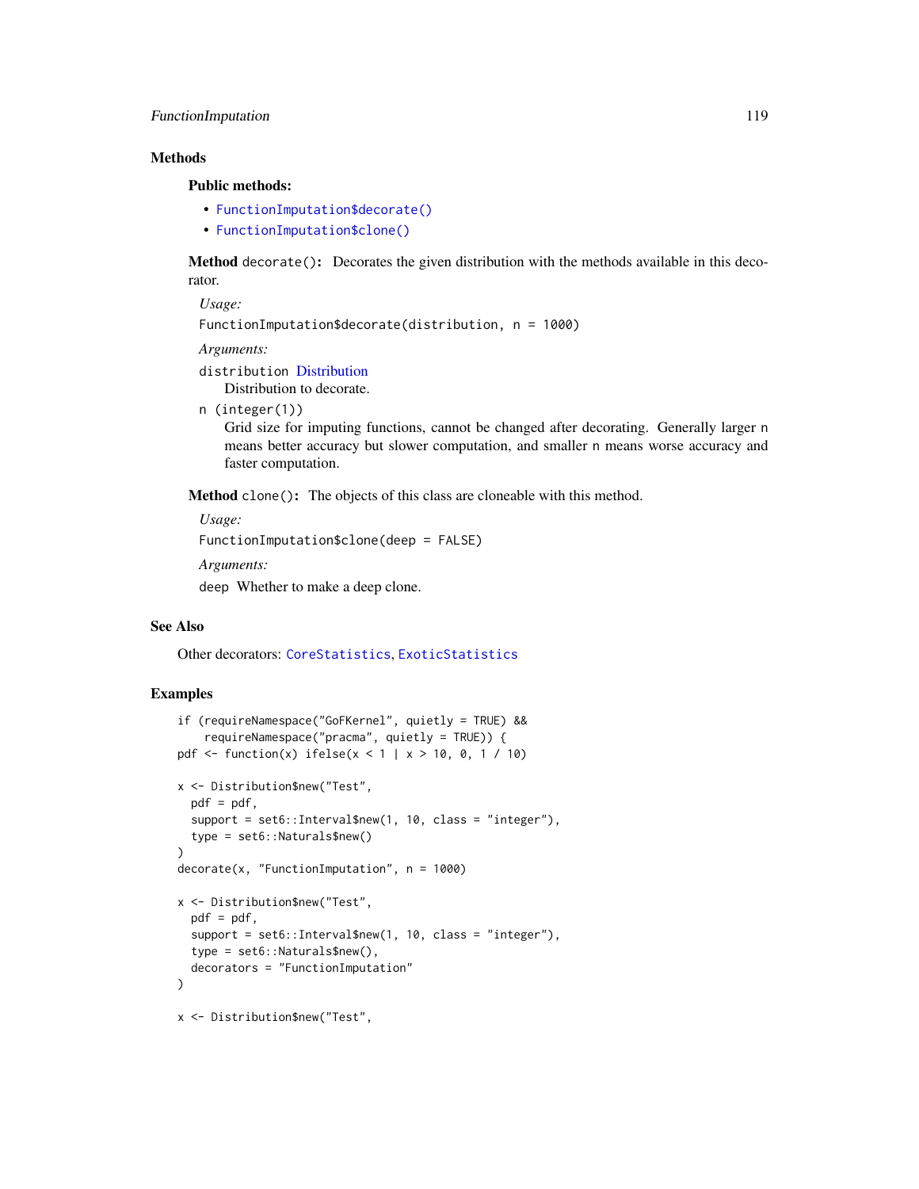## Methods

### Public methods:

- `FunctionImputation$decorate()`
- `FunctionImputation$clone()`

**Method** `decorate()`: Decorates the given distribution with the methods available in this decorator.

*Usage:*

```
FunctionImputation$decorate(distribution, n = 1000)
```

*Arguments:*

`distribution` Distribution
Distribution to decorate.

`n (integer(1))`
Grid size for imputing functions, cannot be changed after decorating. Generally larger n means better accuracy but slower computation, and smaller n means worse accuracy and faster computation.

**Method** `clone()`: The objects of this class are cloneable with this method.

*Usage:*

```
FunctionImputation$clone(deep = FALSE)
```

*Arguments:*

`deep` Whether to make a deep clone.

## See Also

Other decorators: `CoreStatistics`, `ExoticStatistics`

## Examples

```
if (requireNamespace("GoFKernel", quietly = TRUE) &&
    requireNamespace("pracma", quietly = TRUE)) {
pdf <- function(x) ifelse(x < 1 | x > 10, 0, 1 / 10)

x <- Distribution$new("Test",
  pdf = pdf,
  support = set6::Interval$new(1, 10, class = "integer"),
  type = set6::Naturals$new()
)
decorate(x, "FunctionImputation", n = 1000)

x <- Distribution$new("Test",
  pdf = pdf,
  support = set6::Interval$new(1, 10, class = "integer"),
  type = set6::Naturals$new(),
  decorators = "FunctionImputation"
)

x <- Distribution$new("Test",
```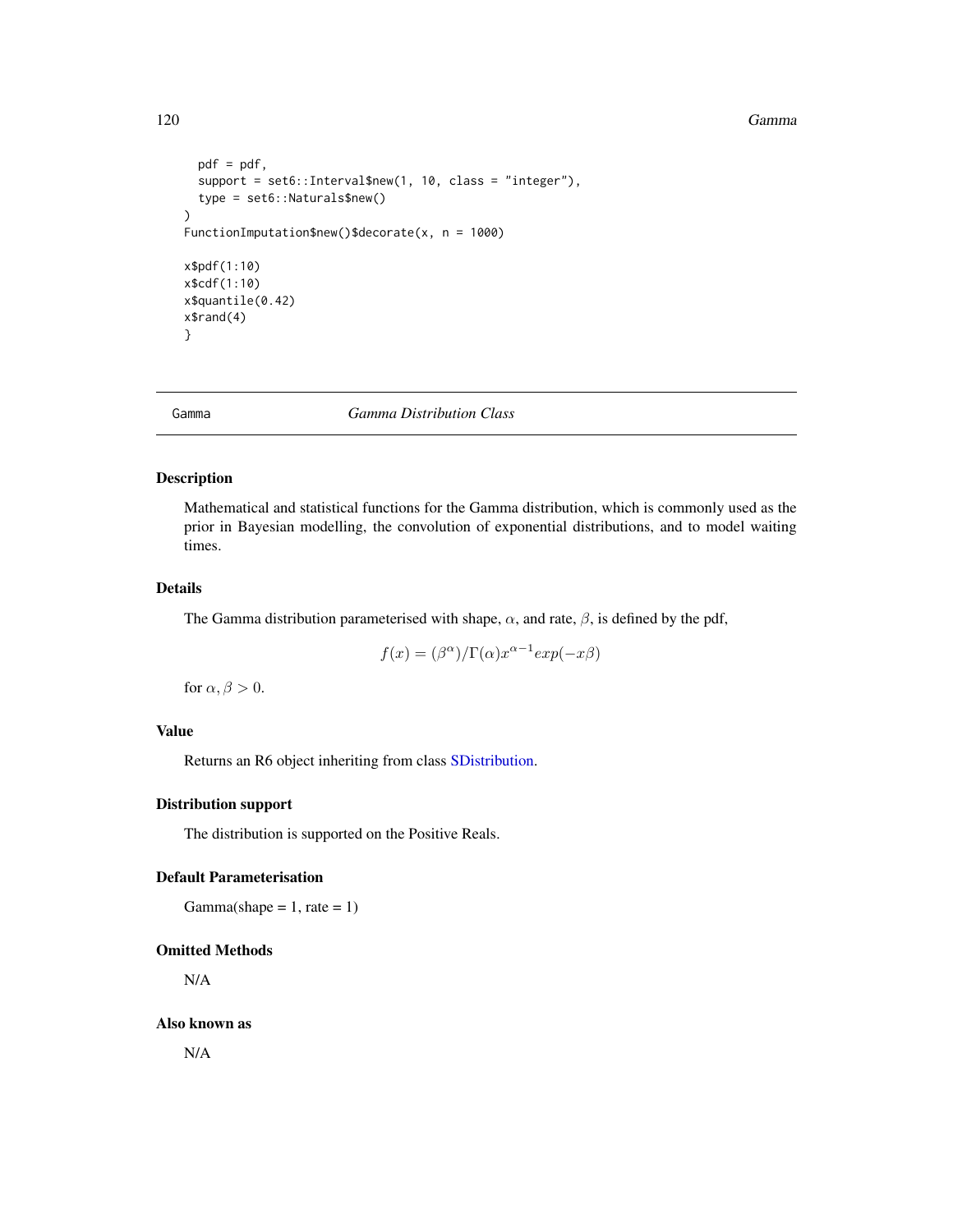```
  pdf = pdf,
  support = set6::Interval$new(1, 10, class = "integer"),
  type = set6::Naturals$new()
)
FunctionImputation$new()$decorate(x, n = 1000)

x$pdf(1:10)
x$cdf(1:10)
x$quantile(0.42)
x$rand(4)
}
```

## Gamma — *Gamma Distribution Class*

### Description

Mathematical and statistical functions for the Gamma distribution, which is commonly used as the prior in Bayesian modelling, the convolution of exponential distributions, and to model waiting times.

### Details

The Gamma distribution parameterised with shape, $\alpha$, and rate, $\beta$, is defined by the pdf,

$$f(x) = (\beta^{\alpha})/\Gamma(\alpha)x^{\alpha-1}exp(-x\beta)$$

for $\alpha, \beta > 0$.

### Value

Returns an R6 object inheriting from class SDistribution.

### Distribution support

The distribution is supported on the Positive Reals.

### Default Parameterisation

Gamma(shape = 1, rate = 1)

### Omitted Methods

N/A

### Also known as

N/A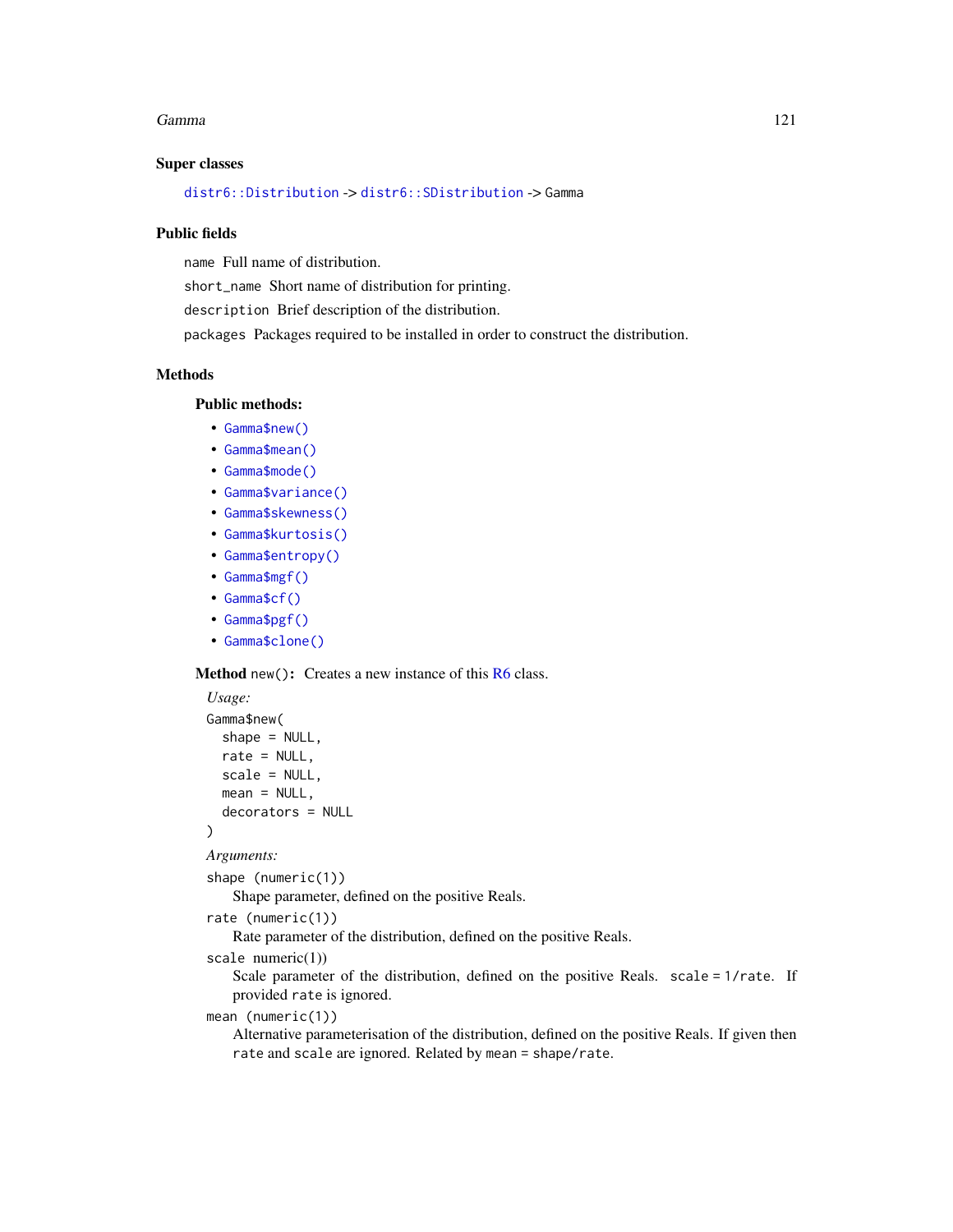### Super classes

`distr6::Distribution` -> `distr6::SDistribution` -> `Gamma`

### Public fields

`name` Full name of distribution.

`short_name` Short name of distribution for printing.

`description` Brief description of the distribution.

`packages` Packages required to be installed in order to construct the distribution.

### Methods

#### Public methods:

- `Gamma$new()`
- `Gamma$mean()`
- `Gamma$mode()`
- `Gamma$variance()`
- `Gamma$skewness()`
- `Gamma$kurtosis()`
- `Gamma$entropy()`
- `Gamma$mgf()`
- `Gamma$cf()`
- `Gamma$pgf()`
- `Gamma$clone()`

**Method** `new()`**:** Creates a new instance of this R6 class.

*Usage:*

```
Gamma$new(
  shape = NULL,
  rate = NULL,
  scale = NULL,
  mean = NULL,
  decorators = NULL
)
```

*Arguments:*

`shape (numeric(1))`
: Shape parameter, defined on the positive Reals.

`rate (numeric(1))`
: Rate parameter of the distribution, defined on the positive Reals.

`scale numeric(1))`
: Scale parameter of the distribution, defined on the positive Reals. `scale = 1/rate`. If provided `rate` is ignored.

`mean (numeric(1))`
: Alternative parameterisation of the distribution, defined on the positive Reals. If given then `rate` and `scale` are ignored. Related by `mean = shape/rate`.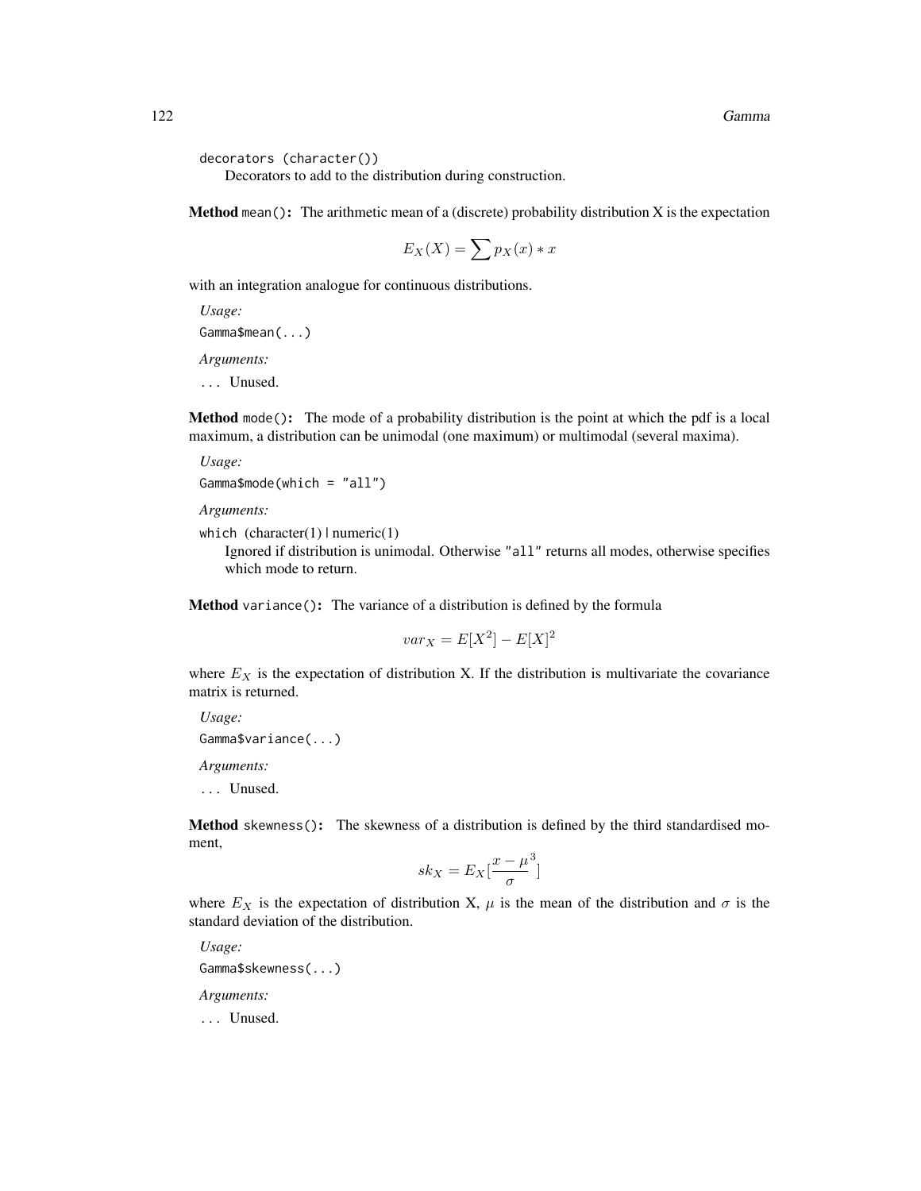`decorators (character())`
Decorators to add to the distribution during construction.

**Method** `mean()`**:** The arithmetic mean of a (discrete) probability distribution X is the expectation

$$E_X(X) = \sum p_X(x) * x$$

with an integration analogue for continuous distributions.

*Usage:*

```
Gamma$mean(...)
```

*Arguments:*

`...` Unused.

**Method** `mode()`**:** The mode of a probability distribution is the point at which the pdf is a local maximum, a distribution can be unimodal (one maximum) or multimodal (several maxima).

*Usage:*

```
Gamma$mode(which = "all")
```

*Arguments:*

`which` (character(1) | numeric(1)
Ignored if distribution is unimodal. Otherwise `"all"` returns all modes, otherwise specifies which mode to return.

**Method** `variance()`**:** The variance of a distribution is defined by the formula

$$var_X = E[X^2] - E[X]^2$$

where $E_X$ is the expectation of distribution X. If the distribution is multivariate the covariance matrix is returned.

*Usage:*

```
Gamma$variance(...)
```

*Arguments:*

`...` Unused.

**Method** `skewness()`**:** The skewness of a distribution is defined by the third standardised moment,

$$sk_X = E_X[\frac{x - \mu}{\sigma}^3]$$

where $E_X$ is the expectation of distribution X, $\mu$ is the mean of the distribution and $\sigma$ is the standard deviation of the distribution.

*Usage:*

```
Gamma$skewness(...)
```

*Arguments:*

`...` Unused.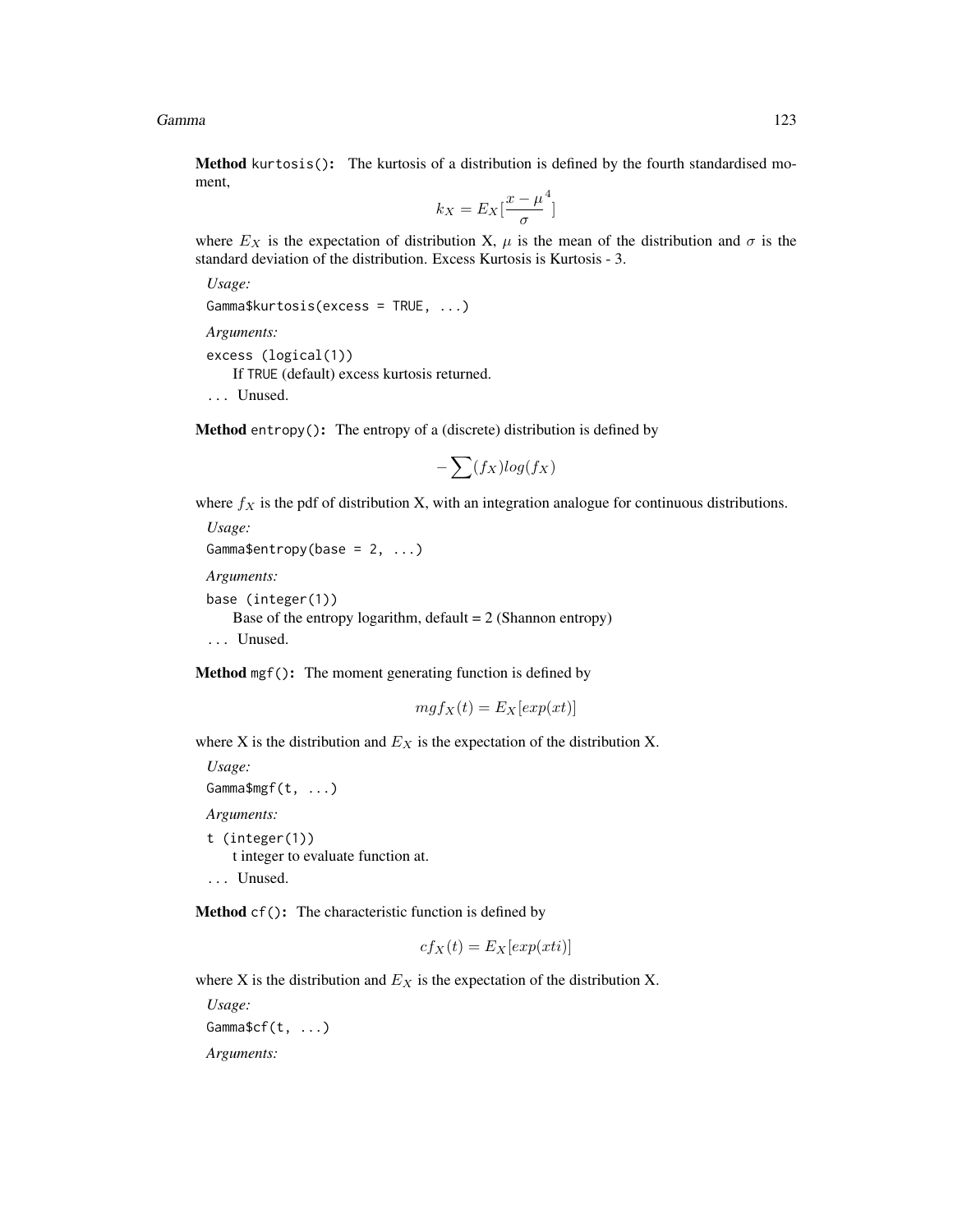**Method** `kurtosis()`**:** The kurtosis of a distribution is defined by the fourth standardised moment,

$$k_X = E_X[\frac{x-\mu}{\sigma}^4]$$

where $E_X$ is the expectation of distribution X, $\mu$ is the mean of the distribution and $\sigma$ is the standard deviation of the distribution. Excess Kurtosis is Kurtosis - 3.

*Usage:*

```
Gamma$kurtosis(excess = TRUE, ...)
```

*Arguments:*

`excess (logical(1))`
If `TRUE` (default) excess kurtosis returned.

`...` Unused.

**Method** `entropy()`**:** The entropy of a (discrete) distribution is defined by

$$-\sum(f_X)log(f_X)$$

where $f_X$ is the pdf of distribution X, with an integration analogue for continuous distributions.

*Usage:*

```
Gamma$entropy(base = 2, ...)
```

*Arguments:*

`base (integer(1))`
Base of the entropy logarithm, default = 2 (Shannon entropy)

`...` Unused.

**Method** `mgf()`**:** The moment generating function is defined by

$$mgf_X(t) = E_X[exp(xt)]$$

where X is the distribution and $E_X$ is the expectation of the distribution X.

*Usage:*

```
Gamma$mgf(t, ...)
```

*Arguments:*

`t (integer(1))`
t integer to evaluate function at.

`...` Unused.

**Method** `cf()`**:** The characteristic function is defined by

$$cf_X(t) = E_X[exp(xti)]$$

where X is the distribution and $E_X$ is the expectation of the distribution X.

*Usage:*

```
Gamma$cf(t, ...)
```

*Arguments:*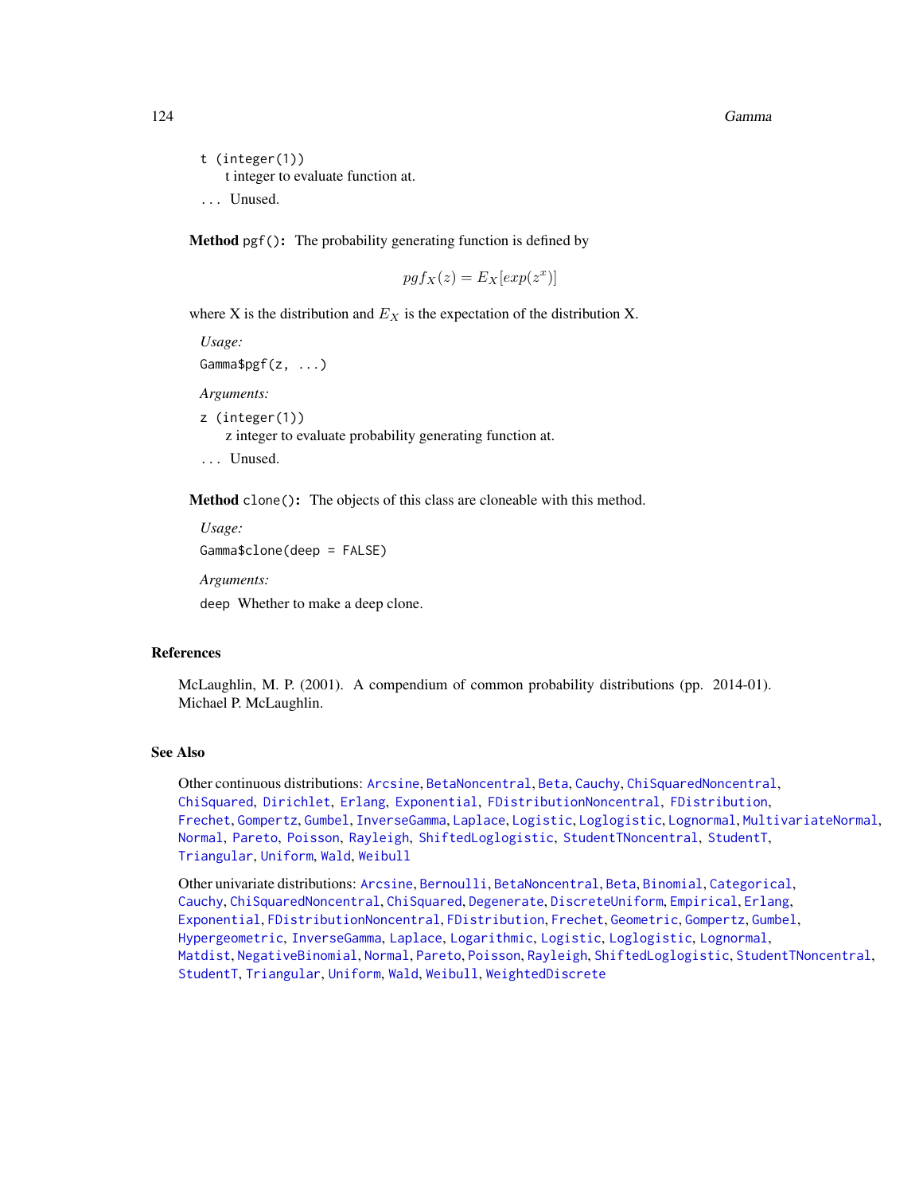t (integer(1))
t integer to evaluate function at.

... Unused.

**Method** `pgf()`**:** The probability generating function is defined by

$$pgf_X(z) = E_X[exp(z^x)]$$

where X is the distribution and $E_X$ is the expectation of the distribution X.

*Usage:*

```
Gamma$pgf(z, ...)
```

*Arguments:*

z (integer(1))
z integer to evaluate probability generating function at.

... Unused.

**Method** `clone()`**:** The objects of this class are cloneable with this method.

*Usage:*

```
Gamma$clone(deep = FALSE)
```

*Arguments:*

deep Whether to make a deep clone.

## References

McLaughlin, M. P. (2001). A compendium of common probability distributions (pp. 2014-01). Michael P. McLaughlin.

## See Also

Other continuous distributions: Arcsine, BetaNoncentral, Beta, Cauchy, ChiSquaredNoncentral, ChiSquared, Dirichlet, Erlang, Exponential, FDistributionNoncentral, FDistribution, Frechet, Gompertz, Gumbel, InverseGamma, Laplace, Logistic, Loglogistic, Lognormal, MultivariateNormal, Normal, Pareto, Poisson, Rayleigh, ShiftedLoglogistic, StudentTNoncentral, StudentT, Triangular, Uniform, Wald, Weibull

Other univariate distributions: Arcsine, Bernoulli, BetaNoncentral, Beta, Binomial, Categorical, Cauchy, ChiSquaredNoncentral, ChiSquared, Degenerate, DiscreteUniform, Empirical, Erlang, Exponential, FDistributionNoncentral, FDistribution, Frechet, Geometric, Gompertz, Gumbel, Hypergeometric, InverseGamma, Laplace, Logarithmic, Logistic, Loglogistic, Lognormal, Matdist, NegativeBinomial, Normal, Pareto, Poisson, Rayleigh, ShiftedLoglogistic, StudentTNoncentral, StudentT, Triangular, Uniform, Wald, Weibull, WeightedDiscrete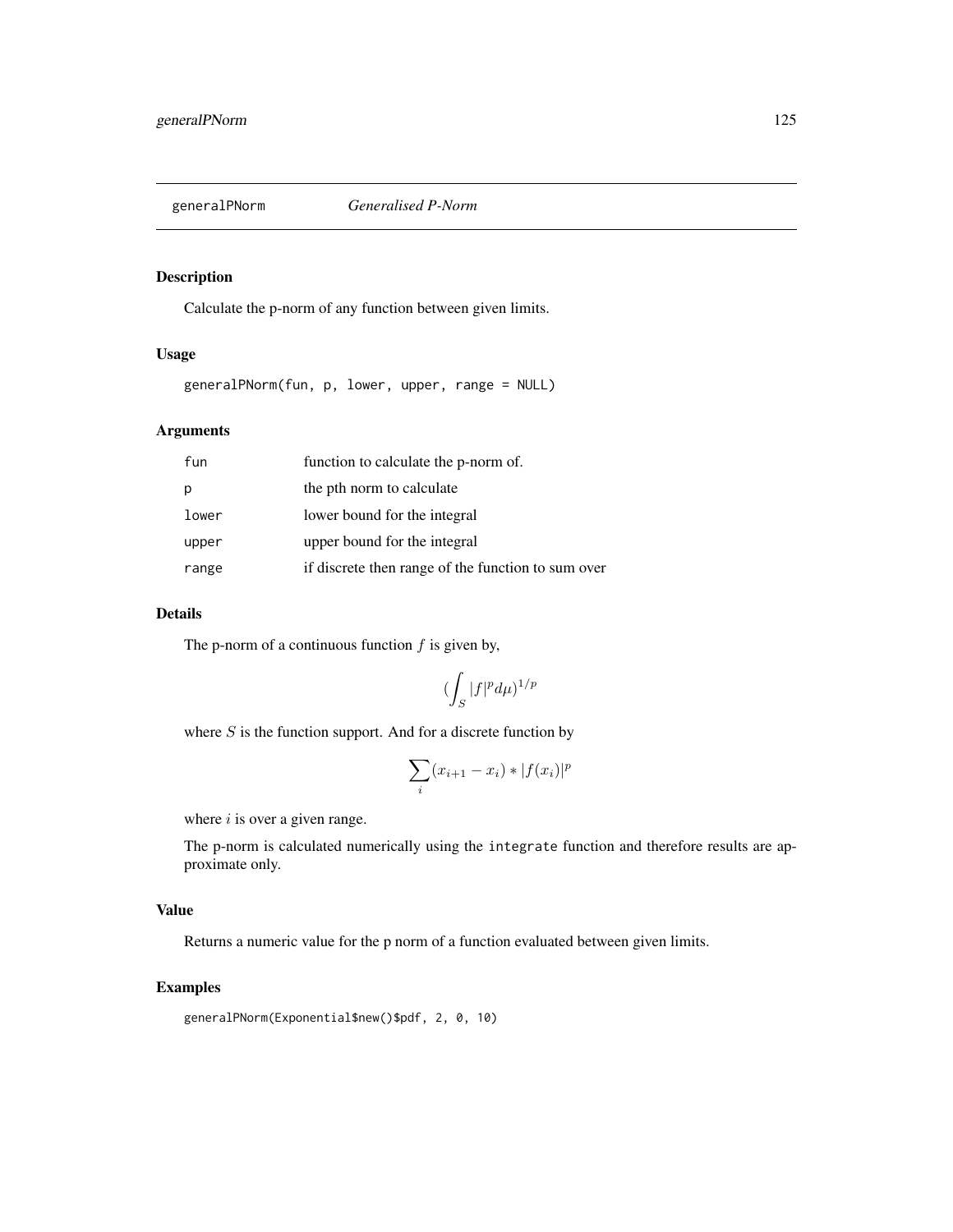# generalPNorm *Generalised P-Norm*

## Description

Calculate the p-norm of any function between given limits.

## Usage

```
generalPNorm(fun, p, lower, upper, range = NULL)
```

## Arguments

| | |
|---|---|
| `fun` | function to calculate the p-norm of. |
| `p` | the pth norm to calculate |
| `lower` | lower bound for the integral |
| `upper` | upper bound for the integral |
| `range` | if discrete then range of the function to sum over |

## Details

The p-norm of a continuous function $f$ is given by,

$$(\int_S |f|^p d\mu)^{1/p}$$

where $S$ is the function support. And for a discrete function by

$$\sum_i (x_{i+1} - x_i) * |f(x_i)|^p$$

where $i$ is over a given range.

The p-norm is calculated numerically using the `integrate` function and therefore results are approximate only.

## Value

Returns a numeric value for the p norm of a function evaluated between given limits.

## Examples

```
generalPNorm(Exponential$new()$pdf, 2, 0, 10)
```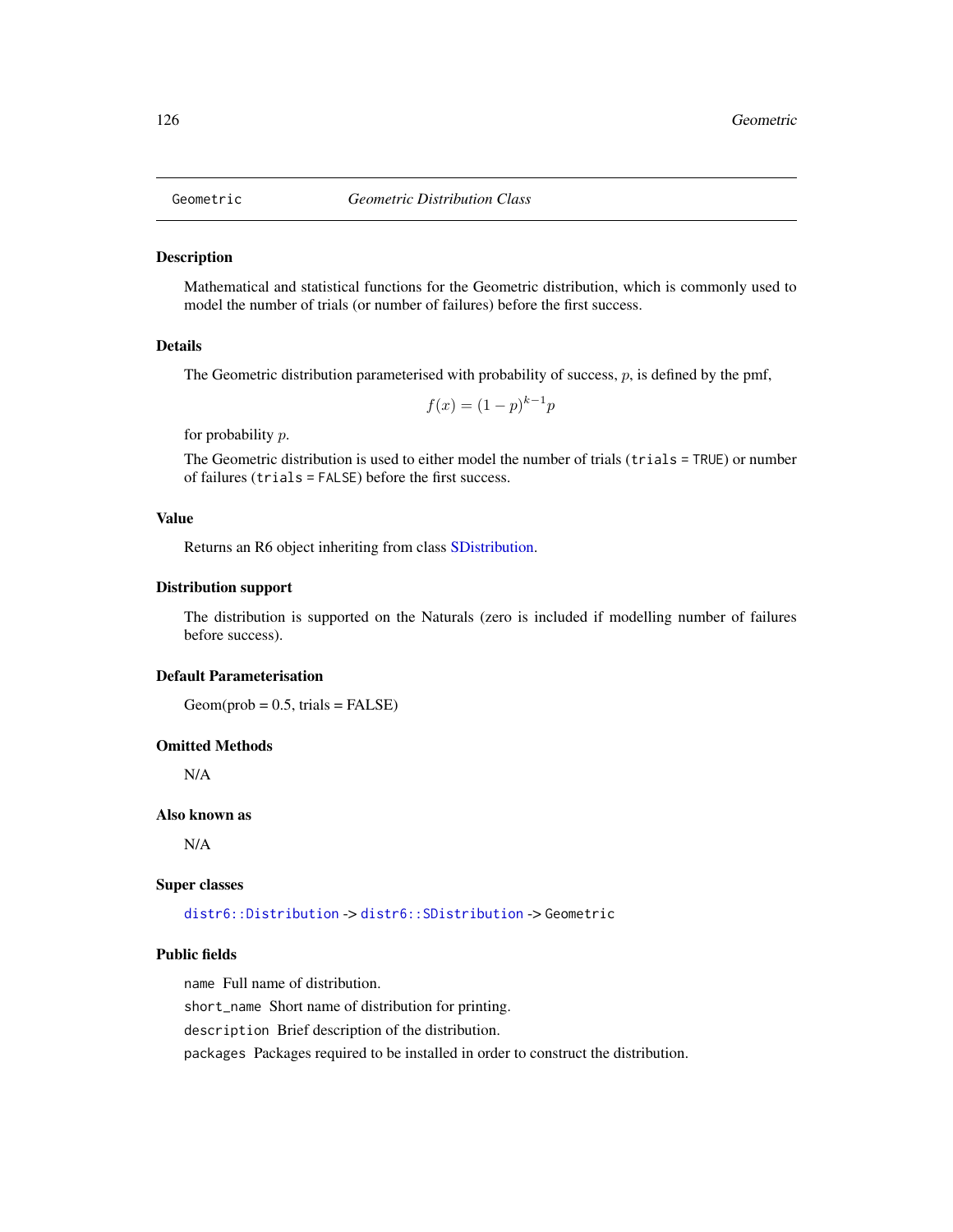# Geometric — *Geometric Distribution Class*

## Description

Mathematical and statistical functions for the Geometric distribution, which is commonly used to model the number of trials (or number of failures) before the first success.

## Details

The Geometric distribution parameterised with probability of success, $p$, is defined by the pmf,

$$f(x) = (1 - p)^{k-1}p$$

for probability $p$.

The Geometric distribution is used to either model the number of trials (`trials = TRUE`) or number of failures (`trials = FALSE`) before the first success.

## Value

Returns an R6 object inheriting from class SDistribution.

## Distribution support

The distribution is supported on the Naturals (zero is included if modelling number of failures before success).

## Default Parameterisation

Geom(prob = 0.5, trials = FALSE)

## Omitted Methods

N/A

## Also known as

N/A

## Super classes

`distr6::Distribution` -> `distr6::SDistribution` -> `Geometric`

## Public fields

`name` Full name of distribution.

`short_name` Short name of distribution for printing.

`description` Brief description of the distribution.

`packages` Packages required to be installed in order to construct the distribution.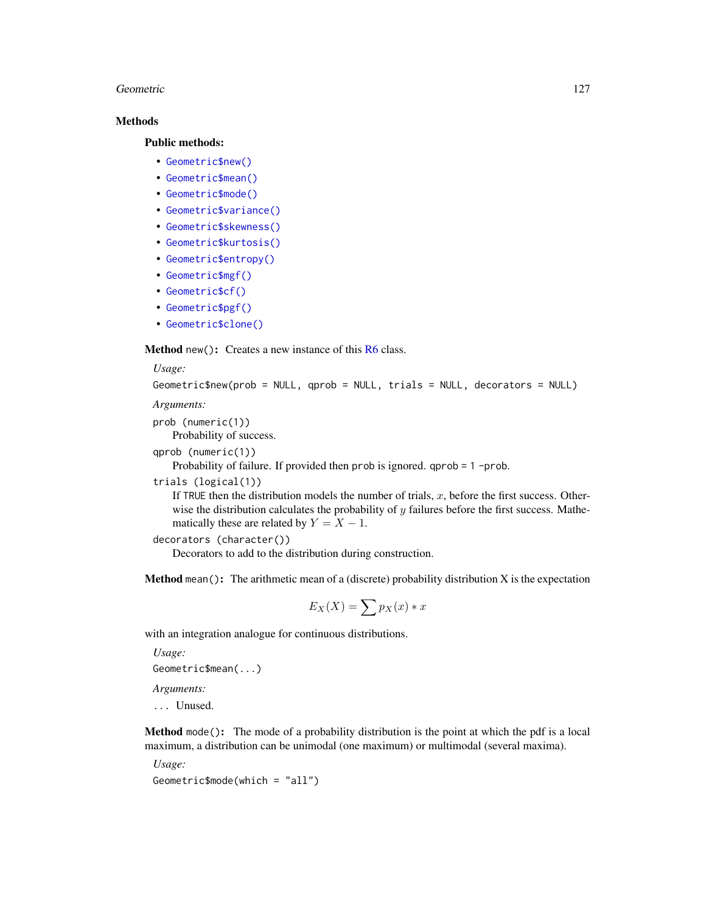### Methods

#### Public methods:

- `Geometric$new()`
- `Geometric$mean()`
- `Geometric$mode()`
- `Geometric$variance()`
- `Geometric$skewness()`
- `Geometric$kurtosis()`
- `Geometric$entropy()`
- `Geometric$mgf()`
- `Geometric$cf()`
- `Geometric$pgf()`
- `Geometric$clone()`

**Method** `new()`: Creates a new instance of this R6 class.

*Usage:*

```
Geometric$new(prob = NULL, qprob = NULL, trials = NULL, decorators = NULL)
```

*Arguments:*

`prob (numeric(1))`
Probability of success.

`qprob (numeric(1))`
Probability of failure. If provided then `prob` is ignored. `qprob = 1 -prob`.

`trials (logical(1))`
If `TRUE` then the distribution models the number of trials, $x$, before the first success. Otherwise the distribution calculates the probability of $y$ failures before the first success. Mathematically these are related by $Y = X - 1$.

`decorators (character())`
Decorators to add to the distribution during construction.

**Method** `mean()`: The arithmetic mean of a (discrete) probability distribution X is the expectation

$$E_X(X) = \sum p_X(x) * x$$

with an integration analogue for continuous distributions.

*Usage:*

```
Geometric$mean(...)
```

*Arguments:*

`...` Unused.

**Method** `mode()`: The mode of a probability distribution is the point at which the pdf is a local maximum, a distribution can be unimodal (one maximum) or multimodal (several maxima).

*Usage:*

```
Geometric$mode(which = "all")
```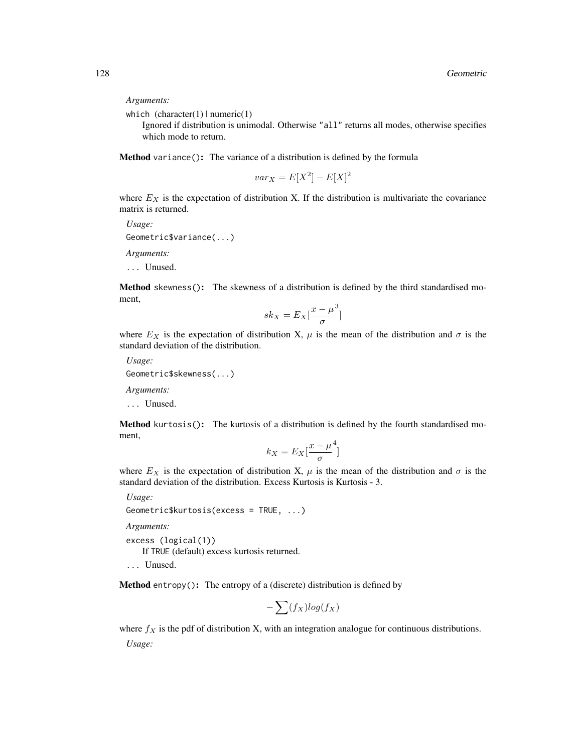*Arguments:*

which (character(1) | numeric(1))
: Ignored if distribution is unimodal. Otherwise "all" returns all modes, otherwise specifies which mode to return.

**Method** `variance()`**:** The variance of a distribution is defined by the formula

$$var_X = E[X^2] - E[X]^2$$

where $E_X$ is the expectation of distribution X. If the distribution is multivariate the covariance matrix is returned.

*Usage:*

```
Geometric$variance(...)
```

*Arguments:*

... Unused.

**Method** `skewness()`**:** The skewness of a distribution is defined by the third standardised moment,

$$sk_X = E_X[\frac{x - \mu}{\sigma}^3]$$

where $E_X$ is the expectation of distribution X, $\mu$ is the mean of the distribution and $\sigma$ is the standard deviation of the distribution.

*Usage:*

```
Geometric$skewness(...)
```

*Arguments:*

... Unused.

**Method** `kurtosis()`**:** The kurtosis of a distribution is defined by the fourth standardised moment,

$$k_X = E_X[\frac{x - \mu}{\sigma}^4]$$

where $E_X$ is the expectation of distribution X, $\mu$ is the mean of the distribution and $\sigma$ is the standard deviation of the distribution. Excess Kurtosis is Kurtosis - 3.

*Usage:*

```
Geometric$kurtosis(excess = TRUE, ...)
```

*Arguments:*

excess (logical(1))
: If TRUE (default) excess kurtosis returned.

... Unused.

**Method** `entropy()`**:** The entropy of a (discrete) distribution is defined by

$$-\sum(f_X)log(f_X)$$

where $f_X$ is the pdf of distribution X, with an integration analogue for continuous distributions.

*Usage:*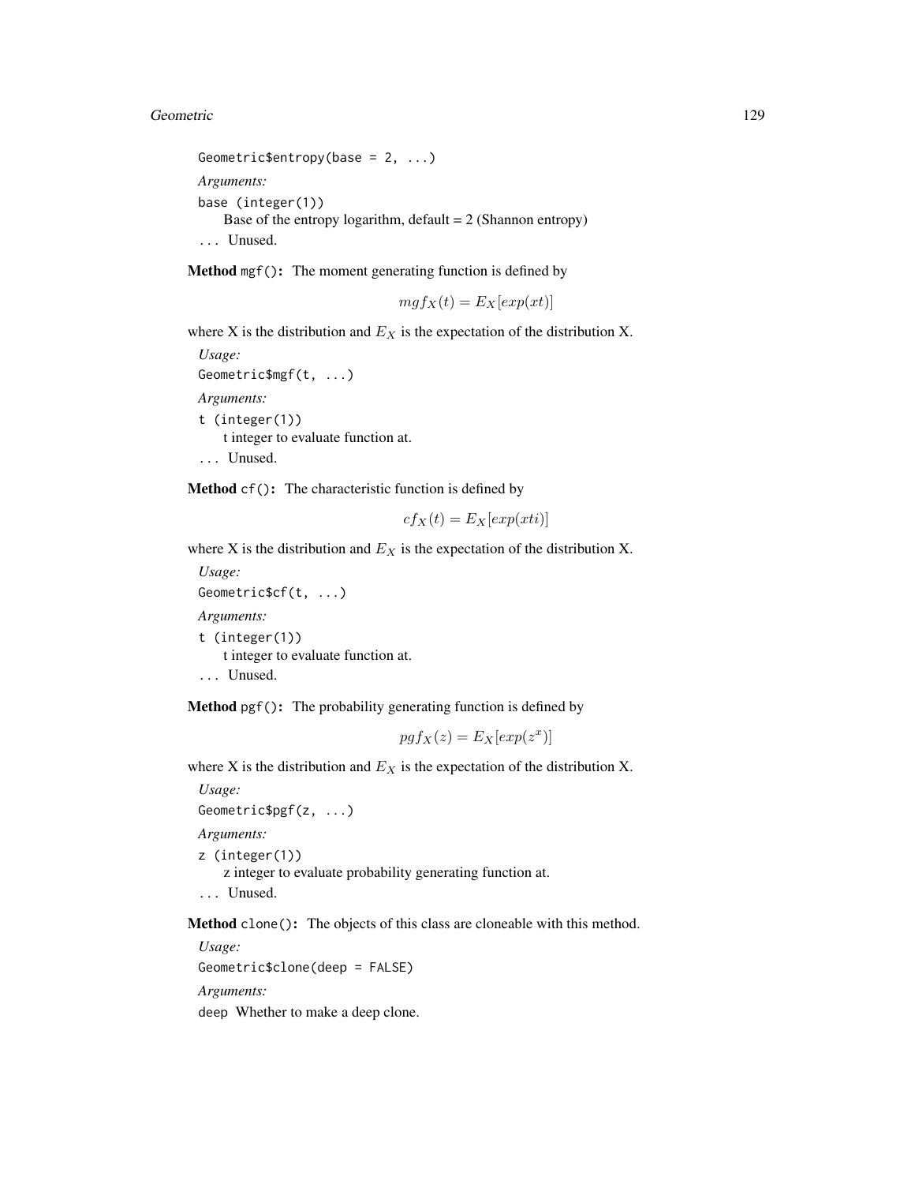```
Geometric$entropy(base = 2, ...)
```

*Arguments:*

`base (integer(1))`
Base of the entropy logarithm, default = 2 (Shannon entropy)

`...` Unused.

**Method** `mgf()`**:** The moment generating function is defined by

$$mgf_X(t) = E_X[exp(xt)]$$

where X is the distribution and $E_X$ is the expectation of the distribution X.

*Usage:*

```
Geometric$mgf(t, ...)
```

*Arguments:*

`t (integer(1))`
t integer to evaluate function at.

`...` Unused.

**Method** `cf()`**:** The characteristic function is defined by

$$cf_X(t) = E_X[exp(xti)]$$

where X is the distribution and $E_X$ is the expectation of the distribution X.

*Usage:*

```
Geometric$cf(t, ...)
```

*Arguments:*

`t (integer(1))`
t integer to evaluate function at.

`...` Unused.

**Method** `pgf()`**:** The probability generating function is defined by

$$pgf_X(z) = E_X[exp(z^x)]$$

where X is the distribution and $E_X$ is the expectation of the distribution X.

*Usage:*

```
Geometric$pgf(z, ...)
```

*Arguments:*

`z (integer(1))`
z integer to evaluate probability generating function at.

`...` Unused.

**Method** `clone()`**:** The objects of this class are cloneable with this method.

*Usage:*

```
Geometric$clone(deep = FALSE)
```

*Arguments:*

`deep` Whether to make a deep clone.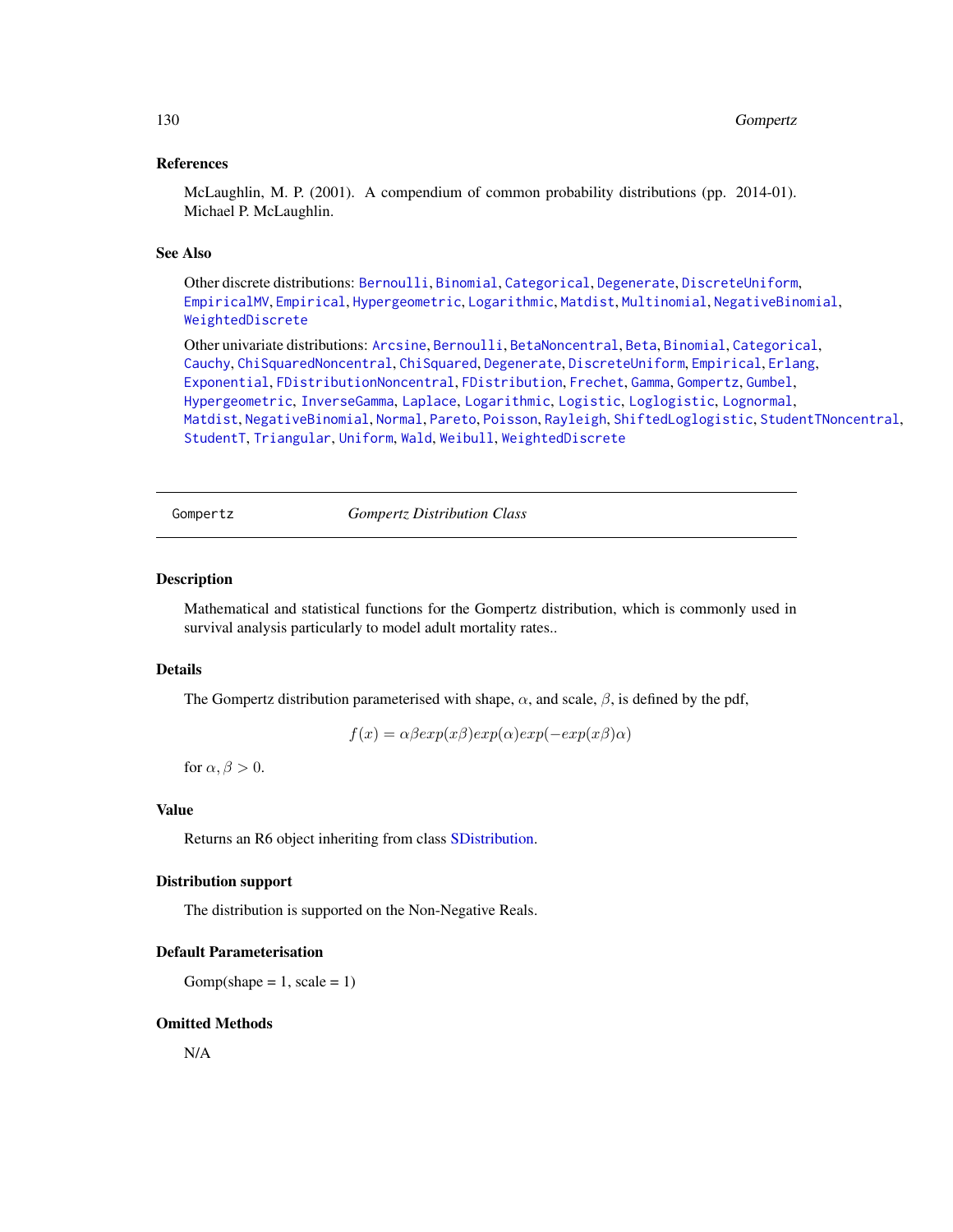## References

McLaughlin, M. P. (2001). A compendium of common probability distributions (pp. 2014-01). Michael P. McLaughlin.

## See Also

Other discrete distributions: Bernoulli, Binomial, Categorical, Degenerate, DiscreteUniform, EmpiricalMV, Empirical, Hypergeometric, Logarithmic, Matdist, Multinomial, NegativeBinomial, WeightedDiscrete

Other univariate distributions: Arcsine, Bernoulli, BetaNoncentral, Beta, Binomial, Categorical, Cauchy, ChiSquaredNoncentral, ChiSquared, Degenerate, DiscreteUniform, Empirical, Erlang, Exponential, FDistributionNoncentral, FDistribution, Frechet, Gamma, Gompertz, Gumbel, Hypergeometric, InverseGamma, Laplace, Logarithmic, Logistic, Loglogistic, Lognormal, Matdist, NegativeBinomial, Normal, Pareto, Poisson, Rayleigh, ShiftedLoglogistic, StudentTNoncentral, StudentT, Triangular, Uniform, Wald, Weibull, WeightedDiscrete

---

# Gompertz — *Gompertz Distribution Class*

## Description

Mathematical and statistical functions for the Gompertz distribution, which is commonly used in survival analysis particularly to model adult mortality rates..

## Details

The Gompertz distribution parameterised with shape, $\alpha$, and scale, $\beta$, is defined by the pdf,

$$f(x) = \alpha\beta exp(x\beta)exp(\alpha)exp(-exp(x\beta)\alpha)$$

for $\alpha, \beta > 0$.

## Value

Returns an R6 object inheriting from class SDistribution.

## Distribution support

The distribution is supported on the Non-Negative Reals.

## Default Parameterisation

Gomp(shape = 1, scale = 1)

## Omitted Methods

N/A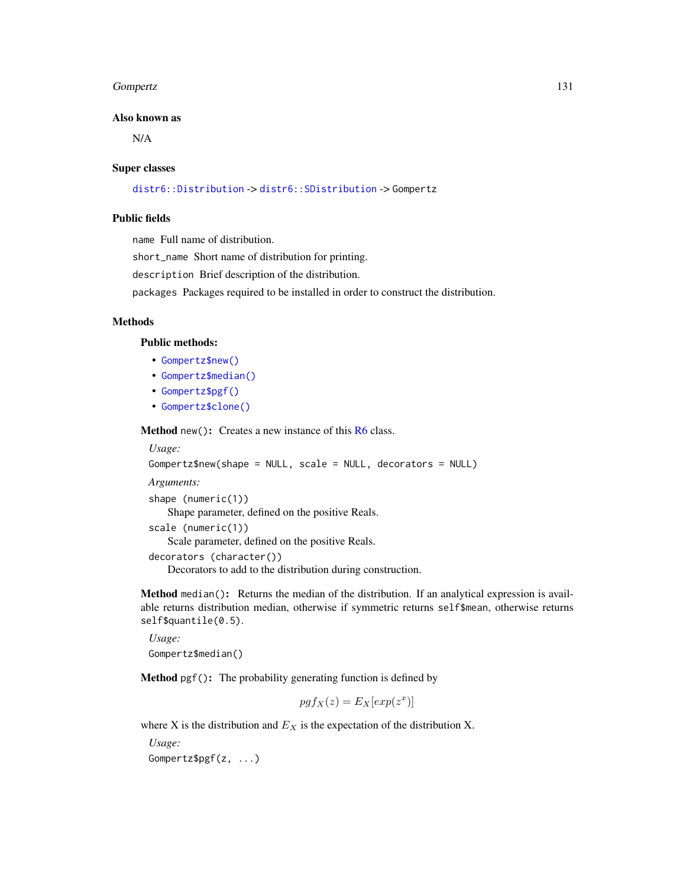### Also known as

N/A

### Super classes

`distr6::Distribution` -> `distr6::SDistribution` -> `Gompertz`

### Public fields

`name` Full name of distribution.

`short_name` Short name of distribution for printing.

`description` Brief description of the distribution.

`packages` Packages required to be installed in order to construct the distribution.

### Methods

#### Public methods:

- `Gompertz$new()`
- `Gompertz$median()`
- `Gompertz$pgf()`
- `Gompertz$clone()`

**Method** `new()`: Creates a new instance of this R6 class.

*Usage:*

```
Gompertz$new(shape = NULL, scale = NULL, decorators = NULL)
```

*Arguments:*

`shape (numeric(1))`
Shape parameter, defined on the positive Reals.

`scale (numeric(1))`
Scale parameter, defined on the positive Reals.

`decorators (character())`
Decorators to add to the distribution during construction.

**Method** `median()`: Returns the median of the distribution. If an analytical expression is available returns distribution median, otherwise if symmetric returns `self$mean`, otherwise returns `self$quantile(0.5)`.

*Usage:*

```
Gompertz$median()
```

**Method** `pgf()`: The probability generating function is defined by

$$pgf_X(z) = E_X[exp(z^x)]$$

where X is the distribution and $E_X$ is the expectation of the distribution X.

*Usage:*

```
Gompertz$pgf(z, ...)
```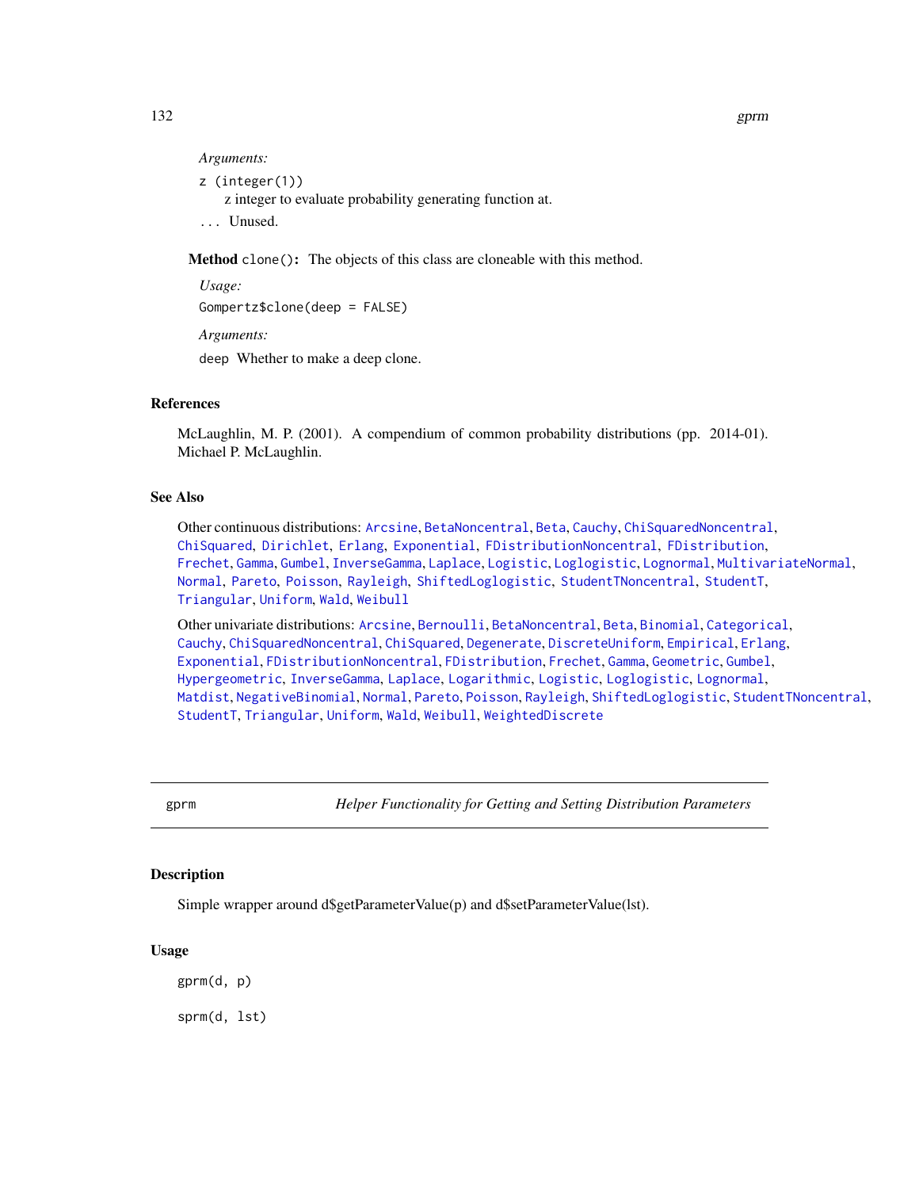*Arguments:*

`z (integer(1))`
  z integer to evaluate probability generating function at.

`...` Unused.

**Method** `clone()`**:** The objects of this class are cloneable with this method.

*Usage:*

```
Gompertz$clone(deep = FALSE)
```

*Arguments:*

`deep` Whether to make a deep clone.

## References

McLaughlin, M. P. (2001). A compendium of common probability distributions (pp. 2014-01). Michael P. McLaughlin.

## See Also

Other continuous distributions: `Arcsine`, `BetaNoncentral`, `Beta`, `Cauchy`, `ChiSquaredNoncentral`, `ChiSquared`, `Dirichlet`, `Erlang`, `Exponential`, `FDistributionNoncentral`, `FDistribution`, `Frechet`, `Gamma`, `Gumbel`, `InverseGamma`, `Laplace`, `Logistic`, `Loglogistic`, `Lognormal`, `MultivariateNormal`, `Normal`, `Pareto`, `Poisson`, `Rayleigh`, `ShiftedLoglogistic`, `StudentTNoncentral`, `StudentT`, `Triangular`, `Uniform`, `Wald`, `Weibull`

Other univariate distributions: `Arcsine`, `Bernoulli`, `BetaNoncentral`, `Beta`, `Binomial`, `Categorical`, `Cauchy`, `ChiSquaredNoncentral`, `ChiSquared`, `Degenerate`, `DiscreteUniform`, `Empirical`, `Erlang`, `Exponential`, `FDistributionNoncentral`, `FDistribution`, `Frechet`, `Gamma`, `Geometric`, `Gumbel`, `Hypergeometric`, `InverseGamma`, `Laplace`, `Logarithmic`, `Logistic`, `Loglogistic`, `Lognormal`, `Matdist`, `NegativeBinomial`, `Normal`, `Pareto`, `Poisson`, `Rayleigh`, `ShiftedLoglogistic`, `StudentTNoncentral`, `StudentT`, `Triangular`, `Uniform`, `Wald`, `Weibull`, `WeightedDiscrete`

---

# gprm — *Helper Functionality for Getting and Setting Distribution Parameters*

## Description

Simple wrapper around d$getParameterValue(p) and d$setParameterValue(lst).

## Usage

```
gprm(d, p)

sprm(d, lst)
```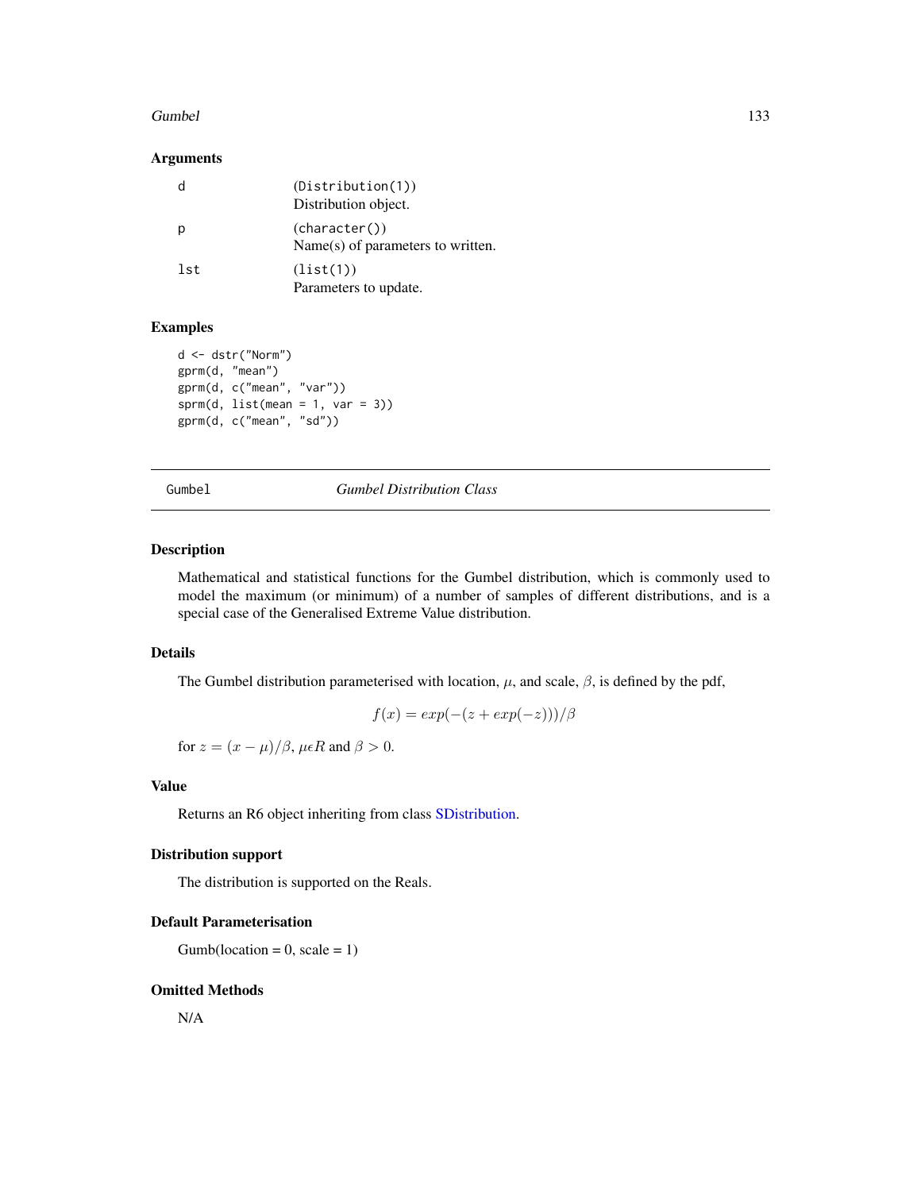### Arguments

| | |
|---|---|
| d | (Distribution(1))<br>Distribution object. |
| p | (character())<br>Name(s) of parameters to written. |
| lst | (list(1))<br>Parameters to update. |

### Examples

```
d <- dstr("Norm")
gprm(d, "mean")
gprm(d, c("mean", "var"))
sprm(d, list(mean = 1, var = 3))
gprm(d, c("mean", "sd"))
```

---

## Gumbel *Gumbel Distribution Class*

---

### Description

Mathematical and statistical functions for the Gumbel distribution, which is commonly used to model the maximum (or minimum) of a number of samples of different distributions, and is a special case of the Generalised Extreme Value distribution.

### Details

The Gumbel distribution parameterised with location, $\mu$, and scale, $\beta$, is defined by the pdf,

$$f(x) = exp(-(z + exp(-z)))/\beta$$

for $z = (x - \mu)/\beta$, $\mu \epsilon R$ and $\beta > 0$.

### Value

Returns an R6 object inheriting from class SDistribution.

### Distribution support

The distribution is supported on the Reals.

### Default Parameterisation

Gumb(location = 0, scale = 1)

### Omitted Methods

N/A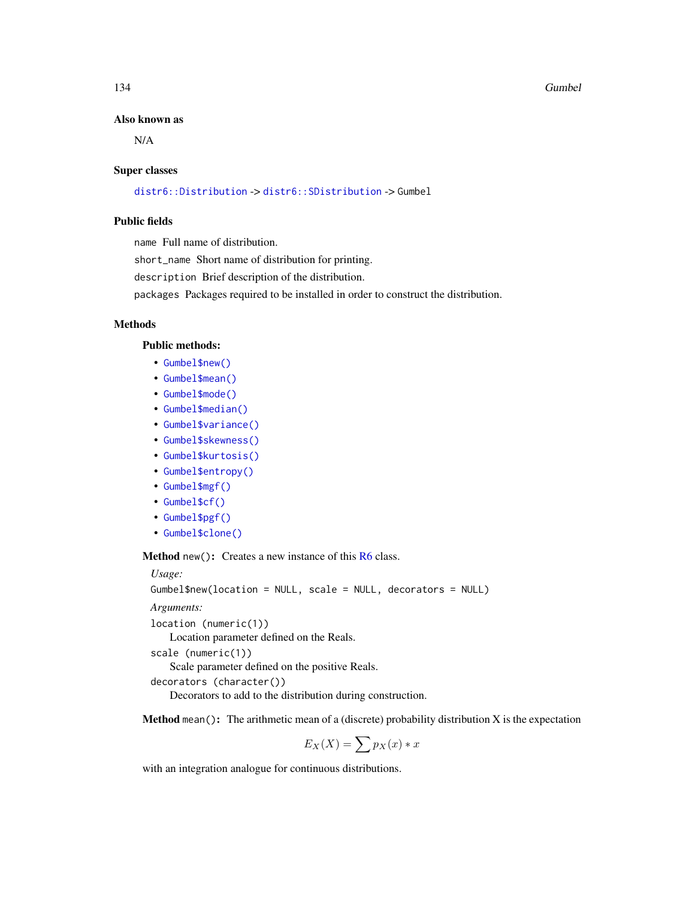### Also known as

N/A

### Super classes

`distr6::Distribution` -> `distr6::SDistribution` -> Gumbel

### Public fields

`name` Full name of distribution.

`short_name` Short name of distribution for printing.

`description` Brief description of the distribution.

`packages` Packages required to be installed in order to construct the distribution.

### Methods

#### Public methods:

- `Gumbel$new()`
- `Gumbel$mean()`
- `Gumbel$mode()`
- `Gumbel$median()`
- `Gumbel$variance()`
- `Gumbel$skewness()`
- `Gumbel$kurtosis()`
- `Gumbel$entropy()`
- `Gumbel$mgf()`
- `Gumbel$cf()`
- `Gumbel$pgf()`
- `Gumbel$clone()`

**Method** `new()`**:** Creates a new instance of this R6 class.

*Usage:*

```
Gumbel$new(location = NULL, scale = NULL, decorators = NULL)
```

*Arguments:*

`location (numeric(1))`
Location parameter defined on the Reals.

`scale (numeric(1))`
Scale parameter defined on the positive Reals.

`decorators (character())`
Decorators to add to the distribution during construction.

**Method** `mean()`**:** The arithmetic mean of a (discrete) probability distribution X is the expectation

$$E_X(X) = \sum p_X(x) * x$$

with an integration analogue for continuous distributions.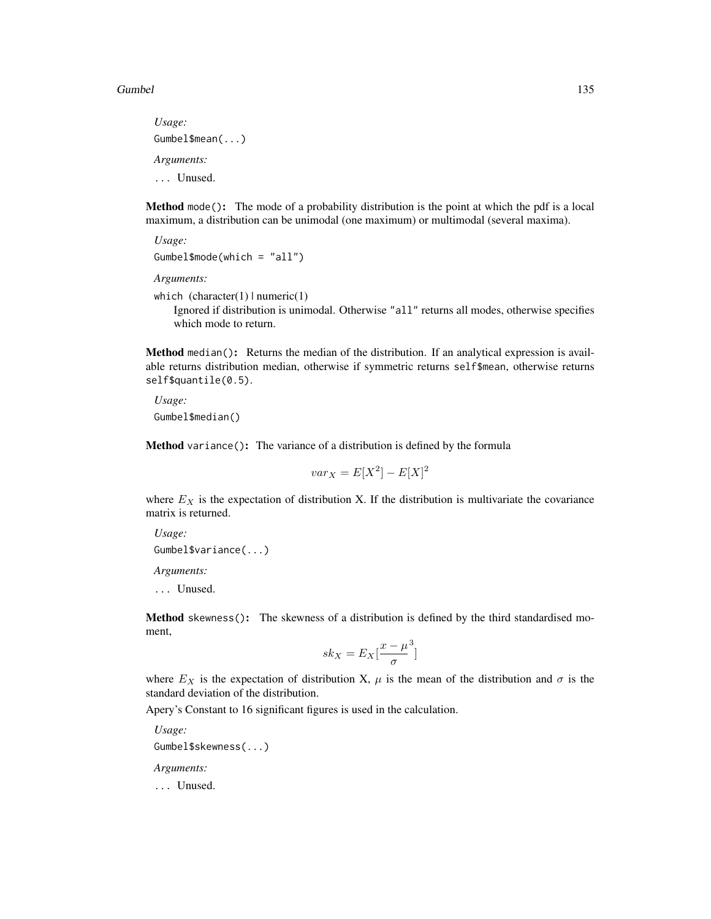*Usage:*

```
Gumbel$mean(...)
```

*Arguments:*

... Unused.

**Method** `mode()`: The mode of a probability distribution is the point at which the pdf is a local maximum, a distribution can be unimodal (one maximum) or multimodal (several maxima).

*Usage:*

```
Gumbel$mode(which = "all")
```

*Arguments:*

`which` (character(1) | numeric(1)
Ignored if distribution is unimodal. Otherwise "all" returns all modes, otherwise specifies which mode to return.

**Method** `median()`: Returns the median of the distribution. If an analytical expression is available returns distribution median, otherwise if symmetric returns `self$mean`, otherwise returns `self$quantile(0.5)`.

*Usage:*

```
Gumbel$median()
```

**Method** `variance()`: The variance of a distribution is defined by the formula

$$var_X = E[X^2] - E[X]^2$$

where $E_X$ is the expectation of distribution X. If the distribution is multivariate the covariance matrix is returned.

*Usage:*

```
Gumbel$variance(...)
```

*Arguments:*

... Unused.

**Method** `skewness()`: The skewness of a distribution is defined by the third standardised moment,

$$sk_X = E_X[\frac{x - \mu}{\sigma}^3]$$

where $E_X$ is the expectation of distribution X, $\mu$ is the mean of the distribution and $\sigma$ is the standard deviation of the distribution.

Apery's Constant to 16 significant figures is used in the calculation.

*Usage:*

```
Gumbel$skewness(...)
```

*Arguments:*

... Unused.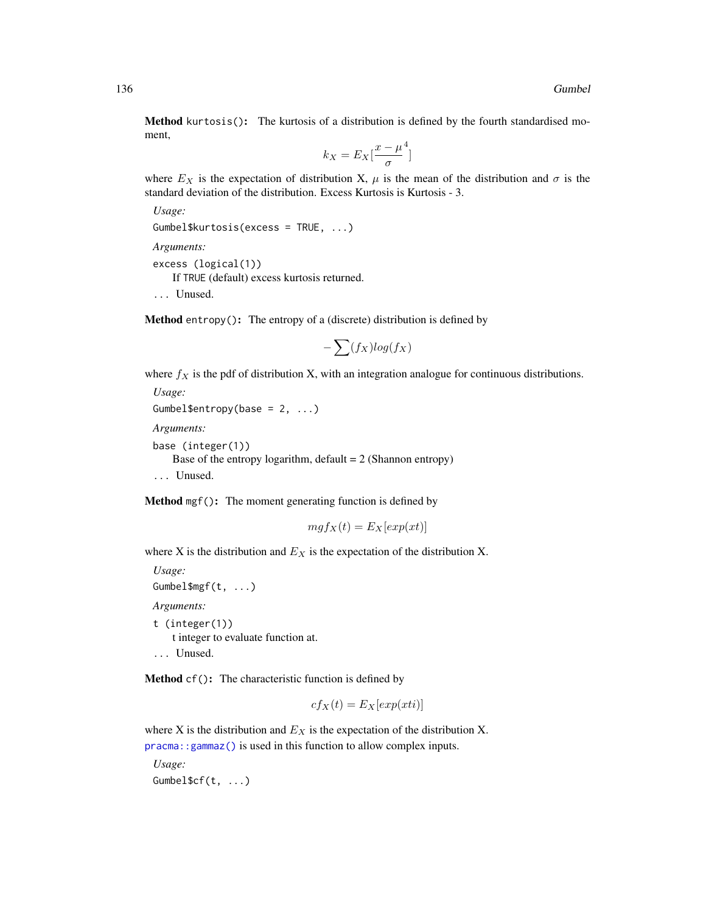**Method** `kurtosis()`: The kurtosis of a distribution is defined by the fourth standardised moment,

$$k_X = E_X[\frac{x - \mu}{\sigma}^4]$$

where $E_X$ is the expectation of distribution X, $\mu$ is the mean of the distribution and $\sigma$ is the standard deviation of the distribution. Excess Kurtosis is Kurtosis - 3.

*Usage:*

```
Gumbel$kurtosis(excess = TRUE, ...)
```

*Arguments:*

`excess` `(logical(1))`
If `TRUE` (default) excess kurtosis returned.

`...` Unused.

**Method** `entropy()`: The entropy of a (discrete) distribution is defined by

$$-\sum(f_X)log(f_X)$$

where $f_X$ is the pdf of distribution X, with an integration analogue for continuous distributions.

*Usage:*

```
Gumbel$entropy(base = 2, ...)
```

*Arguments:*

`base` `(integer(1))`
Base of the entropy logarithm, default = 2 (Shannon entropy)

`...` Unused.

**Method** `mgf()`: The moment generating function is defined by

$$mgf_X(t) = E_X[exp(xt)]$$

where X is the distribution and $E_X$ is the expectation of the distribution X.

*Usage:*

```
Gumbel$mgf(t, ...)
```

*Arguments:*

`t` `(integer(1))`
t integer to evaluate function at.

`...` Unused.

**Method** `cf()`: The characteristic function is defined by

$$cf_X(t) = E_X[exp(xti)]$$

where X is the distribution and $E_X$ is the expectation of the distribution X.

`pracma::gammaz()` is used in this function to allow complex inputs.

*Usage:*

```
Gumbel$cf(t, ...)
```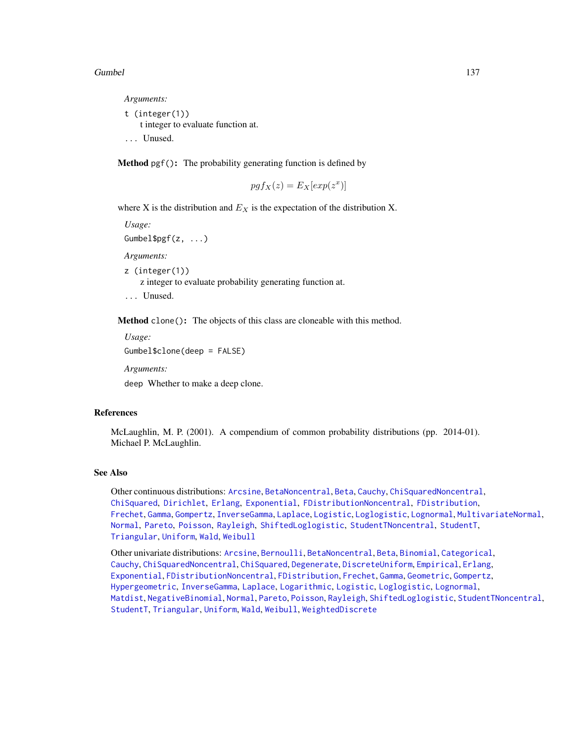*Arguments:*

`t (integer(1))`
: t integer to evaluate function at.

`...` Unused.

**Method** `pgf()`**:** The probability generating function is defined by

$$pgf_X(z) = E_X[exp(z^x)]$$

where X is the distribution and $E_X$ is the expectation of the distribution X.

*Usage:*

```
Gumbel$pgf(z, ...)
```

*Arguments:*

`z (integer(1))`
: z integer to evaluate probability generating function at.

`...` Unused.

**Method** `clone()`**:** The objects of this class are cloneable with this method.

*Usage:*

```
Gumbel$clone(deep = FALSE)
```

*Arguments:*

`deep` Whether to make a deep clone.

## References

McLaughlin, M. P. (2001). A compendium of common probability distributions (pp. 2014-01). Michael P. McLaughlin.

## See Also

Other continuous distributions: `Arcsine`, `BetaNoncentral`, `Beta`, `Cauchy`, `ChiSquaredNoncentral`, `ChiSquared`, `Dirichlet`, `Erlang`, `Exponential`, `FDistributionNoncentral`, `FDistribution`, `Frechet`, `Gamma`, `Gompertz`, `InverseGamma`, `Laplace`, `Logistic`, `Loglogistic`, `Lognormal`, `MultivariateNormal`, `Normal`, `Pareto`, `Poisson`, `Rayleigh`, `ShiftedLoglogistic`, `StudentTNoncentral`, `StudentT`, `Triangular`, `Uniform`, `Wald`, `Weibull`

Other univariate distributions: `Arcsine`, `Bernoulli`, `BetaNoncentral`, `Beta`, `Binomial`, `Categorical`, `Cauchy`, `ChiSquaredNoncentral`, `ChiSquared`, `Degenerate`, `DiscreteUniform`, `Empirical`, `Erlang`, `Exponential`, `FDistributionNoncentral`, `FDistribution`, `Frechet`, `Gamma`, `Geometric`, `Gompertz`, `Hypergeometric`, `InverseGamma`, `Laplace`, `Logarithmic`, `Logistic`, `Loglogistic`, `Lognormal`, `Matdist`, `NegativeBinomial`, `Normal`, `Pareto`, `Poisson`, `Rayleigh`, `ShiftedLoglogistic`, `StudentTNoncentral`, `StudentT`, `Triangular`, `Uniform`, `Wald`, `Weibull`, `WeightedDiscrete`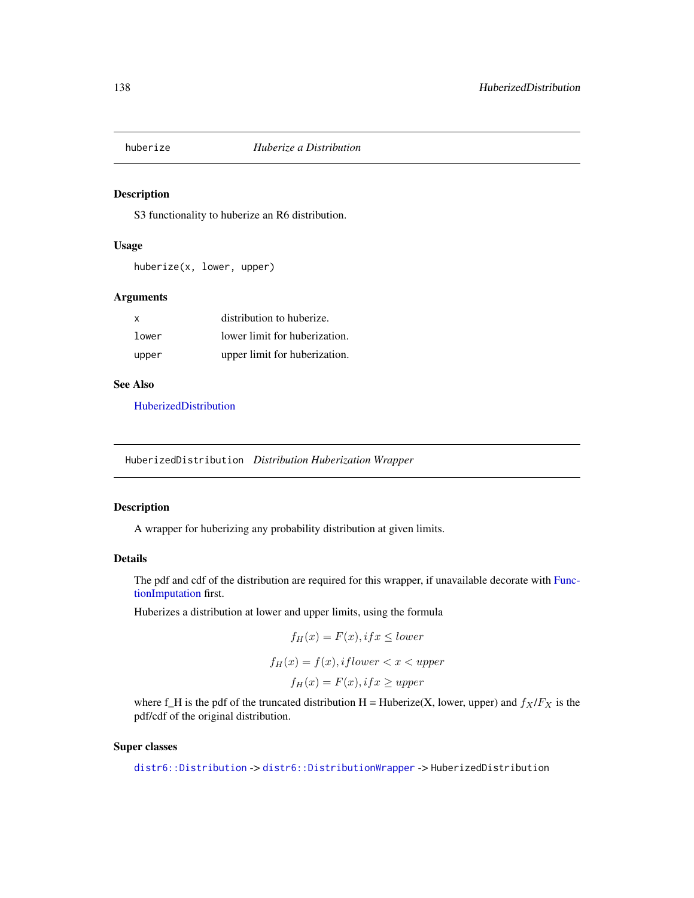## huberize — *Huberize a Distribution*

### Description

S3 functionality to huberize an R6 distribution.

### Usage

```
huberize(x, lower, upper)
```

### Arguments

| | |
|---|---|
| `x` | distribution to huberize. |
| `lower` | lower limit for huberization. |
| `upper` | upper limit for huberization. |

### See Also

HuberizedDistribution

## HuberizedDistribution — *Distribution Huberization Wrapper*

### Description

A wrapper for huberizing any probability distribution at given limits.

### Details

The pdf and cdf of the distribution are required for this wrapper, if unavailable decorate with FunctionImputation first.

Huberizes a distribution at lower and upper limits, using the formula

$$f_H(x) = F(x), if x \leq lower$$

$$f_H(x) = f(x), if lower < x < upper$$

$$f_H(x) = F(x), if x \geq upper$$

where f_H is the pdf of the truncated distribution H = Huberize(X, lower, upper) and $f_X$/$F_X$ is the pdf/cdf of the original distribution.

### Super classes

`distr6::Distribution` -> `distr6::DistributionWrapper` -> `HuberizedDistribution`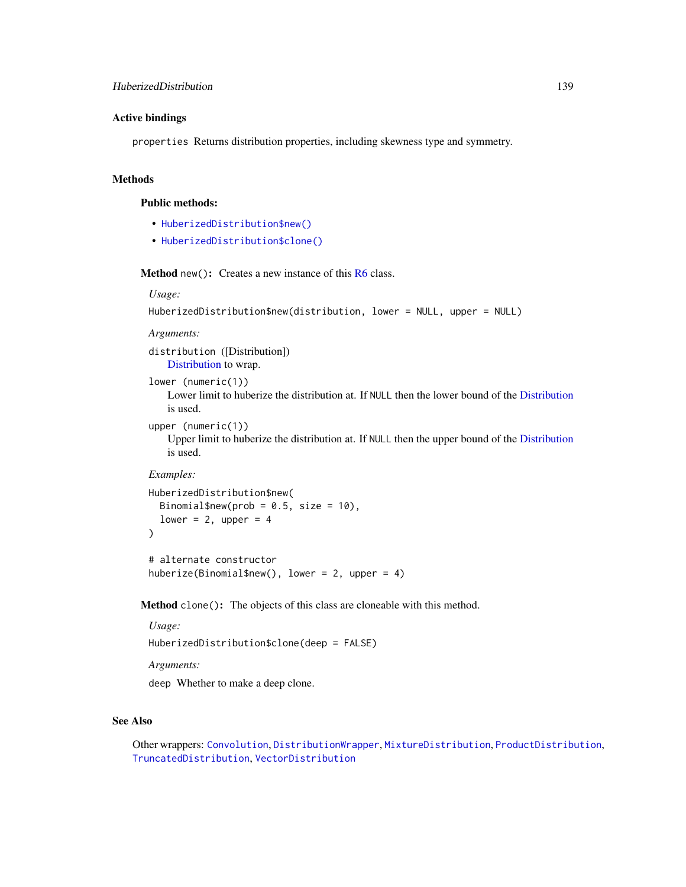## Active bindings

`properties` Returns distribution properties, including skewness type and symmetry.

## Methods

### Public methods:

- `HuberizedDistribution$new()`
- `HuberizedDistribution$clone()`

**Method** `new()`**:** Creates a new instance of this R6 class.

*Usage:*

```
HuberizedDistribution$new(distribution, lower = NULL, upper = NULL)
```

*Arguments:*

`distribution` ([Distribution])
  Distribution to wrap.

`lower` (numeric(1))
  Lower limit to huberize the distribution at. If `NULL` then the lower bound of the Distribution is used.

`upper` (numeric(1))
  Upper limit to huberize the distribution at. If `NULL` then the upper bound of the Distribution is used.

*Examples:*

```
HuberizedDistribution$new(
  Binomial$new(prob = 0.5, size = 10),
  lower = 2, upper = 4
)

# alternate constructor
huberize(Binomial$new(), lower = 2, upper = 4)
```

**Method** `clone()`**:** The objects of this class are cloneable with this method.

*Usage:*

```
HuberizedDistribution$clone(deep = FALSE)
```

*Arguments:*

`deep` Whether to make a deep clone.

## See Also

Other wrappers: `Convolution`, `DistributionWrapper`, `MixtureDistribution`, `ProductDistribution`, `TruncatedDistribution`, `VectorDistribution`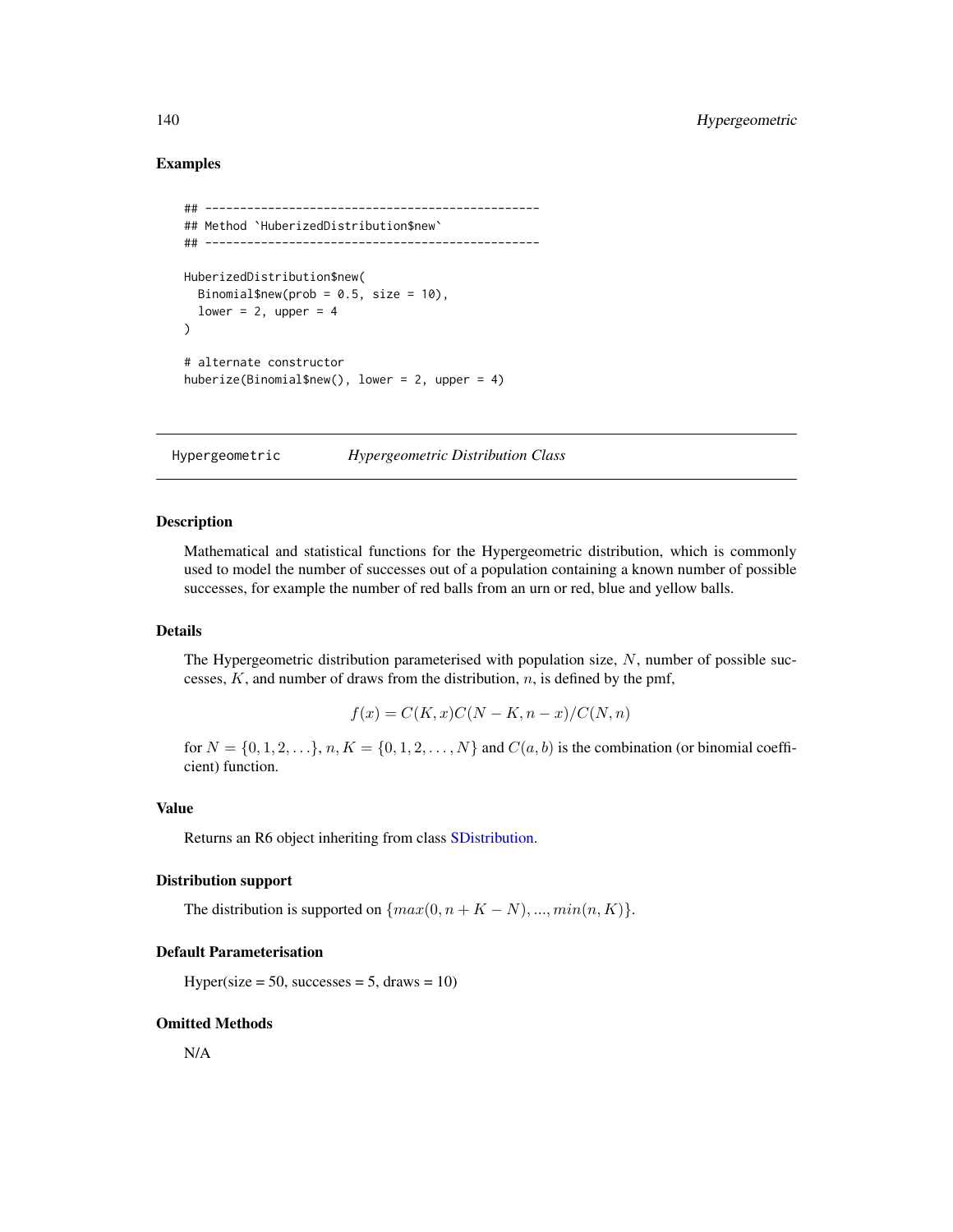## Examples

```
## ------------------------------------------------
## Method `HuberizedDistribution$new`
## ------------------------------------------------

HuberizedDistribution$new(
  Binomial$new(prob = 0.5, size = 10),
  lower = 2, upper = 4
)

# alternate constructor
huberize(Binomial$new(), lower = 2, upper = 4)
```

---

# Hypergeometric *Hypergeometric Distribution Class*

---

## Description

Mathematical and statistical functions for the Hypergeometric distribution, which is commonly used to model the number of successes out of a population containing a known number of possible successes, for example the number of red balls from an urn or red, blue and yellow balls.

## Details

The Hypergeometric distribution parameterised with population size, $N$, number of possible successes, $K$, and number of draws from the distribution, $n$, is defined by the pmf,

$$f(x) = C(K, x)C(N - K, n - x)/C(N, n)$$

for $N = \{0, 1, 2, \ldots\}$, $n, K = \{0, 1, 2, \ldots, N\}$ and $C(a, b)$ is the combination (or binomial coefficient) function.

## Value

Returns an R6 object inheriting from class SDistribution.

## Distribution support

The distribution is supported on $\{max(0, n + K - N), ..., min(n, K)\}$.

## Default Parameterisation

Hyper(size = 50, successes = 5, draws = 10)

## Omitted Methods

N/A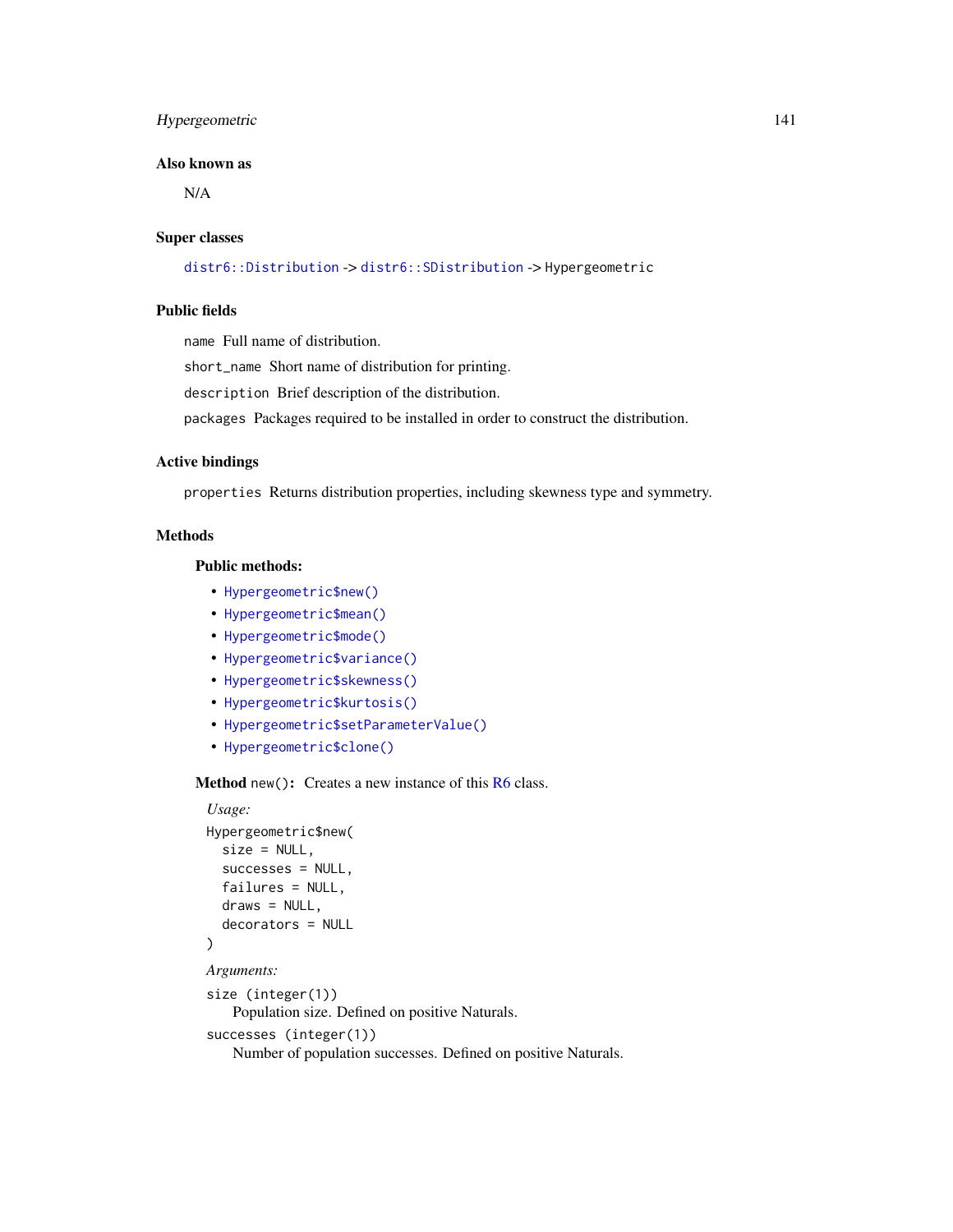### Also known as

N/A

### Super classes

`distr6::Distribution` -> `distr6::SDistribution` -> `Hypergeometric`

### Public fields

`name` Full name of distribution.

`short_name` Short name of distribution for printing.

`description` Brief description of the distribution.

`packages` Packages required to be installed in order to construct the distribution.

### Active bindings

`properties` Returns distribution properties, including skewness type and symmetry.

### Methods

#### Public methods:

- `Hypergeometric$new()`
- `Hypergeometric$mean()`
- `Hypergeometric$mode()`
- `Hypergeometric$variance()`
- `Hypergeometric$skewness()`
- `Hypergeometric$kurtosis()`
- `Hypergeometric$setParameterValue()`
- `Hypergeometric$clone()`

**Method** `new()`**:** Creates a new instance of this R6 class.

*Usage:*

```
Hypergeometric$new(
  size = NULL,
  successes = NULL,
  failures = NULL,
  draws = NULL,
  decorators = NULL
)
```

*Arguments:*

`size (integer(1))`
Population size. Defined on positive Naturals.

`successes (integer(1))`
Number of population successes. Defined on positive Naturals.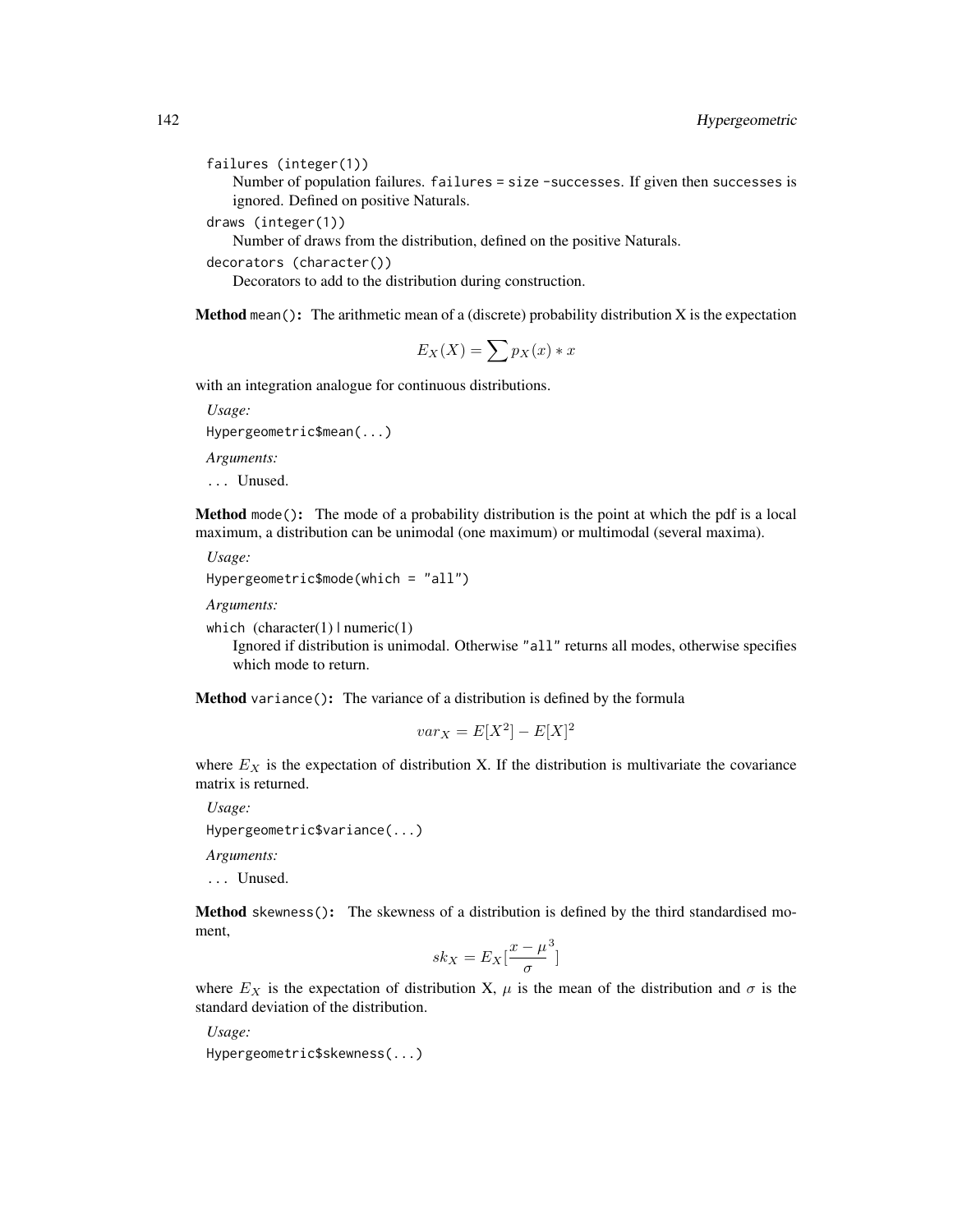`failures` (integer(1))
: Number of population failures. `failures = size -successes`. If given then `successes` is ignored. Defined on positive Naturals.

`draws` (integer(1))
: Number of draws from the distribution, defined on the positive Naturals.

`decorators` (character())
: Decorators to add to the distribution during construction.

**Method** `mean()`**:** The arithmetic mean of a (discrete) probability distribution X is the expectation

$$E_X(X) = \sum p_X(x) * x$$

with an integration analogue for continuous distributions.

*Usage:*

```
Hypergeometric$mean(...)
```

*Arguments:*

`...` Unused.

**Method** `mode()`**:** The mode of a probability distribution is the point at which the pdf is a local maximum, a distribution can be unimodal (one maximum) or multimodal (several maxima).

*Usage:*

```
Hypergeometric$mode(which = "all")
```

*Arguments:*

`which` (character(1) | numeric(1)
: Ignored if distribution is unimodal. Otherwise `"all"` returns all modes, otherwise specifies which mode to return.

**Method** `variance()`**:** The variance of a distribution is defined by the formula

$$var_X = E[X^2] - E[X]^2$$

where $E_X$ is the expectation of distribution X. If the distribution is multivariate the covariance matrix is returned.

*Usage:*

```
Hypergeometric$variance(...)
```

*Arguments:*

`...` Unused.

**Method** `skewness()`**:** The skewness of a distribution is defined by the third standardised moment,

$$sk_X = E_X[\frac{x - \mu}{\sigma}^3]$$

where $E_X$ is the expectation of distribution X, $\mu$ is the mean of the distribution and $\sigma$ is the standard deviation of the distribution.

*Usage:*

```
Hypergeometric$skewness(...)
```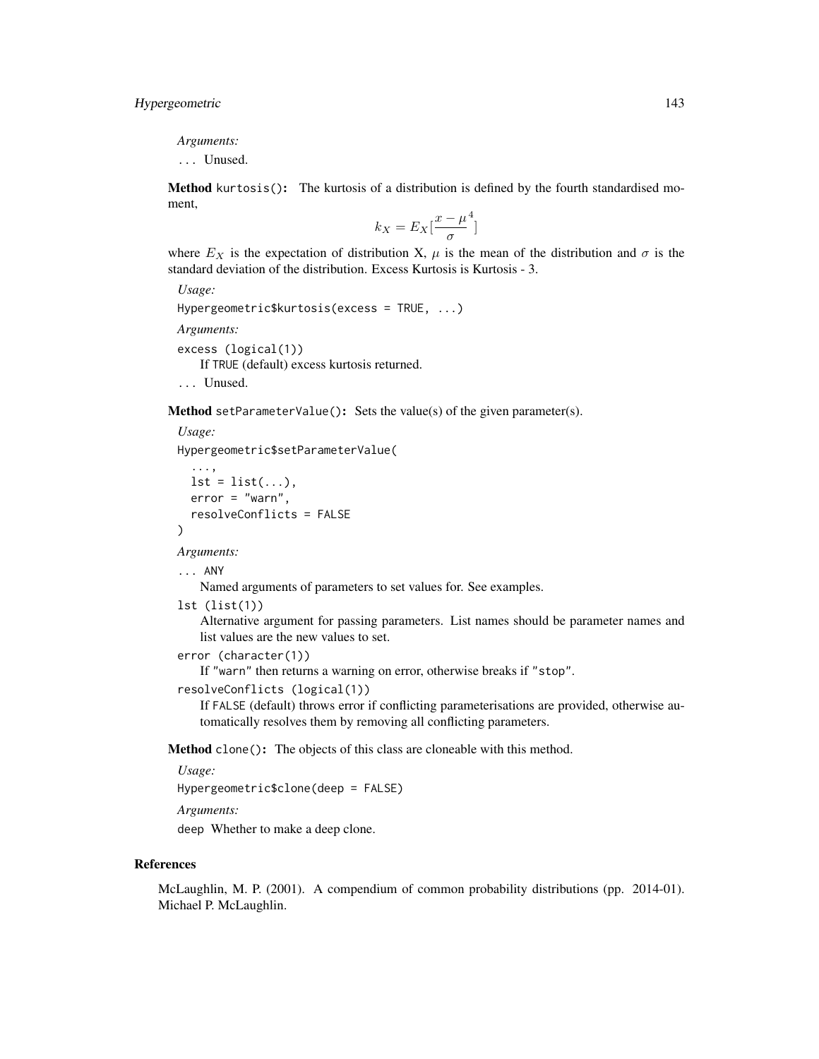*Arguments:*

... Unused.

**Method** `kurtosis()`**:** The kurtosis of a distribution is defined by the fourth standardised moment,

$$k_X = E_X[\frac{x - \mu}{\sigma}^4]$$

where $E_X$ is the expectation of distribution X, $\mu$ is the mean of the distribution and $\sigma$ is the standard deviation of the distribution. Excess Kurtosis is Kurtosis - 3.

*Usage:*

```
Hypergeometric$kurtosis(excess = TRUE, ...)
```

*Arguments:*

`excess (logical(1))`
  If TRUE (default) excess kurtosis returned.

... Unused.

**Method** `setParameterValue()`**:** Sets the value(s) of the given parameter(s).

*Usage:*

```
Hypergeometric$setParameterValue(
  ...,
  lst = list(...),
  error = "warn",
  resolveConflicts = FALSE
)
```

*Arguments:*

`... ANY`
  Named arguments of parameters to set values for. See examples.

`lst (list(1))`
  Alternative argument for passing parameters. List names should be parameter names and list values are the new values to set.

`error (character(1))`
  If "warn" then returns a warning on error, otherwise breaks if "stop".

`resolveConflicts (logical(1))`
  If FALSE (default) throws error if conflicting parameterisations are provided, otherwise automatically resolves them by removing all conflicting parameters.

**Method** `clone()`**:** The objects of this class are cloneable with this method.

*Usage:*

```
Hypergeometric$clone(deep = FALSE)
```

*Arguments:*

`deep` Whether to make a deep clone.

## References

McLaughlin, M. P. (2001). A compendium of common probability distributions (pp. 2014-01). Michael P. McLaughlin.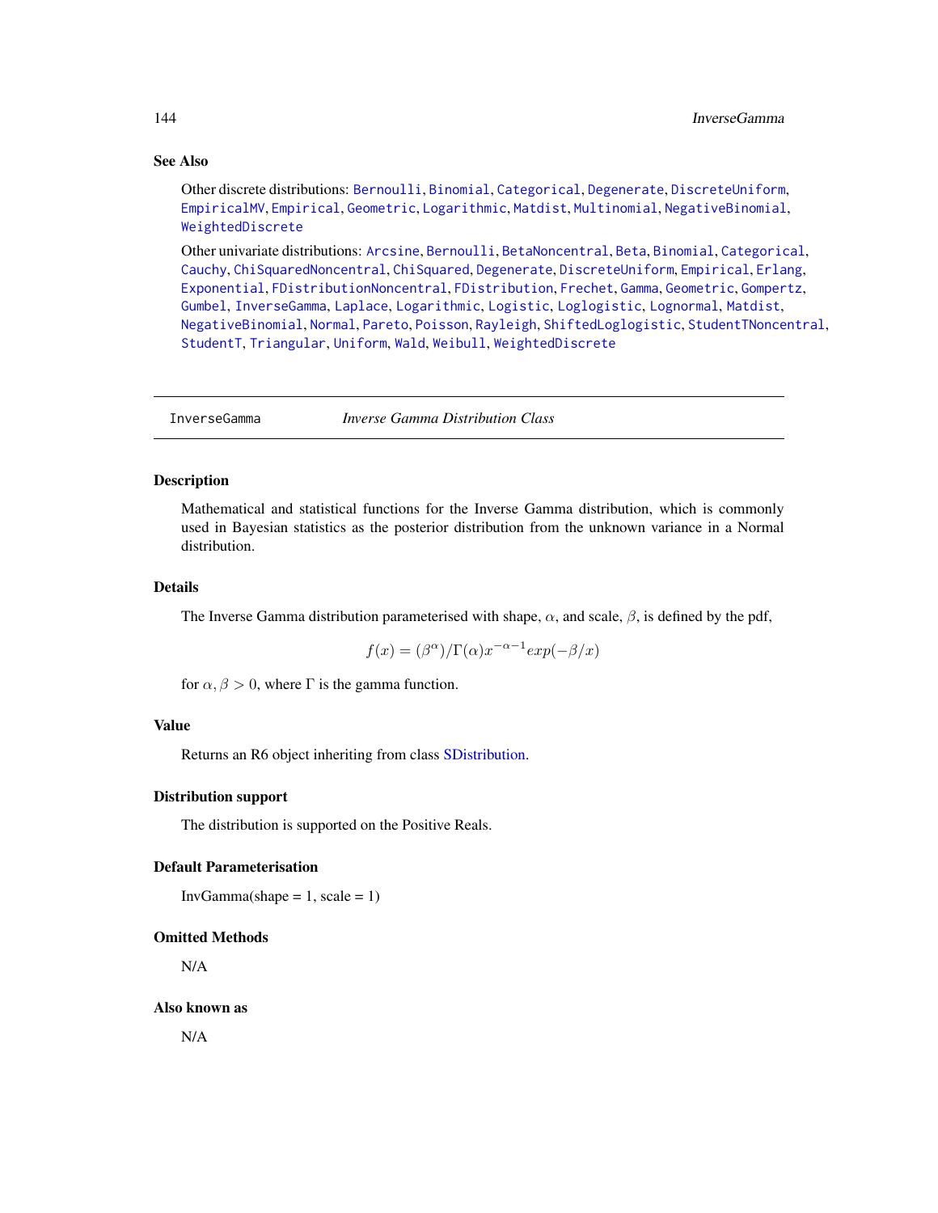### See Also

Other discrete distributions: Bernoulli, Binomial, Categorical, Degenerate, DiscreteUniform, EmpiricalMV, Empirical, Geometric, Logarithmic, Matdist, Multinomial, NegativeBinomial, WeightedDiscrete

Other univariate distributions: Arcsine, Bernoulli, BetaNoncentral, Beta, Binomial, Categorical, Cauchy, ChiSquaredNoncentral, ChiSquared, Degenerate, DiscreteUniform, Empirical, Erlang, Exponential, FDistributionNoncentral, FDistribution, Frechet, Gamma, Geometric, Gompertz, Gumbel, InverseGamma, Laplace, Logarithmic, Logistic, Loglogistic, Lognormal, Matdist, NegativeBinomial, Normal, Pareto, Poisson, Rayleigh, ShiftedLoglogistic, StudentTNoncentral, StudentT, Triangular, Uniform, Wald, Weibull, WeightedDiscrete

---

## InverseGamma — *Inverse Gamma Distribution Class*

### Description

Mathematical and statistical functions for the Inverse Gamma distribution, which is commonly used in Bayesian statistics as the posterior distribution from the unknown variance in a Normal distribution.

### Details

The Inverse Gamma distribution parameterised with shape, $\alpha$, and scale, $\beta$, is defined by the pdf,

$$f(x) = (\beta^\alpha)/\Gamma(\alpha)x^{-\alpha-1}exp(-\beta/x)$$

for $\alpha, \beta > 0$, where $\Gamma$ is the gamma function.

### Value

Returns an R6 object inheriting from class SDistribution.

### Distribution support

The distribution is supported on the Positive Reals.

### Default Parameterisation

InvGamma(shape = 1, scale = 1)

### Omitted Methods

N/A

### Also known as

N/A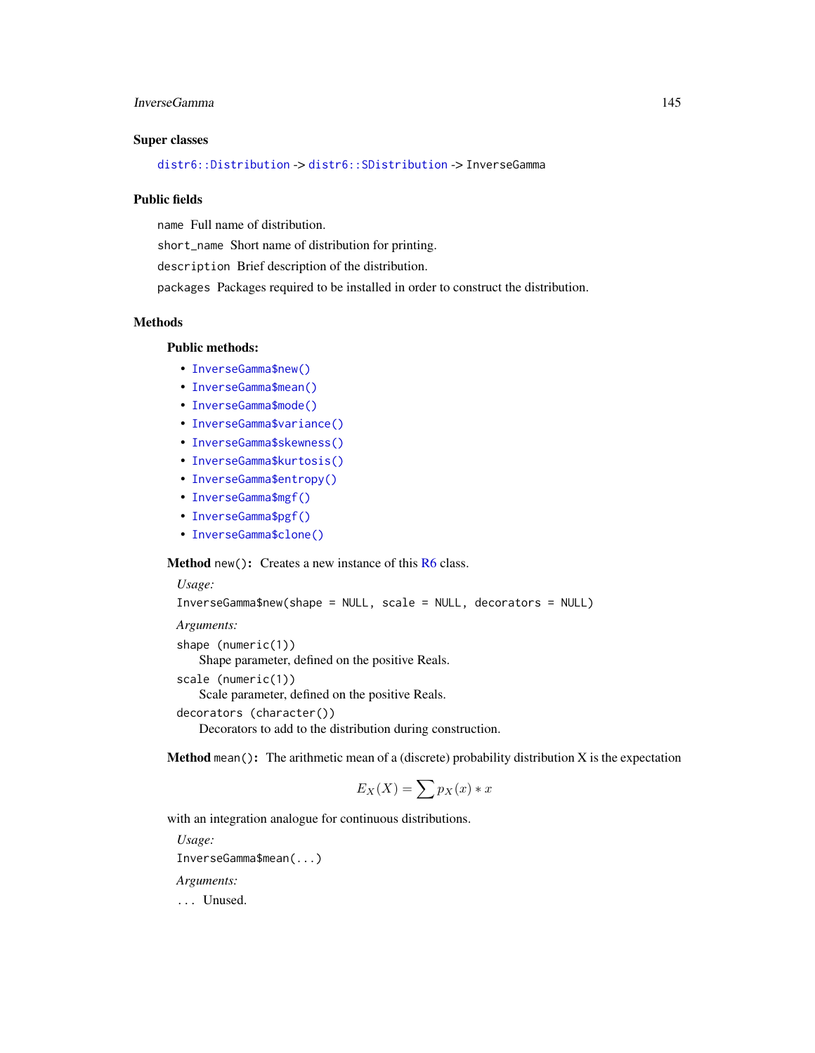### Super classes

`distr6::Distribution` -> `distr6::SDistribution` -> InverseGamma

### Public fields

`name` Full name of distribution.

`short_name` Short name of distribution for printing.

`description` Brief description of the distribution.

`packages` Packages required to be installed in order to construct the distribution.

### Methods

#### Public methods:

- `InverseGamma$new()`
- `InverseGamma$mean()`
- `InverseGamma$mode()`
- `InverseGamma$variance()`
- `InverseGamma$skewness()`
- `InverseGamma$kurtosis()`
- `InverseGamma$entropy()`
- `InverseGamma$mgf()`
- `InverseGamma$pgf()`
- `InverseGamma$clone()`

**Method** `new()`: Creates a new instance of this R6 class.

*Usage:*

```
InverseGamma$new(shape = NULL, scale = NULL, decorators = NULL)
```

*Arguments:*

`shape (numeric(1))`
Shape parameter, defined on the positive Reals.

`scale (numeric(1))`
Scale parameter, defined on the positive Reals.

`decorators (character())`
Decorators to add to the distribution during construction.

**Method** `mean()`: The arithmetic mean of a (discrete) probability distribution X is the expectation

$$E_X(X) = \sum p_X(x) * x$$

with an integration analogue for continuous distributions.

*Usage:*

```
InverseGamma$mean(...)
```

*Arguments:*

`...` Unused.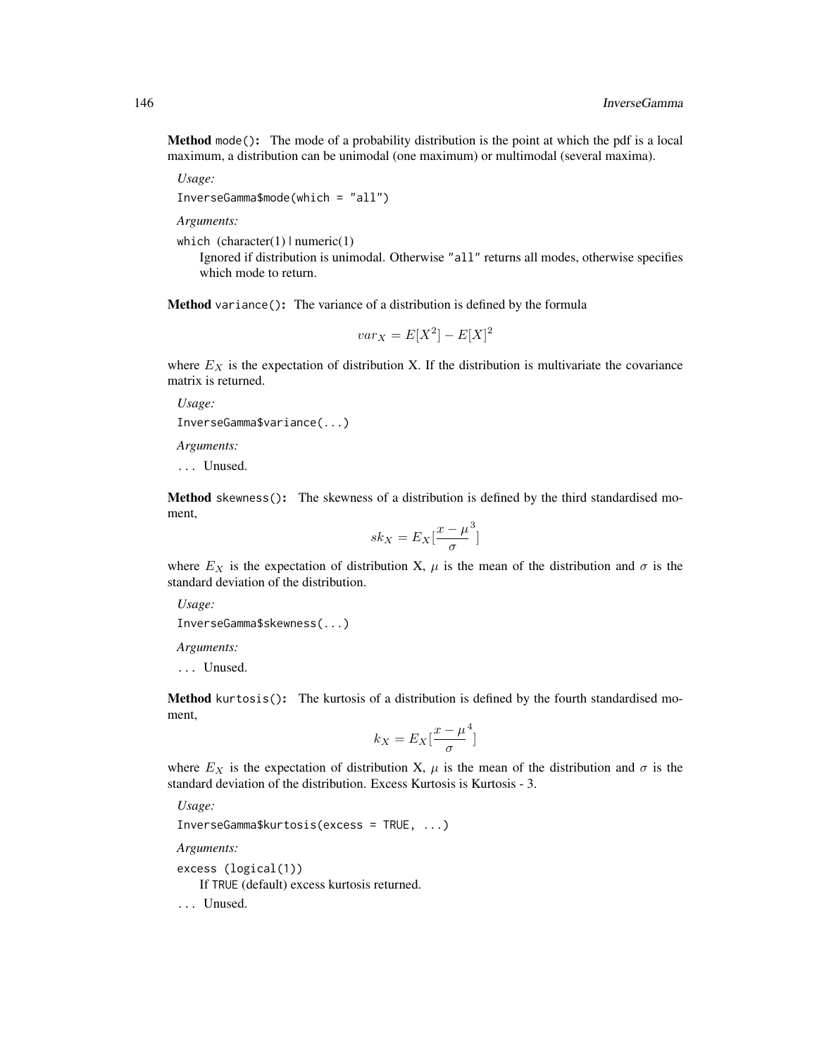**Method** `mode()`**:** The mode of a probability distribution is the point at which the pdf is a local maximum, a distribution can be unimodal (one maximum) or multimodal (several maxima).

*Usage:*

```
InverseGamma$mode(which = "all")
```

*Arguments:*

`which` (character(1) | numeric(1)
Ignored if distribution is unimodal. Otherwise `"all"` returns all modes, otherwise specifies which mode to return.

**Method** `variance()`**:** The variance of a distribution is defined by the formula

$$var_X = E[X^2] - E[X]^2$$

where $E_X$ is the expectation of distribution X. If the distribution is multivariate the covariance matrix is returned.

*Usage:*

```
InverseGamma$variance(...)
```

*Arguments:*

`...` Unused.

**Method** `skewness()`**:** The skewness of a distribution is defined by the third standardised moment,

$$sk_X = E_X[\frac{x - \mu}{\sigma}^3]$$

where $E_X$ is the expectation of distribution X, $\mu$ is the mean of the distribution and $\sigma$ is the standard deviation of the distribution.

*Usage:*

```
InverseGamma$skewness(...)
```

*Arguments:*

`...` Unused.

**Method** `kurtosis()`**:** The kurtosis of a distribution is defined by the fourth standardised moment,

$$k_X = E_X[\frac{x - \mu}{\sigma}^4]$$

where $E_X$ is the expectation of distribution X, $\mu$ is the mean of the distribution and $\sigma$ is the standard deviation of the distribution. Excess Kurtosis is Kurtosis - 3.

*Usage:*

```
InverseGamma$kurtosis(excess = TRUE, ...)
```

*Arguments:*

`excess` (logical(1))
If `TRUE` (default) excess kurtosis returned.

`...` Unused.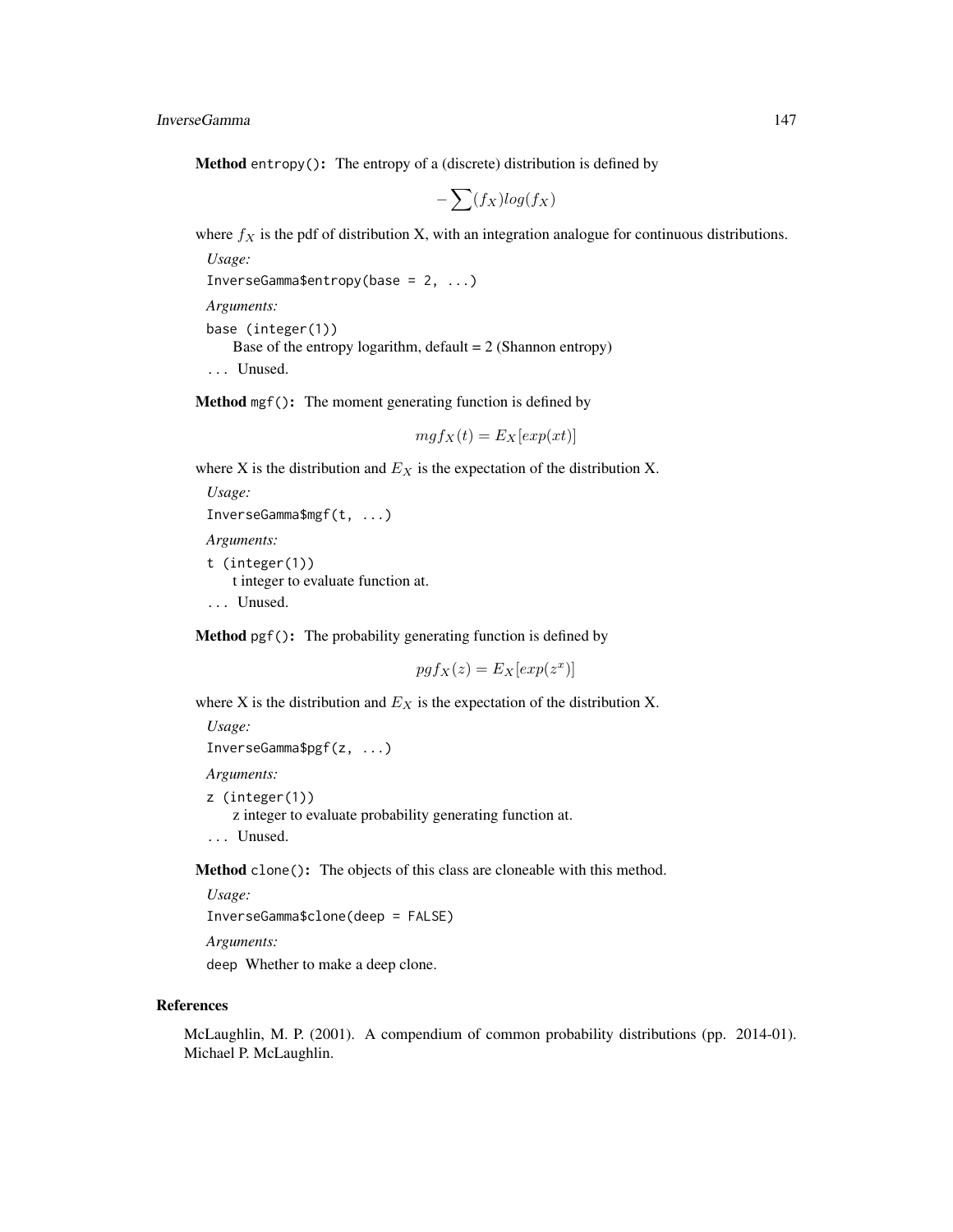**Method** `entropy()`: The entropy of a (discrete) distribution is defined by

$$-\sum(f_X)log(f_X)$$

where $f_X$ is the pdf of distribution X, with an integration analogue for continuous distributions.

*Usage:*

```
InverseGamma$entropy(base = 2, ...)
```

*Arguments:*

`base (integer(1))`
Base of the entropy logarithm, default = 2 (Shannon entropy)

`...` Unused.

**Method** `mgf()`: The moment generating function is defined by

$$mgf_X(t) = E_X[exp(xt)]$$

where X is the distribution and $E_X$ is the expectation of the distribution X.

*Usage:*

```
InverseGamma$mgf(t, ...)
```

*Arguments:*

`t (integer(1))`
t integer to evaluate function at.

`...` Unused.

**Method** `pgf()`: The probability generating function is defined by

$$pgf_X(z) = E_X[exp(z^x)]$$

where X is the distribution and $E_X$ is the expectation of the distribution X.

*Usage:*

```
InverseGamma$pgf(z, ...)
```

*Arguments:*

`z (integer(1))`
z integer to evaluate probability generating function at.

`...` Unused.

**Method** `clone()`: The objects of this class are cloneable with this method.

*Usage:*

```
InverseGamma$clone(deep = FALSE)
```

*Arguments:*

`deep` Whether to make a deep clone.

## References

McLaughlin, M. P. (2001). A compendium of common probability distributions (pp. 2014-01). Michael P. McLaughlin.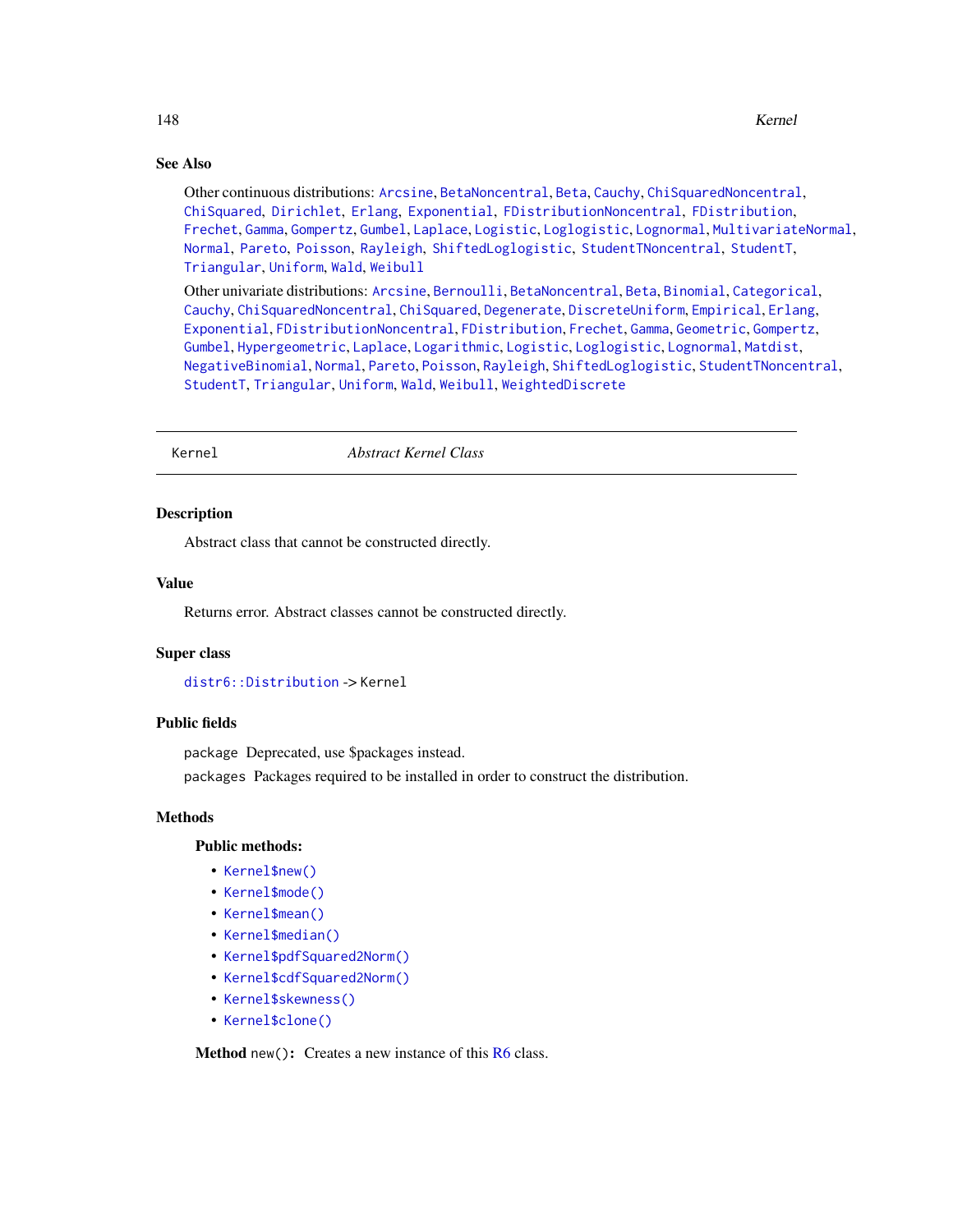## See Also

Other continuous distributions: Arcsine, BetaNoncentral, Beta, Cauchy, ChiSquaredNoncentral, ChiSquared, Dirichlet, Erlang, Exponential, FDistributionNoncentral, FDistribution, Frechet, Gamma, Gompertz, Gumbel, Laplace, Logistic, Loglogistic, Lognormal, MultivariateNormal, Normal, Pareto, Poisson, Rayleigh, ShiftedLoglogistic, StudentTNoncentral, StudentT, Triangular, Uniform, Wald, Weibull

Other univariate distributions: Arcsine, Bernoulli, BetaNoncentral, Beta, Binomial, Categorical, Cauchy, ChiSquaredNoncentral, ChiSquared, Degenerate, DiscreteUniform, Empirical, Erlang, Exponential, FDistributionNoncentral, FDistribution, Frechet, Gamma, Geometric, Gompertz, Gumbel, Hypergeometric, Laplace, Logarithmic, Logistic, Loglogistic, Lognormal, Matdist, NegativeBinomial, Normal, Pareto, Poisson, Rayleigh, ShiftedLoglogistic, StudentTNoncentral, StudentT, Triangular, Uniform, Wald, Weibull, WeightedDiscrete

---

# Kernel — *Abstract Kernel Class*

## Description

Abstract class that cannot be constructed directly.

## Value

Returns error. Abstract classes cannot be constructed directly.

## Super class

`distr6::Distribution` -> Kernel

## Public fields

`package` Deprecated, use $packages instead.

`packages` Packages required to be installed in order to construct the distribution.

## Methods

### Public methods:

- `Kernel$new()`
- `Kernel$mode()`
- `Kernel$mean()`
- `Kernel$median()`
- `Kernel$pdfSquared2Norm()`
- `Kernel$cdfSquared2Norm()`
- `Kernel$skewness()`
- `Kernel$clone()`

**Method** `new()`**:** Creates a new instance of this R6 class.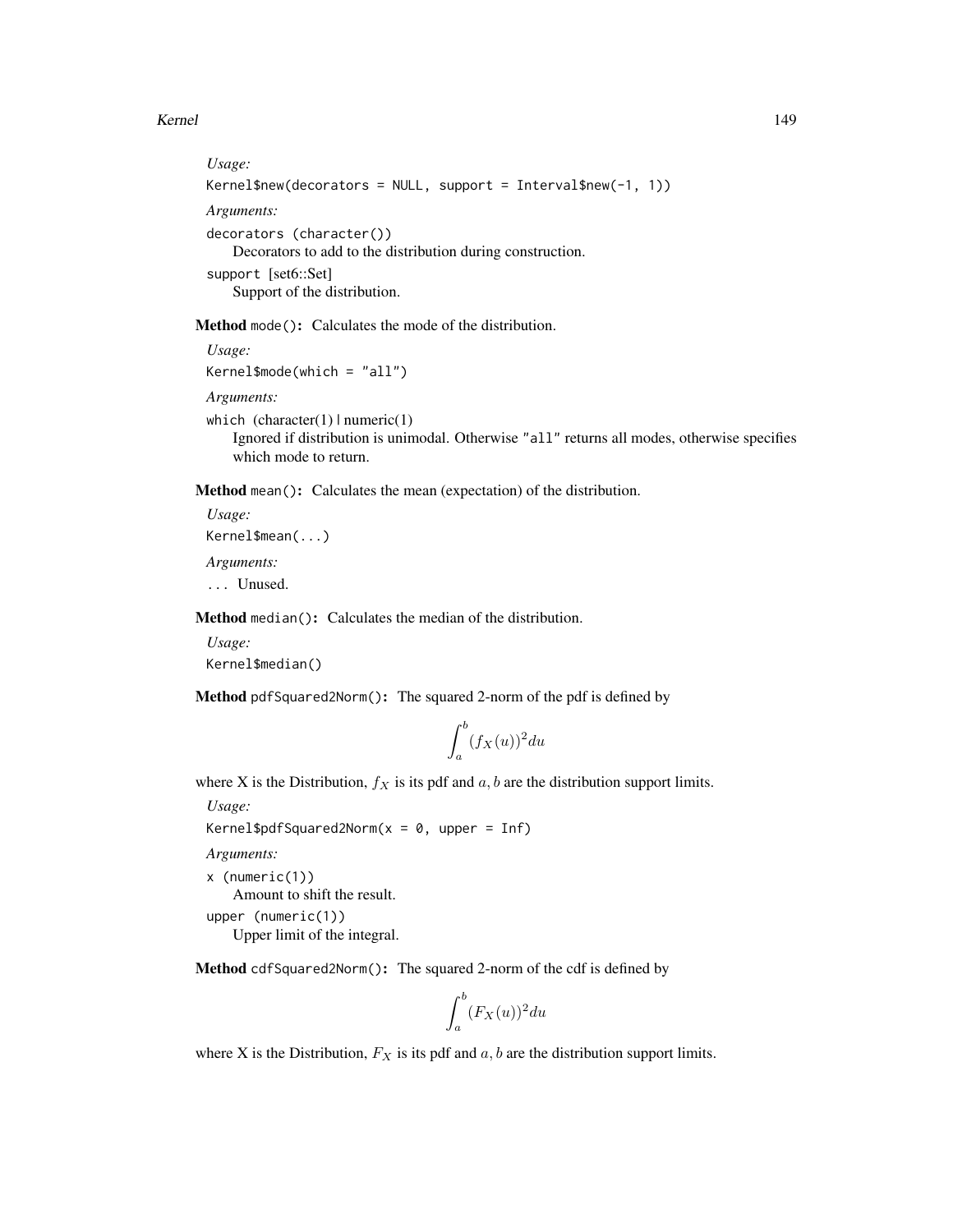*Usage:*

```
Kernel$new(decorators = NULL, support = Interval$new(-1, 1))
```

*Arguments:*

`decorators (character())`
Decorators to add to the distribution during construction.

`support` [set6::Set]
Support of the distribution.

**Method** `mode()`**:** Calculates the mode of the distribution.

*Usage:*

```
Kernel$mode(which = "all")
```

*Arguments:*

`which` (character(1) | numeric(1)
Ignored if distribution is unimodal. Otherwise "`all`" returns all modes, otherwise specifies which mode to return.

**Method** `mean()`**:** Calculates the mean (expectation) of the distribution.

*Usage:*

```
Kernel$mean(...)
```

*Arguments:*

`...` Unused.

**Method** `median()`**:** Calculates the median of the distribution.

*Usage:*

```
Kernel$median()
```

**Method** `pdfSquared2Norm()`**:** The squared 2-norm of the pdf is defined by

$$\int_a^b (f_X(u))^2 du$$

where X is the Distribution, $f_X$ is its pdf and $a, b$ are the distribution support limits.

*Usage:*

```
Kernel$pdfSquared2Norm(x = 0, upper = Inf)
```

*Arguments:*

`x (numeric(1))`
Amount to shift the result.

`upper (numeric(1))`
Upper limit of the integral.

**Method** `cdfSquared2Norm()`**:** The squared 2-norm of the cdf is defined by

$$\int_a^b (F_X(u))^2 du$$

where X is the Distribution, $F_X$ is its pdf and $a, b$ are the distribution support limits.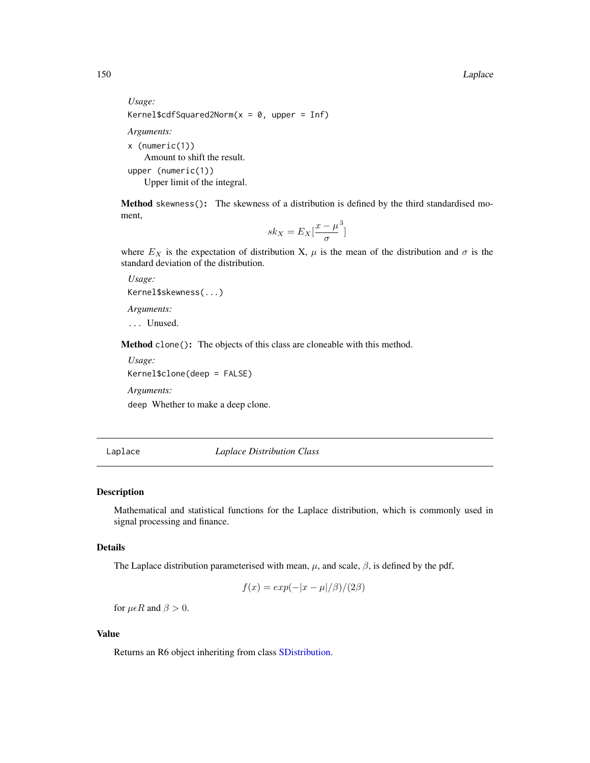*Usage:*

```
Kernel$cdfSquared2Norm(x = 0, upper = Inf)
```

*Arguments:*

`x` (numeric(1))
Amount to shift the result.

`upper` (numeric(1))
Upper limit of the integral.

**Method** `skewness()`: The skewness of a distribution is defined by the third standardised moment,

$$sk_X = E_X[\frac{x - \mu}{\sigma}^3]$$

where $E_X$ is the expectation of distribution X, $\mu$ is the mean of the distribution and $\sigma$ is the standard deviation of the distribution.

*Usage:*

```
Kernel$skewness(...)
```

*Arguments:*

`...` Unused.

**Method** `clone()`: The objects of this class are cloneable with this method.

*Usage:*

```
Kernel$clone(deep = FALSE)
```

*Arguments:*

`deep` Whether to make a deep clone.

---

## Laplace — *Laplace Distribution Class*

### Description

Mathematical and statistical functions for the Laplace distribution, which is commonly used in signal processing and finance.

### Details

The Laplace distribution parameterised with mean, $\mu$, and scale, $\beta$, is defined by the pdf,

$$f(x) = exp(-|x - \mu|/\beta)/(2\beta)$$

for $\mu \epsilon R$ and $\beta > 0$.

### Value

Returns an R6 object inheriting from class SDistribution.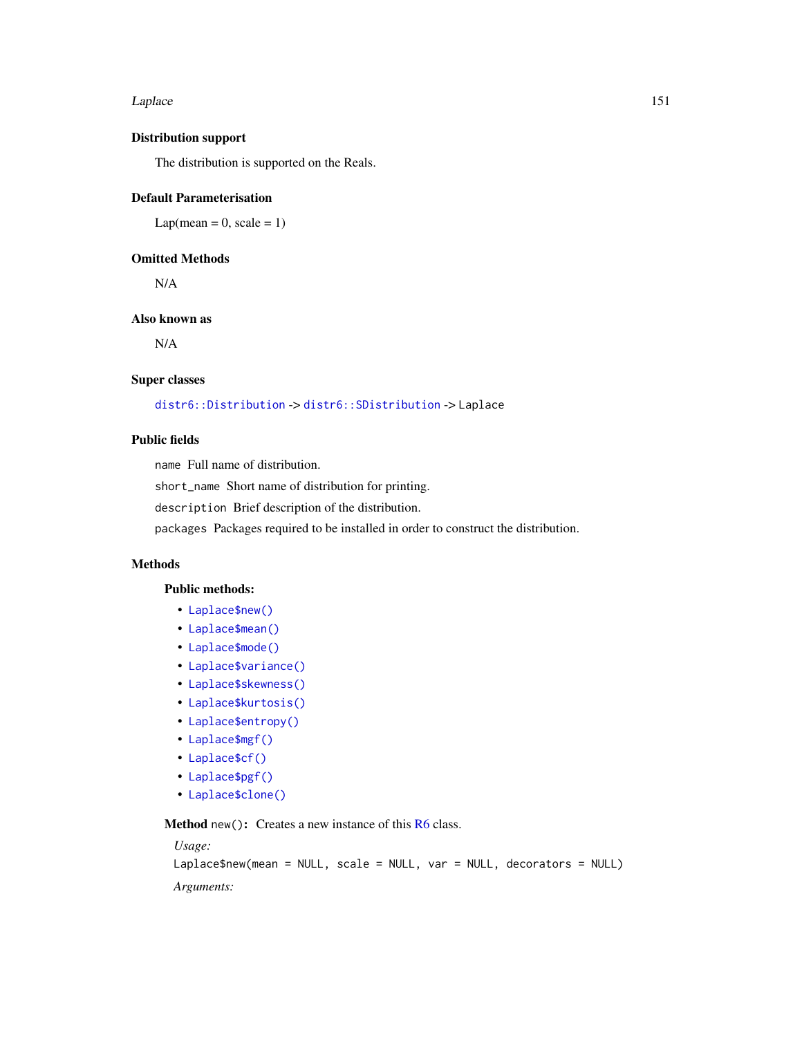## Distribution support

The distribution is supported on the Reals.

## Default Parameterisation

Lap(mean = 0, scale = 1)

## Omitted Methods

N/A

## Also known as

N/A

## Super classes

`distr6::Distribution` -> `distr6::SDistribution` -> `Laplace`

## Public fields

`name` Full name of distribution.

`short_name` Short name of distribution for printing.

`description` Brief description of the distribution.

`packages` Packages required to be installed in order to construct the distribution.

## Methods

### Public methods:

- `Laplace$new()`
- `Laplace$mean()`
- `Laplace$mode()`
- `Laplace$variance()`
- `Laplace$skewness()`
- `Laplace$kurtosis()`
- `Laplace$entropy()`
- `Laplace$mgf()`
- `Laplace$cf()`
- `Laplace$pgf()`
- `Laplace$clone()`

**Method** `new()`**:** Creates a new instance of this R6 class.

*Usage:*

```
Laplace$new(mean = NULL, scale = NULL, var = NULL, decorators = NULL)
```

*Arguments:*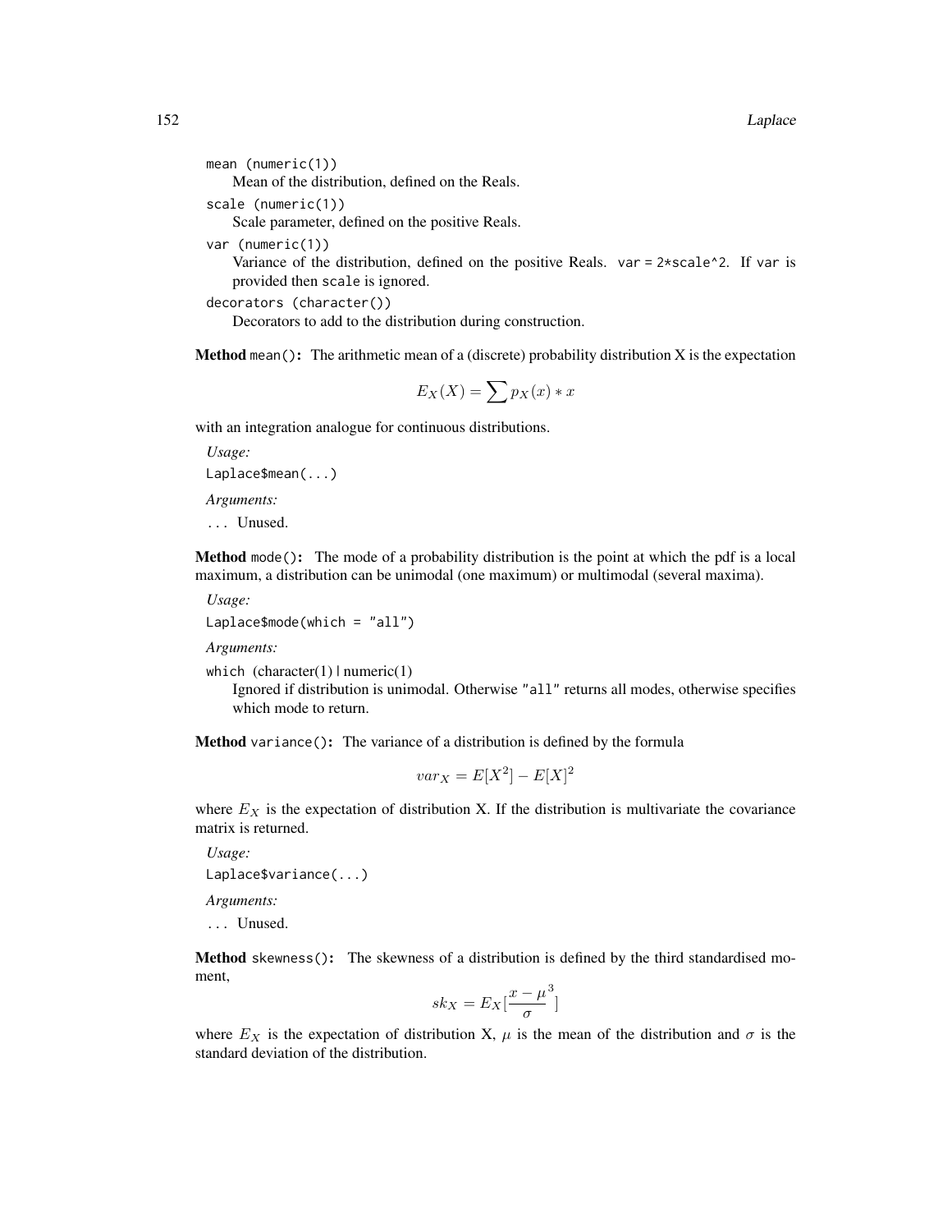`mean (numeric(1))`
Mean of the distribution, defined on the Reals.

`scale (numeric(1))`
Scale parameter, defined on the positive Reals.

`var (numeric(1))`
Variance of the distribution, defined on the positive Reals. `var = 2*scale^2`. If `var` is provided then `scale` is ignored.

`decorators (character())`
Decorators to add to the distribution during construction.

**Method** `mean()`**:** The arithmetic mean of a (discrete) probability distribution X is the expectation

$$E_X(X) = \sum p_X(x) * x$$

with an integration analogue for continuous distributions.

*Usage:*

```
Laplace$mean(...)
```

*Arguments:*

`...` Unused.

**Method** `mode()`**:** The mode of a probability distribution is the point at which the pdf is a local maximum, a distribution can be unimodal (one maximum) or multimodal (several maxima).

*Usage:*

```
Laplace$mode(which = "all")
```

*Arguments:*

`which` (character(1) | numeric(1)
Ignored if distribution is unimodal. Otherwise `"all"` returns all modes, otherwise specifies which mode to return.

**Method** `variance()`**:** The variance of a distribution is defined by the formula

$$var_X = E[X^2] - E[X]^2$$

where $E_X$ is the expectation of distribution X. If the distribution is multivariate the covariance matrix is returned.

*Usage:*

```
Laplace$variance(...)
```

*Arguments:*

`...` Unused.

**Method** `skewness()`**:** The skewness of a distribution is defined by the third standardised moment,

$$sk_X = E_X[\frac{x - \mu}{\sigma}^3]$$

where $E_X$ is the expectation of distribution X, $\mu$ is the mean of the distribution and $\sigma$ is the standard deviation of the distribution.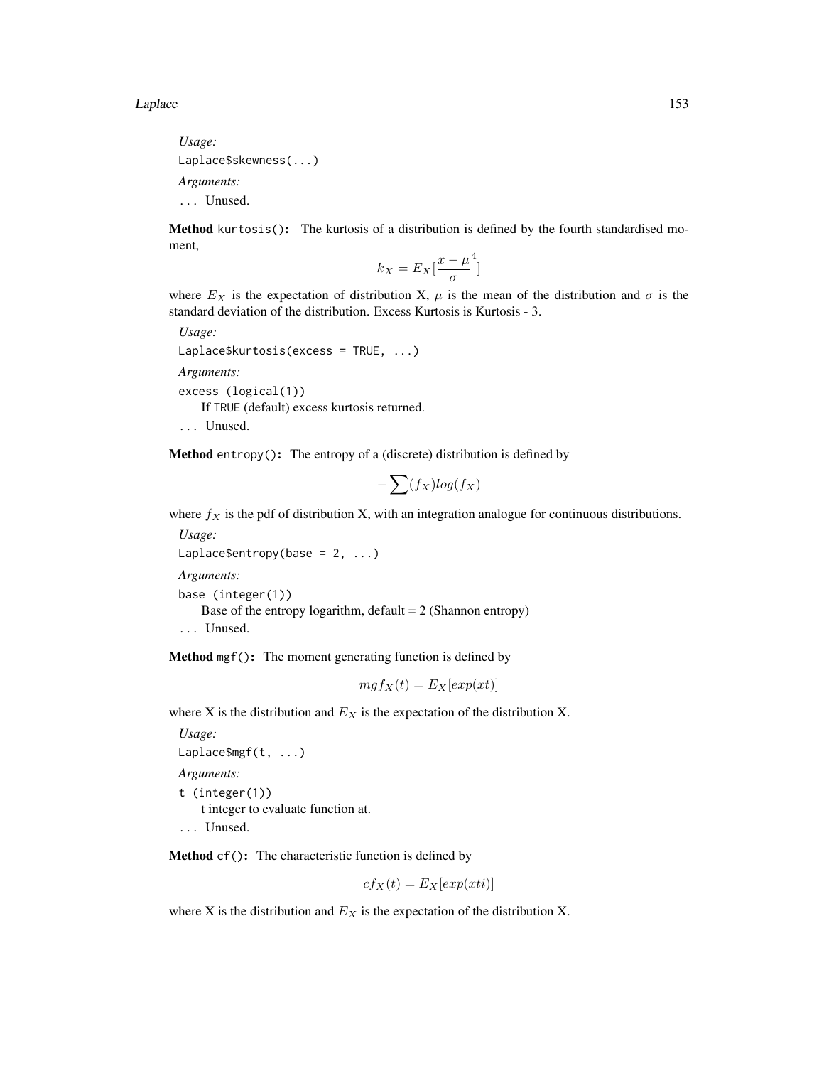*Usage:*

```
Laplace$skewness(...)
```

*Arguments:*

`...` Unused.

**Method** `kurtosis()`**:** The kurtosis of a distribution is defined by the fourth standardised moment,

$$k_X = E_X[\frac{x - \mu}{\sigma}^4]$$

where $E_X$ is the expectation of distribution X, $\mu$ is the mean of the distribution and $\sigma$ is the standard deviation of the distribution. Excess Kurtosis is Kurtosis - 3.

*Usage:*

```
Laplace$kurtosis(excess = TRUE, ...)
```

*Arguments:*

`excess (logical(1))`
If `TRUE` (default) excess kurtosis returned.

`...` Unused.

**Method** `entropy()`**:** The entropy of a (discrete) distribution is defined by

$$-\sum(f_X)log(f_X)$$

where $f_X$ is the pdf of distribution X, with an integration analogue for continuous distributions.

*Usage:*

```
Laplace$entropy(base = 2, ...)
```

*Arguments:*

`base (integer(1))`
Base of the entropy logarithm, default = 2 (Shannon entropy)

`...` Unused.

**Method** `mgf()`**:** The moment generating function is defined by

$$mgf_X(t) = E_X[exp(xt)]$$

where X is the distribution and $E_X$ is the expectation of the distribution X.

*Usage:*

```
Laplace$mgf(t, ...)
```

*Arguments:*

`t (integer(1))`
t integer to evaluate function at.

`...` Unused.

**Method** `cf()`**:** The characteristic function is defined by

$$cf_X(t) = E_X[exp(xti)]$$

where X is the distribution and $E_X$ is the expectation of the distribution X.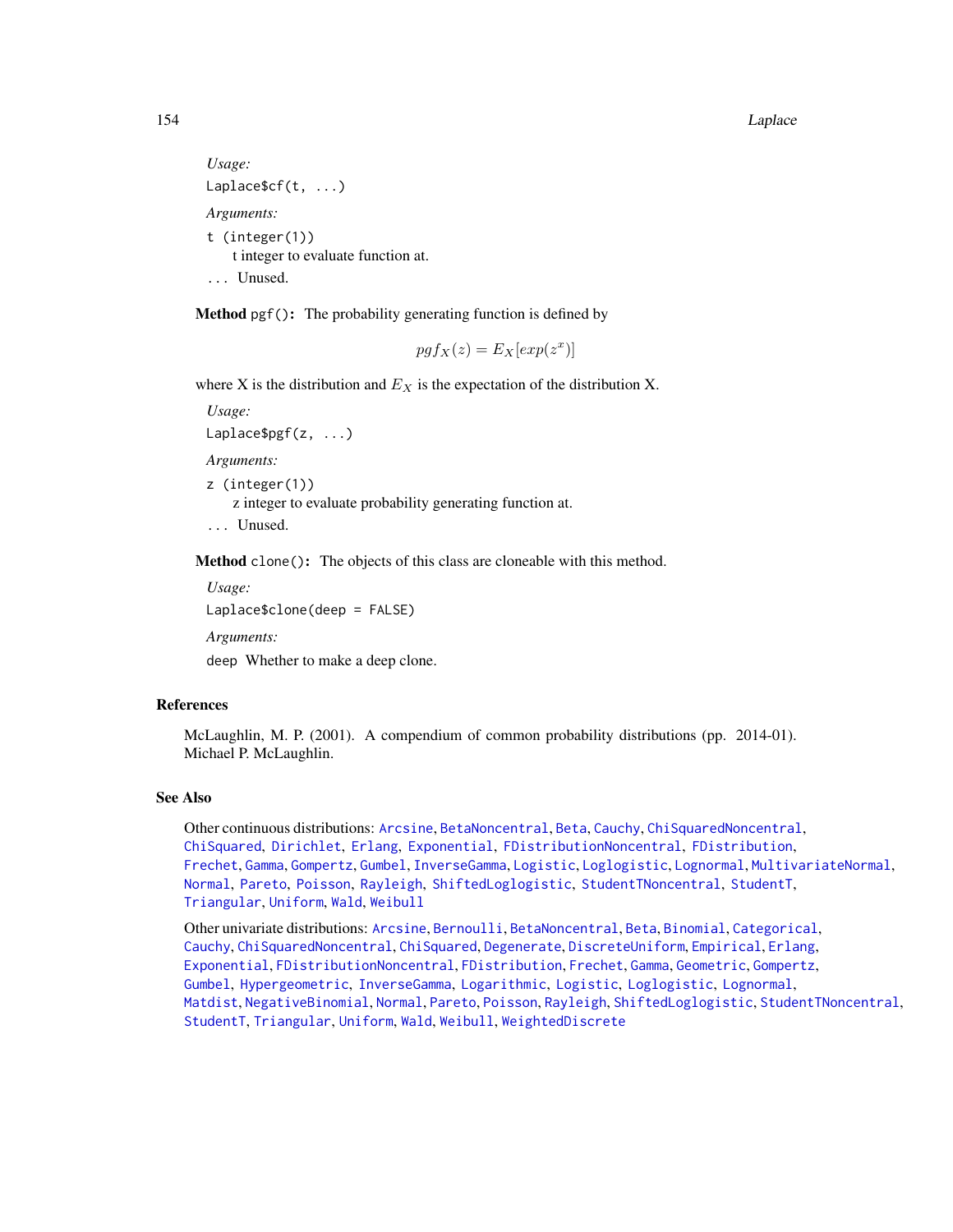*Usage:*

```
Laplace$cf(t, ...)
```

*Arguments:*

`t` (integer(1))
 t integer to evaluate function at.

`...` Unused.

**Method** `pgf()`**:** The probability generating function is defined by

$$pgf_X(z) = E_X[exp(z^x)]$$

where X is the distribution and $E_X$ is the expectation of the distribution X.

*Usage:*

```
Laplace$pgf(z, ...)
```

*Arguments:*

`z` (integer(1))
 z integer to evaluate probability generating function at.

`...` Unused.

**Method** `clone()`**:** The objects of this class are cloneable with this method.

*Usage:*

```
Laplace$clone(deep = FALSE)
```

*Arguments:*

`deep` Whether to make a deep clone.

## References

McLaughlin, M. P. (2001). A compendium of common probability distributions (pp. 2014-01). Michael P. McLaughlin.

## See Also

Other continuous distributions: Arcsine, BetaNoncentral, Beta, Cauchy, ChiSquaredNoncentral, ChiSquared, Dirichlet, Erlang, Exponential, FDistributionNoncentral, FDistribution, Frechet, Gamma, Gompertz, Gumbel, InverseGamma, Logistic, Loglogistic, Lognormal, MultivariateNormal, Normal, Pareto, Poisson, Rayleigh, ShiftedLoglogistic, StudentTNoncentral, StudentT, Triangular, Uniform, Wald, Weibull

Other univariate distributions: Arcsine, Bernoulli, BetaNoncentral, Beta, Binomial, Categorical, Cauchy, ChiSquaredNoncentral, ChiSquared, Degenerate, DiscreteUniform, Empirical, Erlang, Exponential, FDistributionNoncentral, FDistribution, Frechet, Gamma, Geometric, Gompertz, Gumbel, Hypergeometric, InverseGamma, Logarithmic, Logistic, Loglogistic, Lognormal, Matdist, NegativeBinomial, Normal, Pareto, Poisson, Rayleigh, ShiftedLoglogistic, StudentTNoncentral, StudentT, Triangular, Uniform, Wald, Weibull, WeightedDiscrete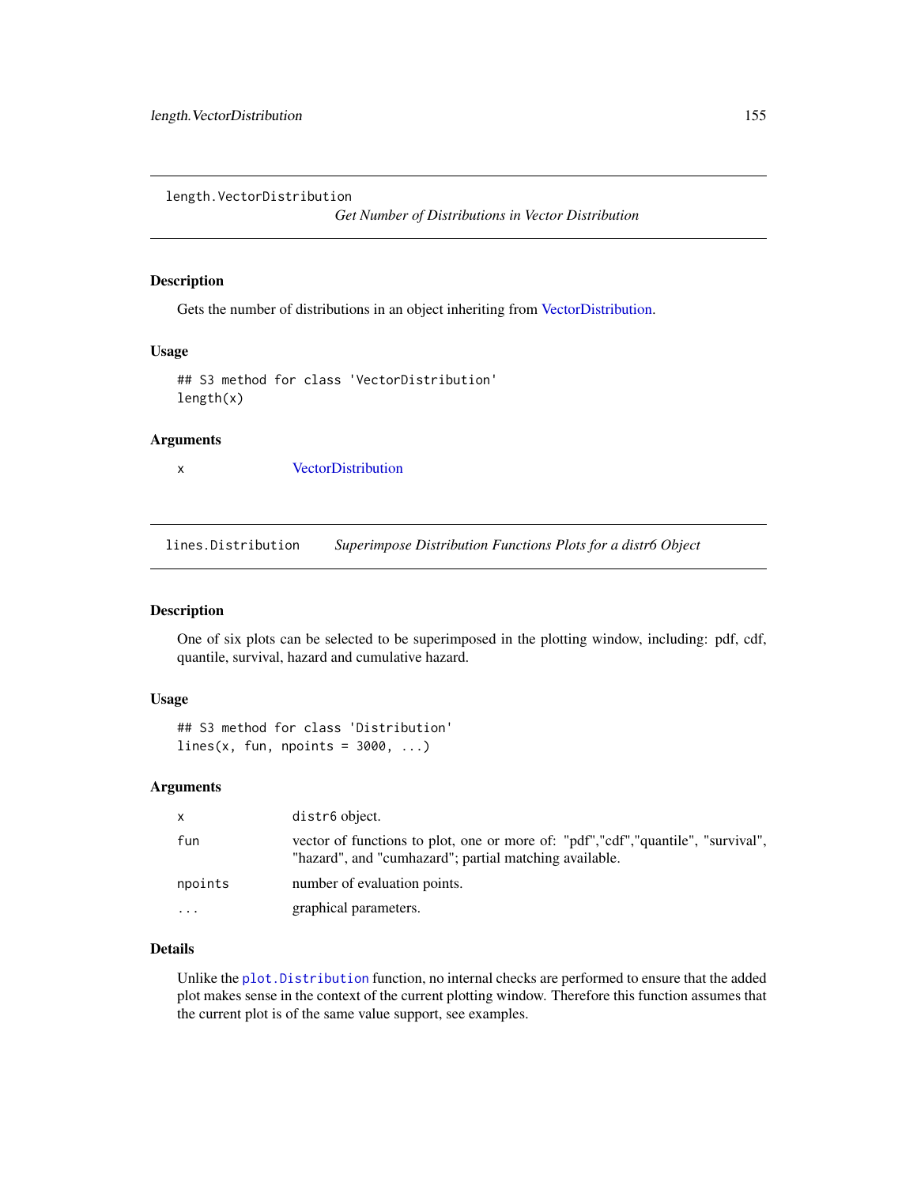## length.VectorDistribution

*Get Number of Distributions in Vector Distribution*

### Description

Gets the number of distributions in an object inheriting from VectorDistribution.

### Usage

```
## S3 method for class 'VectorDistribution'
length(x)
```

### Arguments

| | |
|---|---|
| x | VectorDistribution |

## lines.Distribution

*Superimpose Distribution Functions Plots for a distr6 Object*

### Description

One of six plots can be selected to be superimposed in the plotting window, including: pdf, cdf, quantile, survival, hazard and cumulative hazard.

### Usage

```
## S3 method for class 'Distribution'
lines(x, fun, npoints = 3000, ...)
```

### Arguments

| | |
|---|---|
| x | distr6 object. |
| fun | vector of functions to plot, one or more of: "pdf","cdf","quantile", "survival", "hazard", and "cumhazard"; partial matching available. |
| npoints | number of evaluation points. |
| ... | graphical parameters. |

### Details

Unlike the `plot.Distribution` function, no internal checks are performed to ensure that the added plot makes sense in the context of the current plotting window. Therefore this function assumes that the current plot is of the same value support, see examples.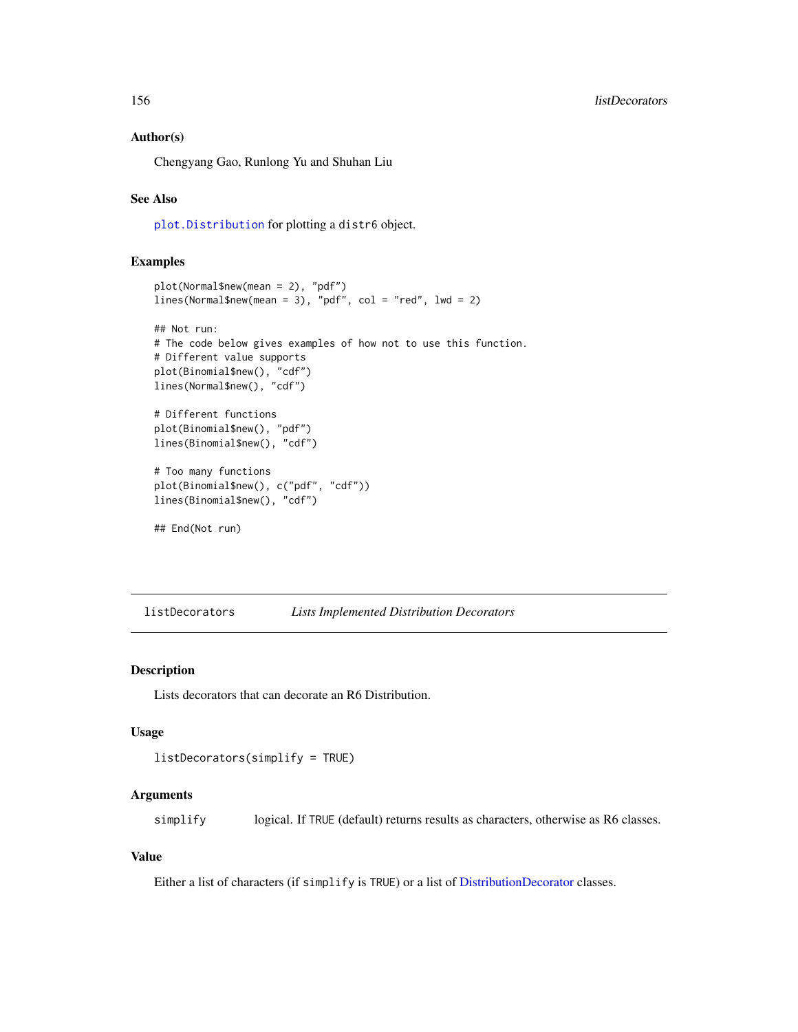### Author(s)

Chengyang Gao, Runlong Yu and Shuhan Liu

### See Also

`plot.Distribution` for plotting a `distr6` object.

### Examples

```
plot(Normal$new(mean = 2), "pdf")
lines(Normal$new(mean = 3), "pdf", col = "red", lwd = 2)

## Not run:
# The code below gives examples of how not to use this function.
# Different value supports
plot(Binomial$new(), "cdf")
lines(Normal$new(), "cdf")

# Different functions
plot(Binomial$new(), "pdf")
lines(Binomial$new(), "cdf")

# Too many functions
plot(Binomial$new(), c("pdf", "cdf"))
lines(Binomial$new(), "cdf")

## End(Not run)
```

---

## listDecorators — *Lists Implemented Distribution Decorators*

### Description

Lists decorators that can decorate an R6 Distribution.

### Usage

```
listDecorators(simplify = TRUE)
```

### Arguments

| | |
|---|---|
| `simplify` | logical. If `TRUE` (default) returns results as characters, otherwise as R6 classes. |

### Value

Either a list of characters (if `simplify` is `TRUE`) or a list of DistributionDecorator classes.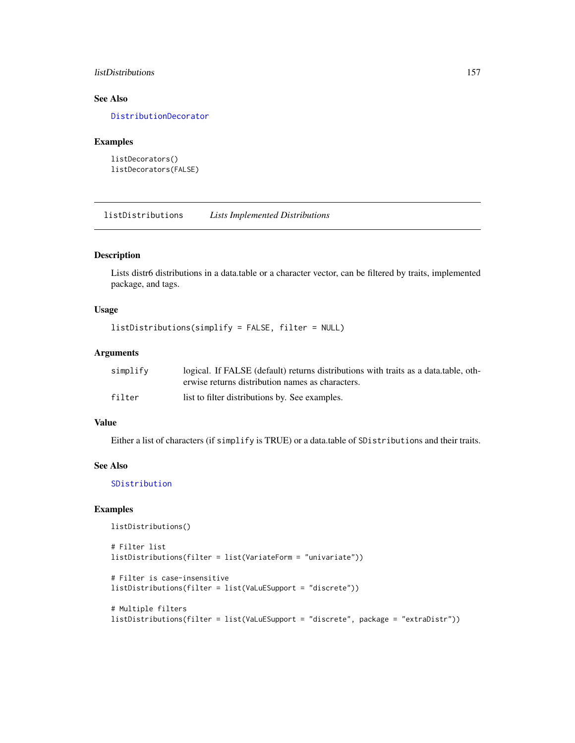### See Also

DistributionDecorator

### Examples

```
listDecorators()
listDecorators(FALSE)
```

---

## listDistributions *Lists Implemented Distributions*

### Description

Lists distr6 distributions in a data.table or a character vector, can be filtered by traits, implemented package, and tags.

### Usage

```
listDistributions(simplify = FALSE, filter = NULL)
```

### Arguments

| | |
|---|---|
| simplify | logical. If FALSE (default) returns distributions with traits as a data.table, otherwise returns distribution names as characters. |
| filter | list to filter distributions by. See examples. |

### Value

Either a list of characters (if `simplify` is TRUE) or a data.table of `SDistribution`s and their traits.

### See Also

SDistribution

### Examples

```
listDistributions()

# Filter list
listDistributions(filter = list(VariateForm = "univariate"))

# Filter is case-insensitive
listDistributions(filter = list(VaLuESupport = "discrete"))

# Multiple filters
listDistributions(filter = list(VaLuESupport = "discrete", package = "extraDistr"))
```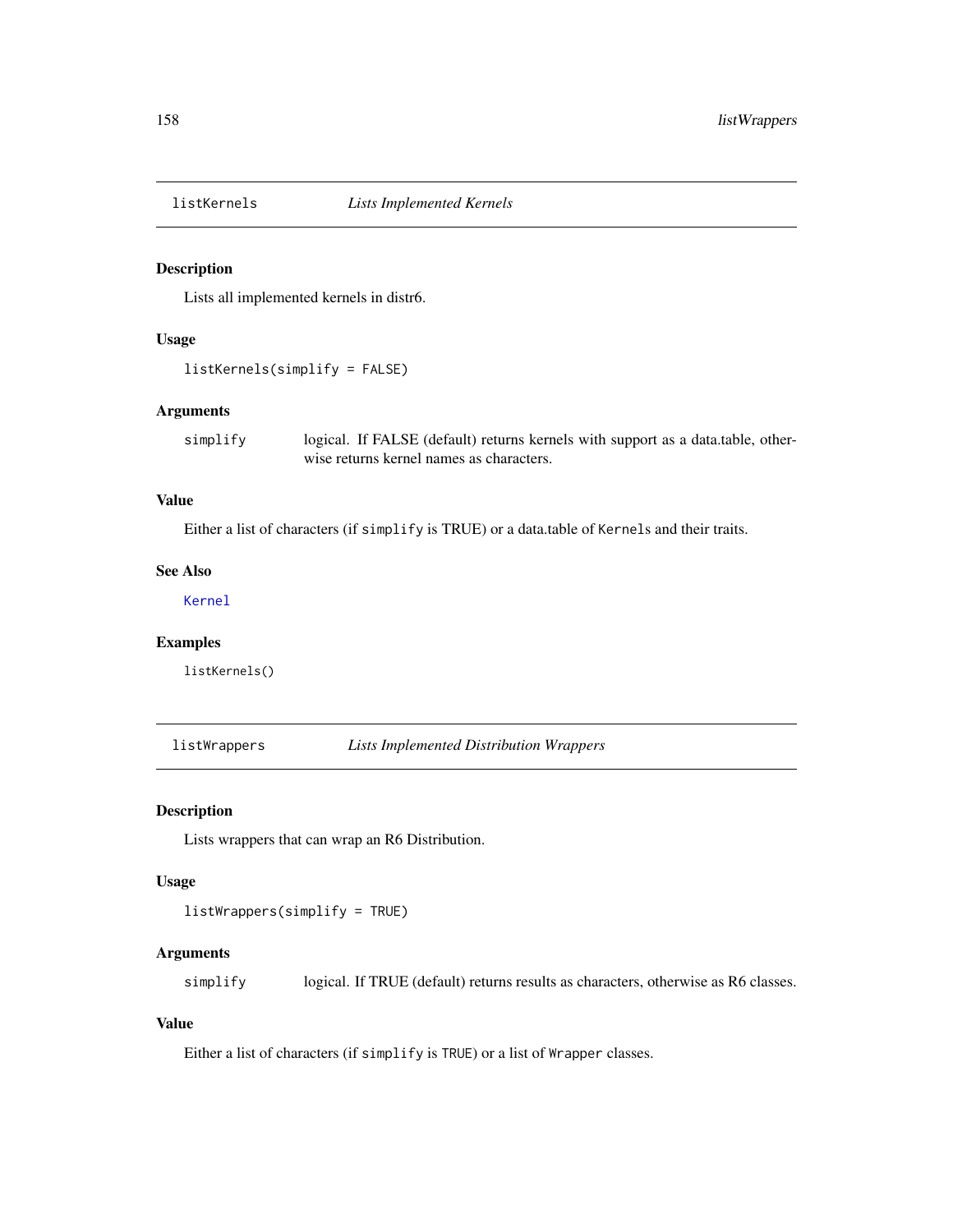## listKernels — *Lists Implemented Kernels*

### Description

Lists all implemented kernels in distr6.

### Usage

```
listKernels(simplify = FALSE)
```

### Arguments

| | |
|---|---|
| `simplify` | logical. If FALSE (default) returns kernels with support as a data.table, otherwise returns kernel names as characters. |

### Value

Either a list of characters (if `simplify` is TRUE) or a data.table of `Kernel`s and their traits.

### See Also

`Kernel`

### Examples

```
listKernels()
```

## listWrappers — *Lists Implemented Distribution Wrappers*

### Description

Lists wrappers that can wrap an R6 Distribution.

### Usage

```
listWrappers(simplify = TRUE)
```

### Arguments

| | |
|---|---|
| `simplify` | logical. If TRUE (default) returns results as characters, otherwise as R6 classes. |

### Value

Either a list of characters (if `simplify` is `TRUE`) or a list of `Wrapper` classes.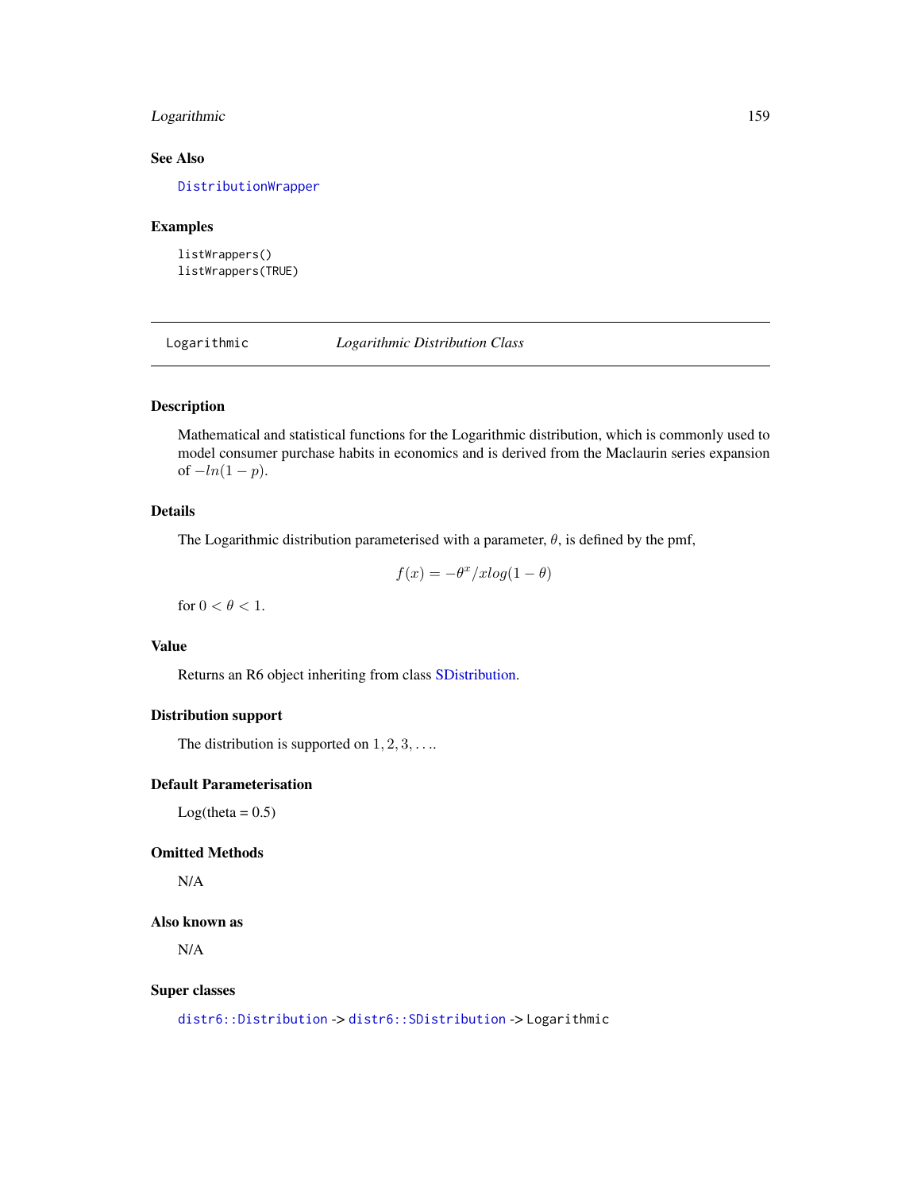## See Also

DistributionWrapper

## Examples

```
listWrappers()
listWrappers(TRUE)
```

---

# Logarithmic — *Logarithmic Distribution Class*

---

## Description

Mathematical and statistical functions for the Logarithmic distribution, which is commonly used to model consumer purchase habits in economics and is derived from the Maclaurin series expansion of $-ln(1-p)$.

## Details

The Logarithmic distribution parameterised with a parameter, $\theta$, is defined by the pmf,

$$f(x) = -\theta^x/xlog(1-\theta)$$

for $0 < \theta < 1$.

## Value

Returns an R6 object inheriting from class SDistribution.

## Distribution support

The distribution is supported on $1, 2, 3, \ldots$.

## Default Parameterisation

Log(theta = 0.5)

## Omitted Methods

N/A

## Also known as

N/A

## Super classes

`distr6::Distribution` -> `distr6::SDistribution` -> `Logarithmic`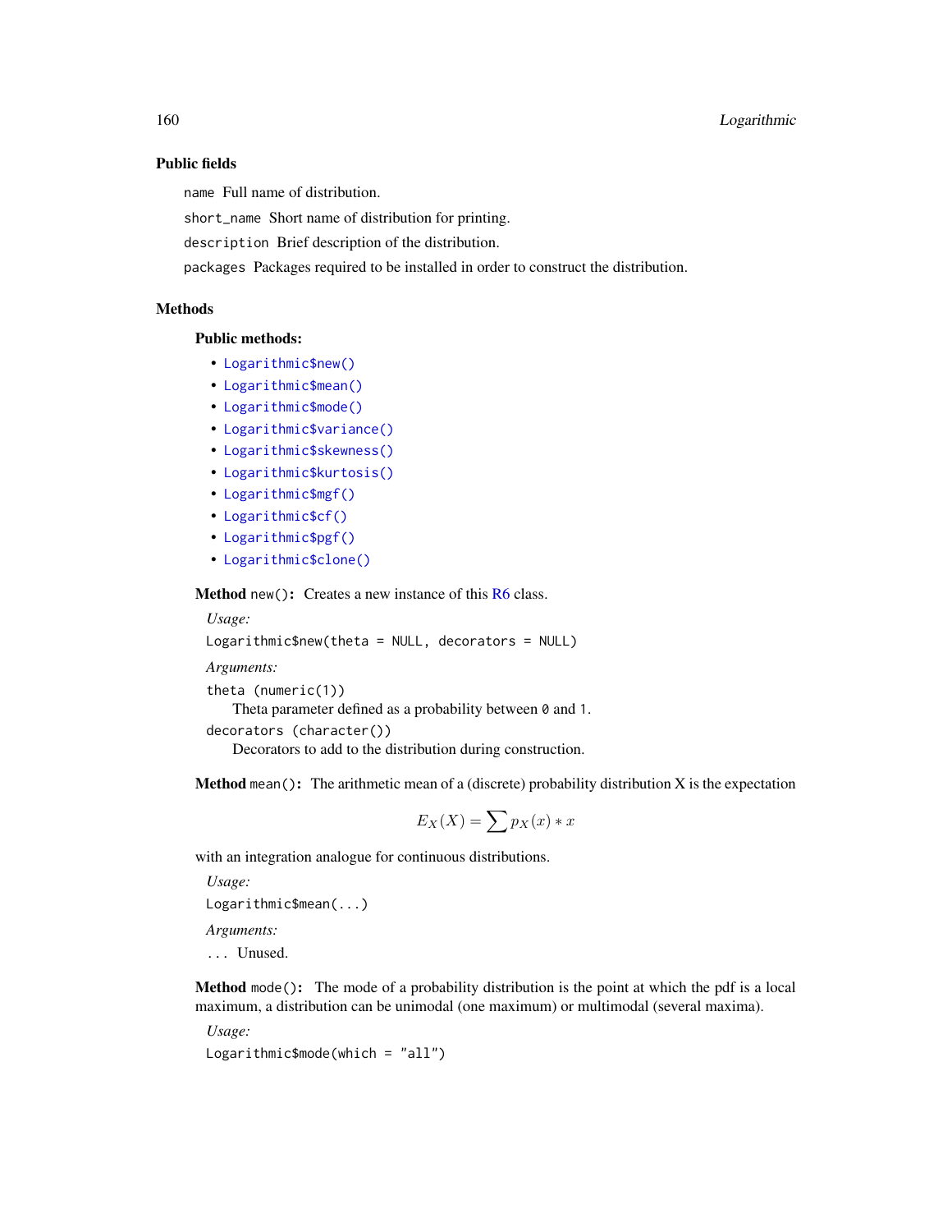### Public fields

`name` Full name of distribution.

`short_name` Short name of distribution for printing.

`description` Brief description of the distribution.

`packages` Packages required to be installed in order to construct the distribution.

### Methods

#### Public methods:

- `Logarithmic$new()`
- `Logarithmic$mean()`
- `Logarithmic$mode()`
- `Logarithmic$variance()`
- `Logarithmic$skewness()`
- `Logarithmic$kurtosis()`
- `Logarithmic$mgf()`
- `Logarithmic$cf()`
- `Logarithmic$pgf()`
- `Logarithmic$clone()`

**Method** `new()`**:** Creates a new instance of this R6 class.

*Usage:*

```
Logarithmic$new(theta = NULL, decorators = NULL)
```

*Arguments:*

`theta (numeric(1))`
Theta parameter defined as a probability between `0` and `1`.

`decorators (character())`
Decorators to add to the distribution during construction.

**Method** `mean()`**:** The arithmetic mean of a (discrete) probability distribution X is the expectation

$$E_X(X) = \sum p_X(x) * x$$

with an integration analogue for continuous distributions.

*Usage:*

```
Logarithmic$mean(...)
```

*Arguments:*

`...` Unused.

**Method** `mode()`**:** The mode of a probability distribution is the point at which the pdf is a local maximum, a distribution can be unimodal (one maximum) or multimodal (several maxima).

*Usage:*

```
Logarithmic$mode(which = "all")
```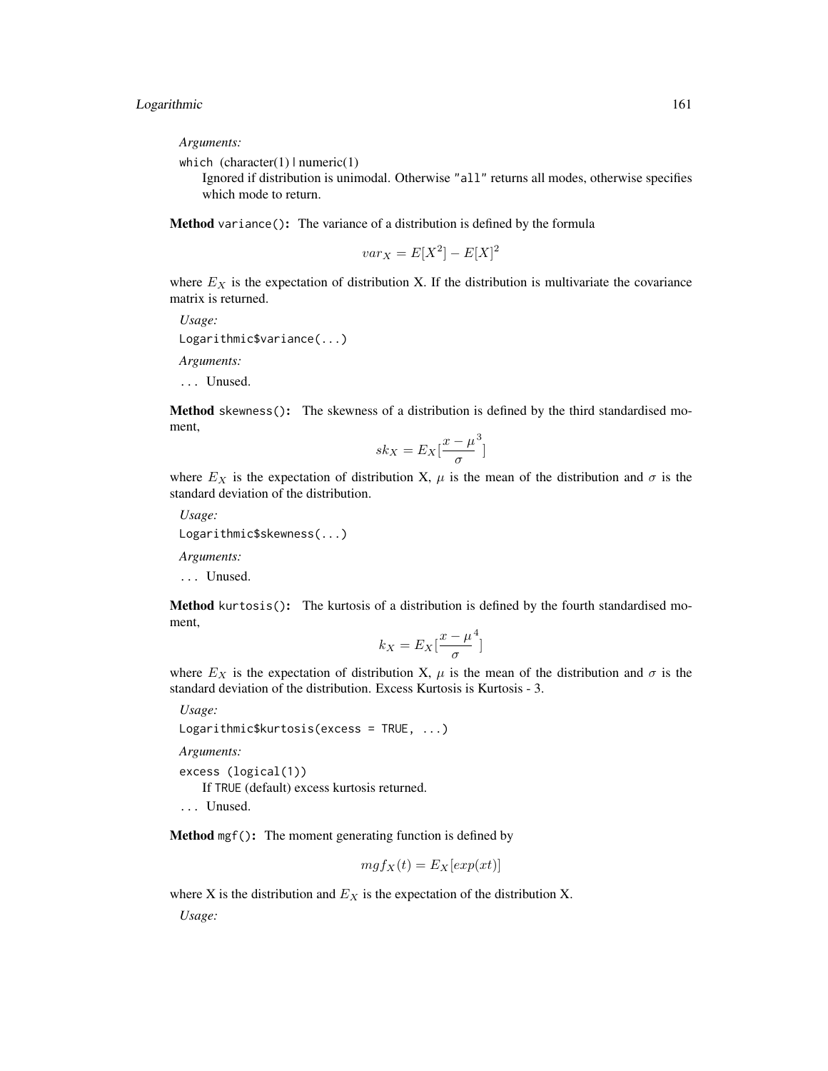*Arguments:*

which (character(1) | numeric(1))
: Ignored if distribution is unimodal. Otherwise "all" returns all modes, otherwise specifies which mode to return.

**Method** `variance()`: The variance of a distribution is defined by the formula

$$var_X = E[X^2] - E[X]^2$$

where $E_X$ is the expectation of distribution X. If the distribution is multivariate the covariance matrix is returned.

*Usage:*

```
Logarithmic$variance(...)
```

*Arguments:*

... Unused.

**Method** `skewness()`: The skewness of a distribution is defined by the third standardised moment,

$$sk_X = E_X[\frac{x - \mu}{\sigma}^3]$$

where $E_X$ is the expectation of distribution X, $\mu$ is the mean of the distribution and $\sigma$ is the standard deviation of the distribution.

*Usage:*

```
Logarithmic$skewness(...)
```

*Arguments:*

... Unused.

**Method** `kurtosis()`: The kurtosis of a distribution is defined by the fourth standardised moment,

$$k_X = E_X[\frac{x - \mu}{\sigma}^4]$$

where $E_X$ is the expectation of distribution X, $\mu$ is the mean of the distribution and $\sigma$ is the standard deviation of the distribution. Excess Kurtosis is Kurtosis - 3.

*Usage:*

```
Logarithmic$kurtosis(excess = TRUE, ...)
```

*Arguments:*

excess (logical(1))
: If TRUE (default) excess kurtosis returned.

... Unused.

**Method** `mgf()`: The moment generating function is defined by

$$mgf_X(t) = E_X[exp(xt)]$$

where X is the distribution and $E_X$ is the expectation of the distribution X.

*Usage:*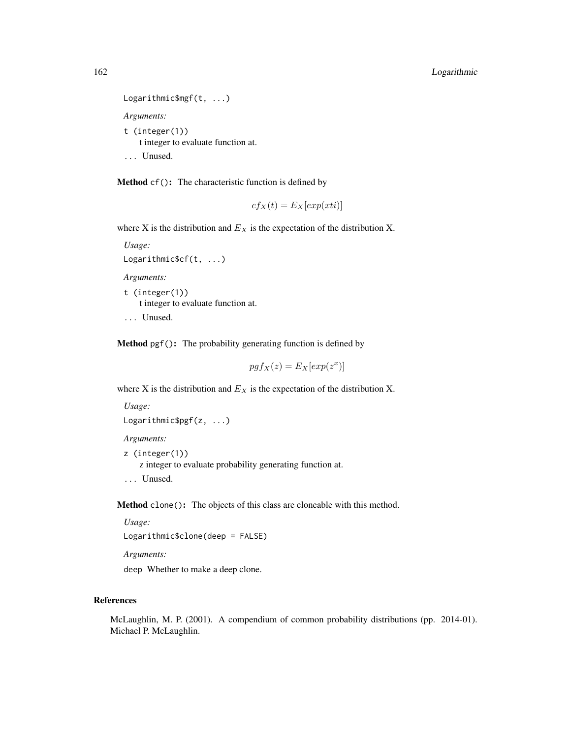```
Logarithmic$mgf(t, ...)
```

*Arguments:*

`t` (`integer(1)`)
t integer to evaluate function at.

`...` Unused.

**Method** `cf()`**:** The characteristic function is defined by

$$cf_X(t) = E_X[exp(xti)]$$

where X is the distribution and $E_X$ is the expectation of the distribution X.

*Usage:*

```
Logarithmic$cf(t, ...)
```

*Arguments:*

`t` (`integer(1)`)
t integer to evaluate function at.

`...` Unused.

**Method** `pgf()`**:** The probability generating function is defined by

$$pgf_X(z) = E_X[exp(z^x)]$$

where X is the distribution and $E_X$ is the expectation of the distribution X.

*Usage:*

```
Logarithmic$pgf(z, ...)
```

*Arguments:*

`z` (`integer(1)`)
z integer to evaluate probability generating function at.

`...` Unused.

**Method** `clone()`**:** The objects of this class are cloneable with this method.

*Usage:*

```
Logarithmic$clone(deep = FALSE)
```

*Arguments:*

`deep` Whether to make a deep clone.

## References

McLaughlin, M. P. (2001). A compendium of common probability distributions (pp. 2014-01). Michael P. McLaughlin.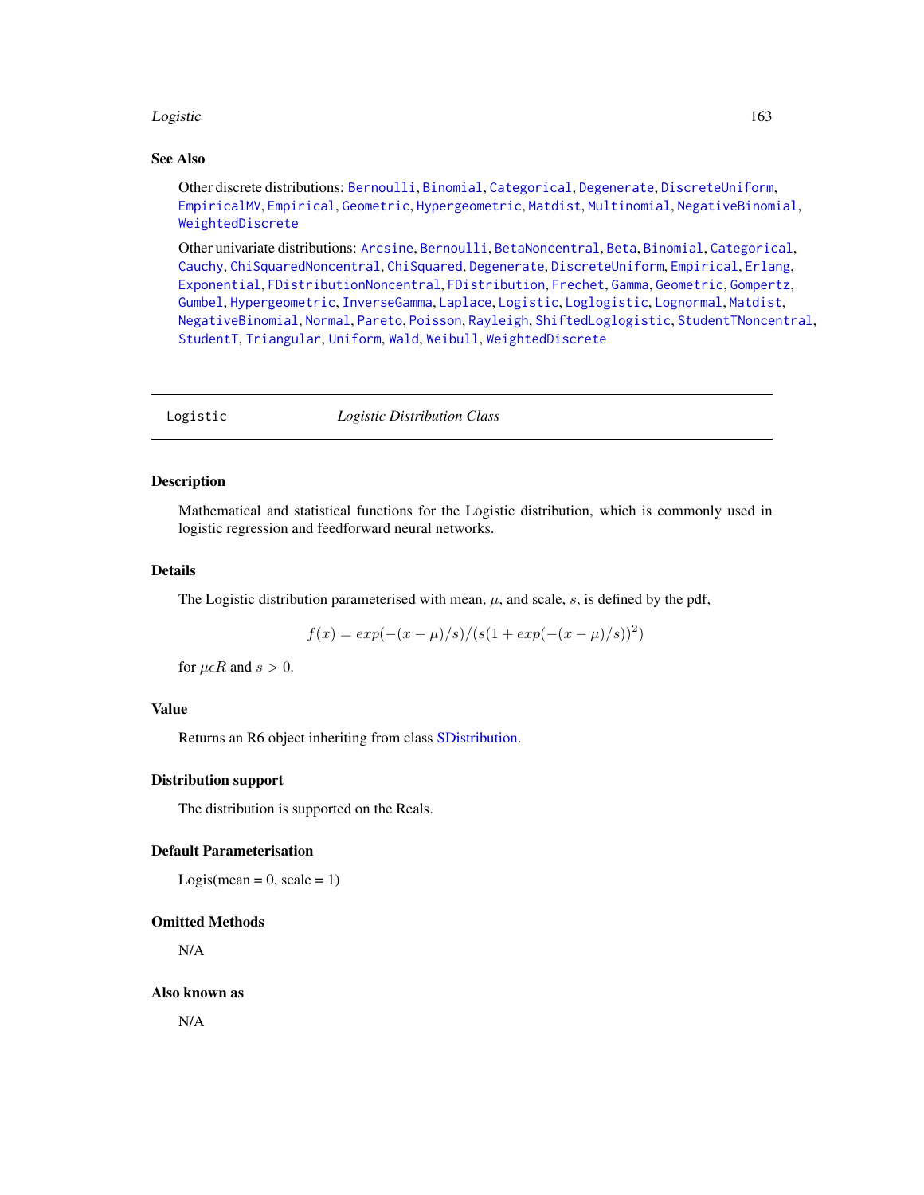## See Also

Other discrete distributions: Bernoulli, Binomial, Categorical, Degenerate, DiscreteUniform, EmpiricalMV, Empirical, Geometric, Hypergeometric, Matdist, Multinomial, NegativeBinomial, WeightedDiscrete

Other univariate distributions: Arcsine, Bernoulli, BetaNoncentral, Beta, Binomial, Categorical, Cauchy, ChiSquaredNoncentral, ChiSquared, Degenerate, DiscreteUniform, Empirical, Erlang, Exponential, FDistributionNoncentral, FDistribution, Frechet, Gamma, Geometric, Gompertz, Gumbel, Hypergeometric, InverseGamma, Laplace, Logistic, Loglogistic, Lognormal, Matdist, NegativeBinomial, Normal, Pareto, Poisson, Rayleigh, ShiftedLoglogistic, StudentTNoncentral, StudentT, Triangular, Uniform, Wald, Weibull, WeightedDiscrete

---

`Logistic` &nbsp;&nbsp;&nbsp;&nbsp; *Logistic Distribution Class*

---

## Description

Mathematical and statistical functions for the Logistic distribution, which is commonly used in logistic regression and feedforward neural networks.

## Details

The Logistic distribution parameterised with mean, $\mu$, and scale, $s$, is defined by the pdf,

$$f(x) = exp(-(x - \mu)/s)/(s(1 + exp(-(x - \mu)/s))^2)$$

for $\mu \epsilon R$ and $s > 0$.

## Value

Returns an R6 object inheriting from class SDistribution.

## Distribution support

The distribution is supported on the Reals.

## Default Parameterisation

Logis(mean = 0, scale = 1)

## Omitted Methods

N/A

## Also known as

N/A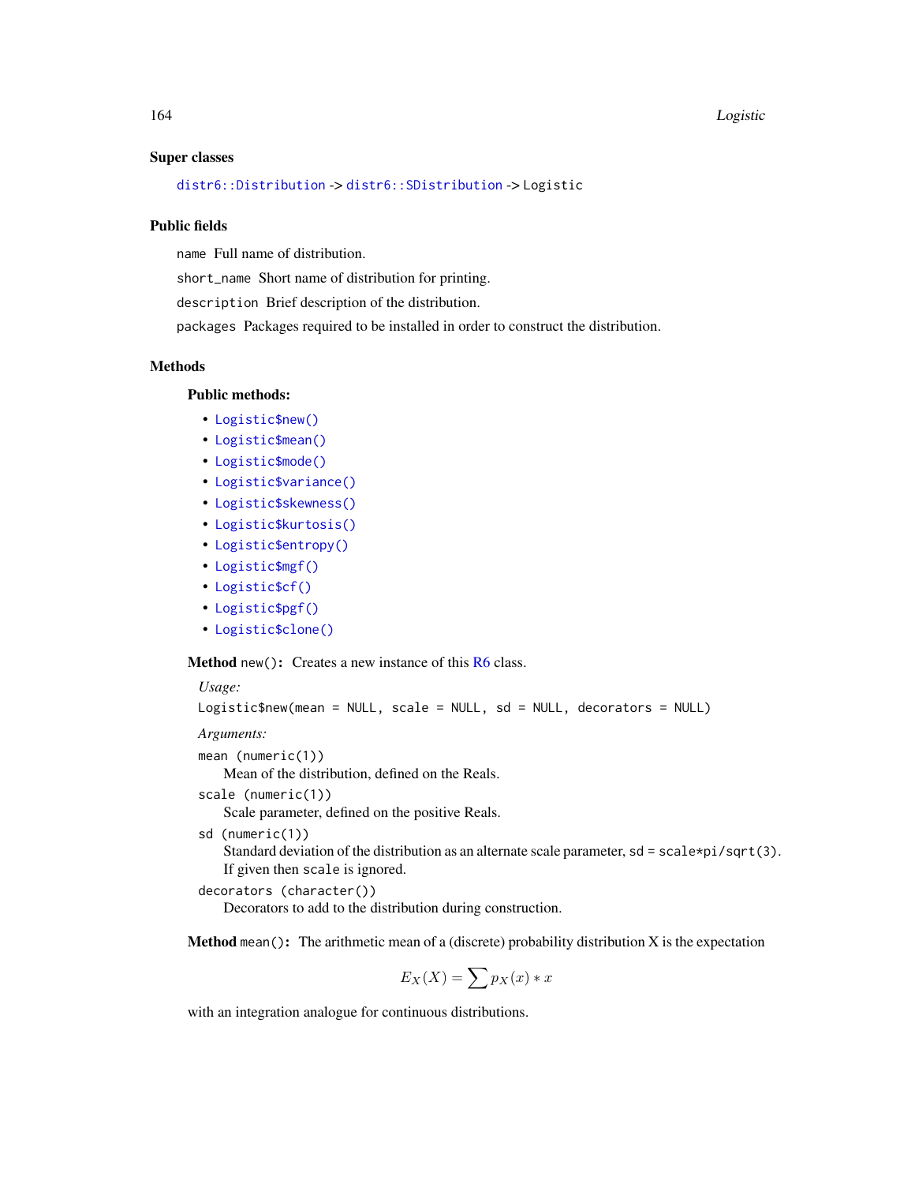### Super classes

distr6::Distribution -> distr6::SDistribution -> Logistic

### Public fields

`name` Full name of distribution.

`short_name` Short name of distribution for printing.

`description` Brief description of the distribution.

`packages` Packages required to be installed in order to construct the distribution.

### Methods

#### Public methods:

- `Logistic$new()`
- `Logistic$mean()`
- `Logistic$mode()`
- `Logistic$variance()`
- `Logistic$skewness()`
- `Logistic$kurtosis()`
- `Logistic$entropy()`
- `Logistic$mgf()`
- `Logistic$cf()`
- `Logistic$pgf()`
- `Logistic$clone()`

**Method** `new()`: Creates a new instance of this R6 class.

*Usage:*

```
Logistic$new(mean = NULL, scale = NULL, sd = NULL, decorators = NULL)
```

*Arguments:*

`mean` (numeric(1))
Mean of the distribution, defined on the Reals.

`scale` (numeric(1))
Scale parameter, defined on the positive Reals.

`sd` (numeric(1))
Standard deviation of the distribution as an alternate scale parameter, `sd = scale*pi/sqrt(3)`. If given then `scale` is ignored.

`decorators` (character())
Decorators to add to the distribution during construction.

**Method** `mean()`: The arithmetic mean of a (discrete) probability distribution X is the expectation

$$E_X(X) = \sum p_X(x) * x$$

with an integration analogue for continuous distributions.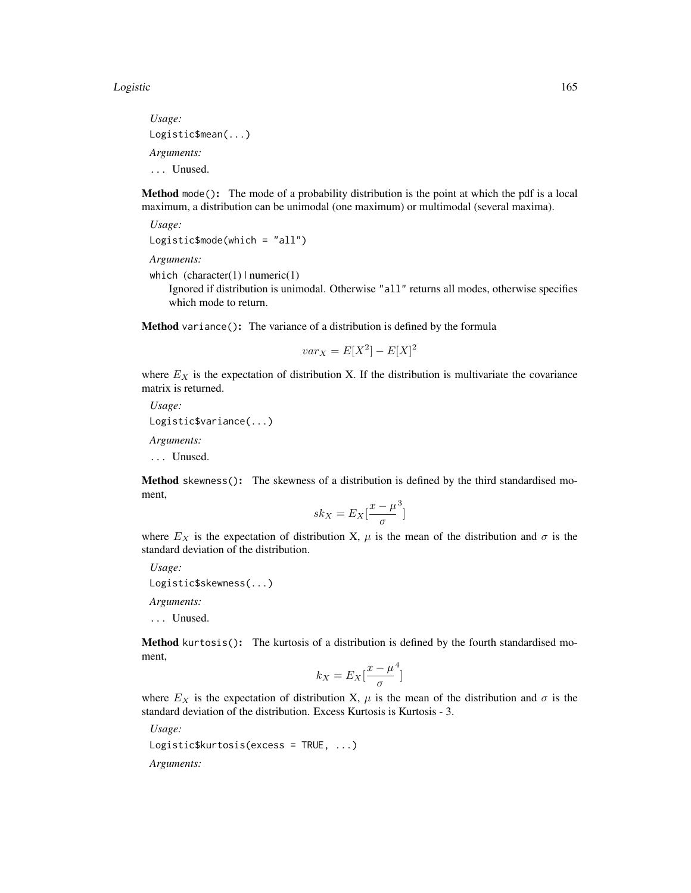*Usage:*

```
Logistic$mean(...)
```

*Arguments:*

`...` Unused.

**Method** `mode()`: The mode of a probability distribution is the point at which the pdf is a local maximum, a distribution can be unimodal (one maximum) or multimodal (several maxima).

*Usage:*

```
Logistic$mode(which = "all")
```

*Arguments:*

`which` (character(1) | numeric(1)
: Ignored if distribution is unimodal. Otherwise `"all"` returns all modes, otherwise specifies which mode to return.

**Method** `variance()`: The variance of a distribution is defined by the formula

$$var_X = E[X^2] - E[X]^2$$

where $E_X$ is the expectation of distribution X. If the distribution is multivariate the covariance matrix is returned.

*Usage:*

```
Logistic$variance(...)
```

*Arguments:*

`...` Unused.

**Method** `skewness()`: The skewness of a distribution is defined by the third standardised moment,

$$sk_X = E_X[\frac{x - \mu}{\sigma}^3]$$

where $E_X$ is the expectation of distribution X, $\mu$ is the mean of the distribution and $\sigma$ is the standard deviation of the distribution.

*Usage:*

```
Logistic$skewness(...)
```

*Arguments:*

`...` Unused.

**Method** `kurtosis()`: The kurtosis of a distribution is defined by the fourth standardised moment,

$$k_X = E_X[\frac{x - \mu}{\sigma}^4]$$

where $E_X$ is the expectation of distribution X, $\mu$ is the mean of the distribution and $\sigma$ is the standard deviation of the distribution. Excess Kurtosis is Kurtosis - 3.

*Usage:*

```
Logistic$kurtosis(excess = TRUE, ...)
```

*Arguments:*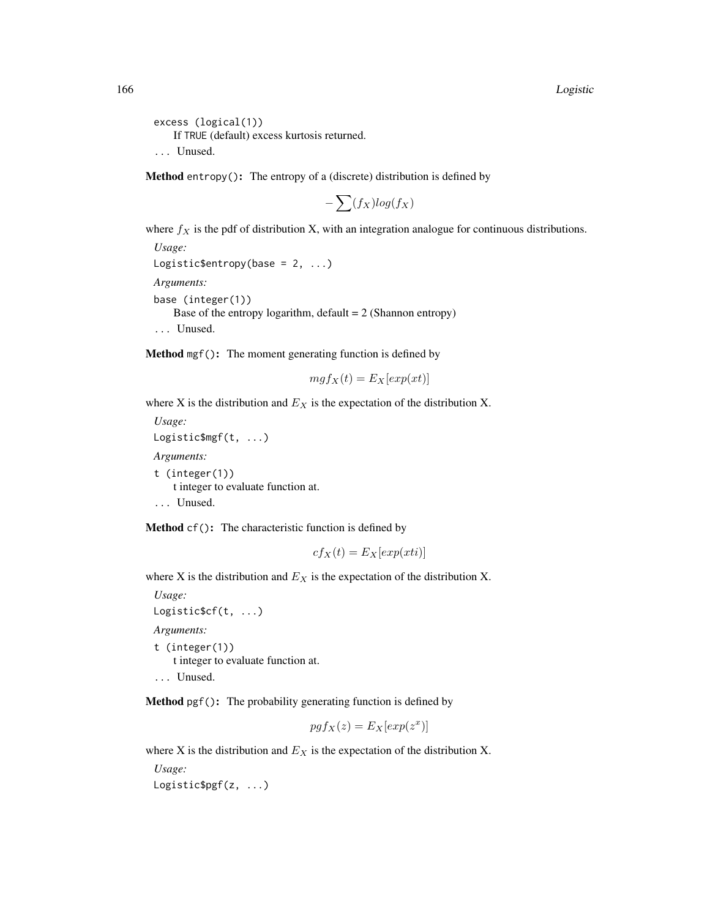excess (logical(1))
: If TRUE (default) excess kurtosis returned.

... Unused.

**Method** `entropy()`**:** The entropy of a (discrete) distribution is defined by

$$-\sum(f_X)log(f_X)$$

where $f_X$ is the pdf of distribution X, with an integration analogue for continuous distributions.

*Usage:*

```
Logistic$entropy(base = 2, ...)
```

*Arguments:*

base (integer(1))
: Base of the entropy logarithm, default = 2 (Shannon entropy)

... Unused.

**Method** `mgf()`**:** The moment generating function is defined by

$$mgf_X(t) = E_X[exp(xt)]$$

where X is the distribution and $E_X$ is the expectation of the distribution X.

*Usage:*

```
Logistic$mgf(t, ...)
```

*Arguments:*

t (integer(1))
: t integer to evaluate function at.

... Unused.

**Method** `cf()`**:** The characteristic function is defined by

$$cf_X(t) = E_X[exp(xti)]$$

where X is the distribution and $E_X$ is the expectation of the distribution X.

*Usage:*

```
Logistic$cf(t, ...)
```

*Arguments:*

t (integer(1))
: t integer to evaluate function at.

... Unused.

**Method** `pgf()`**:** The probability generating function is defined by

$$pgf_X(z) = E_X[exp(z^x)]$$

where X is the distribution and $E_X$ is the expectation of the distribution X.

*Usage:*

```
Logistic$pgf(z, ...)
```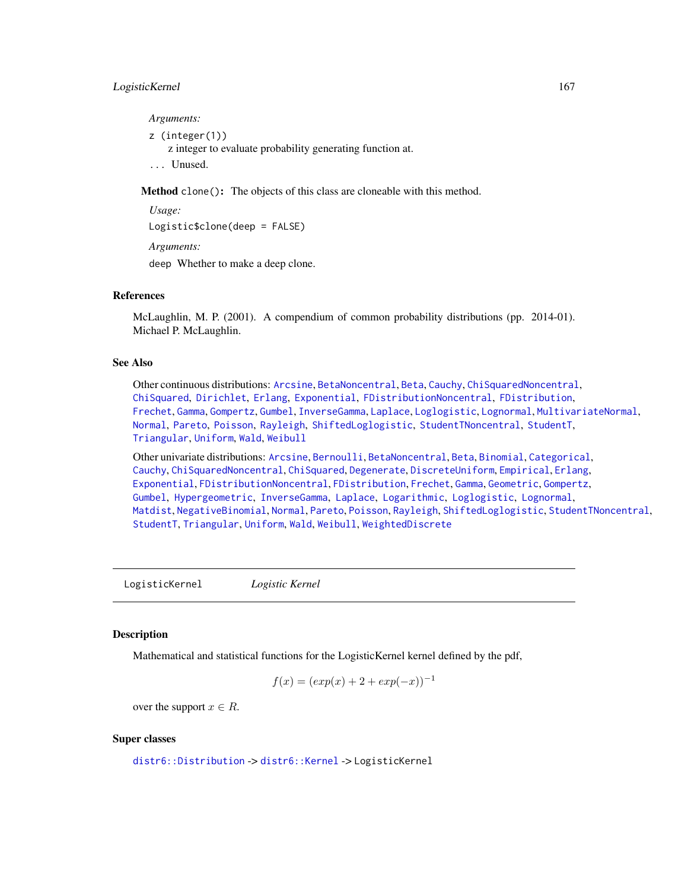*Arguments:*

z (integer(1))
 z integer to evaluate probability generating function at.

... Unused.

**Method** `clone()`: The objects of this class are cloneable with this method.

*Usage:*

```
Logistic$clone(deep = FALSE)
```

*Arguments:*

deep Whether to make a deep clone.

## References

McLaughlin, M. P. (2001). A compendium of common probability distributions (pp. 2014-01). Michael P. McLaughlin.

## See Also

Other continuous distributions: Arcsine, BetaNoncentral, Beta, Cauchy, ChiSquaredNoncentral, ChiSquared, Dirichlet, Erlang, Exponential, FDistributionNoncentral, FDistribution, Frechet, Gamma, Gompertz, Gumbel, InverseGamma, Laplace, Loglogistic, Lognormal, MultivariateNormal, Normal, Pareto, Poisson, Rayleigh, ShiftedLoglogistic, StudentTNoncentral, StudentT, Triangular, Uniform, Wald, Weibull

Other univariate distributions: Arcsine, Bernoulli, BetaNoncentral, Beta, Binomial, Categorical, Cauchy, ChiSquaredNoncentral, ChiSquared, Degenerate, DiscreteUniform, Empirical, Erlang, Exponential, FDistributionNoncentral, FDistribution, Frechet, Gamma, Geometric, Gompertz, Gumbel, Hypergeometric, InverseGamma, Laplace, Logarithmic, Loglogistic, Lognormal, Matdist, NegativeBinomial, Normal, Pareto, Poisson, Rayleigh, ShiftedLoglogistic, StudentTNoncentral, StudentT, Triangular, Uniform, Wald, Weibull, WeightedDiscrete

---

`LogisticKernel` *Logistic Kernel*

---

## Description

Mathematical and statistical functions for the LogisticKernel kernel defined by the pdf,

$$f(x) = (exp(x) + 2 + exp(-x))^{-1}$$

over the support $x \in R$.

## Super classes

`distr6::Distribution` -> `distr6::Kernel` -> `LogisticKernel`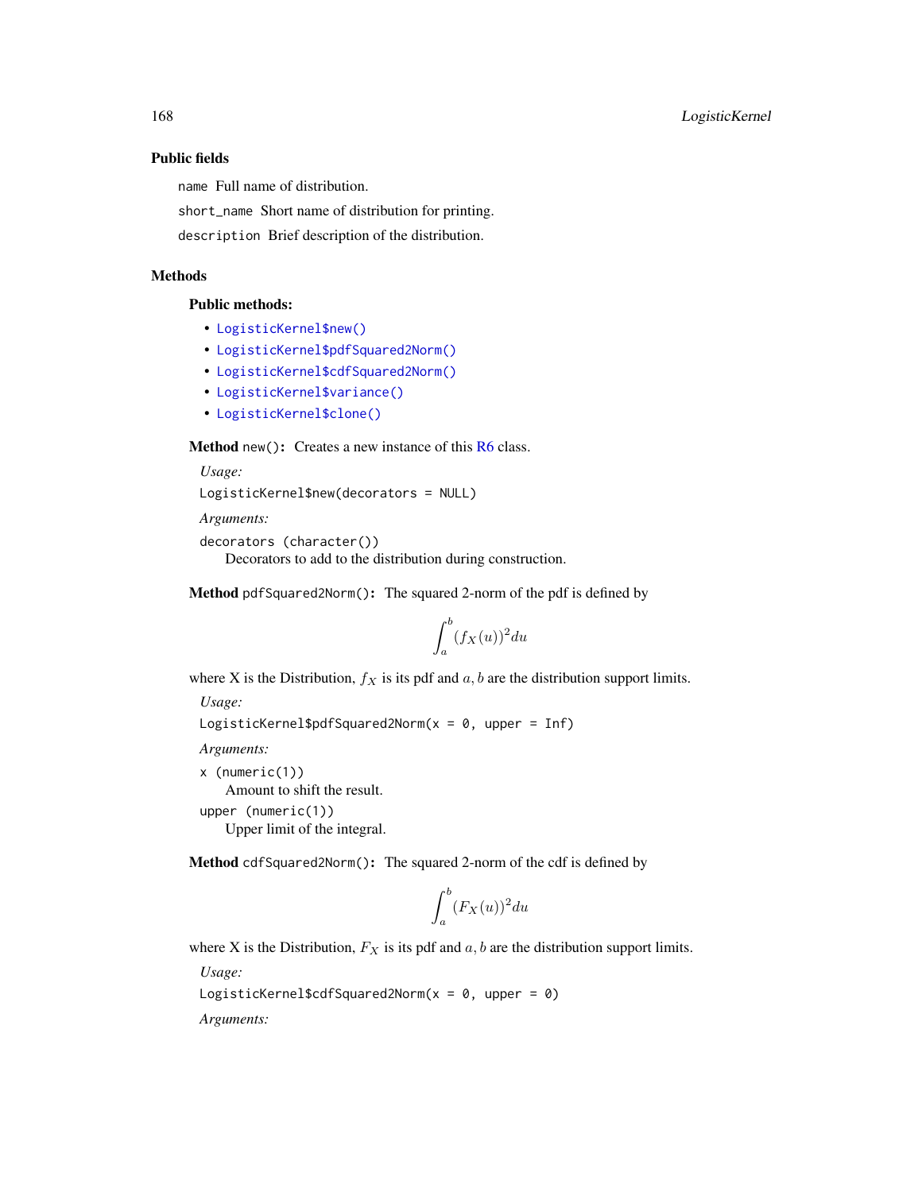### Public fields

`name` Full name of distribution.

`short_name` Short name of distribution for printing.

`description` Brief description of the distribution.

### Methods

#### Public methods:

- `LogisticKernel$new()`
- `LogisticKernel$pdfSquared2Norm()`
- `LogisticKernel$cdfSquared2Norm()`
- `LogisticKernel$variance()`
- `LogisticKernel$clone()`

**Method** `new()`**:** Creates a new instance of this R6 class.

*Usage:*

```
LogisticKernel$new(decorators = NULL)
```

*Arguments:*

`decorators (character())`
Decorators to add to the distribution during construction.

**Method** `pdfSquared2Norm()`**:** The squared 2-norm of the pdf is defined by

$$\int_a^b (f_X(u))^2 du$$

where X is the Distribution, $f_X$ is its pdf and $a, b$ are the distribution support limits.

*Usage:*

```
LogisticKernel$pdfSquared2Norm(x = 0, upper = Inf)
```

*Arguments:*

`x (numeric(1))`
Amount to shift the result.

`upper (numeric(1))`
Upper limit of the integral.

**Method** `cdfSquared2Norm()`**:** The squared 2-norm of the cdf is defined by

$$\int_a^b (F_X(u))^2 du$$

where X is the Distribution, $F_X$ is its pdf and $a, b$ are the distribution support limits.

*Usage:*

```
LogisticKernel$cdfSquared2Norm(x = 0, upper = 0)
```

*Arguments:*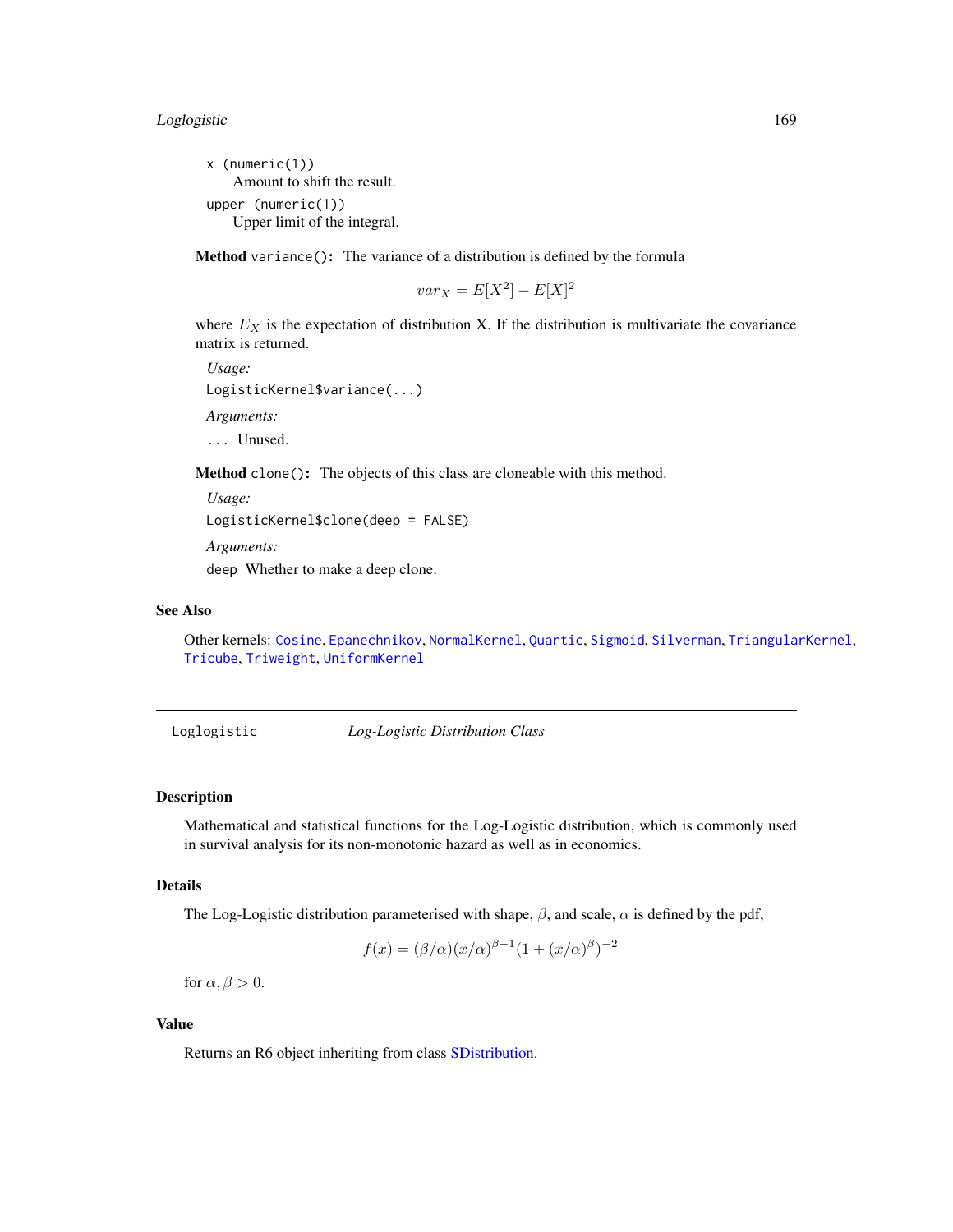`x (numeric(1))`
Amount to shift the result.

`upper (numeric(1))`
Upper limit of the integral.

**Method** `variance()`**:** The variance of a distribution is defined by the formula

$$var_X = E[X^2] - E[X]^2$$

where $E_X$ is the expectation of distribution X. If the distribution is multivariate the covariance matrix is returned.

*Usage:*

```
LogisticKernel$variance(...)
```

*Arguments:*

`...` Unused.

**Method** `clone()`**:** The objects of this class are cloneable with this method.

*Usage:*

```
LogisticKernel$clone(deep = FALSE)
```

*Arguments:*

`deep` Whether to make a deep clone.

### See Also

Other kernels: `Cosine`, `Epanechnikov`, `NormalKernel`, `Quartic`, `Sigmoid`, `Silverman`, `TriangularKernel`, `Tricube`, `Triweight`, `UniformKernel`

---

## Loglogistic *Log-Logistic Distribution Class*

---

### Description

Mathematical and statistical functions for the Log-Logistic distribution, which is commonly used in survival analysis for its non-monotonic hazard as well as in economics.

### Details

The Log-Logistic distribution parameterised with shape, $\beta$, and scale, $\alpha$ is defined by the pdf,

$$f(x) = (\beta/\alpha)(x/\alpha)^{\beta-1}(1 + (x/\alpha)^{\beta})^{-2}$$

for $\alpha, \beta > 0$.

### Value

Returns an R6 object inheriting from class SDistribution.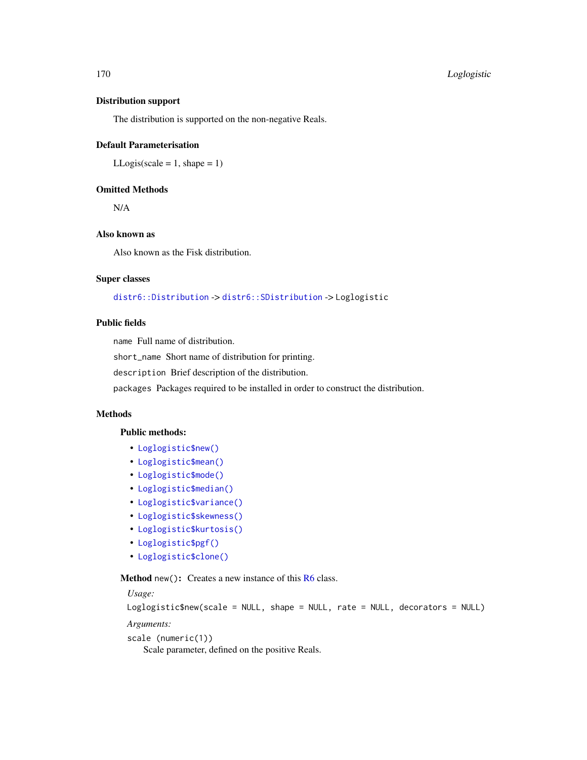### Distribution support

The distribution is supported on the non-negative Reals.

### Default Parameterisation

LLogis(scale = 1, shape = 1)

### Omitted Methods

N/A

### Also known as

Also known as the Fisk distribution.

### Super classes

`distr6::Distribution` -> `distr6::SDistribution` -> `Loglogistic`

### Public fields

`name` Full name of distribution.

`short_name` Short name of distribution for printing.

`description` Brief description of the distribution.

`packages` Packages required to be installed in order to construct the distribution.

### Methods

#### Public methods:

- `Loglogistic$new()`
- `Loglogistic$mean()`
- `Loglogistic$mode()`
- `Loglogistic$median()`
- `Loglogistic$variance()`
- `Loglogistic$skewness()`
- `Loglogistic$kurtosis()`
- `Loglogistic$pgf()`
- `Loglogistic$clone()`

**Method** `new()`**:** Creates a new instance of this R6 class.

*Usage:*

```
Loglogistic$new(scale = NULL, shape = NULL, rate = NULL, decorators = NULL)
```

*Arguments:*

`scale (numeric(1))`
Scale parameter, defined on the positive Reals.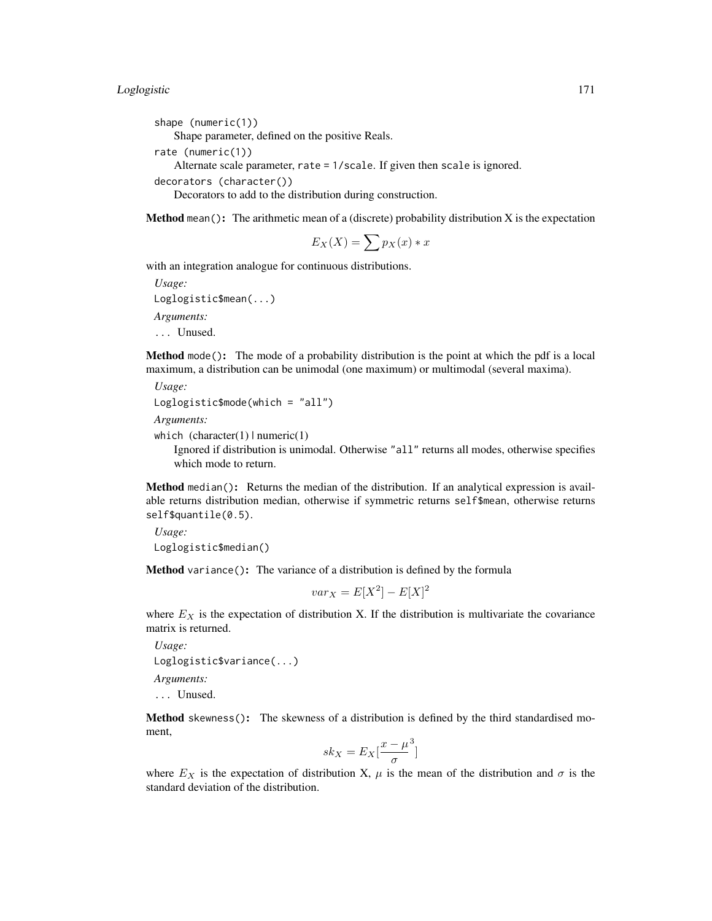shape (numeric(1))
: Shape parameter, defined on the positive Reals.

rate (numeric(1))
: Alternate scale parameter, rate = 1/scale. If given then scale is ignored.

decorators (character())
: Decorators to add to the distribution during construction.

**Method** `mean()`**:** The arithmetic mean of a (discrete) probability distribution X is the expectation

$$E_X(X) = \sum p_X(x) * x$$

with an integration analogue for continuous distributions.

*Usage:*

```
Loglogistic$mean(...)
```

*Arguments:*

... Unused.

**Method** `mode()`**:** The mode of a probability distribution is the point at which the pdf is a local maximum, a distribution can be unimodal (one maximum) or multimodal (several maxima).

*Usage:*

```
Loglogistic$mode(which = "all")
```

*Arguments:*

which (character(1) | numeric(1))
: Ignored if distribution is unimodal. Otherwise "all" returns all modes, otherwise specifies which mode to return.

**Method** `median()`**:** Returns the median of the distribution. If an analytical expression is available returns distribution median, otherwise if symmetric returns self$mean, otherwise returns self$quantile(0.5).

*Usage:*

```
Loglogistic$median()
```

**Method** `variance()`**:** The variance of a distribution is defined by the formula

$$var_X = E[X^2] - E[X]^2$$

where $E_X$ is the expectation of distribution X. If the distribution is multivariate the covariance matrix is returned.

*Usage:*

```
Loglogistic$variance(...)
```

*Arguments:*

... Unused.

**Method** `skewness()`**:** The skewness of a distribution is defined by the third standardised moment,

$$sk_X = E_X[\frac{x - \mu}{\sigma}^3]$$

where $E_X$ is the expectation of distribution X, $\mu$ is the mean of the distribution and $\sigma$ is the standard deviation of the distribution.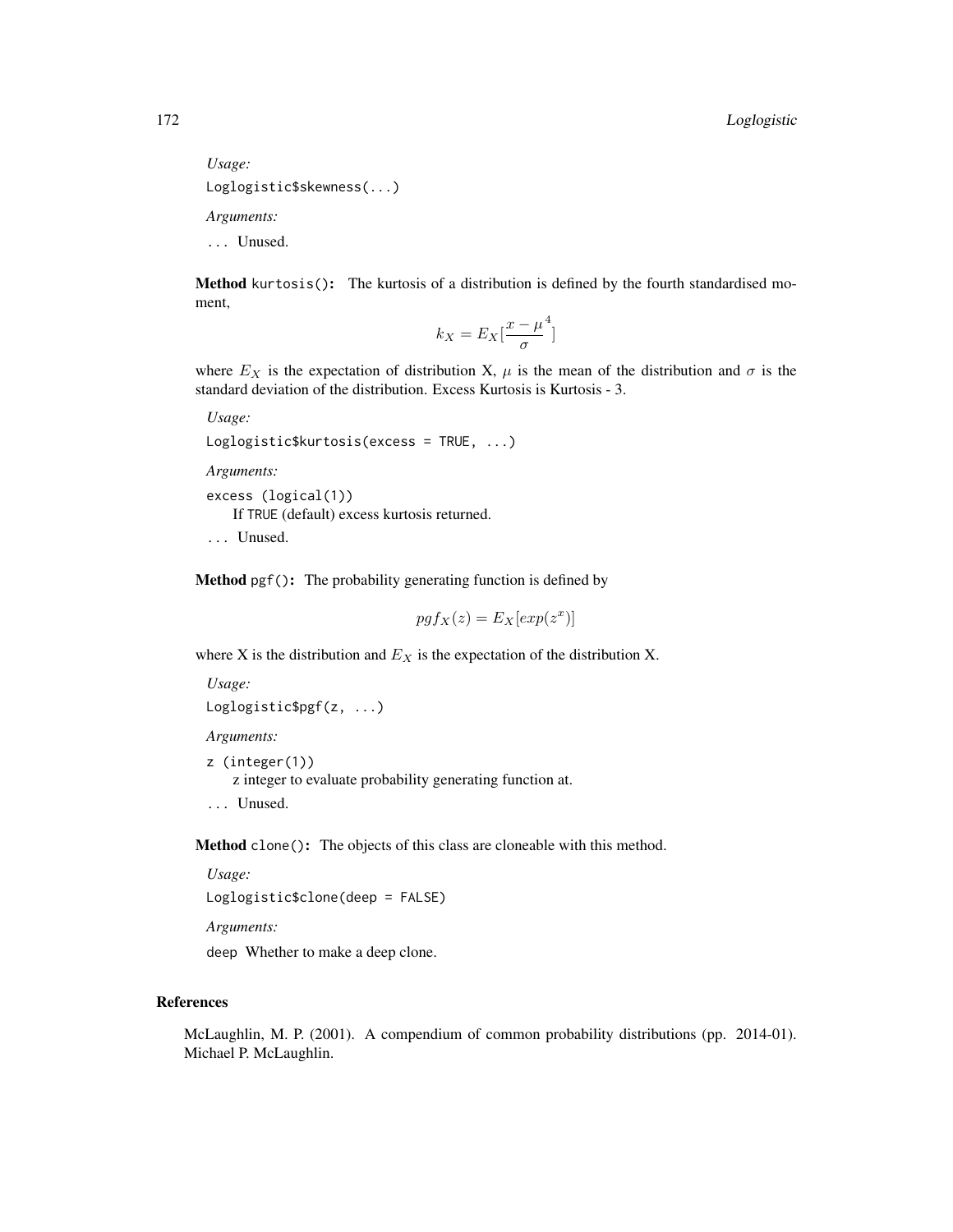*Usage:*

```
Loglogistic$skewness(...)
```

*Arguments:*

`...` Unused.

**Method** `kurtosis()`**:** The kurtosis of a distribution is defined by the fourth standardised moment,

$$k_X = E_X[\frac{x - \mu}{\sigma}^4]$$

where $E_X$ is the expectation of distribution X, $\mu$ is the mean of the distribution and $\sigma$ is the standard deviation of the distribution. Excess Kurtosis is Kurtosis - 3.

*Usage:*

```
Loglogistic$kurtosis(excess = TRUE, ...)
```

*Arguments:*

`excess` (`logical(1)`)
  If `TRUE` (default) excess kurtosis returned.

`...` Unused.

**Method** `pgf()`**:** The probability generating function is defined by

$$pgf_X(z) = E_X[exp(z^x)]$$

where X is the distribution and $E_X$ is the expectation of the distribution X.

*Usage:*

```
Loglogistic$pgf(z, ...)
```

*Arguments:*

`z` (`integer(1)`)
  z integer to evaluate probability generating function at.

`...` Unused.

**Method** `clone()`**:** The objects of this class are cloneable with this method.

*Usage:*

```
Loglogistic$clone(deep = FALSE)
```

*Arguments:*

`deep` Whether to make a deep clone.

## References

McLaughlin, M. P. (2001). A compendium of common probability distributions (pp. 2014-01). Michael P. McLaughlin.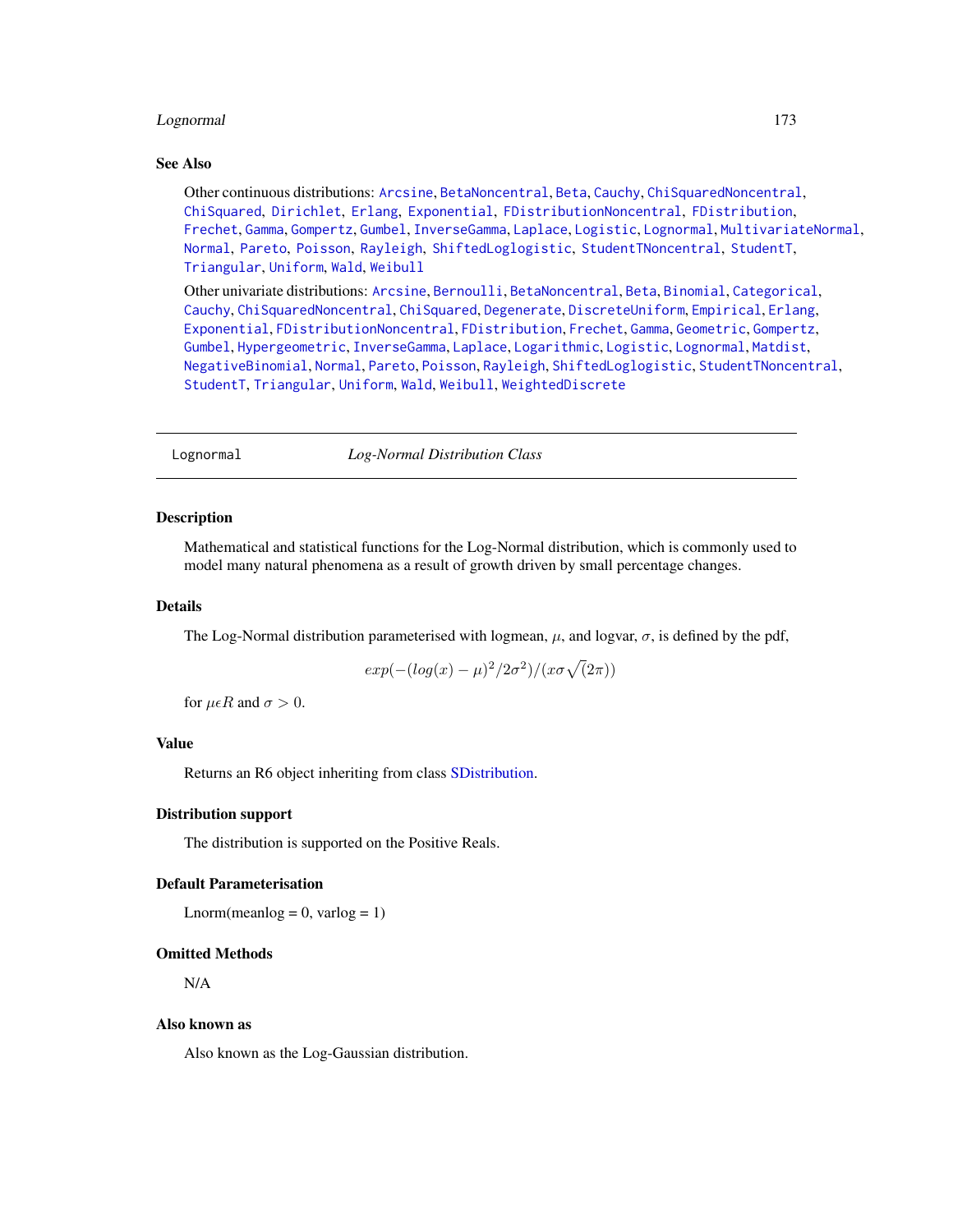## See Also

Other continuous distributions: Arcsine, BetaNoncentral, Beta, Cauchy, ChiSquaredNoncentral, ChiSquared, Dirichlet, Erlang, Exponential, FDistributionNoncentral, FDistribution, Frechet, Gamma, Gompertz, Gumbel, InverseGamma, Laplace, Logistic, Lognormal, MultivariateNormal, Normal, Pareto, Poisson, Rayleigh, ShiftedLoglogistic, StudentTNoncentral, StudentT, Triangular, Uniform, Wald, Weibull

Other univariate distributions: Arcsine, Bernoulli, BetaNoncentral, Beta, Binomial, Categorical, Cauchy, ChiSquaredNoncentral, ChiSquared, Degenerate, DiscreteUniform, Empirical, Erlang, Exponential, FDistributionNoncentral, FDistribution, Frechet, Gamma, Geometric, Gompertz, Gumbel, Hypergeometric, InverseGamma, Laplace, Logarithmic, Logistic, Lognormal, Matdist, NegativeBinomial, Normal, Pareto, Poisson, Rayleigh, ShiftedLoglogistic, StudentTNoncentral, StudentT, Triangular, Uniform, Wald, Weibull, WeightedDiscrete

---

# Lognormal — *Log-Normal Distribution Class*

## Description

Mathematical and statistical functions for the Log-Normal distribution, which is commonly used to model many natural phenomena as a result of growth driven by small percentage changes.

## Details

The Log-Normal distribution parameterised with logmean, $\mu$, and logvar, $\sigma$, is defined by the pdf,

$$exp(-(log(x) - \mu)^2/2\sigma^2)/(x\sigma\sqrt(2\pi))$$

for $\mu \epsilon R$ and $\sigma > 0$.

## Value

Returns an R6 object inheriting from class SDistribution.

## Distribution support

The distribution is supported on the Positive Reals.

## Default Parameterisation

Lnorm(meanlog = 0, varlog = 1)

## Omitted Methods

N/A

## Also known as

Also known as the Log-Gaussian distribution.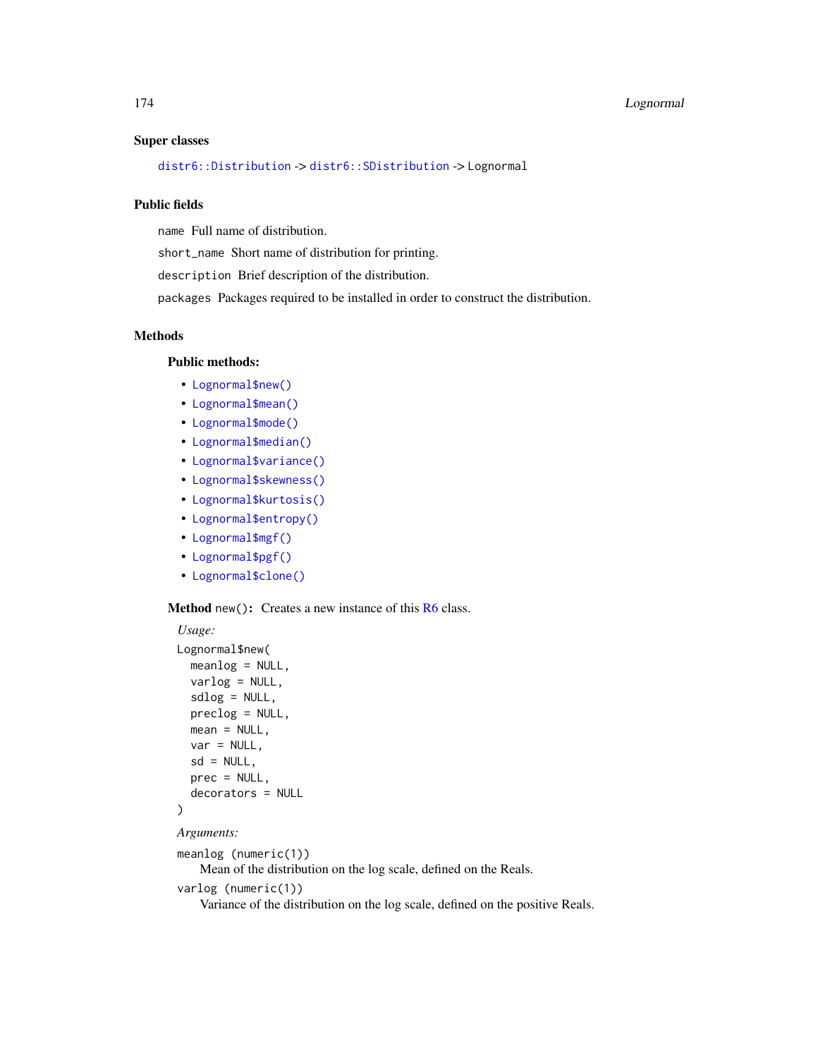### Super classes

`distr6::Distribution` -> `distr6::SDistribution` -> Lognormal

### Public fields

`name` Full name of distribution.

`short_name` Short name of distribution for printing.

`description` Brief description of the distribution.

`packages` Packages required to be installed in order to construct the distribution.

### Methods

#### Public methods:

- `Lognormal$new()`
- `Lognormal$mean()`
- `Lognormal$mode()`
- `Lognormal$median()`
- `Lognormal$variance()`
- `Lognormal$skewness()`
- `Lognormal$kurtosis()`
- `Lognormal$entropy()`
- `Lognormal$mgf()`
- `Lognormal$pgf()`
- `Lognormal$clone()`

**Method** `new()`**:** Creates a new instance of this R6 class.

*Usage:*

```
Lognormal$new(
  meanlog = NULL,
  varlog = NULL,
  sdlog = NULL,
  preclog = NULL,
  mean = NULL,
  var = NULL,
  sd = NULL,
  prec = NULL,
  decorators = NULL
)
```

*Arguments:*

`meanlog (numeric(1))`
  Mean of the distribution on the log scale, defined on the Reals.

`varlog (numeric(1))`
  Variance of the distribution on the log scale, defined on the positive Reals.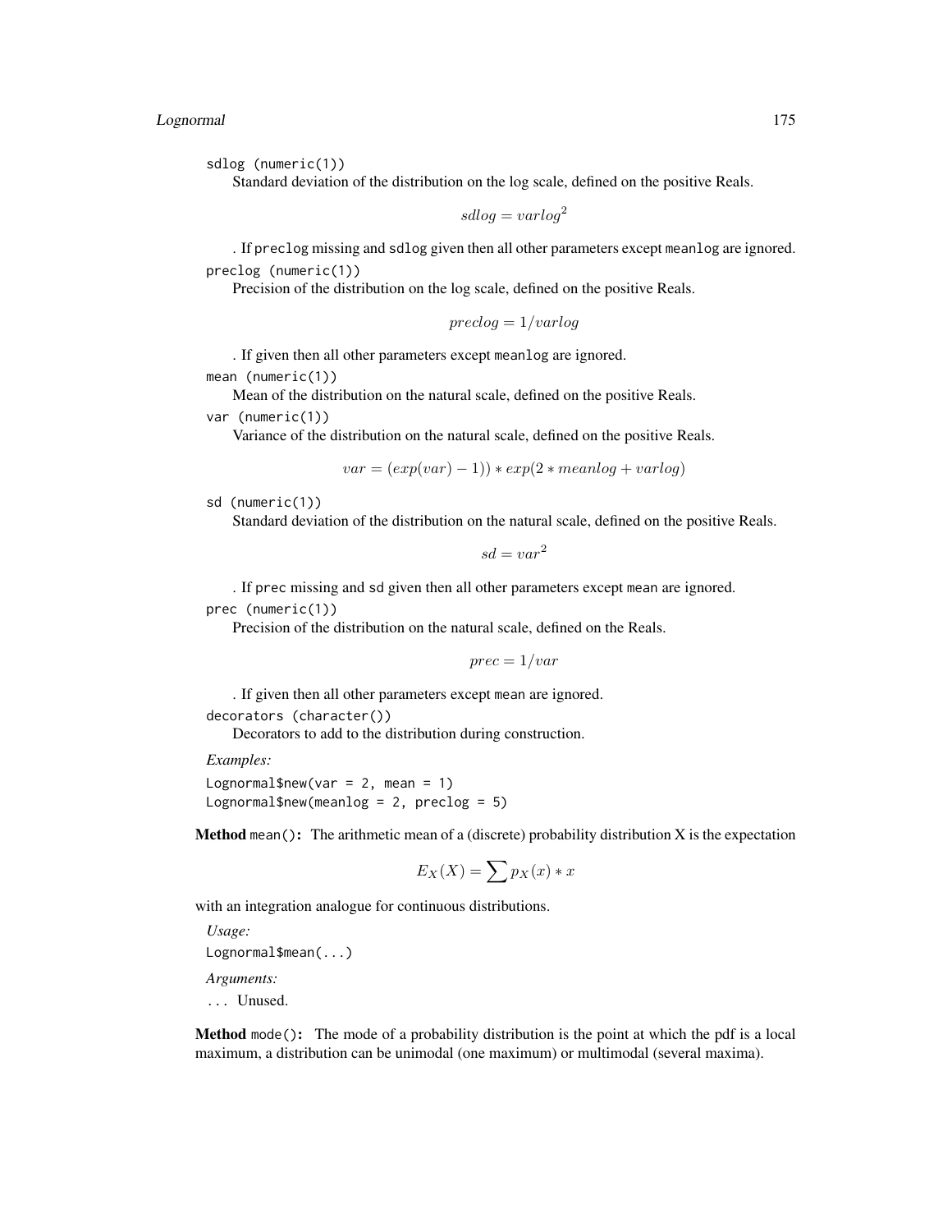`sdlog` (numeric(1))
: Standard deviation of the distribution on the log scale, defined on the positive Reals.

$$sdlog = varlog^2$$

. If `preclog` missing and `sdlog` given then all other parameters except `meanlog` are ignored.

`preclog` (numeric(1))
: Precision of the distribution on the log scale, defined on the positive Reals.

$$preclog = 1/varlog$$

. If given then all other parameters except `meanlog` are ignored.

`mean` (numeric(1))
: Mean of the distribution on the natural scale, defined on the positive Reals.

`var` (numeric(1))
: Variance of the distribution on the natural scale, defined on the positive Reals.

$$var = (exp(var) - 1)) * exp(2 * meanlog + varlog)$$

`sd` (numeric(1))
: Standard deviation of the distribution on the natural scale, defined on the positive Reals.

$$sd = var^2$$

. If `prec` missing and `sd` given then all other parameters except `mean` are ignored.

`prec` (numeric(1))
: Precision of the distribution on the natural scale, defined on the Reals.

$$prec = 1/var$$

. If given then all other parameters except `mean` are ignored.

`decorators` (character())
: Decorators to add to the distribution during construction.

*Examples:*

```
Lognormal$new(var = 2, mean = 1)
Lognormal$new(meanlog = 2, preclog = 5)
```

**Method** `mean()`: The arithmetic mean of a (discrete) probability distribution X is the expectation

$$E_X(X) = \sum p_X(x) * x$$

with an integration analogue for continuous distributions.

*Usage:*

```
Lognormal$mean(...)
```

*Arguments:*

`...` Unused.

**Method** `mode()`: The mode of a probability distribution is the point at which the pdf is a local maximum, a distribution can be unimodal (one maximum) or multimodal (several maxima).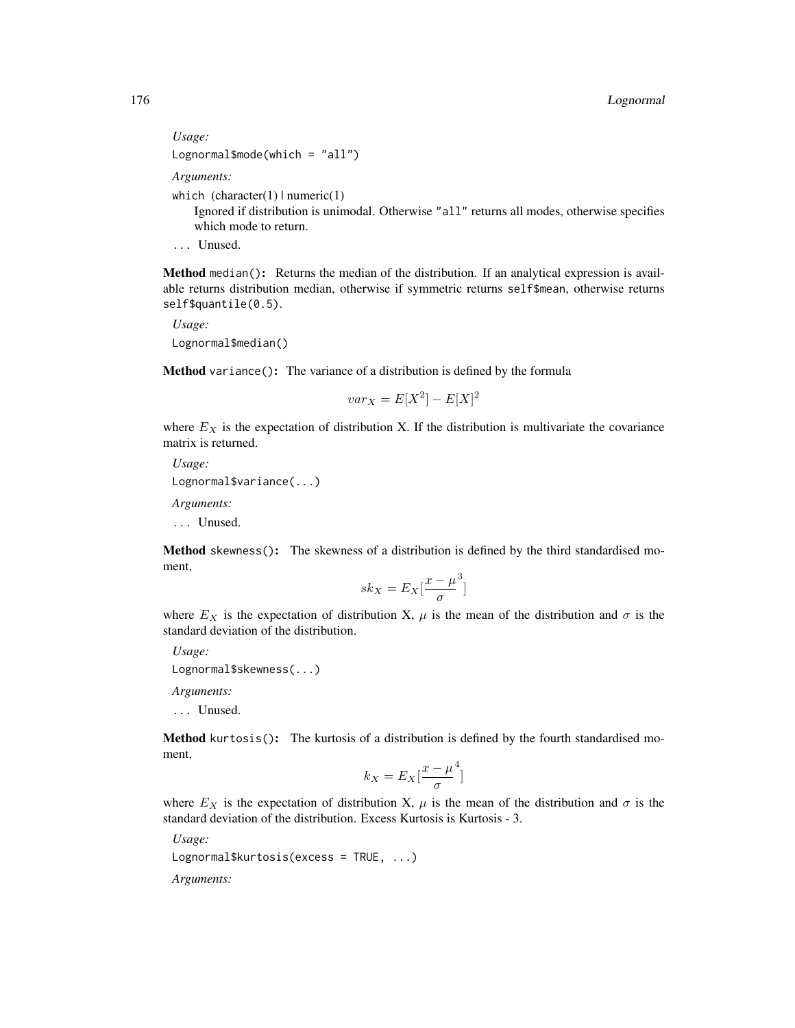*Usage:*

```
Lognormal$mode(which = "all")
```

*Arguments:*

`which` (character(1) | numeric(1))
: Ignored if distribution is unimodal. Otherwise "all" returns all modes, otherwise specifies which mode to return.

`...` Unused.

**Method** `median()`**:** Returns the median of the distribution. If an analytical expression is available returns distribution median, otherwise if symmetric returns `self$mean`, otherwise returns `self$quantile(0.5)`.

*Usage:*

```
Lognormal$median()
```

**Method** `variance()`**:** The variance of a distribution is defined by the formula

$$var_X = E[X^2] - E[X]^2$$

where $E_X$ is the expectation of distribution X. If the distribution is multivariate the covariance matrix is returned.

*Usage:*

```
Lognormal$variance(...)
```

*Arguments:*

`...` Unused.

**Method** `skewness()`**:** The skewness of a distribution is defined by the third standardised moment,

$$sk_X = E_X[\frac{x - \mu}{\sigma}^3]$$

where $E_X$ is the expectation of distribution X, $\mu$ is the mean of the distribution and $\sigma$ is the standard deviation of the distribution.

*Usage:*

```
Lognormal$skewness(...)
```

*Arguments:*

`...` Unused.

**Method** `kurtosis()`**:** The kurtosis of a distribution is defined by the fourth standardised moment,

$$k_X = E_X[\frac{x - \mu}{\sigma}^4]$$

where $E_X$ is the expectation of distribution X, $\mu$ is the mean of the distribution and $\sigma$ is the standard deviation of the distribution. Excess Kurtosis is Kurtosis - 3.

*Usage:*

```
Lognormal$kurtosis(excess = TRUE, ...)
```

*Arguments:*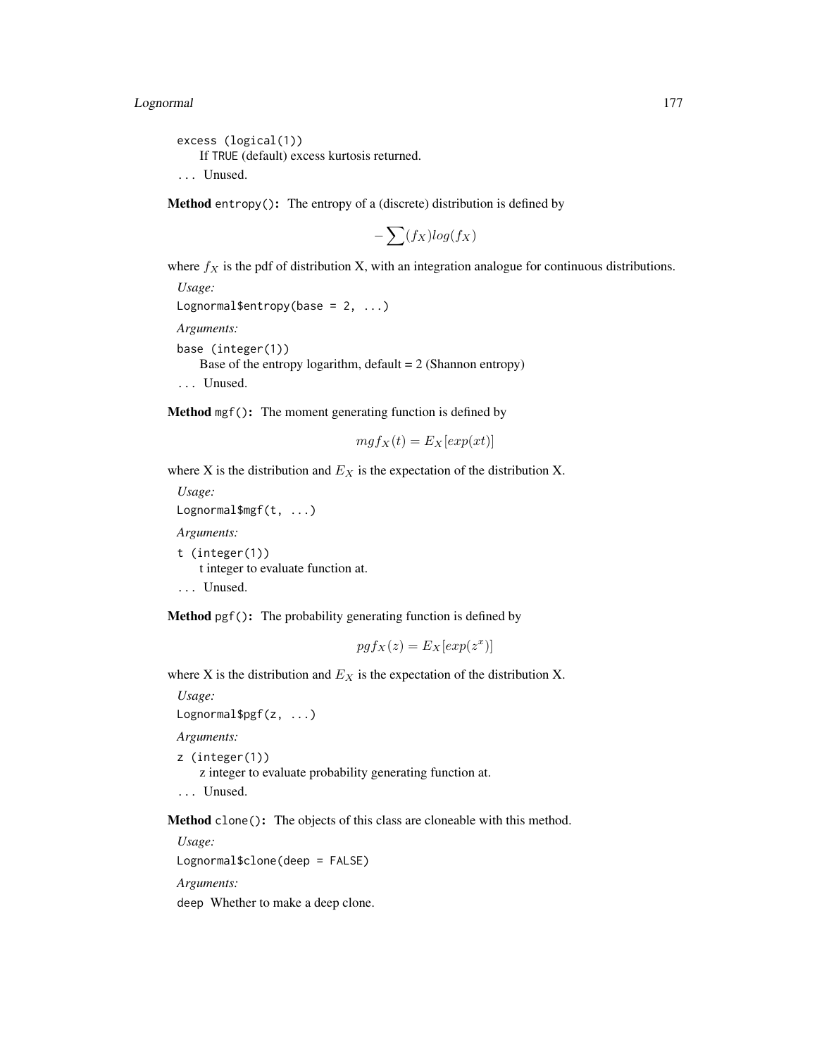`excess (logical(1))`
If `TRUE` (default) excess kurtosis returned.

`...` Unused.

**Method** `entropy()`**:** The entropy of a (discrete) distribution is defined by

$$- \sum (f_X) log(f_X)$$

where $f_X$ is the pdf of distribution X, with an integration analogue for continuous distributions.

*Usage:*

```
Lognormal$entropy(base = 2, ...)
```

*Arguments:*

`base (integer(1))`
Base of the entropy logarithm, default = 2 (Shannon entropy)

`...` Unused.

**Method** `mgf()`**:** The moment generating function is defined by

$$mgf_X(t) = E_X[exp(xt)]$$

where X is the distribution and $E_X$ is the expectation of the distribution X.

*Usage:*

```
Lognormal$mgf(t, ...)
```

*Arguments:*

`t (integer(1))`
t integer to evaluate function at.

`...` Unused.

**Method** `pgf()`**:** The probability generating function is defined by

$$pgf_X(z) = E_X[exp(z^x)]$$

where X is the distribution and $E_X$ is the expectation of the distribution X.

*Usage:*

```
Lognormal$pgf(z, ...)
```

*Arguments:*

`z (integer(1))`
z integer to evaluate probability generating function at.

`...` Unused.

**Method** `clone()`**:** The objects of this class are cloneable with this method.

*Usage:*

```
Lognormal$clone(deep = FALSE)
```

*Arguments:*

`deep` Whether to make a deep clone.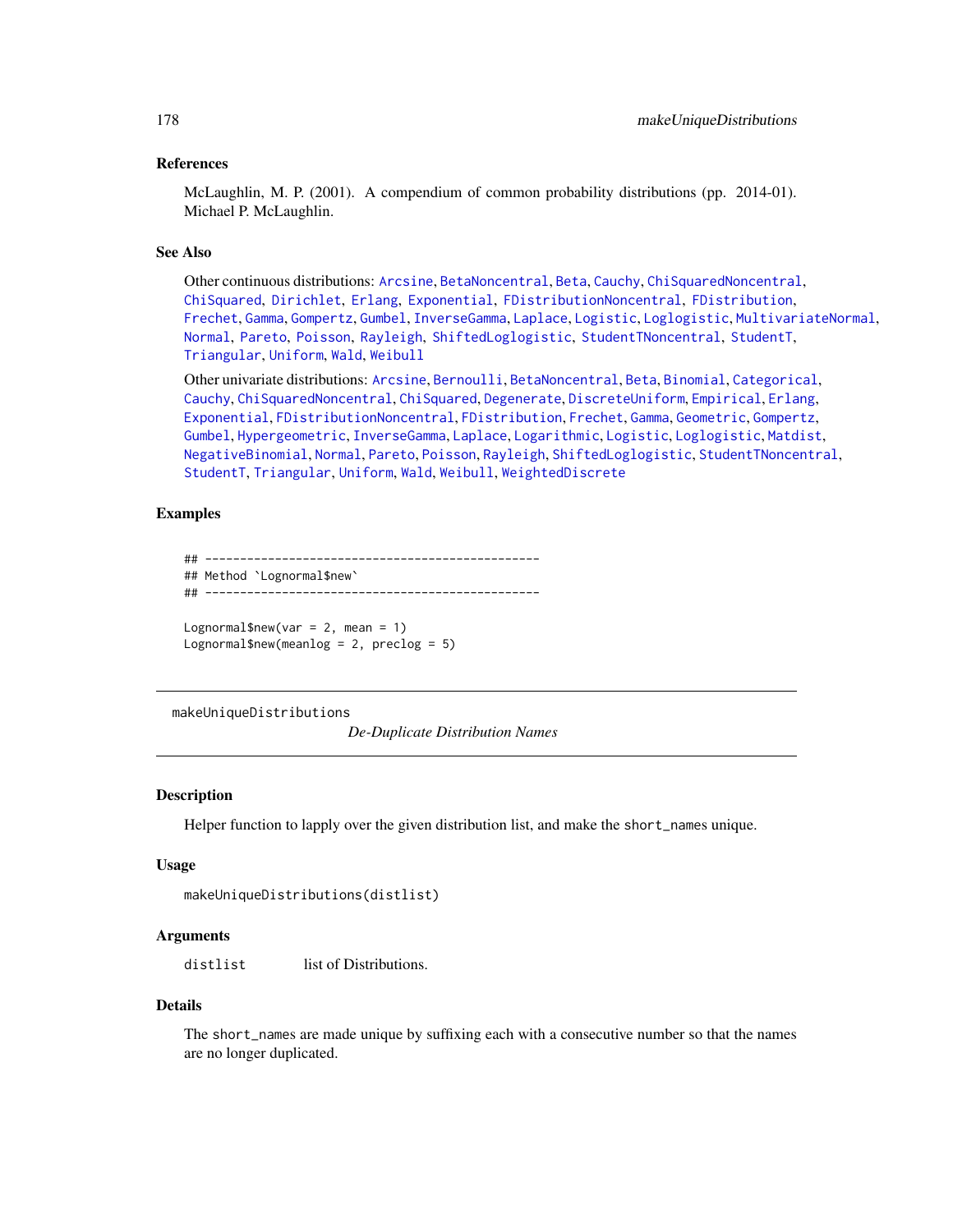### References

McLaughlin, M. P. (2001). A compendium of common probability distributions (pp. 2014-01). Michael P. McLaughlin.

### See Also

Other continuous distributions: Arcsine, BetaNoncentral, Beta, Cauchy, ChiSquaredNoncentral, ChiSquared, Dirichlet, Erlang, Exponential, FDistributionNoncentral, FDistribution, Frechet, Gamma, Gompertz, Gumbel, InverseGamma, Laplace, Logistic, Loglogistic, MultivariateNormal, Normal, Pareto, Poisson, Rayleigh, ShiftedLoglogistic, StudentTNoncentral, StudentT, Triangular, Uniform, Wald, Weibull

Other univariate distributions: Arcsine, Bernoulli, BetaNoncentral, Beta, Binomial, Categorical, Cauchy, ChiSquaredNoncentral, ChiSquared, Degenerate, DiscreteUniform, Empirical, Erlang, Exponential, FDistributionNoncentral, FDistribution, Frechet, Gamma, Geometric, Gompertz, Gumbel, Hypergeometric, InverseGamma, Laplace, Logarithmic, Logistic, Loglogistic, Matdist, NegativeBinomial, Normal, Pareto, Poisson, Rayleigh, ShiftedLoglogistic, StudentTNoncentral, StudentT, Triangular, Uniform, Wald, Weibull, WeightedDiscrete

### Examples

```
## ------------------------------------------------
## Method `Lognormal$new`
## ------------------------------------------------

Lognormal$new(var = 2, mean = 1)
Lognormal$new(meanlog = 2, preclog = 5)
```

---

## makeUniqueDistributions    *De-Duplicate Distribution Names*

---

### Description

Helper function to lapply over the given distribution list, and make the short_names unique.

### Usage

```
makeUniqueDistributions(distlist)
```

### Arguments

| | |
|---|---|
| distlist | list of Distributions. |

### Details

The short_names are made unique by suffixing each with a consecutive number so that the names are no longer duplicated.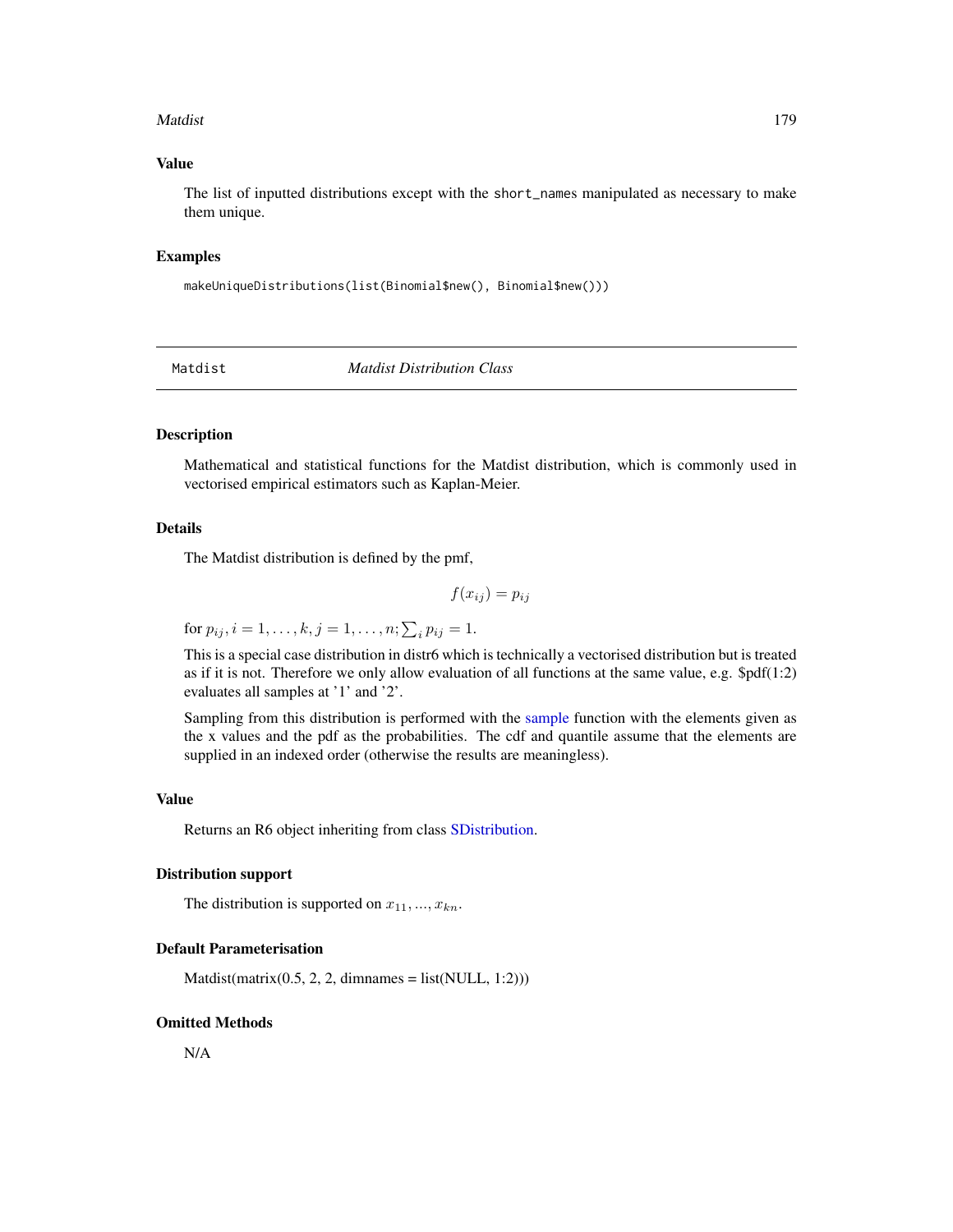## Value

The list of inputted distributions except with the short_names manipulated as necessary to make them unique.

## Examples

```
makeUniqueDistributions(list(Binomial$new(), Binomial$new()))
```

---

# Matdist *Matdist Distribution Class*

## Description

Mathematical and statistical functions for the Matdist distribution, which is commonly used in vectorised empirical estimators such as Kaplan-Meier.

## Details

The Matdist distribution is defined by the pmf,

$$f(x_{ij}) = p_{ij}$$

for $p_{ij}, i = 1, \ldots, k, j = 1, \ldots, n; \sum_i p_{ij} = 1$.

This is a special case distribution in distr6 which is technically a vectorised distribution but is treated as if it is not. Therefore we only allow evaluation of all functions at the same value, e.g. $pdf(1:2) evaluates all samples at '1' and '2'.

Sampling from this distribution is performed with the sample function with the elements given as the x values and the pdf as the probabilities. The cdf and quantile assume that the elements are supplied in an indexed order (otherwise the results are meaningless).

## Value

Returns an R6 object inheriting from class SDistribution.

## Distribution support

The distribution is supported on $x_{11}, ..., x_{kn}$.

## Default Parameterisation

Matdist(matrix(0.5, 2, 2, dimnames = list(NULL, 1:2)))

## Omitted Methods

N/A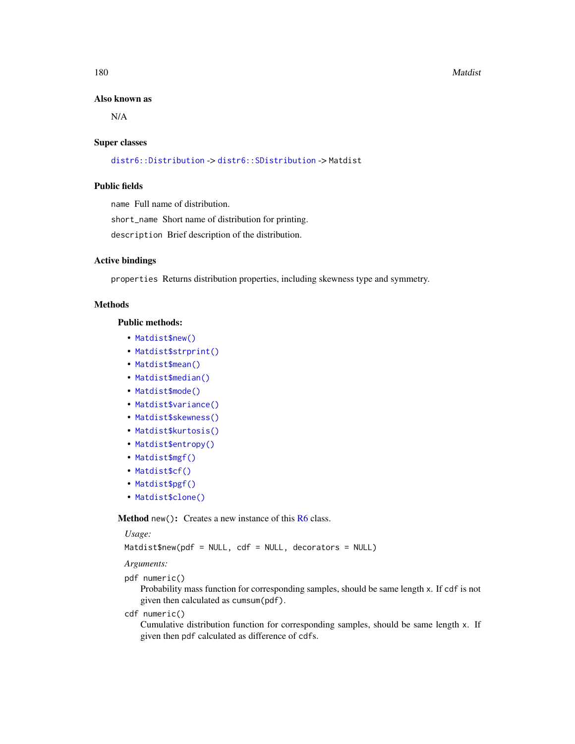### Also known as

N/A

### Super classes

`distr6::Distribution` -> `distr6::SDistribution` -> `Matdist`

### Public fields

`name` Full name of distribution.

`short_name` Short name of distribution for printing.

`description` Brief description of the distribution.

### Active bindings

`properties` Returns distribution properties, including skewness type and symmetry.

### Methods

#### Public methods:

- `Matdist$new()`
- `Matdist$strprint()`
- `Matdist$mean()`
- `Matdist$median()`
- `Matdist$mode()`
- `Matdist$variance()`
- `Matdist$skewness()`
- `Matdist$kurtosis()`
- `Matdist$entropy()`
- `Matdist$mgf()`
- `Matdist$cf()`
- `Matdist$pgf()`
- `Matdist$clone()`

**Method** `new()`**:** Creates a new instance of this R6 class.

*Usage:*

```
Matdist$new(pdf = NULL, cdf = NULL, decorators = NULL)
```

*Arguments:*

`pdf` `numeric()`
  Probability mass function for corresponding samples, should be same length `x`. If `cdf` is not given then calculated as `cumsum(pdf)`.

`cdf` `numeric()`
  Cumulative distribution function for corresponding samples, should be same length `x`. If given then `pdf` calculated as difference of `cdfs`.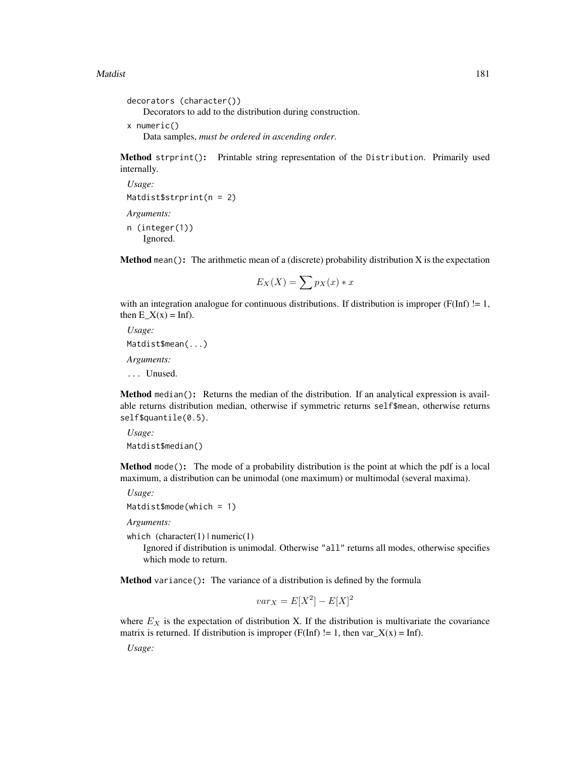decorators (character())

Decorators to add to the distribution during construction.

x numeric()

Data samples, *must be ordered in ascending order*.

**Method** strprint(): Printable string representation of the Distribution. Primarily used internally.

*Usage:*

```
Matdist$strprint(n = 2)
```

*Arguments:*

n (integer(1))

Ignored.

**Method** mean(): The arithmetic mean of a (discrete) probability distribution X is the expectation

$$E_X(X) = \sum p_X(x) * x$$

with an integration analogue for continuous distributions. If distribution is improper (F(Inf) != 1, then E_X(x) = Inf).

*Usage:*

```
Matdist$mean(...)
```

*Arguments:*

... Unused.

**Method** median(): Returns the median of the distribution. If an analytical expression is available returns distribution median, otherwise if symmetric returns self$mean, otherwise returns self$quantile(0.5).

*Usage:*

```
Matdist$median()
```

**Method** mode(): The mode of a probability distribution is the point at which the pdf is a local maximum, a distribution can be unimodal (one maximum) or multimodal (several maxima).

*Usage:*

```
Matdist$mode(which = 1)
```

*Arguments:*

which (character(1) | numeric(1)

Ignored if distribution is unimodal. Otherwise "all" returns all modes, otherwise specifies which mode to return.

**Method** variance(): The variance of a distribution is defined by the formula

$$var_X = E[X^2] - E[X]^2$$

where $E_X$ is the expectation of distribution X. If the distribution is multivariate the covariance matrix is returned. If distribution is improper (F(Inf) != 1, then var_X(x) = Inf).

*Usage:*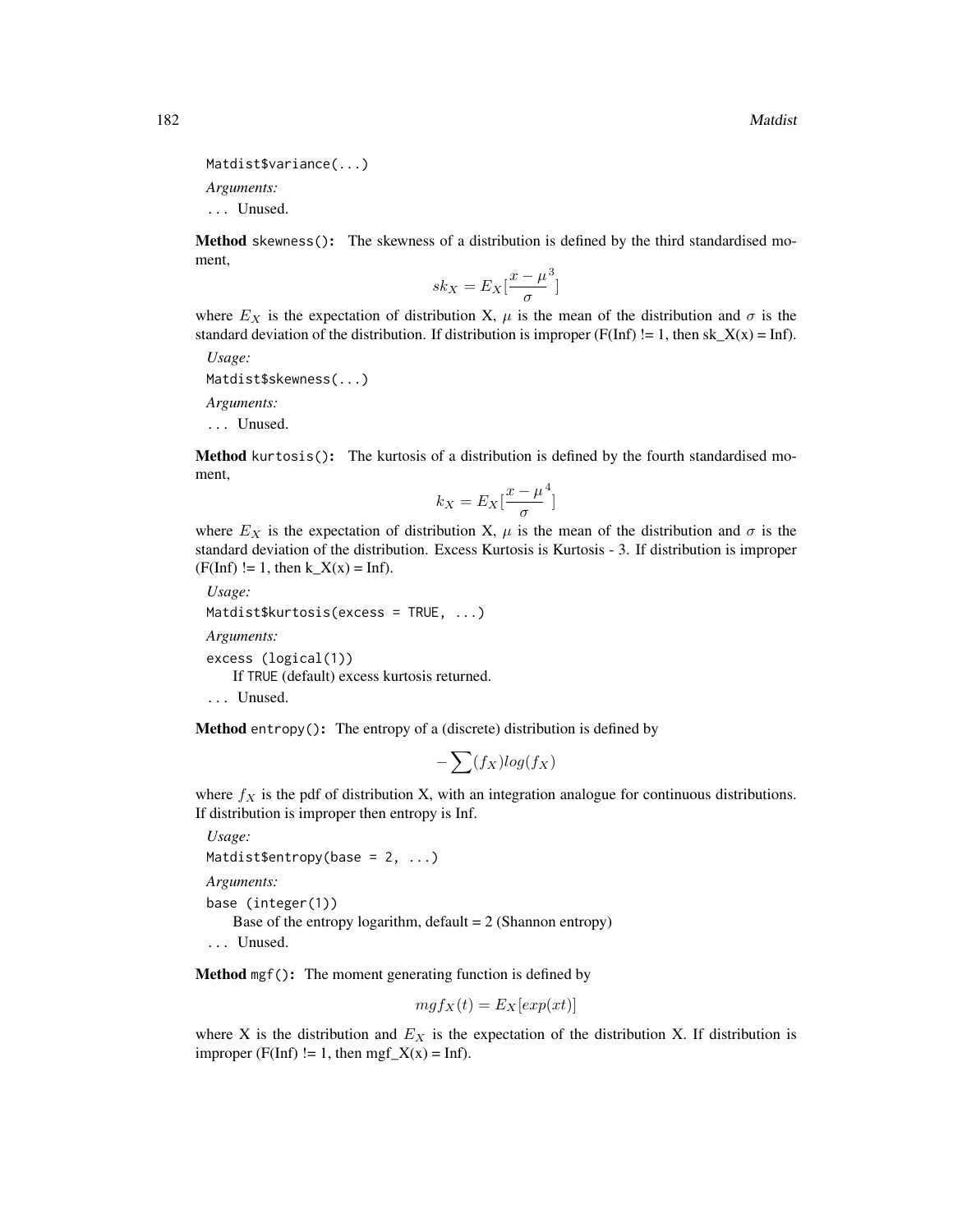```
Matdist$variance(...)
```

*Arguments:*

... Unused.

**Method** `skewness()`: The skewness of a distribution is defined by the third standardised moment,

$$sk_X = E_X[\frac{x - \mu}{\sigma}^3]$$

where $E_X$ is the expectation of distribution X, $\mu$ is the mean of the distribution and $\sigma$ is the standard deviation of the distribution. If distribution is improper (F(Inf) != 1, then sk_X(x) = Inf).

*Usage:*

```
Matdist$skewness(...)
```

*Arguments:*

... Unused.

**Method** `kurtosis()`: The kurtosis of a distribution is defined by the fourth standardised moment,

$$k_X = E_X[\frac{x - \mu}{\sigma}^4]$$

where $E_X$ is the expectation of distribution X, $\mu$ is the mean of the distribution and $\sigma$ is the standard deviation of the distribution. Excess Kurtosis is Kurtosis - 3. If distribution is improper (F(Inf) != 1, then k_X(x) = Inf).

*Usage:*

```
Matdist$kurtosis(excess = TRUE, ...)
```

*Arguments:*

`excess` (logical(1))
  If TRUE (default) excess kurtosis returned.

... Unused.

**Method** `entropy()`: The entropy of a (discrete) distribution is defined by

$$-\sum(f_X)log(f_X)$$

where $f_X$ is the pdf of distribution X, with an integration analogue for continuous distributions. If distribution is improper then entropy is Inf.

*Usage:*

```
Matdist$entropy(base = 2, ...)
```

*Arguments:*

`base` (integer(1))
  Base of the entropy logarithm, default = 2 (Shannon entropy)

... Unused.

**Method** `mgf()`: The moment generating function is defined by

$$mgf_X(t) = E_X[exp(xt)]$$

where X is the distribution and $E_X$ is the expectation of the distribution X. If distribution is improper (F(Inf) != 1, then mgf_X(x) = Inf).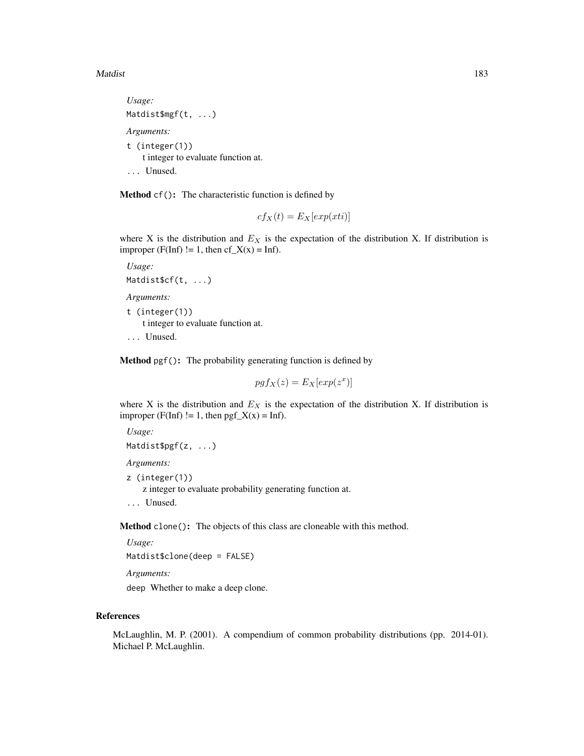*Usage:*

```
Matdist$mgf(t, ...)
```

*Arguments:*

`t (integer(1))`
t integer to evaluate function at.

`...` Unused.

**Method** `cf()`**:** The characteristic function is defined by

$$cf_X(t) = E_X[exp(xti)]$$

where X is the distribution and $E_X$ is the expectation of the distribution X. If distribution is improper (F(Inf) != 1, then cf_X(x) = Inf).

*Usage:*

```
Matdist$cf(t, ...)
```

*Arguments:*

`t (integer(1))`
t integer to evaluate function at.

`...` Unused.

**Method** `pgf()`**:** The probability generating function is defined by

$$pgf_X(z) = E_X[exp(z^x)]$$

where X is the distribution and $E_X$ is the expectation of the distribution X. If distribution is improper (F(Inf) != 1, then pgf_X(x) = Inf).

*Usage:*

```
Matdist$pgf(z, ...)
```

*Arguments:*

`z (integer(1))`
z integer to evaluate probability generating function at.

`...` Unused.

**Method** `clone()`**:** The objects of this class are cloneable with this method.

*Usage:*

```
Matdist$clone(deep = FALSE)
```

*Arguments:*

`deep` Whether to make a deep clone.

## References

McLaughlin, M. P. (2001). A compendium of common probability distributions (pp. 2014-01). Michael P. McLaughlin.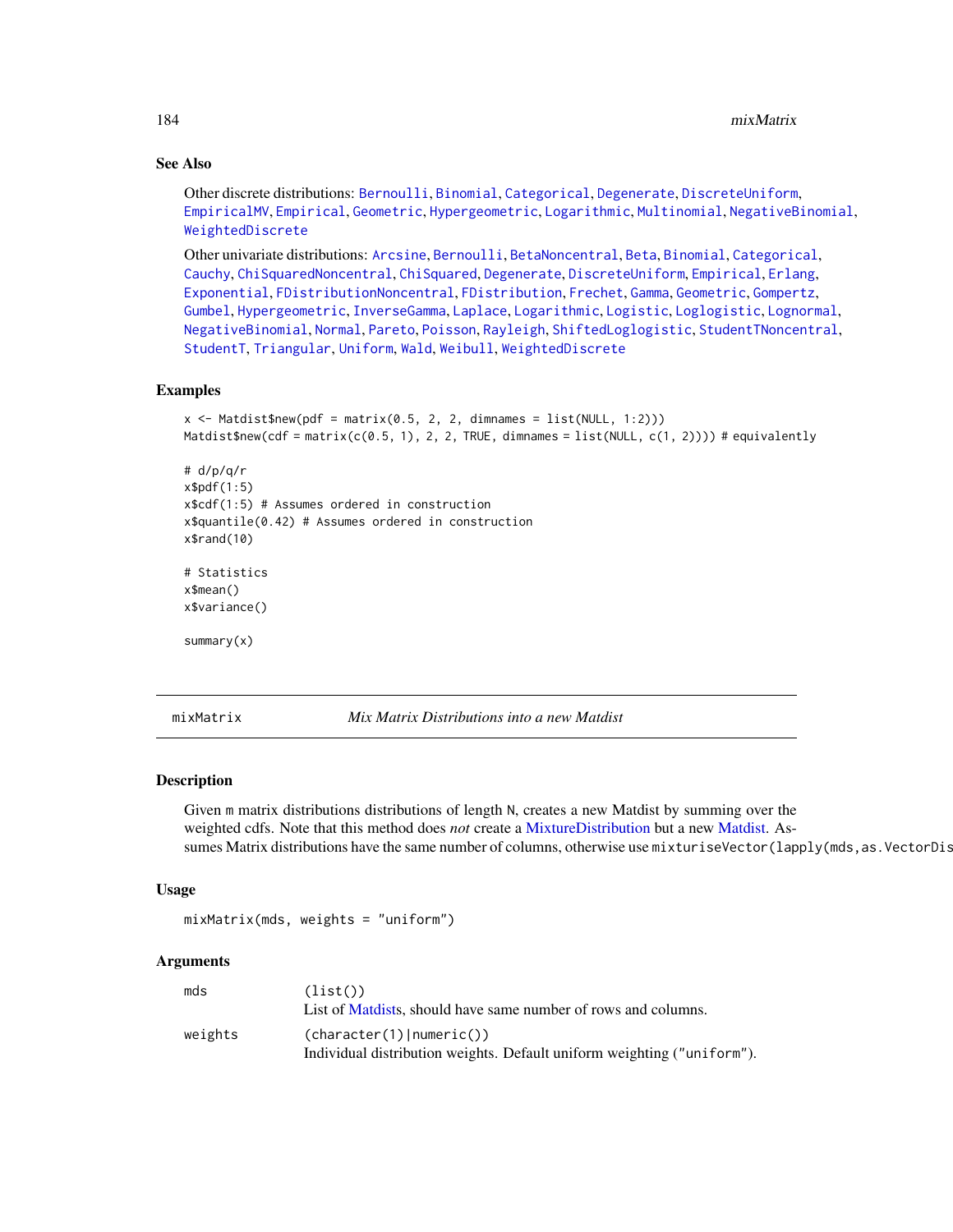## See Also

Other discrete distributions: Bernoulli, Binomial, Categorical, Degenerate, DiscreteUniform, EmpiricalMV, Empirical, Geometric, Hypergeometric, Logarithmic, Multinomial, NegativeBinomial, WeightedDiscrete

Other univariate distributions: Arcsine, Bernoulli, BetaNoncentral, Beta, Binomial, Categorical, Cauchy, ChiSquaredNoncentral, ChiSquared, Degenerate, DiscreteUniform, Empirical, Erlang, Exponential, FDistributionNoncentral, FDistribution, Frechet, Gamma, Geometric, Gompertz, Gumbel, Hypergeometric, InverseGamma, Laplace, Logarithmic, Logistic, Loglogistic, Lognormal, NegativeBinomial, Normal, Pareto, Poisson, Rayleigh, ShiftedLoglogistic, StudentTNoncentral, StudentT, Triangular, Uniform, Wald, Weibull, WeightedDiscrete

## Examples

```
x <- Matdist$new(pdf = matrix(0.5, 2, 2, dimnames = list(NULL, 1:2)))
Matdist$new(cdf = matrix(c(0.5, 1), 2, 2, TRUE, dimnames = list(NULL, c(1, 2)))) # equivalently

# d/p/q/r
x$pdf(1:5)
x$cdf(1:5) # Assumes ordered in construction
x$quantile(0.42) # Assumes ordered in construction
x$rand(10)

# Statistics
x$mean()
x$variance()

summary(x)
```

---

# mixMatrix — *Mix Matrix Distributions into a new Matdist*

## Description

Given m matrix distributions distributions of length N, creates a new Matdist by summing over the weighted cdfs. Note that this method does *not* create a MixtureDistribution but a new Matdist. Assumes Matrix distributions have the same number of columns, otherwise use `mixturiseVector(lapply(mds,as.VectorDis`

## Usage

```
mixMatrix(mds, weights = "uniform")
```

## Arguments

| | |
|---|---|
| mds | (list()) <br> List of Matdists, should have same number of rows and columns. |
| weights | (character(1)\|numeric()) <br> Individual distribution weights. Default uniform weighting ("uniform"). |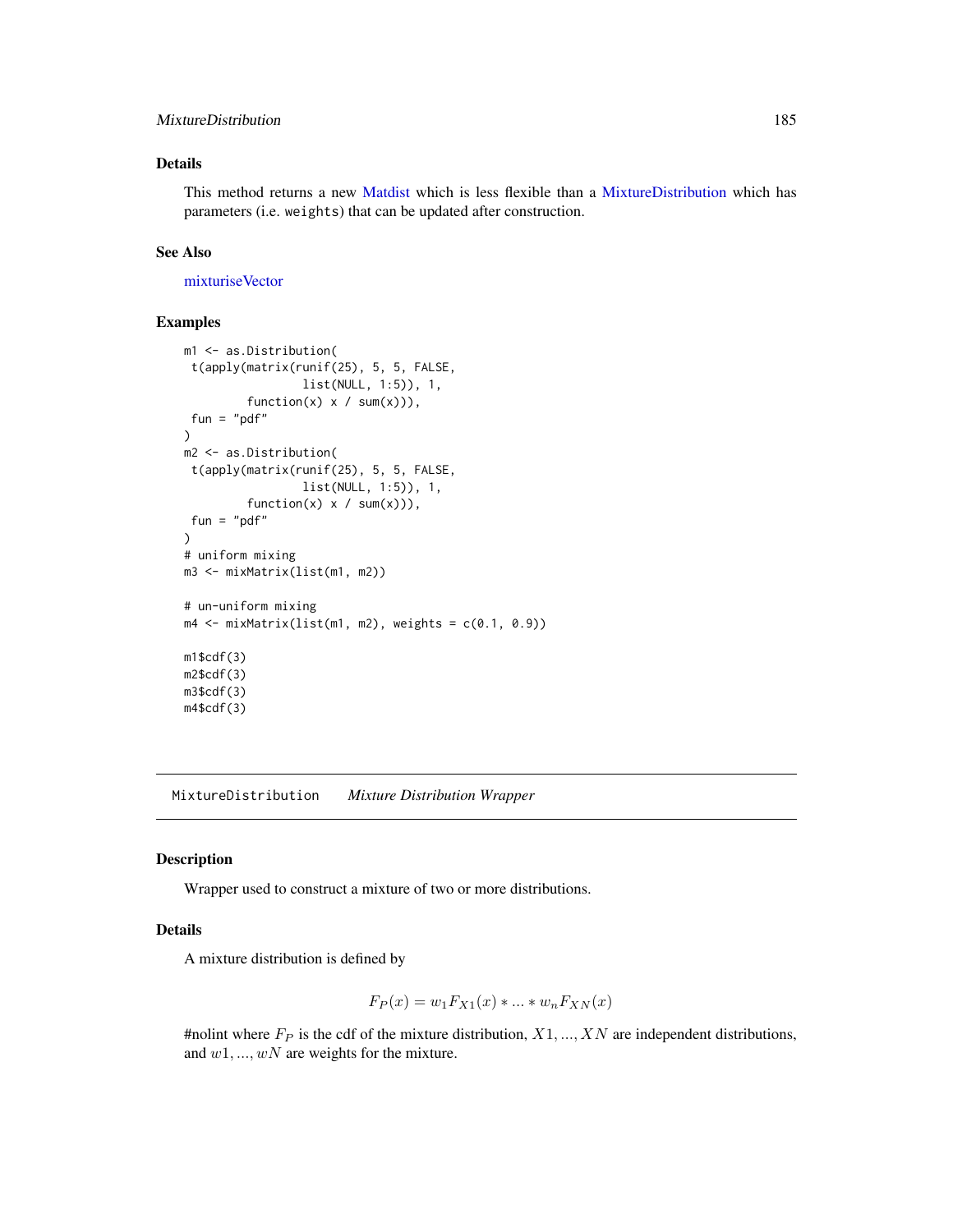### Details

This method returns a new Matdist which is less flexible than a MixtureDistribution which has parameters (i.e. `weights`) that can be updated after construction.

### See Also

mixturiseVector

### Examples

```
m1 <- as.Distribution(
 t(apply(matrix(runif(25), 5, 5, FALSE,
                list(NULL, 1:5)), 1,
        function(x) x / sum(x))),
 fun = "pdf"
)
m2 <- as.Distribution(
 t(apply(matrix(runif(25), 5, 5, FALSE,
                list(NULL, 1:5)), 1,
        function(x) x / sum(x))),
 fun = "pdf"
)
# uniform mixing
m3 <- mixMatrix(list(m1, m2))

# un-uniform mixing
m4 <- mixMatrix(list(m1, m2), weights = c(0.1, 0.9))

m1$cdf(3)
m2$cdf(3)
m3$cdf(3)
m4$cdf(3)
```

---

## MixtureDistribution *Mixture Distribution Wrapper*

---

### Description

Wrapper used to construct a mixture of two or more distributions.

### Details

A mixture distribution is defined by

$$F_P(x) = w_1 F_{X1}(x) * ... * w_n F_{XN}(x)$$

#nolint where $F_P$ is the cdf of the mixture distribution, $X1, ..., XN$ are independent distributions, and $w1, ..., wN$ are weights for the mixture.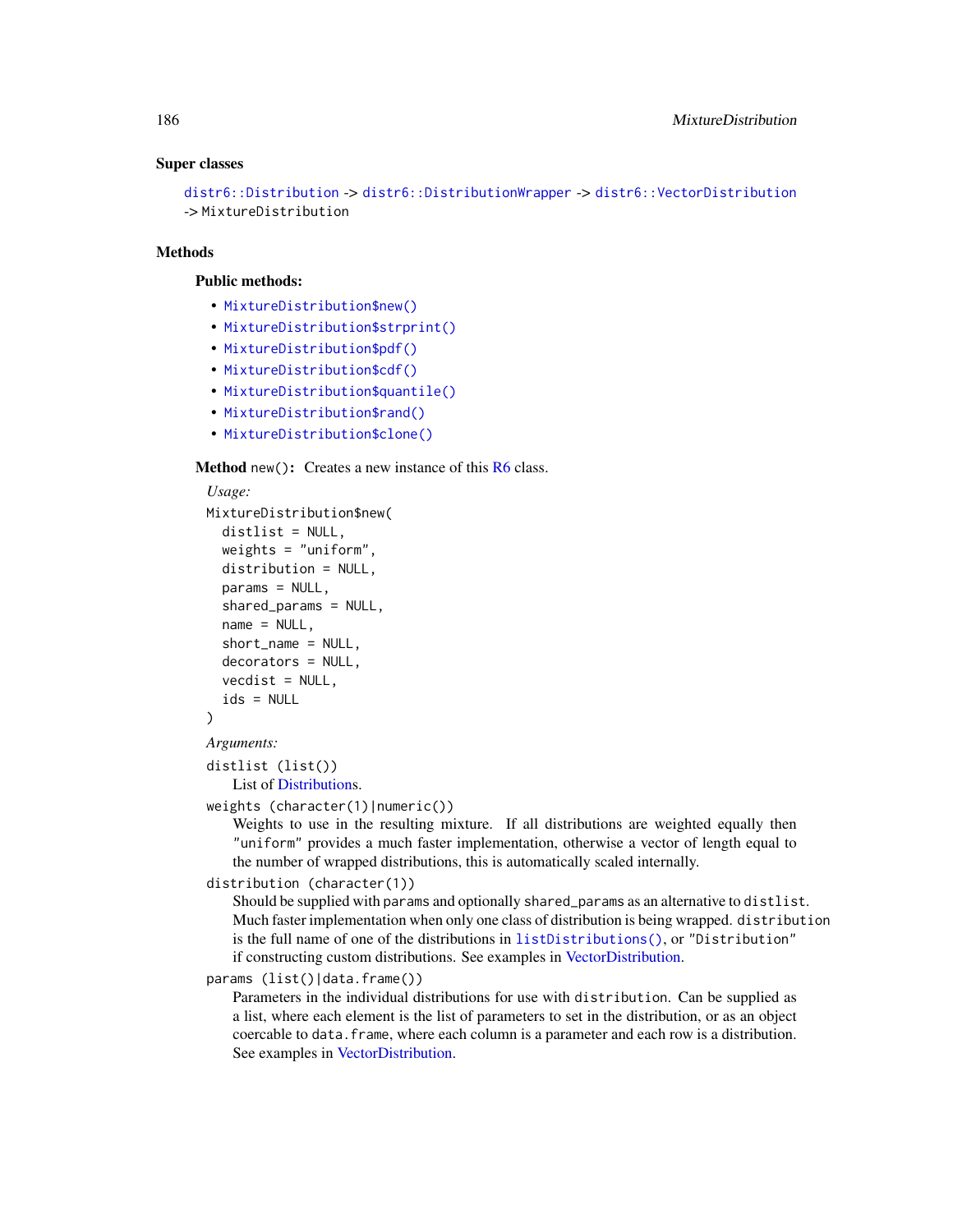### Super classes

distr6::Distribution -> distr6::DistributionWrapper -> distr6::VectorDistribution -> MixtureDistribution

### Methods

#### Public methods:

- MixtureDistribution$new()
- MixtureDistribution$strprint()
- MixtureDistribution$pdf()
- MixtureDistribution$cdf()
- MixtureDistribution$quantile()
- MixtureDistribution$rand()
- MixtureDistribution$clone()

**Method** `new()`**:** Creates a new instance of this R6 class.

*Usage:*

```
MixtureDistribution$new(
  distlist = NULL,
  weights = "uniform",
  distribution = NULL,
  params = NULL,
  shared_params = NULL,
  name = NULL,
  short_name = NULL,
  decorators = NULL,
  vecdist = NULL,
  ids = NULL
)
```

*Arguments:*

`distlist (list())`
: List of Distributions.

`weights (character(1)|numeric())`
: Weights to use in the resulting mixture. If all distributions are weighted equally then "uniform" provides a much faster implementation, otherwise a vector of length equal to the number of wrapped distributions, this is automatically scaled internally.

`distribution (character(1))`
: Should be supplied with `params` and optionally `shared_params` as an alternative to `distlist`. Much faster implementation when only one class of distribution is being wrapped. `distribution` is the full name of one of the distributions in `listDistributions()`, or "Distribution" if constructing custom distributions. See examples in VectorDistribution.

`params (list()|data.frame())`
: Parameters in the individual distributions for use with `distribution`. Can be supplied as a list, where each element is the list of parameters to set in the distribution, or as an object coercable to `data.frame`, where each column is a parameter and each row is a distribution. See examples in VectorDistribution.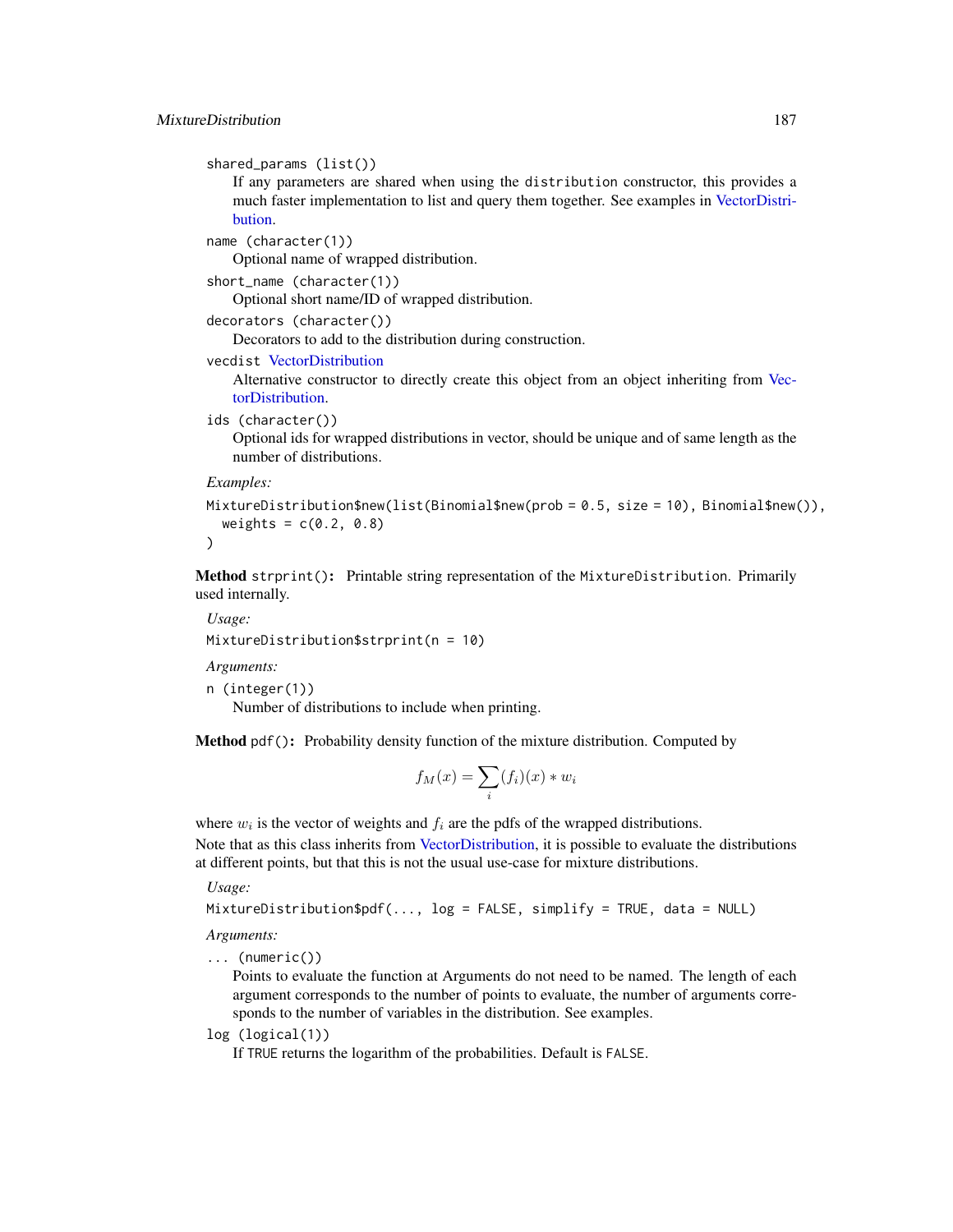`shared_params (list())`
: If any parameters are shared when using the `distribution` constructor, this provides a much faster implementation to list and query them together. See examples in VectorDistribution.

`name (character(1))`
: Optional name of wrapped distribution.

`short_name (character(1))`
: Optional short name/ID of wrapped distribution.

`decorators (character())`
: Decorators to add to the distribution during construction.

`vecdist` VectorDistribution
: Alternative constructor to directly create this object from an object inheriting from VectorDistribution.

`ids (character())`
: Optional ids for wrapped distributions in vector, should be unique and of same length as the number of distributions.

*Examples:*

```
MixtureDistribution$new(list(Binomial$new(prob = 0.5, size = 10), Binomial$new()),
  weights = c(0.2, 0.8)
)
```

**Method** `strprint()`**:** Printable string representation of the `MixtureDistribution`. Primarily used internally.

*Usage:*

```
MixtureDistribution$strprint(n = 10)
```

*Arguments:*

`n (integer(1))`
: Number of distributions to include when printing.

**Method** `pdf()`**:** Probability density function of the mixture distribution. Computed by

$$f_M(x) = \sum_i (f_i)(x) * w_i$$

where $w_i$ is the vector of weights and $f_i$ are the pdfs of the wrapped distributions.

Note that as this class inherits from VectorDistribution, it is possible to evaluate the distributions at different points, but that this is not the usual use-case for mixture distributions.

*Usage:*

```
MixtureDistribution$pdf(..., log = FALSE, simplify = TRUE, data = NULL)
```

*Arguments:*

`... (numeric())`
: Points to evaluate the function at Arguments do not need to be named. The length of each argument corresponds to the number of points to evaluate, the number of arguments corresponds to the number of variables in the distribution. See examples.

`log (logical(1))`
: If `TRUE` returns the logarithm of the probabilities. Default is `FALSE`.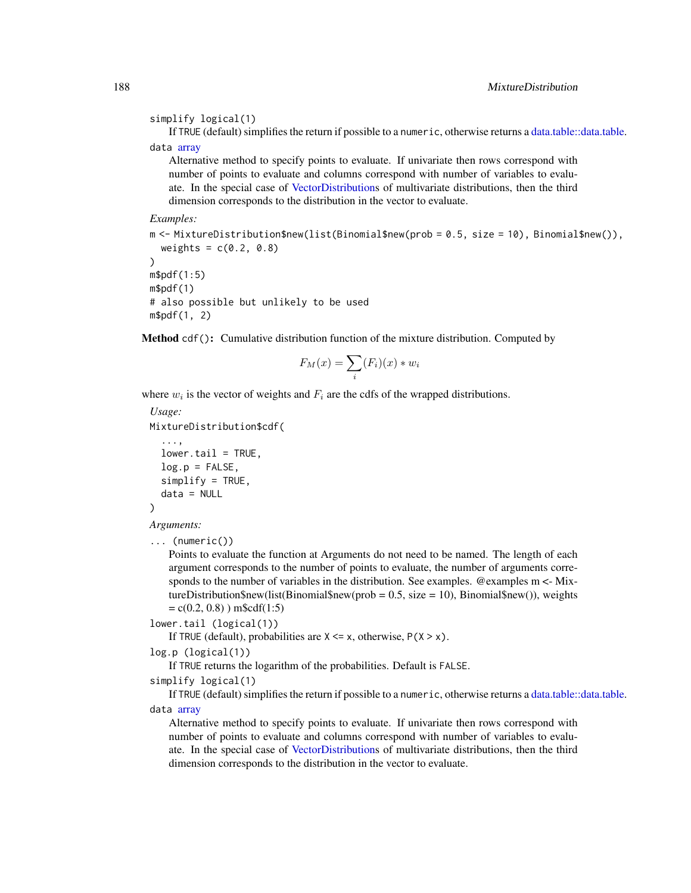`simplify` logical(1)

If `TRUE` (default) simplifies the return if possible to a `numeric`, otherwise returns a data.table::data.table.

`data` array

Alternative method to specify points to evaluate. If univariate then rows correspond with number of points to evaluate and columns correspond with number of variables to evaluate. In the special case of VectorDistributions of multivariate distributions, then the third dimension corresponds to the distribution in the vector to evaluate.

*Examples:*

```
m <- MixtureDistribution$new(list(Binomial$new(prob = 0.5, size = 10), Binomial$new()),
  weights = c(0.2, 0.8)
)
m$pdf(1:5)
m$pdf(1)
# also possible but unlikely to be used
m$pdf(1, 2)
```

**Method** `cdf()`**:** Cumulative distribution function of the mixture distribution. Computed by

$$F_M(x) = \sum_i (F_i)(x) * w_i$$

where $w_i$ is the vector of weights and $F_i$ are the cdfs of the wrapped distributions.

*Usage:*

```
MixtureDistribution$cdf(
  ...,
  lower.tail = TRUE,
  log.p = FALSE,
  simplify = TRUE,
  data = NULL
)
```

*Arguments:*

`...` (numeric())

Points to evaluate the function at Arguments do not need to be named. The length of each argument corresponds to the number of points to evaluate, the number of arguments corresponds to the number of variables in the distribution. See examples. @examples m <- MixtureDistribution$new(list(Binomial$new(prob = 0.5, size = 10), Binomial$new()), weights = c(0.2, 0.8) ) m$cdf(1:5)

`lower.tail` (logical(1))

If `TRUE` (default), probabilities are `X <= x`, otherwise, `P(X > x)`.

`log.p` (logical(1))

If `TRUE` returns the logarithm of the probabilities. Default is `FALSE`.

`simplify` logical(1)

If `TRUE` (default) simplifies the return if possible to a `numeric`, otherwise returns a data.table::data.table.

`data` array

Alternative method to specify points to evaluate. If univariate then rows correspond with number of points to evaluate and columns correspond with number of variables to evaluate. In the special case of VectorDistributions of multivariate distributions, then the third dimension corresponds to the distribution in the vector to evaluate.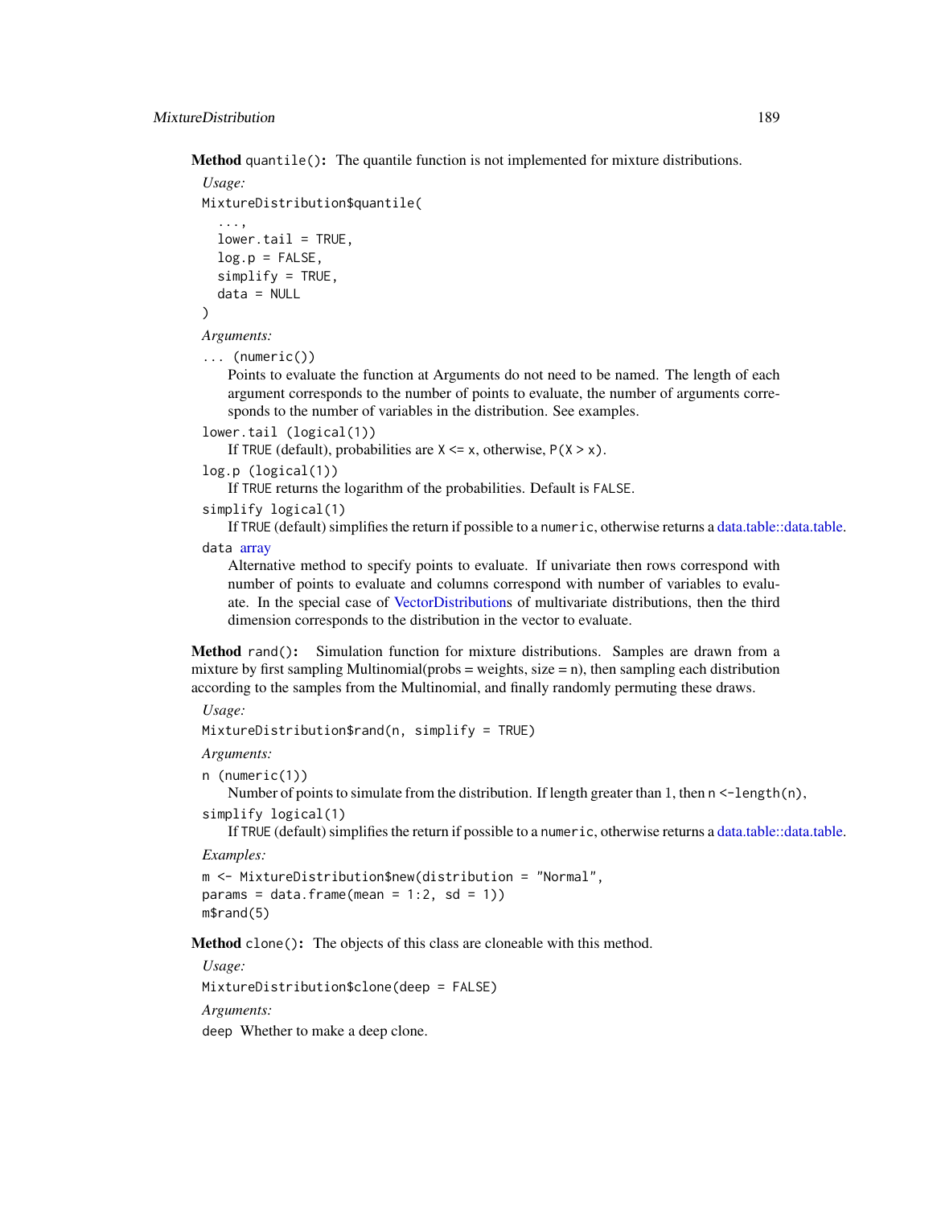**Method** `quantile()`**:** The quantile function is not implemented for mixture distributions.

*Usage:*

```
MixtureDistribution$quantile(
  ...,
  lower.tail = TRUE,
  log.p = FALSE,
  simplify = TRUE,
  data = NULL
)
```

*Arguments:*

`... (numeric())`
: Points to evaluate the function at Arguments do not need to be named. The length of each argument corresponds to the number of points to evaluate, the number of arguments corresponds to the number of variables in the distribution. See examples.

`lower.tail (logical(1))`
: If `TRUE` (default), probabilities are `X <= x`, otherwise, `P(X > x)`.

`log.p (logical(1))`
: If `TRUE` returns the logarithm of the probabilities. Default is `FALSE`.

`simplify logical(1)`
: If `TRUE` (default) simplifies the return if possible to a `numeric`, otherwise returns a data.table::data.table.

`data` array
: Alternative method to specify points to evaluate. If univariate then rows correspond with number of points to evaluate and columns correspond with number of variables to evaluate. In the special case of VectorDistributions of multivariate distributions, then the third dimension corresponds to the distribution in the vector to evaluate.

**Method** `rand()`**:** Simulation function for mixture distributions. Samples are drawn from a mixture by first sampling Multinomial(probs = weights, size = n), then sampling each distribution according to the samples from the Multinomial, and finally randomly permuting these draws.

*Usage:*

```
MixtureDistribution$rand(n, simplify = TRUE)
```

*Arguments:*

`n (numeric(1))`
: Number of points to simulate from the distribution. If length greater than 1, then `n <-length(n)`,

`simplify logical(1)`
: If `TRUE` (default) simplifies the return if possible to a `numeric`, otherwise returns a data.table::data.table.

*Examples:*

```
m <- MixtureDistribution$new(distribution = "Normal",
params = data.frame(mean = 1:2, sd = 1))
m$rand(5)
```

**Method** `clone()`**:** The objects of this class are cloneable with this method.

*Usage:*

```
MixtureDistribution$clone(deep = FALSE)
```

*Arguments:*

`deep` Whether to make a deep clone.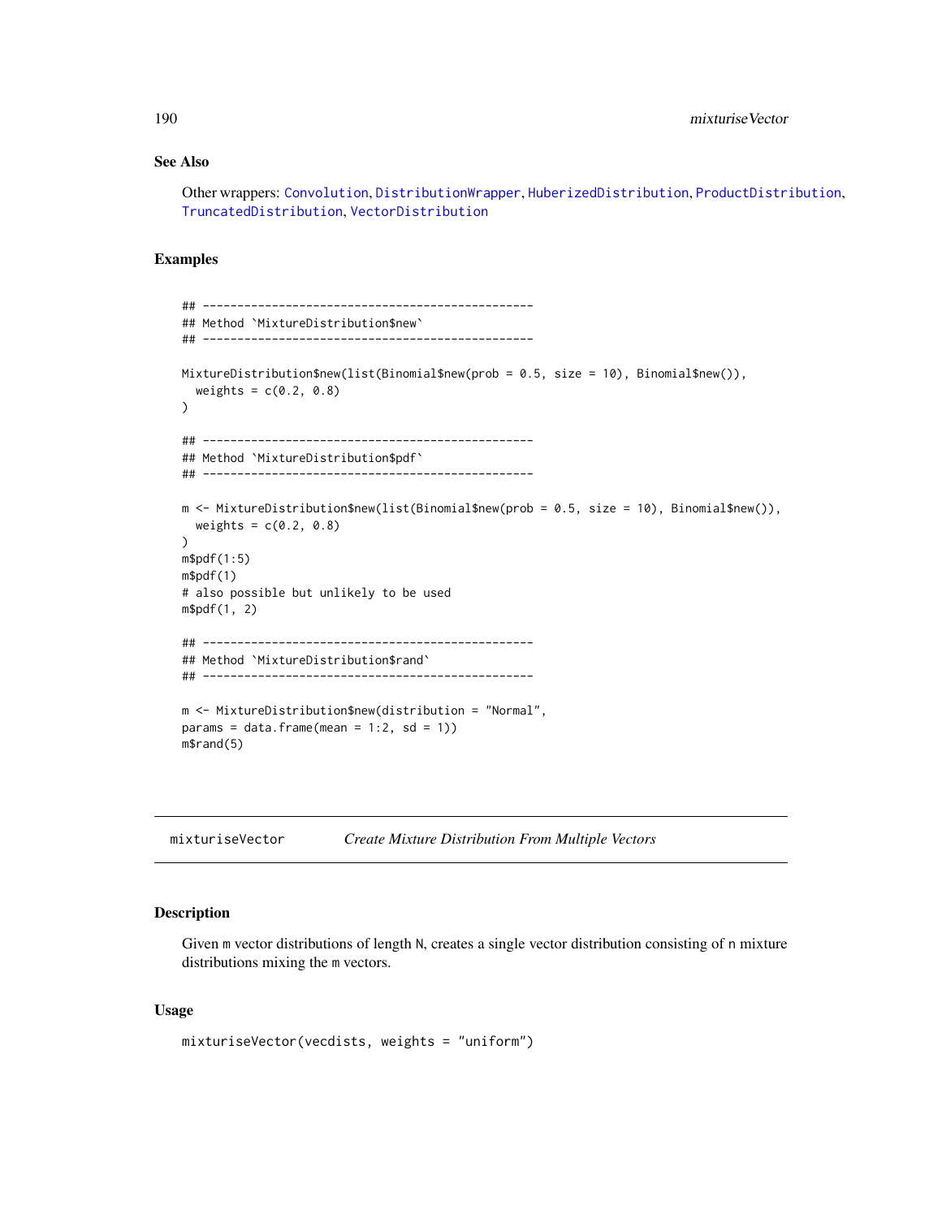## See Also

Other wrappers: Convolution, DistributionWrapper, HuberizedDistribution, ProductDistribution, TruncatedDistribution, VectorDistribution

## Examples

```
## ------------------------------------------------
## Method `MixtureDistribution$new`
## ------------------------------------------------

MixtureDistribution$new(list(Binomial$new(prob = 0.5, size = 10), Binomial$new()),
  weights = c(0.2, 0.8)
)

## ------------------------------------------------
## Method `MixtureDistribution$pdf`
## ------------------------------------------------

m <- MixtureDistribution$new(list(Binomial$new(prob = 0.5, size = 10), Binomial$new()),
  weights = c(0.2, 0.8)
)
m$pdf(1:5)
m$pdf(1)
# also possible but unlikely to be used
m$pdf(1, 2)

## ------------------------------------------------
## Method `MixtureDistribution$rand`
## ------------------------------------------------

m <- MixtureDistribution$new(distribution = "Normal",
params = data.frame(mean = 1:2, sd = 1))
m$rand(5)
```

---

# mixturiseVector *Create Mixture Distribution From Multiple Vectors*

## Description

Given m vector distributions of length N, creates a single vector distribution consisting of n mixture distributions mixing the m vectors.

## Usage

```
mixturiseVector(vecdists, weights = "uniform")
```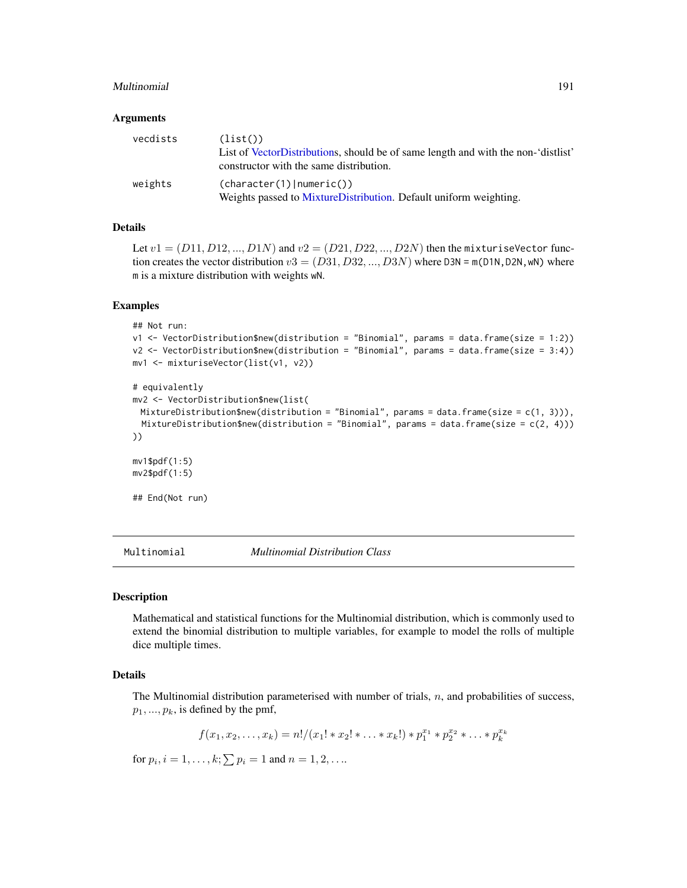### Arguments

| | |
|---|---|
| vecdists | (list())<br>List of VectorDistributions, should be of same length and with the non-'distlist' constructor with the same distribution. |
| weights | (character(1)\|numeric())<br>Weights passed to MixtureDistribution. Default uniform weighting. |

### Details

Let $v1 = (D11, D12, ..., D1N)$ and $v2 = (D21, D22, ..., D2N)$ then the `mixturiseVector` function creates the vector distribution $v3 = (D31, D32, ..., D3N)$ where `D3N = m(D1N,D2N,wN)` where `m` is a mixture distribution with weights `wN`.

### Examples

```
## Not run:
v1 <- VectorDistribution$new(distribution = "Binomial", params = data.frame(size = 1:2))
v2 <- VectorDistribution$new(distribution = "Binomial", params = data.frame(size = 3:4))
mv1 <- mixturiseVector(list(v1, v2))

# equivalently
mv2 <- VectorDistribution$new(list(
  MixtureDistribution$new(distribution = "Binomial", params = data.frame(size = c(1, 3))),
  MixtureDistribution$new(distribution = "Binomial", params = data.frame(size = c(2, 4)))
))

mv1$pdf(1:5)
mv2$pdf(1:5)

## End(Not run)
```

---

## Multinomial — *Multinomial Distribution Class*

### Description

Mathematical and statistical functions for the Multinomial distribution, which is commonly used to extend the binomial distribution to multiple variables, for example to model the rolls of multiple dice multiple times.

### Details

The Multinomial distribution parameterised with number of trials, $n$, and probabilities of success, $p_1, ..., p_k$, is defined by the pmf,

$$f(x_1, x_2, \ldots, x_k) = n!/(x_1! * x_2! * \ldots * x_k!) * p_1^{x_1} * p_2^{x_2} * \ldots * p_k^{x_k}$$

for $p_i, i = 1, \ldots, k; \sum p_i = 1$ and $n = 1, 2, \ldots$.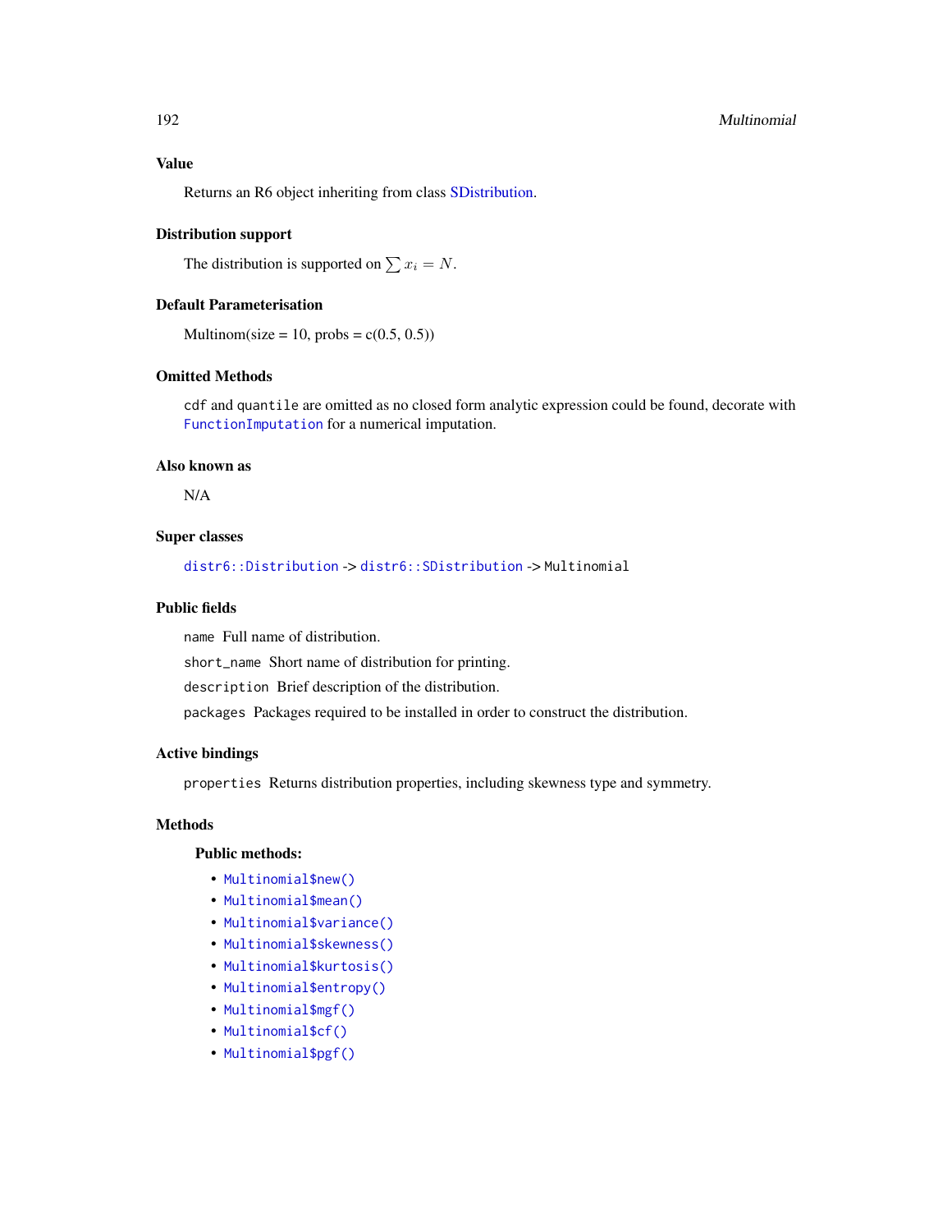### Value

Returns an R6 object inheriting from class SDistribution.

### Distribution support

The distribution is supported on $\sum x_i = N$.

### Default Parameterisation

Multinom(size = 10, probs = c(0.5, 0.5))

### Omitted Methods

`cdf` and `quantile` are omitted as no closed form analytic expression could be found, decorate with `FunctionImputation` for a numerical imputation.

### Also known as

N/A

### Super classes

`distr6::Distribution` -> `distr6::SDistribution` -> `Multinomial`

### Public fields

`name` Full name of distribution.

`short_name` Short name of distribution for printing.

`description` Brief description of the distribution.

`packages` Packages required to be installed in order to construct the distribution.

### Active bindings

`properties` Returns distribution properties, including skewness type and symmetry.

### Methods

#### Public methods:

- `Multinomial$new()`
- `Multinomial$mean()`
- `Multinomial$variance()`
- `Multinomial$skewness()`
- `Multinomial$kurtosis()`
- `Multinomial$entropy()`
- `Multinomial$mgf()`
- `Multinomial$cf()`
- `Multinomial$pgf()`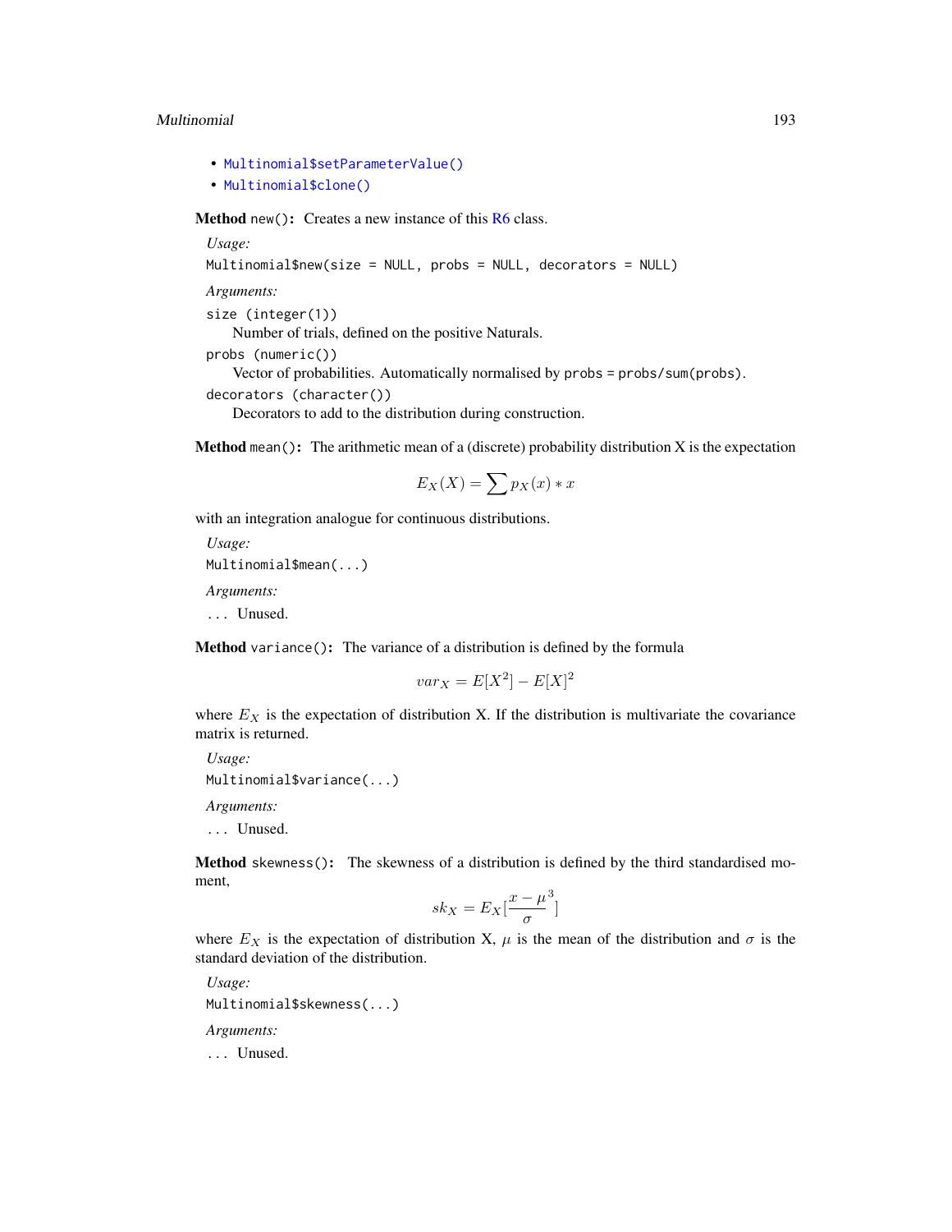- Multinomial$setParameterValue()
- Multinomial$clone()

**Method** `new()`**:** Creates a new instance of this R6 class.

*Usage:*

```
Multinomial$new(size = NULL, probs = NULL, decorators = NULL)
```

*Arguments:*

`size (integer(1))`
: Number of trials, defined on the positive Naturals.

`probs (numeric())`
: Vector of probabilities. Automatically normalised by `probs = probs/sum(probs)`.

`decorators (character())`
: Decorators to add to the distribution during construction.

**Method** `mean()`**:** The arithmetic mean of a (discrete) probability distribution X is the expectation

$$E_X(X) = \sum p_X(x) * x$$

with an integration analogue for continuous distributions.

*Usage:*

```
Multinomial$mean(...)
```

*Arguments:*

`...` Unused.

**Method** `variance()`**:** The variance of a distribution is defined by the formula

$$var_X = E[X^2] - E[X]^2$$

where $E_X$ is the expectation of distribution X. If the distribution is multivariate the covariance matrix is returned.

*Usage:*

```
Multinomial$variance(...)
```

*Arguments:*

`...` Unused.

**Method** `skewness()`**:** The skewness of a distribution is defined by the third standardised moment,

$$sk_X = E_X[\frac{x - \mu}{\sigma}^3]$$

where $E_X$ is the expectation of distribution X, $\mu$ is the mean of the distribution and $\sigma$ is the standard deviation of the distribution.

*Usage:*

```
Multinomial$skewness(...)
```

*Arguments:*

`...` Unused.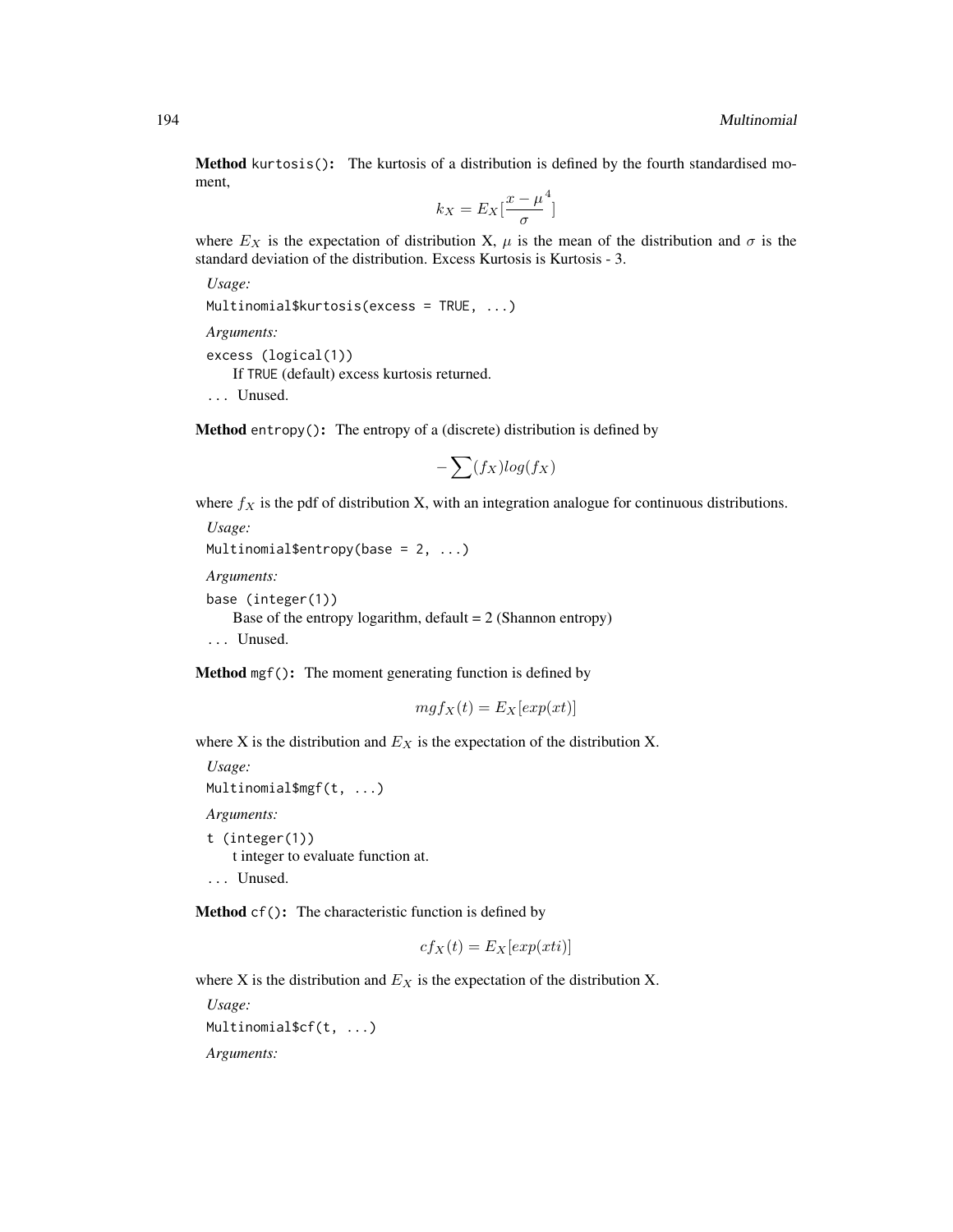**Method** `kurtosis()`: The kurtosis of a distribution is defined by the fourth standardised moment,

$$k_X = E_X[\frac{x-\mu}{\sigma}^4]$$

where $E_X$ is the expectation of distribution X, $\mu$ is the mean of the distribution and $\sigma$ is the standard deviation of the distribution. Excess Kurtosis is Kurtosis - 3.

*Usage:*

```
Multinomial$kurtosis(excess = TRUE, ...)
```

*Arguments:*

`excess (logical(1))`
If `TRUE` (default) excess kurtosis returned.

`...` Unused.

**Method** `entropy()`: The entropy of a (discrete) distribution is defined by

$$-\sum(f_X)log(f_X)$$

where $f_X$ is the pdf of distribution X, with an integration analogue for continuous distributions.

*Usage:*

```
Multinomial$entropy(base = 2, ...)
```

*Arguments:*

`base (integer(1))`
Base of the entropy logarithm, default = 2 (Shannon entropy)

`...` Unused.

**Method** `mgf()`: The moment generating function is defined by

$$mgf_X(t) = E_X[exp(xt)]$$

where X is the distribution and $E_X$ is the expectation of the distribution X.

*Usage:*

```
Multinomial$mgf(t, ...)
```

*Arguments:*

`t (integer(1))`
t integer to evaluate function at.

`...` Unused.

**Method** `cf()`: The characteristic function is defined by

$$cf_X(t) = E_X[exp(xti)]$$

where X is the distribution and $E_X$ is the expectation of the distribution X.

*Usage:*

```
Multinomial$cf(t, ...)
```

*Arguments:*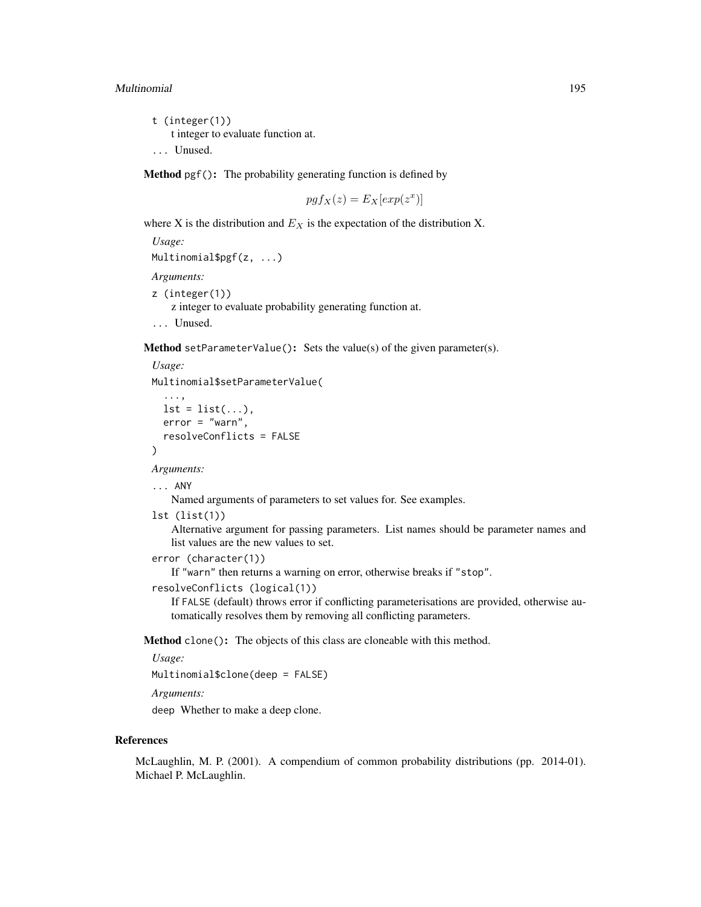t (integer(1))
t integer to evaluate function at.

... Unused.

**Method** `pgf()`**:** The probability generating function is defined by

$$pgf_X(z) = E_X[exp(z^x)]$$

where X is the distribution and $E_X$ is the expectation of the distribution X.

*Usage:*

```
Multinomial$pgf(z, ...)
```

*Arguments:*

`z (integer(1))`
z integer to evaluate probability generating function at.

`...` Unused.

**Method** `setParameterValue()`**:** Sets the value(s) of the given parameter(s).

*Usage:*

```
Multinomial$setParameterValue(
  ...,
  lst = list(...),
  error = "warn",
  resolveConflicts = FALSE
)
```

*Arguments:*

`... ANY`
Named arguments of parameters to set values for. See examples.

`lst (list(1))`
Alternative argument for passing parameters. List names should be parameter names and list values are the new values to set.

`error (character(1))`
If "warn" then returns a warning on error, otherwise breaks if "stop".

`resolveConflicts (logical(1))`
If `FALSE` (default) throws error if conflicting parameterisations are provided, otherwise automatically resolves them by removing all conflicting parameters.

**Method** `clone()`**:** The objects of this class are cloneable with this method.

*Usage:*

```
Multinomial$clone(deep = FALSE)
```

*Arguments:*

`deep` Whether to make a deep clone.

## References

McLaughlin, M. P. (2001). A compendium of common probability distributions (pp. 2014-01). Michael P. McLaughlin.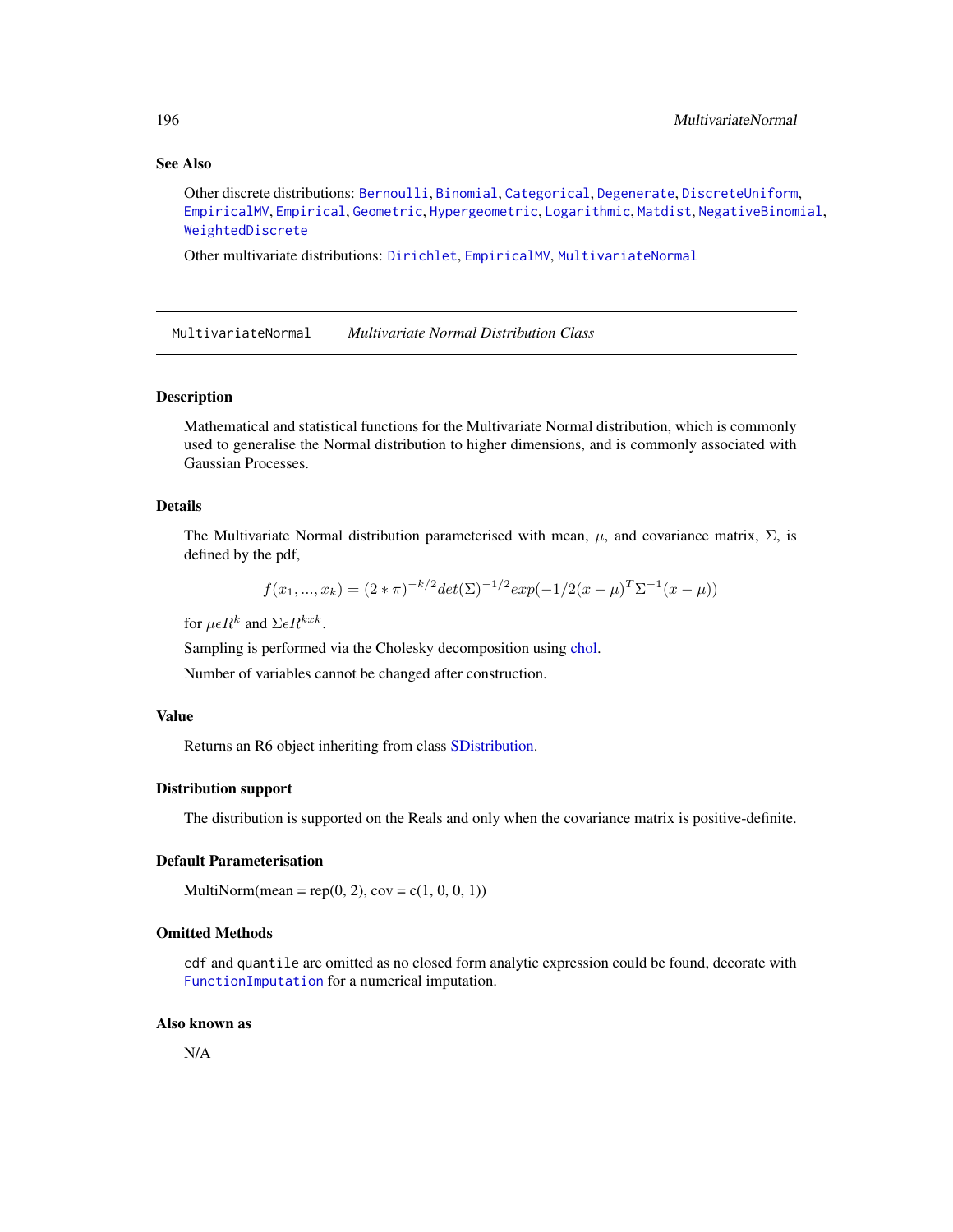## See Also

Other discrete distributions: Bernoulli, Binomial, Categorical, Degenerate, DiscreteUniform, EmpiricalMV, Empirical, Geometric, Hypergeometric, Logarithmic, Matdist, NegativeBinomial, WeightedDiscrete

Other multivariate distributions: Dirichlet, EmpiricalMV, MultivariateNormal

---

# MultivariateNormal — *Multivariate Normal Distribution Class*

## Description

Mathematical and statistical functions for the Multivariate Normal distribution, which is commonly used to generalise the Normal distribution to higher dimensions, and is commonly associated with Gaussian Processes.

## Details

The Multivariate Normal distribution parameterised with mean, $\mu$, and covariance matrix, $\Sigma$, is defined by the pdf,

$$f(x_1, ..., x_k) = (2 * \pi)^{-k/2} det(\Sigma)^{-1/2} exp(-1/2(x - \mu)^T \Sigma^{-1}(x - \mu))$$

for $\mu \epsilon R^k$ and $\Sigma \epsilon R^{kxk}$.

Sampling is performed via the Cholesky decomposition using chol.

Number of variables cannot be changed after construction.

## Value

Returns an R6 object inheriting from class SDistribution.

## Distribution support

The distribution is supported on the Reals and only when the covariance matrix is positive-definite.

## Default Parameterisation

MultiNorm(mean = rep(0, 2), cov = c(1, 0, 0, 1))

## Omitted Methods

`cdf` and `quantile` are omitted as no closed form analytic expression could be found, decorate with `FunctionImputation` for a numerical imputation.

## Also known as

N/A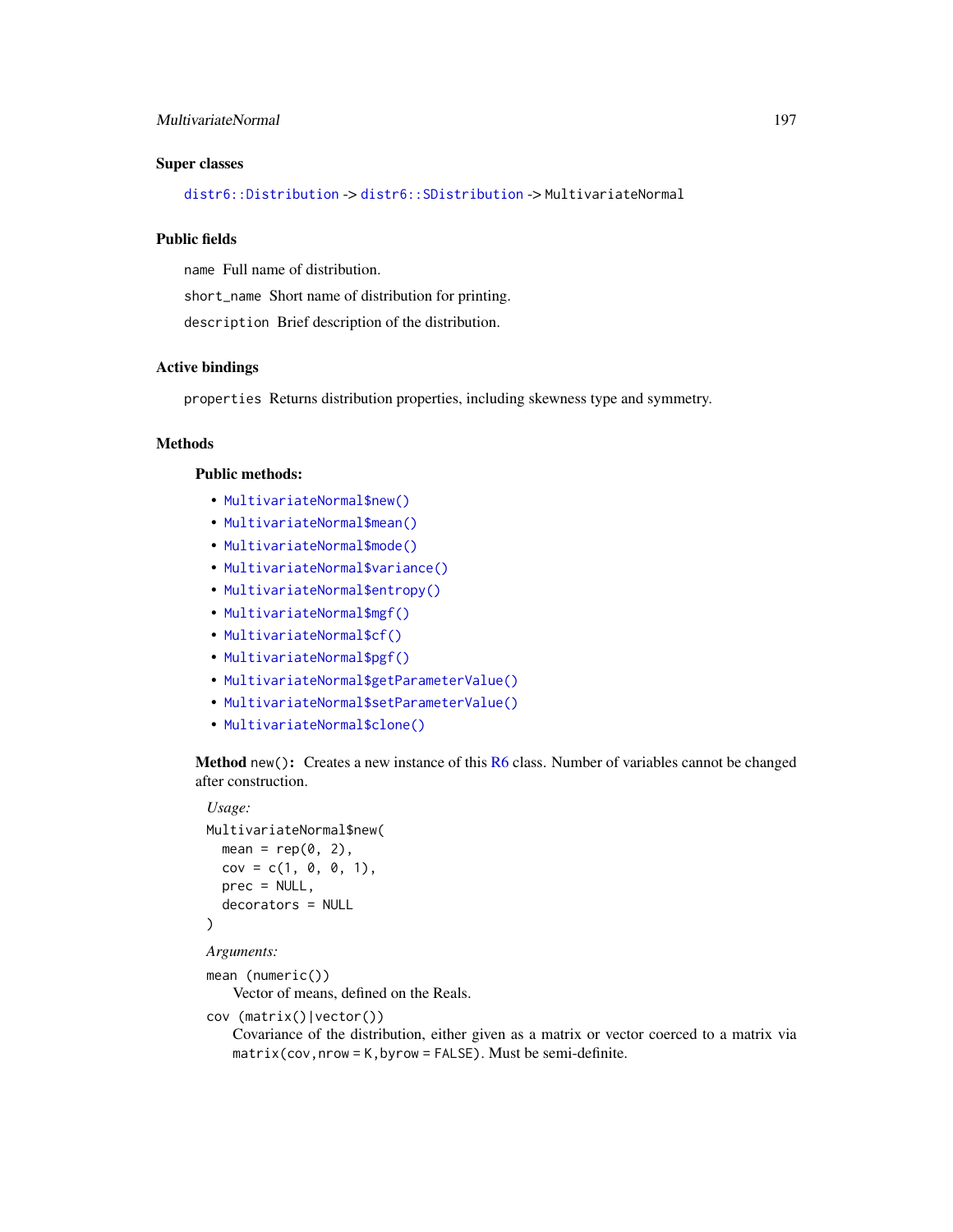### Super classes

distr6::Distribution -> distr6::SDistribution -> MultivariateNormal

### Public fields

name Full name of distribution.

short_name Short name of distribution for printing.

description Brief description of the distribution.

### Active bindings

properties Returns distribution properties, including skewness type and symmetry.

### Methods

#### Public methods:

- MultivariateNormal$new()
- MultivariateNormal$mean()
- MultivariateNormal$mode()
- MultivariateNormal$variance()
- MultivariateNormal$entropy()
- MultivariateNormal$mgf()
- MultivariateNormal$cf()
- MultivariateNormal$pgf()
- MultivariateNormal$getParameterValue()
- MultivariateNormal$setParameterValue()
- MultivariateNormal$clone()

**Method** new()**:** Creates a new instance of this R6 class. Number of variables cannot be changed after construction.

*Usage:*

```
MultivariateNormal$new(
  mean = rep(0, 2),
  cov = c(1, 0, 0, 1),
  prec = NULL,
  decorators = NULL
)
```

*Arguments:*

mean (numeric())
  Vector of means, defined on the Reals.

cov (matrix()|vector())
  Covariance of the distribution, either given as a matrix or vector coerced to a matrix via matrix(cov,nrow = K,byrow = FALSE). Must be semi-definite.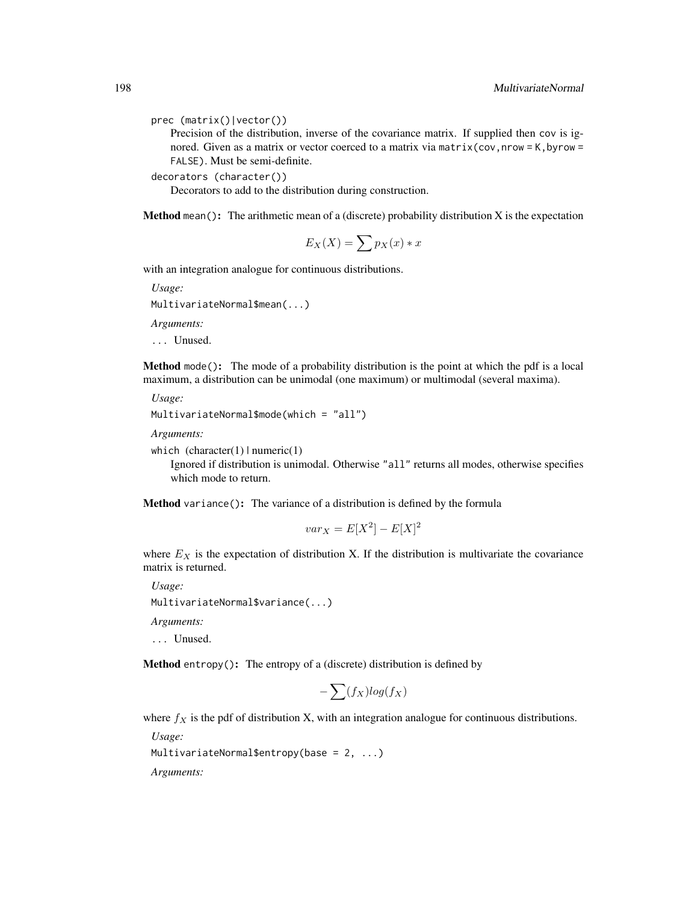`prec` (matrix()|vector())

Precision of the distribution, inverse of the covariance matrix. If supplied then `cov` is ignored. Given as a matrix or vector coerced to a matrix via `matrix(cov,nrow = K,byrow = FALSE)`. Must be semi-definite.

`decorators` (character())

Decorators to add to the distribution during construction.

**Method** `mean()`: The arithmetic mean of a (discrete) probability distribution X is the expectation

$$E_X(X) = \sum p_X(x) * x$$

with an integration analogue for continuous distributions.

*Usage:*

```
MultivariateNormal$mean(...)
```

*Arguments:*

`...` Unused.

**Method** `mode()`: The mode of a probability distribution is the point at which the pdf is a local maximum, a distribution can be unimodal (one maximum) or multimodal (several maxima).

*Usage:*

```
MultivariateNormal$mode(which = "all")
```

*Arguments:*

`which` (character(1) | numeric(1)

Ignored if distribution is unimodal. Otherwise `"all"` returns all modes, otherwise specifies which mode to return.

**Method** `variance()`: The variance of a distribution is defined by the formula

$$var_X = E[X^2] - E[X]^2$$

where $E_X$ is the expectation of distribution X. If the distribution is multivariate the covariance matrix is returned.

*Usage:*

```
MultivariateNormal$variance(...)
```

*Arguments:*

`...` Unused.

**Method** `entropy()`: The entropy of a (discrete) distribution is defined by

$$-\sum(f_X)log(f_X)$$

where $f_X$ is the pdf of distribution X, with an integration analogue for continuous distributions.

*Usage:*

```
MultivariateNormal$entropy(base = 2, ...)
```

*Arguments:*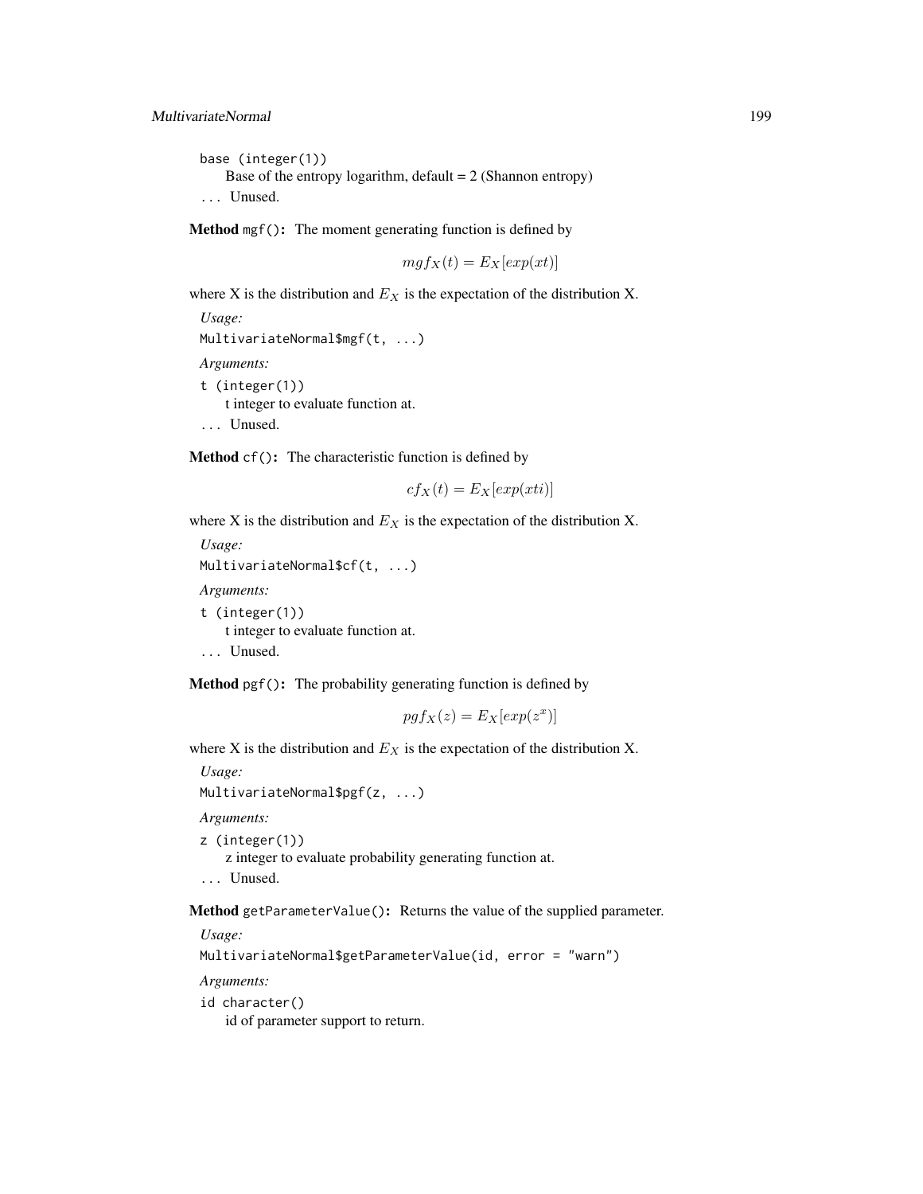`base (integer(1))`
  Base of the entropy logarithm, default = 2 (Shannon entropy)

`...` Unused.

**Method** `mgf()`**:** The moment generating function is defined by

$$mgf_X(t) = E_X[exp(xt)]$$

where X is the distribution and $E_X$ is the expectation of the distribution X.

*Usage:*

```
MultivariateNormal$mgf(t, ...)
```

*Arguments:*

`t (integer(1))`
  t integer to evaluate function at.

`...` Unused.

**Method** `cf()`**:** The characteristic function is defined by

$$cf_X(t) = E_X[exp(xti)]$$

where X is the distribution and $E_X$ is the expectation of the distribution X.

*Usage:*

```
MultivariateNormal$cf(t, ...)
```

*Arguments:*

`t (integer(1))`
  t integer to evaluate function at.

`...` Unused.

**Method** `pgf()`**:** The probability generating function is defined by

$$pgf_X(z) = E_X[exp(z^x)]$$

where X is the distribution and $E_X$ is the expectation of the distribution X.

*Usage:*

```
MultivariateNormal$pgf(z, ...)
```

*Arguments:*

`z (integer(1))`
  z integer to evaluate probability generating function at.

`...` Unused.

**Method** `getParameterValue()`**:** Returns the value of the supplied parameter.

*Usage:*

```
MultivariateNormal$getParameterValue(id, error = "warn")
```

*Arguments:*

`id character()`
  id of parameter support to return.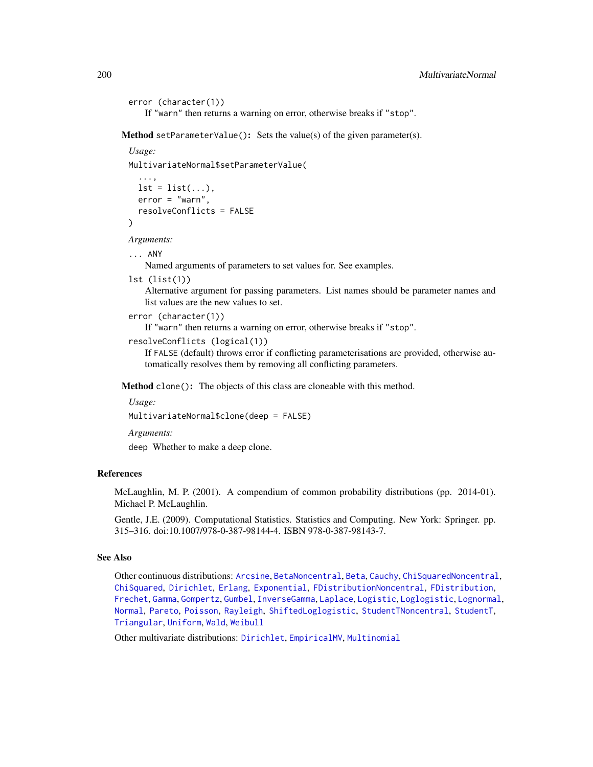error (character(1))
If "warn" then returns a warning on error, otherwise breaks if "stop".

**Method** `setParameterValue()`: Sets the value(s) of the given parameter(s).

*Usage:*

```
MultivariateNormal$setParameterValue(
  ...,
  lst = list(...),
  error = "warn",
  resolveConflicts = FALSE
)
```

*Arguments:*

`...` ANY
Named arguments of parameters to set values for. See examples.

`lst` (list(1))
Alternative argument for passing parameters. List names should be parameter names and list values are the new values to set.

`error` (character(1))
If "warn" then returns a warning on error, otherwise breaks if "stop".

`resolveConflicts` (logical(1))
If FALSE (default) throws error if conflicting parameterisations are provided, otherwise automatically resolves them by removing all conflicting parameters.

**Method** `clone()`: The objects of this class are cloneable with this method.

*Usage:*

```
MultivariateNormal$clone(deep = FALSE)
```

*Arguments:*

`deep` Whether to make a deep clone.

## References

McLaughlin, M. P. (2001). A compendium of common probability distributions (pp. 2014-01). Michael P. McLaughlin.

Gentle, J.E. (2009). Computational Statistics. Statistics and Computing. New York: Springer. pp. 315–316. doi:10.1007/978-0-387-98144-4. ISBN 978-0-387-98143-7.

## See Also

Other continuous distributions: Arcsine, BetaNoncentral, Beta, Cauchy, ChiSquaredNoncentral, ChiSquared, Dirichlet, Erlang, Exponential, FDistributionNoncentral, FDistribution, Frechet, Gamma, Gompertz, Gumbel, InverseGamma, Laplace, Logistic, Loglogistic, Lognormal, Normal, Pareto, Poisson, Rayleigh, ShiftedLoglogistic, StudentTNoncentral, StudentT, Triangular, Uniform, Wald, Weibull

Other multivariate distributions: Dirichlet, EmpiricalMV, Multinomial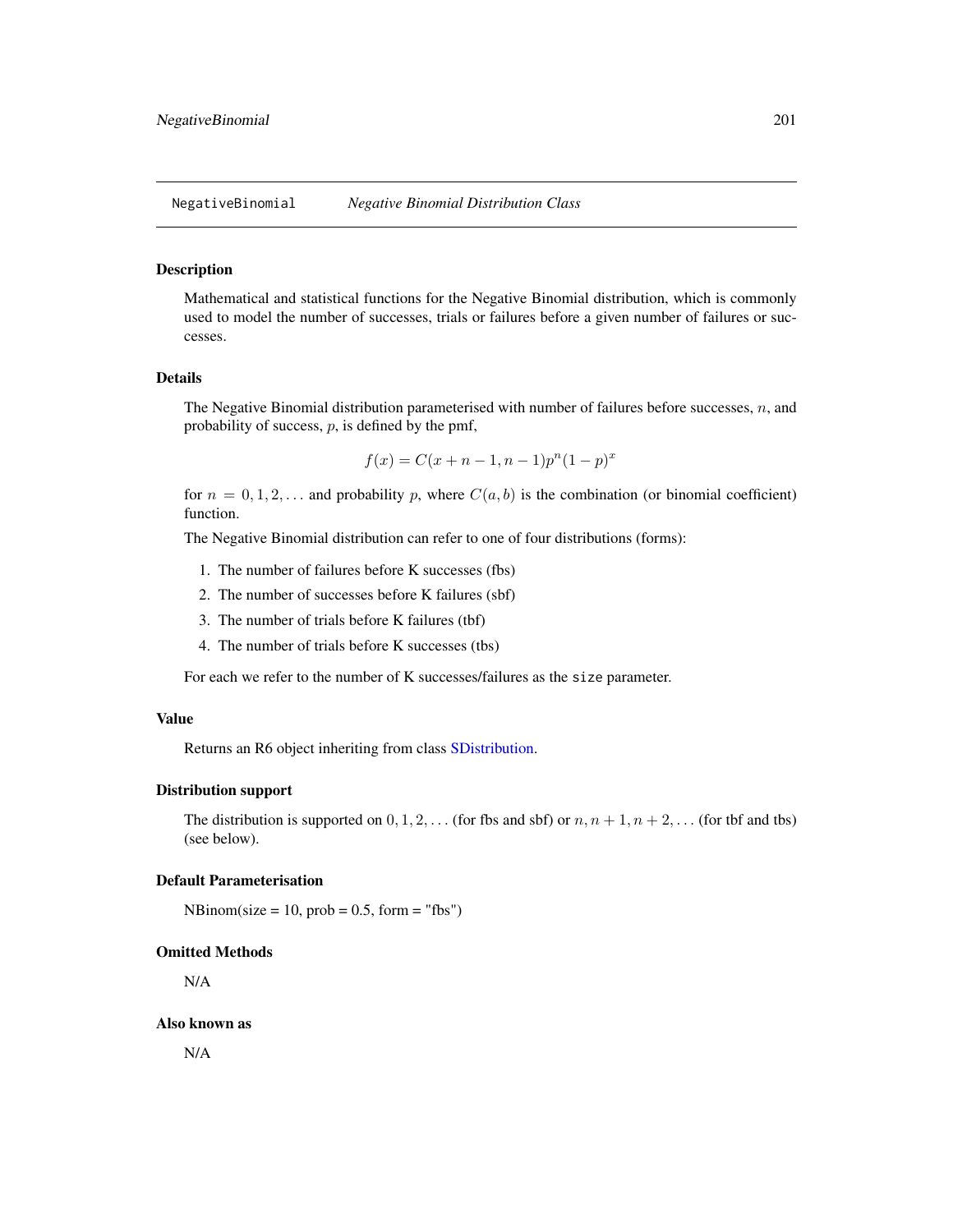## NegativeBinomial — *Negative Binomial Distribution Class*

### Description

Mathematical and statistical functions for the Negative Binomial distribution, which is commonly used to model the number of successes, trials or failures before a given number of failures or successes.

### Details

The Negative Binomial distribution parameterised with number of failures before successes, $n$, and probability of success, $p$, is defined by the pmf,

$$f(x) = C(x + n - 1, n - 1)p^n(1 - p)^x$$

for $n = 0, 1, 2, \ldots$ and probability $p$, where $C(a, b)$ is the combination (or binomial coefficient) function.

The Negative Binomial distribution can refer to one of four distributions (forms):

1. The number of failures before K successes (fbs)
2. The number of successes before K failures (sbf)
3. The number of trials before K failures (tbf)
4. The number of trials before K successes (tbs)

For each we refer to the number of K successes/failures as the `size` parameter.

### Value

Returns an R6 object inheriting from class SDistribution.

### Distribution support

The distribution is supported on $0, 1, 2, \ldots$ (for fbs and sbf) or $n, n + 1, n + 2, \ldots$ (for tbf and tbs) (see below).

### Default Parameterisation

NBinom(size = 10, prob = 0.5, form = "fbs")

### Omitted Methods

N/A

### Also known as

N/A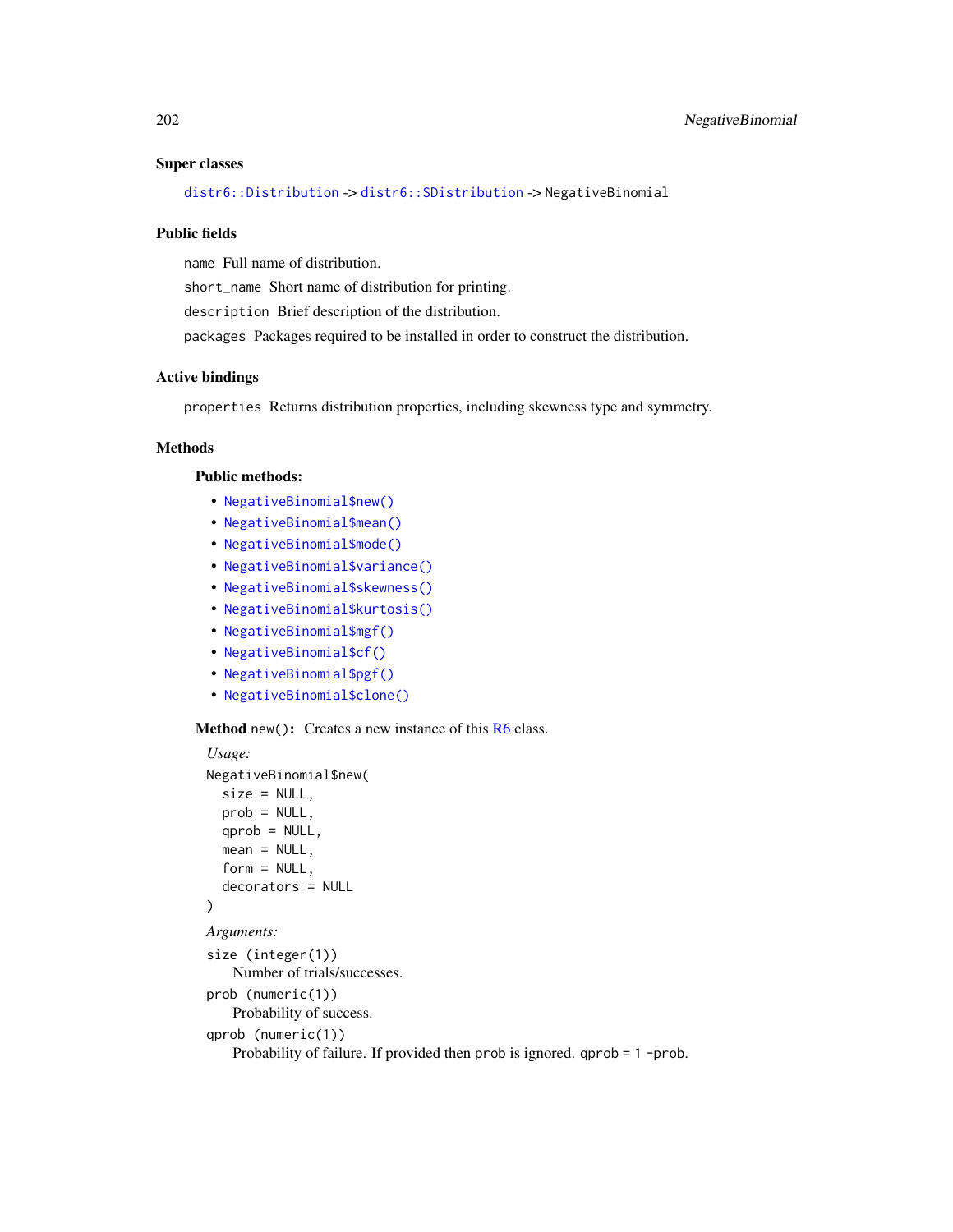### Super classes

`distr6::Distribution` -> `distr6::SDistribution` -> NegativeBinomial

### Public fields

`name` Full name of distribution.

`short_name` Short name of distribution for printing.

`description` Brief description of the distribution.

`packages` Packages required to be installed in order to construct the distribution.

### Active bindings

`properties` Returns distribution properties, including skewness type and symmetry.

### Methods

#### Public methods:

- `NegativeBinomial$new()`
- `NegativeBinomial$mean()`
- `NegativeBinomial$mode()`
- `NegativeBinomial$variance()`
- `NegativeBinomial$skewness()`
- `NegativeBinomial$kurtosis()`
- `NegativeBinomial$mgf()`
- `NegativeBinomial$cf()`
- `NegativeBinomial$pgf()`
- `NegativeBinomial$clone()`

**Method** `new()`**:** Creates a new instance of this R6 class.

*Usage:*

```
NegativeBinomial$new(
  size = NULL,
  prob = NULL,
  qprob = NULL,
  mean = NULL,
  form = NULL,
  decorators = NULL
)
```

*Arguments:*

`size (integer(1))`
Number of trials/successes.

`prob (numeric(1))`
Probability of success.

`qprob (numeric(1))`
Probability of failure. If provided then `prob` is ignored. `qprob = 1 -prob`.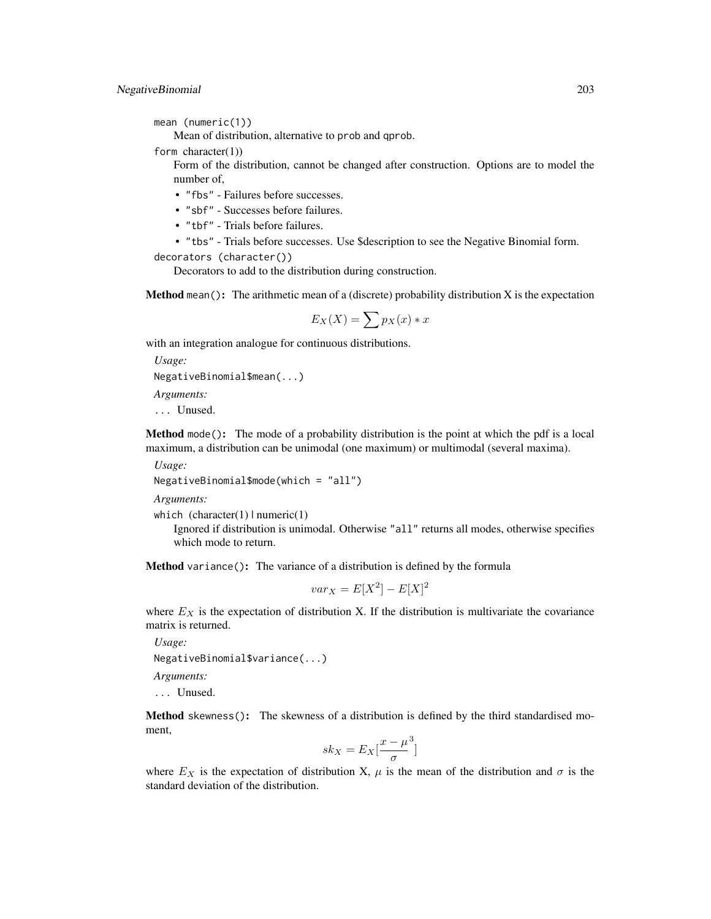`mean` (numeric(1))

Mean of distribution, alternative to `prob` and `qprob`.

`form` character(1))

Form of the distribution, cannot be changed after construction. Options are to model the number of,

- "fbs" - Failures before successes.
- "sbf" - Successes before failures.
- "tbf" - Trials before failures.
- "tbs" - Trials before successes. Use $description to see the Negative Binomial form.

`decorators` (character())

Decorators to add to the distribution during construction.

**Method** `mean()`**:** The arithmetic mean of a (discrete) probability distribution X is the expectation

$$E_X(X) = \sum p_X(x) * x$$

with an integration analogue for continuous distributions.

*Usage:*

```
NegativeBinomial$mean(...)
```

*Arguments:*

`...` Unused.

**Method** `mode()`**:** The mode of a probability distribution is the point at which the pdf is a local maximum, a distribution can be unimodal (one maximum) or multimodal (several maxima).

*Usage:*

```
NegativeBinomial$mode(which = "all")
```

*Arguments:*

`which` (character(1) | numeric(1)

Ignored if distribution is unimodal. Otherwise "all" returns all modes, otherwise specifies which mode to return.

**Method** `variance()`**:** The variance of a distribution is defined by the formula

$$var_X = E[X^2] - E[X]^2$$

where $E_X$ is the expectation of distribution X. If the distribution is multivariate the covariance matrix is returned.

*Usage:*

```
NegativeBinomial$variance(...)
```

*Arguments:*

`...` Unused.

**Method** `skewness()`**:** The skewness of a distribution is defined by the third standardised moment,

$$sk_X = E_X[\frac{x - \mu}{\sigma}^3]$$

where $E_X$ is the expectation of distribution X, $\mu$ is the mean of the distribution and $\sigma$ is the standard deviation of the distribution.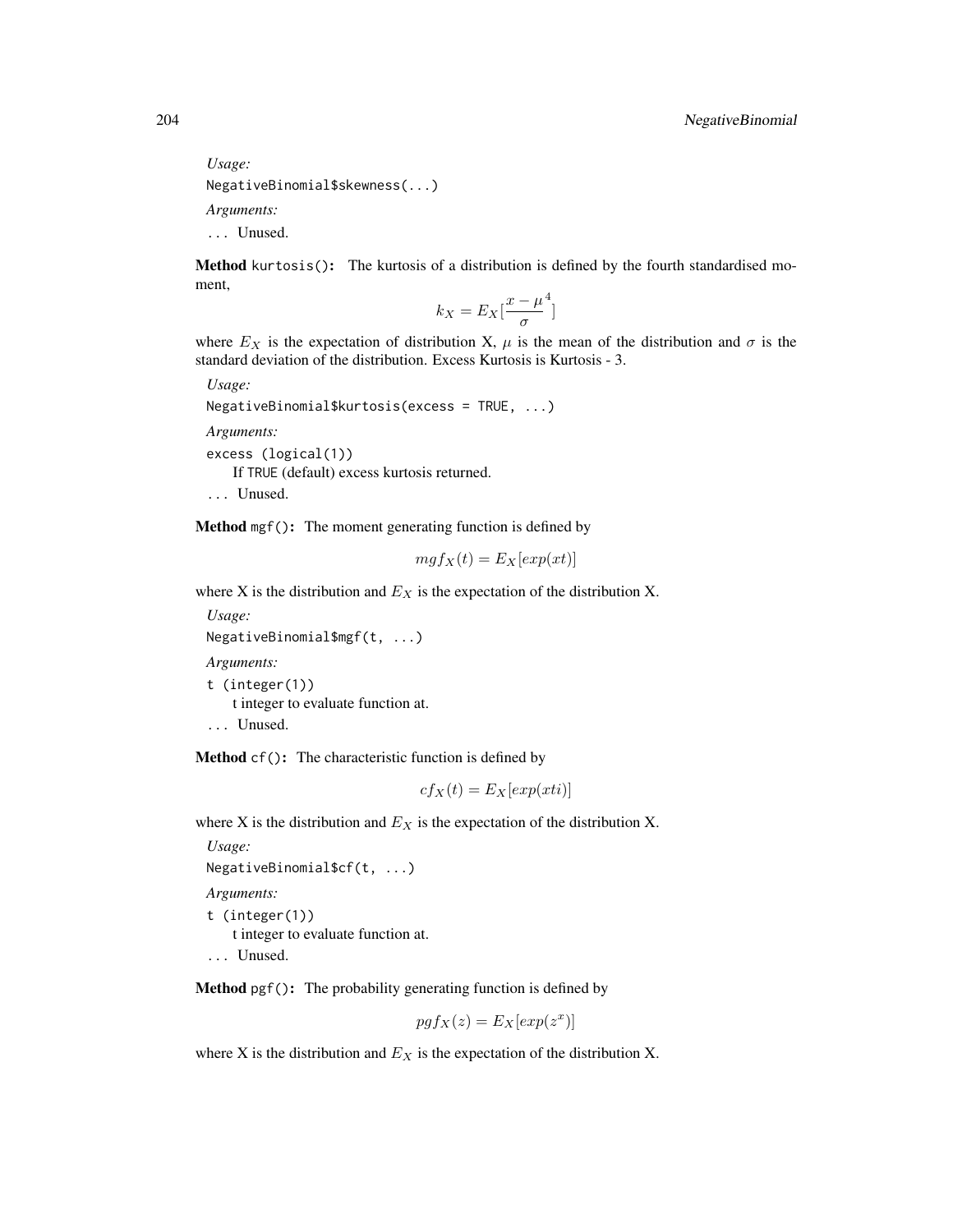*Usage:*

```
NegativeBinomial$skewness(...)
```

*Arguments:*

`...` Unused.

**Method** `kurtosis()`**:** The kurtosis of a distribution is defined by the fourth standardised moment,

$$k_X = E_X[\frac{x - \mu}{\sigma}^4]$$

where $E_X$ is the expectation of distribution X, $\mu$ is the mean of the distribution and $\sigma$ is the standard deviation of the distribution. Excess Kurtosis is Kurtosis - 3.

*Usage:*

```
NegativeBinomial$kurtosis(excess = TRUE, ...)
```

*Arguments:*

`excess (logical(1))`
If `TRUE` (default) excess kurtosis returned.

`...` Unused.

**Method** `mgf()`**:** The moment generating function is defined by

$$mgf_X(t) = E_X[exp(xt)]$$

where X is the distribution and $E_X$ is the expectation of the distribution X.

*Usage:*

```
NegativeBinomial$mgf(t, ...)
```

*Arguments:*

`t (integer(1))`
t integer to evaluate function at.

`...` Unused.

**Method** `cf()`**:** The characteristic function is defined by

$$cf_X(t) = E_X[exp(xti)]$$

where X is the distribution and $E_X$ is the expectation of the distribution X.

*Usage:*

```
NegativeBinomial$cf(t, ...)
```

*Arguments:*

`t (integer(1))`
t integer to evaluate function at.

`...` Unused.

**Method** `pgf()`**:** The probability generating function is defined by

$$pgf_X(z) = E_X[exp(z^x)]$$

where X is the distribution and $E_X$ is the expectation of the distribution X.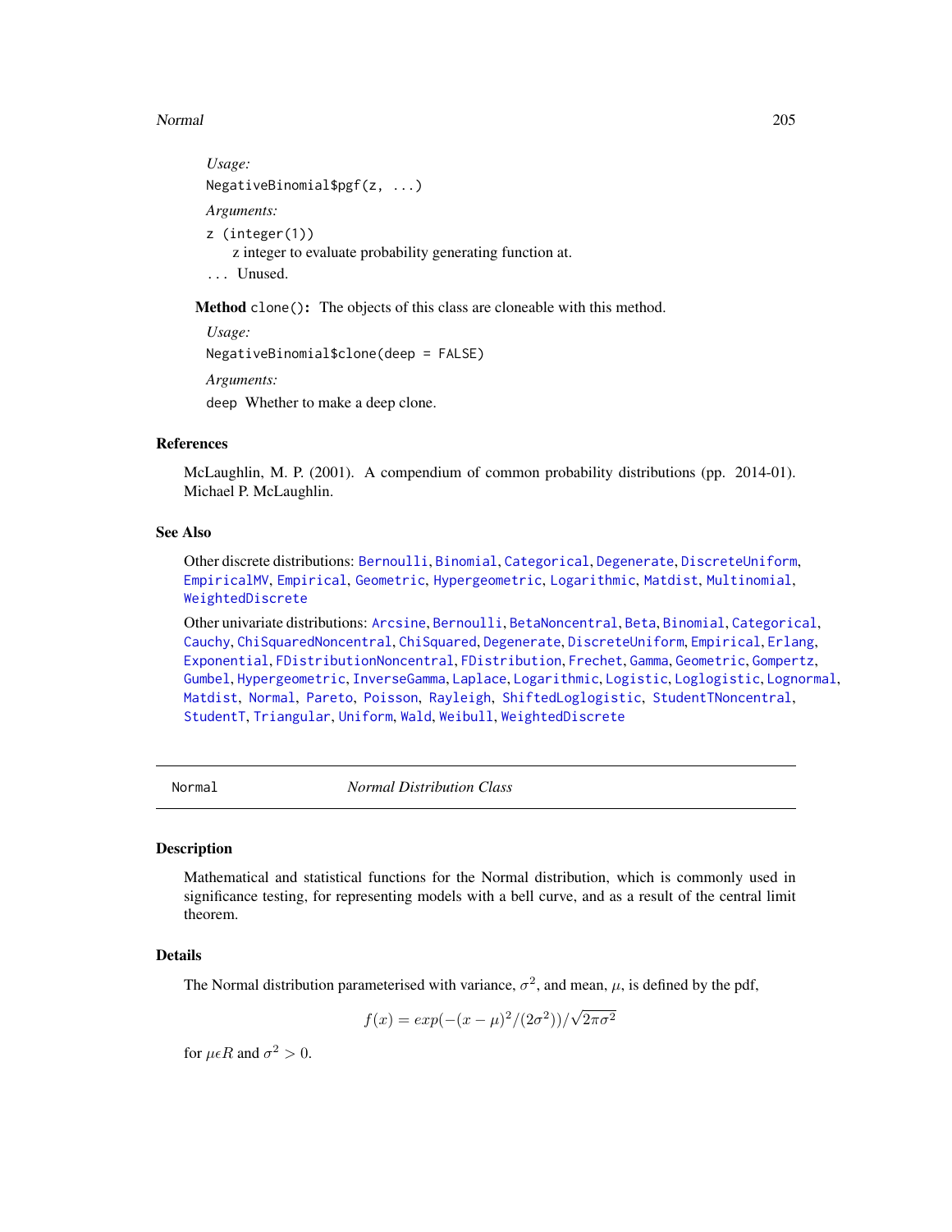*Usage:*

```
NegativeBinomial$pgf(z, ...)
```

*Arguments:*

`z (integer(1))`
: z integer to evaluate probability generating function at.

`...` Unused.

**Method** `clone()`**:** The objects of this class are cloneable with this method.

*Usage:*

```
NegativeBinomial$clone(deep = FALSE)
```

*Arguments:*

`deep` Whether to make a deep clone.

## References

McLaughlin, M. P. (2001). A compendium of common probability distributions (pp. 2014-01). Michael P. McLaughlin.

## See Also

Other discrete distributions: Bernoulli, Binomial, Categorical, Degenerate, DiscreteUniform, EmpiricalMV, Empirical, Geometric, Hypergeometric, Logarithmic, Matdist, Multinomial, WeightedDiscrete

Other univariate distributions: Arcsine, Bernoulli, BetaNoncentral, Beta, Binomial, Categorical, Cauchy, ChiSquaredNoncentral, ChiSquared, Degenerate, DiscreteUniform, Empirical, Erlang, Exponential, FDistributionNoncentral, FDistribution, Frechet, Gamma, Geometric, Gompertz, Gumbel, Hypergeometric, InverseGamma, Laplace, Logarithmic, Logistic, Loglogistic, Lognormal, Matdist, Normal, Pareto, Poisson, Rayleigh, ShiftedLoglogistic, StudentTNoncentral, StudentT, Triangular, Uniform, Wald, Weibull, WeightedDiscrete

---

# Normal — *Normal Distribution Class*

## Description

Mathematical and statistical functions for the Normal distribution, which is commonly used in significance testing, for representing models with a bell curve, and as a result of the central limit theorem.

## Details

The Normal distribution parameterised with variance, $\sigma^2$, and mean, $\mu$, is defined by the pdf,

$$f(x) = exp(-(x-\mu)^2/(2\sigma^2))/\sqrt{2\pi\sigma^2}$$

for $\mu \epsilon R$ and $\sigma^2 > 0$.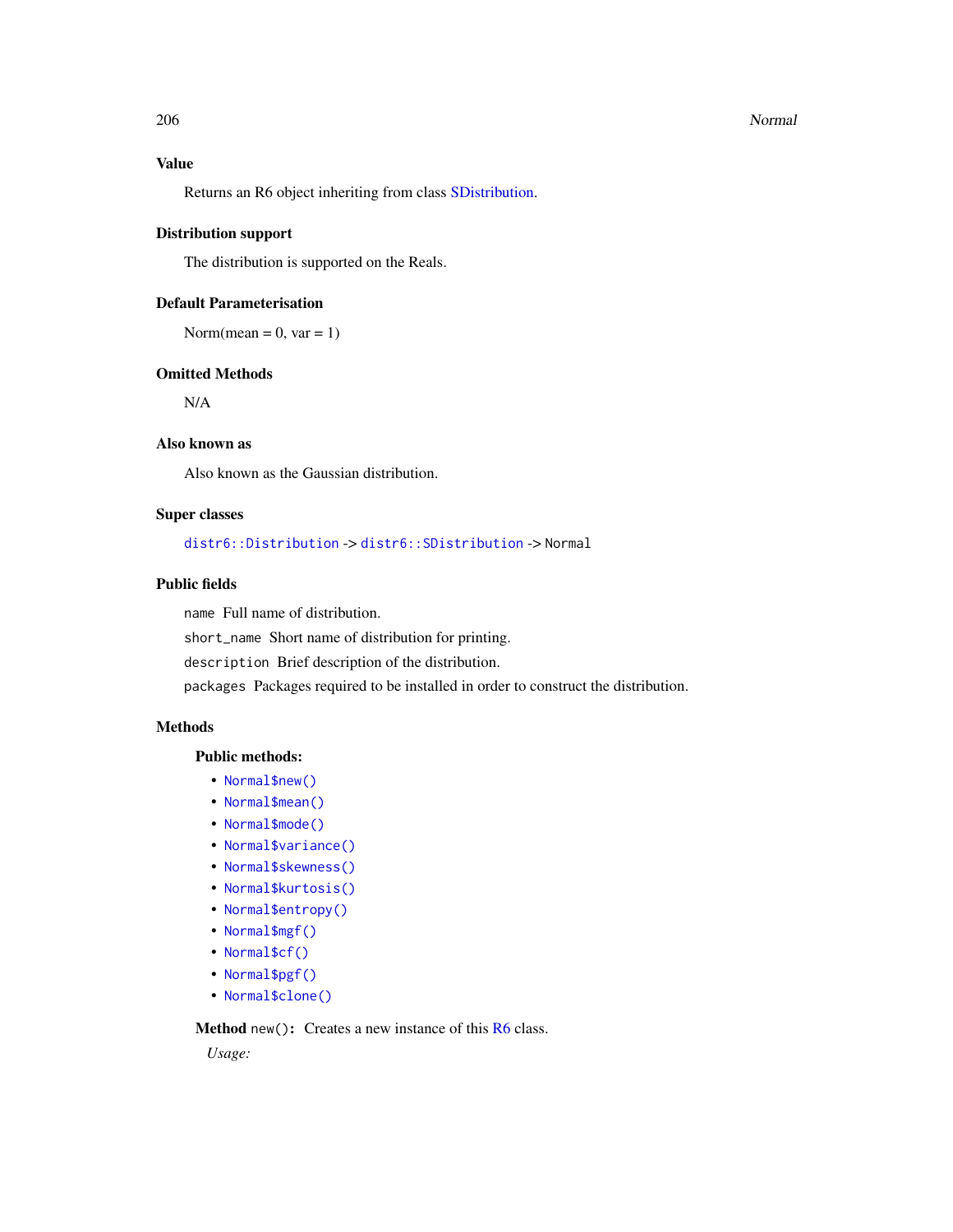### Value

Returns an R6 object inheriting from class SDistribution.

### Distribution support

The distribution is supported on the Reals.

### Default Parameterisation

Norm(mean = 0, var = 1)

### Omitted Methods

N/A

### Also known as

Also known as the Gaussian distribution.

### Super classes

`distr6::Distribution` -> `distr6::SDistribution` -> `Normal`

### Public fields

`name` Full name of distribution.

`short_name` Short name of distribution for printing.

`description` Brief description of the distribution.

`packages` Packages required to be installed in order to construct the distribution.

### Methods

#### Public methods:

- `Normal$new()`
- `Normal$mean()`
- `Normal$mode()`
- `Normal$variance()`
- `Normal$skewness()`
- `Normal$kurtosis()`
- `Normal$entropy()`
- `Normal$mgf()`
- `Normal$cf()`
- `Normal$pgf()`
- `Normal$clone()`

**Method** `new()`**:** Creates a new instance of this R6 class.

*Usage:*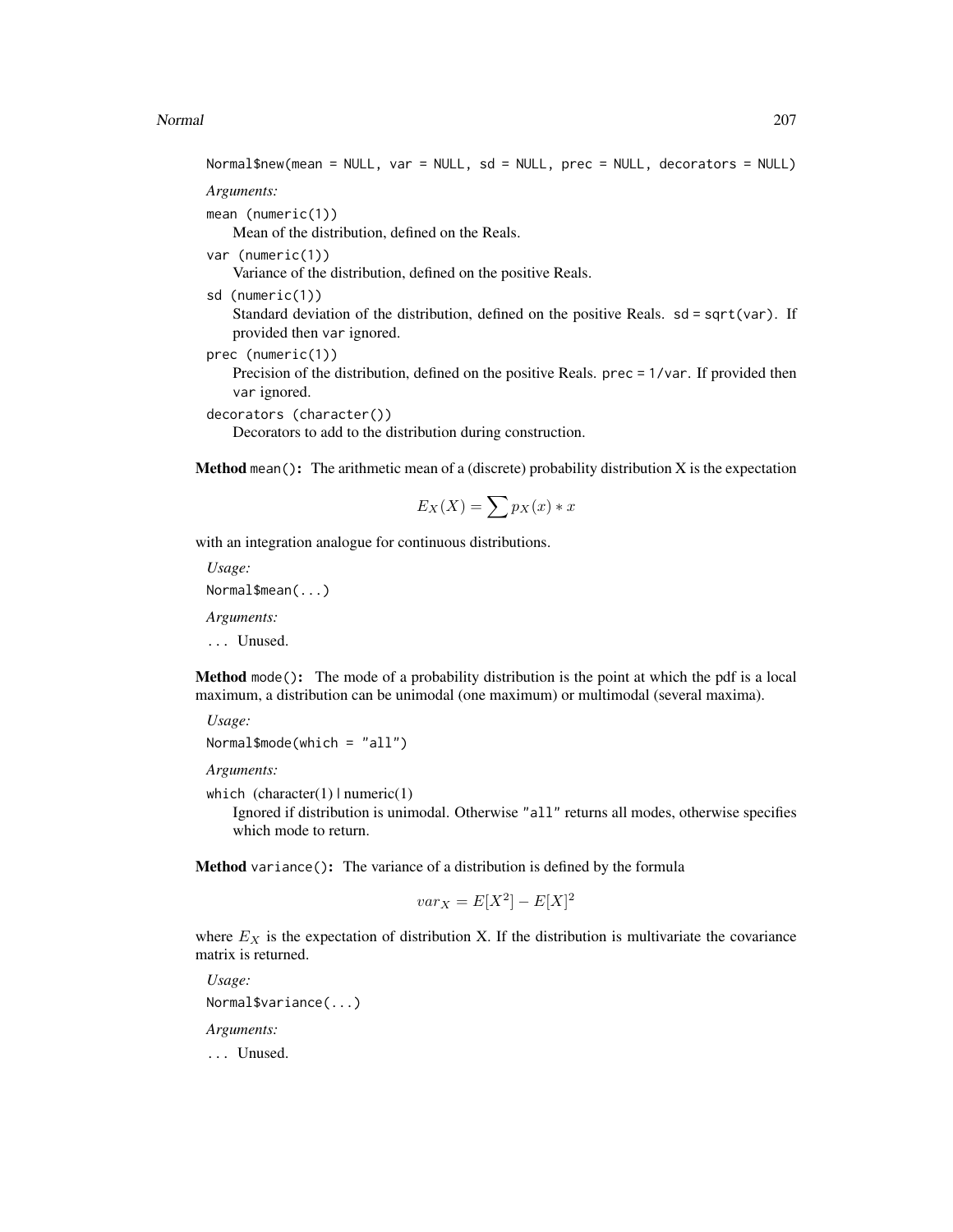```
Normal$new(mean = NULL, var = NULL, sd = NULL, prec = NULL, decorators = NULL)
```

*Arguments:*

`mean (numeric(1))`
: Mean of the distribution, defined on the Reals.

`var (numeric(1))`
: Variance of the distribution, defined on the positive Reals.

`sd (numeric(1))`
: Standard deviation of the distribution, defined on the positive Reals. `sd = sqrt(var)`. If provided then `var` ignored.

`prec (numeric(1))`
: Precision of the distribution, defined on the positive Reals. `prec = 1/var`. If provided then `var` ignored.

`decorators (character())`
: Decorators to add to the distribution during construction.

**Method** `mean()`**:** The arithmetic mean of a (discrete) probability distribution X is the expectation

$$E_X(X) = \sum p_X(x) * x$$

with an integration analogue for continuous distributions.

*Usage:*

```
Normal$mean(...)
```

*Arguments:*

`...` Unused.

**Method** `mode()`**:** The mode of a probability distribution is the point at which the pdf is a local maximum, a distribution can be unimodal (one maximum) or multimodal (several maxima).

*Usage:*

```
Normal$mode(which = "all")
```

*Arguments:*

`which` (character(1) | numeric(1)
: Ignored if distribution is unimodal. Otherwise `"all"` returns all modes, otherwise specifies which mode to return.

**Method** `variance()`**:** The variance of a distribution is defined by the formula

$$var_X = E[X^2] - E[X]^2$$

where $E_X$ is the expectation of distribution X. If the distribution is multivariate the covariance matrix is returned.

*Usage:*

```
Normal$variance(...)
```

*Arguments:*

`...` Unused.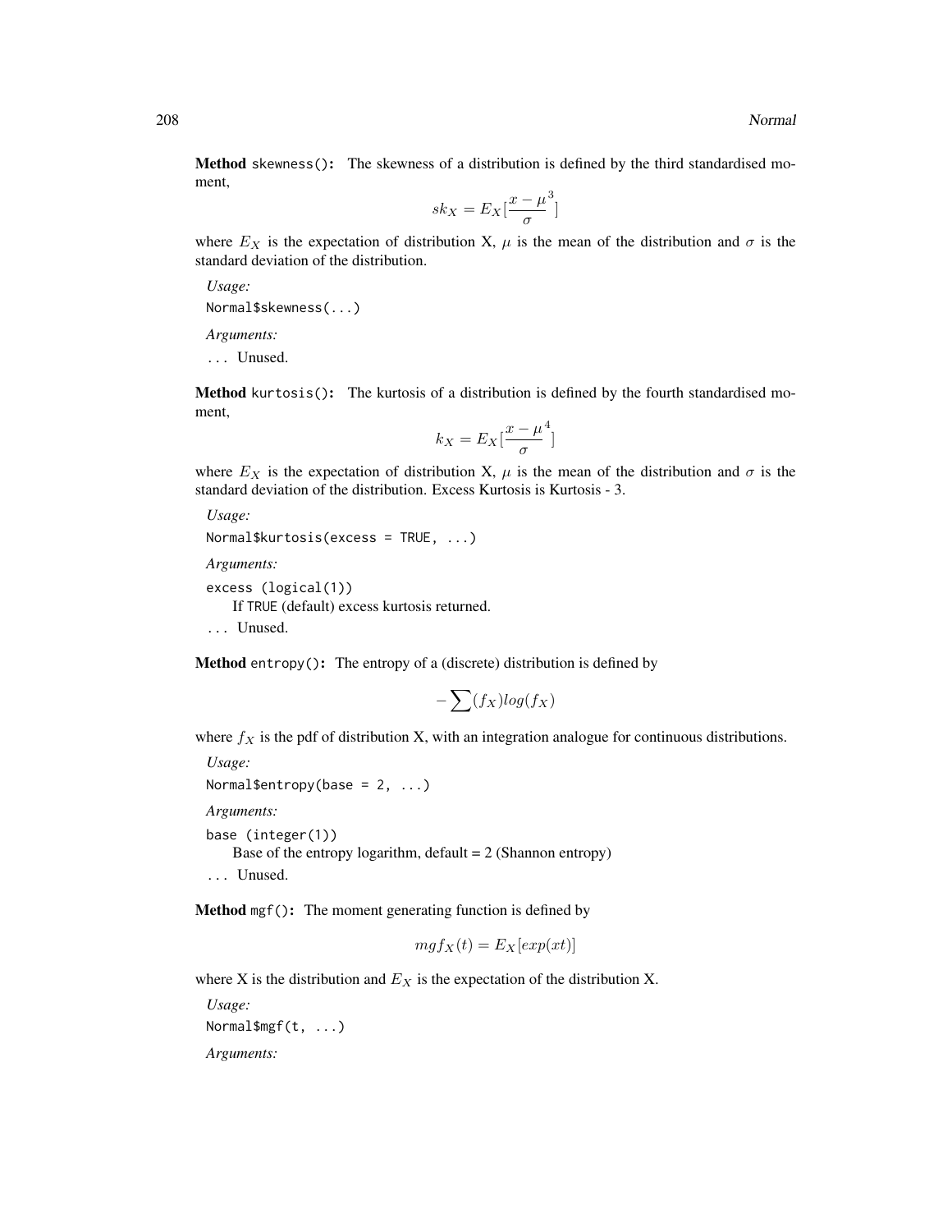**Method** `skewness()`**:** The skewness of a distribution is defined by the third standardised moment,

$$sk_X = E_X[\frac{x - \mu}{\sigma}^3]$$

where $E_X$ is the expectation of distribution X, $\mu$ is the mean of the distribution and $\sigma$ is the standard deviation of the distribution.

*Usage:*

```
Normal$skewness(...)
```

*Arguments:*

... Unused.

**Method** `kurtosis()`**:** The kurtosis of a distribution is defined by the fourth standardised moment,

$$k_X = E_X[\frac{x - \mu}{\sigma}^4]$$

where $E_X$ is the expectation of distribution X, $\mu$ is the mean of the distribution and $\sigma$ is the standard deviation of the distribution. Excess Kurtosis is Kurtosis - 3.

*Usage:*

```
Normal$kurtosis(excess = TRUE, ...)
```

*Arguments:*

`excess (logical(1))`
If TRUE (default) excess kurtosis returned.

... Unused.

**Method** `entropy()`**:** The entropy of a (discrete) distribution is defined by

$$-\sum(f_X)log(f_X)$$

where $f_X$ is the pdf of distribution X, with an integration analogue for continuous distributions.

*Usage:*

```
Normal$entropy(base = 2, ...)
```

*Arguments:*

`base (integer(1))`
Base of the entropy logarithm, default = 2 (Shannon entropy)

... Unused.

**Method** `mgf()`**:** The moment generating function is defined by

$$mgf_X(t) = E_X[exp(xt)]$$

where X is the distribution and $E_X$ is the expectation of the distribution X.

*Usage:*

```
Normal$mgf(t, ...)
```

*Arguments:*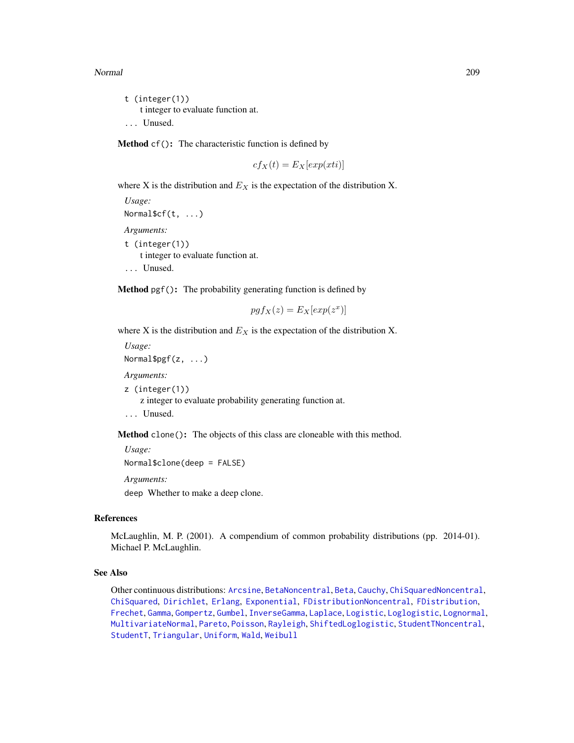t (integer(1))
  t integer to evaluate function at.

... Unused.

**Method** `cf()`**:** The characteristic function is defined by

$$cf_X(t) = E_X[exp(xti)]$$

where X is the distribution and $E_X$ is the expectation of the distribution X.

*Usage:*

```
Normal$cf(t, ...)
```

*Arguments:*

t (integer(1))
  t integer to evaluate function at.

... Unused.

**Method** `pgf()`**:** The probability generating function is defined by

$$pgf_X(z) = E_X[exp(z^x)]$$

where X is the distribution and $E_X$ is the expectation of the distribution X.

*Usage:*

```
Normal$pgf(z, ...)
```

*Arguments:*

z (integer(1))
  z integer to evaluate probability generating function at.

... Unused.

**Method** `clone()`**:** The objects of this class are cloneable with this method.

*Usage:*

```
Normal$clone(deep = FALSE)
```

*Arguments:*

deep Whether to make a deep clone.

## References

McLaughlin, M. P. (2001). A compendium of common probability distributions (pp. 2014-01). Michael P. McLaughlin.

## See Also

Other continuous distributions: Arcsine, BetaNoncentral, Beta, Cauchy, ChiSquaredNoncentral, ChiSquared, Dirichlet, Erlang, Exponential, FDistributionNoncentral, FDistribution, Frechet, Gamma, Gompertz, Gumbel, InverseGamma, Laplace, Logistic, Loglogistic, Lognormal, MultivariateNormal, Pareto, Poisson, Rayleigh, ShiftedLoglogistic, StudentTNoncentral, StudentT, Triangular, Uniform, Wald, Weibull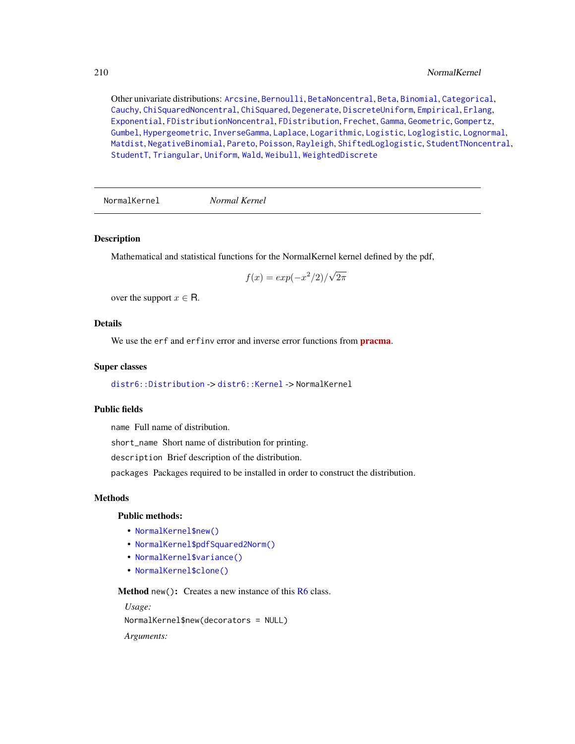Other univariate distributions: Arcsine, Bernoulli, BetaNoncentral, Beta, Binomial, Categorical, Cauchy, ChiSquaredNoncentral, ChiSquared, Degenerate, DiscreteUniform, Empirical, Erlang, Exponential, FDistributionNoncentral, FDistribution, Frechet, Gamma, Geometric, Gompertz, Gumbel, Hypergeometric, InverseGamma, Laplace, Logarithmic, Logistic, Loglogistic, Lognormal, Matdist, NegativeBinomial, Pareto, Poisson, Rayleigh, ShiftedLoglogistic, StudentTNoncentral, StudentT, Triangular, Uniform, Wald, Weibull, WeightedDiscrete

---

`NormalKernel` *Normal Kernel*

---

## Description

Mathematical and statistical functions for the NormalKernel kernel defined by the pdf,

$$f(x) = exp(-x^2/2)/\sqrt{2\pi}$$

over the support $x \in \mathbb{R}$.

## Details

We use the `erf` and `erfinv` error and inverse error functions from **pracma**.

## Super classes

`distr6::Distribution` -> `distr6::Kernel` -> `NormalKernel`

## Public fields

`name` Full name of distribution.

`short_name` Short name of distribution for printing.

`description` Brief description of the distribution.

`packages` Packages required to be installed in order to construct the distribution.

## Methods

### Public methods:

- `NormalKernel$new()`
- `NormalKernel$pdfSquared2Norm()`
- `NormalKernel$variance()`
- `NormalKernel$clone()`

**Method** `new()`**:** Creates a new instance of this R6 class.

*Usage:*

```
NormalKernel$new(decorators = NULL)
```

*Arguments:*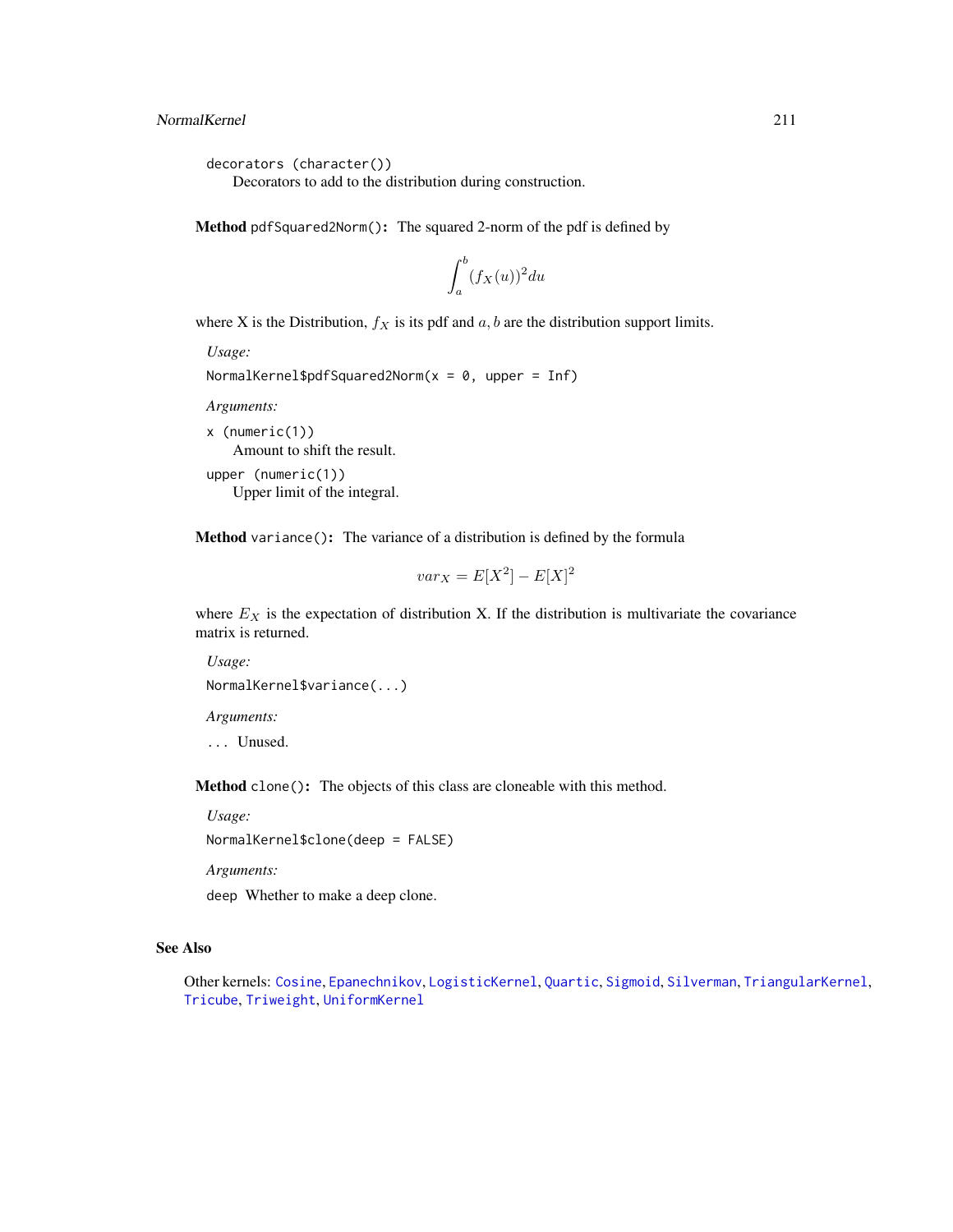`decorators` (`character()`)
Decorators to add to the distribution during construction.

**Method** `pdfSquared2Norm()`**:** The squared 2-norm of the pdf is defined by

$$\int_a^b (f_X(u))^2 du$$

where X is the Distribution, $f_X$ is its pdf and $a, b$ are the distribution support limits.

*Usage:*

```
NormalKernel$pdfSquared2Norm(x = 0, upper = Inf)
```

*Arguments:*

`x` (`numeric(1)`)
Amount to shift the result.

`upper` (`numeric(1)`)
Upper limit of the integral.

**Method** `variance()`**:** The variance of a distribution is defined by the formula

$$var_X = E[X^2] - E[X]^2$$

where $E_X$ is the expectation of distribution X. If the distribution is multivariate the covariance matrix is returned.

*Usage:*

```
NormalKernel$variance(...)
```

*Arguments:*

`...` Unused.

**Method** `clone()`**:** The objects of this class are cloneable with this method.

*Usage:*

```
NormalKernel$clone(deep = FALSE)
```

*Arguments:*

`deep` Whether to make a deep clone.

## See Also

Other kernels: Cosine, Epanechnikov, LogisticKernel, Quartic, Sigmoid, Silverman, TriangularKernel, Tricube, Triweight, UniformKernel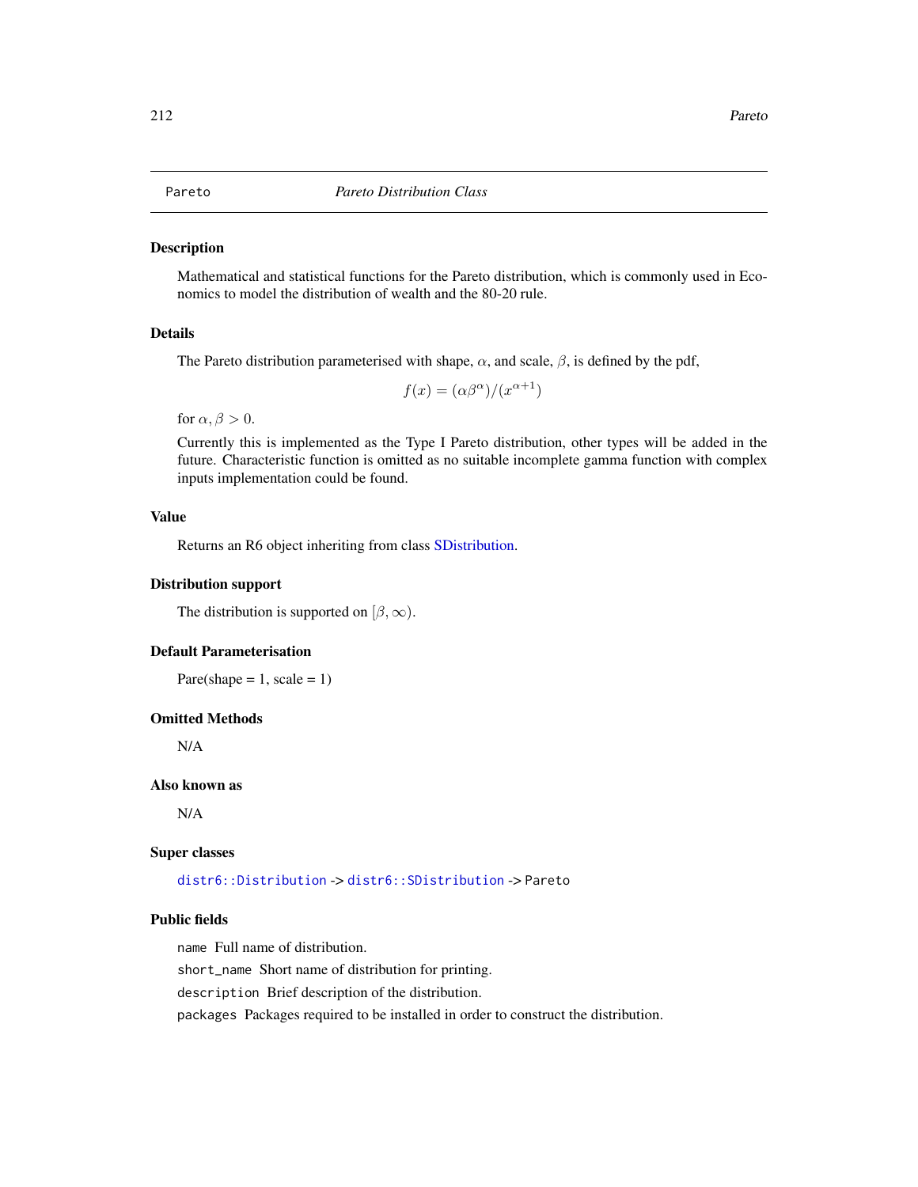# Pareto — *Pareto Distribution Class*

## Description

Mathematical and statistical functions for the Pareto distribution, which is commonly used in Economics to model the distribution of wealth and the 80-20 rule.

## Details

The Pareto distribution parameterised with shape, $\alpha$, and scale, $\beta$, is defined by the pdf,

$$f(x) = (\alpha\beta^\alpha)/(x^{\alpha+1})$$

for $\alpha, \beta > 0$.

Currently this is implemented as the Type I Pareto distribution, other types will be added in the future. Characteristic function is omitted as no suitable incomplete gamma function with complex inputs implementation could be found.

## Value

Returns an R6 object inheriting from class SDistribution.

## Distribution support

The distribution is supported on $[\beta, \infty)$.

## Default Parameterisation

Pare(shape = 1, scale = 1)

## Omitted Methods

N/A

## Also known as

N/A

## Super classes

`distr6::Distribution` -> `distr6::SDistribution` -> `Pareto`

## Public fields

`name` Full name of distribution.

`short_name` Short name of distribution for printing.

`description` Brief description of the distribution.

`packages` Packages required to be installed in order to construct the distribution.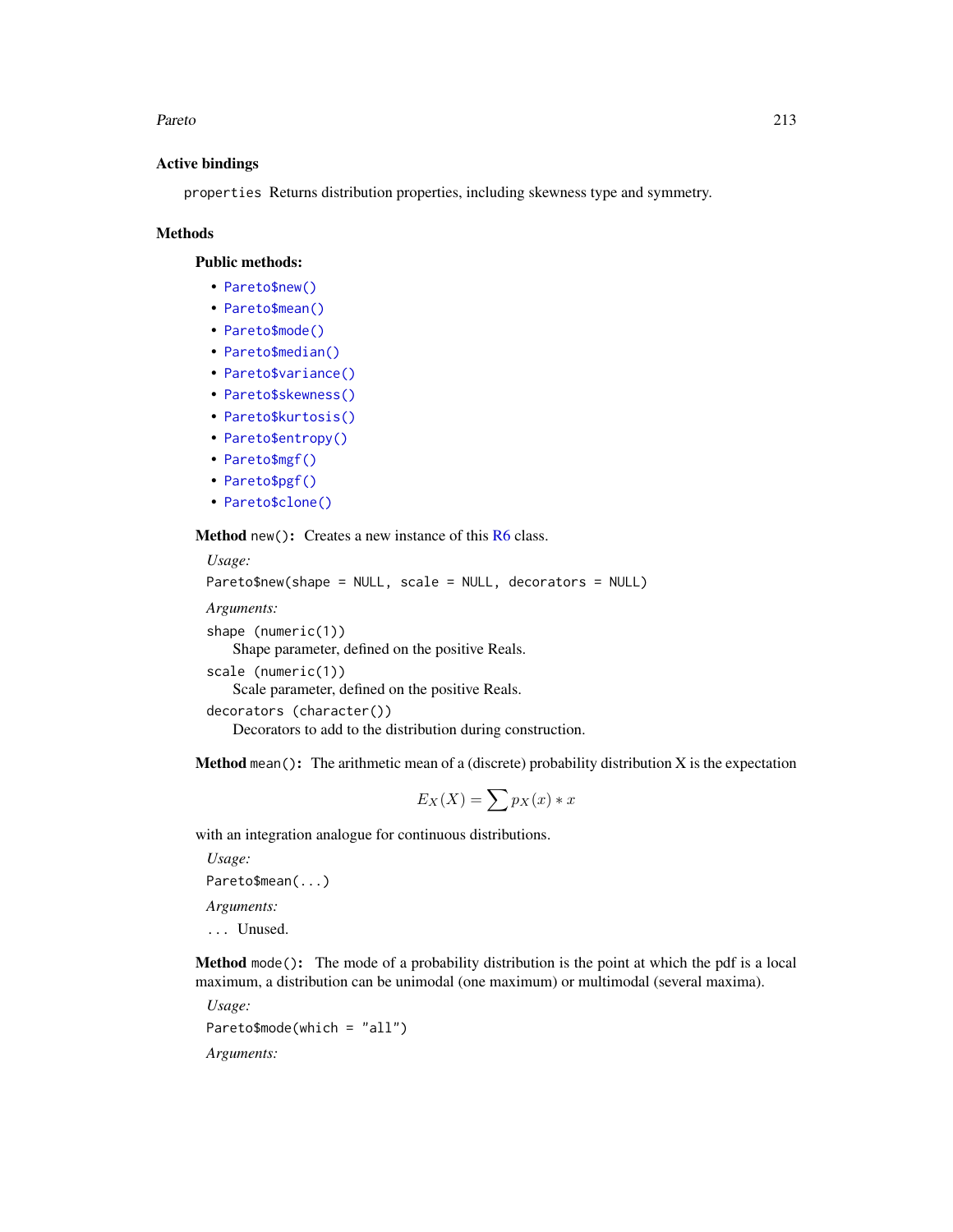### Active bindings

`properties` Returns distribution properties, including skewness type and symmetry.

### Methods

#### Public methods:

- `Pareto$new()`
- `Pareto$mean()`
- `Pareto$mode()`
- `Pareto$median()`
- `Pareto$variance()`
- `Pareto$skewness()`
- `Pareto$kurtosis()`
- `Pareto$entropy()`
- `Pareto$mgf()`
- `Pareto$pgf()`
- `Pareto$clone()`

**Method** `new()`**:** Creates a new instance of this R6 class.

*Usage:*

```
Pareto$new(shape = NULL, scale = NULL, decorators = NULL)
```

*Arguments:*

`shape (numeric(1))`
  Shape parameter, defined on the positive Reals.

`scale (numeric(1))`
  Scale parameter, defined on the positive Reals.

`decorators (character())`
  Decorators to add to the distribution during construction.

**Method** `mean()`**:** The arithmetic mean of a (discrete) probability distribution X is the expectation

$$E_X(X) = \sum p_X(x) * x$$

with an integration analogue for continuous distributions.

*Usage:*

```
Pareto$mean(...)
```

*Arguments:*

`...` Unused.

**Method** `mode()`**:** The mode of a probability distribution is the point at which the pdf is a local maximum, a distribution can be unimodal (one maximum) or multimodal (several maxima).

*Usage:*

```
Pareto$mode(which = "all")
```

*Arguments:*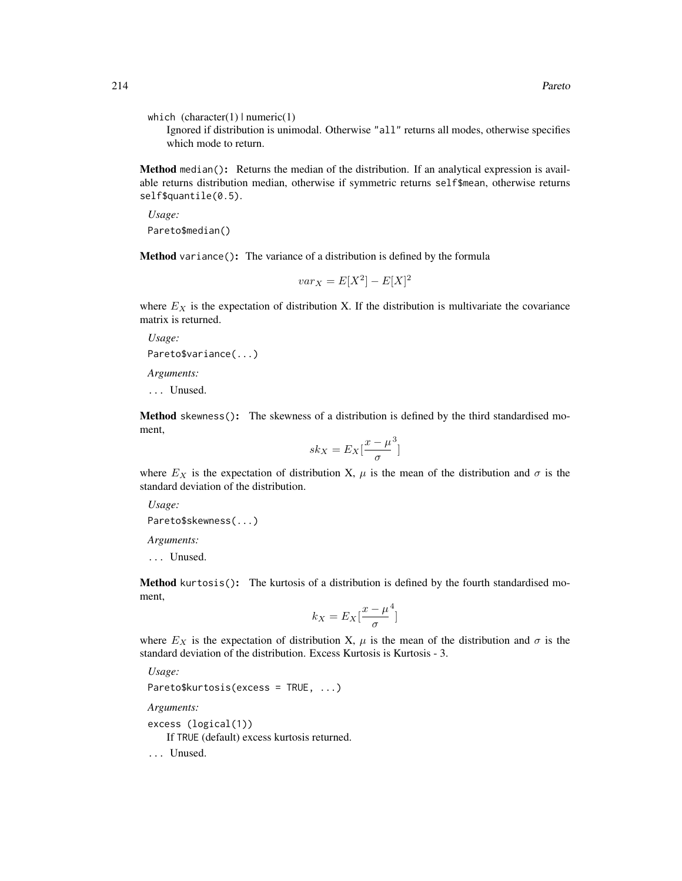which (character(1) | numeric(1)
: Ignored if distribution is unimodal. Otherwise "all" returns all modes, otherwise specifies which mode to return.

**Method** `median()`**:** Returns the median of the distribution. If an analytical expression is available returns distribution median, otherwise if symmetric returns `self$mean`, otherwise returns `self$quantile(0.5)`.

*Usage:*

```
Pareto$median()
```

**Method** `variance()`**:** The variance of a distribution is defined by the formula

$$var_X = E[X^2] - E[X]^2$$

where $E_X$ is the expectation of distribution X. If the distribution is multivariate the covariance matrix is returned.

*Usage:*

```
Pareto$variance(...)
```

*Arguments:*

... Unused.

**Method** `skewness()`**:** The skewness of a distribution is defined by the third standardised moment,

$$sk_X = E_X[\frac{x - \mu}{\sigma}^3]$$

where $E_X$ is the expectation of distribution X, $\mu$ is the mean of the distribution and $\sigma$ is the standard deviation of the distribution.

*Usage:*

```
Pareto$skewness(...)
```

*Arguments:*

... Unused.

**Method** `kurtosis()`**:** The kurtosis of a distribution is defined by the fourth standardised moment,

$$k_X = E_X[\frac{x - \mu}{\sigma}^4]$$

where $E_X$ is the expectation of distribution X, $\mu$ is the mean of the distribution and $\sigma$ is the standard deviation of the distribution. Excess Kurtosis is Kurtosis - 3.

*Usage:*

```
Pareto$kurtosis(excess = TRUE, ...)
```

*Arguments:*

excess (logical(1))
: If TRUE (default) excess kurtosis returned.

... Unused.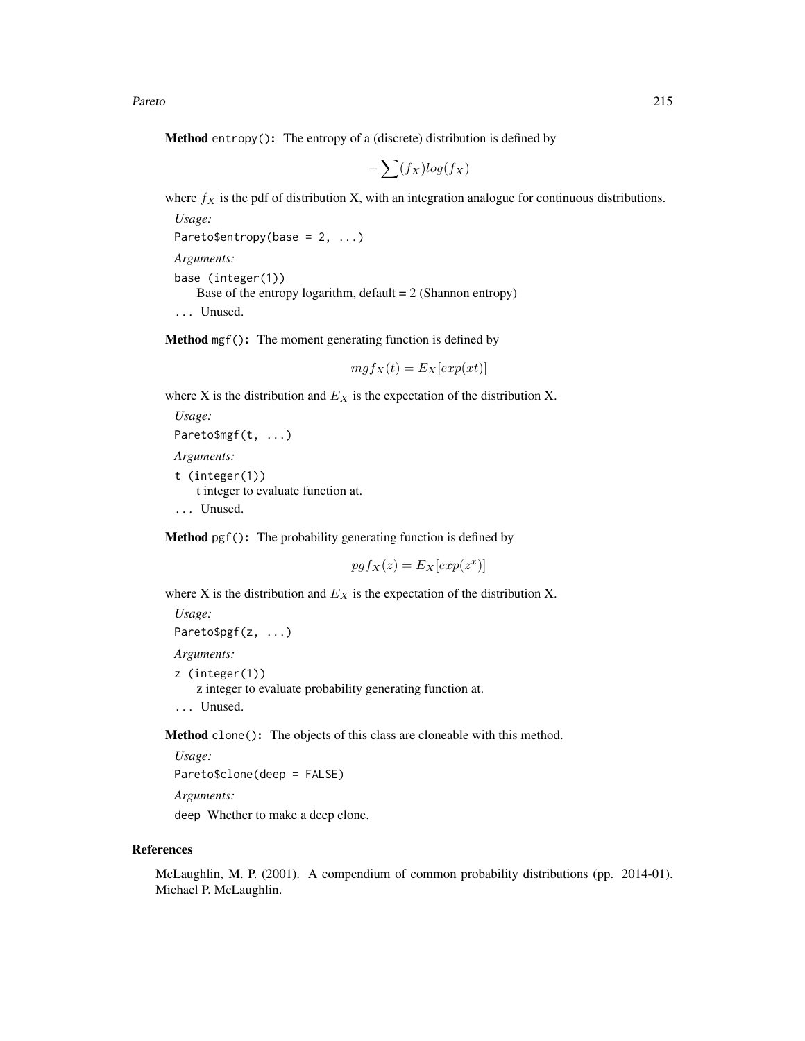**Method** `entropy()`: The entropy of a (discrete) distribution is defined by

$$-\sum(f_X)log(f_X)$$

where $f_X$ is the pdf of distribution X, with an integration analogue for continuous distributions.

*Usage:*

```
Pareto$entropy(base = 2, ...)
```

*Arguments:*

`base (integer(1))`
Base of the entropy logarithm, default = 2 (Shannon entropy)

`...` Unused.

**Method** `mgf()`: The moment generating function is defined by

$$mgf_X(t) = E_X[exp(xt)]$$

where X is the distribution and $E_X$ is the expectation of the distribution X.

*Usage:*

```
Pareto$mgf(t, ...)
```

*Arguments:*

`t (integer(1))`
t integer to evaluate function at.

`...` Unused.

**Method** `pgf()`: The probability generating function is defined by

$$pgf_X(z) = E_X[exp(z^x)]$$

where X is the distribution and $E_X$ is the expectation of the distribution X.

*Usage:*

```
Pareto$pgf(z, ...)
```

*Arguments:*

`z (integer(1))`
z integer to evaluate probability generating function at.

`...` Unused.

**Method** `clone()`: The objects of this class are cloneable with this method.

*Usage:*

```
Pareto$clone(deep = FALSE)
```

*Arguments:*

`deep` Whether to make a deep clone.

## References

McLaughlin, M. P. (2001). A compendium of common probability distributions (pp. 2014-01). Michael P. McLaughlin.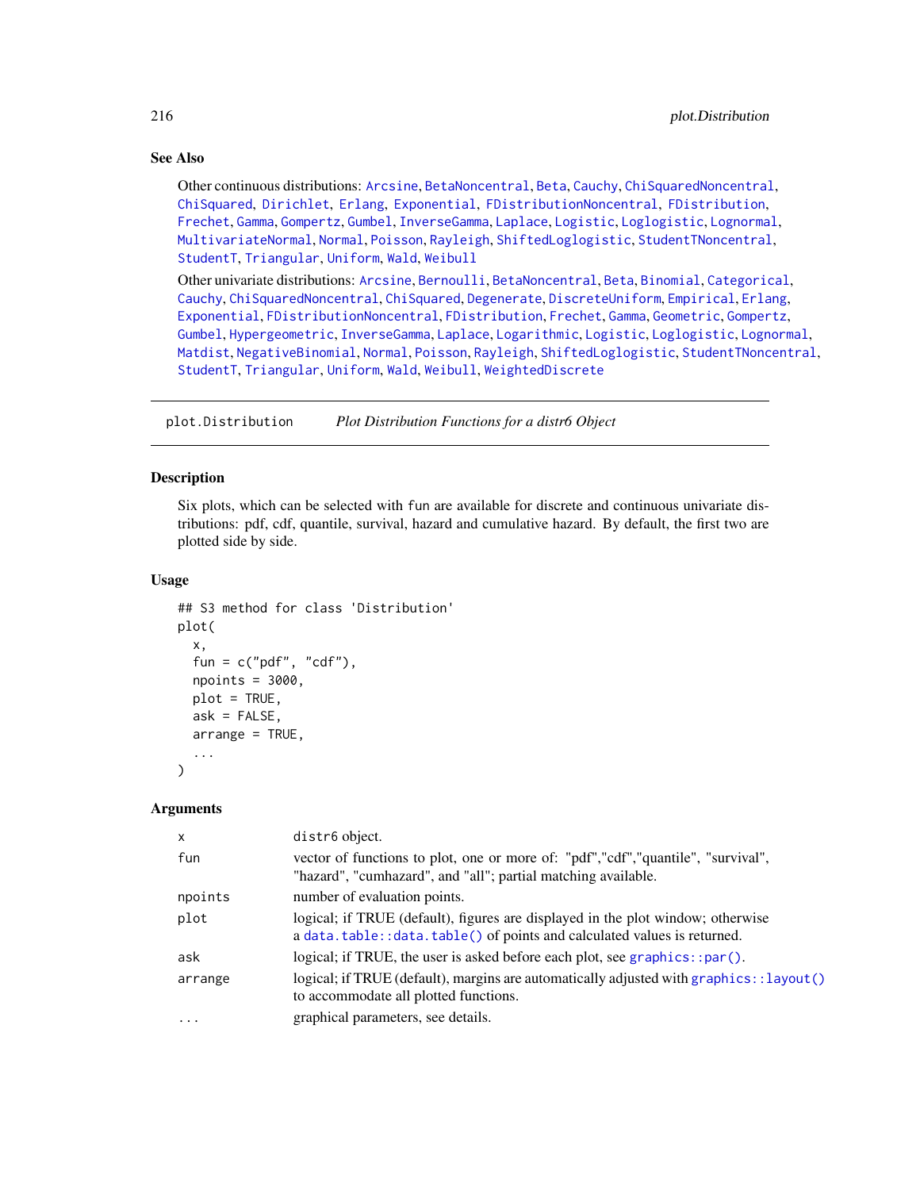### See Also

Other continuous distributions: `Arcsine`, `BetaNoncentral`, `Beta`, `Cauchy`, `ChiSquaredNoncentral`, `ChiSquared`, `Dirichlet`, `Erlang`, `Exponential`, `FDistributionNoncentral`, `FDistribution`, `Frechet`, `Gamma`, `Gompertz`, `Gumbel`, `InverseGamma`, `Laplace`, `Logistic`, `Loglogistic`, `Lognormal`, `MultivariateNormal`, `Normal`, `Poisson`, `Rayleigh`, `ShiftedLoglogistic`, `StudentTNoncentral`, `StudentT`, `Triangular`, `Uniform`, `Wald`, `Weibull`

Other univariate distributions: `Arcsine`, `Bernoulli`, `BetaNoncentral`, `Beta`, `Binomial`, `Categorical`, `Cauchy`, `ChiSquaredNoncentral`, `ChiSquared`, `Degenerate`, `DiscreteUniform`, `Empirical`, `Erlang`, `Exponential`, `FDistributionNoncentral`, `FDistribution`, `Frechet`, `Gamma`, `Geometric`, `Gompertz`, `Gumbel`, `Hypergeometric`, `InverseGamma`, `Laplace`, `Logarithmic`, `Logistic`, `Loglogistic`, `Lognormal`, `Matdist`, `NegativeBinomial`, `Normal`, `Poisson`, `Rayleigh`, `ShiftedLoglogistic`, `StudentTNoncentral`, `StudentT`, `Triangular`, `Uniform`, `Wald`, `Weibull`, `WeightedDiscrete`

---

## plot.Distribution &nbsp;&nbsp;&nbsp; *Plot Distribution Functions for a distr6 Object*

### Description

Six plots, which can be selected with fun are available for discrete and continuous univariate distributions: pdf, cdf, quantile, survival, hazard and cumulative hazard. By default, the first two are plotted side by side.

### Usage

```
## S3 method for class 'Distribution'
plot(
  x,
  fun = c("pdf", "cdf"),
  npoints = 3000,
  plot = TRUE,
  ask = FALSE,
  arrange = TRUE,
  ...
)
```

### Arguments

| | |
|---|---|
| x | distr6 object. |
| fun | vector of functions to plot, one or more of: "pdf","cdf","quantile", "survival", "hazard", "cumhazard", and "all"; partial matching available. |
| npoints | number of evaluation points. |
| plot | logical; if TRUE (default), figures are displayed in the plot window; otherwise a `data.table::data.table()` of points and calculated values is returned. |
| ask | logical; if TRUE, the user is asked before each plot, see `graphics::par()`. |
| arrange | logical; if TRUE (default), margins are automatically adjusted with `graphics::layout()` to accommodate all plotted functions. |
| ... | graphical parameters, see details. |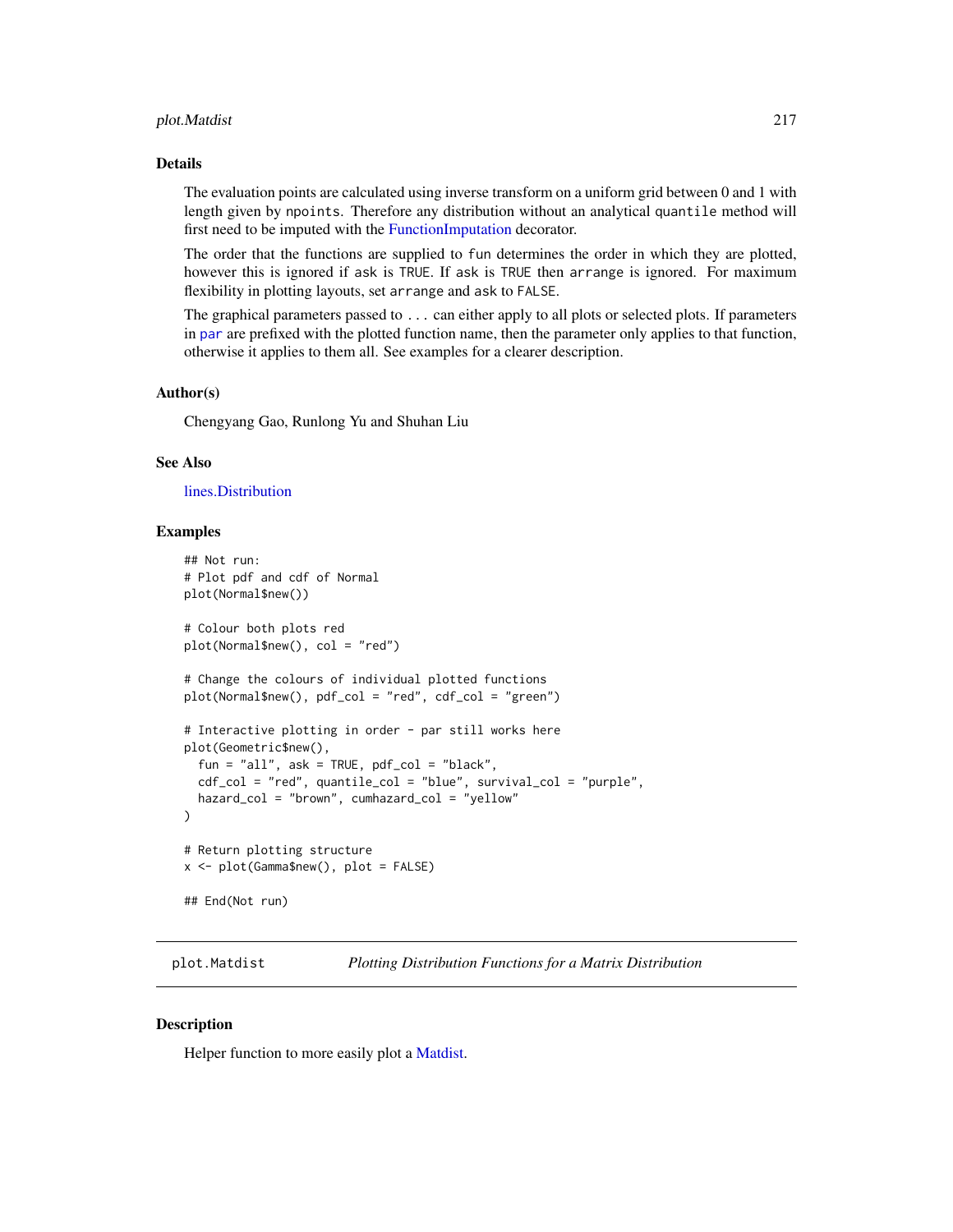## Details

The evaluation points are calculated using inverse transform on a uniform grid between 0 and 1 with length given by `npoints`. Therefore any distribution without an analytical `quantile` method will first need to be imputed with the FunctionImputation decorator.

The order that the functions are supplied to `fun` determines the order in which they are plotted, however this is ignored if `ask` is `TRUE`. If `ask` is `TRUE` then `arrange` is ignored. For maximum flexibility in plotting layouts, set `arrange` and `ask` to `FALSE`.

The graphical parameters passed to `...` can either apply to all plots or selected plots. If parameters in `par` are prefixed with the plotted function name, then the parameter only applies to that function, otherwise it applies to them all. See examples for a clearer description.

## Author(s)

Chengyang Gao, Runlong Yu and Shuhan Liu

## See Also

lines.Distribution

## Examples

```
## Not run:
# Plot pdf and cdf of Normal
plot(Normal$new())

# Colour both plots red
plot(Normal$new(), col = "red")

# Change the colours of individual plotted functions
plot(Normal$new(), pdf_col = "red", cdf_col = "green")

# Interactive plotting in order - par still works here
plot(Geometric$new(),
  fun = "all", ask = TRUE, pdf_col = "black",
  cdf_col = "red", quantile_col = "blue", survival_col = "purple",
  hazard_col = "brown", cumhazard_col = "yellow"
)

# Return plotting structure
x <- plot(Gamma$new(), plot = FALSE)

## End(Not run)
```

---

`plot.Matdist` *Plotting Distribution Functions for a Matrix Distribution*

---

## Description

Helper function to more easily plot a Matdist.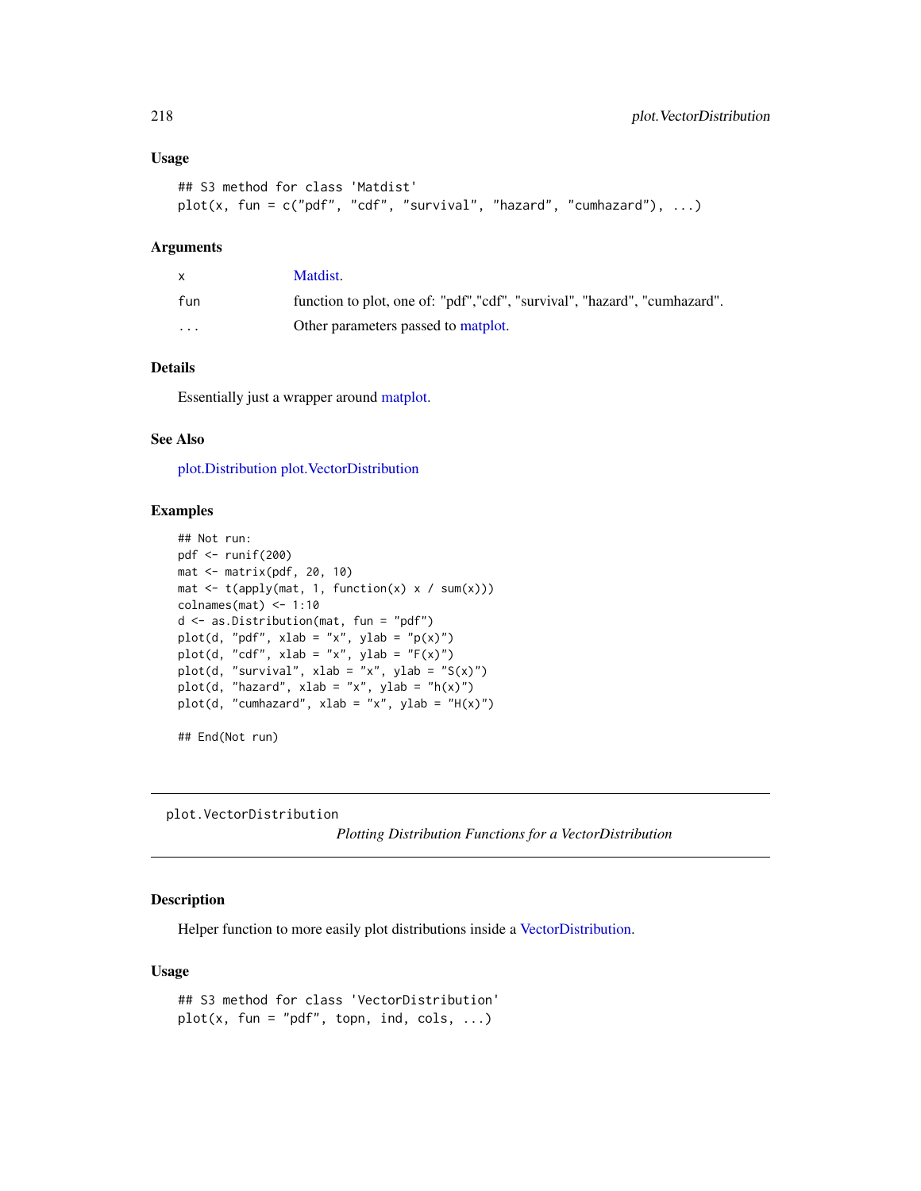### Usage

```
## S3 method for class 'Matdist'
plot(x, fun = c("pdf", "cdf", "survival", "hazard", "cumhazard"), ...)
```

### Arguments

| | |
|---|---|
| x | Matdist. |
| fun | function to plot, one of: "pdf","cdf", "survival", "hazard", "cumhazard". |
| ... | Other parameters passed to matplot. |

### Details

Essentially just a wrapper around matplot.

### See Also

plot.Distribution plot.VectorDistribution

### Examples

```
## Not run:
pdf <- runif(200)
mat <- matrix(pdf, 20, 10)
mat <- t(apply(mat, 1, function(x) x / sum(x)))
colnames(mat) <- 1:10
d <- as.Distribution(mat, fun = "pdf")
plot(d, "pdf", xlab = "x", ylab = "p(x)")
plot(d, "cdf", xlab = "x", ylab = "F(x)")
plot(d, "survival", xlab = "x", ylab = "S(x)")
plot(d, "hazard", xlab = "x", ylab = "h(x)")
plot(d, "cumhazard", xlab = "x", ylab = "H(x)")

## End(Not run)
```

---

## plot.VectorDistribution

*Plotting Distribution Functions for a VectorDistribution*

### Description

Helper function to more easily plot distributions inside a VectorDistribution.

### Usage

```
## S3 method for class 'VectorDistribution'
plot(x, fun = "pdf", topn, ind, cols, ...)
```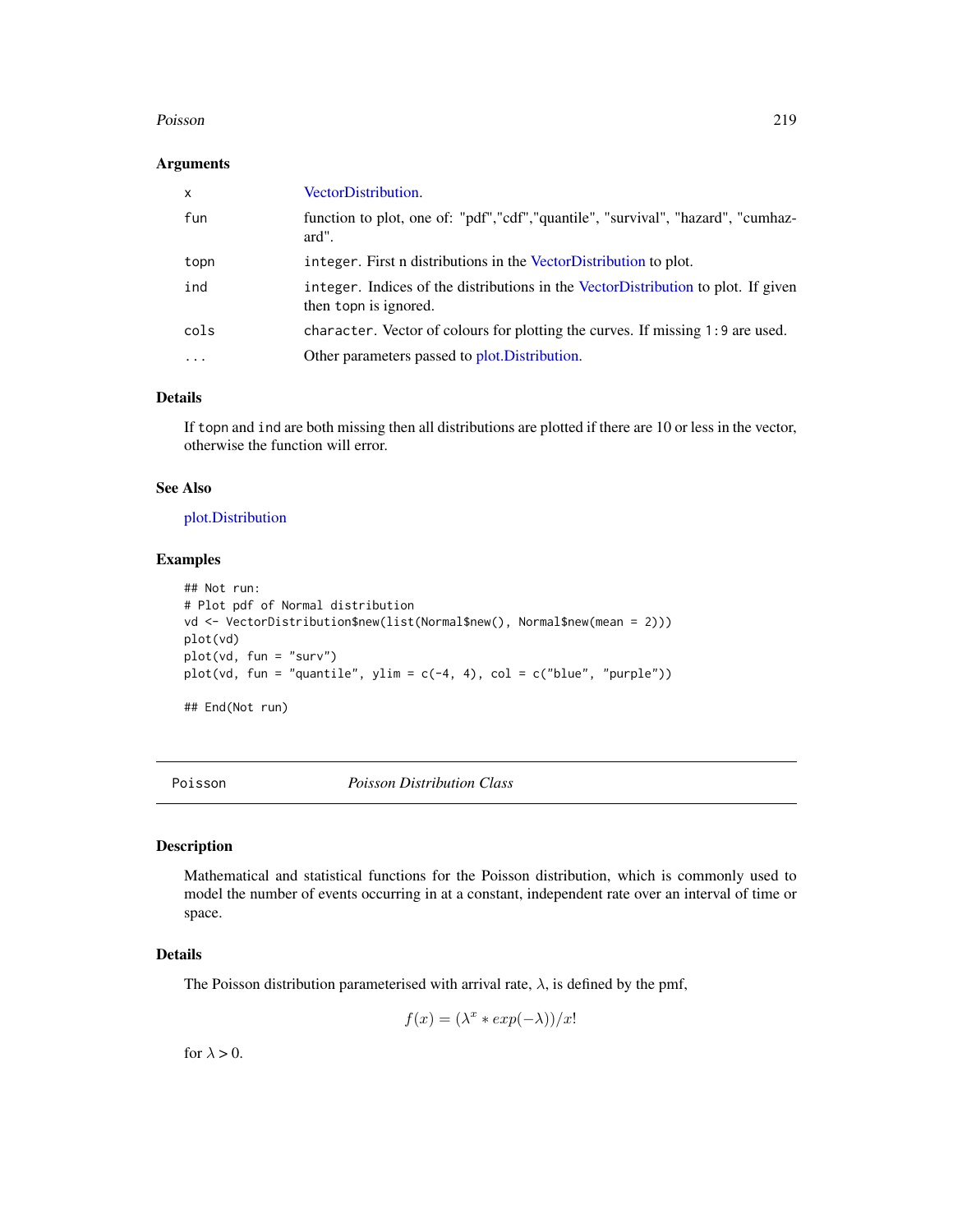### Arguments

| | |
|---|---|
| x | VectorDistribution. |
| fun | function to plot, one of: "pdf","cdf","quantile", "survival", "hazard", "cumhazard". |
| topn | `integer`. First n distributions in the VectorDistribution to plot. |
| ind | `integer`. Indices of the distributions in the VectorDistribution to plot. If given then `topn` is ignored. |
| cols | `character`. Vector of colours for plotting the curves. If missing `1:9` are used. |
| ... | Other parameters passed to plot.Distribution. |

### Details

If `topn` and `ind` are both missing then all distributions are plotted if there are 10 or less in the vector, otherwise the function will error.

### See Also

plot.Distribution

### Examples

```
## Not run:
# Plot pdf of Normal distribution
vd <- VectorDistribution$new(list(Normal$new(), Normal$new(mean = 2)))
plot(vd)
plot(vd, fun = "surv")
plot(vd, fun = "quantile", ylim = c(-4, 4), col = c("blue", "purple"))

## End(Not run)
```

---

## Poisson *Poisson Distribution Class*

### Description

Mathematical and statistical functions for the Poisson distribution, which is commonly used to model the number of events occurring in at a constant, independent rate over an interval of time or space.

### Details

The Poisson distribution parameterised with arrival rate, $\lambda$, is defined by the pmf,

$$f(x) = (\lambda^x * exp(-\lambda))/x!$$

for $\lambda > 0$.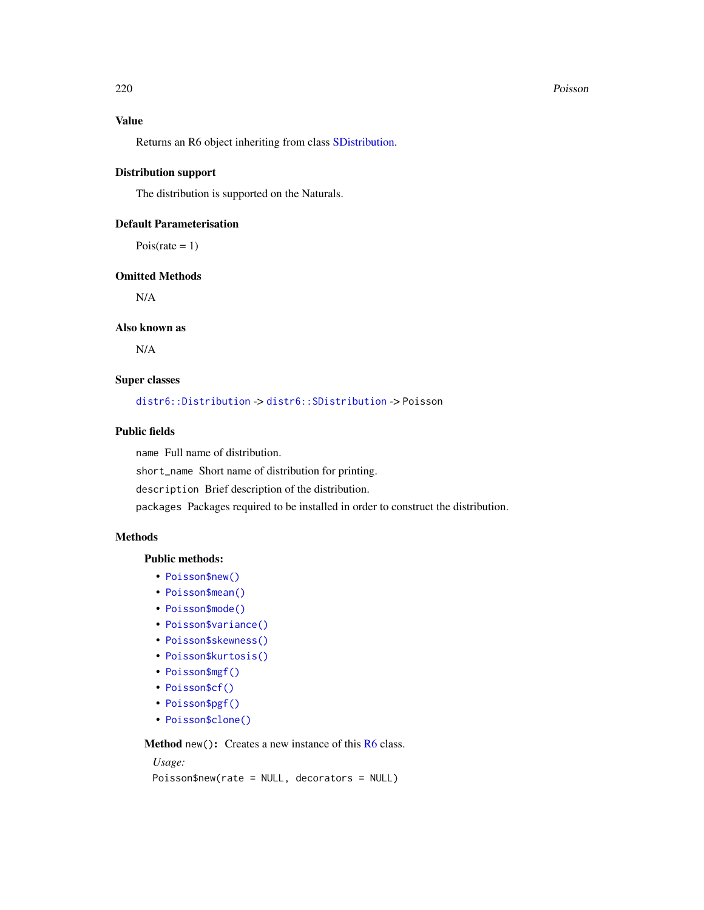### Value

Returns an R6 object inheriting from class SDistribution.

### Distribution support

The distribution is supported on the Naturals.

### Default Parameterisation

Pois(rate = 1)

### Omitted Methods

N/A

### Also known as

N/A

### Super classes

`distr6::Distribution` -> `distr6::SDistribution` -> `Poisson`

### Public fields

`name` Full name of distribution.

`short_name` Short name of distribution for printing.

`description` Brief description of the distribution.

`packages` Packages required to be installed in order to construct the distribution.

### Methods

#### Public methods:

- `Poisson$new()`
- `Poisson$mean()`
- `Poisson$mode()`
- `Poisson$variance()`
- `Poisson$skewness()`
- `Poisson$kurtosis()`
- `Poisson$mgf()`
- `Poisson$cf()`
- `Poisson$pgf()`
- `Poisson$clone()`

**Method** `new()`**:** Creates a new instance of this R6 class.

*Usage:*

```
Poisson$new(rate = NULL, decorators = NULL)
```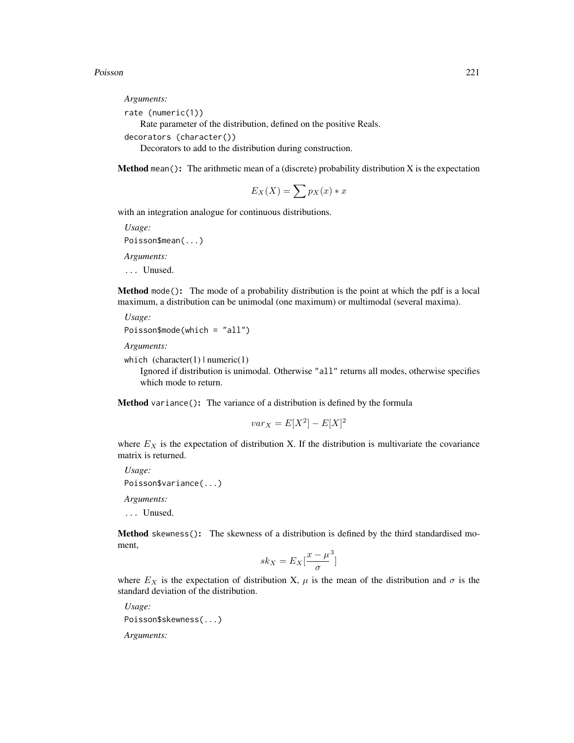*Arguments:*

`rate (numeric(1))`
  Rate parameter of the distribution, defined on the positive Reals.

`decorators (character())`
  Decorators to add to the distribution during construction.

**Method** `mean()`**:** The arithmetic mean of a (discrete) probability distribution X is the expectation

$$E_X(X) = \sum p_X(x) * x$$

with an integration analogue for continuous distributions.

*Usage:*

```
Poisson$mean(...)
```

*Arguments:*

`...` Unused.

**Method** `mode()`**:** The mode of a probability distribution is the point at which the pdf is a local maximum, a distribution can be unimodal (one maximum) or multimodal (several maxima).

*Usage:*

```
Poisson$mode(which = "all")
```

*Arguments:*

`which` (character(1) | numeric(1)
  Ignored if distribution is unimodal. Otherwise `"all"` returns all modes, otherwise specifies which mode to return.

**Method** `variance()`**:** The variance of a distribution is defined by the formula

$$var_X = E[X^2] - E[X]^2$$

where $E_X$ is the expectation of distribution X. If the distribution is multivariate the covariance matrix is returned.

*Usage:*

```
Poisson$variance(...)
```

*Arguments:*

`...` Unused.

**Method** `skewness()`**:** The skewness of a distribution is defined by the third standardised moment,

$$sk_X = E_X[\frac{x - \mu}{\sigma}^3]$$

where $E_X$ is the expectation of distribution X, $\mu$ is the mean of the distribution and $\sigma$ is the standard deviation of the distribution.

*Usage:*

```
Poisson$skewness(...)
```

*Arguments:*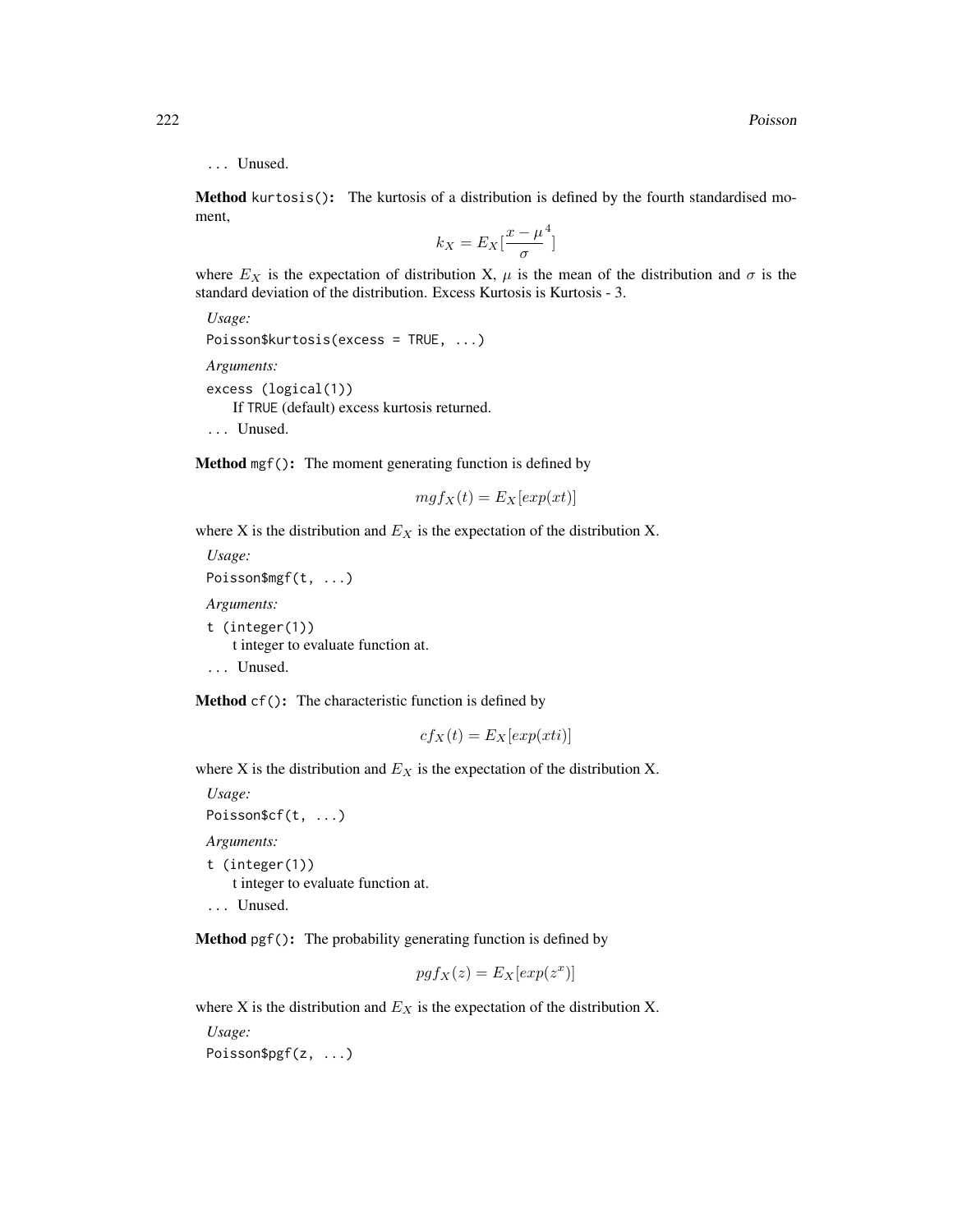... Unused.

**Method** `kurtosis()`: The kurtosis of a distribution is defined by the fourth standardised moment,

$$k_X = E_X[\frac{x - \mu}{\sigma}^4]$$

where $E_X$ is the expectation of distribution X, $\mu$ is the mean of the distribution and $\sigma$ is the standard deviation of the distribution. Excess Kurtosis is Kurtosis - 3.

*Usage:*

```
Poisson$kurtosis(excess = TRUE, ...)
```

*Arguments:*

`excess (logical(1))`
If TRUE (default) excess kurtosis returned.

... Unused.

**Method** `mgf()`: The moment generating function is defined by

$$mgf_X(t) = E_X[exp(xt)]$$

where X is the distribution and $E_X$ is the expectation of the distribution X.

*Usage:*

```
Poisson$mgf(t, ...)
```

*Arguments:*

`t (integer(1))`
t integer to evaluate function at.

... Unused.

**Method** `cf()`: The characteristic function is defined by

$$cf_X(t) = E_X[exp(xti)]$$

where X is the distribution and $E_X$ is the expectation of the distribution X.

*Usage:*

```
Poisson$cf(t, ...)
```

*Arguments:*

`t (integer(1))`
t integer to evaluate function at.

... Unused.

**Method** `pgf()`: The probability generating function is defined by

$$pgf_X(z) = E_X[exp(z^x)]$$

where X is the distribution and $E_X$ is the expectation of the distribution X.

*Usage:*

```
Poisson$pgf(z, ...)
```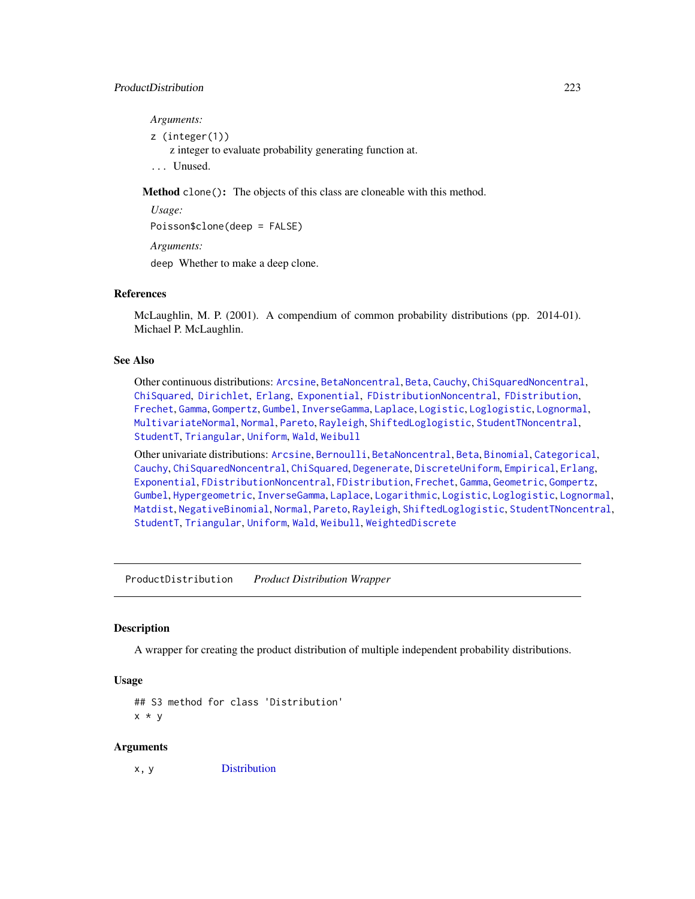*Arguments:*

`z (integer(1))`
z integer to evaluate probability generating function at.

`...` Unused.

**Method** `clone()`**:** The objects of this class are cloneable with this method.

*Usage:*

```
Poisson$clone(deep = FALSE)
```

*Arguments:*

`deep` Whether to make a deep clone.

## References

McLaughlin, M. P. (2001). A compendium of common probability distributions (pp. 2014-01). Michael P. McLaughlin.

## See Also

Other continuous distributions: Arcsine, BetaNoncentral, Beta, Cauchy, ChiSquaredNoncentral, ChiSquared, Dirichlet, Erlang, Exponential, FDistributionNoncentral, FDistribution, Frechet, Gamma, Gompertz, Gumbel, InverseGamma, Laplace, Logistic, Loglogistic, Lognormal, MultivariateNormal, Normal, Pareto, Rayleigh, ShiftedLoglogistic, StudentTNoncentral, StudentT, Triangular, Uniform, Wald, Weibull

Other univariate distributions: Arcsine, Bernoulli, BetaNoncentral, Beta, Binomial, Categorical, Cauchy, ChiSquaredNoncentral, ChiSquared, Degenerate, DiscreteUniform, Empirical, Erlang, Exponential, FDistributionNoncentral, FDistribution, Frechet, Gamma, Geometric, Gompertz, Gumbel, Hypergeometric, InverseGamma, Laplace, Logarithmic, Logistic, Loglogistic, Lognormal, Matdist, NegativeBinomial, Normal, Pareto, Rayleigh, ShiftedLoglogistic, StudentTNoncentral, StudentT, Triangular, Uniform, Wald, Weibull, WeightedDiscrete

---

# ProductDistribution *Product Distribution Wrapper*

## Description

A wrapper for creating the product distribution of multiple independent probability distributions.

## Usage

```
## S3 method for class 'Distribution'
x * y
```

## Arguments

`x, y` Distribution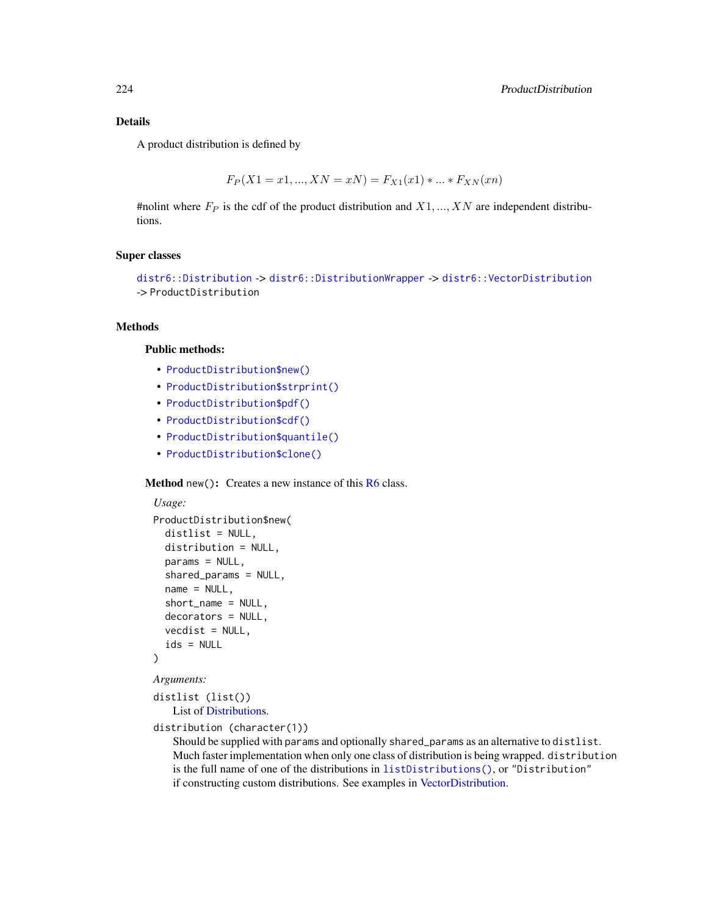### Details

A product distribution is defined by

$$F_P(X1 = x1, ..., XN = xN) = F_{X1}(x1) * ... * F_{XN}(xn)$$

#nolint where $F_P$ is the cdf of the product distribution and $X1, ..., XN$ are independent distributions.

### Super classes

`distr6::Distribution` -> `distr6::DistributionWrapper` -> `distr6::VectorDistribution` -> `ProductDistribution`

### Methods

#### Public methods:

- `ProductDistribution$new()`
- `ProductDistribution$strprint()`
- `ProductDistribution$pdf()`
- `ProductDistribution$cdf()`
- `ProductDistribution$quantile()`
- `ProductDistribution$clone()`

**Method** `new()`: Creates a new instance of this R6 class.

*Usage:*

```
ProductDistribution$new(
  distlist = NULL,
  distribution = NULL,
  params = NULL,
  shared_params = NULL,
  name = NULL,
  short_name = NULL,
  decorators = NULL,
  vecdist = NULL,
  ids = NULL
)
```

*Arguments:*

`distlist (list())`
List of Distributions.

`distribution (character(1))`
Should be supplied with `params` and optionally `shared_params` as an alternative to `distlist`. Much faster implementation when only one class of distribution is being wrapped. `distribution` is the full name of one of the distributions in `listDistributions()`, or `"Distribution"` if constructing custom distributions. See examples in VectorDistribution.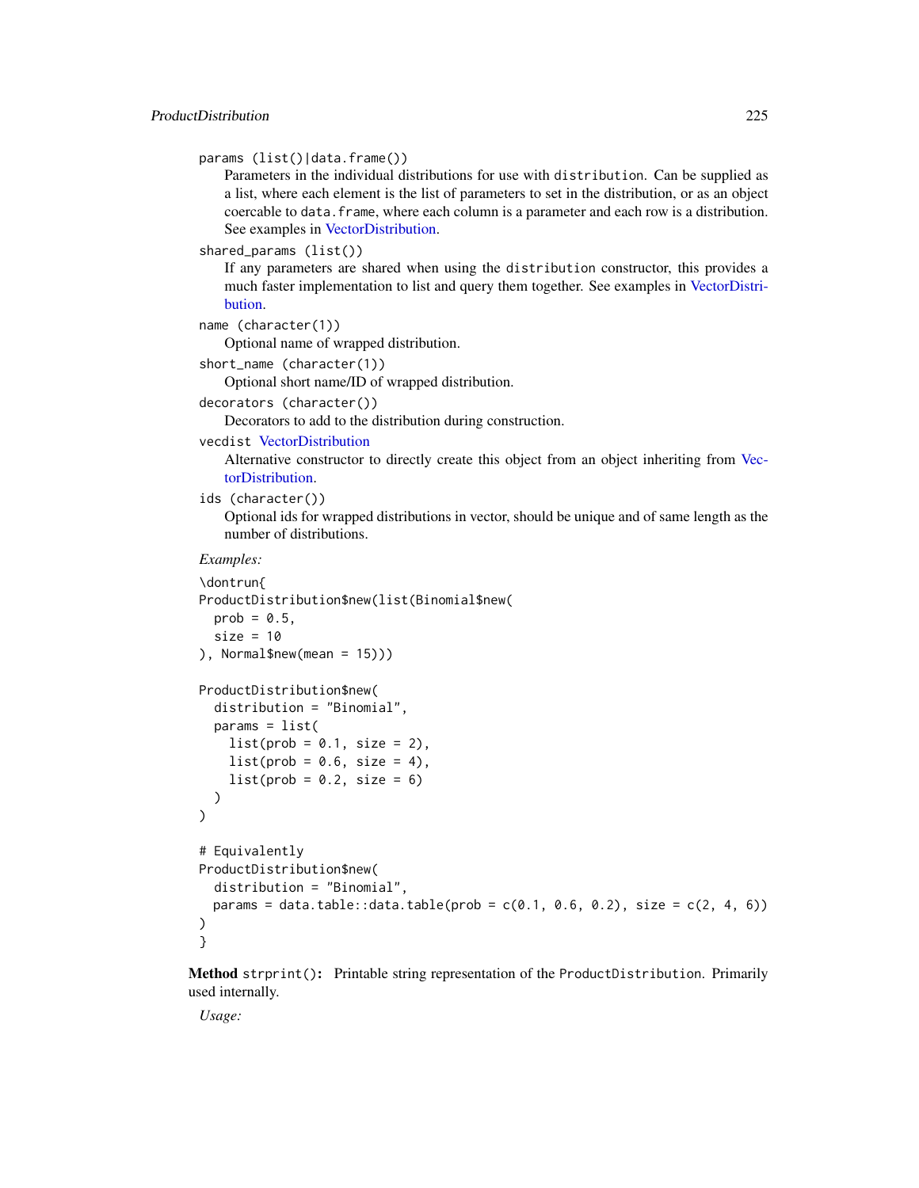`params (list()|data.frame())`
: Parameters in the individual distributions for use with `distribution`. Can be supplied as a list, where each element is the list of parameters to set in the distribution, or as an object coercable to `data.frame`, where each column is a parameter and each row is a distribution. See examples in VectorDistribution.

`shared_params (list())`
: If any parameters are shared when using the `distribution` constructor, this provides a much faster implementation to list and query them together. See examples in VectorDistribution.

`name (character(1))`
: Optional name of wrapped distribution.

`short_name (character(1))`
: Optional short name/ID of wrapped distribution.

`decorators (character())`
: Decorators to add to the distribution during construction.

`vecdist` VectorDistribution
: Alternative constructor to directly create this object from an object inheriting from VectorDistribution.

`ids (character())`
: Optional ids for wrapped distributions in vector, should be unique and of same length as the number of distributions.

*Examples:*

```
\dontrun{
ProductDistribution$new(list(Binomial$new(
  prob = 0.5,
  size = 10
), Normal$new(mean = 15)))

ProductDistribution$new(
  distribution = "Binomial",
  params = list(
    list(prob = 0.1, size = 2),
    list(prob = 0.6, size = 4),
    list(prob = 0.2, size = 6)
  )
)

# Equivalently
ProductDistribution$new(
  distribution = "Binomial",
  params = data.table::data.table(prob = c(0.1, 0.6, 0.2), size = c(2, 4, 6))
)
}
```

**Method** `strprint()`**:** Printable string representation of the `ProductDistribution`. Primarily used internally.

*Usage:*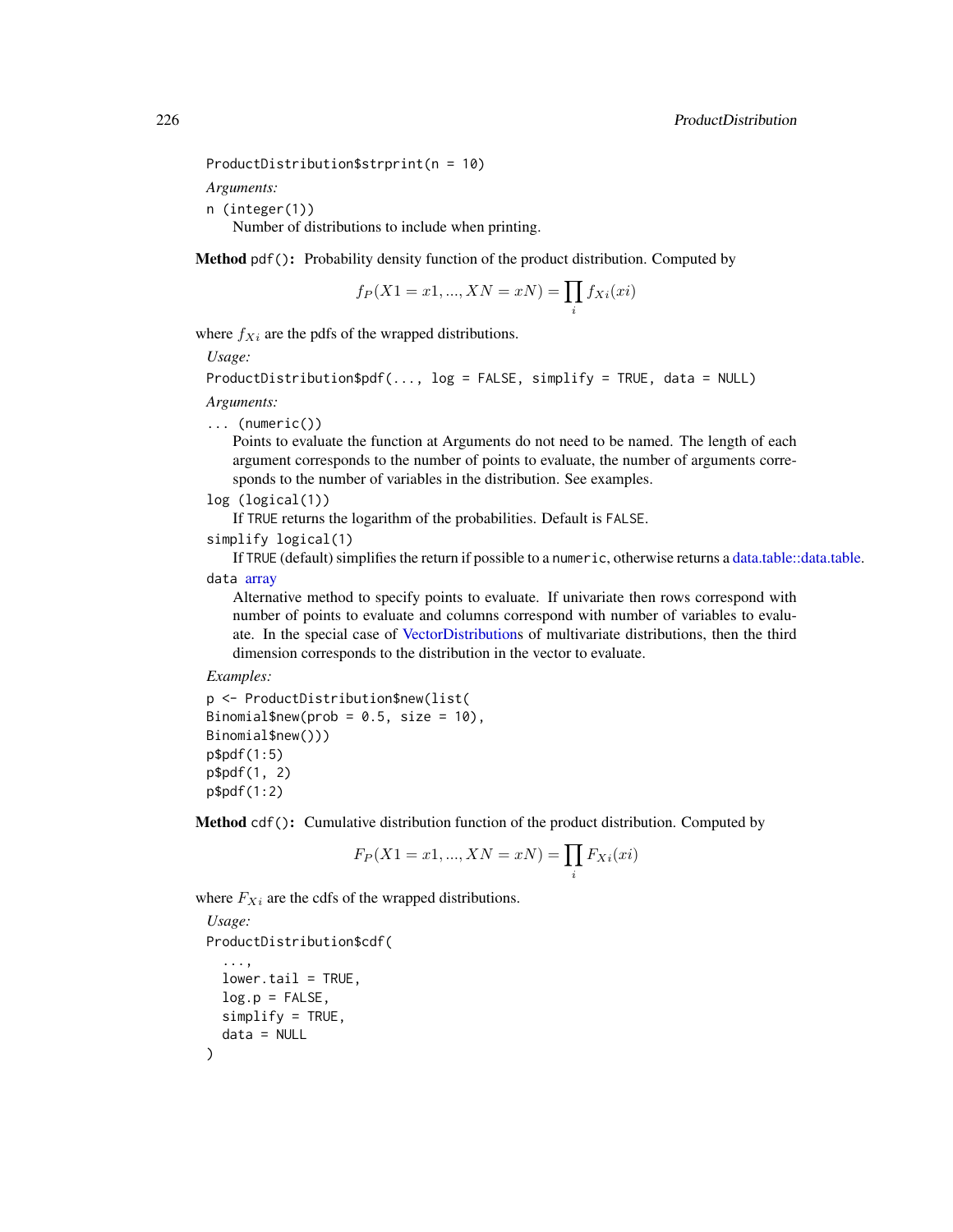```
ProductDistribution$strprint(n = 10)
```

*Arguments:*

`n (integer(1))`
Number of distributions to include when printing.

**Method** `pdf()`**:** Probability density function of the product distribution. Computed by

$$f_P(X1 = x1, ..., XN = xN) = \prod_i f_{Xi}(xi)$$

where $f_{Xi}$ are the pdfs of the wrapped distributions.

*Usage:*

```
ProductDistribution$pdf(..., log = FALSE, simplify = TRUE, data = NULL)
```

*Arguments:*

`... (numeric())`
Points to evaluate the function at Arguments do not need to be named. The length of each argument corresponds to the number of points to evaluate, the number of arguments corresponds to the number of variables in the distribution. See examples.

`log (logical(1))`
If `TRUE` returns the logarithm of the probabilities. Default is `FALSE`.

`simplify logical(1)`
If `TRUE` (default) simplifies the return if possible to a `numeric`, otherwise returns a data.table::data.table.

`data` array
Alternative method to specify points to evaluate. If univariate then rows correspond with number of points to evaluate and columns correspond with number of variables to evaluate. In the special case of VectorDistributions of multivariate distributions, then the third dimension corresponds to the distribution in the vector to evaluate.

*Examples:*

```
p <- ProductDistribution$new(list(
Binomial$new(prob = 0.5, size = 10),
Binomial$new()))
p$pdf(1:5)
p$pdf(1, 2)
p$pdf(1:2)
```

**Method** `cdf()`**:** Cumulative distribution function of the product distribution. Computed by

$$F_P(X1 = x1, ..., XN = xN) = \prod_i F_{Xi}(xi)$$

where $F_{Xi}$ are the cdfs of the wrapped distributions.

*Usage:*

```
ProductDistribution$cdf(
  ...,
  lower.tail = TRUE,
  log.p = FALSE,
  simplify = TRUE,
  data = NULL
)
```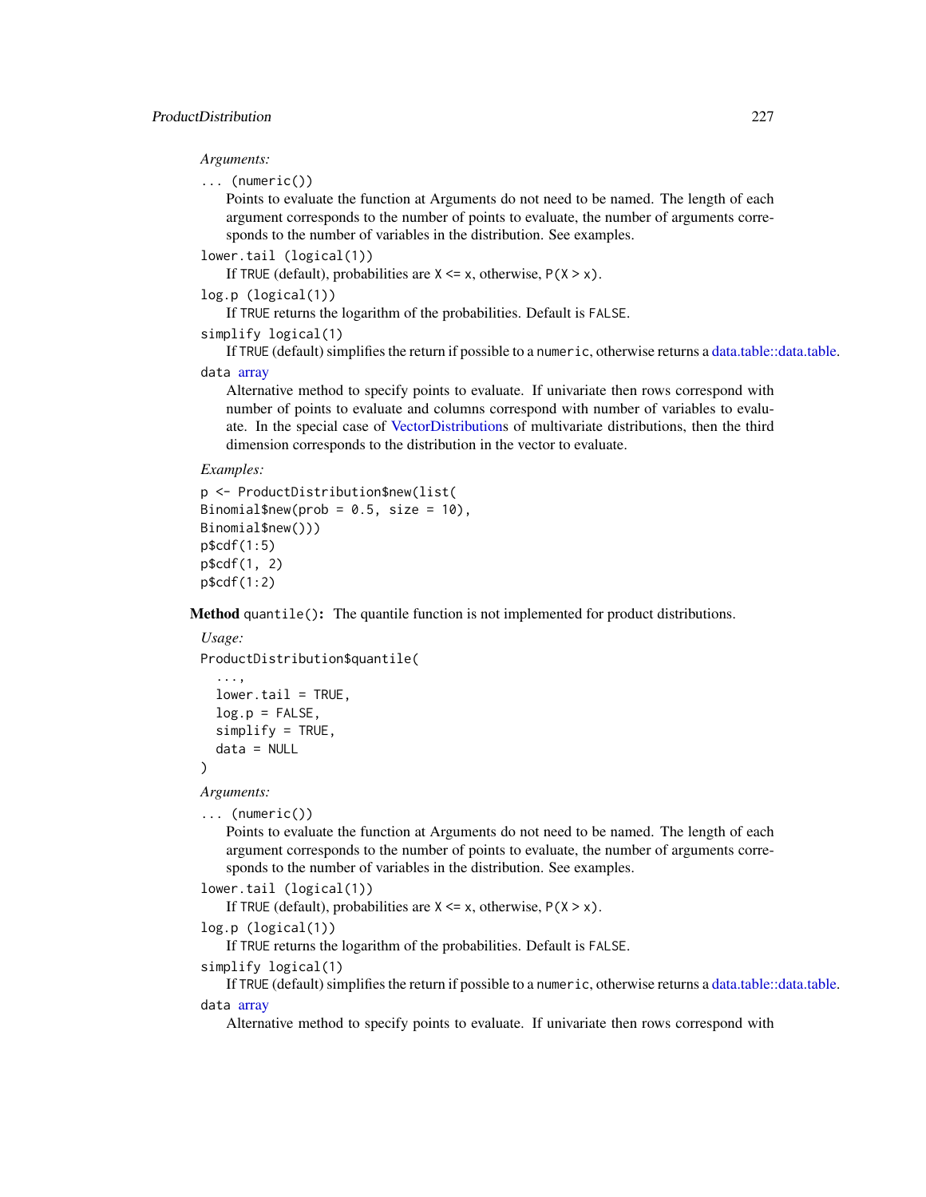*Arguments:*

`...` (`numeric()`)
: Points to evaluate the function at Arguments do not need to be named. The length of each argument corresponds to the number of points to evaluate, the number of arguments corresponds to the number of variables in the distribution. See examples.

`lower.tail` (`logical(1)`)
: If `TRUE` (default), probabilities are `X <= x`, otherwise, `P(X > x)`.

`log.p` (`logical(1)`)
: If `TRUE` returns the logarithm of the probabilities. Default is `FALSE`.

`simplify` `logical(1)`
: If `TRUE` (default) simplifies the return if possible to a `numeric`, otherwise returns a data.table::data.table.

`data` array
: Alternative method to specify points to evaluate. If univariate then rows correspond with number of points to evaluate and columns correspond with number of variables to evaluate. In the special case of VectorDistributions of multivariate distributions, then the third dimension corresponds to the distribution in the vector to evaluate.

*Examples:*

```
p <- ProductDistribution$new(list(
Binomial$new(prob = 0.5, size = 10),
Binomial$new()))
p$cdf(1:5)
p$cdf(1, 2)
p$cdf(1:2)
```

**Method** `quantile()`**:** The quantile function is not implemented for product distributions.

*Usage:*

```
ProductDistribution$quantile(
  ...,
  lower.tail = TRUE,
  log.p = FALSE,
  simplify = TRUE,
  data = NULL
)
```

*Arguments:*

`...` (`numeric()`)
: Points to evaluate the function at Arguments do not need to be named. The length of each argument corresponds to the number of points to evaluate, the number of arguments corresponds to the number of variables in the distribution. See examples.

`lower.tail` (`logical(1)`)
: If `TRUE` (default), probabilities are `X <= x`, otherwise, `P(X > x)`.

`log.p` (`logical(1)`)
: If `TRUE` returns the logarithm of the probabilities. Default is `FALSE`.

`simplify` `logical(1)`
: If `TRUE` (default) simplifies the return if possible to a `numeric`, otherwise returns a data.table::data.table.

`data` array
: Alternative method to specify points to evaluate. If univariate then rows correspond with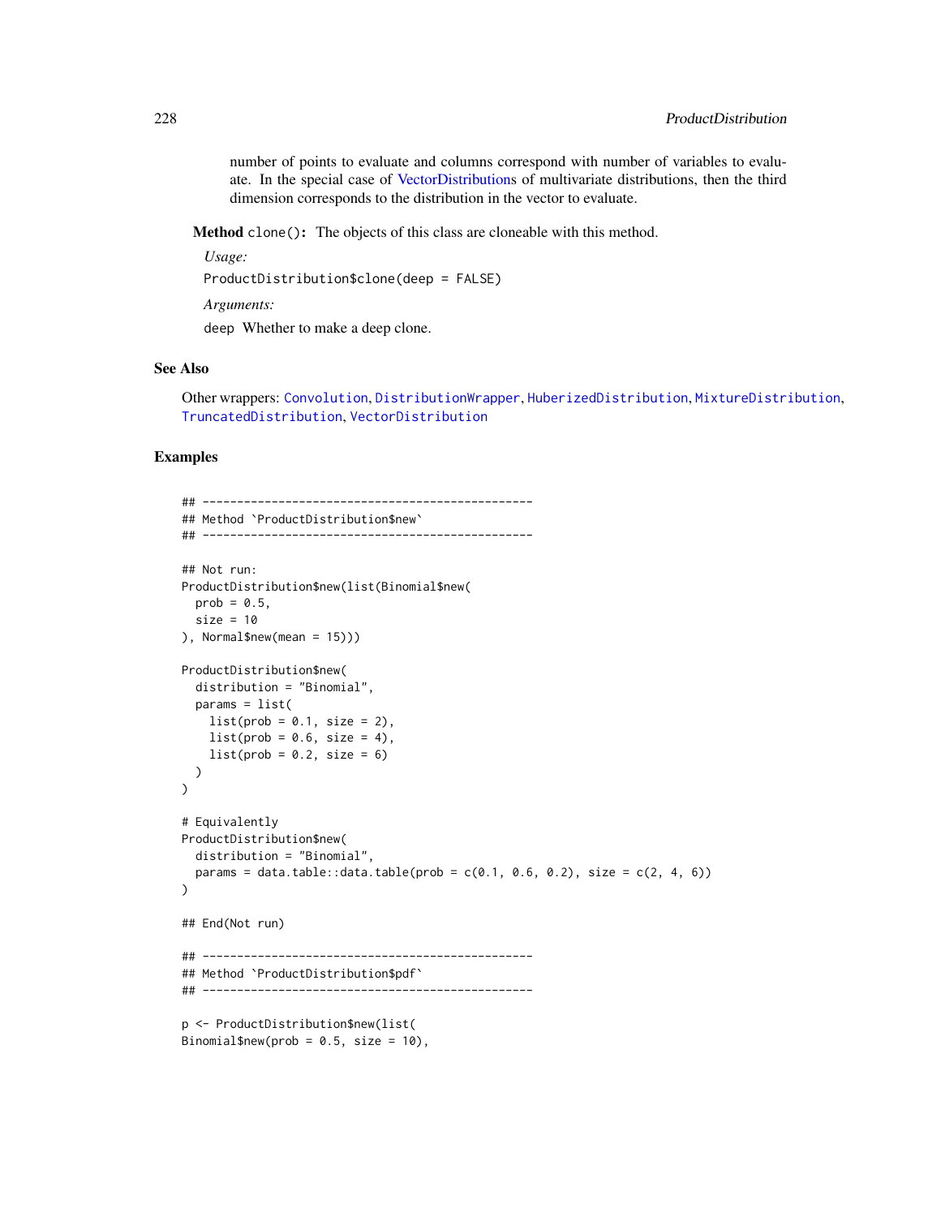number of points to evaluate and columns correspond with number of variables to evaluate. In the special case of VectorDistributions of multivariate distributions, then the third dimension corresponds to the distribution in the vector to evaluate.

**Method** `clone()`: The objects of this class are cloneable with this method.

*Usage:*

`ProductDistribution$clone(deep = FALSE)`

*Arguments:*

`deep` Whether to make a deep clone.

## See Also

Other wrappers: `Convolution`, `DistributionWrapper`, `HuberizedDistribution`, `MixtureDistribution`, `TruncatedDistribution`, `VectorDistribution`

## Examples

```
## ------------------------------------------------
## Method `ProductDistribution$new`
## ------------------------------------------------

## Not run:
ProductDistribution$new(list(Binomial$new(
  prob = 0.5,
  size = 10
), Normal$new(mean = 15)))

ProductDistribution$new(
  distribution = "Binomial",
  params = list(
    list(prob = 0.1, size = 2),
    list(prob = 0.6, size = 4),
    list(prob = 0.2, size = 6)
  )
)

# Equivalently
ProductDistribution$new(
  distribution = "Binomial",
  params = data.table::data.table(prob = c(0.1, 0.6, 0.2), size = c(2, 4, 6))
)

## End(Not run)

## ------------------------------------------------
## Method `ProductDistribution$pdf`
## ------------------------------------------------

p <- ProductDistribution$new(list(
Binomial$new(prob = 0.5, size = 10),
```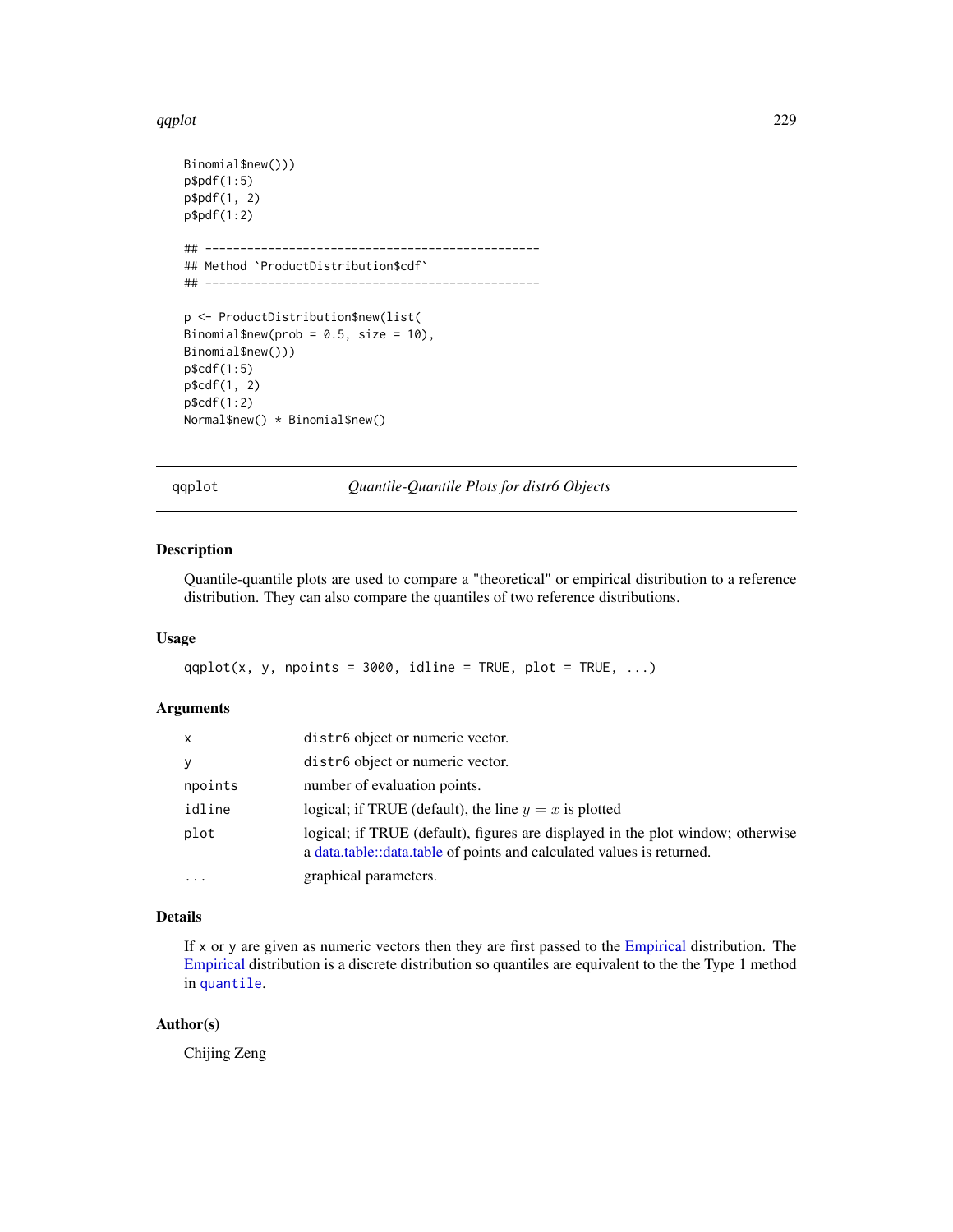```
Binomial$new()))
p$pdf(1:5)
p$pdf(1, 2)
p$pdf(1:2)

## ------------------------------------------------
## Method `ProductDistribution$cdf`
## ------------------------------------------------

p <- ProductDistribution$new(list(
Binomial$new(prob = 0.5, size = 10),
Binomial$new()))
p$cdf(1:5)
p$cdf(1, 2)
p$cdf(1:2)
Normal$new() * Binomial$new()
```

---

`qqplot` — *Quantile-Quantile Plots for distr6 Objects*

---

## Description

Quantile-quantile plots are used to compare a "theoretical" or empirical distribution to a reference distribution. They can also compare the quantiles of two reference distributions.

## Usage

```
qqplot(x, y, npoints = 3000, idline = TRUE, plot = TRUE, ...)
```

## Arguments

| | |
|---|---|
| `x` | `distr6` object or numeric vector. |
| `y` | `distr6` object or numeric vector. |
| `npoints` | number of evaluation points. |
| `idline` | logical; if TRUE (default), the line $y = x$ is plotted |
| `plot` | logical; if TRUE (default), figures are displayed in the plot window; otherwise a data.table::data.table of points and calculated values is returned. |
| `...` | graphical parameters. |

## Details

If `x` or `y` are given as numeric vectors then they are first passed to the Empirical distribution. The Empirical distribution is a discrete distribution so quantiles are equivalent to the the Type 1 method in `quantile`.

## Author(s)

Chijing Zeng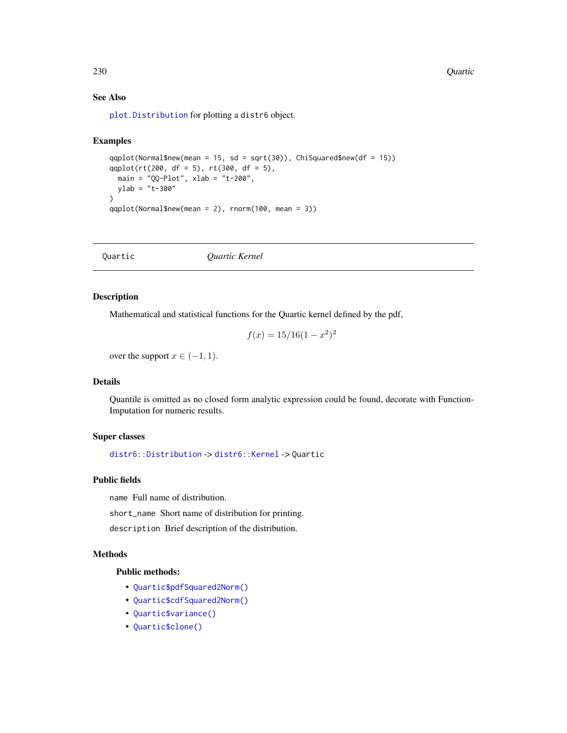## See Also

`plot.Distribution` for plotting a `distr6` object.

## Examples

```
qqplot(Normal$new(mean = 15, sd = sqrt(30)), ChiSquared$new(df = 15))
qqplot(rt(200, df = 5), rt(300, df = 5),
  main = "QQ-Plot", xlab = "t-200",
  ylab = "t-300"
)
qqplot(Normal$new(mean = 2), rnorm(100, mean = 3))
```

---

`Quartic` *Quartic Kernel*

---

## Description

Mathematical and statistical functions for the Quartic kernel defined by the pdf,

$$f(x) = 15/16(1 - x^2)^2$$

over the support $x \in (-1, 1)$.

## Details

Quantile is omitted as no closed form analytic expression could be found, decorate with FunctionImputation for numeric results.

## Super classes

`distr6::Distribution` -> `distr6::Kernel` -> `Quartic`

## Public fields

`name` Full name of distribution.

`short_name` Short name of distribution for printing.

`description` Brief description of the distribution.

## Methods

### Public methods:

- `Quartic$pdfSquared2Norm()`
- `Quartic$cdfSquared2Norm()`
- `Quartic$variance()`
- `Quartic$clone()`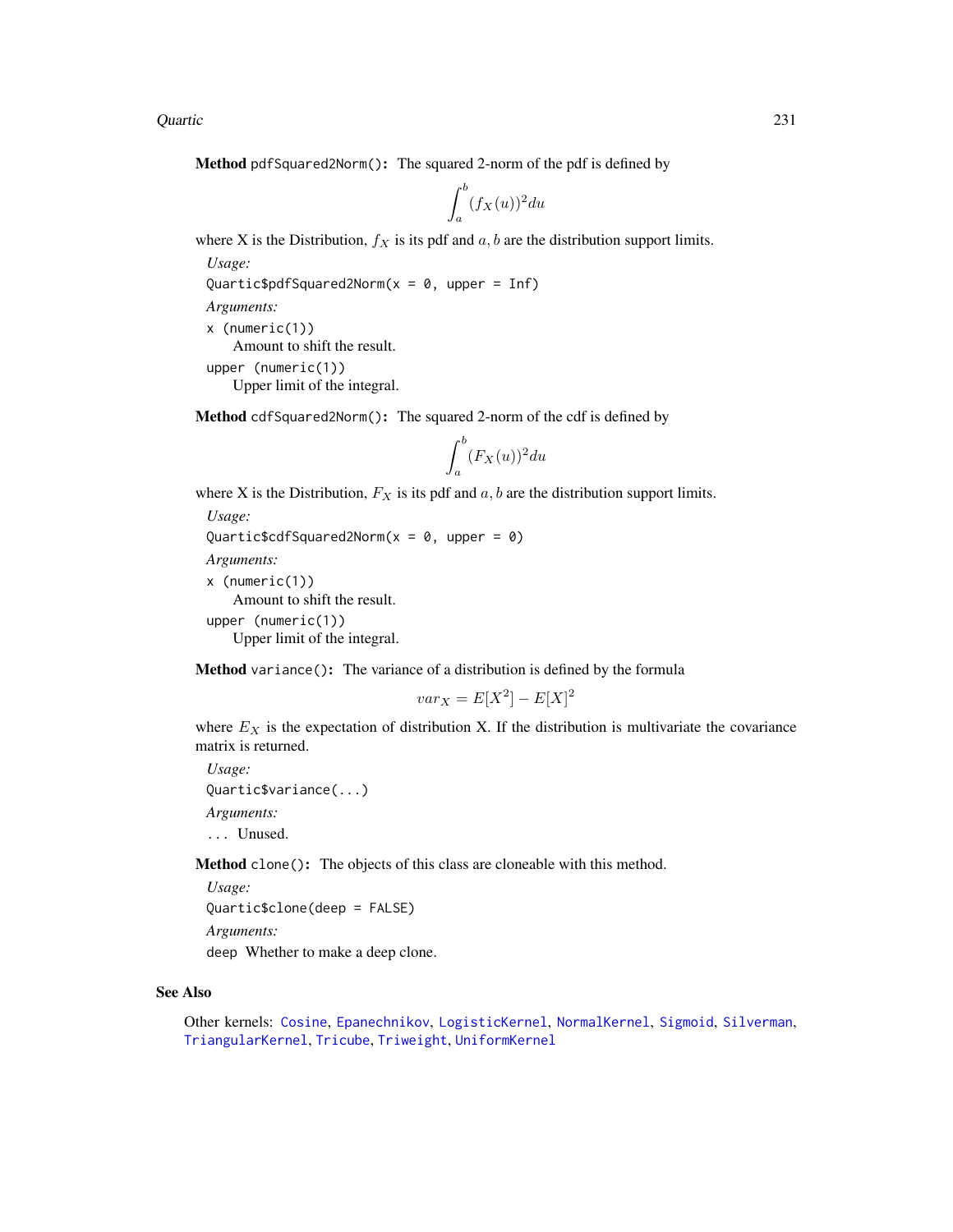**Method** `pdfSquared2Norm()`: The squared 2-norm of the pdf is defined by

$$\int_a^b (f_X(u))^2 du$$

where X is the Distribution, $f_X$ is its pdf and $a, b$ are the distribution support limits.

*Usage:*

```
Quartic$pdfSquared2Norm(x = 0, upper = Inf)
```

*Arguments:*

`x` (numeric(1))
: Amount to shift the result.

`upper` (numeric(1))
: Upper limit of the integral.

**Method** `cdfSquared2Norm()`: The squared 2-norm of the cdf is defined by

$$\int_a^b (F_X(u))^2 du$$

where X is the Distribution, $F_X$ is its pdf and $a, b$ are the distribution support limits.

*Usage:*

```
Quartic$cdfSquared2Norm(x = 0, upper = 0)
```

*Arguments:*

`x` (numeric(1))
: Amount to shift the result.

`upper` (numeric(1))
: Upper limit of the integral.

**Method** `variance()`: The variance of a distribution is defined by the formula

$$var_X = E[X^2] - E[X]^2$$

where $E_X$ is the expectation of distribution X. If the distribution is multivariate the covariance matrix is returned.

*Usage:*

```
Quartic$variance(...)
```

*Arguments:*

`...` Unused.

**Method** `clone()`: The objects of this class are cloneable with this method.

*Usage:*

```
Quartic$clone(deep = FALSE)
```

*Arguments:*

`deep` Whether to make a deep clone.

## See Also

Other kernels: `Cosine`, `Epanechnikov`, `LogisticKernel`, `NormalKernel`, `Sigmoid`, `Silverman`, `TriangularKernel`, `Tricube`, `Triweight`, `UniformKernel`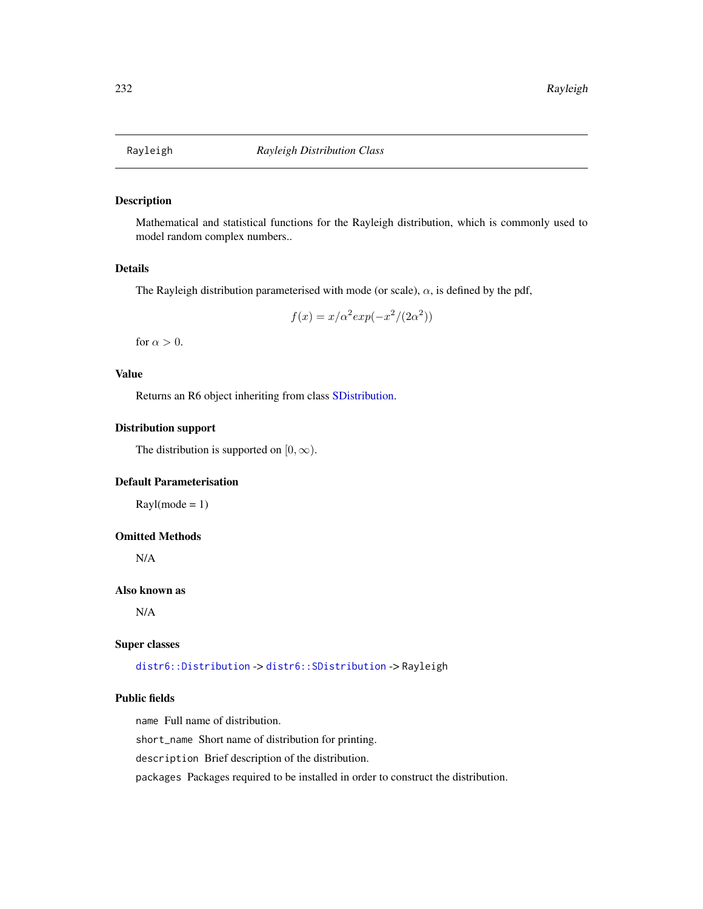# Rayleigh — *Rayleigh Distribution Class*

## Description

Mathematical and statistical functions for the Rayleigh distribution, which is commonly used to model random complex numbers..

## Details

The Rayleigh distribution parameterised with mode (or scale), $\alpha$, is defined by the pdf,

$$f(x) = x/\alpha^2 exp(-x^2/(2\alpha^2))$$

for $\alpha > 0$.

## Value

Returns an R6 object inheriting from class SDistribution.

## Distribution support

The distribution is supported on $[0, \infty)$.

## Default Parameterisation

Rayl(mode = 1)

## Omitted Methods

N/A

## Also known as

N/A

## Super classes

`distr6::Distribution` -> `distr6::SDistribution` -> `Rayleigh`

## Public fields

`name` Full name of distribution.

`short_name` Short name of distribution for printing.

`description` Brief description of the distribution.

`packages` Packages required to be installed in order to construct the distribution.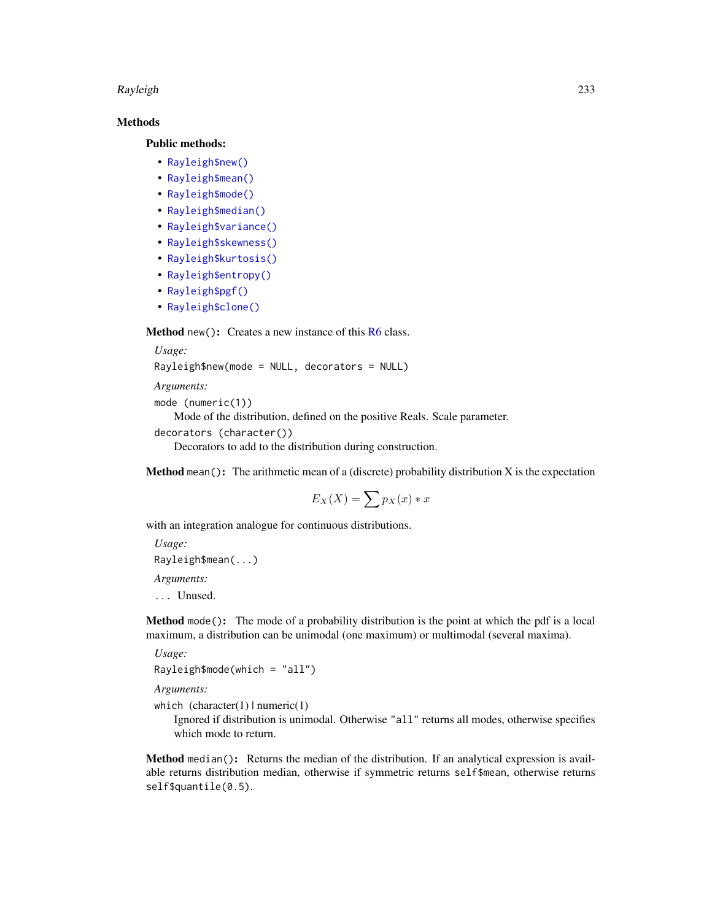## Methods

### Public methods:

- `Rayleigh$new()`
- `Rayleigh$mean()`
- `Rayleigh$mode()`
- `Rayleigh$median()`
- `Rayleigh$variance()`
- `Rayleigh$skewness()`
- `Rayleigh$kurtosis()`
- `Rayleigh$entropy()`
- `Rayleigh$pgf()`
- `Rayleigh$clone()`

**Method** `new()`**:** Creates a new instance of this R6 class.

*Usage:*

```
Rayleigh$new(mode = NULL, decorators = NULL)
```

*Arguments:*

`mode` (numeric(1))
: Mode of the distribution, defined on the positive Reals. Scale parameter.

`decorators` (character())
: Decorators to add to the distribution during construction.

**Method** `mean()`**:** The arithmetic mean of a (discrete) probability distribution X is the expectation

$$E_X(X) = \sum p_X(x) * x$$

with an integration analogue for continuous distributions.

*Usage:*

```
Rayleigh$mean(...)
```

*Arguments:*

`...` Unused.

**Method** `mode()`**:** The mode of a probability distribution is the point at which the pdf is a local maximum, a distribution can be unimodal (one maximum) or multimodal (several maxima).

*Usage:*

```
Rayleigh$mode(which = "all")
```

*Arguments:*

`which` (character(1) | numeric(1)
: Ignored if distribution is unimodal. Otherwise `"all"` returns all modes, otherwise specifies which mode to return.

**Method** `median()`**:** Returns the median of the distribution. If an analytical expression is available returns distribution median, otherwise if symmetric returns `self$mean`, otherwise returns `self$quantile(0.5)`.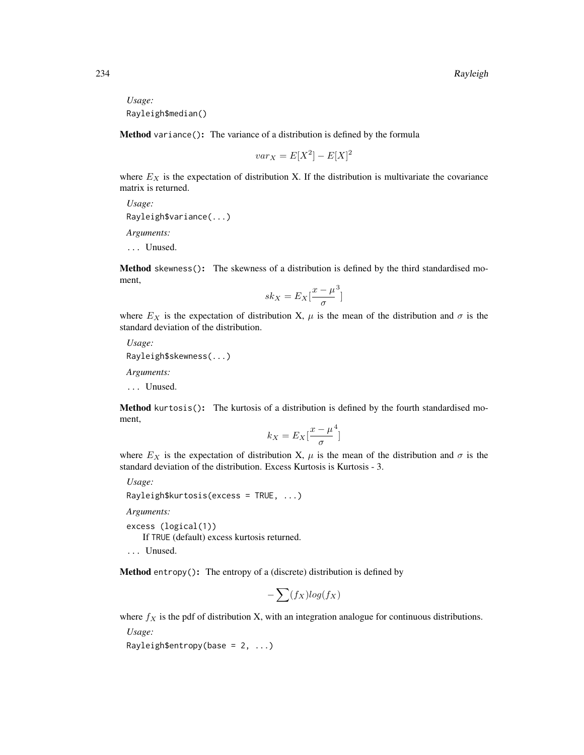*Usage:*

```
Rayleigh$median()
```

**Method** `variance()`**:** The variance of a distribution is defined by the formula

$$var_X = E[X^2] - E[X]^2$$

where $E_X$ is the expectation of distribution X. If the distribution is multivariate the covariance matrix is returned.

*Usage:*

```
Rayleigh$variance(...)
```

*Arguments:*

`...` Unused.

**Method** `skewness()`**:** The skewness of a distribution is defined by the third standardised moment,

$$sk_X = E_X[\frac{x - \mu}{\sigma}^3]$$

where $E_X$ is the expectation of distribution X, $\mu$ is the mean of the distribution and $\sigma$ is the standard deviation of the distribution.

*Usage:*

```
Rayleigh$skewness(...)
```

*Arguments:*

`...` Unused.

**Method** `kurtosis()`**:** The kurtosis of a distribution is defined by the fourth standardised moment,

$$k_X = E_X[\frac{x - \mu}{\sigma}^4]$$

where $E_X$ is the expectation of distribution X, $\mu$ is the mean of the distribution and $\sigma$ is the standard deviation of the distribution. Excess Kurtosis is Kurtosis - 3.

*Usage:*

```
Rayleigh$kurtosis(excess = TRUE, ...)
```

*Arguments:*

`excess (logical(1))`
If `TRUE` (default) excess kurtosis returned.

`...` Unused.

**Method** `entropy()`**:** The entropy of a (discrete) distribution is defined by

$$-\sum(f_X)log(f_X)$$

where $f_X$ is the pdf of distribution X, with an integration analogue for continuous distributions.

*Usage:*

```
Rayleigh$entropy(base = 2, ...)
```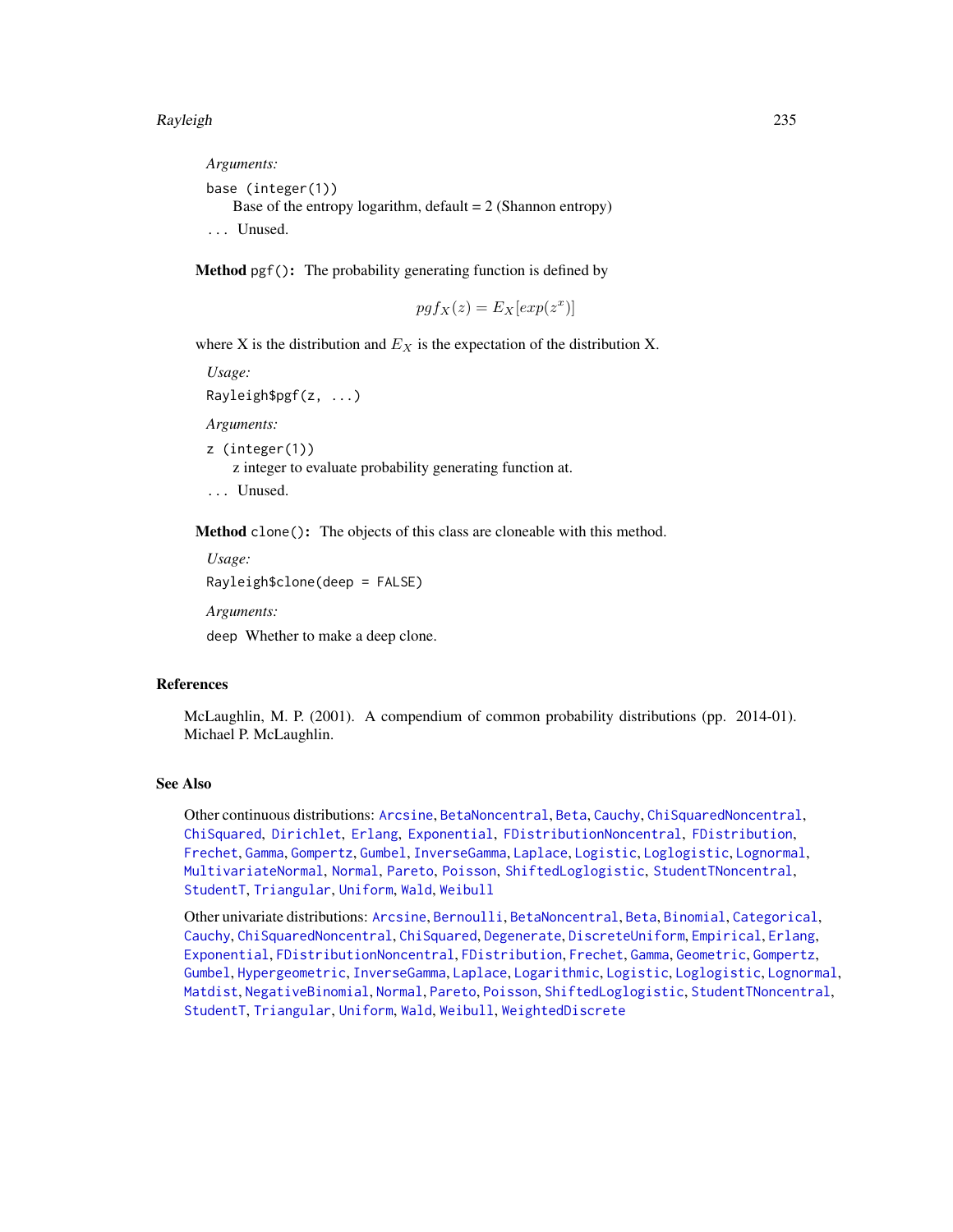*Arguments:*

`base (integer(1))`
Base of the entropy logarithm, default = 2 (Shannon entropy)

`...` Unused.

**Method** `pgf()`**:** The probability generating function is defined by

$$pgf_X(z) = E_X[exp(z^x)]$$

where X is the distribution and $E_X$ is the expectation of the distribution X.

*Usage:*

```
Rayleigh$pgf(z, ...)
```

*Arguments:*

`z (integer(1))`
z integer to evaluate probability generating function at.

`...` Unused.

**Method** `clone()`**:** The objects of this class are cloneable with this method.

*Usage:*

```
Rayleigh$clone(deep = FALSE)
```

*Arguments:*

`deep` Whether to make a deep clone.

## References

McLaughlin, M. P. (2001). A compendium of common probability distributions (pp. 2014-01). Michael P. McLaughlin.

## See Also

Other continuous distributions: `Arcsine`, `BetaNoncentral`, `Beta`, `Cauchy`, `ChiSquaredNoncentral`, `ChiSquared`, `Dirichlet`, `Erlang`, `Exponential`, `FDistributionNoncentral`, `FDistribution`, `Frechet`, `Gamma`, `Gompertz`, `Gumbel`, `InverseGamma`, `Laplace`, `Logistic`, `Loglogistic`, `Lognormal`, `MultivariateNormal`, `Normal`, `Pareto`, `Poisson`, `ShiftedLoglogistic`, `StudentTNoncentral`, `StudentT`, `Triangular`, `Uniform`, `Wald`, `Weibull`

Other univariate distributions: `Arcsine`, `Bernoulli`, `BetaNoncentral`, `Beta`, `Binomial`, `Categorical`, `Cauchy`, `ChiSquaredNoncentral`, `ChiSquared`, `Degenerate`, `DiscreteUniform`, `Empirical`, `Erlang`, `Exponential`, `FDistributionNoncentral`, `FDistribution`, `Frechet`, `Gamma`, `Geometric`, `Gompertz`, `Gumbel`, `Hypergeometric`, `InverseGamma`, `Laplace`, `Logarithmic`, `Logistic`, `Loglogistic`, `Lognormal`, `Matdist`, `NegativeBinomial`, `Normal`, `Pareto`, `Poisson`, `ShiftedLoglogistic`, `StudentTNoncentral`, `StudentT`, `Triangular`, `Uniform`, `Wald`, `Weibull`, `WeightedDiscrete`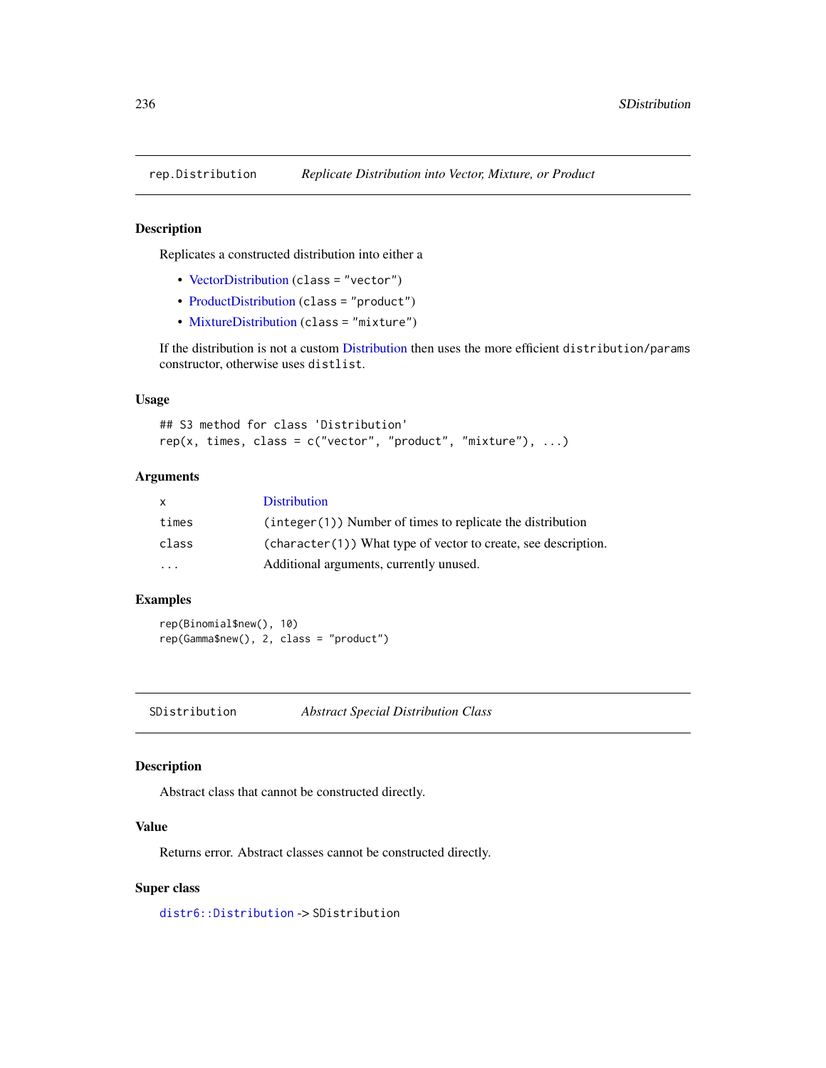## rep.Distribution *Replicate Distribution into Vector, Mixture, or Product*

### Description

Replicates a constructed distribution into either a

- VectorDistribution (`class = "vector"`)
- ProductDistribution (`class = "product"`)
- MixtureDistribution (`class = "mixture"`)

If the distribution is not a custom Distribution then uses the more efficient `distribution/params` constructor, otherwise uses `distlist`.

### Usage

```
## S3 method for class 'Distribution'
rep(x, times, class = c("vector", "product", "mixture"), ...)
```

### Arguments

| | |
|---|---|
| `x` | Distribution |
| `times` | (`integer(1)`) Number of times to replicate the distribution |
| `class` | (`character(1)`) What type of vector to create, see description. |
| `...` | Additional arguments, currently unused. |

### Examples

```
rep(Binomial$new(), 10)
rep(Gamma$new(), 2, class = "product")
```

## SDistribution *Abstract Special Distribution Class*

### Description

Abstract class that cannot be constructed directly.

### Value

Returns error. Abstract classes cannot be constructed directly.

### Super class

`distr6::Distribution` -> `SDistribution`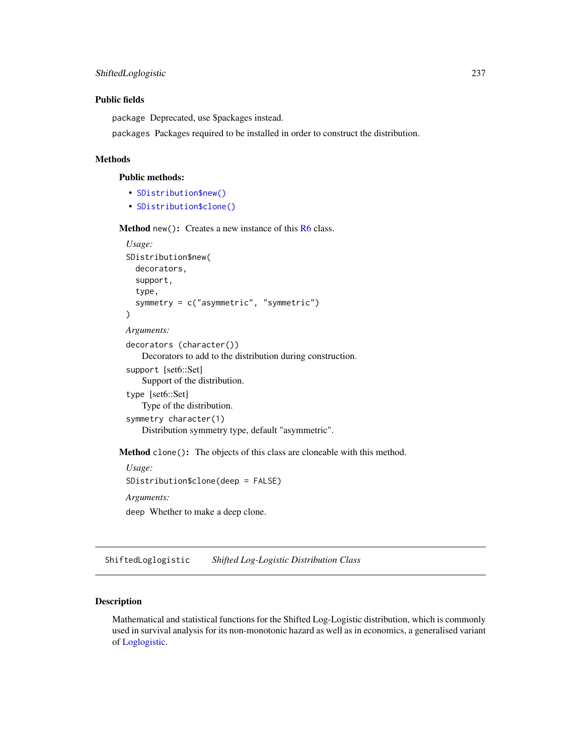### Public fields

`package` Deprecated, use $packages instead.

`packages` Packages required to be installed in order to construct the distribution.

### Methods

**Public methods:**

- `SDistribution$new()`
- `SDistribution$clone()`

**Method** `new()`**:** Creates a new instance of this R6 class.

*Usage:*

```
SDistribution$new(
  decorators,
  support,
  type,
  symmetry = c("asymmetric", "symmetric")
)
```

*Arguments:*

`decorators (character())`
: Decorators to add to the distribution during construction.

`support` [set6::Set]
: Support of the distribution.

`type` [set6::Set]
: Type of the distribution.

`symmetry character(1)`
: Distribution symmetry type, default "asymmetric".

**Method** `clone()`**:** The objects of this class are cloneable with this method.

*Usage:*

```
SDistribution$clone(deep = FALSE)
```

*Arguments:*

`deep` Whether to make a deep clone.

---

## ShiftedLoglogistic — *Shifted Log-Logistic Distribution Class*

---

### Description

Mathematical and statistical functions for the Shifted Log-Logistic distribution, which is commonly used in survival analysis for its non-monotonic hazard as well as in economics, a generalised variant of Loglogistic.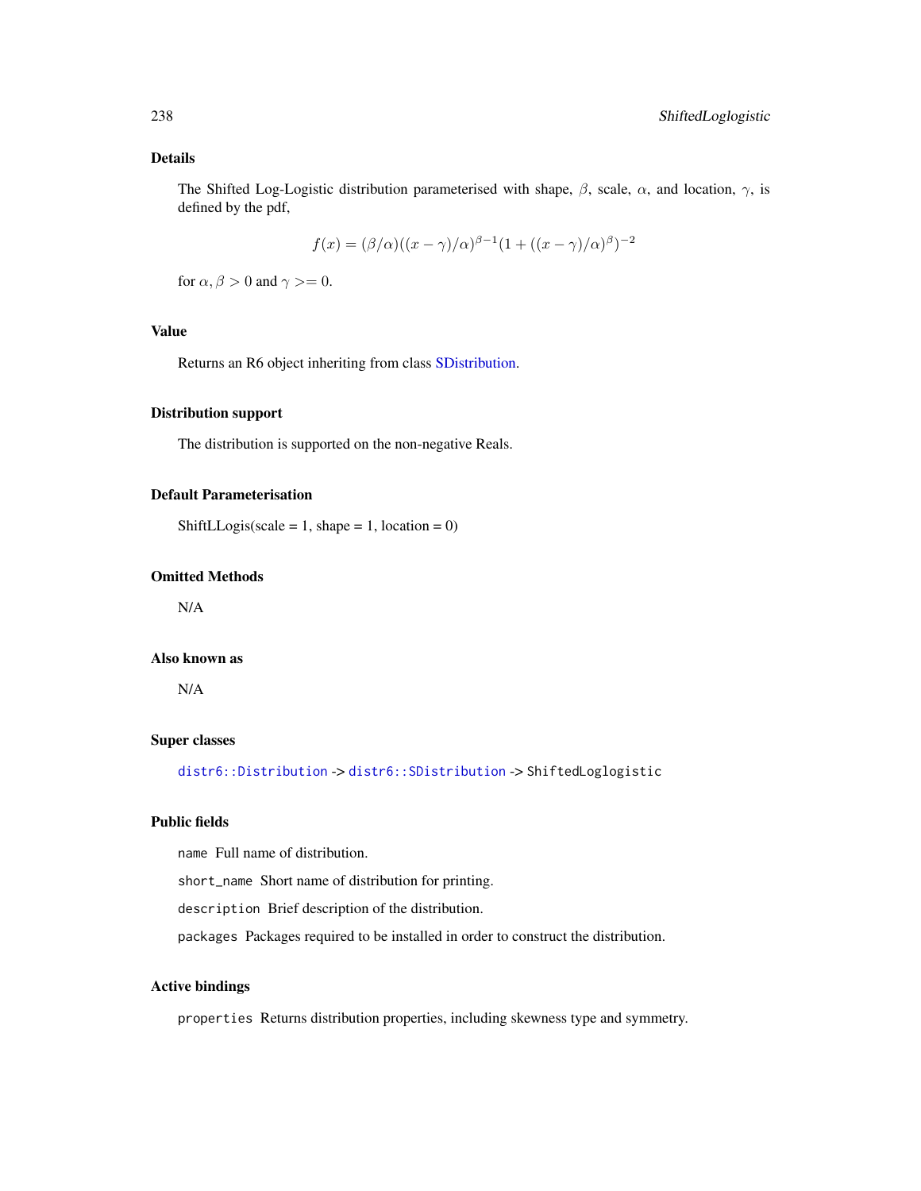## Details

The Shifted Log-Logistic distribution parameterised with shape, $\beta$, scale, $\alpha$, and location, $\gamma$, is defined by the pdf,

$$f(x) = (\beta/\alpha)((x - \gamma)/\alpha)^{\beta-1}(1 + ((x - \gamma)/\alpha)^{\beta})^{-2}$$

for $\alpha, \beta > 0$ and $\gamma >= 0$.

## Value

Returns an R6 object inheriting from class SDistribution.

## Distribution support

The distribution is supported on the non-negative Reals.

## Default Parameterisation

ShiftLLogis(scale = 1, shape = 1, location = 0)

## Omitted Methods

N/A

## Also known as

N/A

## Super classes

`distr6::Distribution` -> `distr6::SDistribution` -> `ShiftedLoglogistic`

## Public fields

`name` Full name of distribution.

`short_name` Short name of distribution for printing.

`description` Brief description of the distribution.

`packages` Packages required to be installed in order to construct the distribution.

## Active bindings

`properties` Returns distribution properties, including skewness type and symmetry.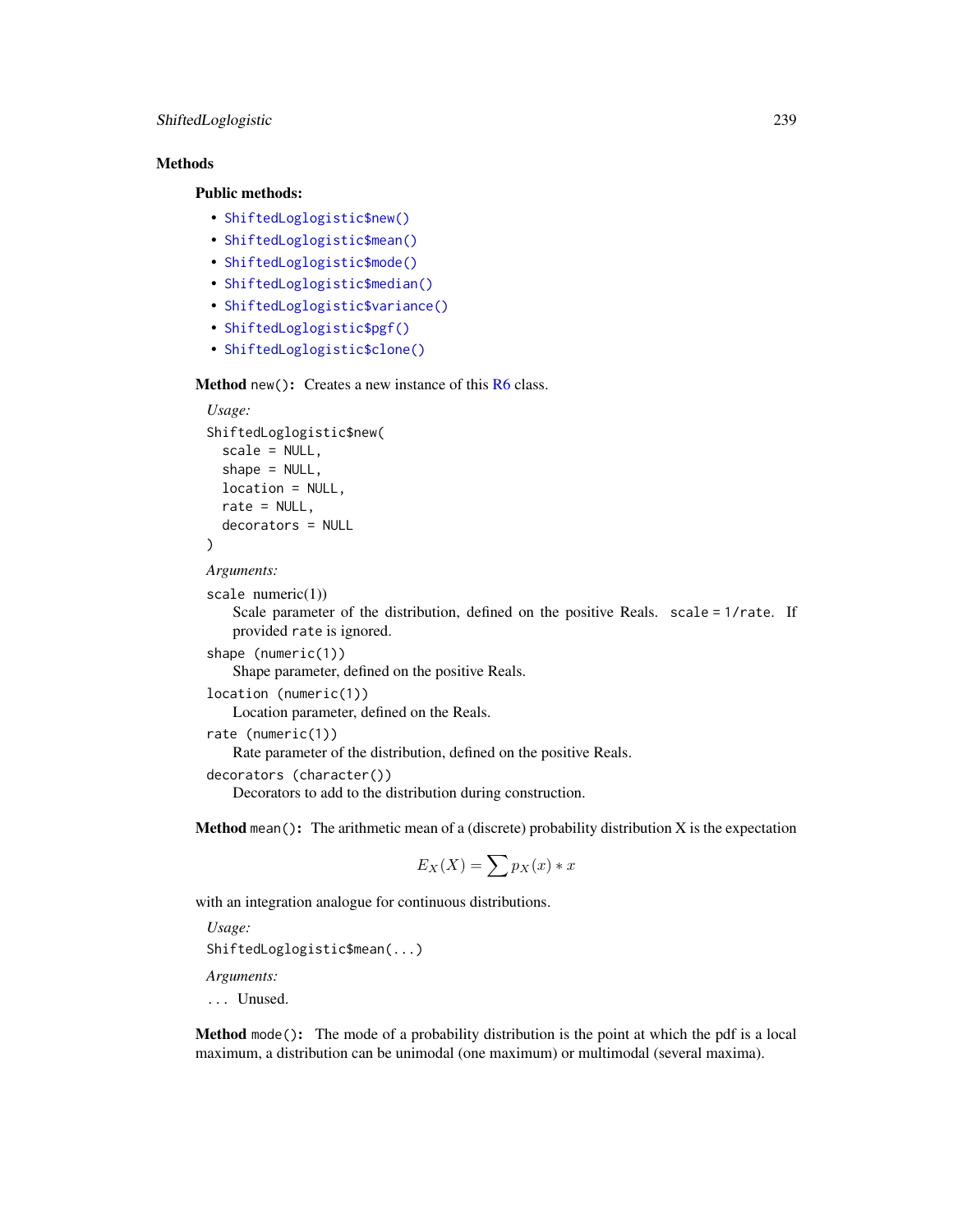## Methods

### Public methods:

- `ShiftedLoglogistic$new()`
- `ShiftedLoglogistic$mean()`
- `ShiftedLoglogistic$mode()`
- `ShiftedLoglogistic$median()`
- `ShiftedLoglogistic$variance()`
- `ShiftedLoglogistic$pgf()`
- `ShiftedLoglogistic$clone()`

**Method** `new()`**:** Creates a new instance of this R6 class.

*Usage:*

```
ShiftedLoglogistic$new(
  scale = NULL,
  shape = NULL,
  location = NULL,
  rate = NULL,
  decorators = NULL
)
```

*Arguments:*

`scale` numeric(1))
: Scale parameter of the distribution, defined on the positive Reals. `scale = 1/rate`. If provided `rate` is ignored.

`shape (numeric(1))`
: Shape parameter, defined on the positive Reals.

`location (numeric(1))`
: Location parameter, defined on the Reals.

`rate (numeric(1))`
: Rate parameter of the distribution, defined on the positive Reals.

`decorators (character())`
: Decorators to add to the distribution during construction.

**Method** `mean()`**:** The arithmetic mean of a (discrete) probability distribution X is the expectation

$$E_X(X) = \sum p_X(x) * x$$

with an integration analogue for continuous distributions.

*Usage:*

```
ShiftedLoglogistic$mean(...)
```

*Arguments:*

`...` Unused.

**Method** `mode()`**:** The mode of a probability distribution is the point at which the pdf is a local maximum, a distribution can be unimodal (one maximum) or multimodal (several maxima).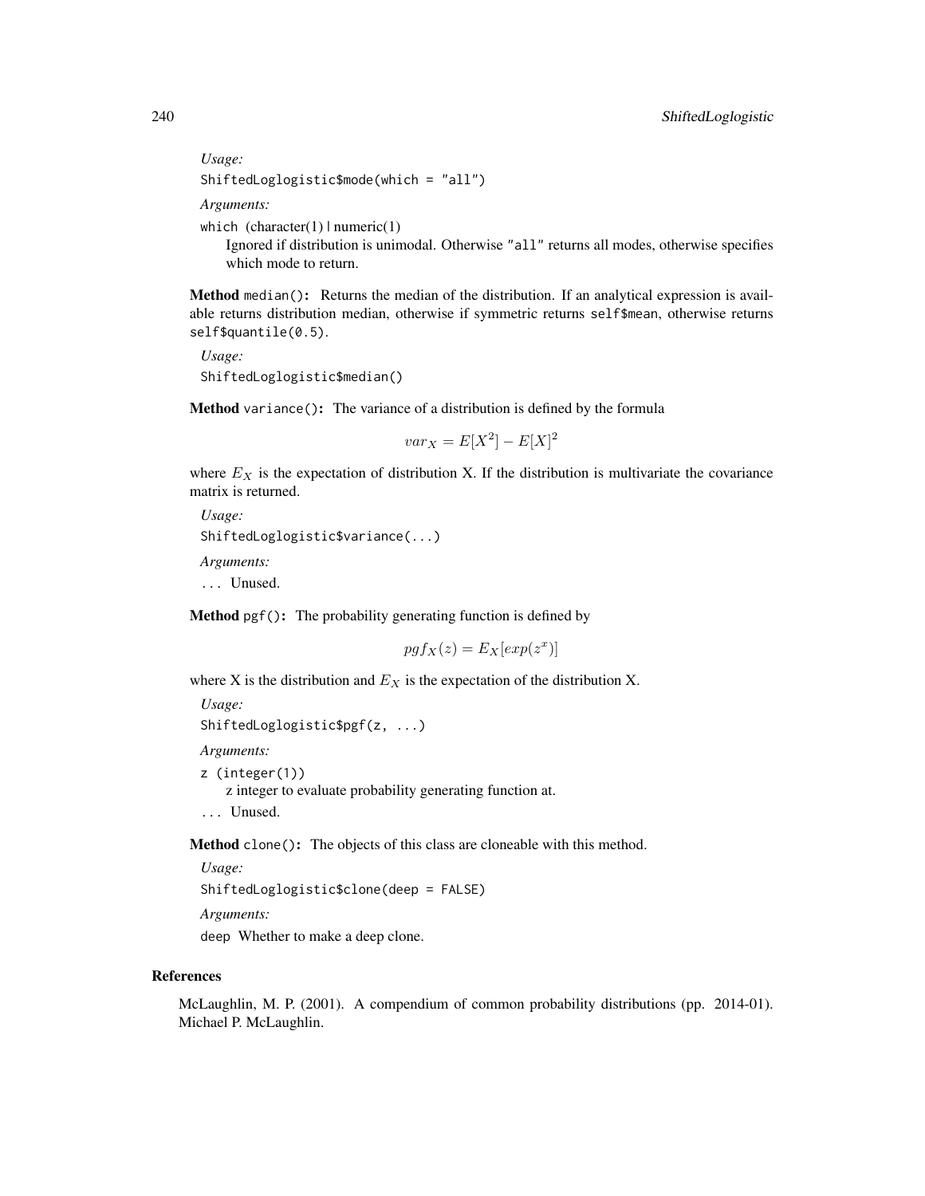*Usage:*

```
ShiftedLoglogistic$mode(which = "all")
```

*Arguments:*

`which` (character(1) | numeric(1)
: Ignored if distribution is unimodal. Otherwise "all" returns all modes, otherwise specifies which mode to return.

**Method** `median()`**:** Returns the median of the distribution. If an analytical expression is available returns distribution median, otherwise if symmetric returns `self$mean`, otherwise returns `self$quantile(0.5)`.

*Usage:*

```
ShiftedLoglogistic$median()
```

**Method** `variance()`**:** The variance of a distribution is defined by the formula

$$var_X = E[X^2] - E[X]^2$$

where $E_X$ is the expectation of distribution X. If the distribution is multivariate the covariance matrix is returned.

*Usage:*

```
ShiftedLoglogistic$variance(...)
```

*Arguments:*

`...` Unused.

**Method** `pgf()`**:** The probability generating function is defined by

$$pgf_X(z) = E_X[exp(z^x)]$$

where X is the distribution and $E_X$ is the expectation of the distribution X.

*Usage:*

```
ShiftedLoglogistic$pgf(z, ...)
```

*Arguments:*

`z (integer(1))`
: z integer to evaluate probability generating function at.

`...` Unused.

**Method** `clone()`**:** The objects of this class are cloneable with this method.

*Usage:*

```
ShiftedLoglogistic$clone(deep = FALSE)
```

*Arguments:*

`deep` Whether to make a deep clone.

## References

McLaughlin, M. P. (2001). A compendium of common probability distributions (pp. 2014-01). Michael P. McLaughlin.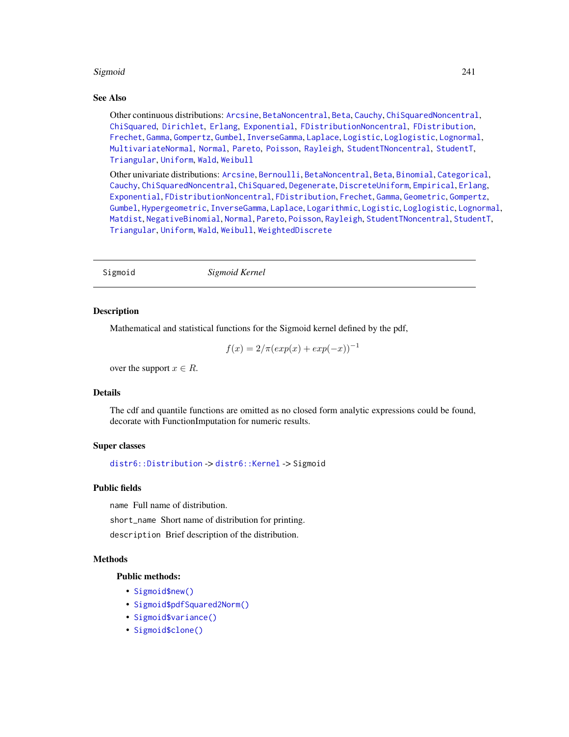### See Also

Other continuous distributions: Arcsine, BetaNoncentral, Beta, Cauchy, ChiSquaredNoncentral, ChiSquared, Dirichlet, Erlang, Exponential, FDistributionNoncentral, FDistribution, Frechet, Gamma, Gompertz, Gumbel, InverseGamma, Laplace, Logistic, Loglogistic, Lognormal, MultivariateNormal, Normal, Pareto, Poisson, Rayleigh, StudentTNoncentral, StudentT, Triangular, Uniform, Wald, Weibull

Other univariate distributions: Arcsine, Bernoulli, BetaNoncentral, Beta, Binomial, Categorical, Cauchy, ChiSquaredNoncentral, ChiSquared, Degenerate, DiscreteUniform, Empirical, Erlang, Exponential, FDistributionNoncentral, FDistribution, Frechet, Gamma, Geometric, Gompertz, Gumbel, Hypergeometric, InverseGamma, Laplace, Logarithmic, Logistic, Loglogistic, Lognormal, Matdist, NegativeBinomial, Normal, Pareto, Poisson, Rayleigh, StudentTNoncentral, StudentT, Triangular, Uniform, Wald, Weibull, WeightedDiscrete

---

## Sigmoid — *Sigmoid Kernel*

### Description

Mathematical and statistical functions for the Sigmoid kernel defined by the pdf,

$$f(x) = 2/\pi(exp(x) + exp(-x))^{-1}$$

over the support $x \in R$.

### Details

The cdf and quantile functions are omitted as no closed form analytic expressions could be found, decorate with FunctionImputation for numeric results.

### Super classes

`distr6::Distribution` -> `distr6::Kernel` -> `Sigmoid`

### Public fields

`name` Full name of distribution.

`short_name` Short name of distribution for printing.

`description` Brief description of the distribution.

### Methods

**Public methods:**

- `Sigmoid$new()`
- `Sigmoid$pdfSquared2Norm()`
- `Sigmoid$variance()`
- `Sigmoid$clone()`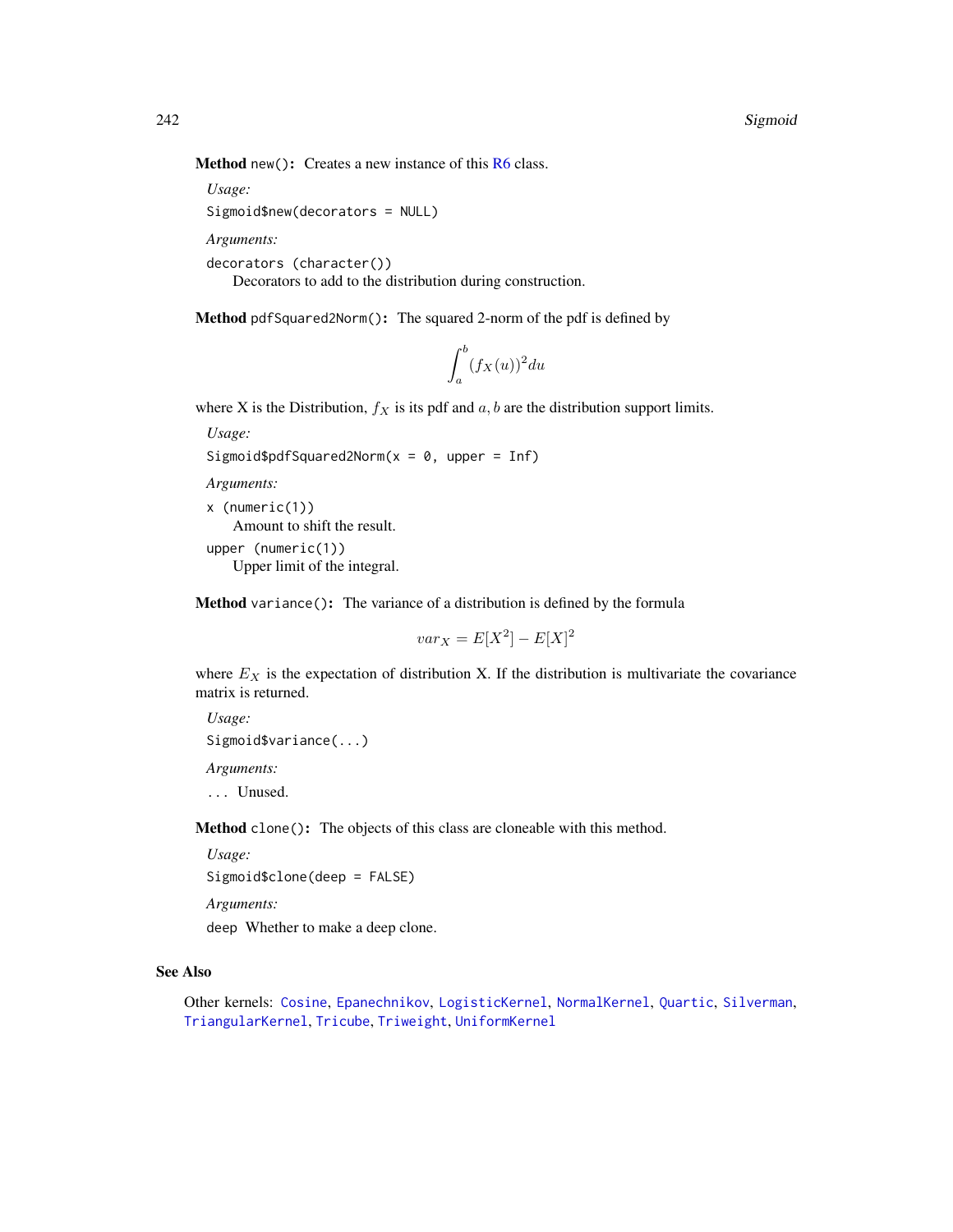**Method** `new()`**:** Creates a new instance of this R6 class.

*Usage:*

```
Sigmoid$new(decorators = NULL)
```

*Arguments:*

`decorators` (`character()`)
: Decorators to add to the distribution during construction.

**Method** `pdfSquared2Norm()`**:** The squared 2-norm of the pdf is defined by

$$\int_a^b (f_X(u))^2 du$$

where X is the Distribution, $f_X$ is its pdf and $a, b$ are the distribution support limits.

*Usage:*

```
Sigmoid$pdfSquared2Norm(x = 0, upper = Inf)
```

*Arguments:*

`x` (`numeric(1)`)
: Amount to shift the result.

`upper` (`numeric(1)`)
: Upper limit of the integral.

**Method** `variance()`**:** The variance of a distribution is defined by the formula

$$var_X = E[X^2] - E[X]^2$$

where $E_X$ is the expectation of distribution X. If the distribution is multivariate the covariance matrix is returned.

*Usage:*

```
Sigmoid$variance(...)
```

*Arguments:*

`...` Unused.

**Method** `clone()`**:** The objects of this class are cloneable with this method.

*Usage:*

```
Sigmoid$clone(deep = FALSE)
```

*Arguments:*

`deep` Whether to make a deep clone.

## See Also

Other kernels: `Cosine`, `Epanechnikov`, `LogisticKernel`, `NormalKernel`, `Quartic`, `Silverman`, `TriangularKernel`, `Tricube`, `Triweight`, `UniformKernel`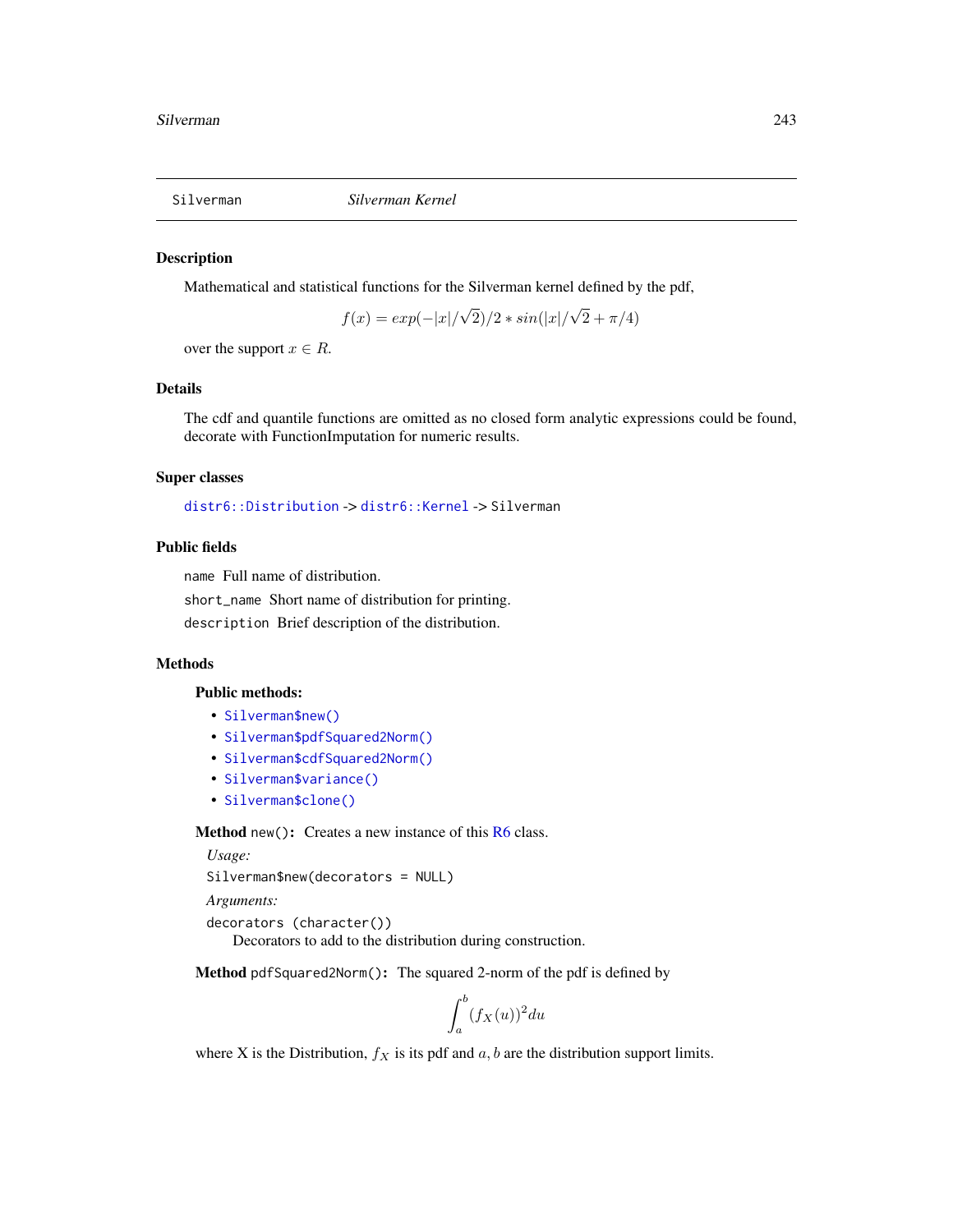| Silverman | *Silverman Kernel* |
|---|---|

## Description

Mathematical and statistical functions for the Silverman kernel defined by the pdf,

$$f(x) = exp(-|x|/\sqrt{2})/2 * sin(|x|/\sqrt{2} + \pi/4)$$

over the support $x \in R$.

## Details

The cdf and quantile functions are omitted as no closed form analytic expressions could be found, decorate with FunctionImputation for numeric results.

## Super classes

`distr6::Distribution` -> `distr6::Kernel` -> `Silverman`

## Public fields

`name` Full name of distribution.

`short_name` Short name of distribution for printing.

`description` Brief description of the distribution.

## Methods

### Public methods:

- `Silverman$new()`
- `Silverman$pdfSquared2Norm()`
- `Silverman$cdfSquared2Norm()`
- `Silverman$variance()`
- `Silverman$clone()`

**Method** `new()`: Creates a new instance of this R6 class.

*Usage:*

```
Silverman$new(decorators = NULL)
```

*Arguments:*

`decorators` (`character()`)
Decorators to add to the distribution during construction.

**Method** `pdfSquared2Norm()`: The squared 2-norm of the pdf is defined by

$$\int_a^b (f_X(u))^2 du$$

where X is the Distribution, $f_X$ is its pdf and $a, b$ are the distribution support limits.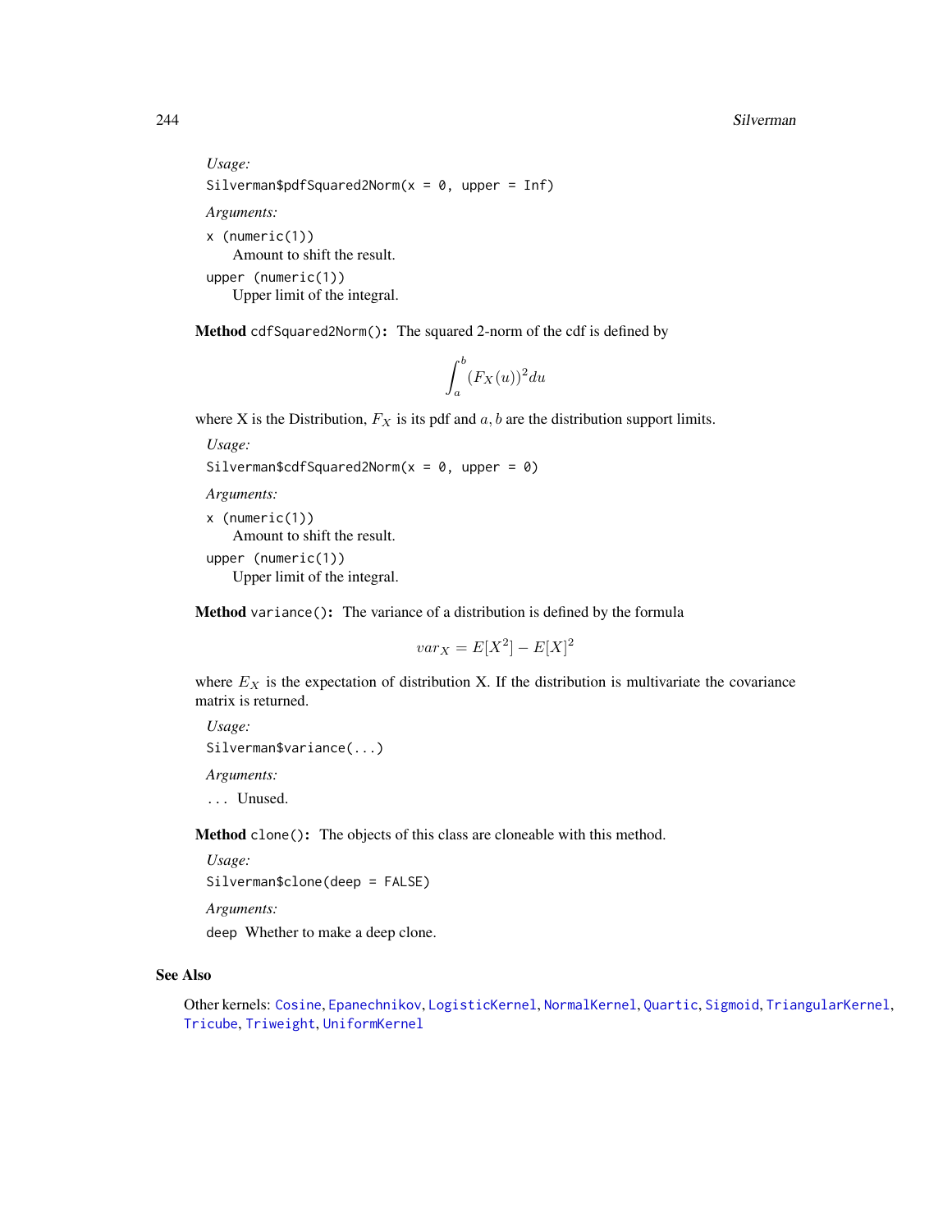*Usage:*

```
Silverman$pdfSquared2Norm(x = 0, upper = Inf)
```

*Arguments:*

`x` (numeric(1))
: Amount to shift the result.

`upper` (numeric(1))
: Upper limit of the integral.

**Method** `cdfSquared2Norm()`**:** The squared 2-norm of the cdf is defined by

$$\int_a^b (F_X(u))^2 du$$

where X is the Distribution, $F_X$ is its pdf and $a, b$ are the distribution support limits.

*Usage:*

```
Silverman$cdfSquared2Norm(x = 0, upper = 0)
```

*Arguments:*

`x` (numeric(1))
: Amount to shift the result.

`upper` (numeric(1))
: Upper limit of the integral.

**Method** `variance()`**:** The variance of a distribution is defined by the formula

$$var_X = E[X^2] - E[X]^2$$

where $E_X$ is the expectation of distribution X. If the distribution is multivariate the covariance matrix is returned.

*Usage:*

```
Silverman$variance(...)
```

*Arguments:*

`...` Unused.

**Method** `clone()`**:** The objects of this class are cloneable with this method.

*Usage:*

```
Silverman$clone(deep = FALSE)
```

*Arguments:*

`deep` Whether to make a deep clone.

## See Also

Other kernels: `Cosine`, `Epanechnikov`, `LogisticKernel`, `NormalKernel`, `Quartic`, `Sigmoid`, `TriangularKernel`, `Tricube`, `Triweight`, `UniformKernel`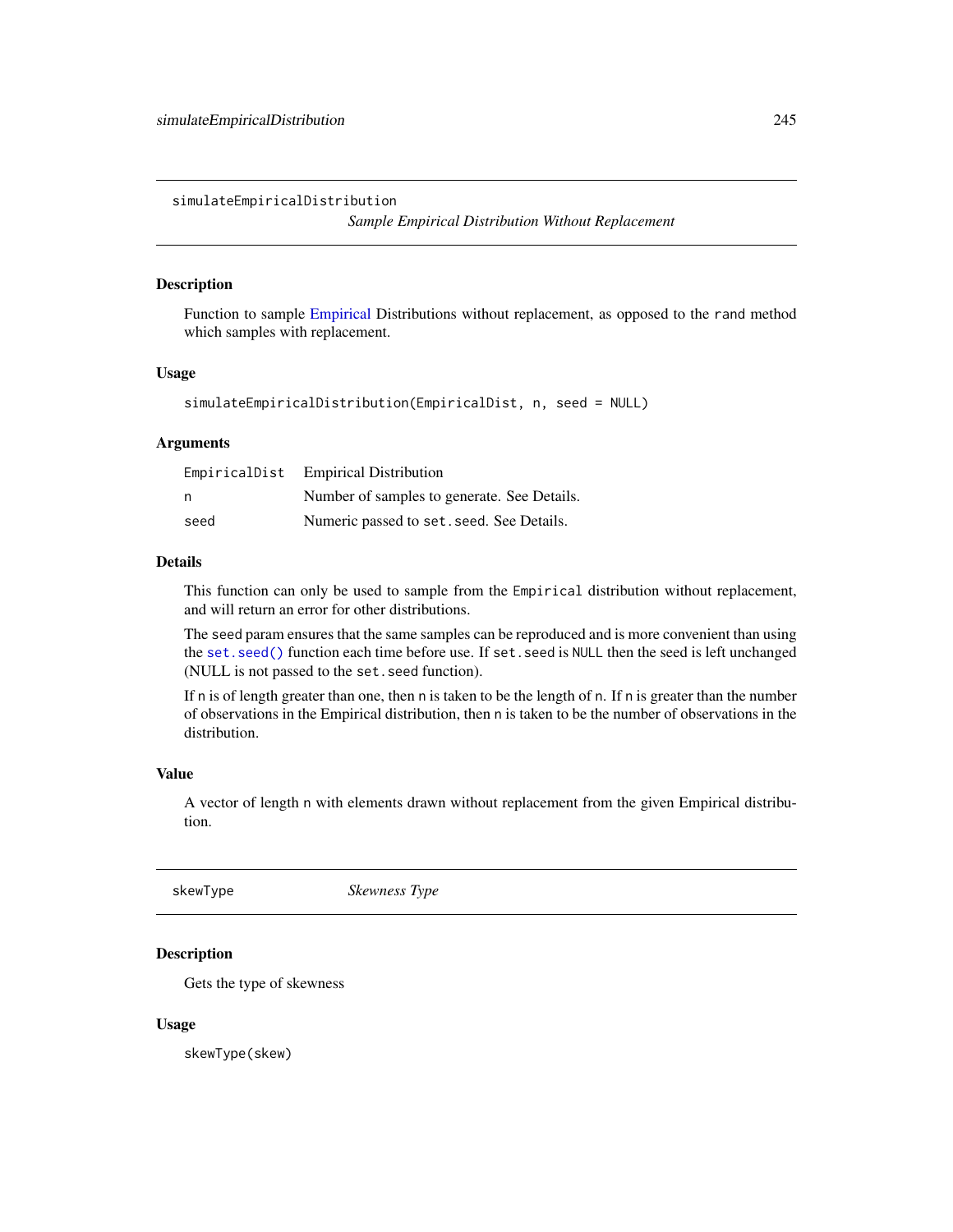## simulateEmpiricalDistribution

*Sample Empirical Distribution Without Replacement*

### Description

Function to sample Empirical Distributions without replacement, as opposed to the `rand` method which samples with replacement.

### Usage

```
simulateEmpiricalDistribution(EmpiricalDist, n, seed = NULL)
```

### Arguments

| | |
|---|---|
| `EmpiricalDist` | Empirical Distribution |
| `n` | Number of samples to generate. See Details. |
| `seed` | Numeric passed to `set.seed`. See Details. |

### Details

This function can only be used to sample from the `Empirical` distribution without replacement, and will return an error for other distributions.

The `seed` param ensures that the same samples can be reproduced and is more convenient than using the `set.seed()` function each time before use. If `set.seed` is `NULL` then the seed is left unchanged (NULL is not passed to the `set.seed` function).

If `n` is of length greater than one, then `n` is taken to be the length of `n`. If `n` is greater than the number of observations in the Empirical distribution, then `n` is taken to be the number of observations in the distribution.

### Value

A vector of length `n` with elements drawn without replacement from the given Empirical distribution.

## skewType

*Skewness Type*

### Description

Gets the type of skewness

### Usage

```
skewType(skew)
```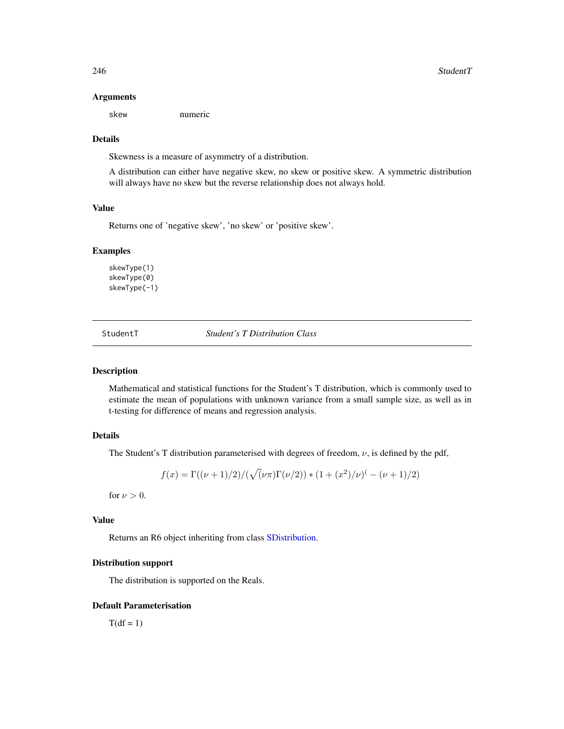### Arguments

skew numeric

### Details

Skewness is a measure of asymmetry of a distribution.

A distribution can either have negative skew, no skew or positive skew. A symmetric distribution will always have no skew but the reverse relationship does not always hold.

### Value

Returns one of 'negative skew', 'no skew' or 'positive skew'.

### Examples

```
skewType(1)
skewType(0)
skewType(-1)
```

---

## StudentT *Student's T Distribution Class*

---

### Description

Mathematical and statistical functions for the Student's T distribution, which is commonly used to estimate the mean of populations with unknown variance from a small sample size, as well as in t-testing for difference of means and regression analysis.

### Details

The Student's T distribution parameterised with degrees of freedom, $\nu$, is defined by the pdf,

$$f(x) = \Gamma((\nu + 1)/2)/(\sqrt(\nu\pi)\Gamma(\nu/2)) * (1 + (x^2)/\nu)^( - (\nu + 1)/2)$$

for $\nu > 0$.

### Value

Returns an R6 object inheriting from class SDistribution.

### Distribution support

The distribution is supported on the Reals.

### Default Parameterisation

T(df = 1)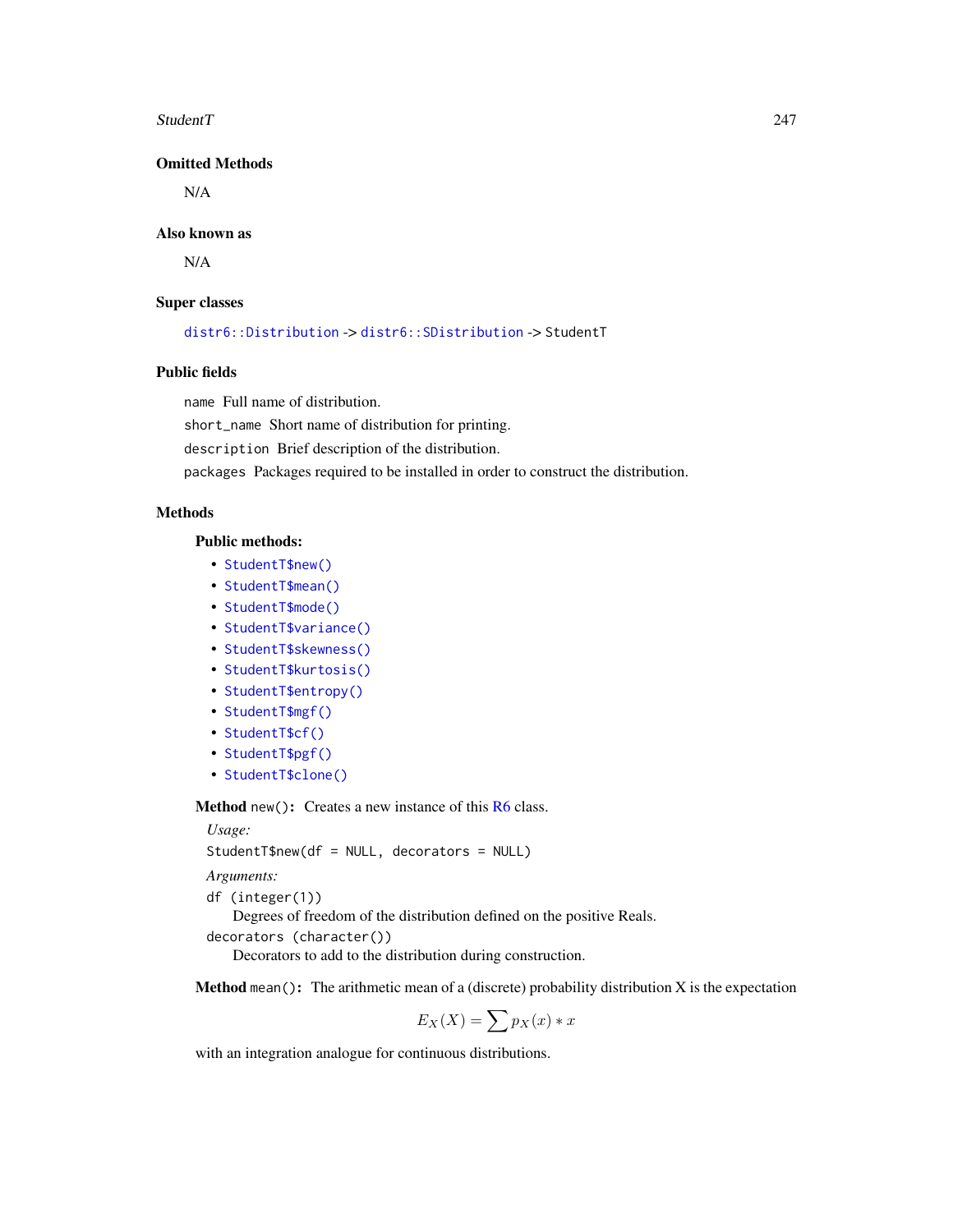### Omitted Methods

N/A

### Also known as

N/A

### Super classes

`distr6::Distribution` -> `distr6::SDistribution` -> `StudentT`

### Public fields

`name` Full name of distribution.

`short_name` Short name of distribution for printing.

`description` Brief description of the distribution.

`packages` Packages required to be installed in order to construct the distribution.

### Methods

#### Public methods:

- `StudentT$new()`
- `StudentT$mean()`
- `StudentT$mode()`
- `StudentT$variance()`
- `StudentT$skewness()`
- `StudentT$kurtosis()`
- `StudentT$entropy()`
- `StudentT$mgf()`
- `StudentT$cf()`
- `StudentT$pgf()`
- `StudentT$clone()`

**Method** `new()`**:** Creates a new instance of this R6 class.

*Usage:*

```
StudentT$new(df = NULL, decorators = NULL)
```

*Arguments:*

`df (integer(1))`
Degrees of freedom of the distribution defined on the positive Reals.

`decorators (character())`
Decorators to add to the distribution during construction.

**Method** `mean()`**:** The arithmetic mean of a (discrete) probability distribution X is the expectation

$$E_X(X) = \sum p_X(x) * x$$

with an integration analogue for continuous distributions.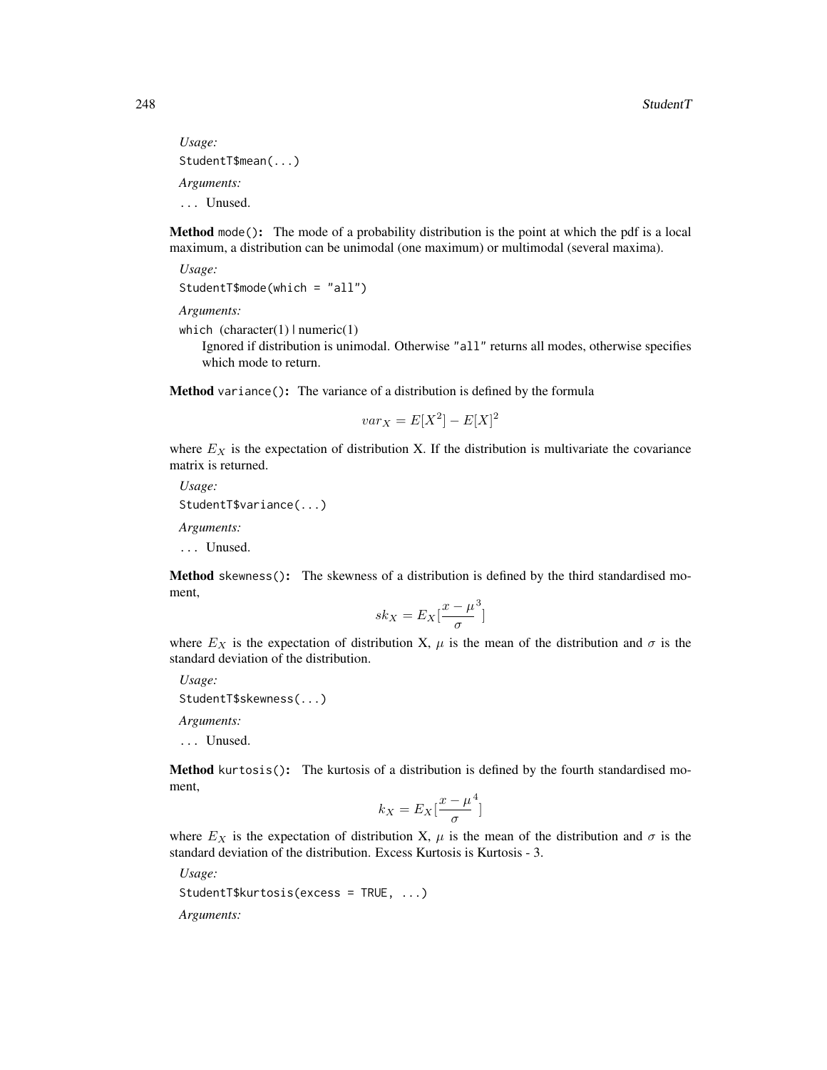*Usage:*

```
StudentT$mean(...)
```

*Arguments:*

`...` Unused.

**Method** `mode()`**:** The mode of a probability distribution is the point at which the pdf is a local maximum, a distribution can be unimodal (one maximum) or multimodal (several maxima).

*Usage:*

```
StudentT$mode(which = "all")
```

*Arguments:*

`which` (character(1) | numeric(1)
Ignored if distribution is unimodal. Otherwise `"all"` returns all modes, otherwise specifies which mode to return.

**Method** `variance()`**:** The variance of a distribution is defined by the formula

$$var_X = E[X^2] - E[X]^2$$

where $E_X$ is the expectation of distribution X. If the distribution is multivariate the covariance matrix is returned.

*Usage:*

```
StudentT$variance(...)
```

*Arguments:*

`...` Unused.

**Method** `skewness()`**:** The skewness of a distribution is defined by the third standardised moment,

$$sk_X = E_X[\frac{x - \mu}{\sigma}^3]$$

where $E_X$ is the expectation of distribution X, $\mu$ is the mean of the distribution and $\sigma$ is the standard deviation of the distribution.

*Usage:*

```
StudentT$skewness(...)
```

*Arguments:*

`...` Unused.

**Method** `kurtosis()`**:** The kurtosis of a distribution is defined by the fourth standardised moment,

$$k_X = E_X[\frac{x - \mu}{\sigma}^4]$$

where $E_X$ is the expectation of distribution X, $\mu$ is the mean of the distribution and $\sigma$ is the standard deviation of the distribution. Excess Kurtosis is Kurtosis - 3.

*Usage:*

```
StudentT$kurtosis(excess = TRUE, ...)
```

*Arguments:*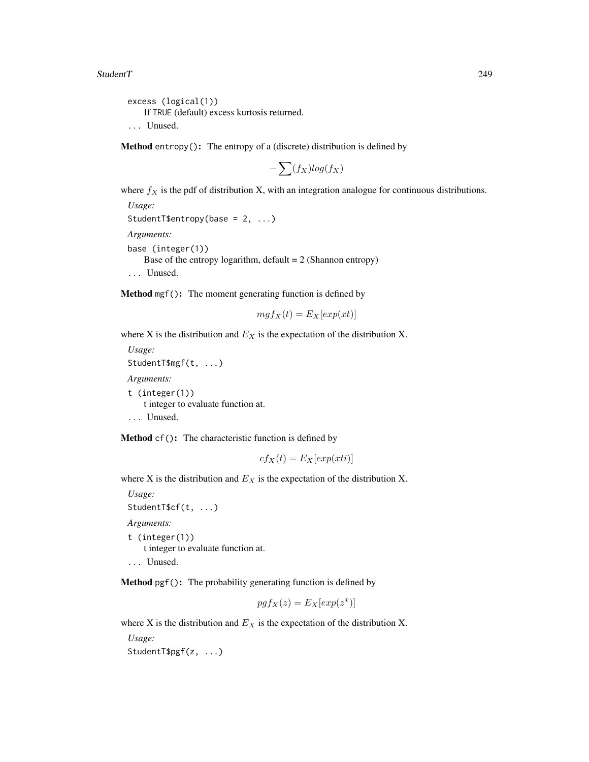`excess (logical(1))`
If TRUE (default) excess kurtosis returned.

`...` Unused.

**Method** `entropy()`**:** The entropy of a (discrete) distribution is defined by

$$-\sum(f_X)log(f_X)$$

where $f_X$ is the pdf of distribution X, with an integration analogue for continuous distributions.

*Usage:*

```
StudentT$entropy(base = 2, ...)
```

*Arguments:*

`base (integer(1))`
Base of the entropy logarithm, default = 2 (Shannon entropy)

`...` Unused.

**Method** `mgf()`**:** The moment generating function is defined by

$$mgf_X(t) = E_X[exp(xt)]$$

where X is the distribution and $E_X$ is the expectation of the distribution X.

*Usage:*

```
StudentT$mgf(t, ...)
```

*Arguments:*

`t (integer(1))`
t integer to evaluate function at.

`...` Unused.

**Method** `cf()`**:** The characteristic function is defined by

$$cf_X(t) = E_X[exp(xti)]$$

where X is the distribution and $E_X$ is the expectation of the distribution X.

*Usage:*

```
StudentT$cf(t, ...)
```

*Arguments:*

`t (integer(1))`
t integer to evaluate function at.

`...` Unused.

**Method** `pgf()`**:** The probability generating function is defined by

$$pgf_X(z) = E_X[exp(z^x)]$$

where X is the distribution and $E_X$ is the expectation of the distribution X.

*Usage:*

```
StudentT$pgf(z, ...)
```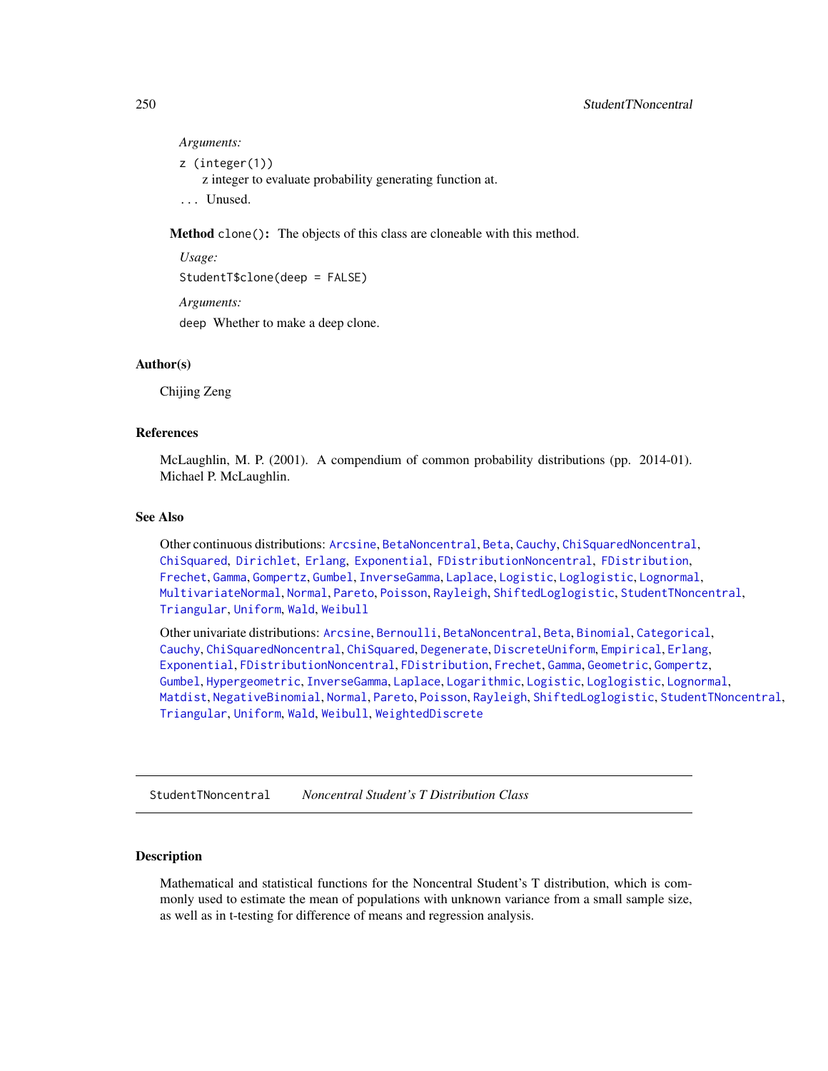*Arguments:*

z (integer(1))
    z integer to evaluate probability generating function at.

... Unused.

**Method** `clone()`: The objects of this class are cloneable with this method.

*Usage:*

```
StudentT$clone(deep = FALSE)
```

*Arguments:*

deep Whether to make a deep clone.

## Author(s)

Chijing Zeng

## References

McLaughlin, M. P. (2001). A compendium of common probability distributions (pp. 2014-01). Michael P. McLaughlin.

## See Also

Other continuous distributions: Arcsine, BetaNoncentral, Beta, Cauchy, ChiSquaredNoncentral, ChiSquared, Dirichlet, Erlang, Exponential, FDistributionNoncentral, FDistribution, Frechet, Gamma, Gompertz, Gumbel, InverseGamma, Laplace, Logistic, Loglogistic, Lognormal, MultivariateNormal, Normal, Pareto, Poisson, Rayleigh, ShiftedLoglogistic, StudentTNoncentral, Triangular, Uniform, Wald, Weibull

Other univariate distributions: Arcsine, Bernoulli, BetaNoncentral, Beta, Binomial, Categorical, Cauchy, ChiSquaredNoncentral, ChiSquared, Degenerate, DiscreteUniform, Empirical, Erlang, Exponential, FDistributionNoncentral, FDistribution, Frechet, Gamma, Geometric, Gompertz, Gumbel, Hypergeometric, InverseGamma, Laplace, Logarithmic, Logistic, Loglogistic, Lognormal, Matdist, NegativeBinomial, Normal, Pareto, Poisson, Rayleigh, ShiftedLoglogistic, StudentTNoncentral, Triangular, Uniform, Wald, Weibull, WeightedDiscrete

---

StudentTNoncentral *Noncentral Student's T Distribution Class*

## Description

Mathematical and statistical functions for the Noncentral Student's T distribution, which is commonly used to estimate the mean of populations with unknown variance from a small sample size, as well as in t-testing for difference of means and regression analysis.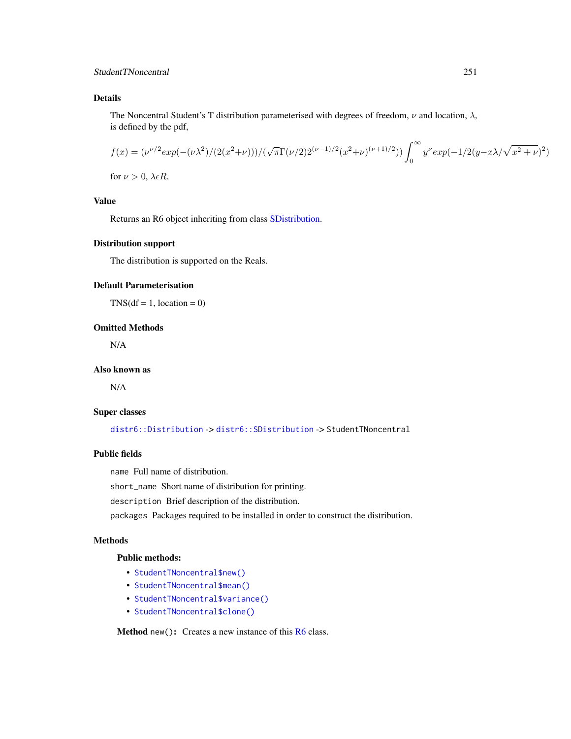## Details

The Noncentral Student's T distribution parameterised with degrees of freedom, $\nu$ and location, $\lambda$, is defined by the pdf,

$$f(x) = (\nu^{\nu/2} exp(-(\nu\lambda^2)/(2(x^2+\nu)))/(\sqrt{\pi}\Gamma(\nu/2)2^{(\nu-1)/2}(x^2+\nu)^{(\nu+1)/2})) \int_0^\infty y^\nu exp(-1/2(y - x\lambda/\sqrt{x^2+\nu})^2)$$

for $\nu > 0$, $\lambda \epsilon R$.

## Value

Returns an R6 object inheriting from class SDistribution.

## Distribution support

The distribution is supported on the Reals.

## Default Parameterisation

TNS(df = 1, location = 0)

## Omitted Methods

N/A

## Also known as

N/A

## Super classes

`distr6::Distribution` -> `distr6::SDistribution` -> `StudentTNoncentral`

## Public fields

`name` Full name of distribution.

`short_name` Short name of distribution for printing.

`description` Brief description of the distribution.

`packages` Packages required to be installed in order to construct the distribution.

## Methods

### Public methods:

- `StudentTNoncentral$new()`
- `StudentTNoncentral$mean()`
- `StudentTNoncentral$variance()`
- `StudentTNoncentral$clone()`

**Method** `new()`**:** Creates a new instance of this R6 class.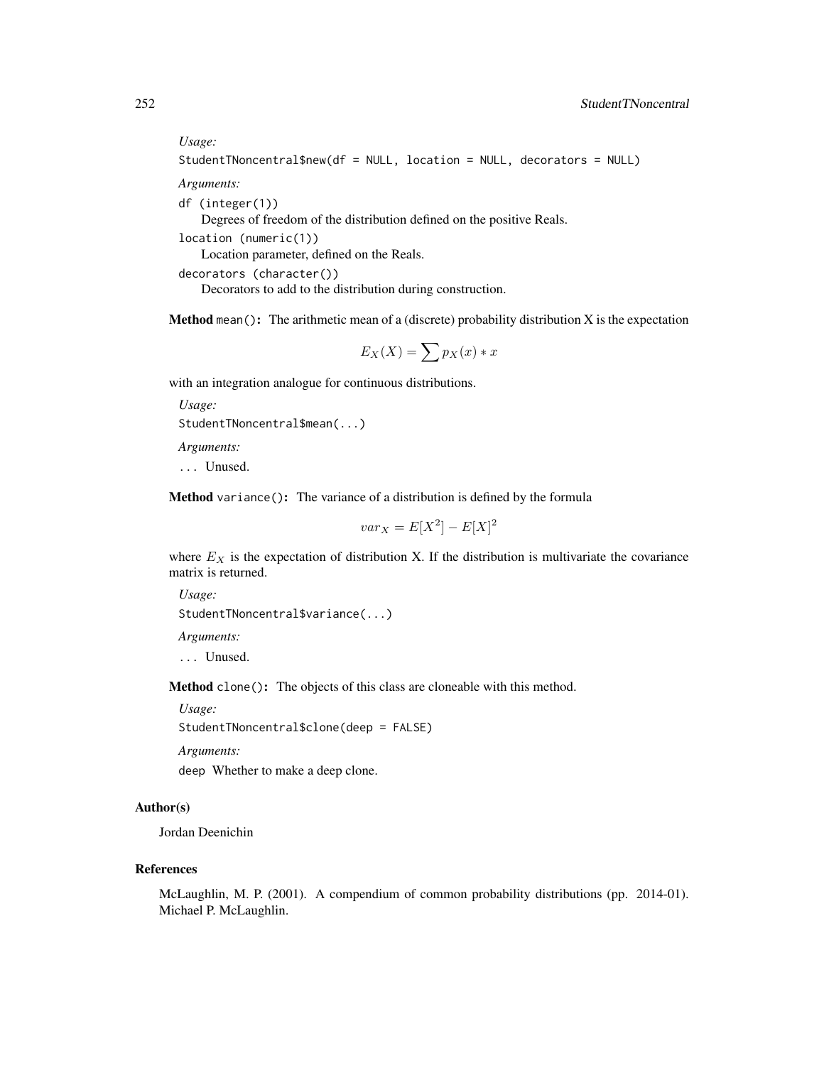*Usage:*

```
StudentTNoncentral$new(df = NULL, location = NULL, decorators = NULL)
```

*Arguments:*

`df` (integer(1))
Degrees of freedom of the distribution defined on the positive Reals.

`location` (numeric(1))
Location parameter, defined on the Reals.

`decorators` (character())
Decorators to add to the distribution during construction.

**Method** `mean()`**:** The arithmetic mean of a (discrete) probability distribution X is the expectation

$$E_X(X) = \sum p_X(x) * x$$

with an integration analogue for continuous distributions.

*Usage:*

```
StudentTNoncentral$mean(...)
```

*Arguments:*

`...` Unused.

**Method** `variance()`**:** The variance of a distribution is defined by the formula

$$var_X = E[X^2] - E[X]^2$$

where $E_X$ is the expectation of distribution X. If the distribution is multivariate the covariance matrix is returned.

*Usage:*

```
StudentTNoncentral$variance(...)
```

*Arguments:*

`...` Unused.

**Method** `clone()`**:** The objects of this class are cloneable with this method.

*Usage:*

```
StudentTNoncentral$clone(deep = FALSE)
```

*Arguments:*

`deep` Whether to make a deep clone.

## Author(s)

Jordan Deenichin

## References

McLaughlin, M. P. (2001). A compendium of common probability distributions (pp. 2014-01). Michael P. McLaughlin.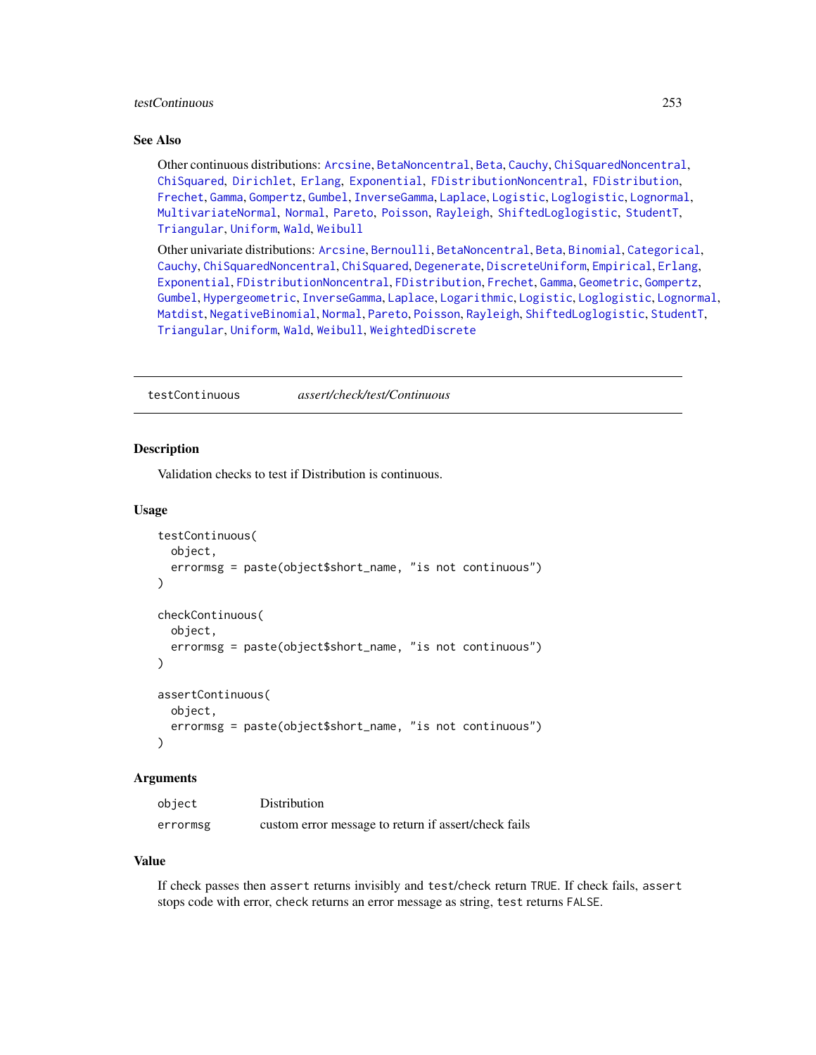### See Also

Other continuous distributions: Arcsine, BetaNoncentral, Beta, Cauchy, ChiSquaredNoncentral, ChiSquared, Dirichlet, Erlang, Exponential, FDistributionNoncentral, FDistribution, Frechet, Gamma, Gompertz, Gumbel, InverseGamma, Laplace, Logistic, Loglogistic, Lognormal, MultivariateNormal, Normal, Pareto, Poisson, Rayleigh, ShiftedLoglogistic, StudentT, Triangular, Uniform, Wald, Weibull

Other univariate distributions: Arcsine, Bernoulli, BetaNoncentral, Beta, Binomial, Categorical, Cauchy, ChiSquaredNoncentral, ChiSquared, Degenerate, DiscreteUniform, Empirical, Erlang, Exponential, FDistributionNoncentral, FDistribution, Frechet, Gamma, Geometric, Gompertz, Gumbel, Hypergeometric, InverseGamma, Laplace, Logarithmic, Logistic, Loglogistic, Lognormal, Matdist, NegativeBinomial, Normal, Pareto, Poisson, Rayleigh, ShiftedLoglogistic, StudentT, Triangular, Uniform, Wald, Weibull, WeightedDiscrete

---

## testContinuous *assert/check/test/Continuous*

---

### Description

Validation checks to test if Distribution is continuous.

### Usage

```
testContinuous(
  object,
  errormsg = paste(object$short_name, "is not continuous")
)

checkContinuous(
  object,
  errormsg = paste(object$short_name, "is not continuous")
)

assertContinuous(
  object,
  errormsg = paste(object$short_name, "is not continuous")
)
```

### Arguments

| | |
|---|---|
| object | Distribution |
| errormsg | custom error message to return if assert/check fails |

### Value

If check passes then `assert` returns invisibly and `test`/`check` return `TRUE`. If check fails, `assert` stops code with error, check returns an error message as string, `test` returns `FALSE`.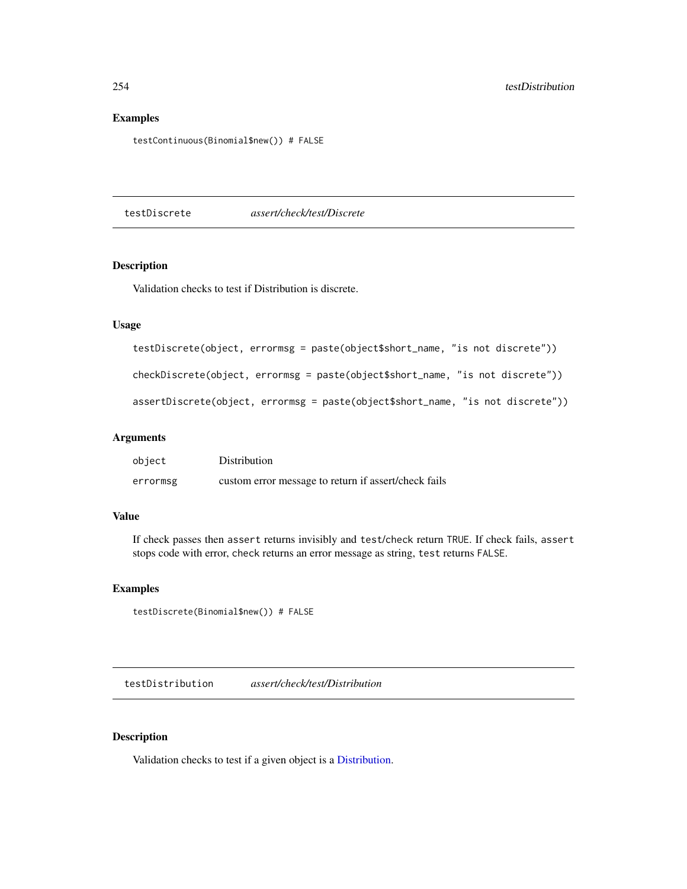## Examples

```
testContinuous(Binomial$new()) # FALSE
```

---

# testDiscrete *assert/check/test/Discrete*

## Description

Validation checks to test if Distribution is discrete.

## Usage

```
testDiscrete(object, errormsg = paste(object$short_name, "is not discrete"))

checkDiscrete(object, errormsg = paste(object$short_name, "is not discrete"))

assertDiscrete(object, errormsg = paste(object$short_name, "is not discrete"))
```

## Arguments

| | |
|---|---|
| `object` | Distribution |
| `errormsg` | custom error message to return if assert/check fails |

## Value

If check passes then `assert` returns invisibly and `test`/`check` return `TRUE`. If check fails, `assert` stops code with error, `check` returns an error message as string, `test` returns `FALSE`.

## Examples

```
testDiscrete(Binomial$new()) # FALSE
```

---

# testDistribution *assert/check/test/Distribution*

## Description

Validation checks to test if a given object is a Distribution.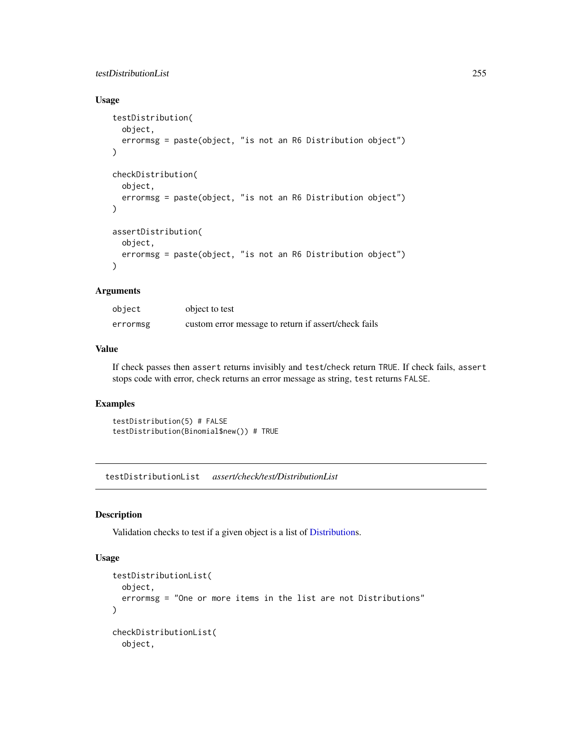### Usage

```
testDistribution(
  object,
  errormsg = paste(object, "is not an R6 Distribution object")
)

checkDistribution(
  object,
  errormsg = paste(object, "is not an R6 Distribution object")
)

assertDistribution(
  object,
  errormsg = paste(object, "is not an R6 Distribution object")
)
```

### Arguments

| | |
|---|---|
| object | object to test |
| errormsg | custom error message to return if assert/check fails |

### Value

If check passes then `assert` returns invisibly and `test`/`check` return `TRUE`. If check fails, `assert` stops code with error, `check` returns an error message as string, `test` returns `FALSE`.

### Examples

```
testDistribution(5) # FALSE
testDistribution(Binomial$new()) # TRUE
```

---

## testDistributionList *assert/check/test/DistributionList*

### Description

Validation checks to test if a given object is a list of Distributions.

### Usage

```
testDistributionList(
  object,
  errormsg = "One or more items in the list are not Distributions"
)

checkDistributionList(
  object,
```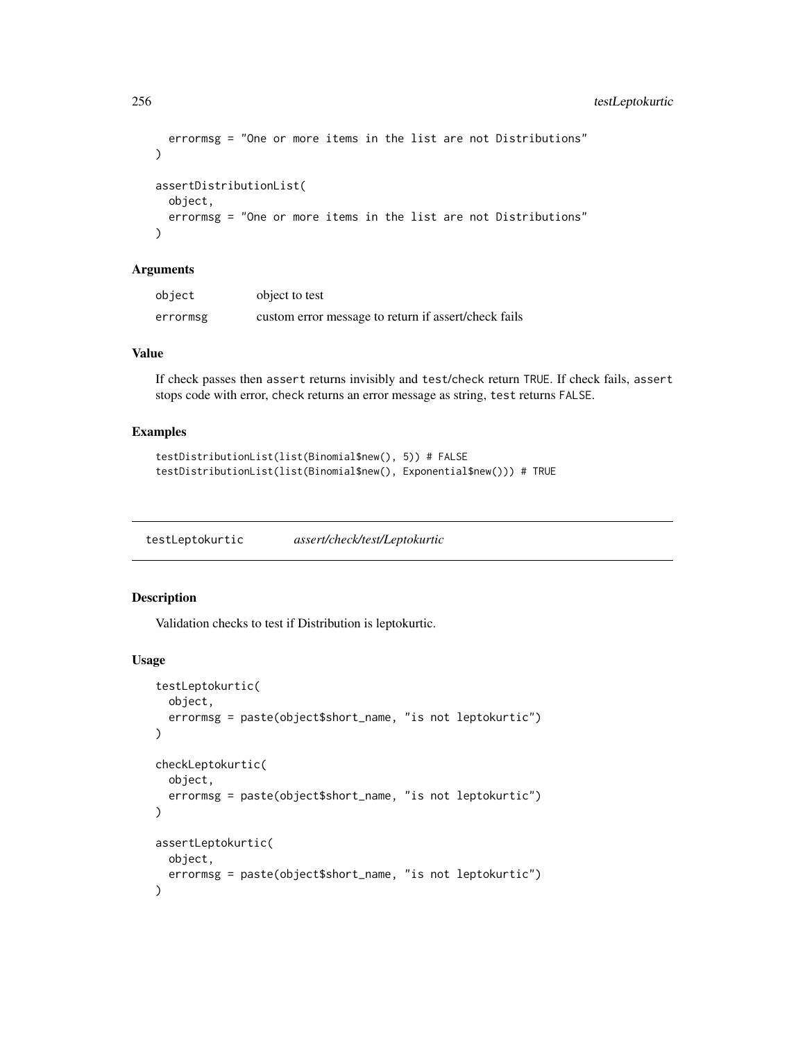```
  errormsg = "One or more items in the list are not Distributions"
)

assertDistributionList(
  object,
  errormsg = "One or more items in the list are not Distributions"
)
```

## Arguments

| | |
|---|---|
| object | object to test |
| errormsg | custom error message to return if assert/check fails |

## Value

If check passes then assert returns invisibly and test/check return TRUE. If check fails, assert stops code with error, check returns an error message as string, test returns FALSE.

## Examples

```
testDistributionList(list(Binomial$new(), 5)) # FALSE
testDistributionList(list(Binomial$new(), Exponential$new())) # TRUE
```

---

# testLeptokurtic *assert/check/test/Leptokurtic*

## Description

Validation checks to test if Distribution is leptokurtic.

## Usage

```
testLeptokurtic(
  object,
  errormsg = paste(object$short_name, "is not leptokurtic")
)

checkLeptokurtic(
  object,
  errormsg = paste(object$short_name, "is not leptokurtic")
)

assertLeptokurtic(
  object,
  errormsg = paste(object$short_name, "is not leptokurtic")
)
```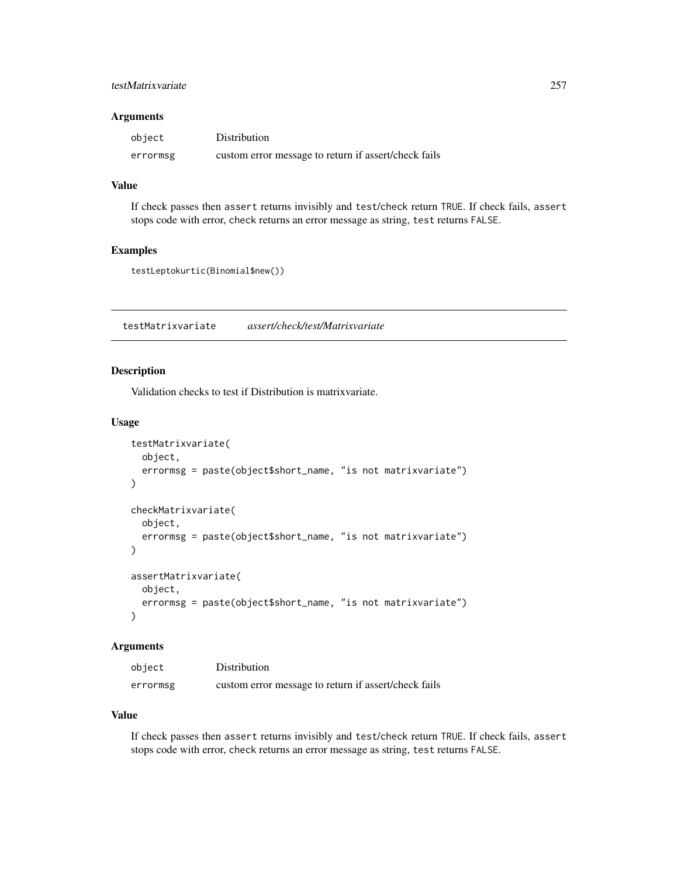### Arguments

| | |
|---|---|
| `object` | Distribution |
| `errormsg` | custom error message to return if assert/check fails |

### Value

If check passes then `assert` returns invisibly and `test`/`check` return `TRUE`. If check fails, `assert` stops code with error, `check` returns an error message as string, `test` returns `FALSE`.

### Examples

```
testLeptokurtic(Binomial$new())
```

---

## testMatrixvariate    *assert/check/test/Matrixvariate*

### Description

Validation checks to test if Distribution is matrixvariate.

### Usage

```
testMatrixvariate(
  object,
  errormsg = paste(object$short_name, "is not matrixvariate")
)

checkMatrixvariate(
  object,
  errormsg = paste(object$short_name, "is not matrixvariate")
)

assertMatrixvariate(
  object,
  errormsg = paste(object$short_name, "is not matrixvariate")
)
```

### Arguments

| | |
|---|---|
| `object` | Distribution |
| `errormsg` | custom error message to return if assert/check fails |

### Value

If check passes then `assert` returns invisibly and `test`/`check` return `TRUE`. If check fails, `assert` stops code with error, `check` returns an error message as string, `test` returns `FALSE`.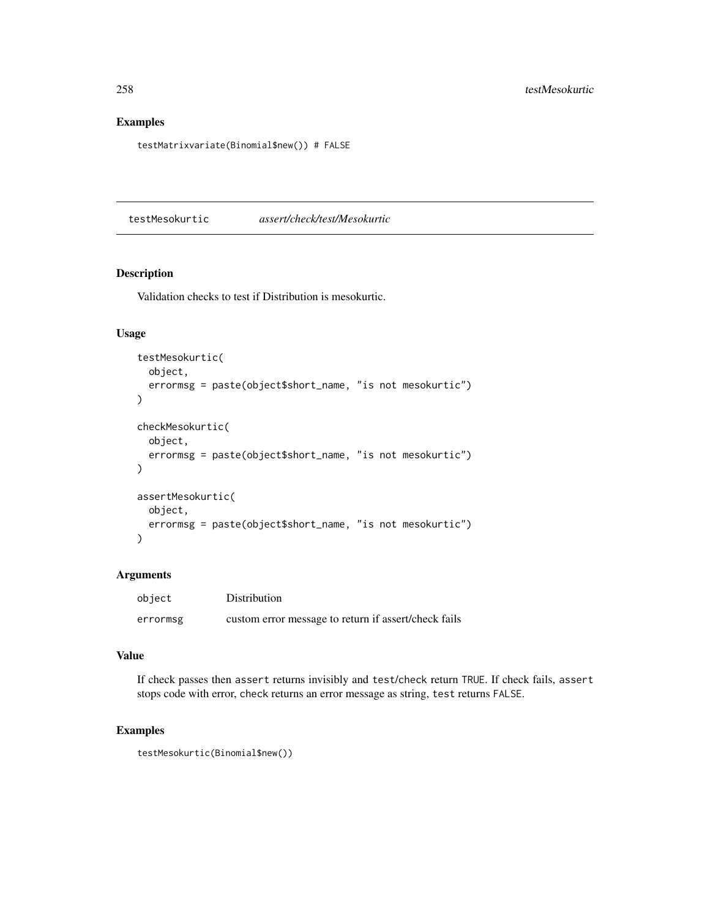## Examples

```
testMatrixvariate(Binomial$new()) # FALSE
```

---

# testMesokurtic &nbsp;&nbsp;&nbsp;&nbsp; *assert/check/test/Mesokurtic*

## Description

Validation checks to test if Distribution is mesokurtic.

## Usage

```
testMesokurtic(
  object,
  errormsg = paste(object$short_name, "is not mesokurtic")
)

checkMesokurtic(
  object,
  errormsg = paste(object$short_name, "is not mesokurtic")
)

assertMesokurtic(
  object,
  errormsg = paste(object$short_name, "is not mesokurtic")
)
```

## Arguments

| | |
|---|---|
| `object` | Distribution |
| `errormsg` | custom error message to return if assert/check fails |

## Value

If check passes then `assert` returns invisibly and `test`/`check` return `TRUE`. If check fails, `assert` stops code with error, `check` returns an error message as string, `test` returns `FALSE`.

## Examples

```
testMesokurtic(Binomial$new())
```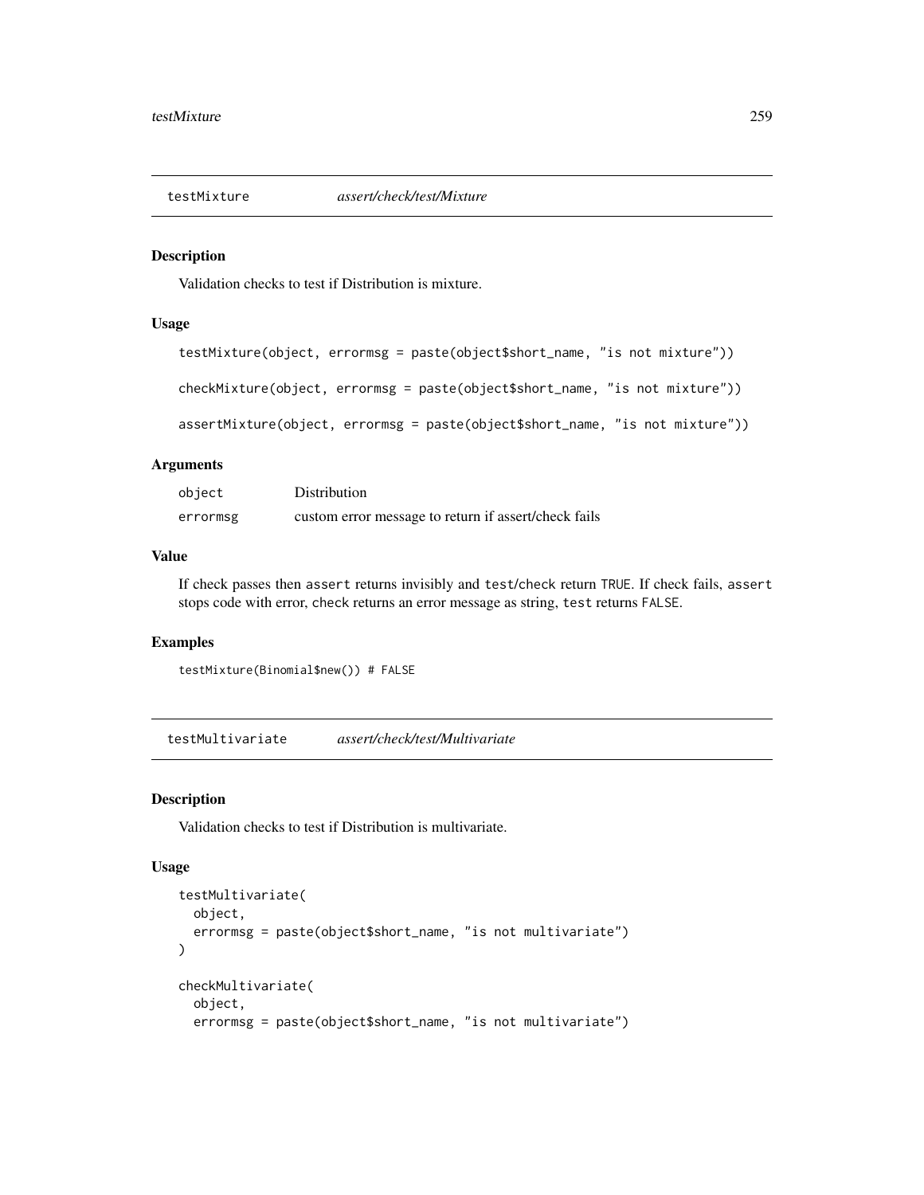## testMixture *assert/check/test/Mixture*

### Description

Validation checks to test if Distribution is mixture.

### Usage

```
testMixture(object, errormsg = paste(object$short_name, "is not mixture"))

checkMixture(object, errormsg = paste(object$short_name, "is not mixture"))

assertMixture(object, errormsg = paste(object$short_name, "is not mixture"))
```

### Arguments

| | |
|---|---|
| `object` | Distribution |
| `errormsg` | custom error message to return if assert/check fails |

### Value

If check passes then `assert` returns invisibly and `test`/`check` return `TRUE`. If check fails, `assert` stops code with error, `check` returns an error message as string, `test` returns `FALSE`.

### Examples

```
testMixture(Binomial$new()) # FALSE
```

## testMultivariate *assert/check/test/Multivariate*

### Description

Validation checks to test if Distribution is multivariate.

### Usage

```
testMultivariate(
  object,
  errormsg = paste(object$short_name, "is not multivariate")
)

checkMultivariate(
  object,
  errormsg = paste(object$short_name, "is not multivariate")
```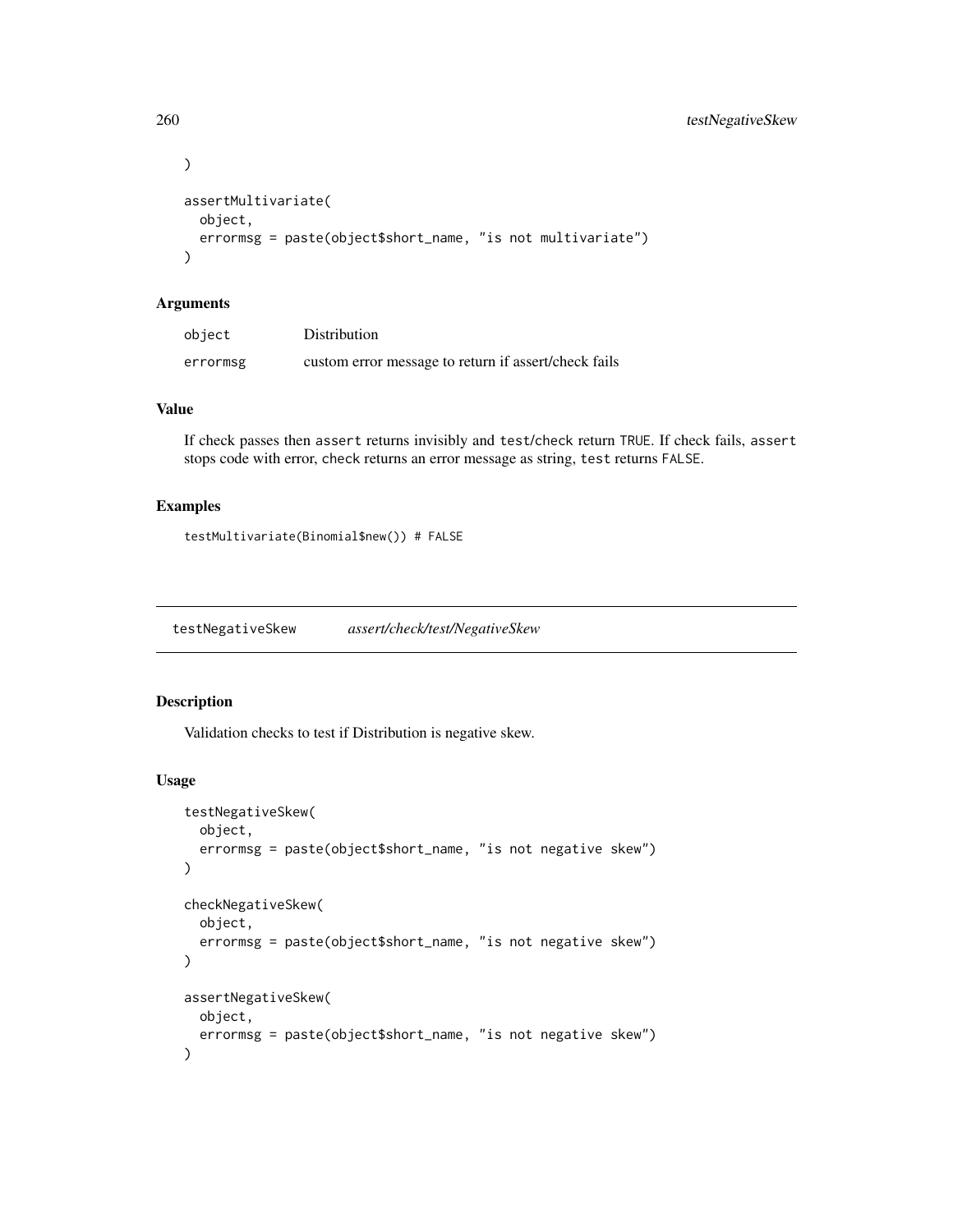```
)

assertMultivariate(
  object,
  errormsg = paste(object$short_name, "is not multivariate")
)
```

### Arguments

| | |
|---|---|
| object | Distribution |
| errormsg | custom error message to return if assert/check fails |

### Value

If check passes then assert returns invisibly and test/check return TRUE. If check fails, assert stops code with error, check returns an error message as string, test returns FALSE.

### Examples

```
testMultivariate(Binomial$new()) # FALSE
```

---

## testNegativeSkew &nbsp;&nbsp;&nbsp; *assert/check/test/NegativeSkew*

---

### Description

Validation checks to test if Distribution is negative skew.

### Usage

```
testNegativeSkew(
  object,
  errormsg = paste(object$short_name, "is not negative skew")
)

checkNegativeSkew(
  object,
  errormsg = paste(object$short_name, "is not negative skew")
)

assertNegativeSkew(
  object,
  errormsg = paste(object$short_name, "is not negative skew")
)
```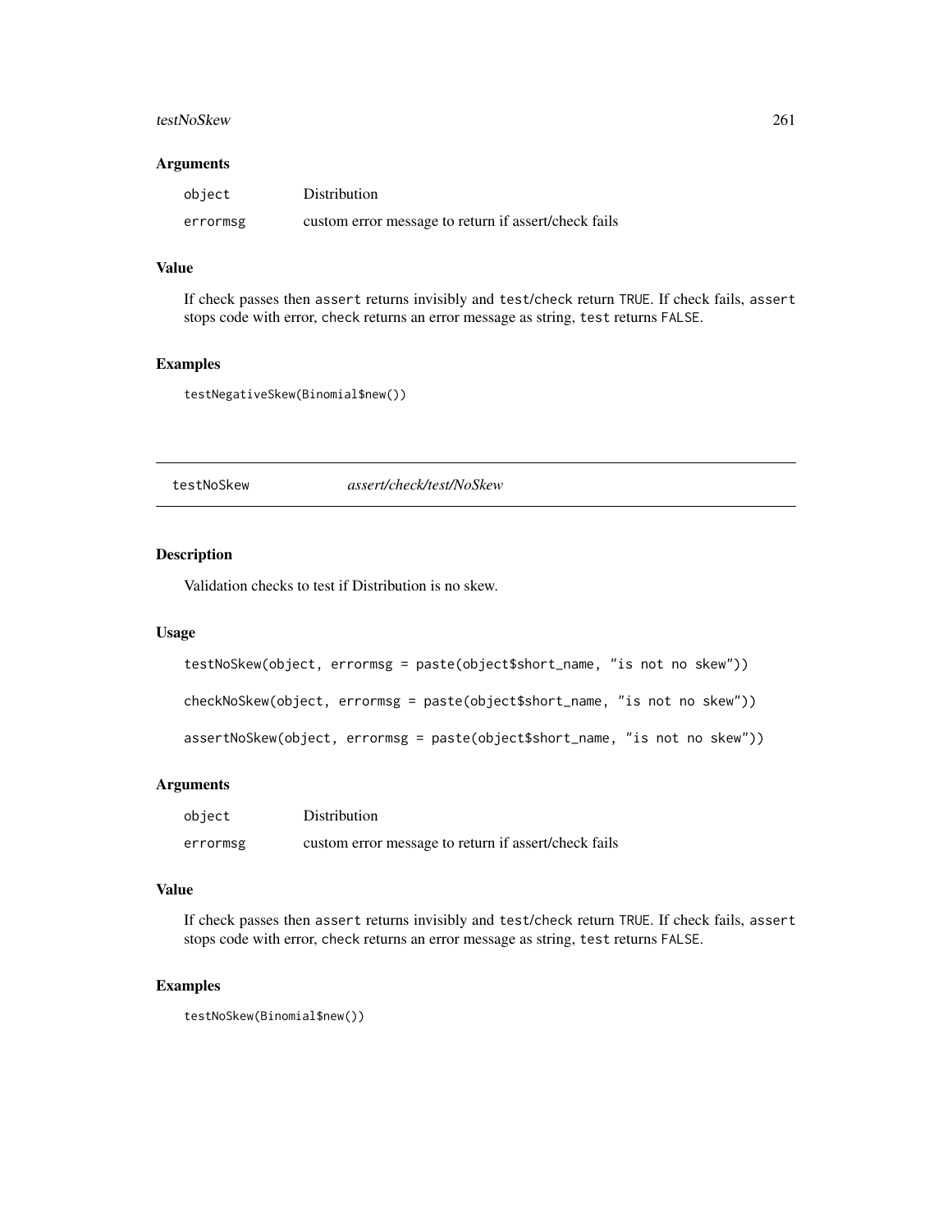### Arguments

| | |
|---|---|
| object | Distribution |
| errormsg | custom error message to return if assert/check fails |

### Value

If check passes then `assert` returns invisibly and `test`/`check` return `TRUE`. If check fails, `assert` stops code with error, `check` returns an error message as string, `test` returns `FALSE`.

### Examples

```
testNegativeSkew(Binomial$new())
```

---

## testNoSkew    *assert/check/test/NoSkew*

---

### Description

Validation checks to test if Distribution is no skew.

### Usage

```
testNoSkew(object, errormsg = paste(object$short_name, "is not no skew"))

checkNoSkew(object, errormsg = paste(object$short_name, "is not no skew"))

assertNoSkew(object, errormsg = paste(object$short_name, "is not no skew"))
```

### Arguments

| | |
|---|---|
| object | Distribution |
| errormsg | custom error message to return if assert/check fails |

### Value

If check passes then `assert` returns invisibly and `test`/`check` return `TRUE`. If check fails, `assert` stops code with error, `check` returns an error message as string, `test` returns `FALSE`.

### Examples

```
testNoSkew(Binomial$new())
```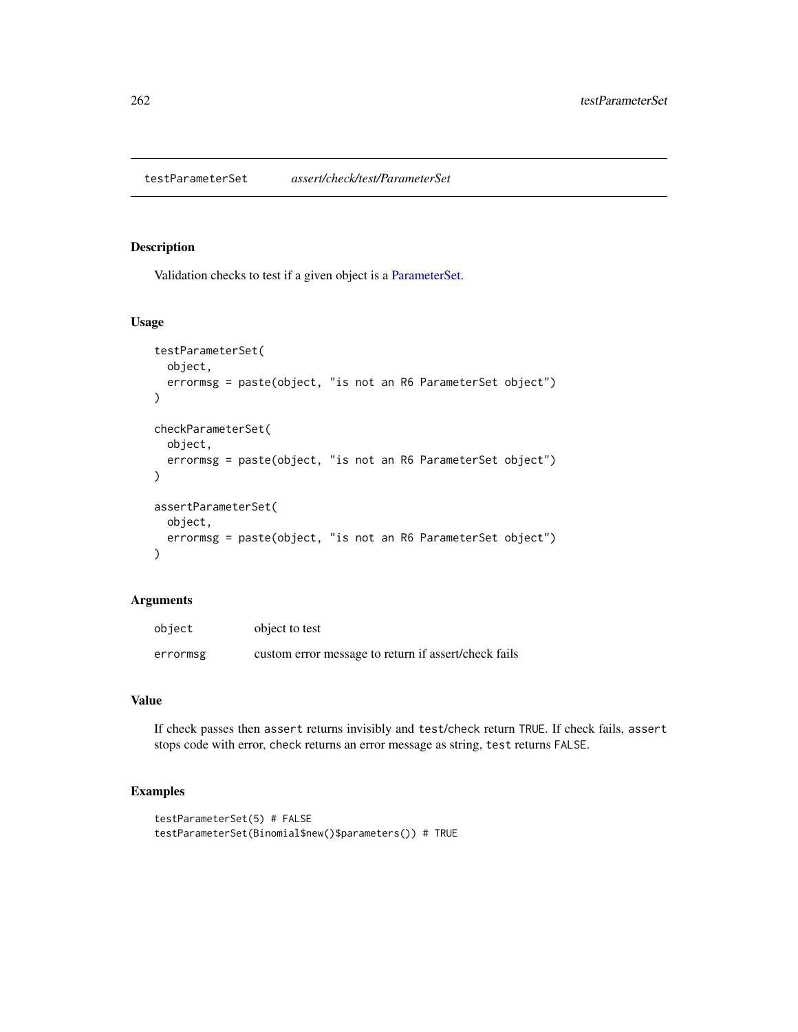testParameterSet *assert/check/test/ParameterSet*

## Description

Validation checks to test if a given object is a ParameterSet.

## Usage

```
testParameterSet(
  object,
  errormsg = paste(object, "is not an R6 ParameterSet object")
)

checkParameterSet(
  object,
  errormsg = paste(object, "is not an R6 ParameterSet object")
)

assertParameterSet(
  object,
  errormsg = paste(object, "is not an R6 ParameterSet object")
)
```

## Arguments

| | |
|---|---|
| object | object to test |
| errormsg | custom error message to return if assert/check fails |

## Value

If check passes then `assert` returns invisibly and `test`/`check` return `TRUE`. If check fails, `assert` stops code with error, `check` returns an error message as string, `test` returns `FALSE`.

## Examples

```
testParameterSet(5) # FALSE
testParameterSet(Binomial$new()$parameters()) # TRUE
```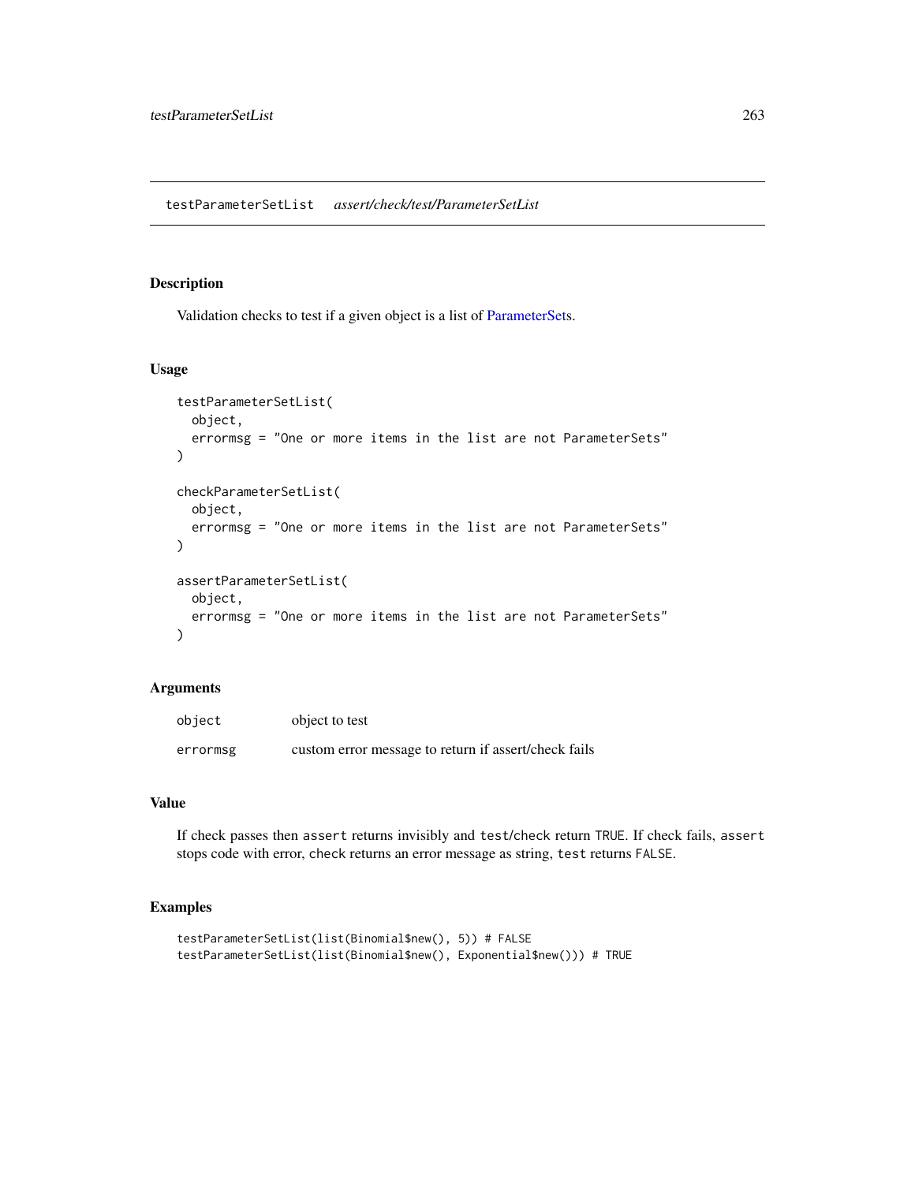testParameterSetList *assert/check/test/ParameterSetList*

## Description

Validation checks to test if a given object is a list of ParameterSets.

## Usage

```
testParameterSetList(
  object,
  errormsg = "One or more items in the list are not ParameterSets"
)

checkParameterSetList(
  object,
  errormsg = "One or more items in the list are not ParameterSets"
)

assertParameterSetList(
  object,
  errormsg = "One or more items in the list are not ParameterSets"
)
```

## Arguments

| | |
|---|---|
| object | object to test |
| errormsg | custom error message to return if assert/check fails |

## Value

If check passes then `assert` returns invisibly and `test`/`check` return `TRUE`. If check fails, `assert` stops code with error, `check` returns an error message as string, `test` returns `FALSE`.

## Examples

```
testParameterSetList(list(Binomial$new(), 5)) # FALSE
testParameterSetList(list(Binomial$new(), Exponential$new())) # TRUE
```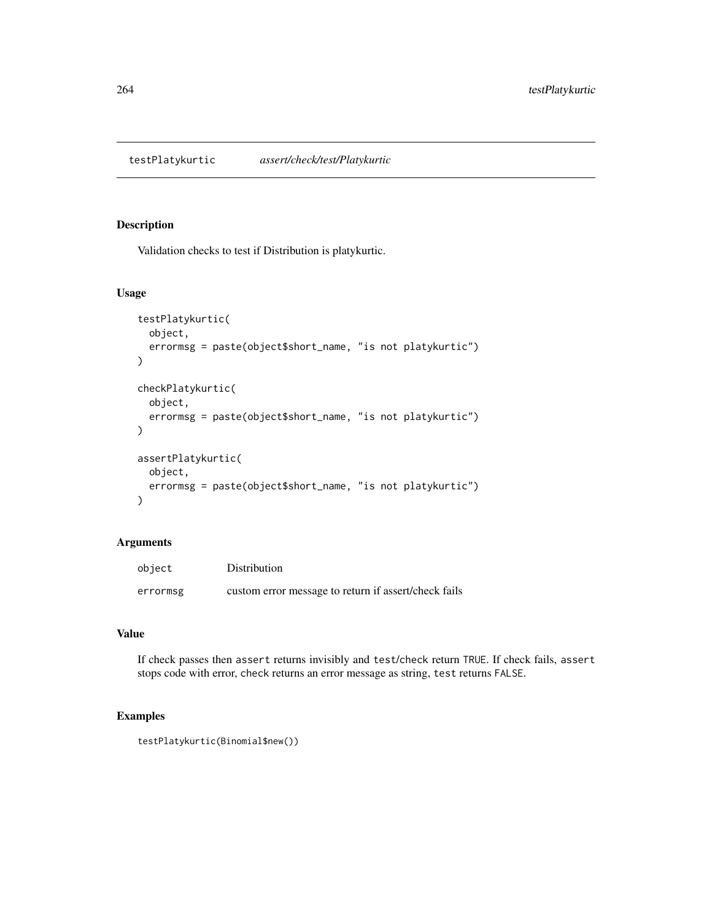testPlatykurtic *assert/check/test/Platykurtic*

## Description

Validation checks to test if Distribution is platykurtic.

## Usage

```
testPlatykurtic(
  object,
  errormsg = paste(object$short_name, "is not platykurtic")
)

checkPlatykurtic(
  object,
  errormsg = paste(object$short_name, "is not platykurtic")
)

assertPlatykurtic(
  object,
  errormsg = paste(object$short_name, "is not platykurtic")
)
```

## Arguments

| | |
|---|---|
| object | Distribution |
| errormsg | custom error message to return if assert/check fails |

## Value

If check passes then `assert` returns invisibly and `test`/`check` return `TRUE`. If check fails, `assert` stops code with error, `check` returns an error message as string, `test` returns `FALSE`.

## Examples

```
testPlatykurtic(Binomial$new())
```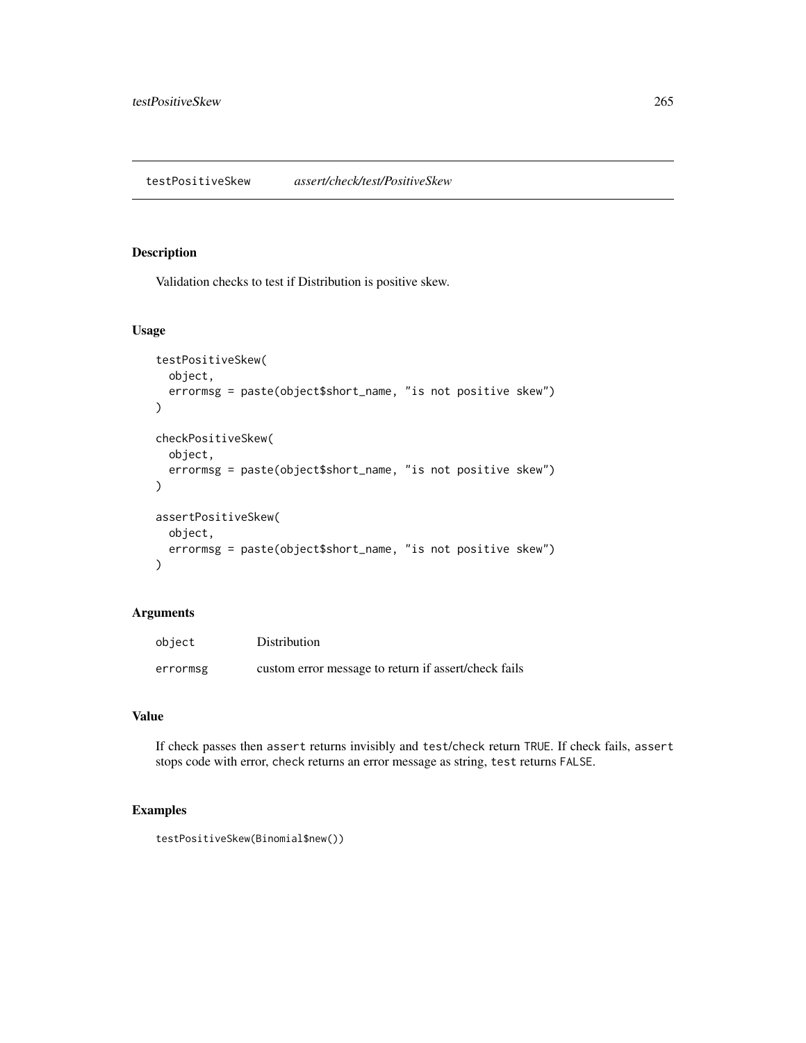testPositiveSkew *assert/check/test/PositiveSkew*

## Description

Validation checks to test if Distribution is positive skew.

## Usage

```
testPositiveSkew(
  object,
  errormsg = paste(object$short_name, "is not positive skew")
)

checkPositiveSkew(
  object,
  errormsg = paste(object$short_name, "is not positive skew")
)

assertPositiveSkew(
  object,
  errormsg = paste(object$short_name, "is not positive skew")
)
```

## Arguments

| | |
|---|---|
| object | Distribution |
| errormsg | custom error message to return if assert/check fails |

## Value

If check passes then `assert` returns invisibly and `test`/`check` return `TRUE`. If check fails, `assert` stops code with error, `check` returns an error message as string, `test` returns `FALSE`.

## Examples

```
testPositiveSkew(Binomial$new())
```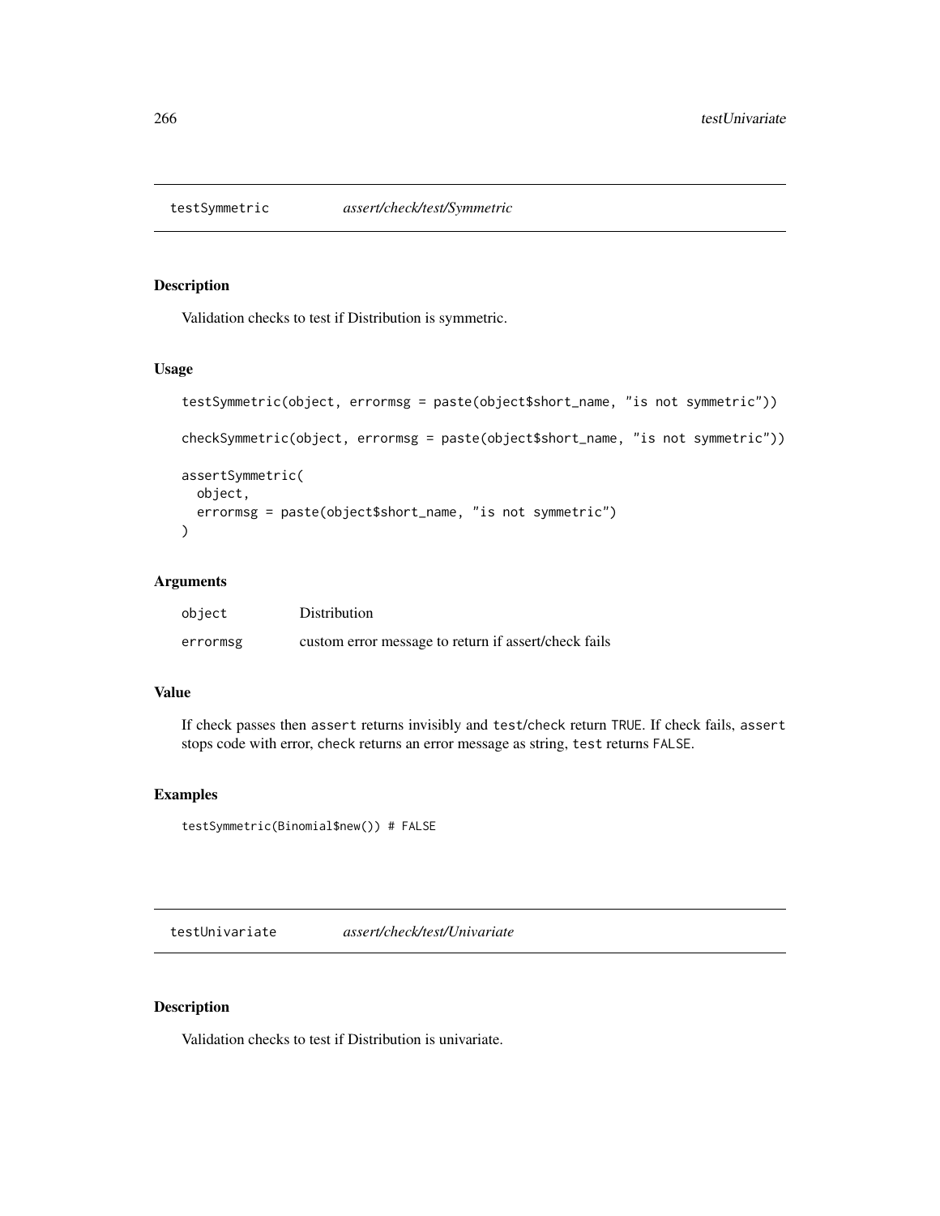## testSymmetric — *assert/check/test/Symmetric*

### Description

Validation checks to test if Distribution is symmetric.

### Usage

```
testSymmetric(object, errormsg = paste(object$short_name, "is not symmetric"))

checkSymmetric(object, errormsg = paste(object$short_name, "is not symmetric"))

assertSymmetric(
  object,
  errormsg = paste(object$short_name, "is not symmetric")
)
```

### Arguments

| | |
|---|---|
| `object` | Distribution |
| `errormsg` | custom error message to return if assert/check fails |

### Value

If check passes then `assert` returns invisibly and `test`/`check` return `TRUE`. If check fails, `assert` stops code with error, `check` returns an error message as string, `test` returns `FALSE`.

### Examples

```
testSymmetric(Binomial$new()) # FALSE
```

## testUnivariate — *assert/check/test/Univariate*

### Description

Validation checks to test if Distribution is univariate.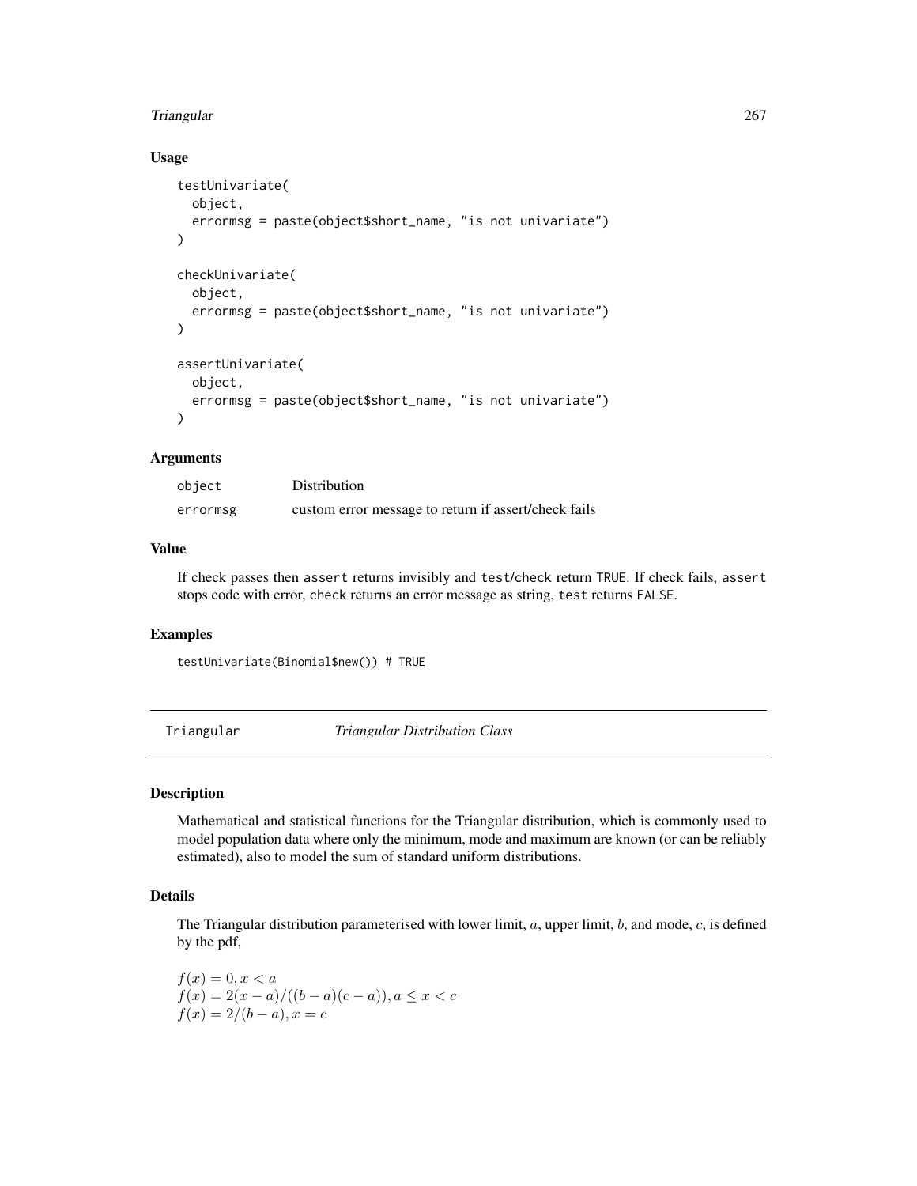### Usage

```
testUnivariate(
  object,
  errormsg = paste(object$short_name, "is not univariate")
)

checkUnivariate(
  object,
  errormsg = paste(object$short_name, "is not univariate")
)

assertUnivariate(
  object,
  errormsg = paste(object$short_name, "is not univariate")
)
```

### Arguments

| | |
|---|---|
| `object` | Distribution |
| `errormsg` | custom error message to return if assert/check fails |

### Value

If check passes then `assert` returns invisibly and `test`/`check` return `TRUE`. If check fails, `assert` stops code with error, `check` returns an error message as string, `test` returns `FALSE`.

### Examples

```
testUnivariate(Binomial$new()) # TRUE
```

---

## Triangular *Triangular Distribution Class*

---

### Description

Mathematical and statistical functions for the Triangular distribution, which is commonly used to model population data where only the minimum, mode and maximum are known (or can be reliably estimated), also to model the sum of standard uniform distributions.

### Details

The Triangular distribution parameterised with lower limit, $a$, upper limit, $b$, and mode, $c$, is defined by the pdf,

$f(x) = 0, x < a$
$f(x) = 2(x - a)/((b - a)(c - a)), a \leq x < c$
$f(x) = 2/(b - a), x = c$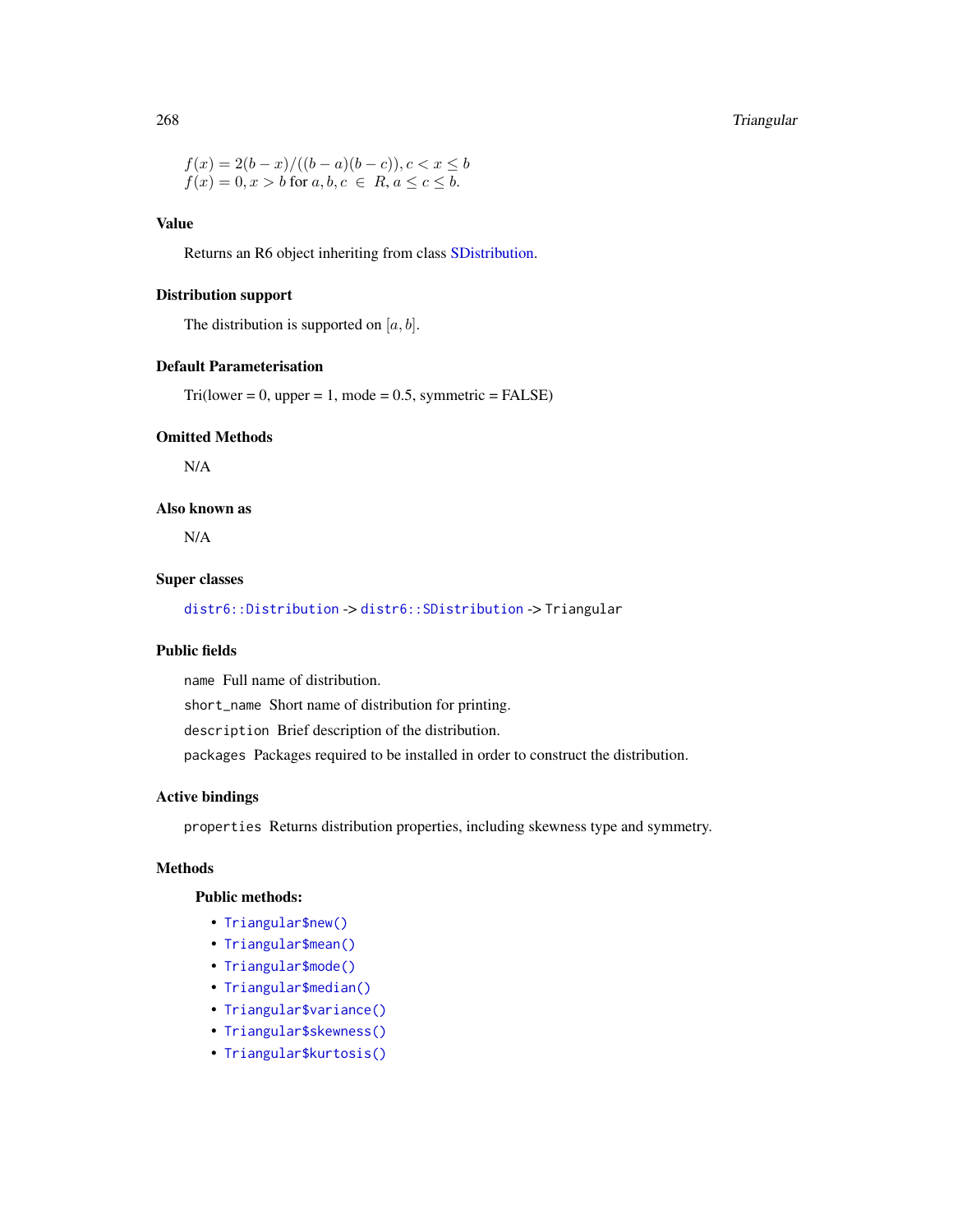$f(x) = 2(b - x)/((b - a)(b - c)), c < x \leq b$
$f(x) = 0, x > b$ for $a, b, c \in R, a \leq c \leq b$.

## Value

Returns an R6 object inheriting from class SDistribution.

## Distribution support

The distribution is supported on $[a, b]$.

## Default Parameterisation

Tri(lower = 0, upper = 1, mode = 0.5, symmetric = FALSE)

## Omitted Methods

N/A

## Also known as

N/A

## Super classes

`distr6::Distribution` -> `distr6::SDistribution` -> `Triangular`

## Public fields

`name` Full name of distribution.

`short_name` Short name of distribution for printing.

`description` Brief description of the distribution.

`packages` Packages required to be installed in order to construct the distribution.

## Active bindings

`properties` Returns distribution properties, including skewness type and symmetry.

## Methods

### Public methods:

- `Triangular$new()`
- `Triangular$mean()`
- `Triangular$mode()`
- `Triangular$median()`
- `Triangular$variance()`
- `Triangular$skewness()`
- `Triangular$kurtosis()`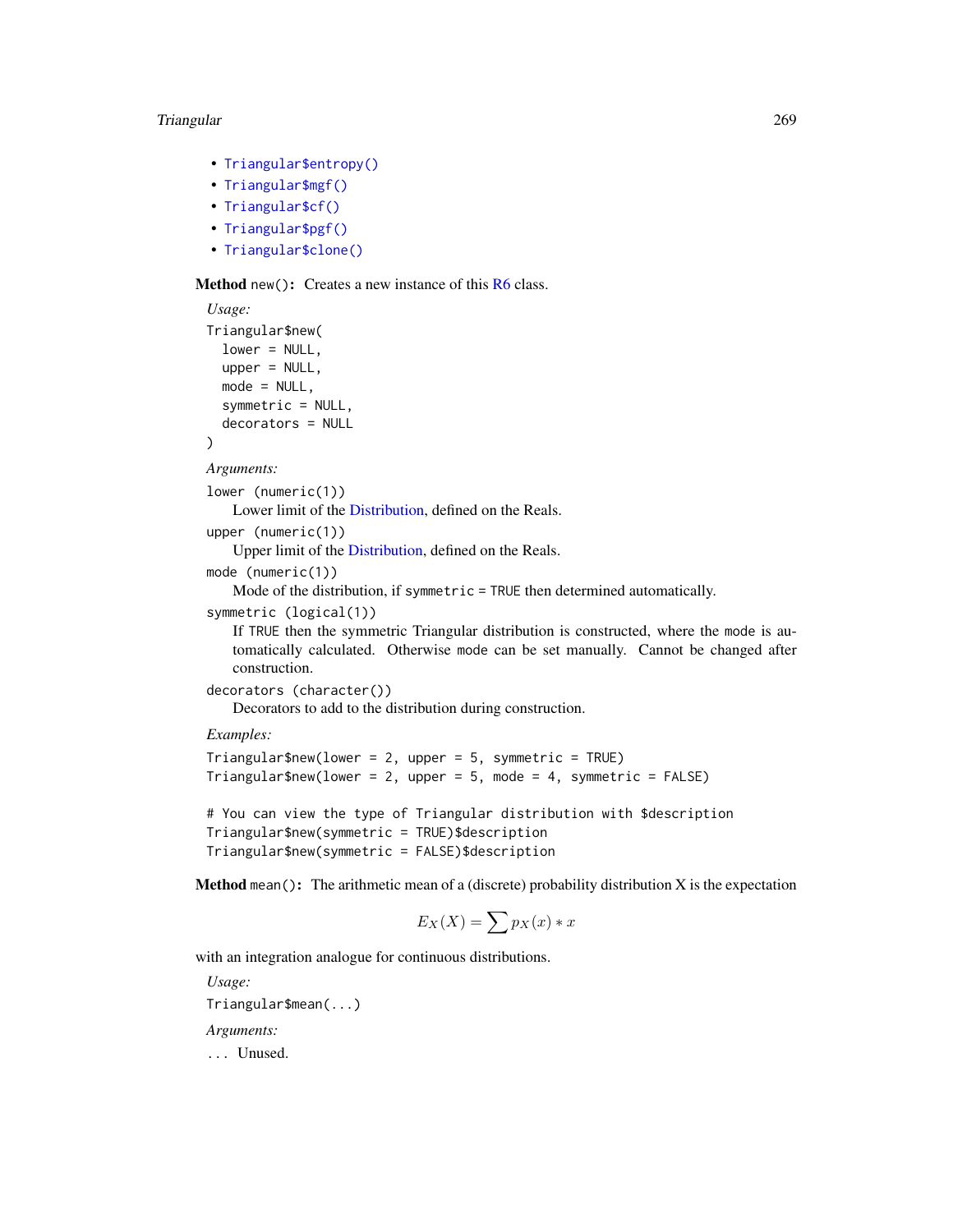- `Triangular$entropy()`
- `Triangular$mgf()`
- `Triangular$cf()`
- `Triangular$pgf()`
- `Triangular$clone()`

**Method** `new()`**:** Creates a new instance of this R6 class.

*Usage:*

```
Triangular$new(
  lower = NULL,
  upper = NULL,
  mode = NULL,
  symmetric = NULL,
  decorators = NULL
)
```

*Arguments:*

`lower (numeric(1))`
Lower limit of the Distribution, defined on the Reals.

`upper (numeric(1))`
Upper limit of the Distribution, defined on the Reals.

`mode (numeric(1))`
Mode of the distribution, if `symmetric = TRUE` then determined automatically.

`symmetric (logical(1))`
If `TRUE` then the symmetric Triangular distribution is constructed, where the `mode` is automatically calculated. Otherwise `mode` can be set manually. Cannot be changed after construction.

`decorators (character())`
Decorators to add to the distribution during construction.

*Examples:*

```
Triangular$new(lower = 2, upper = 5, symmetric = TRUE)
Triangular$new(lower = 2, upper = 5, mode = 4, symmetric = FALSE)

# You can view the type of Triangular distribution with $description
Triangular$new(symmetric = TRUE)$description
Triangular$new(symmetric = FALSE)$description
```

**Method** `mean()`**:** The arithmetic mean of a (discrete) probability distribution X is the expectation

$$E_X(X) = \sum p_X(x) * x$$

with an integration analogue for continuous distributions.

*Usage:*

```
Triangular$mean(...)
```

*Arguments:*

`...` Unused.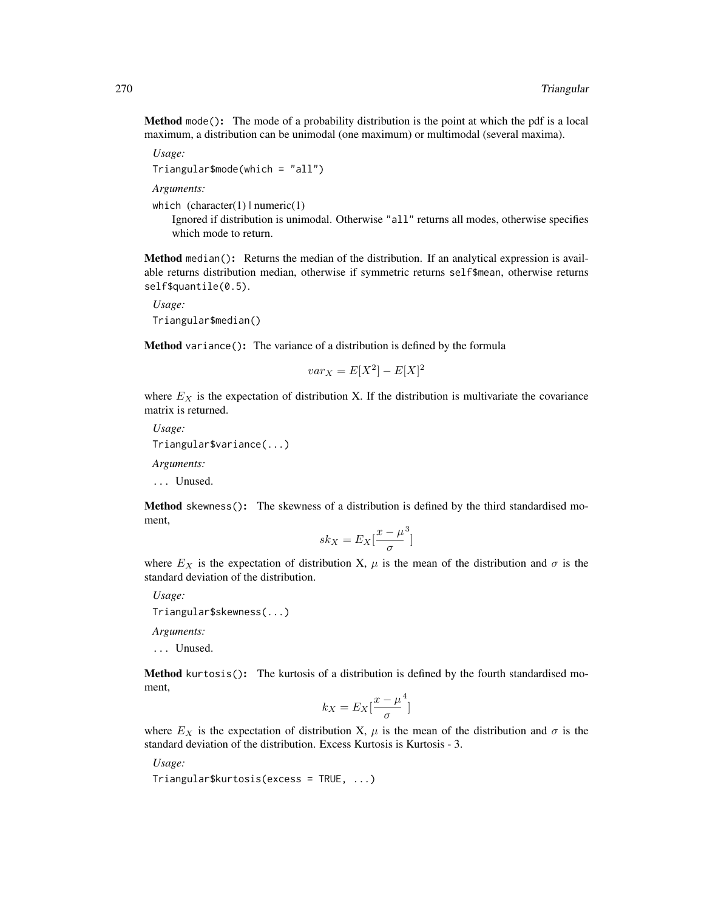**Method** `mode()`: The mode of a probability distribution is the point at which the pdf is a local maximum, a distribution can be unimodal (one maximum) or multimodal (several maxima).

*Usage:*

```
Triangular$mode(which = "all")
```

*Arguments:*

`which` (character(1) | numeric(1)
Ignored if distribution is unimodal. Otherwise `"all"` returns all modes, otherwise specifies which mode to return.

**Method** `median()`: Returns the median of the distribution. If an analytical expression is available returns distribution median, otherwise if symmetric returns `self$mean`, otherwise returns `self$quantile(0.5)`.

*Usage:*

```
Triangular$median()
```

**Method** `variance()`: The variance of a distribution is defined by the formula

$$var_X = E[X^2] - E[X]^2$$

where $E_X$ is the expectation of distribution X. If the distribution is multivariate the covariance matrix is returned.

*Usage:*

```
Triangular$variance(...)
```

*Arguments:*

`...` Unused.

**Method** `skewness()`: The skewness of a distribution is defined by the third standardised moment,

$$sk_X = E_X[\frac{x - \mu}{\sigma}^3]$$

where $E_X$ is the expectation of distribution X, $\mu$ is the mean of the distribution and $\sigma$ is the standard deviation of the distribution.

*Usage:*

```
Triangular$skewness(...)
```

*Arguments:*

`...` Unused.

**Method** `kurtosis()`: The kurtosis of a distribution is defined by the fourth standardised moment,

$$k_X = E_X[\frac{x - \mu}{\sigma}^4]$$

where $E_X$ is the expectation of distribution X, $\mu$ is the mean of the distribution and $\sigma$ is the standard deviation of the distribution. Excess Kurtosis is Kurtosis - 3.

*Usage:*

```
Triangular$kurtosis(excess = TRUE, ...)
```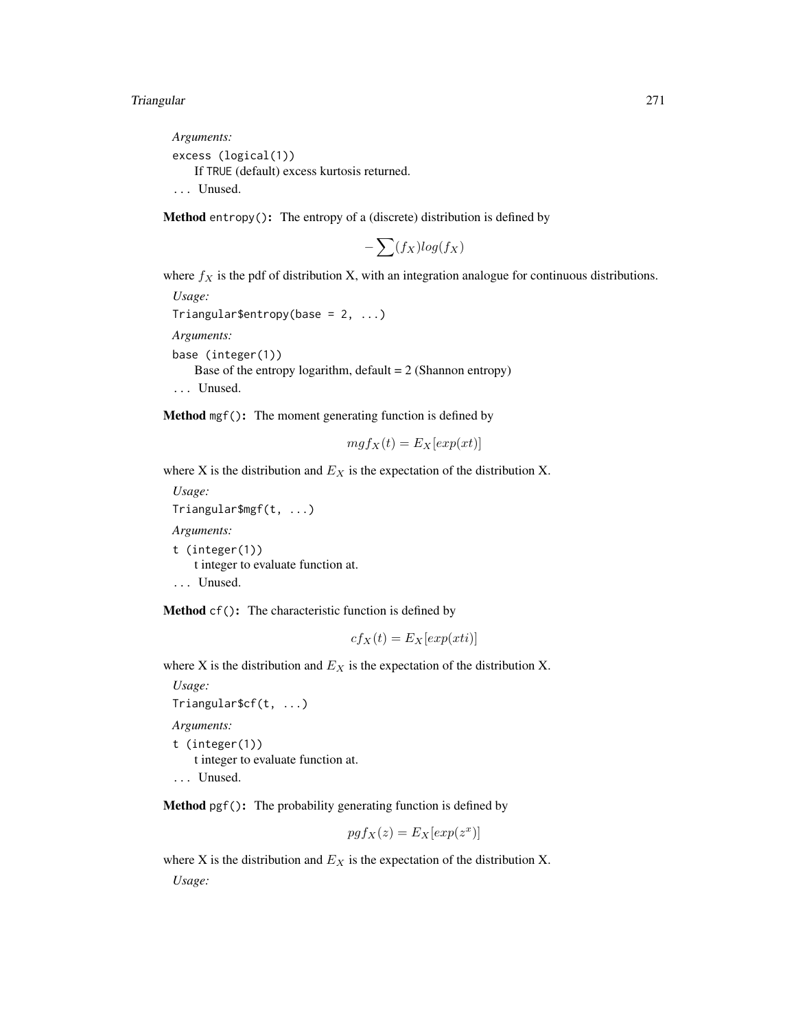*Arguments:*

`excess (logical(1))`
  If TRUE (default) excess kurtosis returned.

`...` Unused.

**Method** `entropy()`**:** The entropy of a (discrete) distribution is defined by

$$-\sum(f_X)log(f_X)$$

where $f_X$ is the pdf of distribution X, with an integration analogue for continuous distributions.

*Usage:*

```
Triangular$entropy(base = 2, ...)
```

*Arguments:*

`base (integer(1))`
  Base of the entropy logarithm, default = 2 (Shannon entropy)

`...` Unused.

**Method** `mgf()`**:** The moment generating function is defined by

$$mgf_X(t) = E_X[exp(xt)]$$

where X is the distribution and $E_X$ is the expectation of the distribution X.

*Usage:*

```
Triangular$mgf(t, ...)
```

*Arguments:*

`t (integer(1))`
  t integer to evaluate function at.

`...` Unused.

**Method** `cf()`**:** The characteristic function is defined by

$$cf_X(t) = E_X[exp(xti)]$$

where X is the distribution and $E_X$ is the expectation of the distribution X.

*Usage:*

```
Triangular$cf(t, ...)
```

*Arguments:*

`t (integer(1))`
  t integer to evaluate function at.

`...` Unused.

**Method** `pgf()`**:** The probability generating function is defined by

$$pgf_X(z) = E_X[exp(z^x)]$$

where X is the distribution and $E_X$ is the expectation of the distribution X.

*Usage:*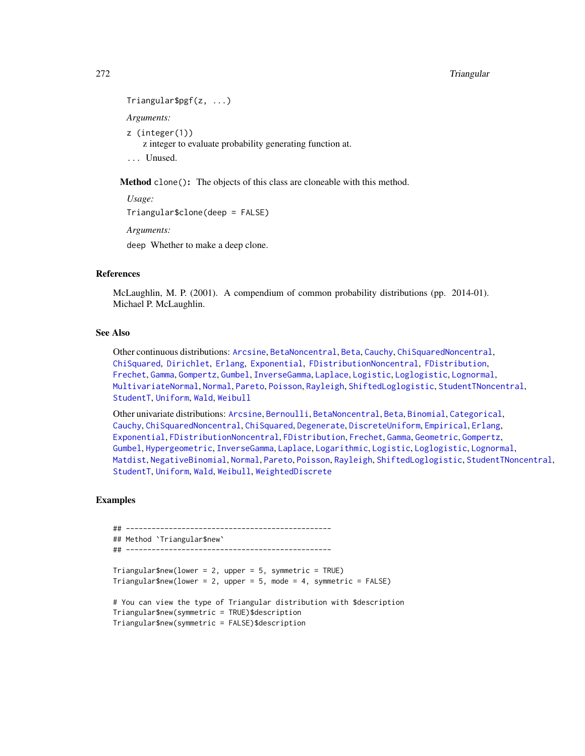```
Triangular$pgf(z, ...)
```

*Arguments:*

`z (integer(1))`
  z integer to evaluate probability generating function at.

`...` Unused.

**Method** `clone()`: The objects of this class are cloneable with this method.

*Usage:*

```
Triangular$clone(deep = FALSE)
```

*Arguments:*

`deep` Whether to make a deep clone.

## References

McLaughlin, M. P. (2001). A compendium of common probability distributions (pp. 2014-01). Michael P. McLaughlin.

## See Also

Other continuous distributions: Arcsine, BetaNoncentral, Beta, Cauchy, ChiSquaredNoncentral, ChiSquared, Dirichlet, Erlang, Exponential, FDistributionNoncentral, FDistribution, Frechet, Gamma, Gompertz, Gumbel, InverseGamma, Laplace, Logistic, Loglogistic, Lognormal, MultivariateNormal, Normal, Pareto, Poisson, Rayleigh, ShiftedLoglogistic, StudentTNoncentral, StudentT, Uniform, Wald, Weibull

Other univariate distributions: Arcsine, Bernoulli, BetaNoncentral, Beta, Binomial, Categorical, Cauchy, ChiSquaredNoncentral, ChiSquared, Degenerate, DiscreteUniform, Empirical, Erlang, Exponential, FDistributionNoncentral, FDistribution, Frechet, Gamma, Geometric, Gompertz, Gumbel, Hypergeometric, InverseGamma, Laplace, Logarithmic, Logistic, Loglogistic, Lognormal, Matdist, NegativeBinomial, Normal, Pareto, Poisson, Rayleigh, ShiftedLoglogistic, StudentTNoncentral, StudentT, Uniform, Wald, Weibull, WeightedDiscrete

## Examples

```
## ------------------------------------------------
## Method `Triangular$new`
## ------------------------------------------------

Triangular$new(lower = 2, upper = 5, symmetric = TRUE)
Triangular$new(lower = 2, upper = 5, mode = 4, symmetric = FALSE)

# You can view the type of Triangular distribution with $description
Triangular$new(symmetric = TRUE)$description
Triangular$new(symmetric = FALSE)$description
```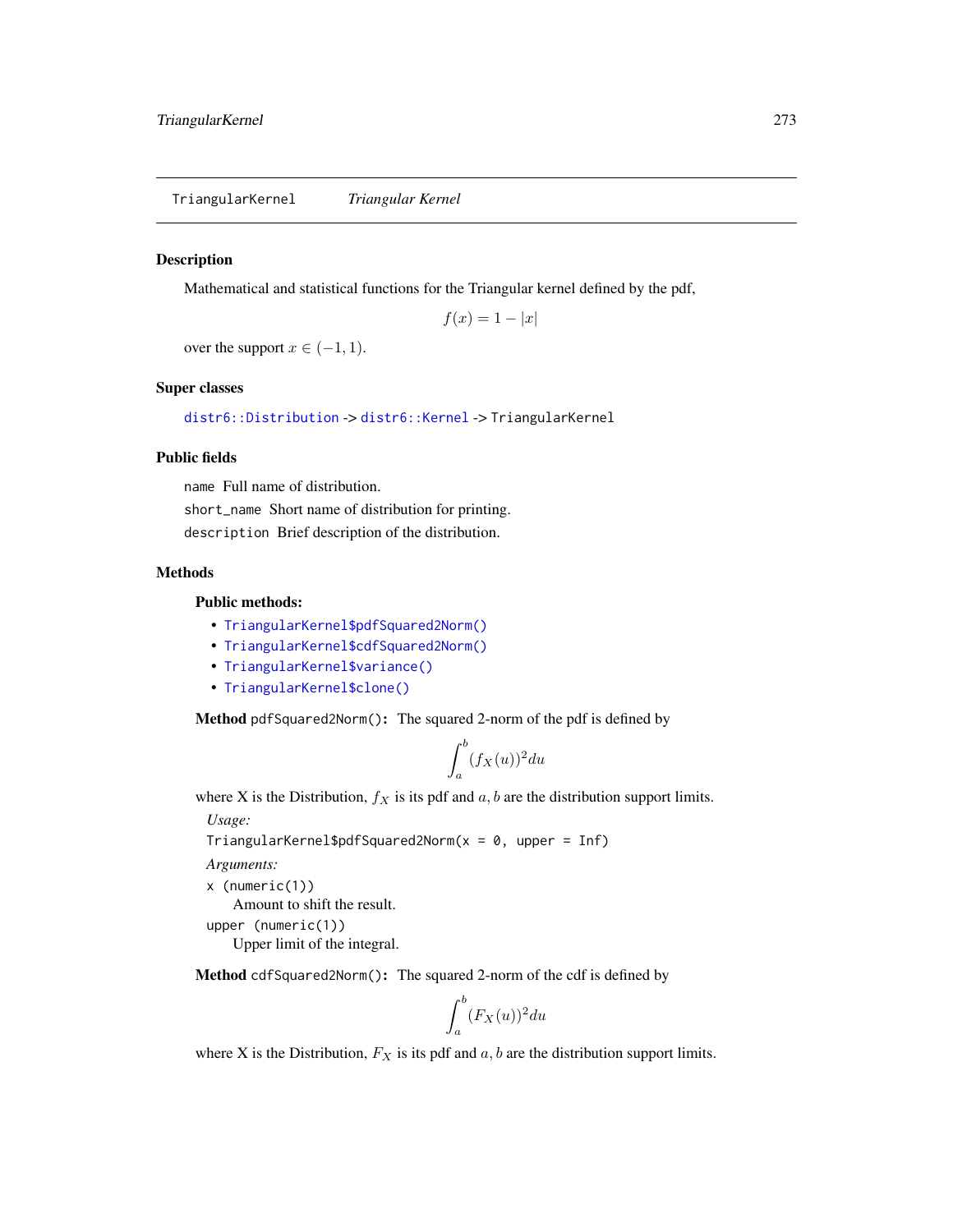## TriangularKernel *Triangular Kernel*

### Description

Mathematical and statistical functions for the Triangular kernel defined by the pdf,

$$f(x) = 1 - |x|$$

over the support $x \in (-1, 1)$.

### Super classes

`distr6::Distribution` -> `distr6::Kernel` -> `TriangularKernel`

### Public fields

`name` Full name of distribution.

`short_name` Short name of distribution for printing.

`description` Brief description of the distribution.

### Methods

#### Public methods:

- `TriangularKernel$pdfSquared2Norm()`
- `TriangularKernel$cdfSquared2Norm()`
- `TriangularKernel$variance()`
- `TriangularKernel$clone()`

**Method** `pdfSquared2Norm()`**:** The squared 2-norm of the pdf is defined by

$$\int_a^b (f_X(u))^2 du$$

where X is the Distribution, $f_X$ is its pdf and $a, b$ are the distribution support limits.

*Usage:*

```
TriangularKernel$pdfSquared2Norm(x = 0, upper = Inf)
```

*Arguments:*

`x (numeric(1))`
Amount to shift the result.

`upper (numeric(1))`
Upper limit of the integral.

**Method** `cdfSquared2Norm()`**:** The squared 2-norm of the cdf is defined by

$$\int_a^b (F_X(u))^2 du$$

where X is the Distribution, $F_X$ is its pdf and $a, b$ are the distribution support limits.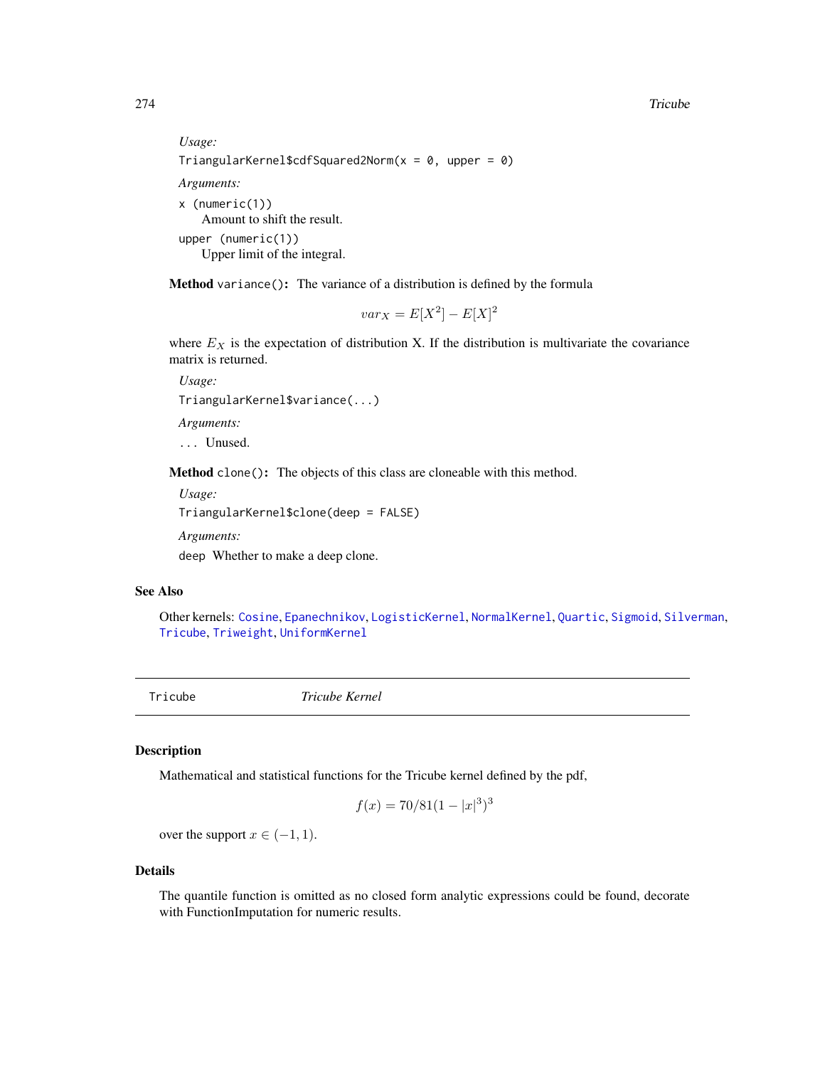*Usage:*

```
TriangularKernel$cdfSquared2Norm(x = 0, upper = 0)
```

*Arguments:*

`x (numeric(1))`
Amount to shift the result.

`upper (numeric(1))`
Upper limit of the integral.

**Method** `variance()`**:** The variance of a distribution is defined by the formula

$$var_X = E[X^2] - E[X]^2$$

where $E_X$ is the expectation of distribution X. If the distribution is multivariate the covariance matrix is returned.

*Usage:*

```
TriangularKernel$variance(...)
```

*Arguments:*

`...` Unused.

**Method** `clone()`**:** The objects of this class are cloneable with this method.

*Usage:*

```
TriangularKernel$clone(deep = FALSE)
```

*Arguments:*

`deep` Whether to make a deep clone.

## See Also

Other kernels: `Cosine`, `Epanechnikov`, `LogisticKernel`, `NormalKernel`, `Quartic`, `Sigmoid`, `Silverman`, `Tricube`, `Triweight`, `UniformKernel`

---

# Tricube *Tricube Kernel*

## Description

Mathematical and statistical functions for the Tricube kernel defined by the pdf,

$$f(x) = 70/81(1 - |x|^3)^3$$

over the support $x \in (-1, 1)$.

## Details

The quantile function is omitted as no closed form analytic expressions could be found, decorate with FunctionImputation for numeric results.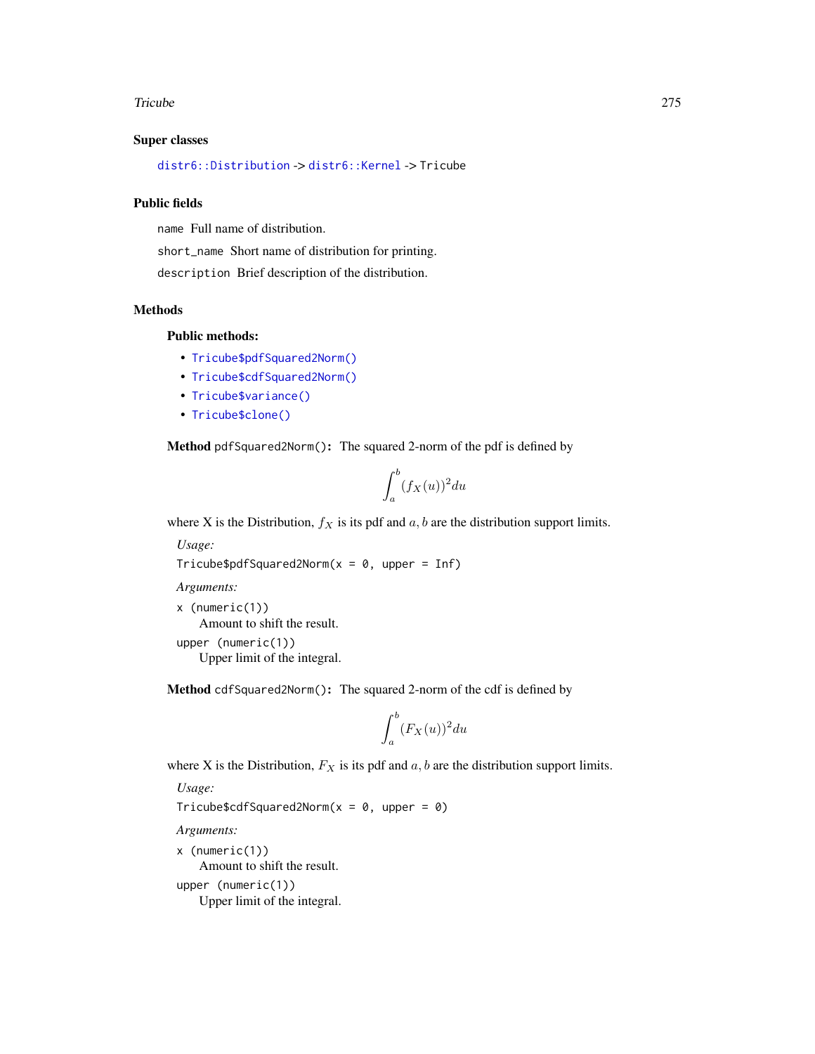### Super classes

`distr6::Distribution` -> `distr6::Kernel` -> Tricube

### Public fields

`name` Full name of distribution.

`short_name` Short name of distribution for printing.

`description` Brief description of the distribution.

### Methods

#### Public methods:

- `Tricube$pdfSquared2Norm()`
- `Tricube$cdfSquared2Norm()`
- `Tricube$variance()`
- `Tricube$clone()`

**Method** `pdfSquared2Norm()`**:** The squared 2-norm of the pdf is defined by

$$\int_a^b (f_X(u))^2 du$$

where X is the Distribution, $f_X$ is its pdf and $a, b$ are the distribution support limits.

*Usage:*

```
Tricube$pdfSquared2Norm(x = 0, upper = Inf)
```

*Arguments:*

`x (numeric(1))`
 Amount to shift the result.

`upper (numeric(1))`
 Upper limit of the integral.

**Method** `cdfSquared2Norm()`**:** The squared 2-norm of the cdf is defined by

$$\int_a^b (F_X(u))^2 du$$

where X is the Distribution, $F_X$ is its pdf and $a, b$ are the distribution support limits.

*Usage:*

```
Tricube$cdfSquared2Norm(x = 0, upper = 0)
```

*Arguments:*

`x (numeric(1))`
 Amount to shift the result.

`upper (numeric(1))`
 Upper limit of the integral.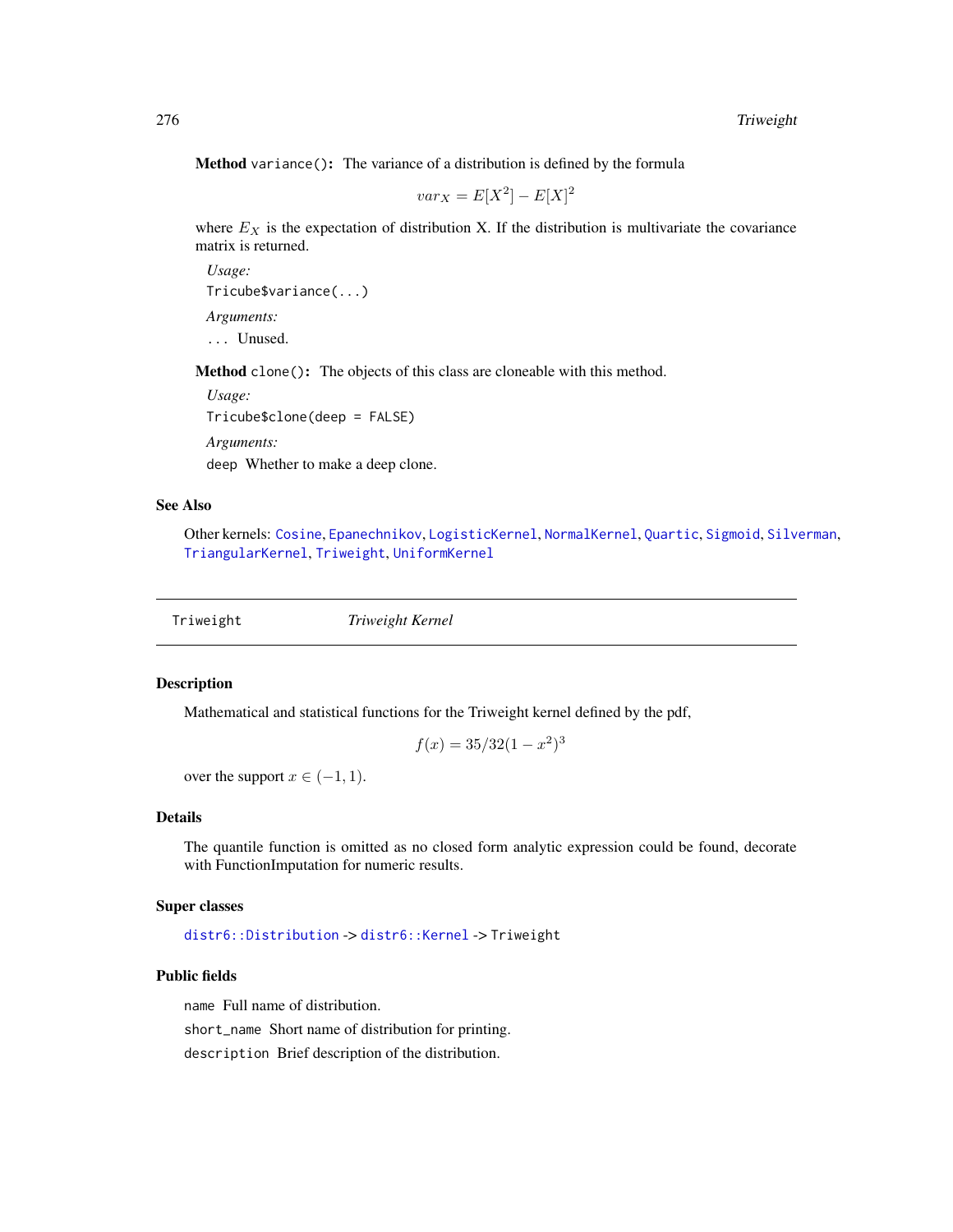**Method** `variance()`: The variance of a distribution is defined by the formula

$$var_X = E[X^2] - E[X]^2$$

where $E_X$ is the expectation of distribution X. If the distribution is multivariate the covariance matrix is returned.

*Usage:*

```
Tricube$variance(...)
```

*Arguments:*

`...` Unused.

**Method** `clone()`: The objects of this class are cloneable with this method.

*Usage:*

```
Tricube$clone(deep = FALSE)
```

*Arguments:*

`deep` Whether to make a deep clone.

### See Also

Other kernels: `Cosine`, `Epanechnikov`, `LogisticKernel`, `NormalKernel`, `Quartic`, `Sigmoid`, `Silverman`, `TriangularKernel`, `Triweight`, `UniformKernel`

---

## Triweight *Triweight Kernel*

---

### Description

Mathematical and statistical functions for the Triweight kernel defined by the pdf,

$$f(x) = 35/32(1 - x^2)^3$$

over the support $x \in (-1, 1)$.

### Details

The quantile function is omitted as no closed form analytic expression could be found, decorate with FunctionImputation for numeric results.

### Super classes

`distr6::Distribution` -> `distr6::Kernel` -> `Triweight`

### Public fields

`name` Full name of distribution.

`short_name` Short name of distribution for printing.

`description` Brief description of the distribution.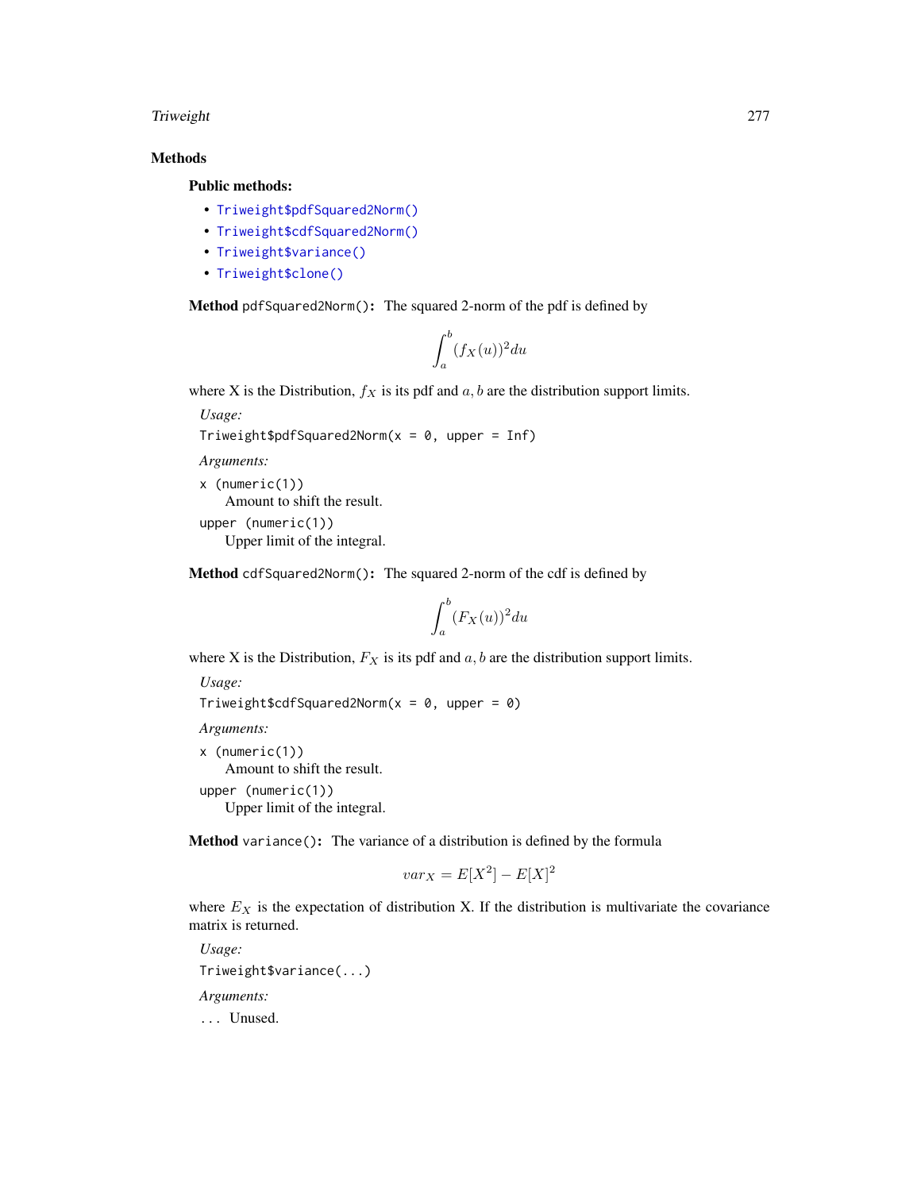### Methods

#### Public methods:

- `Triweight$pdfSquared2Norm()`
- `Triweight$cdfSquared2Norm()`
- `Triweight$variance()`
- `Triweight$clone()`

**Method** `pdfSquared2Norm()`**:** The squared 2-norm of the pdf is defined by

$$\int_a^b (f_X(u))^2 du$$

where X is the Distribution, $f_X$ is its pdf and $a, b$ are the distribution support limits.

*Usage:*

```
Triweight$pdfSquared2Norm(x = 0, upper = Inf)
```

*Arguments:*

`x` `(numeric(1))`
Amount to shift the result.

`upper` `(numeric(1))`
Upper limit of the integral.

**Method** `cdfSquared2Norm()`**:** The squared 2-norm of the cdf is defined by

$$\int_a^b (F_X(u))^2 du$$

where X is the Distribution, $F_X$ is its pdf and $a, b$ are the distribution support limits.

*Usage:*

```
Triweight$cdfSquared2Norm(x = 0, upper = 0)
```

*Arguments:*

`x` `(numeric(1))`
Amount to shift the result.

`upper` `(numeric(1))`
Upper limit of the integral.

**Method** `variance()`**:** The variance of a distribution is defined by the formula

$$var_X = E[X^2] - E[X]^2$$

where $E_X$ is the expectation of distribution X. If the distribution is multivariate the covariance matrix is returned.

*Usage:*

```
Triweight$variance(...)
```

*Arguments:*

`...` Unused.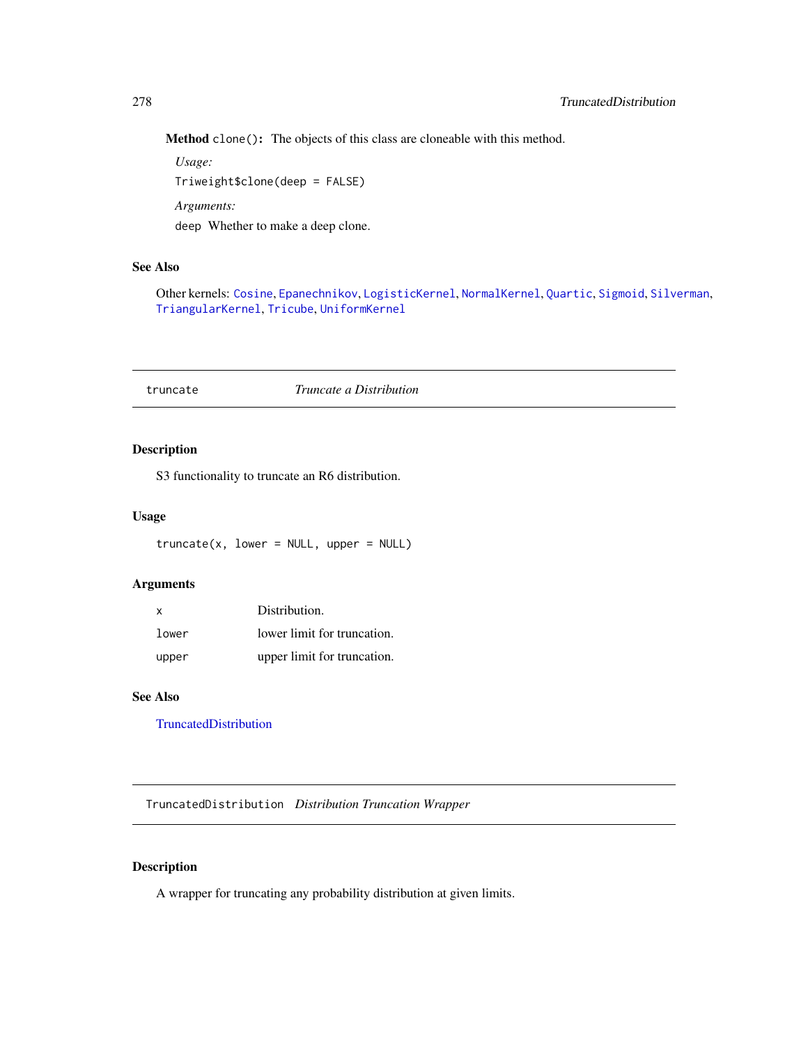**Method** `clone()`: The objects of this class are cloneable with this method.

*Usage:*

```
Triweight$clone(deep = FALSE)
```

*Arguments:*

`deep` Whether to make a deep clone.

## See Also

Other kernels: `Cosine`, `Epanechnikov`, `LogisticKernel`, `NormalKernel`, `Quartic`, `Sigmoid`, `Silverman`, `TriangularKernel`, `Tricube`, `UniformKernel`

---

# truncate *Truncate a Distribution*

---

## Description

S3 functionality to truncate an R6 distribution.

## Usage

```
truncate(x, lower = NULL, upper = NULL)
```

## Arguments

| | |
|---|---|
| x | Distribution. |
| lower | lower limit for truncation. |
| upper | upper limit for truncation. |

## See Also

TruncatedDistribution

---

# TruncatedDistribution *Distribution Truncation Wrapper*

---

## Description

A wrapper for truncating any probability distribution at given limits.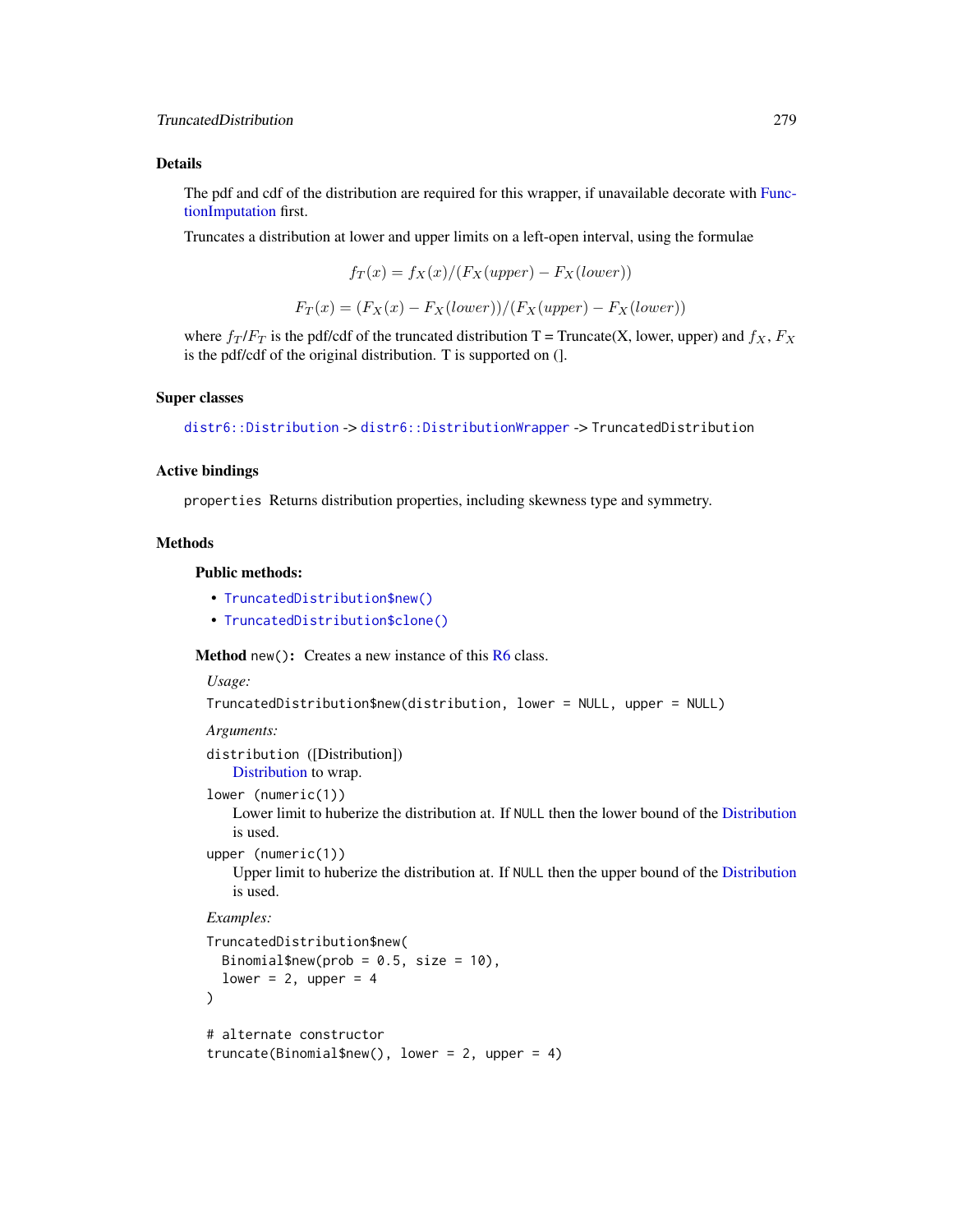### Details

The pdf and cdf of the distribution are required for this wrapper, if unavailable decorate with FunctionImputation first.

Truncates a distribution at lower and upper limits on a left-open interval, using the formulae

$$f_T(x) = f_X(x)/(F_X(upper) - F_X(lower))$$

$$F_T(x) = (F_X(x) - F_X(lower))/(F_X(upper) - F_X(lower))$$

where $f_T/F_T$ is the pdf/cdf of the truncated distribution T = Truncate(X, lower, upper) and $f_X$, $F_X$ is the pdf/cdf of the original distribution. T is supported on (].

### Super classes

`distr6::Distribution` -> `distr6::DistributionWrapper` -> `TruncatedDistribution`

### Active bindings

`properties` Returns distribution properties, including skewness type and symmetry.

### Methods

#### Public methods:

- `TruncatedDistribution$new()`
- `TruncatedDistribution$clone()`

**Method** `new()`: Creates a new instance of this R6 class.

*Usage:*

```
TruncatedDistribution$new(distribution, lower = NULL, upper = NULL)
```

*Arguments:*

`distribution` ([Distribution])
Distribution to wrap.

`lower` (numeric(1))
Lower limit to huberize the distribution at. If `NULL` then the lower bound of the Distribution is used.

`upper` (numeric(1))
Upper limit to huberize the distribution at. If `NULL` then the upper bound of the Distribution is used.

*Examples:*

```
TruncatedDistribution$new(
  Binomial$new(prob = 0.5, size = 10),
  lower = 2, upper = 4
)

# alternate constructor
truncate(Binomial$new(), lower = 2, upper = 4)
```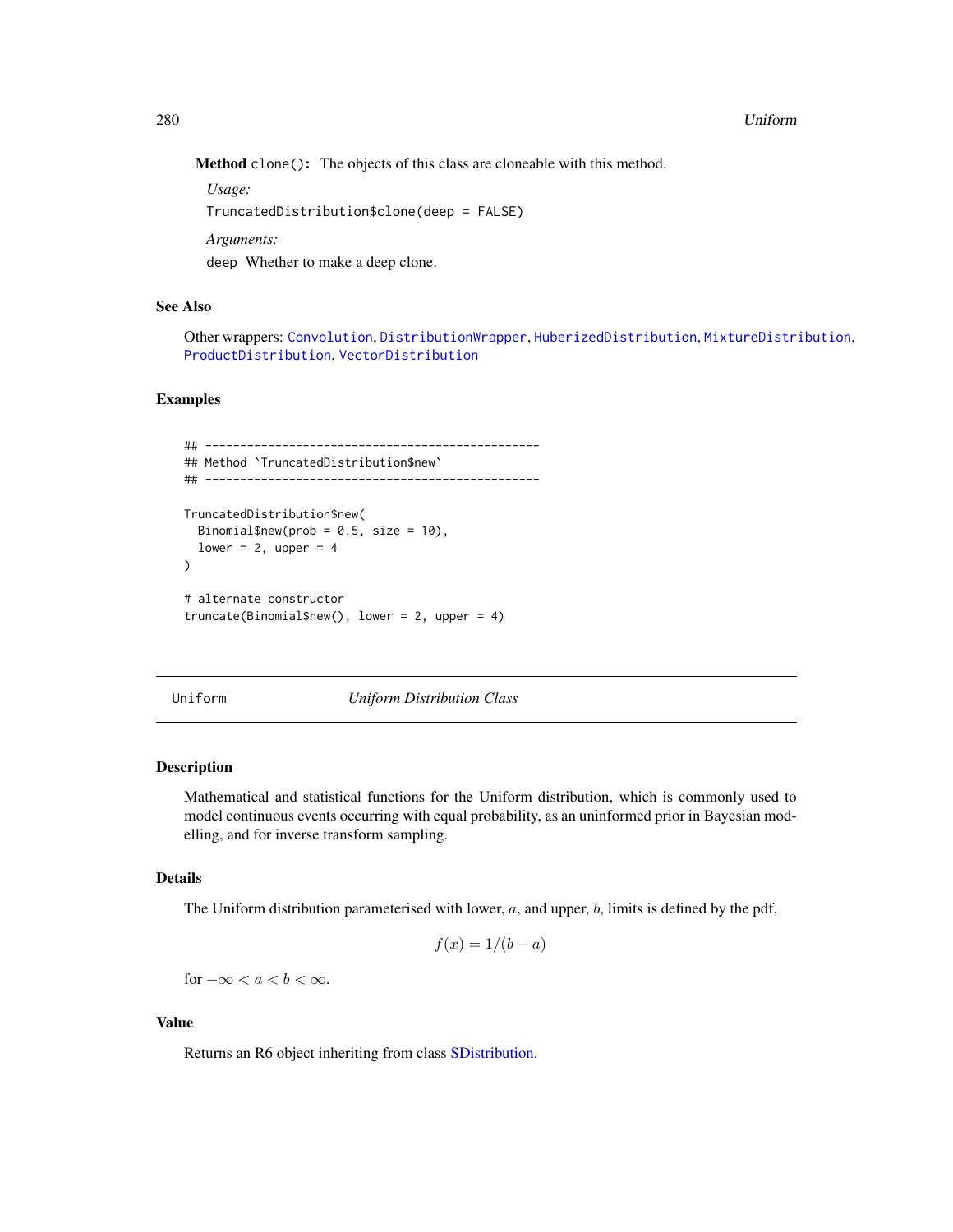**Method** `clone()`: The objects of this class are cloneable with this method.

*Usage:*

```
TruncatedDistribution$clone(deep = FALSE)
```

*Arguments:*

`deep` Whether to make a deep clone.

## See Also

Other wrappers: `Convolution`, `DistributionWrapper`, `HuberizedDistribution`, `MixtureDistribution`, `ProductDistribution`, `VectorDistribution`

## Examples

```
## ------------------------------------------------
## Method `TruncatedDistribution$new`
## ------------------------------------------------

TruncatedDistribution$new(
  Binomial$new(prob = 0.5, size = 10),
  lower = 2, upper = 4
)

# alternate constructor
truncate(Binomial$new(), lower = 2, upper = 4)
```

---

# Uniform *Uniform Distribution Class*

## Description

Mathematical and statistical functions for the Uniform distribution, which is commonly used to model continuous events occurring with equal probability, as an uninformed prior in Bayesian modelling, and for inverse transform sampling.

## Details

The Uniform distribution parameterised with lower, $a$, and upper, $b$, limits is defined by the pdf,

$$f(x) = 1/(b - a)$$

for $-\infty < a < b < \infty$.

## Value

Returns an R6 object inheriting from class SDistribution.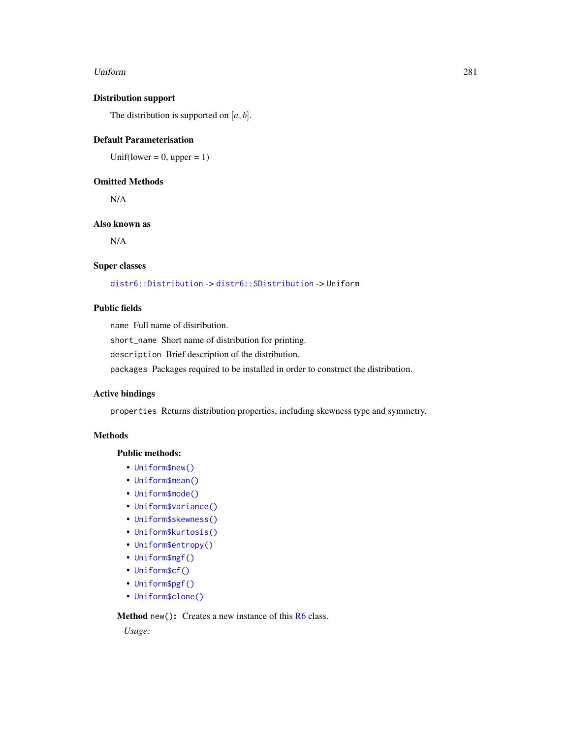### Distribution support

The distribution is supported on $[a, b]$.

### Default Parameterisation

Unif(lower = 0, upper = 1)

### Omitted Methods

N/A

### Also known as

N/A

### Super classes

`distr6::Distribution` -> `distr6::SDistribution` -> `Uniform`

### Public fields

`name` Full name of distribution.

`short_name` Short name of distribution for printing.

`description` Brief description of the distribution.

`packages` Packages required to be installed in order to construct the distribution.

### Active bindings

`properties` Returns distribution properties, including skewness type and symmetry.

### Methods

#### Public methods:

- `Uniform$new()`
- `Uniform$mean()`
- `Uniform$mode()`
- `Uniform$variance()`
- `Uniform$skewness()`
- `Uniform$kurtosis()`
- `Uniform$entropy()`
- `Uniform$mgf()`
- `Uniform$cf()`
- `Uniform$pgf()`
- `Uniform$clone()`

**Method** `new()`**:** Creates a new instance of this R6 class.

*Usage:*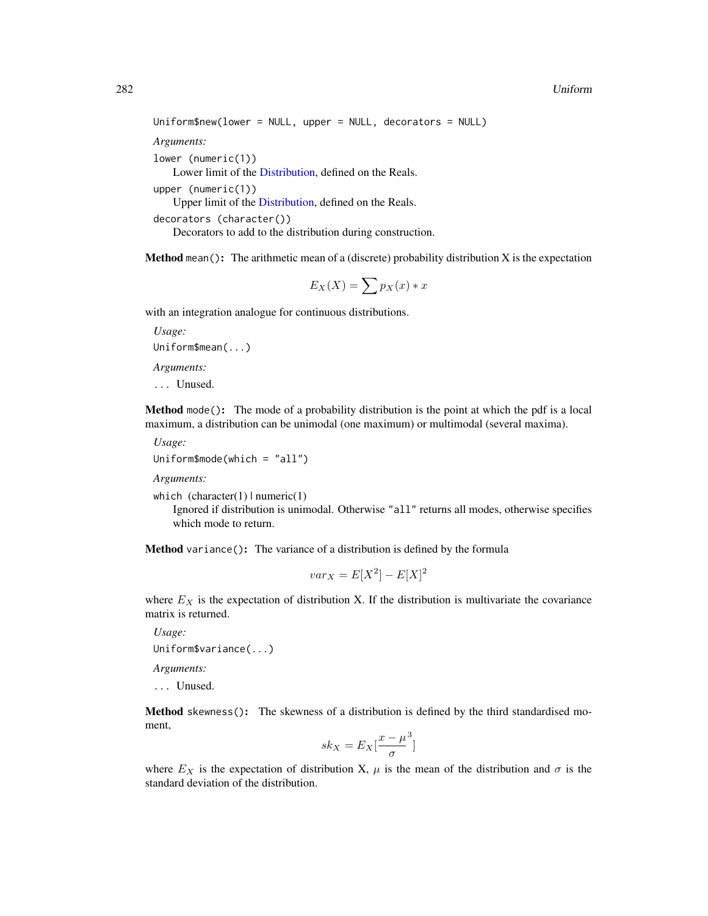```
Uniform$new(lower = NULL, upper = NULL, decorators = NULL)
```

*Arguments:*

`lower` (numeric(1))
  Lower limit of the Distribution, defined on the Reals.

`upper` (numeric(1))
  Upper limit of the Distribution, defined on the Reals.

`decorators` (character())
  Decorators to add to the distribution during construction.

**Method** `mean()`: The arithmetic mean of a (discrete) probability distribution X is the expectation

$$E_X(X) = \sum p_X(x) * x$$

with an integration analogue for continuous distributions.

*Usage:*

```
Uniform$mean(...)
```

*Arguments:*

`...` Unused.

**Method** `mode()`: The mode of a probability distribution is the point at which the pdf is a local maximum, a distribution can be unimodal (one maximum) or multimodal (several maxima).

*Usage:*

```
Uniform$mode(which = "all")
```

*Arguments:*

`which` (character(1) | numeric(1)
  Ignored if distribution is unimodal. Otherwise "all" returns all modes, otherwise specifies which mode to return.

**Method** `variance()`: The variance of a distribution is defined by the formula

$$var_X = E[X^2] - E[X]^2$$

where $E_X$ is the expectation of distribution X. If the distribution is multivariate the covariance matrix is returned.

*Usage:*

```
Uniform$variance(...)
```

*Arguments:*

`...` Unused.

**Method** `skewness()`: The skewness of a distribution is defined by the third standardised moment,

$$sk_X = E_X[\frac{x - \mu}{\sigma}^3]$$

where $E_X$ is the expectation of distribution X, $\mu$ is the mean of the distribution and $\sigma$ is the standard deviation of the distribution.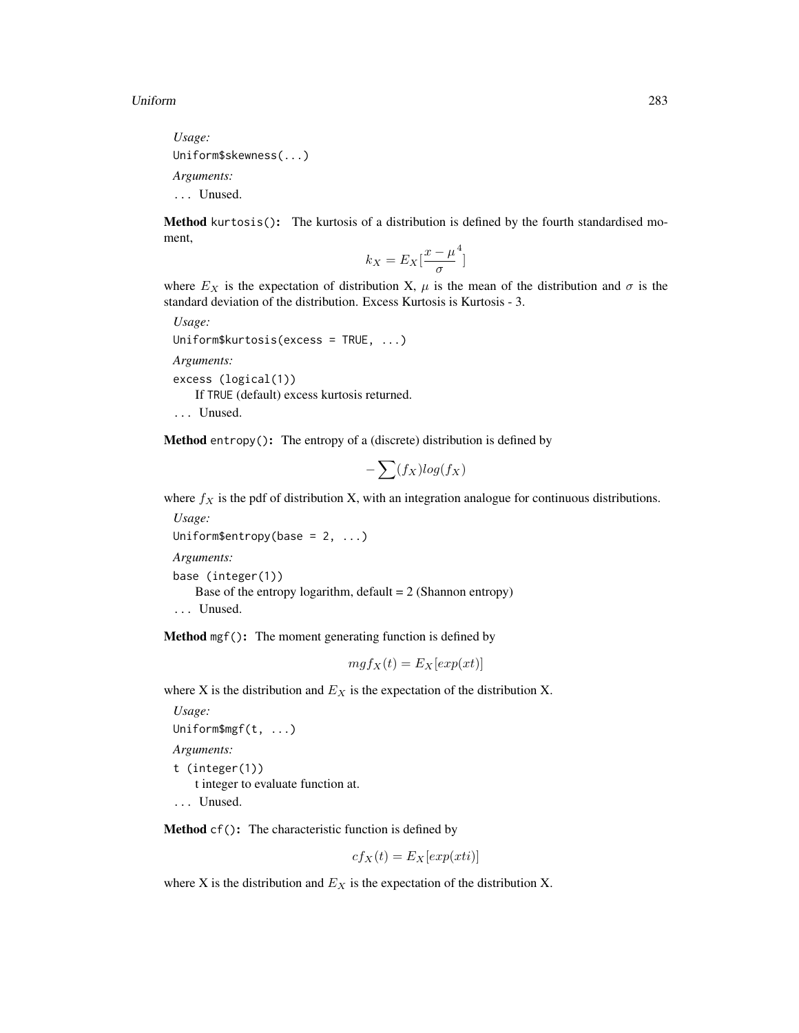*Usage:*

```
Uniform$skewness(...)
```

*Arguments:*

... Unused.

**Method** `kurtosis()`**:** The kurtosis of a distribution is defined by the fourth standardised moment,

$$k_X = E_X[\frac{x-\mu}{\sigma}^4]$$

where $E_X$ is the expectation of distribution X, $\mu$ is the mean of the distribution and $\sigma$ is the standard deviation of the distribution. Excess Kurtosis is Kurtosis - 3.

*Usage:*

```
Uniform$kurtosis(excess = TRUE, ...)
```

*Arguments:*

`excess (logical(1))`
  If `TRUE` (default) excess kurtosis returned.

... Unused.

**Method** `entropy()`**:** The entropy of a (discrete) distribution is defined by

$$-\sum(f_X)log(f_X)$$

where $f_X$ is the pdf of distribution X, with an integration analogue for continuous distributions.

*Usage:*

```
Uniform$entropy(base = 2, ...)
```

*Arguments:*

`base (integer(1))`
  Base of the entropy logarithm, default = 2 (Shannon entropy)

... Unused.

**Method** `mgf()`**:** The moment generating function is defined by

$$mgf_X(t) = E_X[exp(xt)]$$

where X is the distribution and $E_X$ is the expectation of the distribution X.

*Usage:*

```
Uniform$mgf(t, ...)
```

*Arguments:*

`t (integer(1))`
  t integer to evaluate function at.

... Unused.

**Method** `cf()`**:** The characteristic function is defined by

$$cf_X(t) = E_X[exp(xti)]$$

where X is the distribution and $E_X$ is the expectation of the distribution X.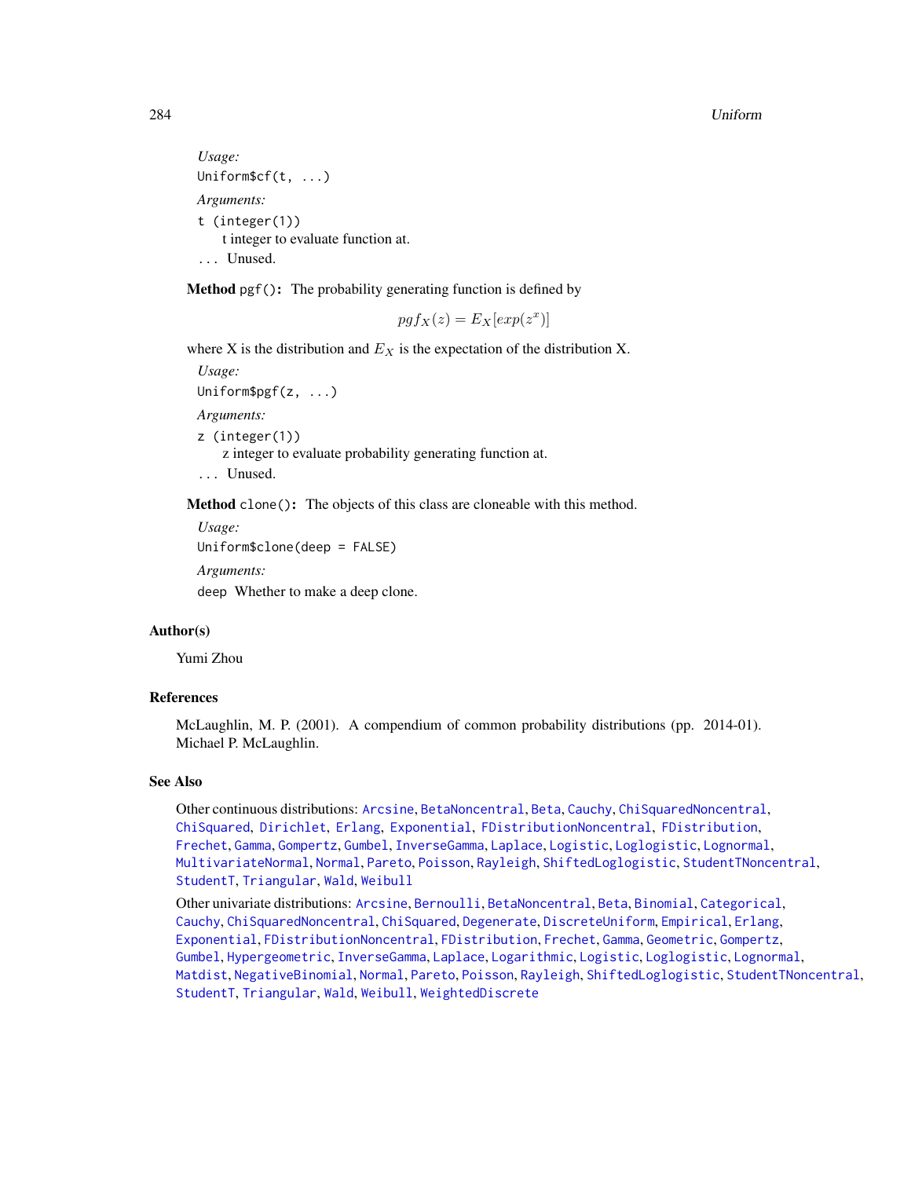*Usage:*

```
Uniform$cf(t, ...)
```

*Arguments:*

`t (integer(1))`
t integer to evaluate function at.

`...` Unused.

**Method** `pgf()`**:** The probability generating function is defined by

$$pgf_X(z) = E_X[exp(z^x)]$$

where X is the distribution and $E_X$ is the expectation of the distribution X.

*Usage:*

```
Uniform$pgf(z, ...)
```

*Arguments:*

`z (integer(1))`
z integer to evaluate probability generating function at.

`...` Unused.

**Method** `clone()`**:** The objects of this class are cloneable with this method.

*Usage:*

```
Uniform$clone(deep = FALSE)
```

*Arguments:*

`deep` Whether to make a deep clone.

## Author(s)

Yumi Zhou

## References

McLaughlin, M. P. (2001). A compendium of common probability distributions (pp. 2014-01). Michael P. McLaughlin.

## See Also

Other continuous distributions: Arcsine, BetaNoncentral, Beta, Cauchy, ChiSquaredNoncentral, ChiSquared, Dirichlet, Erlang, Exponential, FDistributionNoncentral, FDistribution, Frechet, Gamma, Gompertz, Gumbel, InverseGamma, Laplace, Logistic, Loglogistic, Lognormal, MultivariateNormal, Normal, Pareto, Poisson, Rayleigh, ShiftedLoglogistic, StudentTNoncentral, StudentT, Triangular, Wald, Weibull

Other univariate distributions: Arcsine, Bernoulli, BetaNoncentral, Beta, Binomial, Categorical, Cauchy, ChiSquaredNoncentral, ChiSquared, Degenerate, DiscreteUniform, Empirical, Erlang, Exponential, FDistributionNoncentral, FDistribution, Frechet, Gamma, Geometric, Gompertz, Gumbel, Hypergeometric, InverseGamma, Laplace, Logarithmic, Logistic, Loglogistic, Lognormal, Matdist, NegativeBinomial, Normal, Pareto, Poisson, Rayleigh, ShiftedLoglogistic, StudentTNoncentral, StudentT, Triangular, Wald, Weibull, WeightedDiscrete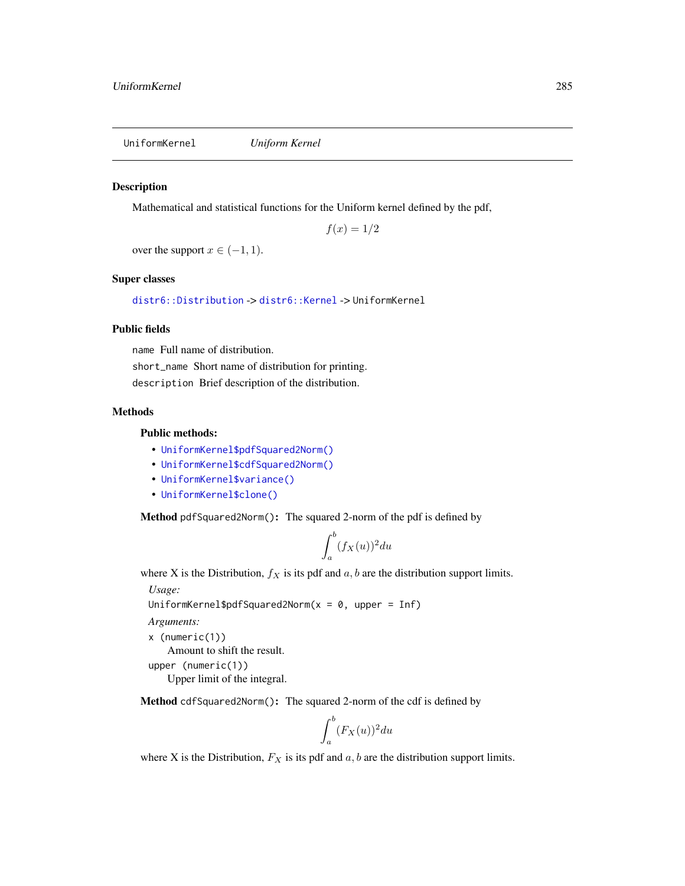`UniformKernel` *Uniform Kernel*

## Description

Mathematical and statistical functions for the Uniform kernel defined by the pdf,

$$f(x) = 1/2$$

over the support $x \in (-1, 1)$.

## Super classes

`distr6::Distribution` -> `distr6::Kernel` -> `UniformKernel`

## Public fields

`name` Full name of distribution.

`short_name` Short name of distribution for printing.

`description` Brief description of the distribution.

## Methods

### Public methods:

- `UniformKernel$pdfSquared2Norm()`
- `UniformKernel$cdfSquared2Norm()`
- `UniformKernel$variance()`
- `UniformKernel$clone()`

**Method** `pdfSquared2Norm()`**:** The squared 2-norm of the pdf is defined by

$$\int_a^b (f_X(u))^2 du$$

where X is the Distribution, $f_X$ is its pdf and $a, b$ are the distribution support limits.

*Usage:*

```
UniformKernel$pdfSquared2Norm(x = 0, upper = Inf)
```

*Arguments:*

`x` `(numeric(1))`
Amount to shift the result.

`upper` `(numeric(1))`
Upper limit of the integral.

**Method** `cdfSquared2Norm()`**:** The squared 2-norm of the cdf is defined by

$$\int_a^b (F_X(u))^2 du$$

where X is the Distribution, $F_X$ is its pdf and $a, b$ are the distribution support limits.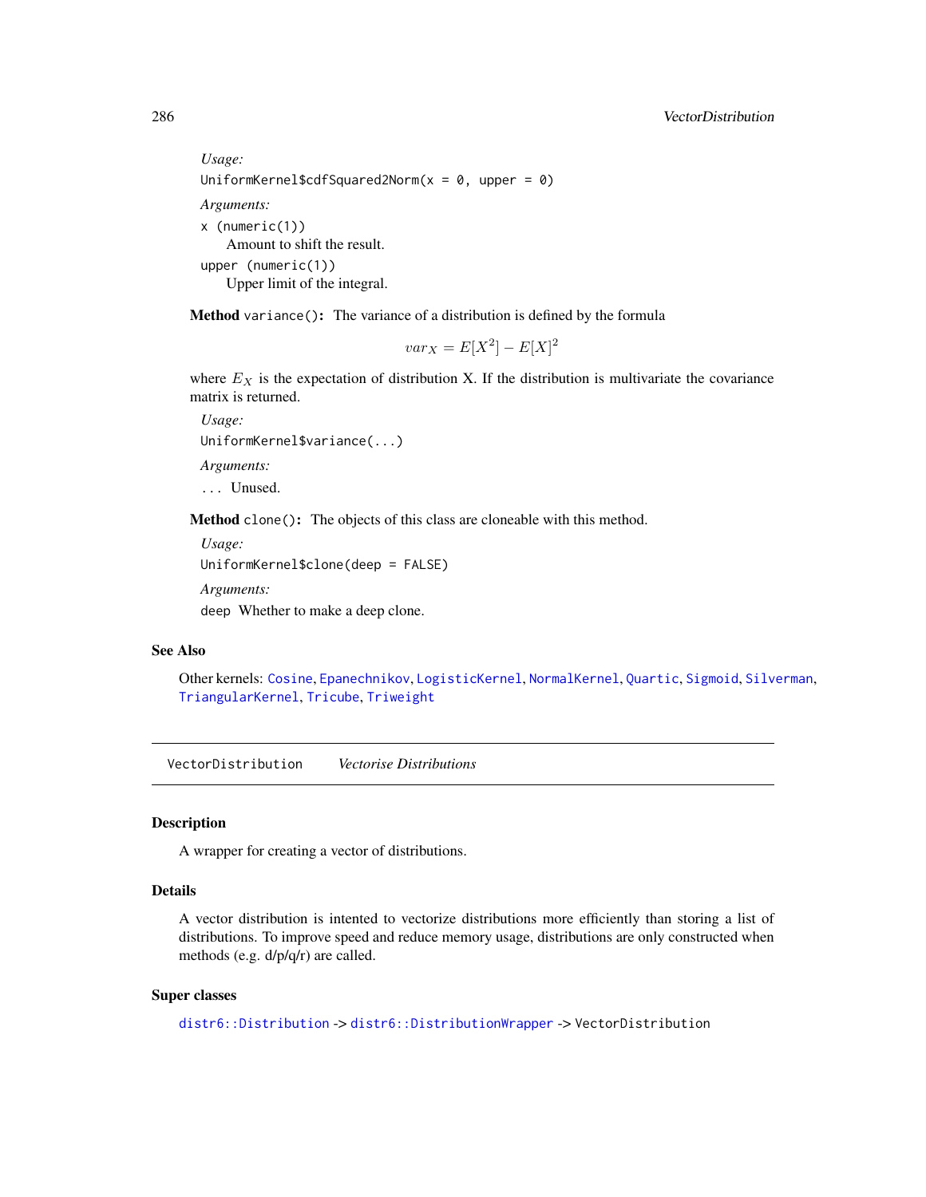*Usage:*

```
UniformKernel$cdfSquared2Norm(x = 0, upper = 0)
```

*Arguments:*

`x (numeric(1))`
Amount to shift the result.

`upper (numeric(1))`
Upper limit of the integral.

**Method** `variance()`**:** The variance of a distribution is defined by the formula

$$var_X = E[X^2] - E[X]^2$$

where $E_X$ is the expectation of distribution X. If the distribution is multivariate the covariance matrix is returned.

*Usage:*

```
UniformKernel$variance(...)
```

*Arguments:*

`...` Unused.

**Method** `clone()`**:** The objects of this class are cloneable with this method.

*Usage:*

```
UniformKernel$clone(deep = FALSE)
```

*Arguments:*

`deep` Whether to make a deep clone.

### See Also

Other kernels: `Cosine`, `Epanechnikov`, `LogisticKernel`, `NormalKernel`, `Quartic`, `Sigmoid`, `Silverman`, `TriangularKernel`, `Tricube`, `Triweight`

---

## VectorDistribution *Vectorise Distributions*

---

### Description

A wrapper for creating a vector of distributions.

### Details

A vector distribution is intented to vectorize distributions more efficiently than storing a list of distributions. To improve speed and reduce memory usage, distributions are only constructed when methods (e.g. d/p/q/r) are called.

### Super classes

`distr6::Distribution` -> `distr6::DistributionWrapper` -> `VectorDistribution`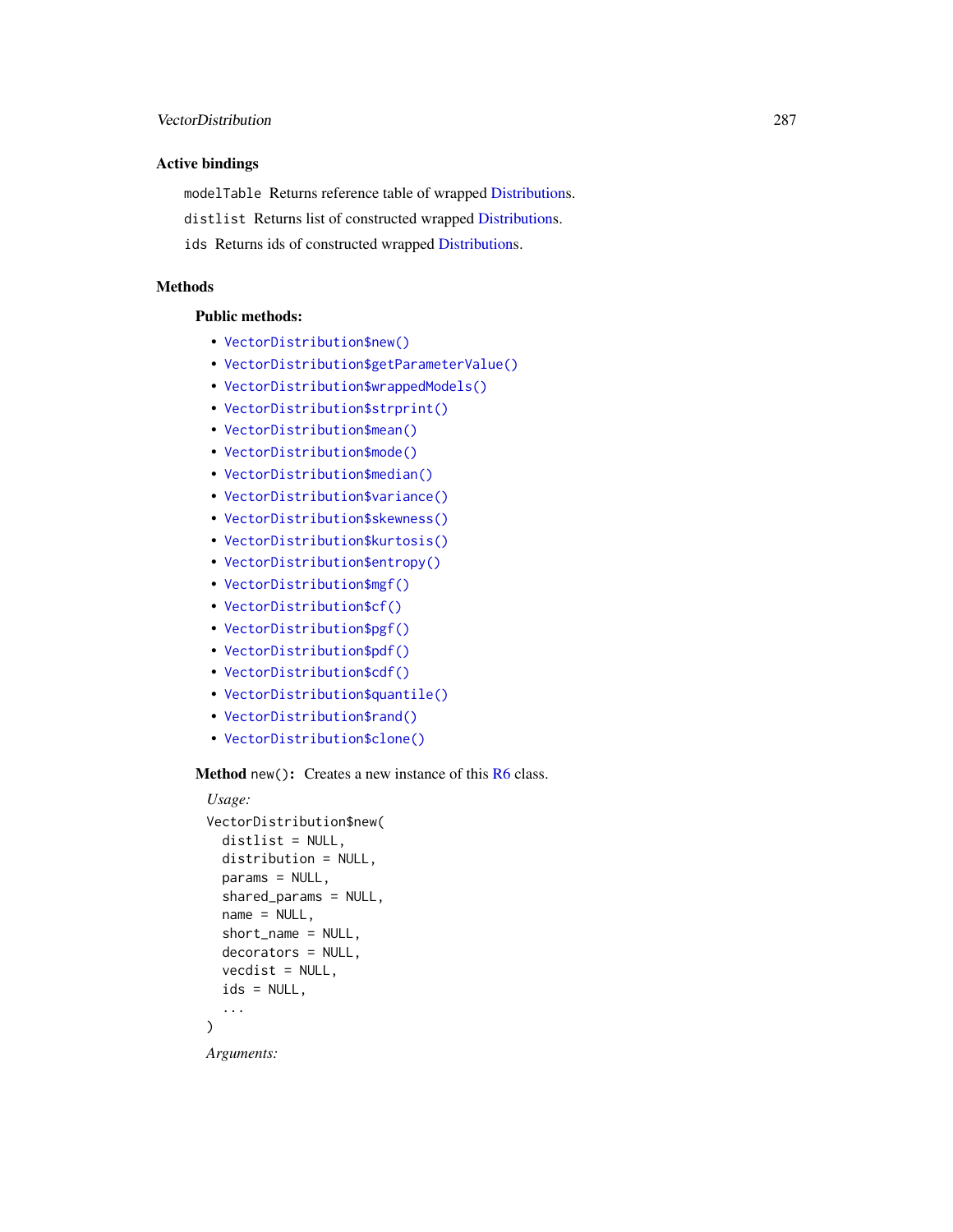### Active bindings

`modelTable` Returns reference table of wrapped Distributions.

`distlist` Returns list of constructed wrapped Distributions.

`ids` Returns ids of constructed wrapped Distributions.

### Methods

#### Public methods:

- `VectorDistribution$new()`
- `VectorDistribution$getParameterValue()`
- `VectorDistribution$wrappedModels()`
- `VectorDistribution$strprint()`
- `VectorDistribution$mean()`
- `VectorDistribution$mode()`
- `VectorDistribution$median()`
- `VectorDistribution$variance()`
- `VectorDistribution$skewness()`
- `VectorDistribution$kurtosis()`
- `VectorDistribution$entropy()`
- `VectorDistribution$mgf()`
- `VectorDistribution$cf()`
- `VectorDistribution$pgf()`
- `VectorDistribution$pdf()`
- `VectorDistribution$cdf()`
- `VectorDistribution$quantile()`
- `VectorDistribution$rand()`
- `VectorDistribution$clone()`

**Method** `new()`**:** Creates a new instance of this R6 class.

*Usage:*

```
VectorDistribution$new(
  distlist = NULL,
  distribution = NULL,
  params = NULL,
  shared_params = NULL,
  name = NULL,
  short_name = NULL,
  decorators = NULL,
  vecdist = NULL,
  ids = NULL,
  ...
)
```

*Arguments:*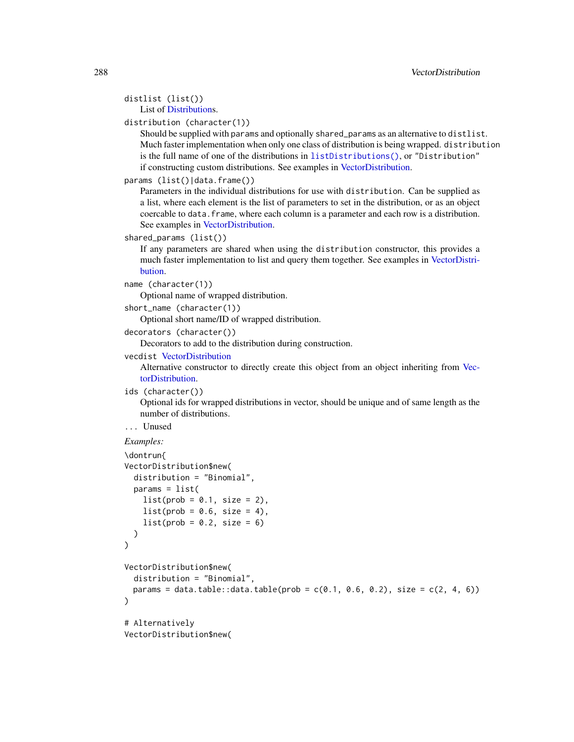`distlist` (list())
: List of Distributions.

`distribution` (character(1))
: Should be supplied with `params` and optionally `shared_params` as an alternative to `distlist`. Much faster implementation when only one class of distribution is being wrapped. `distribution` is the full name of one of the distributions in `listDistributions()`, or "Distribution" if constructing custom distributions. See examples in VectorDistribution.

`params` (list()|data.frame())
: Parameters in the individual distributions for use with `distribution`. Can be supplied as a list, where each element is the list of parameters to set in the distribution, or as an object coercable to `data.frame`, where each column is a parameter and each row is a distribution. See examples in VectorDistribution.

`shared_params` (list())
: If any parameters are shared when using the `distribution` constructor, this provides a much faster implementation to list and query them together. See examples in VectorDistribution.

`name` (character(1))
: Optional name of wrapped distribution.

`short_name` (character(1))
: Optional short name/ID of wrapped distribution.

`decorators` (character())
: Decorators to add to the distribution during construction.

`vecdist` VectorDistribution
: Alternative constructor to directly create this object from an object inheriting from VectorDistribution.

`ids` (character())
: Optional ids for wrapped distributions in vector, should be unique and of same length as the number of distributions.

`...` Unused

*Examples:*

```
\dontrun{
VectorDistribution$new(
  distribution = "Binomial",
  params = list(
    list(prob = 0.1, size = 2),
    list(prob = 0.6, size = 4),
    list(prob = 0.2, size = 6)
  )
)

VectorDistribution$new(
  distribution = "Binomial",
  params = data.table::data.table(prob = c(0.1, 0.6, 0.2), size = c(2, 4, 6))
)

# Alternatively
VectorDistribution$new(
```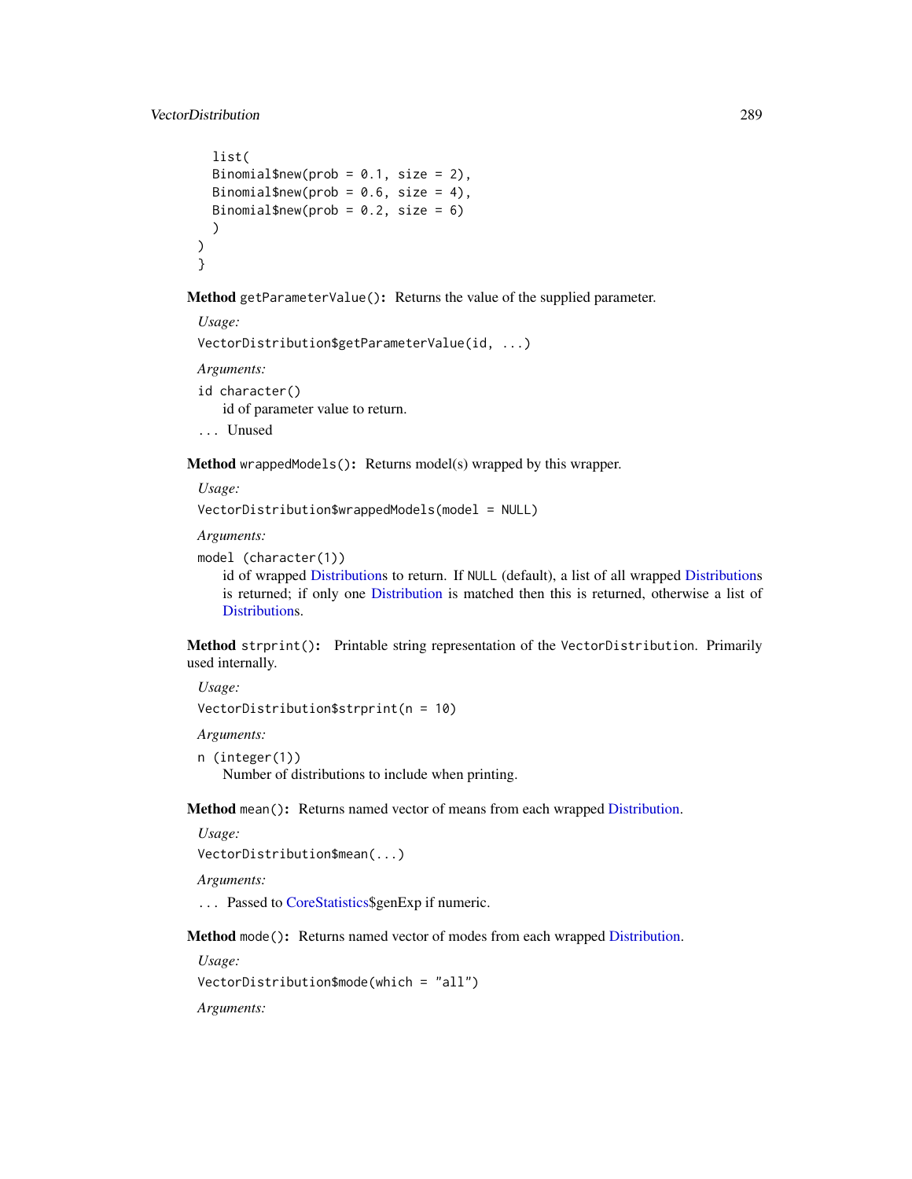```
  list(
  Binomial$new(prob = 0.1, size = 2),
  Binomial$new(prob = 0.6, size = 4),
  Binomial$new(prob = 0.2, size = 6)
  )
)
}
```

**Method** `getParameterValue()`**:** Returns the value of the supplied parameter.

*Usage:*

`VectorDistribution$getParameterValue(id, ...)`

*Arguments:*

`id character()`
  id of parameter value to return.

`...` Unused

**Method** `wrappedModels()`**:** Returns model(s) wrapped by this wrapper.

*Usage:*

`VectorDistribution$wrappedModels(model = NULL)`

*Arguments:*

`model (character(1))`
  id of wrapped Distributions to return. If `NULL` (default), a list of all wrapped Distributions is returned; if only one Distribution is matched then this is returned, otherwise a list of Distributions.

**Method** `strprint()`**:** Printable string representation of the `VectorDistribution`. Primarily used internally.

*Usage:*

`VectorDistribution$strprint(n = 10)`

*Arguments:*

`n (integer(1))`
  Number of distributions to include when printing.

**Method** `mean()`**:** Returns named vector of means from each wrapped Distribution.

*Usage:*

`VectorDistribution$mean(...)`

*Arguments:*

`...` Passed to CoreStatistics$genExp if numeric.

**Method** `mode()`**:** Returns named vector of modes from each wrapped Distribution.

*Usage:*

`VectorDistribution$mode(which = "all")`

*Arguments:*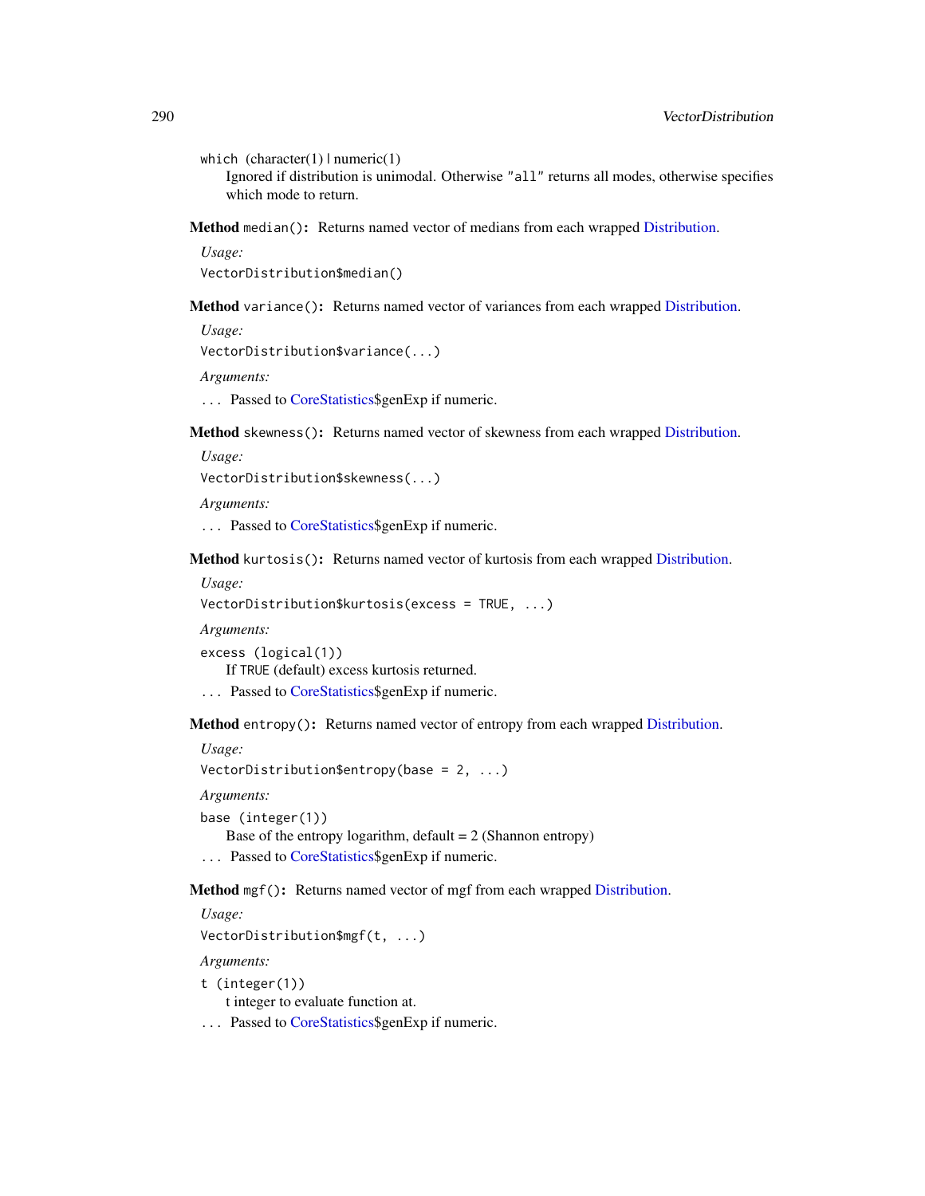`which` (character(1) | numeric(1)
Ignored if distribution is unimodal. Otherwise `"all"` returns all modes, otherwise specifies which mode to return.

**Method** `median()`**:** Returns named vector of medians from each wrapped Distribution.

*Usage:*

```
VectorDistribution$median()
```

**Method** `variance()`**:** Returns named vector of variances from each wrapped Distribution.

*Usage:*

```
VectorDistribution$variance(...)
```

*Arguments:*

`...` Passed to CoreStatistics$genExp if numeric.

**Method** `skewness()`**:** Returns named vector of skewness from each wrapped Distribution.

*Usage:*

```
VectorDistribution$skewness(...)
```

*Arguments:*

`...` Passed to CoreStatistics$genExp if numeric.

**Method** `kurtosis()`**:** Returns named vector of kurtosis from each wrapped Distribution.

*Usage:*

```
VectorDistribution$kurtosis(excess = TRUE, ...)
```

*Arguments:*

`excess (logical(1))`
If `TRUE` (default) excess kurtosis returned.

`...` Passed to CoreStatistics$genExp if numeric.

**Method** `entropy()`**:** Returns named vector of entropy from each wrapped Distribution.

*Usage:*

```
VectorDistribution$entropy(base = 2, ...)
```

*Arguments:*

`base (integer(1))`
Base of the entropy logarithm, default = 2 (Shannon entropy)

`...` Passed to CoreStatistics$genExp if numeric.

**Method** `mgf()`**:** Returns named vector of mgf from each wrapped Distribution.

*Usage:*

```
VectorDistribution$mgf(t, ...)
```

*Arguments:*

`t (integer(1))`
t integer to evaluate function at.

`...` Passed to CoreStatistics$genExp if numeric.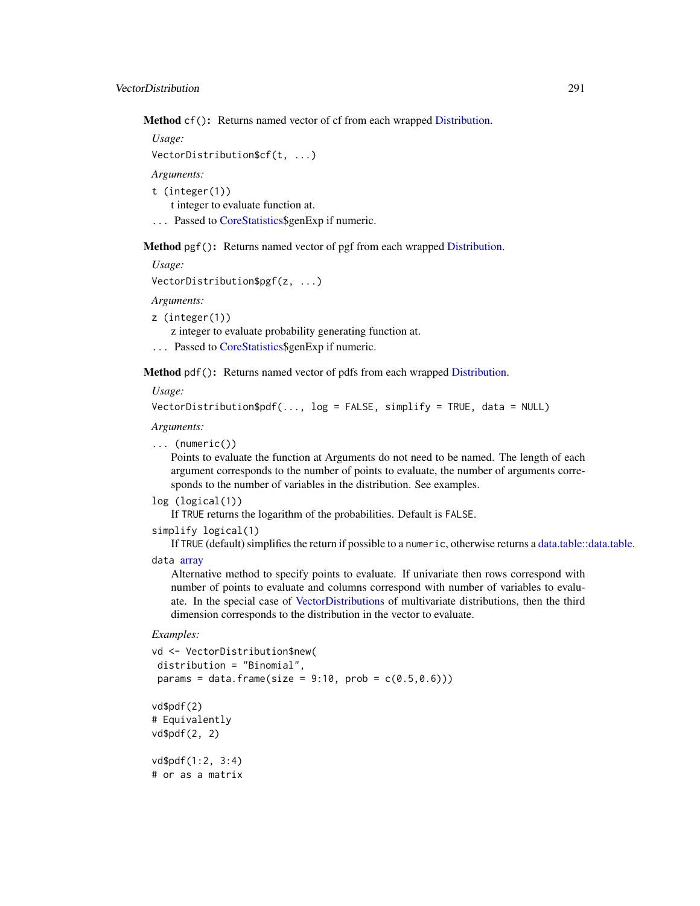**Method** `cf()`**:** Returns named vector of cf from each wrapped Distribution.

*Usage:*

```
VectorDistribution$cf(t, ...)
```

*Arguments:*

`t (integer(1))`
: t integer to evaluate function at.

`...` Passed to CoreStatistics$genExp if numeric.

**Method** `pgf()`**:** Returns named vector of pgf from each wrapped Distribution.

*Usage:*

```
VectorDistribution$pgf(z, ...)
```

*Arguments:*

`z (integer(1))`
: z integer to evaluate probability generating function at.

`...` Passed to CoreStatistics$genExp if numeric.

**Method** `pdf()`**:** Returns named vector of pdfs from each wrapped Distribution.

*Usage:*

```
VectorDistribution$pdf(..., log = FALSE, simplify = TRUE, data = NULL)
```

*Arguments:*

`... (numeric())`
: Points to evaluate the function at Arguments do not need to be named. The length of each argument corresponds to the number of points to evaluate, the number of arguments corresponds to the number of variables in the distribution. See examples.

`log (logical(1))`
: If `TRUE` returns the logarithm of the probabilities. Default is `FALSE`.

`simplify logical(1)`
: If `TRUE` (default) simplifies the return if possible to a `numeric`, otherwise returns a data.table::data.table.

`data` array
: Alternative method to specify points to evaluate. If univariate then rows correspond with number of points to evaluate and columns correspond with number of variables to evaluate. In the special case of VectorDistributions of multivariate distributions, then the third dimension corresponds to the distribution in the vector to evaluate.

*Examples:*

```
vd <- VectorDistribution$new(
 distribution = "Binomial",
 params = data.frame(size = 9:10, prob = c(0.5,0.6)))

vd$pdf(2)
# Equivalently
vd$pdf(2, 2)

vd$pdf(1:2, 3:4)
# or as a matrix
```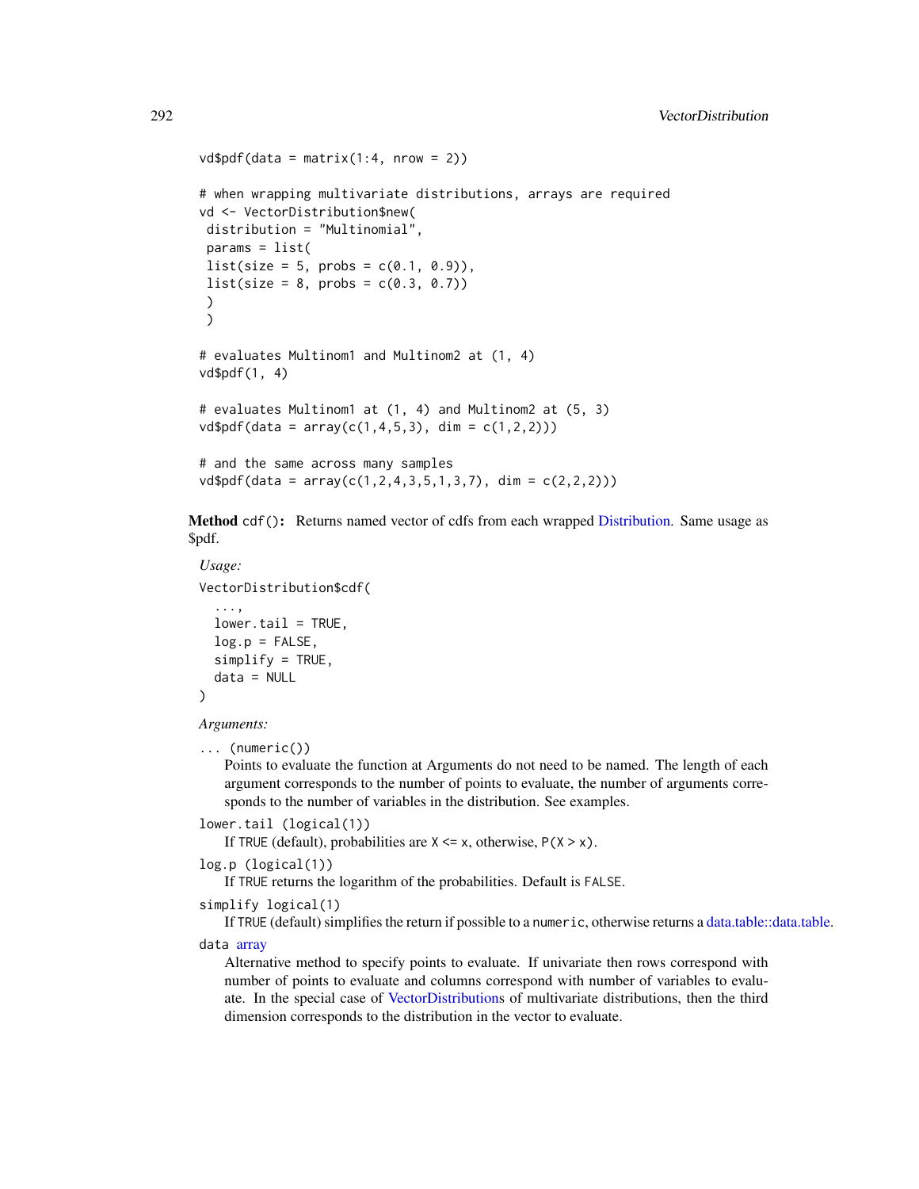```
vd$pdf(data = matrix(1:4, nrow = 2))

# when wrapping multivariate distributions, arrays are required
vd <- VectorDistribution$new(
 distribution = "Multinomial",
 params = list(
 list(size = 5, probs = c(0.1, 0.9)),
 list(size = 8, probs = c(0.3, 0.7))
 )
 )

# evaluates Multinom1 and Multinom2 at (1, 4)
vd$pdf(1, 4)

# evaluates Multinom1 at (1, 4) and Multinom2 at (5, 3)
vd$pdf(data = array(c(1,4,5,3), dim = c(1,2,2)))

# and the same across many samples
vd$pdf(data = array(c(1,2,4,3,5,1,3,7), dim = c(2,2,2)))
```

**Method** `cdf()`**:** Returns named vector of cdfs from each wrapped Distribution. Same usage as $pdf.

*Usage:*

```
VectorDistribution$cdf(
  ...,
  lower.tail = TRUE,
  log.p = FALSE,
  simplify = TRUE,
  data = NULL
)
```

*Arguments:*

`... (numeric())`
Points to evaluate the function at Arguments do not need to be named. The length of each argument corresponds to the number of points to evaluate, the number of arguments corresponds to the number of variables in the distribution. See examples.

`lower.tail (logical(1))`
If `TRUE` (default), probabilities are `X <= x`, otherwise, `P(X > x)`.

`log.p (logical(1))`
If `TRUE` returns the logarithm of the probabilities. Default is `FALSE`.

`simplify logical(1)`
If `TRUE` (default) simplifies the return if possible to a `numeric`, otherwise returns a data.table::data.table.

`data` array
Alternative method to specify points to evaluate. If univariate then rows correspond with number of points to evaluate and columns correspond with number of variables to evaluate. In the special case of VectorDistributions of multivariate distributions, then the third dimension corresponds to the distribution in the vector to evaluate.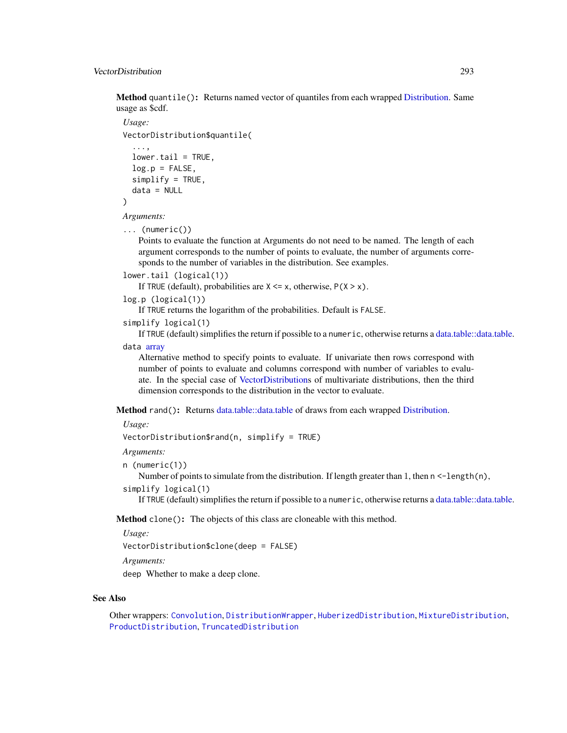**Method** `quantile()`**:** Returns named vector of quantiles from each wrapped Distribution. Same usage as $cdf.

*Usage:*

```
VectorDistribution$quantile(
  ...,
  lower.tail = TRUE,
  log.p = FALSE,
  simplify = TRUE,
  data = NULL
)
```

*Arguments:*

`... (numeric())`
: Points to evaluate the function at Arguments do not need to be named. The length of each argument corresponds to the number of points to evaluate, the number of arguments corresponds to the number of variables in the distribution. See examples.

`lower.tail (logical(1))`
: If `TRUE` (default), probabilities are `X <= x`, otherwise, `P(X > x)`.

`log.p (logical(1))`
: If `TRUE` returns the logarithm of the probabilities. Default is `FALSE`.

`simplify logical(1)`
: If `TRUE` (default) simplifies the return if possible to a `numeric`, otherwise returns a data.table::data.table.

`data` array
: Alternative method to specify points to evaluate. If univariate then rows correspond with number of points to evaluate and columns correspond with number of variables to evaluate. In the special case of VectorDistributions of multivariate distributions, then the third dimension corresponds to the distribution in the vector to evaluate.

**Method** `rand()`**:** Returns data.table::data.table of draws from each wrapped Distribution.

*Usage:*

```
VectorDistribution$rand(n, simplify = TRUE)
```

*Arguments:*

`n (numeric(1))`
: Number of points to simulate from the distribution. If length greater than `1`, then `n <-length(n)`,

`simplify logical(1)`
: If `TRUE` (default) simplifies the return if possible to a `numeric`, otherwise returns a data.table::data.table.

**Method** `clone()`**:** The objects of this class are cloneable with this method.

*Usage:*

```
VectorDistribution$clone(deep = FALSE)
```

*Arguments:*

`deep` Whether to make a deep clone.

## See Also

Other wrappers: `Convolution`, `DistributionWrapper`, `HuberizedDistribution`, `MixtureDistribution`, `ProductDistribution`, `TruncatedDistribution`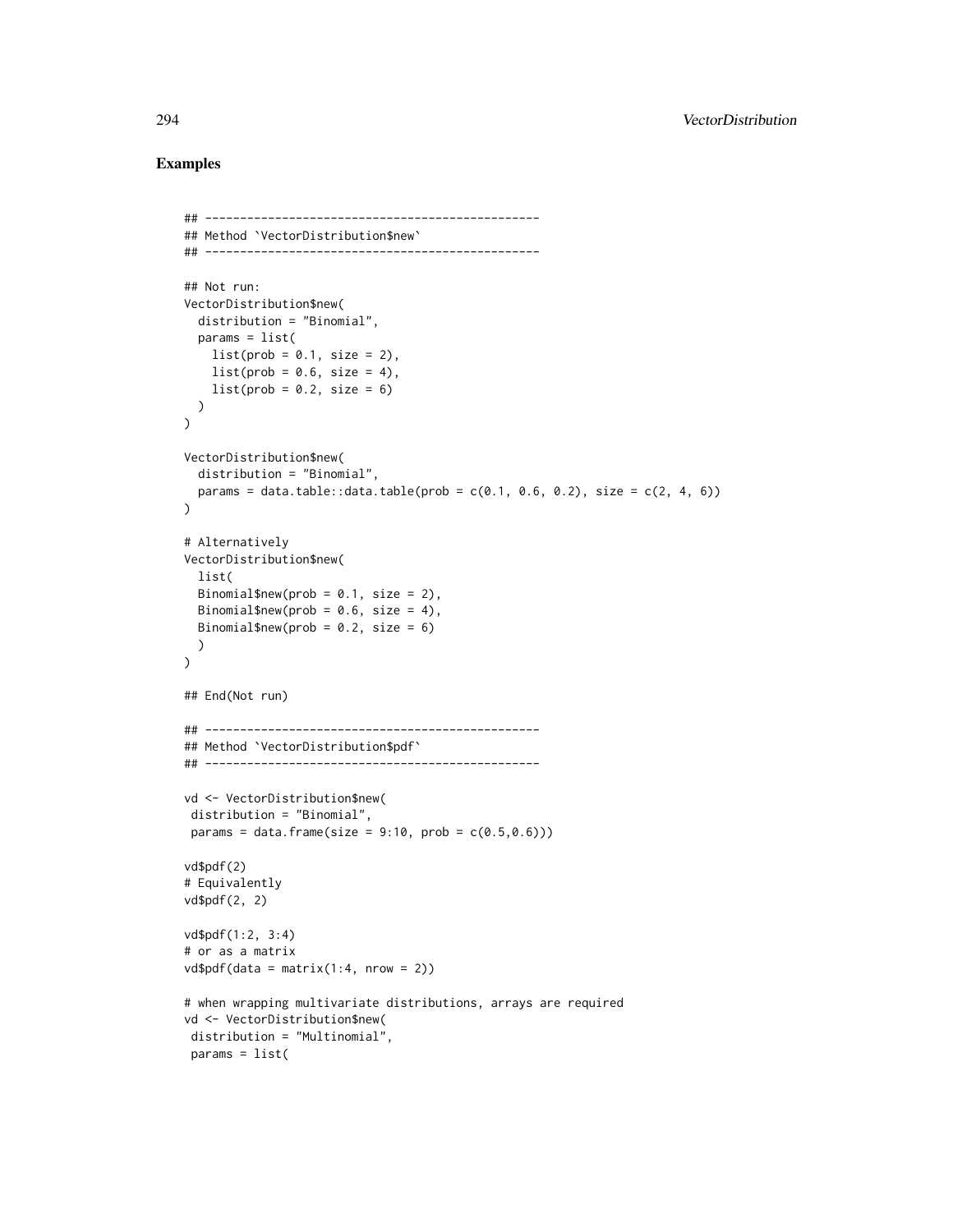### Examples

```
## ------------------------------------------------
## Method `VectorDistribution$new`
## ------------------------------------------------

## Not run:
VectorDistribution$new(
  distribution = "Binomial",
  params = list(
    list(prob = 0.1, size = 2),
    list(prob = 0.6, size = 4),
    list(prob = 0.2, size = 6)
  )
)

VectorDistribution$new(
  distribution = "Binomial",
  params = data.table::data.table(prob = c(0.1, 0.6, 0.2), size = c(2, 4, 6))
)

# Alternatively
VectorDistribution$new(
  list(
  Binomial$new(prob = 0.1, size = 2),
  Binomial$new(prob = 0.6, size = 4),
  Binomial$new(prob = 0.2, size = 6)
  )
)

## End(Not run)

## ------------------------------------------------
## Method `VectorDistribution$pdf`
## ------------------------------------------------

vd <- VectorDistribution$new(
 distribution = "Binomial",
 params = data.frame(size = 9:10, prob = c(0.5,0.6)))

vd$pdf(2)
# Equivalently
vd$pdf(2, 2)

vd$pdf(1:2, 3:4)
# or as a matrix
vd$pdf(data = matrix(1:4, nrow = 2))

# when wrapping multivariate distributions, arrays are required
vd <- VectorDistribution$new(
 distribution = "Multinomial",
 params = list(
```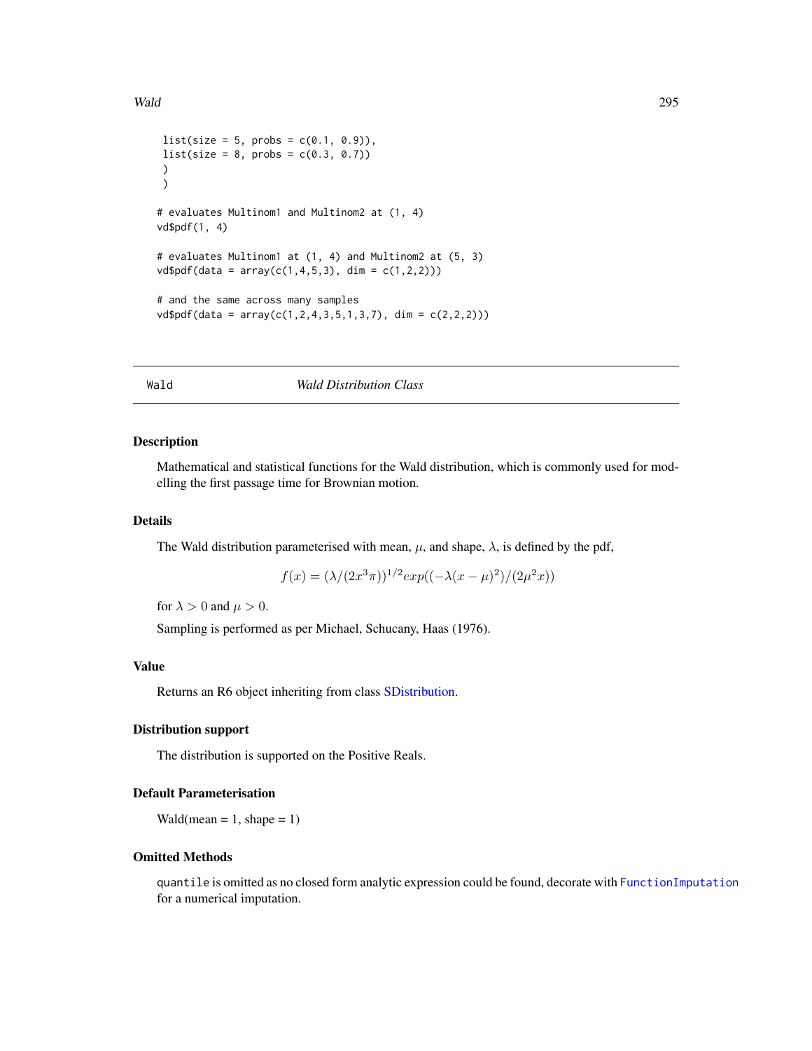```
 list(size = 5, probs = c(0.1, 0.9)),
 list(size = 8, probs = c(0.3, 0.7))
 )
 )

# evaluates Multinom1 and Multinom2 at (1, 4)
vd$pdf(1, 4)

# evaluates Multinom1 at (1, 4) and Multinom2 at (5, 3)
vd$pdf(data = array(c(1,4,5,3), dim = c(1,2,2)))

# and the same across many samples
vd$pdf(data = array(c(1,2,4,3,5,1,3,7), dim = c(2,2,2)))
```

---

## Wald — *Wald Distribution Class*

### Description

Mathematical and statistical functions for the Wald distribution, which is commonly used for modelling the first passage time for Brownian motion.

### Details

The Wald distribution parameterised with mean, $\mu$, and shape, $\lambda$, is defined by the pdf,

$$f(x) = (\lambda/(2x^3\pi))^{1/2} exp((-\lambda(x - \mu)^2)/(2\mu^2 x))$$

for $\lambda > 0$ and $\mu > 0$.

Sampling is performed as per Michael, Schucany, Haas (1976).

### Value

Returns an R6 object inheriting from class SDistribution.

### Distribution support

The distribution is supported on the Positive Reals.

### Default Parameterisation

Wald(mean = 1, shape = 1)

### Omitted Methods

`quantile` is omitted as no closed form analytic expression could be found, decorate with `FunctionImputation` for a numerical imputation.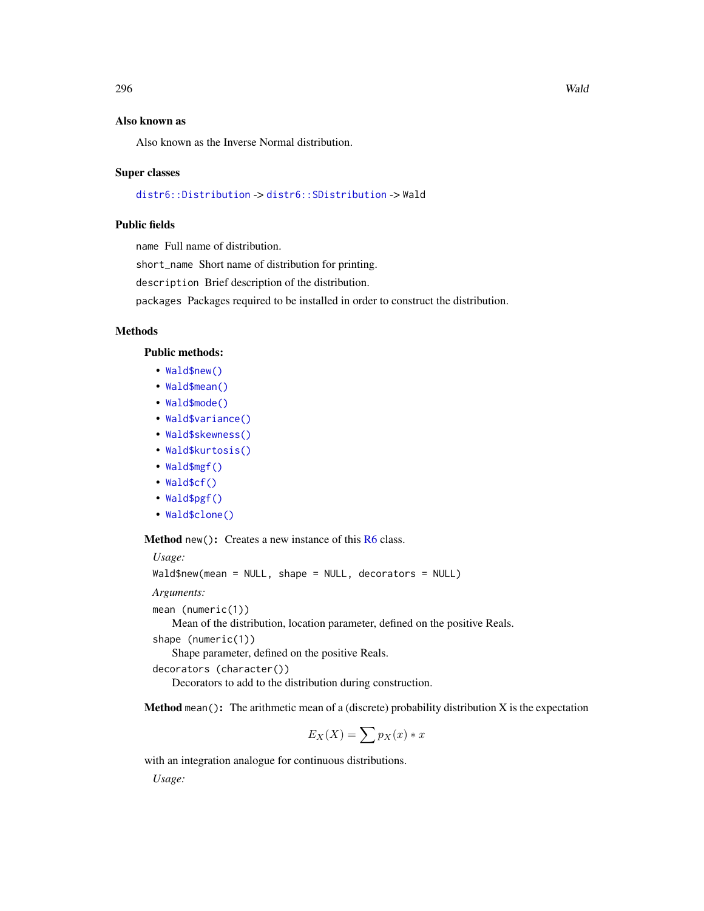### Also known as

Also known as the Inverse Normal distribution.

### Super classes

`distr6::Distribution` -> `distr6::SDistribution` -> `Wald`

### Public fields

`name` Full name of distribution.

`short_name` Short name of distribution for printing.

`description` Brief description of the distribution.

`packages` Packages required to be installed in order to construct the distribution.

### Methods

#### Public methods:

- `Wald$new()`
- `Wald$mean()`
- `Wald$mode()`
- `Wald$variance()`
- `Wald$skewness()`
- `Wald$kurtosis()`
- `Wald$mgf()`
- `Wald$cf()`
- `Wald$pgf()`
- `Wald$clone()`

**Method** `new()`**:** Creates a new instance of this R6 class.

*Usage:*

```
Wald$new(mean = NULL, shape = NULL, decorators = NULL)
```

*Arguments:*

`mean (numeric(1))`
Mean of the distribution, location parameter, defined on the positive Reals.

`shape (numeric(1))`
Shape parameter, defined on the positive Reals.

`decorators (character())`
Decorators to add to the distribution during construction.

**Method** `mean()`**:** The arithmetic mean of a (discrete) probability distribution X is the expectation

$$E_X(X) = \sum p_X(x) * x$$

with an integration analogue for continuous distributions.

*Usage:*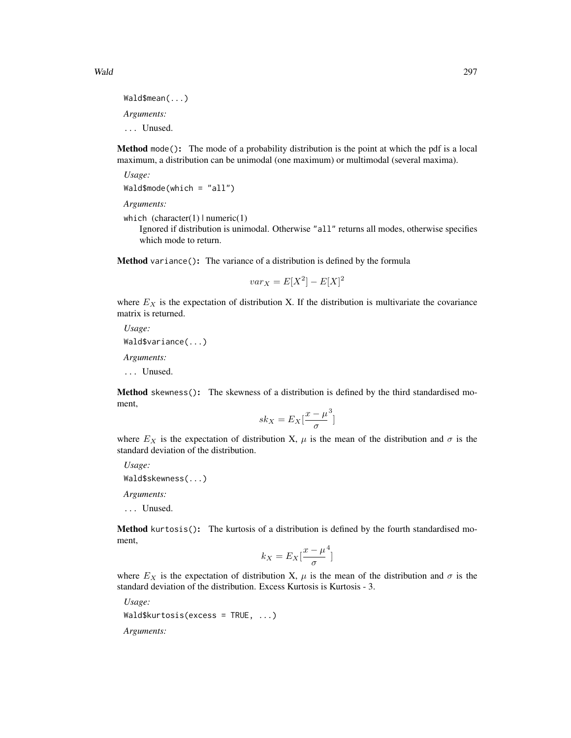```
Wald$mean(...)
```

*Arguments:*

... Unused.

**Method** `mode()`**:** The mode of a probability distribution is the point at which the pdf is a local maximum, a distribution can be unimodal (one maximum) or multimodal (several maxima).

*Usage:*

```
Wald$mode(which = "all")
```

*Arguments:*

`which` (character(1) | numeric(1)
Ignored if distribution is unimodal. Otherwise "all" returns all modes, otherwise specifies which mode to return.

**Method** `variance()`**:** The variance of a distribution is defined by the formula

$$var_X = E[X^2] - E[X]^2$$

where $E_X$ is the expectation of distribution X. If the distribution is multivariate the covariance matrix is returned.

*Usage:*

```
Wald$variance(...)
```

*Arguments:*

... Unused.

**Method** `skewness()`**:** The skewness of a distribution is defined by the third standardised moment,

$$sk_X = E_X[\frac{x - \mu}{\sigma}^3]$$

where $E_X$ is the expectation of distribution X, $\mu$ is the mean of the distribution and $\sigma$ is the standard deviation of the distribution.

*Usage:*

```
Wald$skewness(...)
```

*Arguments:*

... Unused.

**Method** `kurtosis()`**:** The kurtosis of a distribution is defined by the fourth standardised moment,

$$k_X = E_X[\frac{x - \mu}{\sigma}^4]$$

where $E_X$ is the expectation of distribution X, $\mu$ is the mean of the distribution and $\sigma$ is the standard deviation of the distribution. Excess Kurtosis is Kurtosis - 3.

*Usage:*

```
Wald$kurtosis(excess = TRUE, ...)
```

*Arguments:*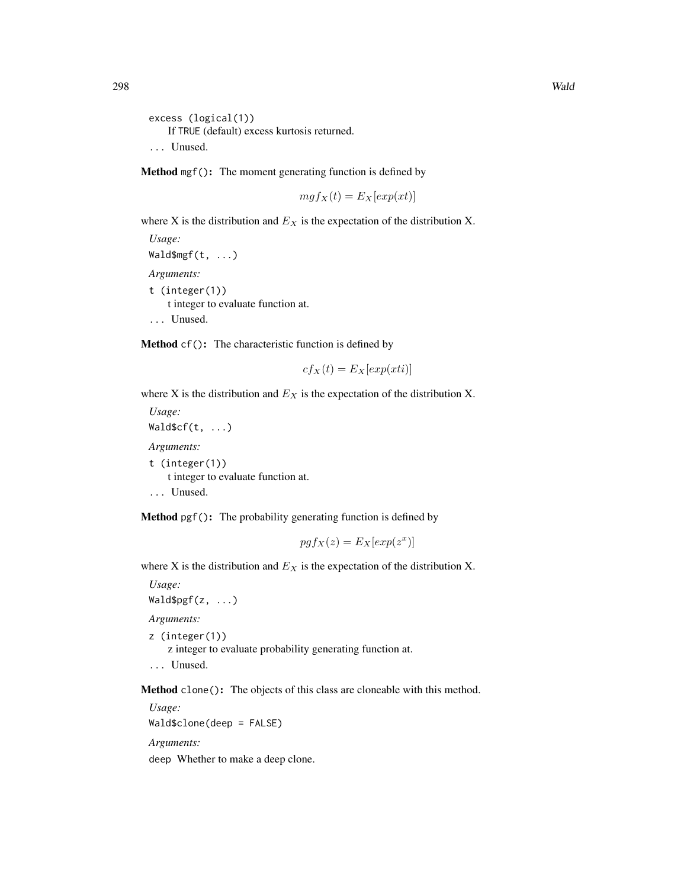`excess` (logical(1))
   If TRUE (default) excess kurtosis returned.

`...` Unused.

**Method** `mgf()`**:** The moment generating function is defined by

$$mgf_X(t) = E_X[exp(xt)]$$

where X is the distribution and $E_X$ is the expectation of the distribution X.

*Usage:*

```
Wald$mgf(t, ...)
```

*Arguments:*

`t` (integer(1))
   t integer to evaluate function at.

`...` Unused.

**Method** `cf()`**:** The characteristic function is defined by

$$cf_X(t) = E_X[exp(xti)]$$

where X is the distribution and $E_X$ is the expectation of the distribution X.

*Usage:*

```
Wald$cf(t, ...)
```

*Arguments:*

`t` (integer(1))
   t integer to evaluate function at.

`...` Unused.

**Method** `pgf()`**:** The probability generating function is defined by

$$pgf_X(z) = E_X[exp(z^x)]$$

where X is the distribution and $E_X$ is the expectation of the distribution X.

*Usage:*

```
Wald$pgf(z, ...)
```

*Arguments:*

`z` (integer(1))
   z integer to evaluate probability generating function at.

`...` Unused.

**Method** `clone()`**:** The objects of this class are cloneable with this method.

*Usage:*

```
Wald$clone(deep = FALSE)
```

*Arguments:*

`deep` Whether to make a deep clone.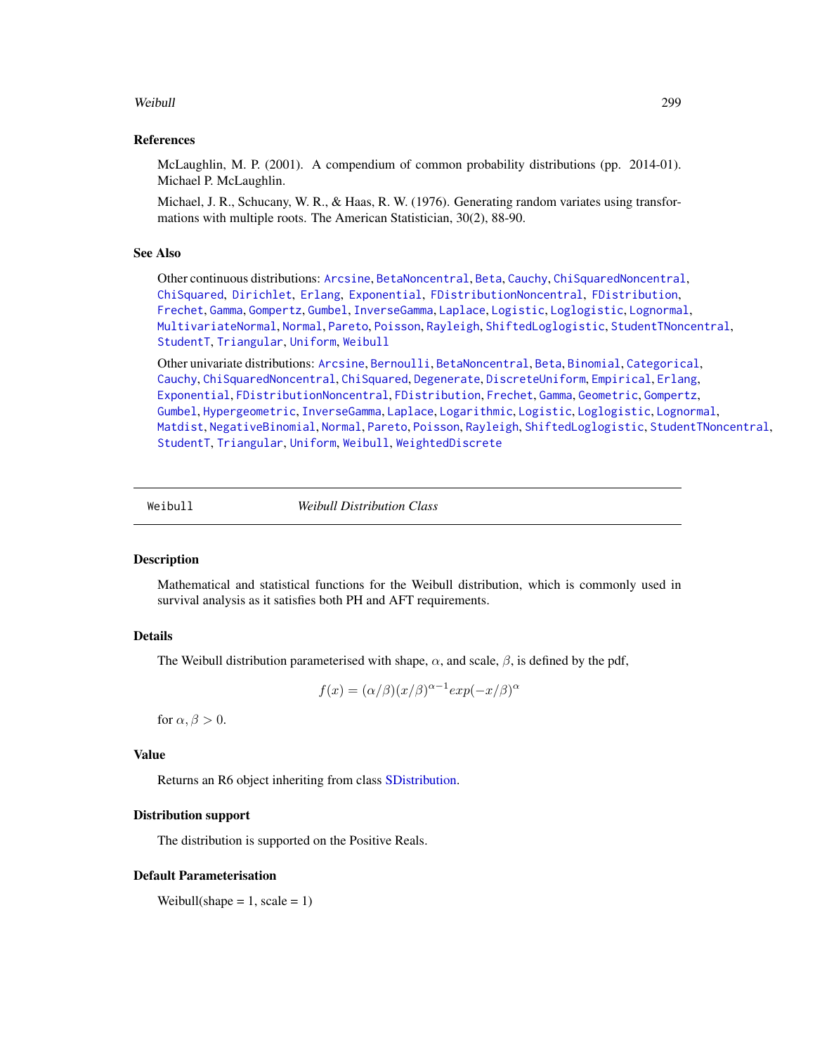## References

McLaughlin, M. P. (2001). A compendium of common probability distributions (pp. 2014-01). Michael P. McLaughlin.

Michael, J. R., Schucany, W. R., & Haas, R. W. (1976). Generating random variates using transformations with multiple roots. The American Statistician, 30(2), 88-90.

## See Also

Other continuous distributions: Arcsine, BetaNoncentral, Beta, Cauchy, ChiSquaredNoncentral, ChiSquared, Dirichlet, Erlang, Exponential, FDistributionNoncentral, FDistribution, Frechet, Gamma, Gompertz, Gumbel, InverseGamma, Laplace, Logistic, Loglogistic, Lognormal, MultivariateNormal, Normal, Pareto, Poisson, Rayleigh, ShiftedLoglogistic, StudentTNoncentral, StudentT, Triangular, Uniform, Weibull

Other univariate distributions: Arcsine, Bernoulli, BetaNoncentral, Beta, Binomial, Categorical, Cauchy, ChiSquaredNoncentral, ChiSquared, Degenerate, DiscreteUniform, Empirical, Erlang, Exponential, FDistributionNoncentral, FDistribution, Frechet, Gamma, Geometric, Gompertz, Gumbel, Hypergeometric, InverseGamma, Laplace, Logarithmic, Logistic, Loglogistic, Lognormal, Matdist, NegativeBinomial, Normal, Pareto, Poisson, Rayleigh, ShiftedLoglogistic, StudentTNoncentral, StudentT, Triangular, Uniform, Weibull, WeightedDiscrete

---

# Weibull — *Weibull Distribution Class*

## Description

Mathematical and statistical functions for the Weibull distribution, which is commonly used in survival analysis as it satisfies both PH and AFT requirements.

## Details

The Weibull distribution parameterised with shape, $\alpha$, and scale, $\beta$, is defined by the pdf,

$$f(x) = (\alpha/\beta)(x/\beta)^{\alpha-1}exp(-x/\beta)^{\alpha}$$

for $\alpha, \beta > 0$.

## Value

Returns an R6 object inheriting from class SDistribution.

## Distribution support

The distribution is supported on the Positive Reals.

## Default Parameterisation

Weibull(shape = 1, scale = 1)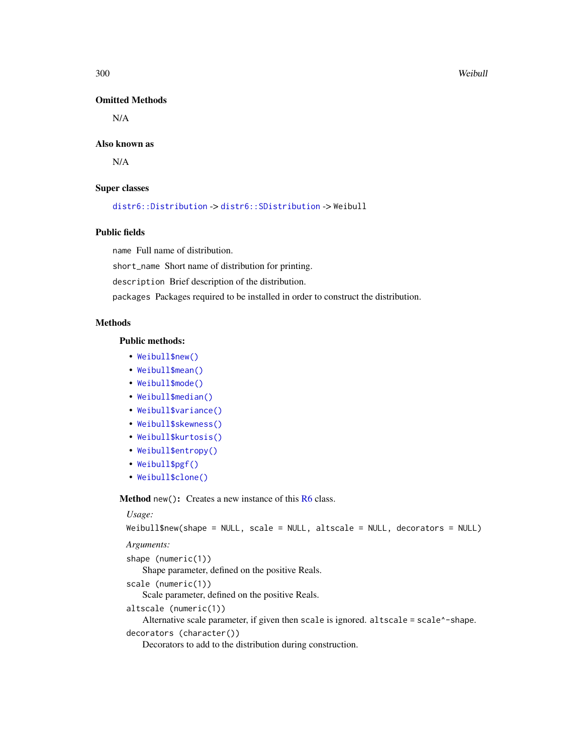### Omitted Methods

N/A

### Also known as

N/A

### Super classes

`distr6::Distribution` -> `distr6::SDistribution` -> `Weibull`

### Public fields

`name` Full name of distribution.

`short_name` Short name of distribution for printing.

`description` Brief description of the distribution.

`packages` Packages required to be installed in order to construct the distribution.

### Methods

#### Public methods:

- `Weibull$new()`
- `Weibull$mean()`
- `Weibull$mode()`
- `Weibull$median()`
- `Weibull$variance()`
- `Weibull$skewness()`
- `Weibull$kurtosis()`
- `Weibull$entropy()`
- `Weibull$pgf()`
- `Weibull$clone()`

**Method** `new()`**:** Creates a new instance of this R6 class.

*Usage:*

```
Weibull$new(shape = NULL, scale = NULL, altscale = NULL, decorators = NULL)
```

*Arguments:*

`shape (numeric(1))`
Shape parameter, defined on the positive Reals.

`scale (numeric(1))`
Scale parameter, defined on the positive Reals.

`altscale (numeric(1))`
Alternative scale parameter, if given then `scale` is ignored. `altscale = scale^-shape`.

`decorators (character())`
Decorators to add to the distribution during construction.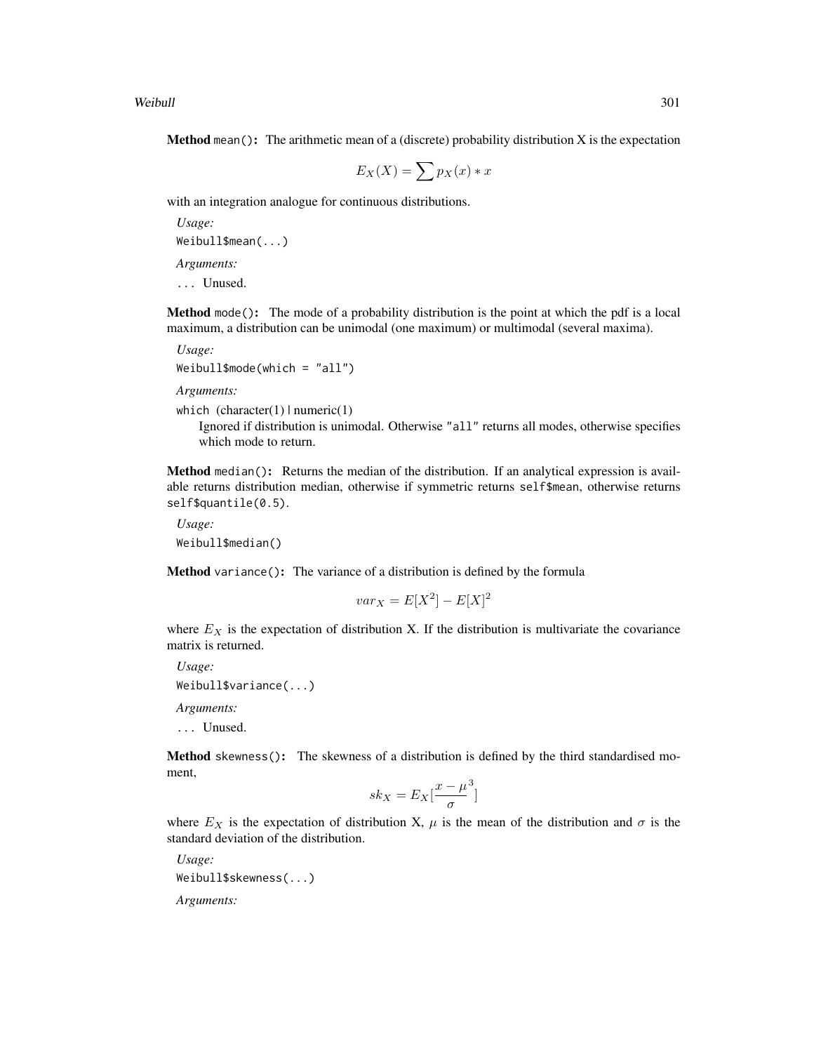**Method** `mean()`: The arithmetic mean of a (discrete) probability distribution X is the expectation

$$E_X(X) = \sum p_X(x) * x$$

with an integration analogue for continuous distributions.

*Usage:*

```
Weibull$mean(...)
```

*Arguments:*

`...` Unused.

**Method** `mode()`: The mode of a probability distribution is the point at which the pdf is a local maximum, a distribution can be unimodal (one maximum) or multimodal (several maxima).

*Usage:*

```
Weibull$mode(which = "all")
```

*Arguments:*

`which` (character(1) | numeric(1)

Ignored if distribution is unimodal. Otherwise `"all"` returns all modes, otherwise specifies which mode to return.

**Method** `median()`: Returns the median of the distribution. If an analytical expression is available returns distribution median, otherwise if symmetric returns `self$mean`, otherwise returns `self$quantile(0.5)`.

*Usage:*

```
Weibull$median()
```

**Method** `variance()`: The variance of a distribution is defined by the formula

$$var_X = E[X^2] - E[X]^2$$

where $E_X$ is the expectation of distribution X. If the distribution is multivariate the covariance matrix is returned.

*Usage:*

```
Weibull$variance(...)
```

*Arguments:*

`...` Unused.

**Method** `skewness()`: The skewness of a distribution is defined by the third standardised moment,

$$sk_X = E_X[\frac{x - \mu}{\sigma}^3]$$

where $E_X$ is the expectation of distribution X, $\mu$ is the mean of the distribution and $\sigma$ is the standard deviation of the distribution.

*Usage:*

```
Weibull$skewness(...)
```

*Arguments:*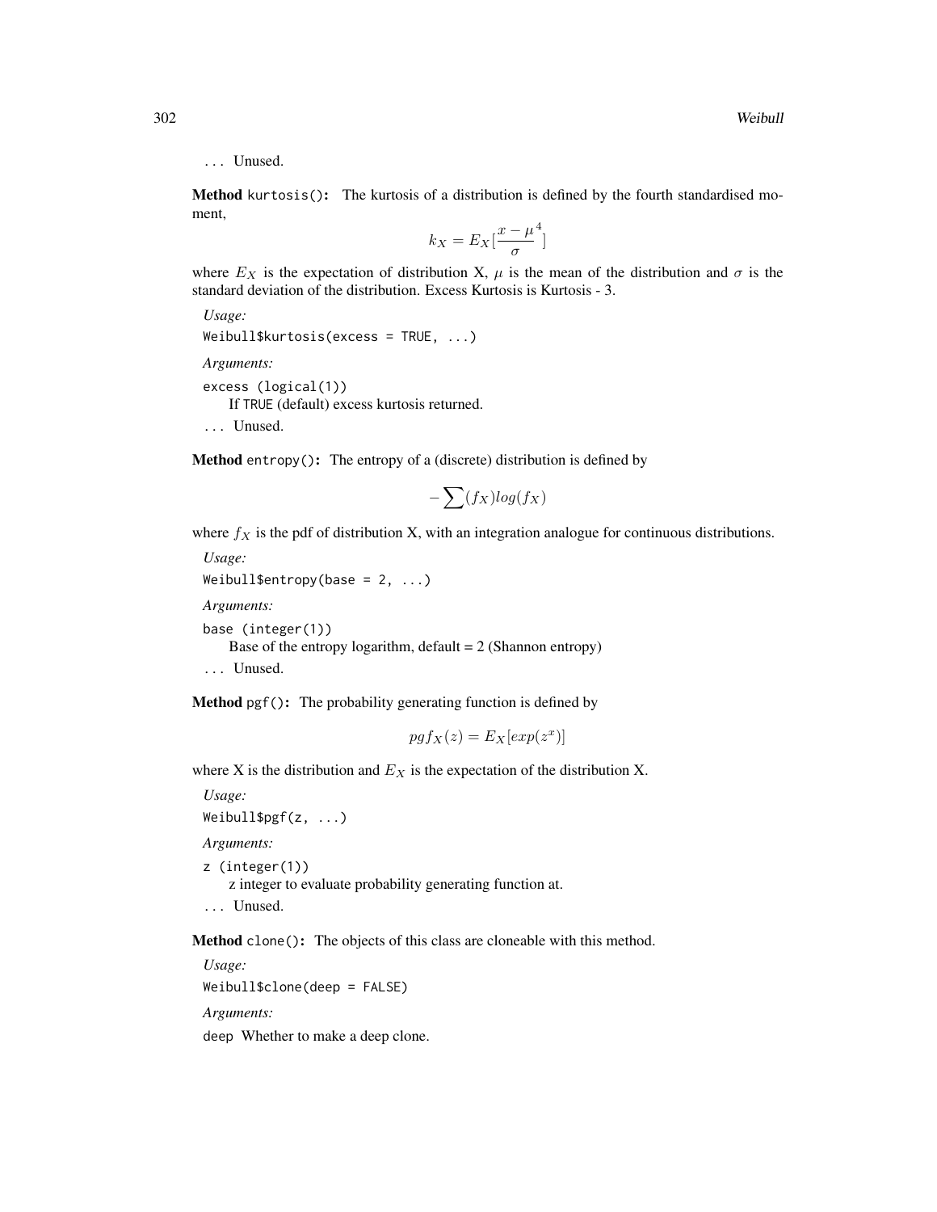`...` Unused.

**Method** `kurtosis()`: The kurtosis of a distribution is defined by the fourth standardised moment,

$$k_X = E_X[\frac{x - \mu^4}{\sigma}]$$

where $E_X$ is the expectation of distribution X, $\mu$ is the mean of the distribution and $\sigma$ is the standard deviation of the distribution. Excess Kurtosis is Kurtosis - 3.

*Usage:*

```
Weibull$kurtosis(excess = TRUE, ...)
```

*Arguments:*

`excess` (`logical(1)`)
If `TRUE` (default) excess kurtosis returned.

`...` Unused.

**Method** `entropy()`: The entropy of a (discrete) distribution is defined by

$$-\sum(f_X)log(f_X)$$

where $f_X$ is the pdf of distribution X, with an integration analogue for continuous distributions.

*Usage:*

```
Weibull$entropy(base = 2, ...)
```

*Arguments:*

`base` (`integer(1)`)
Base of the entropy logarithm, default = 2 (Shannon entropy)

`...` Unused.

**Method** `pgf()`: The probability generating function is defined by

$$pgf_X(z) = E_X[exp(z^x)]$$

where X is the distribution and $E_X$ is the expectation of the distribution X.

*Usage:*

```
Weibull$pgf(z, ...)
```

*Arguments:*

`z` (`integer(1)`)
z integer to evaluate probability generating function at.

`...` Unused.

**Method** `clone()`: The objects of this class are cloneable with this method.

*Usage:*

```
Weibull$clone(deep = FALSE)
```

*Arguments:*

`deep` Whether to make a deep clone.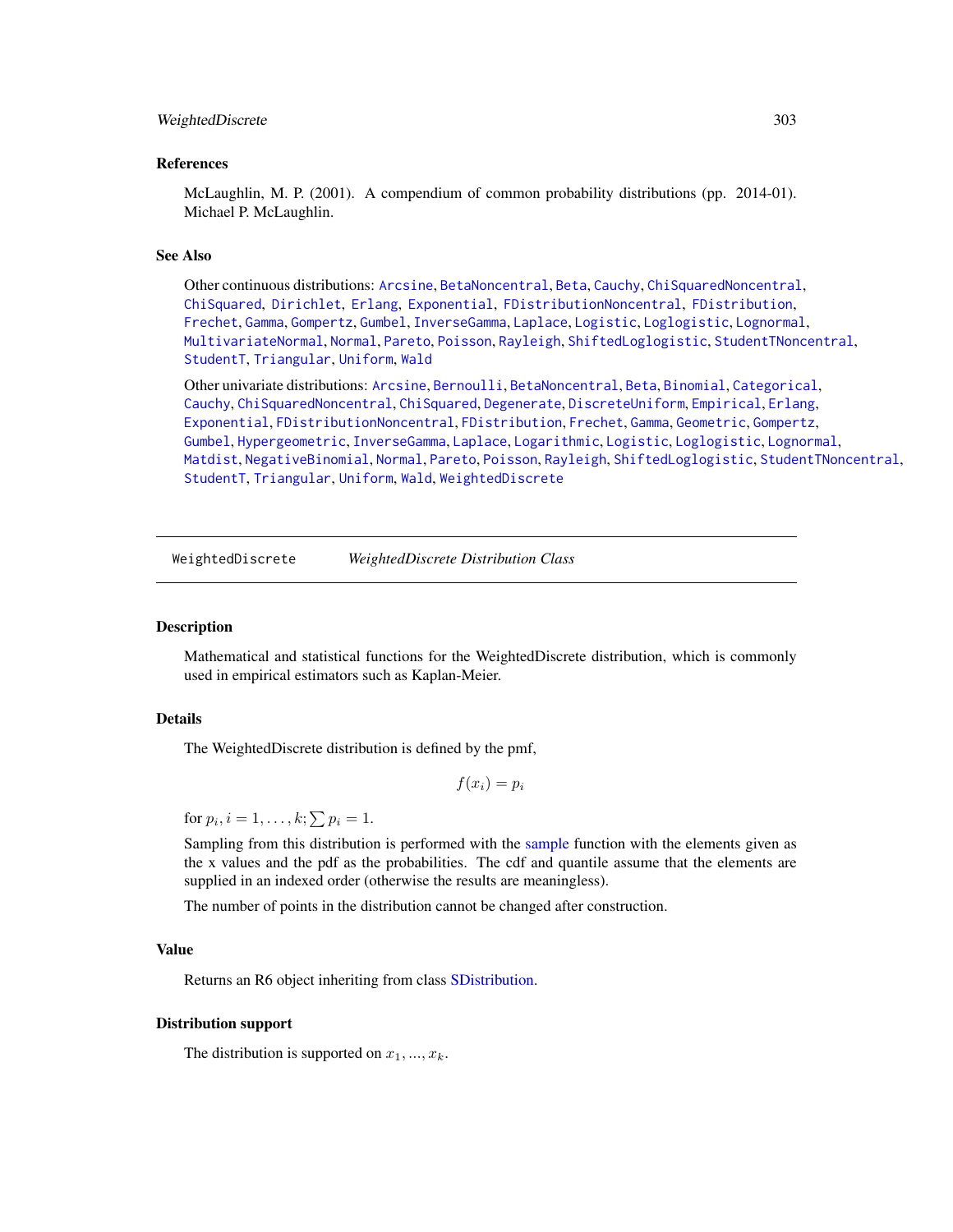### References

McLaughlin, M. P. (2001). A compendium of common probability distributions (pp. 2014-01). Michael P. McLaughlin.

### See Also

Other continuous distributions: Arcsine, BetaNoncentral, Beta, Cauchy, ChiSquaredNoncentral, ChiSquared, Dirichlet, Erlang, Exponential, FDistributionNoncentral, FDistribution, Frechet, Gamma, Gompertz, Gumbel, InverseGamma, Laplace, Logistic, Loglogistic, Lognormal, MultivariateNormal, Normal, Pareto, Poisson, Rayleigh, ShiftedLoglogistic, StudentTNoncentral, StudentT, Triangular, Uniform, Wald

Other univariate distributions: Arcsine, Bernoulli, BetaNoncentral, Beta, Binomial, Categorical, Cauchy, ChiSquaredNoncentral, ChiSquared, Degenerate, DiscreteUniform, Empirical, Erlang, Exponential, FDistributionNoncentral, FDistribution, Frechet, Gamma, Geometric, Gompertz, Gumbel, Hypergeometric, InverseGamma, Laplace, Logarithmic, Logistic, Loglogistic, Lognormal, Matdist, NegativeBinomial, Normal, Pareto, Poisson, Rayleigh, ShiftedLoglogistic, StudentTNoncentral, StudentT, Triangular, Uniform, Wald, WeightedDiscrete

---

## WeightedDiscrete — *WeightedDiscrete Distribution Class*

### Description

Mathematical and statistical functions for the WeightedDiscrete distribution, which is commonly used in empirical estimators such as Kaplan-Meier.

### Details

The WeightedDiscrete distribution is defined by the pmf,

$$f(x_i) = p_i$$

for $p_i, i = 1, \ldots, k; \sum p_i = 1$.

Sampling from this distribution is performed with the sample function with the elements given as the x values and the pdf as the probabilities. The cdf and quantile assume that the elements are supplied in an indexed order (otherwise the results are meaningless).

The number of points in the distribution cannot be changed after construction.

### Value

Returns an R6 object inheriting from class SDistribution.

### Distribution support

The distribution is supported on $x_1, ..., x_k$.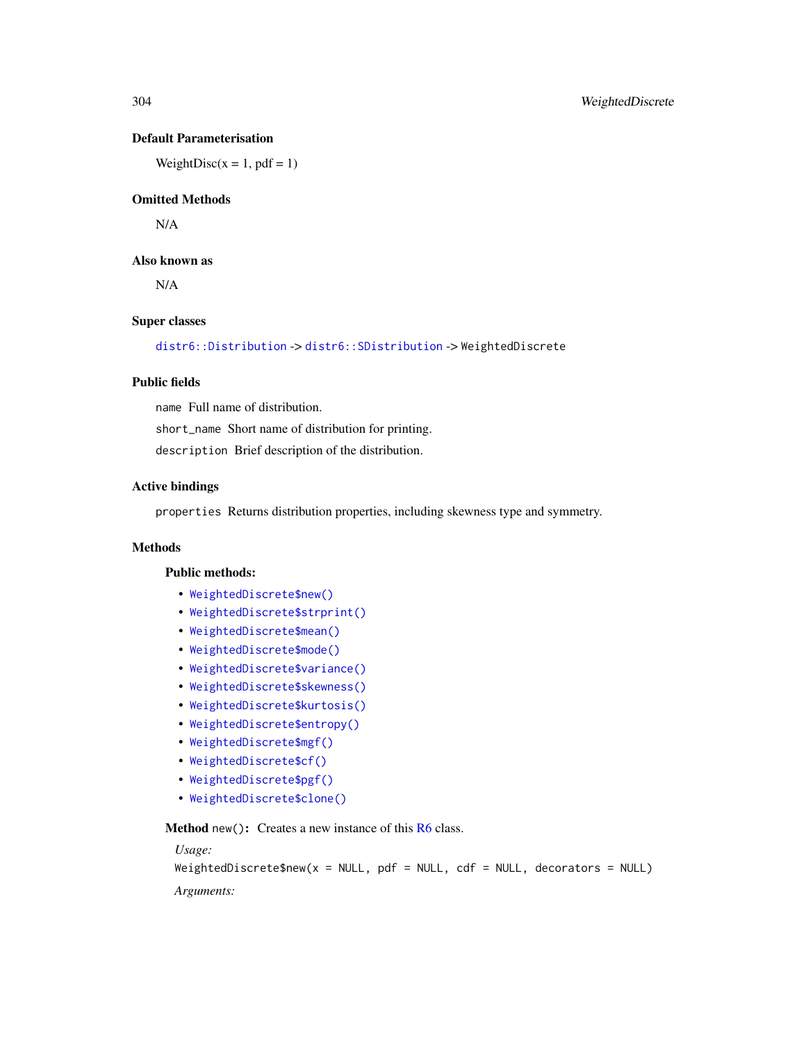### Default Parameterisation

WeightDisc(x = 1, pdf = 1)

### Omitted Methods

N/A

### Also known as

N/A

### Super classes

`distr6::Distribution` -> `distr6::SDistribution` -> `WeightedDiscrete`

### Public fields

`name` Full name of distribution.

`short_name` Short name of distribution for printing.

`description` Brief description of the distribution.

### Active bindings

`properties` Returns distribution properties, including skewness type and symmetry.

### Methods

#### Public methods:

- `WeightedDiscrete$new()`
- `WeightedDiscrete$strprint()`
- `WeightedDiscrete$mean()`
- `WeightedDiscrete$mode()`
- `WeightedDiscrete$variance()`
- `WeightedDiscrete$skewness()`
- `WeightedDiscrete$kurtosis()`
- `WeightedDiscrete$entropy()`
- `WeightedDiscrete$mgf()`
- `WeightedDiscrete$cf()`
- `WeightedDiscrete$pgf()`
- `WeightedDiscrete$clone()`

**Method** `new()`**:** Creates a new instance of this R6 class.

*Usage:*

```
WeightedDiscrete$new(x = NULL, pdf = NULL, cdf = NULL, decorators = NULL)
```

*Arguments:*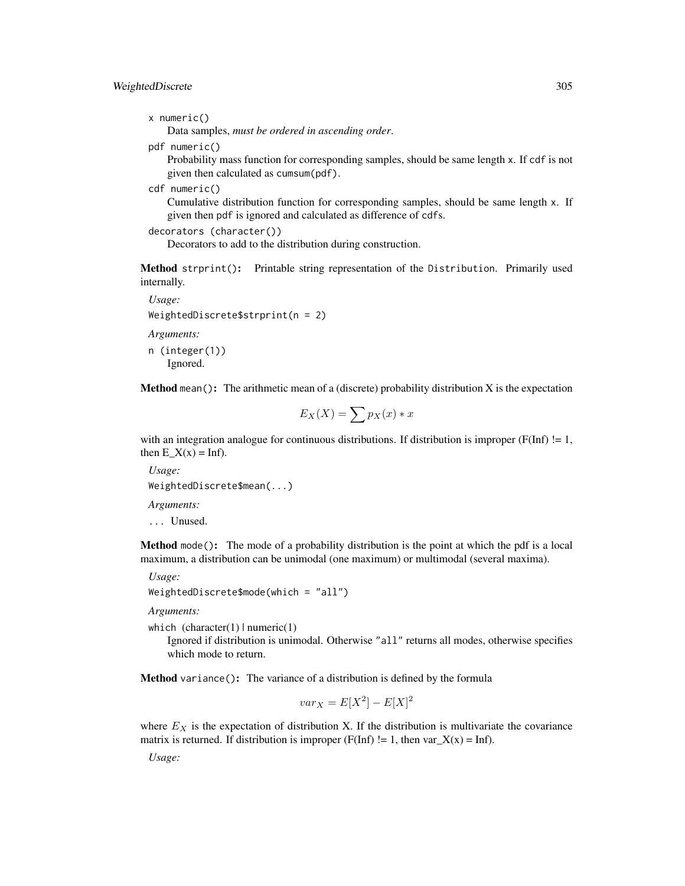x numeric()
: Data samples, *must be ordered in ascending order*.

pdf numeric()
: Probability mass function for corresponding samples, should be same length x. If cdf is not given then calculated as cumsum(pdf).

cdf numeric()
: Cumulative distribution function for corresponding samples, should be same length x. If given then pdf is ignored and calculated as difference of cdfs.

decorators (character())
: Decorators to add to the distribution during construction.

**Method** strprint(): Printable string representation of the Distribution. Primarily used internally.

*Usage:*

```
WeightedDiscrete$strprint(n = 2)
```

*Arguments:*

n (integer(1))
: Ignored.

**Method** mean(): The arithmetic mean of a (discrete) probability distribution X is the expectation

$$E_X(X) = \sum p_X(x) * x$$

with an integration analogue for continuous distributions. If distribution is improper (F(Inf) != 1, then E_X(x) = Inf).

*Usage:*

```
WeightedDiscrete$mean(...)
```

*Arguments:*

... Unused.

**Method** mode(): The mode of a probability distribution is the point at which the pdf is a local maximum, a distribution can be unimodal (one maximum) or multimodal (several maxima).

*Usage:*

```
WeightedDiscrete$mode(which = "all")
```

*Arguments:*

which (character(1) | numeric(1)
: Ignored if distribution is unimodal. Otherwise "all" returns all modes, otherwise specifies which mode to return.

**Method** variance(): The variance of a distribution is defined by the formula

$$var_X = E[X^2] - E[X]^2$$

where $E_X$ is the expectation of distribution X. If the distribution is multivariate the covariance matrix is returned. If distribution is improper (F(Inf) != 1, then var_X(x) = Inf).

*Usage:*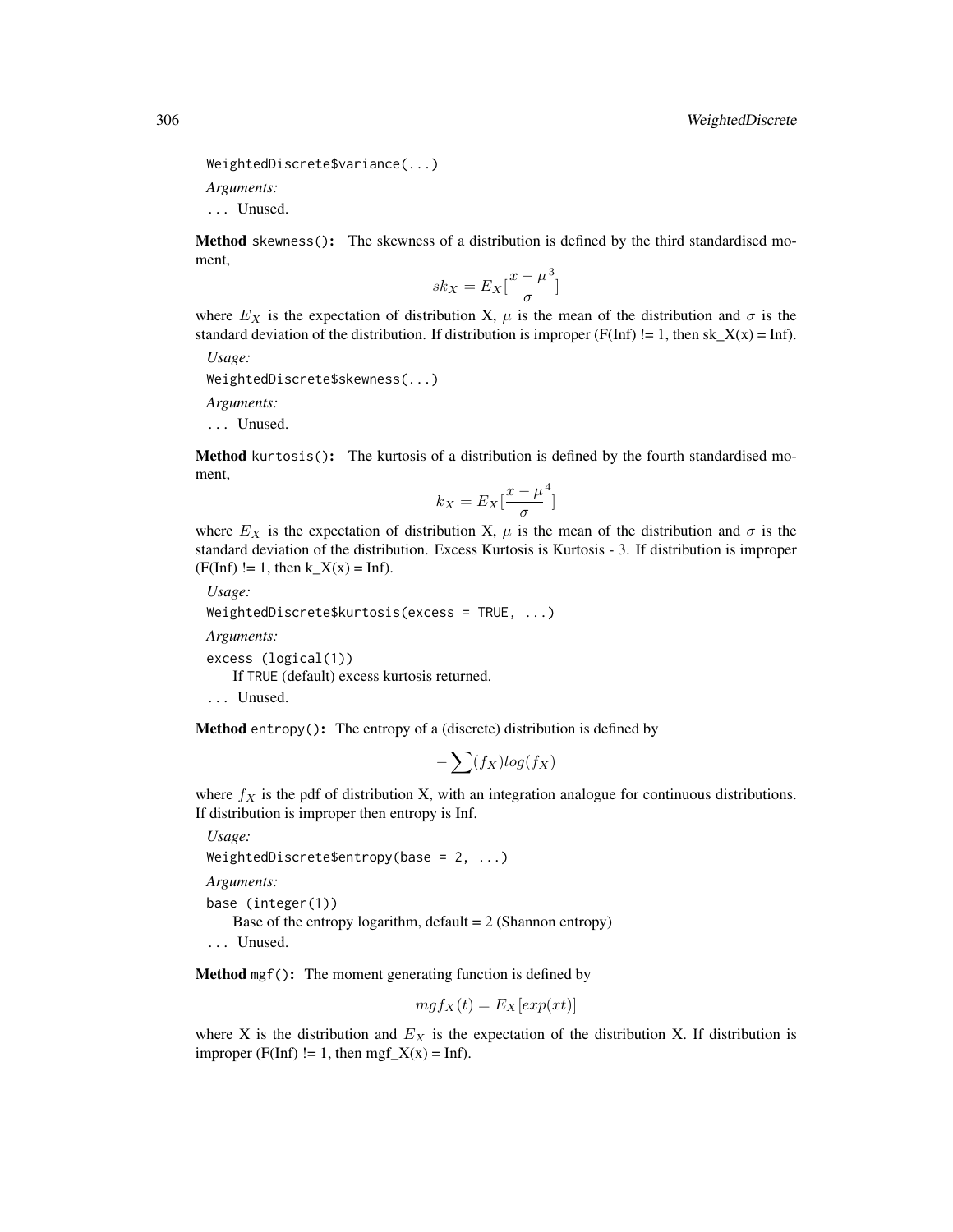```
WeightedDiscrete$variance(...)
```

*Arguments:*

... Unused.

**Method** `skewness()`: The skewness of a distribution is defined by the third standardised moment,

$$sk_X = E_X[\frac{x - \mu}{\sigma}^3]$$

where $E_X$ is the expectation of distribution X, $\mu$ is the mean of the distribution and $\sigma$ is the standard deviation of the distribution. If distribution is improper (F(Inf) != 1, then sk_X(x) = Inf).

*Usage:*

```
WeightedDiscrete$skewness(...)
```

*Arguments:*

... Unused.

**Method** `kurtosis()`: The kurtosis of a distribution is defined by the fourth standardised moment,

$$k_X = E_X[\frac{x - \mu}{\sigma}^4]$$

where $E_X$ is the expectation of distribution X, $\mu$ is the mean of the distribution and $\sigma$ is the standard deviation of the distribution. Excess Kurtosis is Kurtosis - 3. If distribution is improper (F(Inf) != 1, then k_X(x) = Inf).

*Usage:*

```
WeightedDiscrete$kurtosis(excess = TRUE, ...)
```

*Arguments:*

`excess (logical(1))`
If TRUE (default) excess kurtosis returned.

... Unused.

**Method** `entropy()`: The entropy of a (discrete) distribution is defined by

$$-\sum(f_X)log(f_X)$$

where $f_X$ is the pdf of distribution X, with an integration analogue for continuous distributions. If distribution is improper then entropy is Inf.

*Usage:*

```
WeightedDiscrete$entropy(base = 2, ...)
```

*Arguments:*

`base (integer(1))`
Base of the entropy logarithm, default = 2 (Shannon entropy)

... Unused.

**Method** `mgf()`: The moment generating function is defined by

$$mgf_X(t) = E_X[exp(xt)]$$

where X is the distribution and $E_X$ is the expectation of the distribution X. If distribution is improper (F(Inf) != 1, then mgf_X(x) = Inf).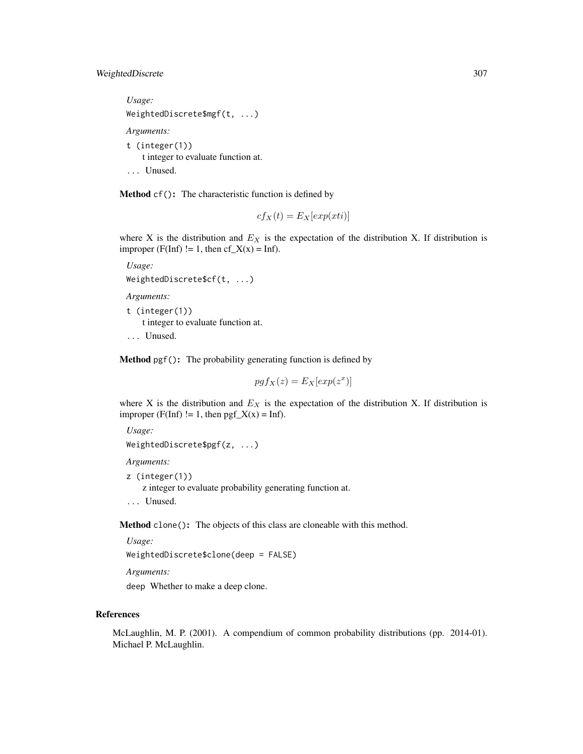*Usage:*

```
WeightedDiscrete$mgf(t, ...)
```

*Arguments:*

`t (integer(1))`
t integer to evaluate function at.

`...` Unused.

**Method** `cf()`**:** The characteristic function is defined by

$$cf_X(t) = E_X[exp(xti)]$$

where X is the distribution and $E_X$ is the expectation of the distribution X. If distribution is improper (F(Inf) != 1, then cf_X(x) = Inf).

*Usage:*

```
WeightedDiscrete$cf(t, ...)
```

*Arguments:*

`t (integer(1))`
t integer to evaluate function at.

`...` Unused.

**Method** `pgf()`**:** The probability generating function is defined by

$$pgf_X(z) = E_X[exp(z^x)]$$

where X is the distribution and $E_X$ is the expectation of the distribution X. If distribution is improper (F(Inf) != 1, then pgf_X(x) = Inf).

*Usage:*

```
WeightedDiscrete$pgf(z, ...)
```

*Arguments:*

`z (integer(1))`
z integer to evaluate probability generating function at.

`...` Unused.

**Method** `clone()`**:** The objects of this class are cloneable with this method.

*Usage:*

```
WeightedDiscrete$clone(deep = FALSE)
```

*Arguments:*

`deep` Whether to make a deep clone.

## References

McLaughlin, M. P. (2001). A compendium of common probability distributions (pp. 2014-01). Michael P. McLaughlin.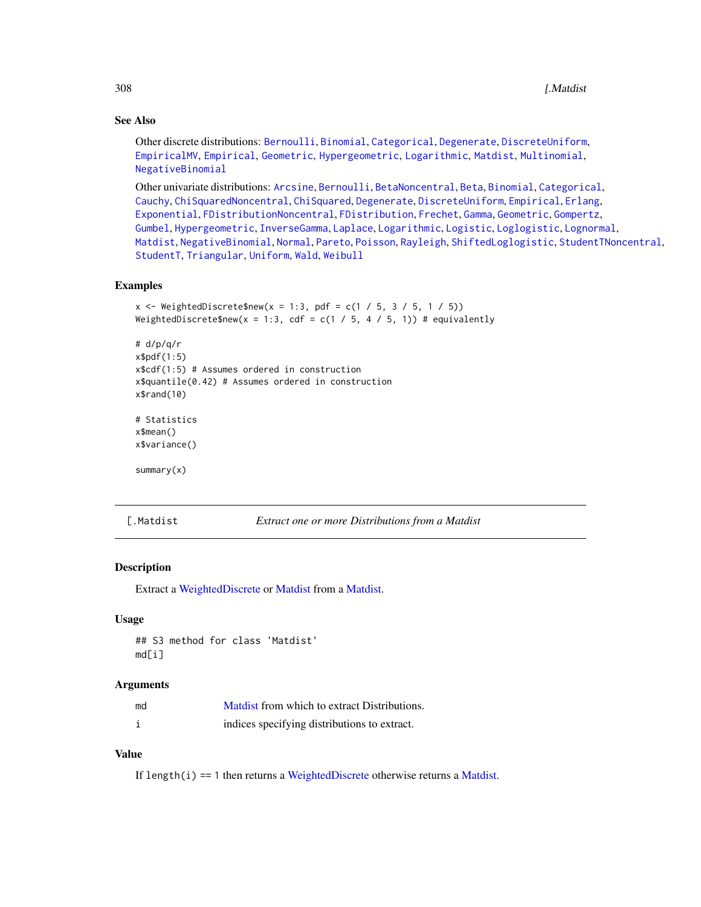## See Also

Other discrete distributions: Bernoulli, Binomial, Categorical, Degenerate, DiscreteUniform, EmpiricalMV, Empirical, Geometric, Hypergeometric, Logarithmic, Matdist, Multinomial, NegativeBinomial

Other univariate distributions: Arcsine, Bernoulli, BetaNoncentral, Beta, Binomial, Categorical, Cauchy, ChiSquaredNoncentral, ChiSquared, Degenerate, DiscreteUniform, Empirical, Erlang, Exponential, FDistributionNoncentral, FDistribution, Frechet, Gamma, Geometric, Gompertz, Gumbel, Hypergeometric, InverseGamma, Laplace, Logarithmic, Logistic, Loglogistic, Lognormal, Matdist, NegativeBinomial, Normal, Pareto, Poisson, Rayleigh, ShiftedLoglogistic, StudentTNoncentral, StudentT, Triangular, Uniform, Wald, Weibull

## Examples

```
x <- WeightedDiscrete$new(x = 1:3, pdf = c(1 / 5, 3 / 5, 1 / 5))
WeightedDiscrete$new(x = 1:3, cdf = c(1 / 5, 4 / 5, 1)) # equivalently

# d/p/q/r
x$pdf(1:5)
x$cdf(1:5) # Assumes ordered in construction
x$quantile(0.42) # Assumes ordered in construction
x$rand(10)

# Statistics
x$mean()
x$variance()

summary(x)
```

---

# [.Matdist — *Extract one or more Distributions from a Matdist*

## Description

Extract a WeightedDiscrete or Matdist from a Matdist.

## Usage

```
## S3 method for class 'Matdist'
md[i]
```

## Arguments

| | |
|---|---|
| md | Matdist from which to extract Distributions. |
| i | indices specifying distributions to extract. |

## Value

If `length(i) == 1` then returns a WeightedDiscrete otherwise returns a Matdist.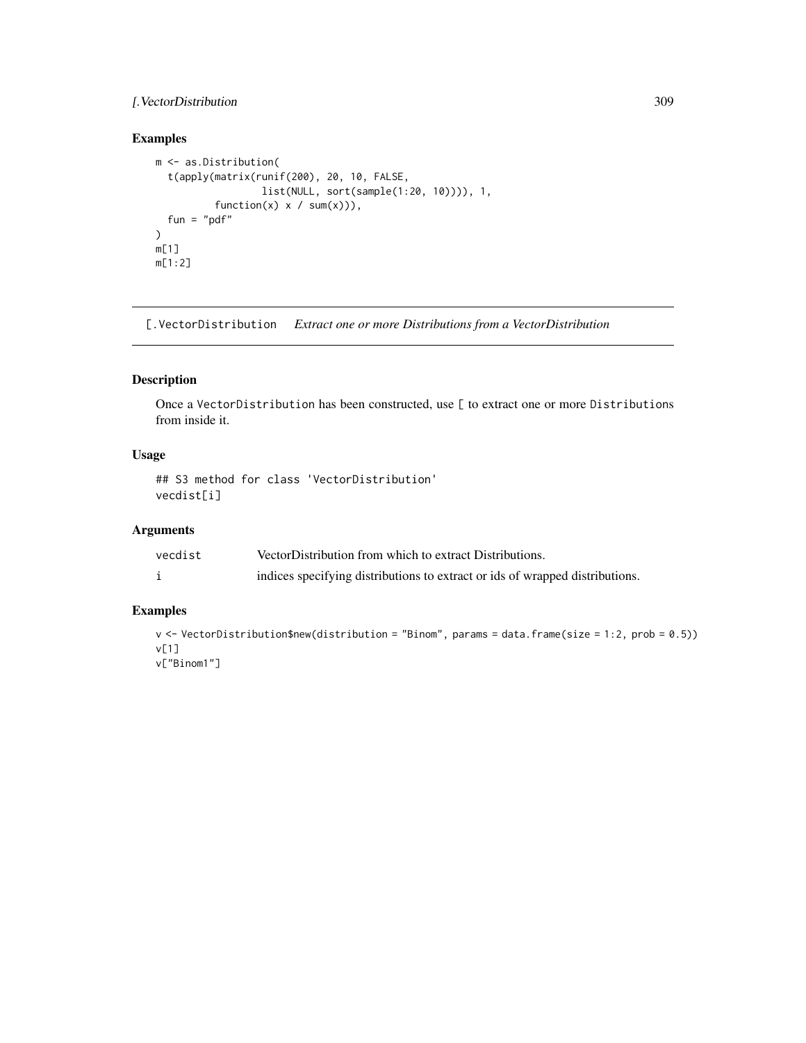### Examples

```
m <- as.Distribution(
  t(apply(matrix(runif(200), 20, 10, FALSE,
                 list(NULL, sort(sample(1:20, 10)))), 1,
          function(x) x / sum(x))),
  fun = "pdf"
)
m[1]
m[1:2]
```

---

## [.VectorDistribution *Extract one or more Distributions from a VectorDistribution*

---

### Description

Once a VectorDistribution has been constructed, use [ to extract one or more Distributions from inside it.

### Usage

```
## S3 method for class 'VectorDistribution'
vecdist[i]
```

### Arguments

| | |
|---|---|
| vecdist | VectorDistribution from which to extract Distributions. |
| i | indices specifying distributions to extract or ids of wrapped distributions. |

### Examples

```
v <- VectorDistribution$new(distribution = "Binom", params = data.frame(size = 1:2, prob = 0.5))
v[1]
v["Binom1"]
```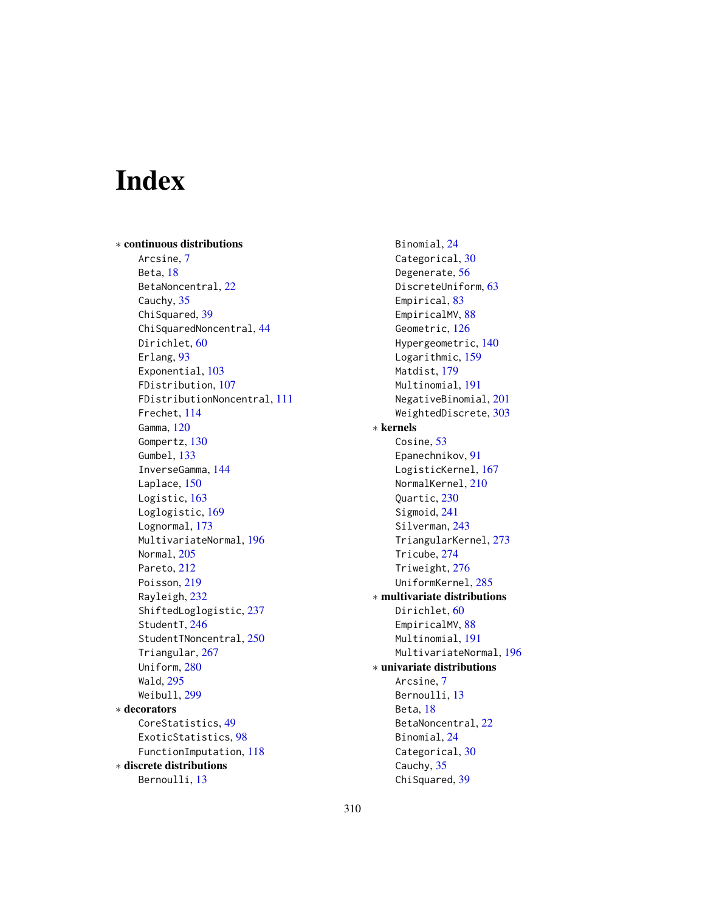# Index

* **continuous distributions**
    - Arcsine, 7
    - Beta, 18
    - BetaNoncentral, 22
    - Cauchy, 35
    - ChiSquared, 39
    - ChiSquaredNoncentral, 44
    - Dirichlet, 60
    - Erlang, 93
    - Exponential, 103
    - FDistribution, 107
    - FDistributionNoncentral, 111
    - Frechet, 114
    - Gamma, 120
    - Gompertz, 130
    - Gumbel, 133
    - InverseGamma, 144
    - Laplace, 150
    - Logistic, 163
    - Loglogistic, 169
    - Lognormal, 173
    - MultivariateNormal, 196
    - Normal, 205
    - Pareto, 212
    - Poisson, 219
    - Rayleigh, 232
    - ShiftedLoglogistic, 237
    - StudentT, 246
    - StudentTNoncentral, 250
    - Triangular, 267
    - Uniform, 280
    - Wald, 295
    - Weibull, 299

* **decorators**
    - CoreStatistics, 49
    - ExoticStatistics, 98
    - FunctionImputation, 118

* **discrete distributions**
    - Bernoulli, 13
    - Binomial, 24
    - Categorical, 30
    - Degenerate, 56
    - DiscreteUniform, 63
    - Empirical, 83
    - EmpiricalMV, 88
    - Geometric, 126
    - Hypergeometric, 140
    - Logarithmic, 159
    - Matdist, 179
    - Multinomial, 191
    - NegativeBinomial, 201
    - WeightedDiscrete, 303

* **kernels**
    - Cosine, 53
    - Epanechnikov, 91
    - LogisticKernel, 167
    - NormalKernel, 210
    - Quartic, 230
    - Sigmoid, 241
    - Silverman, 243
    - TriangularKernel, 273
    - Tricube, 274
    - Triweight, 276
    - UniformKernel, 285

* **multivariate distributions**
    - Dirichlet, 60
    - EmpiricalMV, 88
    - Multinomial, 191
    - MultivariateNormal, 196

* **univariate distributions**
    - Arcsine, 7
    - Bernoulli, 13
    - Beta, 18
    - BetaNoncentral, 22
    - Binomial, 24
    - Categorical, 30
    - Cauchy, 35
    - ChiSquared, 39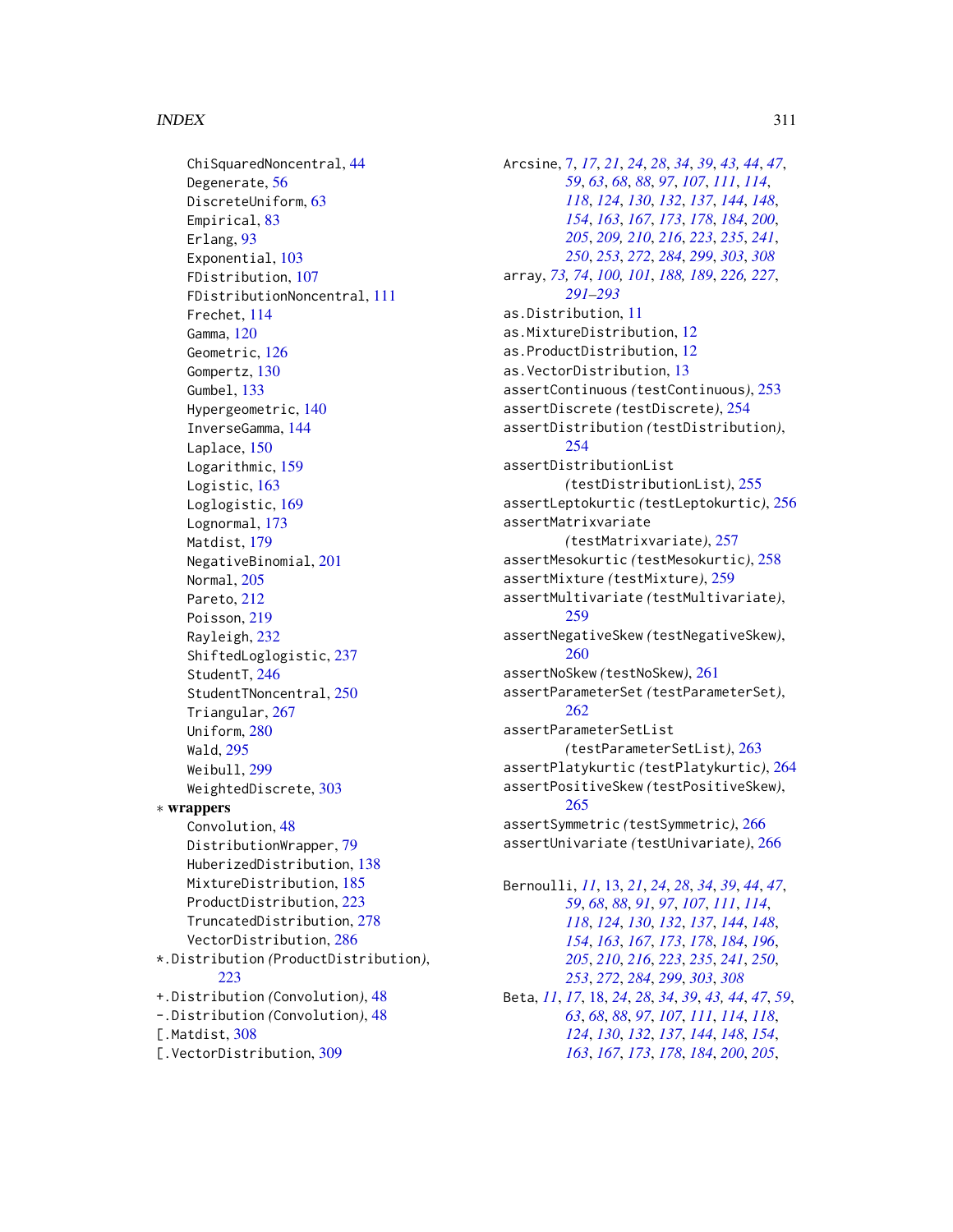ChiSquaredNoncentral, 44
Degenerate, 56
DiscreteUniform, 63
Empirical, 83
Erlang, 93
Exponential, 103
FDistribution, 107
FDistributionNoncentral, 111
Frechet, 114
Gamma, 120
Geometric, 126
Gompertz, 130
Gumbel, 133
Hypergeometric, 140
InverseGamma, 144
Laplace, 150
Logarithmic, 159
Logistic, 163
Loglogistic, 169
Lognormal, 173
Matdist, 179
NegativeBinomial, 201
Normal, 205
Pareto, 212
Poisson, 219
Rayleigh, 232
ShiftedLoglogistic, 237
StudentT, 246
StudentTNoncentral, 250
Triangular, 267
Uniform, 280
Wald, 295
Weibull, 299
WeightedDiscrete, 303

∗ **wrappers**
Convolution, 48
DistributionWrapper, 79
HuberizedDistribution, 138
MixtureDistribution, 185
ProductDistribution, 223
TruncatedDistribution, 278
VectorDistribution, 286

*.Distribution *(*ProductDistribution*)*, 223
+.Distribution *(*Convolution*)*, 48
-.Distribution *(*Convolution*)*, 48
[.Matdist, 308
[.VectorDistribution, 309

Arcsine, 7, *17*, *21*, *24*, *28*, *34*, *39*, *43, 44*, *47*, *59*, *63*, *68*, *88*, *97*, *107*, *111*, *114*, *118*, *124*, *130*, *132*, *137*, *144*, *148*, *154*, *163*, *167*, *173*, *178*, *184*, *200*, *205*, *209, 210*, *216*, *223*, *235*, *241*, *250*, *253*, *272*, *284*, *299*, *303*, *308*
array, *73, 74*, *100, 101*, *188, 189*, *226, 227*, *291–293*
as.Distribution, 11
as.MixtureDistribution, 12
as.ProductDistribution, 12
as.VectorDistribution, 13
assertContinuous *(*testContinuous*)*, 253
assertDiscrete *(*testDiscrete*)*, 254
assertDistribution *(*testDistribution*)*, 254
assertDistributionList *(*testDistributionList*)*, 255
assertLeptokurtic *(*testLeptokurtic*)*, 256
assertMatrixvariate *(*testMatrixvariate*)*, 257
assertMesokurtic *(*testMesokurtic*)*, 258
assertMixture *(*testMixture*)*, 259
assertMultivariate *(*testMultivariate*)*, 259
assertNegativeSkew *(*testNegativeSkew*)*, 260
assertNoSkew *(*testNoSkew*)*, 261
assertParameterSet *(*testParameterSet*)*, 262
assertParameterSetList *(*testParameterSetList*)*, 263
assertPlatykurtic *(*testPlatykurtic*)*, 264
assertPositiveSkew *(*testPositiveSkew*)*, 265
assertSymmetric *(*testSymmetric*)*, 266
assertUnivariate *(*testUnivariate*)*, 266

Bernoulli, *11*, 13, *21*, *24*, *28*, *34*, *39*, *44*, *47*, *59*, *68*, *88*, *91*, *97*, *107*, *111*, *114*, *118*, *124*, *130*, *132*, *137*, *144*, *148*, *154*, *163*, *167*, *173*, *178*, *184*, *196*, *205*, *210*, *216*, *223*, *235*, *241*, *250*, *253*, *272*, *284*, *299*, *303*, *308*
Beta, *11*, *17*, 18, *24*, *28*, *34*, *39*, *43, 44*, *47*, *59*, *63*, *68*, *88*, *97*, *107*, *111*, *114*, *118*, *124*, *130*, *132*, *137*, *144*, *148*, *154*, *163*, *167*, *173*, *178*, *184*, *200*, *205*,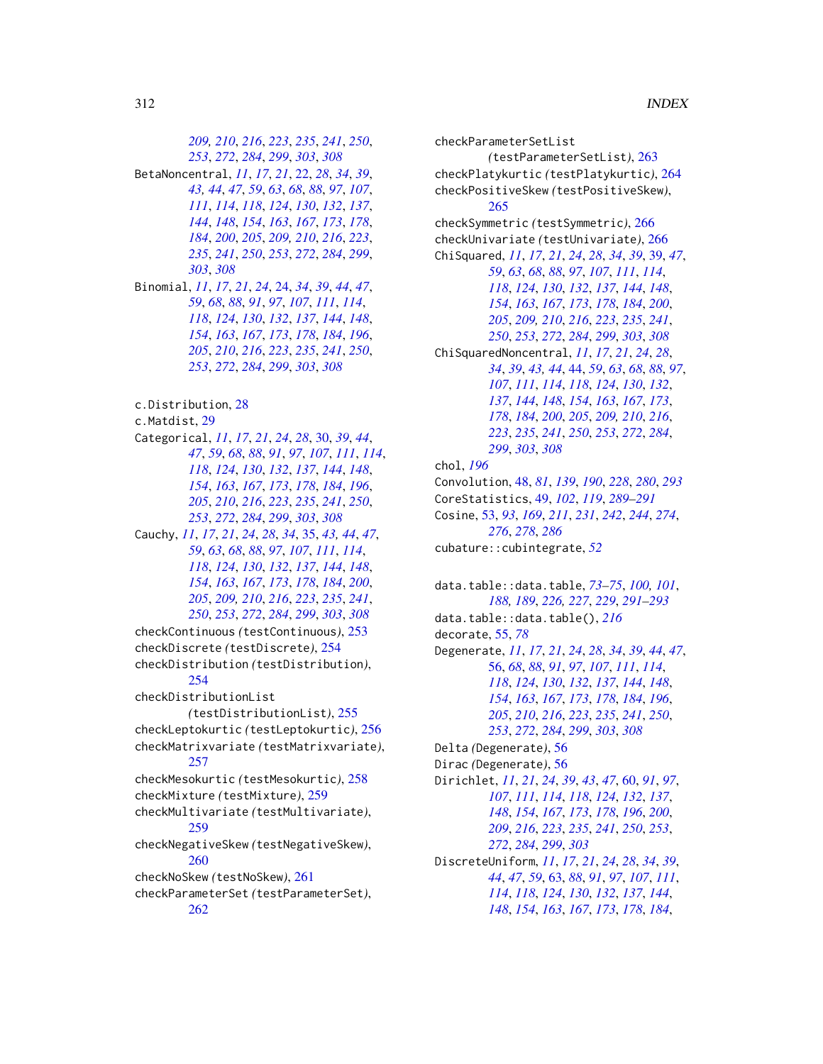209, 210, 216, 223, 235, 241, 250, 253, 272, 284, 299, 303, 308

BetaNoncentral, 11, 17, 21, 22, 28, 34, 39, 43, 44, 47, 59, 63, 68, 88, 97, 107, 111, 114, 118, 124, 130, 132, 137, 144, 148, 154, 163, 167, 173, 178, 184, 200, 205, 209, 210, 216, 223, 235, 241, 250, 253, 272, 284, 299, 303, 308

Binomial, 11, 17, 21, 24, 24, 34, 39, 44, 47, 59, 68, 88, 91, 97, 107, 111, 114, 118, 124, 130, 132, 137, 144, 148, 154, 163, 167, 173, 178, 184, 196, 205, 210, 216, 223, 235, 241, 250, 253, 272, 284, 299, 303, 308

c.Distribution, 28

c.Matdist, 29

Categorical, 11, 17, 21, 24, 28, 30, 39, 44, 47, 59, 68, 88, 91, 97, 107, 111, 114, 118, 124, 130, 132, 137, 144, 148, 154, 163, 167, 173, 178, 184, 196, 205, 210, 216, 223, 235, 241, 250, 253, 272, 284, 299, 303, 308

Cauchy, 11, 17, 21, 24, 28, 34, 35, 43, 44, 47, 59, 63, 68, 88, 97, 107, 111, 114, 118, 124, 130, 132, 137, 144, 148, 154, 163, 167, 173, 178, 184, 200, 205, 209, 210, 216, 223, 235, 241, 250, 253, 272, 284, 299, 303, 308

checkContinuous (testContinuous), 253

checkDiscrete (testDiscrete), 254

checkDistribution (testDistribution), 254

checkDistributionList (testDistributionList), 255

checkLeptokurtic (testLeptokurtic), 256

checkMatrixvariate (testMatrixvariate), 257

checkMesokurtic (testMesokurtic), 258

checkMixture (testMixture), 259

checkMultivariate (testMultivariate), 259

checkNegativeSkew (testNegativeSkew), 260

checkNoSkew (testNoSkew), 261

checkParameterSet (testParameterSet), 262

checkParameterSetList (testParameterSetList), 263

checkPlatykurtic (testPlatykurtic), 264

checkPositiveSkew (testPositiveSkew), 265

checkSymmetric (testSymmetric), 266

checkUnivariate (testUnivariate), 266

ChiSquared, 11, 17, 21, 24, 28, 34, 39, 39, 47, 59, 63, 68, 88, 97, 107, 111, 114, 118, 124, 130, 132, 137, 144, 148, 154, 163, 167, 173, 178, 184, 200, 205, 209, 210, 216, 223, 235, 241, 250, 253, 272, 284, 299, 303, 308

ChiSquaredNoncentral, 11, 17, 21, 24, 28, 34, 39, 43, 44, 44, 59, 63, 68, 88, 97, 107, 111, 114, 118, 124, 130, 132, 137, 144, 148, 154, 163, 167, 173, 178, 184, 200, 205, 209, 210, 216, 223, 235, 241, 250, 253, 272, 284, 299, 303, 308

chol, 196

Convolution, 48, 81, 139, 190, 228, 280, 293

CoreStatistics, 49, 102, 119, 289–291

Cosine, 53, 93, 169, 211, 231, 242, 244, 274, 276, 278, 286

cubature::cubintegrate, 52

data.table::data.table, 73–75, 100, 101, 188, 189, 226, 227, 229, 291–293

data.table::data.table(), 216

decorate, 55, 78

Degenerate, 11, 17, 21, 24, 28, 34, 39, 44, 47, 56, 68, 88, 91, 97, 107, 111, 114, 118, 124, 130, 132, 137, 144, 148, 154, 163, 167, 173, 178, 184, 196, 205, 210, 216, 223, 235, 241, 250, 253, 272, 284, 299, 303, 308

Delta (Degenerate), 56

Dirac (Degenerate), 56

Dirichlet, 11, 21, 24, 39, 43, 47, 60, 91, 97, 107, 111, 114, 118, 124, 132, 137, 148, 154, 167, 173, 178, 196, 200, 209, 216, 223, 235, 241, 250, 253, 272, 284, 299, 303

DiscreteUniform, 11, 17, 21, 24, 28, 34, 39, 44, 47, 59, 63, 88, 91, 97, 107, 111, 114, 118, 124, 130, 132, 137, 144, 148, 154, 163, 167, 173, 178, 184,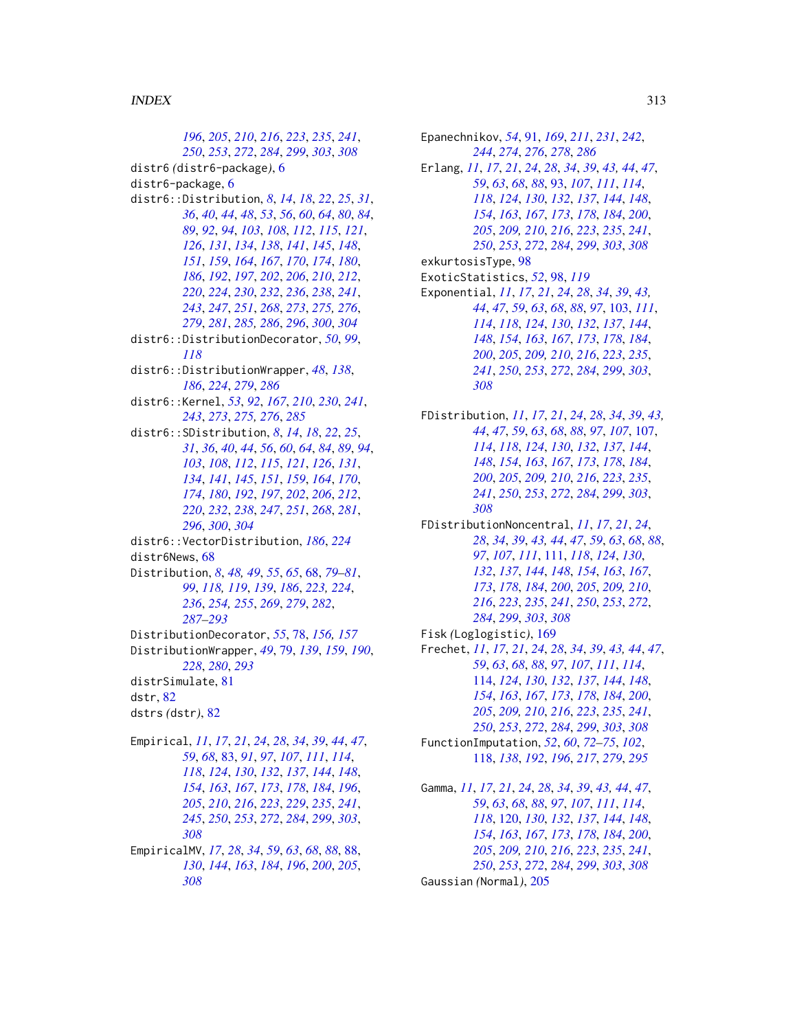196, 205, 210, 216, 223, 235, 241, 250, 253, 272, 284, 299, 303, 308
distr6 (distr6-package), 6
distr6-package, 6
distr6::Distribution, 8, 14, 18, 22, 25, 31, 36, 40, 44, 48, 53, 56, 60, 64, 80, 84, 89, 92, 94, 103, 108, 112, 115, 121, 126, 131, 134, 138, 141, 145, 148, 151, 159, 164, 167, 170, 174, 180, 186, 192, 197, 202, 206, 210, 212, 220, 224, 230, 232, 236, 238, 241, 243, 247, 251, 268, 273, 275, 276, 279, 281, 285, 286, 296, 300, 304
distr6::DistributionDecorator, 50, 99, 118
distr6::DistributionWrapper, 48, 138, 186, 224, 279, 286
distr6::Kernel, 53, 92, 167, 210, 230, 241, 243, 273, 275, 276, 285
distr6::SDistribution, 8, 14, 18, 22, 25, 31, 36, 40, 44, 56, 60, 64, 84, 89, 94, 103, 108, 112, 115, 121, 126, 131, 134, 141, 145, 151, 159, 164, 170, 174, 180, 192, 197, 202, 206, 212, 220, 232, 238, 247, 251, 268, 281, 296, 300, 304
distr6::VectorDistribution, 186, 224
distr6News, 68
Distribution, 8, 48, 49, 55, 65, 68, 79–81, 99, 118, 119, 139, 186, 223, 224, 236, 254, 255, 269, 279, 282, 287–293
DistributionDecorator, 55, 78, 156, 157
DistributionWrapper, 49, 79, 139, 159, 190, 228, 280, 293
distrSimulate, 81
dstr, 82
dstrs (dstr), 82

Empirical, 11, 17, 21, 24, 28, 34, 39, 44, 47, 59, 68, 83, 91, 97, 107, 111, 114, 118, 124, 130, 132, 137, 144, 148, 154, 163, 167, 173, 178, 184, 196, 205, 210, 216, 223, 229, 235, 241, 245, 250, 253, 272, 284, 299, 303, 308
EmpiricalMV, 17, 28, 34, 59, 63, 68, 88, 88, 130, 144, 163, 184, 196, 200, 205, 308
Epanechnikov, 54, 91, 169, 211, 231, 242, 244, 274, 276, 278, 286
Erlang, 11, 17, 21, 24, 28, 34, 39, 43, 44, 47, 59, 63, 68, 88, 93, 107, 111, 114, 118, 124, 130, 132, 137, 144, 148, 154, 163, 167, 173, 178, 184, 200, 205, 209, 210, 216, 223, 235, 241, 250, 253, 272, 284, 299, 303, 308
exkurtosisType, 98
ExoticStatistics, 52, 98, 119
Exponential, 11, 17, 21, 24, 28, 34, 39, 43, 44, 47, 59, 63, 68, 88, 97, 103, 111, 114, 118, 124, 130, 132, 137, 144, 148, 154, 163, 167, 173, 178, 184, 200, 205, 209, 210, 216, 223, 235, 241, 250, 253, 272, 284, 299, 303, 308

FDistribution, 11, 17, 21, 24, 28, 34, 39, 43, 44, 47, 59, 63, 68, 88, 97, 107, 107, 114, 118, 124, 130, 132, 137, 144, 148, 154, 163, 167, 173, 178, 184, 200, 205, 209, 210, 216, 223, 235, 241, 250, 253, 272, 284, 299, 303, 308
FDistributionNoncentral, 11, 17, 21, 24, 28, 34, 39, 43, 44, 47, 59, 63, 68, 88, 97, 107, 111, 111, 118, 124, 130, 132, 137, 144, 148, 154, 163, 167, 173, 178, 184, 200, 205, 209, 210, 216, 223, 235, 241, 250, 253, 272, 284, 299, 303, 308
Fisk (Loglogistic), 169
Frechet, 11, 17, 21, 24, 28, 34, 39, 43, 44, 47, 59, 63, 68, 88, 97, 107, 111, 114, 114, 124, 130, 132, 137, 144, 148, 154, 163, 167, 173, 178, 184, 200, 205, 209, 210, 216, 223, 235, 241, 250, 253, 272, 284, 299, 303, 308
FunctionImputation, 52, 60, 72–75, 102, 118, 138, 192, 196, 217, 279, 295

Gamma, 11, 17, 21, 24, 28, 34, 39, 43, 44, 47, 59, 63, 68, 88, 97, 107, 111, 114, 118, 120, 130, 132, 137, 144, 148, 154, 163, 167, 173, 178, 184, 200, 205, 209, 210, 216, 223, 235, 241, 250, 253, 272, 284, 299, 303, 308
Gaussian (Normal), 205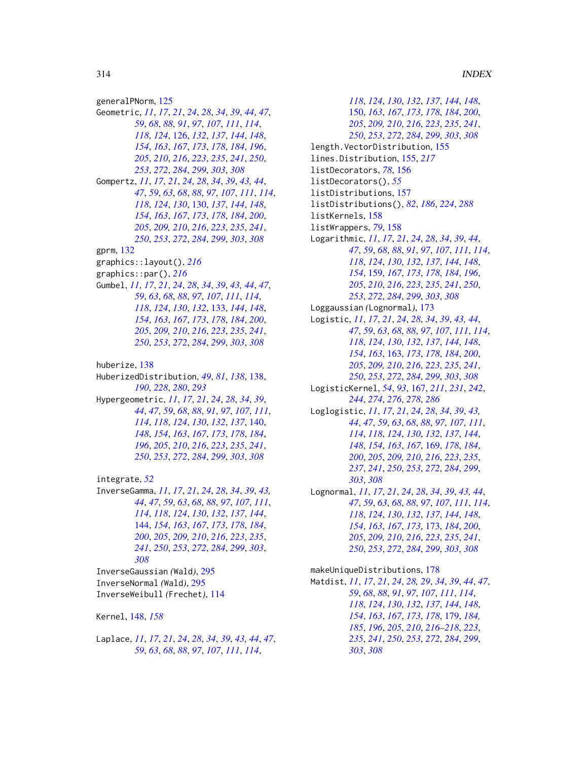generalPNorm, 125
Geometric, *11*, *17*, *21*, *24*, *28*, *34*, *39*, *44*, *47*, *59*, *68*, *88*, *91*, *97*, *107*, *111*, *114*, *118*, *124*, 126, *132*, *137*, *144*, *148*, *154*, *163*, *167*, *173*, *178*, *184*, *196*, *205*, *210*, *216*, *223*, *235*, *241*, *250*, *253*, *272*, *284*, *299*, *303*, *308*
Gompertz, *11*, *17*, *21*, *24*, *28*, *34*, *39*, *43, 44*, *47*, *59*, *63*, *68*, *88*, *97*, *107*, *111*, *114*, *118*, *124*, *130*, 130, *137*, *144*, *148*, *154*, *163*, *167*, *173*, *178*, *184*, *200*, *205*, *209, 210*, *216*, *223*, *235*, *241*, *250*, *253*, *272*, *284*, *299*, *303*, *308*
gprm, 132
graphics::layout(), *216*
graphics::par(), *216*
Gumbel, *11*, *17*, *21*, *24*, *28*, *34*, *39*, *43, 44*, *47*, *59*, *63*, *68*, *88*, *97*, *107*, *111*, *114*, *118*, *124*, *130*, *132*, 133, *144*, *148*, *154*, *163*, *167*, *173*, *178*, *184*, *200*, *205*, *209, 210*, *216*, *223*, *235*, *241*, *250*, *253*, *272*, *284*, *299*, *303*, *308*

huberize, 138
HuberizedDistribution, *49*, *81*, *138*, 138, *190*, *228*, *280*, *293*
Hypergeometric, *11*, *17*, *21*, *24*, *28*, *34*, *39*, *44*, *47*, *59*, *68*, *88*, *91*, *97*, *107*, *111*, *114*, *118*, *124*, *130*, *132*, *137*, 140, *148*, *154*, *163*, *167*, *173*, *178*, *184*, *196*, *205*, *210*, *216*, *223*, *235*, *241*, *250*, *253*, *272*, *284*, *299*, *303*, *308*

integrate, *52*
InverseGamma, *11*, *17*, *21*, *24*, *28*, *34*, *39*, *43, 44*, *47*, *59*, *63*, *68*, *88*, *97*, *107*, *111*, *114*, *118*, *124*, *130*, *132*, *137*, *144*, 144, *154*, *163*, *167*, *173*, *178*, *184*, *200*, *205*, *209, 210*, *216*, *223*, *235*, *241*, *250*, *253*, *272*, *284*, *299*, *303*, *308*
InverseGaussian *(Wald)*, 295
InverseNormal *(Wald)*, 295
InverseWeibull *(Frechet)*, 114

Kernel, 148, *158*

Laplace, *11*, *17*, *21*, *24*, *28*, *34*, *39*, *43, 44*, *47*, *59*, *63*, *68*, *88*, *97*, *107*, *111*, *114*, *118*, *124*, *130*, *132*, *137*, *144*, *148*, 150, *163*, *167*, *173*, *178*, *184*, *200*, *205*, *209, 210*, *216*, *223*, *235*, *241*, *250*, *253*, *272*, *284*, *299*, *303*, *308*
length.VectorDistribution, 155
lines.Distribution, 155, *217*
listDecorators, *78*, 156
listDecorators(), *55*
listDistributions, 157
listDistributions(), *82*, *186*, *224*, *288*
listKernels, 158
listWrappers, *79*, 158
Logarithmic, *11*, *17*, *21*, *24*, *28*, *34*, *39*, *44*, *47*, *59*, *68*, *88*, *91*, *97*, *107*, *111*, *114*, *118*, *124*, *130*, *132*, *137*, *144*, *148*, *154*, 159, *167*, *173*, *178*, *184*, *196*, *205*, *210*, *216*, *223*, *235*, *241*, *250*, *253*, *272*, *284*, *299*, *303*, *308*
Loggaussian *(Lognormal)*, 173
Logistic, *11*, *17*, *21*, *24*, *28*, *34*, *39*, *43, 44*, *47*, *59*, *63*, *68*, *88*, *97*, *107*, *111*, *114*, *118*, *124*, *130*, *132*, *137*, *144*, *148*, *154*, *163*, 163, *173*, *178*, *184*, *200*, *205*, *209, 210*, *216*, *223*, *235*, *241*, *250*, *253*, *272*, *284*, *299*, *303*, *308*
LogisticKernel, *54*, *93*, 167, *211*, *231*, *242*, *244*, *274*, *276*, *278*, *286*
Loglogistic, *11*, *17*, *21*, *24*, *28*, *34*, *39*, *43, 44*, *47*, *59*, *63*, *68*, *88*, *97*, *107*, *111*, *114*, *118*, *124*, *130*, *132*, *137*, *144*, *148*, *154*, *163*, *167*, 169, *178*, *184*, *200*, *205*, *209*, *210*, *216*, *223*, *235*, *237*, *241*, *250*, *253*, *272*, *284*, *299*, *303*, *308*
Lognormal, *11*, *17*, *21*, *24*, *28*, *34*, *39*, *43, 44*, *47*, *59*, *63*, *68*, *88*, *97*, *107*, *111*, *114*, *118*, *124*, *130*, *132*, *137*, *144*, *148*, *154*, *163*, *167*, *173*, 173, *184*, *200*, *205*, *209, 210*, *216*, *223*, *235*, *241*, *250*, *253*, *272*, *284*, *299*, *303*, *308*

makeUniqueDistributions, 178
Matdist, *11*, *17*, *21*, *24*, *28, 29*, *34*, *39*, *44*, *47*, *59*, *68*, *88*, *91*, *97*, *107*, *111*, *114*, *118*, *124*, *130*, *132*, *137*, *144*, *148*, *154*, *163*, *167*, *173*, *178*, 179, *184, 185*, *196*, *205*, *210*, *216–218*, *223*, *235*, *241*, *250*, *253*, *272*, *284*, *299*, *303*, *308*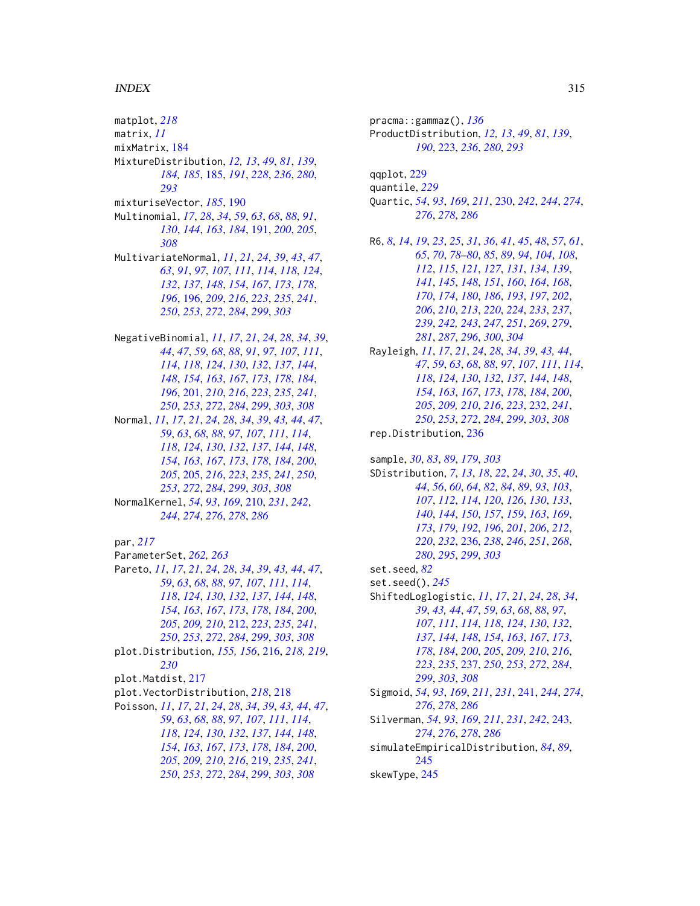matplot, *218*
matrix, *11*
mixMatrix, 184
MixtureDistribution, *12, 13*, *49*, *81*, *139*, *184, 185*, 185, *191*, *228*, *236*, *280*, *293*
mixturiseVector, *185*, 190
Multinomial, *17*, *28*, *34*, *59*, *63*, *68*, *88*, *91*, *130*, *144*, *163*, *184*, 191, *200*, *205*, *308*
MultivariateNormal, *11*, *21*, *24*, *39*, *43*, *47*, *63*, *91*, *97*, *107*, *111*, *114*, *118*, *124*, *132*, *137*, *148*, *154*, *167*, *173*, *178*, *196*, 196, *209*, *216*, *223*, *235*, *241*, *250*, *253*, *272*, *284*, *299*, *303*

NegativeBinomial, *11*, *17*, *21*, *24*, *28*, *34*, *39*, *44*, *47*, *59*, *68*, *88*, *91*, *97*, *107*, *111*, *114*, *118*, *124*, *130*, *132*, *137*, *144*, *148*, *154*, *163*, *167*, *173*, *178*, *184*, *196*, 201, *210*, *216*, *223*, *235*, *241*, *250*, *253*, *272*, *284*, *299*, *303*, *308*
Normal, *11*, *17*, *21*, *24*, *28*, *34*, *39*, *43*, *44*, *47*, *59*, *63*, *68*, *88*, *97*, *107*, *111*, *114*, *118*, *124*, *130*, *132*, *137*, *144*, *148*, *154*, *163*, *167*, *173*, *178*, *184*, *200*, *205*, 205, *216*, *223*, *235*, *241*, *250*, *253*, *272*, *284*, *299*, *303*, *308*
NormalKernel, *54*, *93*, *169*, 210, *231*, *242*, *244*, *274*, *276*, *278*, *286*

par, *217*
ParameterSet, *262, 263*
Pareto, *11*, *17*, *21*, *24*, *28*, *34*, *39*, *43*, *44*, *47*, *59*, *63*, *68*, *88*, *97*, *107*, *111*, *114*, *118*, *124*, *130*, *132*, *137*, *144*, *148*, *154*, *163*, *167*, *173*, *178*, *184*, *200*, *205*, *209, 210*, 212, *223*, *235*, *241*, *250*, *253*, *272*, *284*, *299*, *303*, *308*
plot.Distribution, *155, 156*, 216, *218, 219*, *230*
plot.Matdist, 217
plot.VectorDistribution, *218*, 218
Poisson, *11*, *17*, *21*, *24*, *28*, *34*, *39*, *43*, *44*, *47*, *59*, *63*, *68*, *88*, *97*, *107*, *111*, *114*, *118*, *124*, *130*, *132*, *137*, *144*, *148*, *154*, *163*, *167*, *173*, *178*, *184*, *200*, *205*, *209, 210*, *216*, 219, *235*, *241*, *250*, *253*, *272*, *284*, *299*, *303*, *308*

pracma::gammaz(), *136*
ProductDistribution, *12, 13*, *49*, *81*, *139*, *190*, 223, *236*, *280*, *293*

qqplot, 229
quantile, *229*
Quartic, *54*, *93*, *169*, *211*, 230, *242*, *244*, *274*, *276*, *278*, *286*

R6, *8*, *14*, *19*, *23*, *25*, *31*, *36*, *41*, *45*, *48*, *57*, *61*, *65*, *70*, *78–80*, *85*, *89*, *94*, *104*, *108*, *112*, *115*, *121*, *127*, *131*, *134*, *139*, *141*, *145*, *148*, *151*, *160*, *164*, *168*, *170*, *174*, *180*, *186*, *193*, *197*, *202*, *206*, *210*, *213*, *220*, *224*, *233*, *237*, *239*, *242, 243*, *247*, *251*, *269*, *279*, *281*, *287*, *296*, *300*, *304*
Rayleigh, *11*, *17*, *21*, *24*, *28*, *34*, *39*, *43, 44*, *47*, *59*, *63*, *68*, *88*, *97*, *107*, *111*, *114*, *118*, *124*, *130*, *132*, *137*, *144*, *148*, *154*, *163*, *167*, *173*, *178*, *184*, *200*, *205*, *209, 210*, *216*, *223*, 232, *241*, *250*, *253*, *272*, *284*, *299*, *303*, *308*
rep.Distribution, 236

sample, *30*, *83*, *89*, *179*, *303*
SDistribution, *7*, *13*, *18*, *22*, *24*, *30*, *35*, *40*, *44*, *56*, *60*, *64*, *82*, *84*, *89*, *93*, *103*, *107*, *112*, *114*, *120*, *126*, *130*, *133*, *140*, *144*, *150*, *157*, *159*, *163*, *169*, *173*, *179*, *192*, *196*, *201*, *206*, *212*, *220*, *232*, 236, *238*, *246*, *251*, *268*, *280*, *295*, *299*, *303*
set.seed, *82*
set.seed(), *245*
ShiftedLoglogistic, *11*, *17*, *21*, *24*, *28*, *34*, *39*, *43*, *44*, *47*, *59*, *63*, *68*, *88*, *97*, *107*, *111*, *114*, *118*, *124*, *130*, *132*, *137*, *144*, *148*, *154*, *163*, *167*, *173*, *178*, *184*, *200*, *205*, *209, 210*, *216*, *223*, *235*, 237, *250*, *253*, *272*, *284*, *299*, *303*, *308*
Sigmoid, *54*, *93*, *169*, *211*, *231*, 241, *244*, *274*, *276*, *278*, *286*
Silverman, *54*, *93*, *169*, *211*, *231*, *242*, 243, *274*, *276*, *278*, *286*
simulateEmpiricalDistribution, *84*, *89*, 245
skewType, 245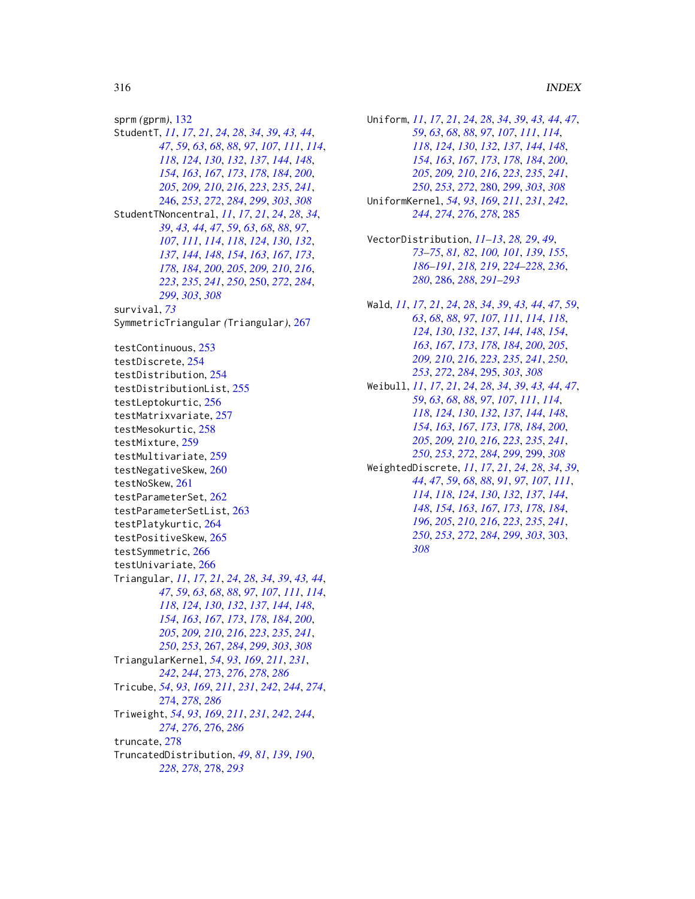sprm *(gprm)*, 132
StudentT, *11*, *17*, *21*, *24*, *28*, *34*, *39*, *43, 44*, *47*, *59*, *63*, *68*, *88*, *97*, *107*, *111*, *114*, *118*, *124*, *130*, *132*, *137*, *144*, *148*, *154*, *163*, *167*, *173*, *178*, *184*, *200*, *205*, *209, 210*, *216*, *223*, *235*, *241*, 246, *253*, *272*, *284*, *299*, *303*, *308*
StudentTNoncentral, *11*, *17*, *21*, *24*, *28*, *34*, *39*, *43, 44*, *47*, *59*, *63*, *68*, *88*, *97*, *107*, *111*, *114*, *118*, *124*, *130*, *132*, *137*, *144*, *148*, *154*, *163*, *167*, *173*, *178*, *184*, *200*, *205*, *209, 210*, *216*, *223*, *235*, *241*, *250*, 250, *272*, *284*, *299*, *303*, *308*
survival, *73*
SymmetricTriangular *(Triangular)*, 267

testContinuous, 253
testDiscrete, 254
testDistribution, 254
testDistributionList, 255
testLeptokurtic, 256
testMatrixvariate, 257
testMesokurtic, 258
testMixture, 259
testMultivariate, 259
testNegativeSkew, 260
testNoSkew, 261
testParameterSet, 262
testParameterSetList, 263
testPlatykurtic, 264
testPositiveSkew, 265
testSymmetric, 266
testUnivariate, 266
Triangular, *11*, *17*, *21*, *24*, *28*, *34*, *39*, *43, 44*, *47*, *59*, *63*, *68*, *88*, *97*, *107*, *111*, *114*, *118*, *124*, *130*, *132*, *137*, *144*, *148*, *154*, *163*, *167*, *173*, *178*, *184*, *200*, *205*, *209, 210*, *216*, *223*, *235*, *241*, *250*, *253*, 267, *284*, *299*, *303*, *308*
TriangularKernel, *54*, *93*, *169*, *211*, *231*, *242*, *244*, 273, *276*, *278*, *286*
Tricube, *54*, *93*, *169*, *211*, *231*, *242*, *244*, *274*, 274, *278*, *286*
Triweight, *54*, *93*, *169*, *211*, *231*, *242*, *244*, *274*, *276*, 276, *286*
truncate, 278
TruncatedDistribution, *49*, *81*, *139*, *190*, *228*, *278*, 278, *293*

Uniform, *11*, *17*, *21*, *24*, *28*, *34*, *39*, *43, 44*, *47*, *59*, *63*, *68*, *88*, *97*, *107*, *111*, *114*, *118*, *124*, *130*, *132*, *137*, *144*, *148*, *154*, *163*, *167*, *173*, *178*, *184*, *200*, *205*, *209, 210*, *216*, *223*, *235*, *241*, *250*, *253*, *272*, 280, *299*, *303*, *308*
UniformKernel, *54*, *93*, *169*, *211*, *231*, *242*, *244*, *274*, *276*, *278*, 285

VectorDistribution, *11–13*, *28, 29*, *49*, *73–75*, *81, 82*, *100, 101*, *139*, *155*, *186–191*, *218, 219*, *224–228*, *236*, *280*, 286, *288*, *291–293*

Wald, *11*, *17*, *21*, *24*, *28*, *34*, *39*, *43, 44*, *47*, *59*, *63*, *68*, *88*, *97*, *107*, *111*, *114*, *118*, *124*, *130*, *132*, *137*, *144*, *148*, *154*, *163*, *167*, *173*, *178*, *184*, *200*, *205*, *209, 210*, *216*, *223*, *235*, *241*, *250*, *253*, *272*, *284*, 295, *303*, *308*
Weibull, *11*, *17*, *21*, *24*, *28*, *34*, *39*, *43, 44*, *47*, *59*, *63*, *68*, *88*, *97*, *107*, *111*, *114*, *118*, *124*, *130*, *132*, *137*, *144*, *148*, *154*, *163*, *167*, *173*, *178*, *184*, *200*, *205*, *209, 210*, *216*, *223*, *235*, *241*, *250*, *253*, *272*, *284*, *299*, 299, *308*
WeightedDiscrete, *11*, *17*, *21*, *24*, *28*, *34*, *39*, *44*, *47*, *59*, *68*, *88*, *91*, *97*, *107*, *111*, *114*, *118*, *124*, *130*, *132*, *137*, *144*, *148*, *154*, *163*, *167*, *173*, *178*, *184*, *196*, *205*, *210*, *216*, *223*, *235*, *241*, *250*, *253*, *272*, *284*, *299*, *303*, 303, *308*